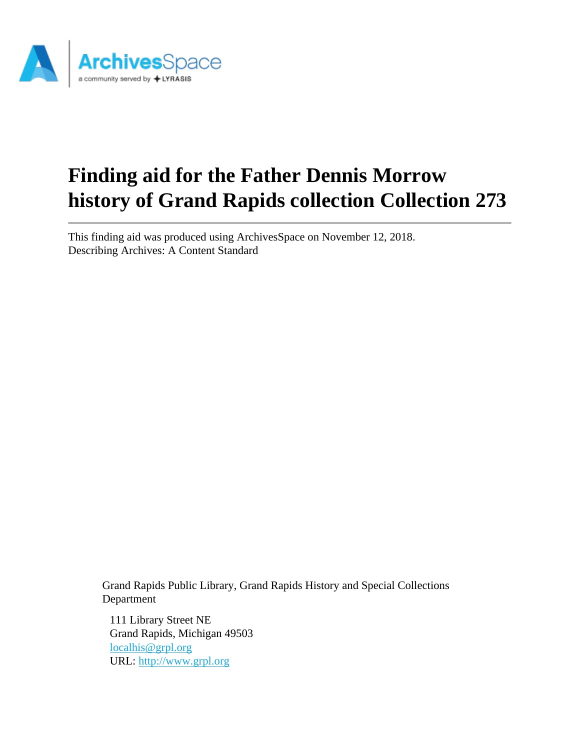# Finding aid for the Father Dennis Morrow history of Grand Rapids collection Collection 273

This finding aid was produced using ArchivesSpace on November 12, 2018.
Describing Archives: A Content Standard

Grand Rapids Public Library, Grand Rapids History and Special Collections Department

111 Library Street NE
Grand Rapids, Michigan 49503
localhis@grpl.org
URL: http://www.grpl.org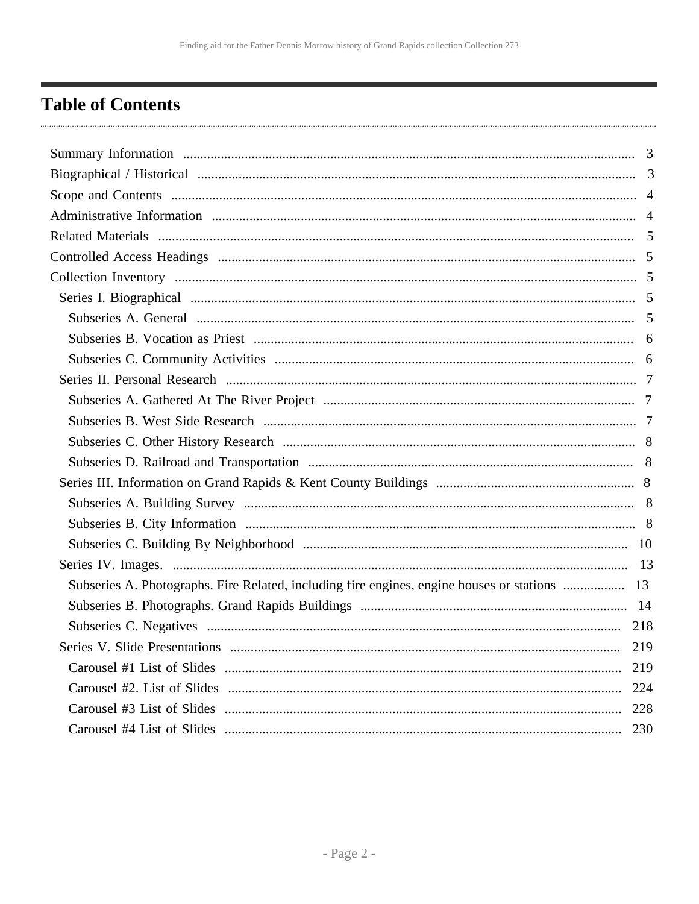# Table of Contents

- Summary Information ... 3
- Biographical / Historical ... 3
- Scope and Contents ... 4
- Administrative Information ... 4
- Related Materials ... 5
- Controlled Access Headings ... 5
- Collection Inventory ... 5
  - Series I. Biographical ... 5
    - Subseries A. General ... 5
    - Subseries B. Vocation as Priest ... 6
    - Subseries C. Community Activities ... 6
  - Series II. Personal Research ... 7
    - Subseries A. Gathered At The River Project ... 7
    - Subseries B. West Side Research ... 7
    - Subseries C. Other History Research ... 8
    - Subseries D. Railroad and Transportation ... 8
  - Series III. Information on Grand Rapids & Kent County Buildings ... 8
    - Subseries A. Building Survey ... 8
    - Subseries B. City Information ... 8
    - Subseries C. Building By Neighborhood ... 10
  - Series IV. Images. ... 13
    - Subseries A. Photographs. Fire Related, including fire engines, engine houses or stations ... 13
    - Subseries B. Photographs. Grand Rapids Buildings ... 14
    - Subseries C. Negatives ... 218
  - Series V. Slide Presentations ... 219
    - Carousel #1 List of Slides ... 219
    - Carousel #2. List of Slides ... 224
    - Carousel #3 List of Slides ... 228
    - Carousel #4 List of Slides ... 230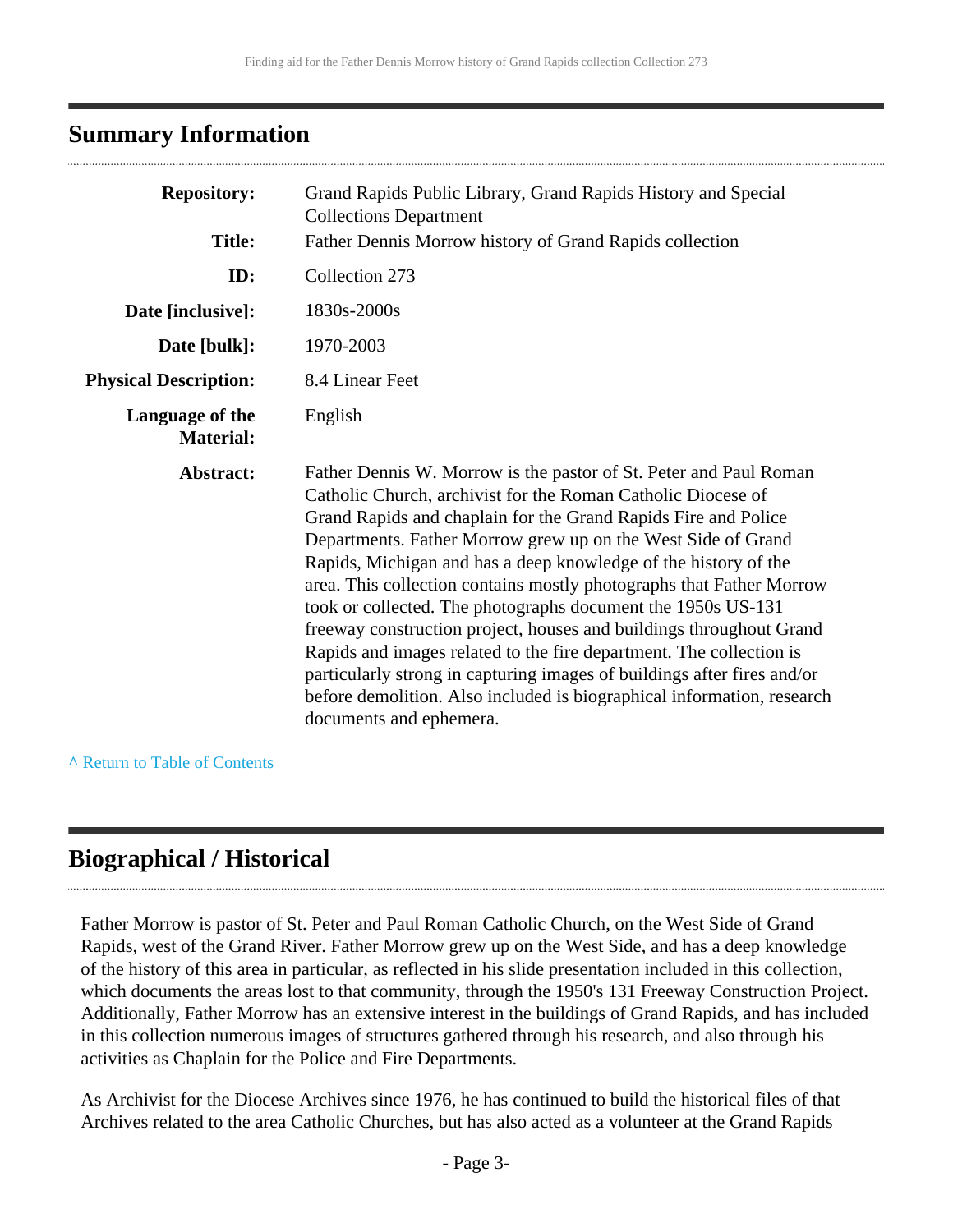## Summary Information

| | |
|---|---|
| **Repository:** | Grand Rapids Public Library, Grand Rapids History and Special Collections Department |
| **Title:** | Father Dennis Morrow history of Grand Rapids collection |
| **ID:** | Collection 273 |
| **Date [inclusive]:** | 1830s-2000s |
| **Date [bulk]:** | 1970-2003 |
| **Physical Description:** | 8.4 Linear Feet |
| **Language of the Material:** | English |
| **Abstract:** | Father Dennis W. Morrow is the pastor of St. Peter and Paul Roman Catholic Church, archivist for the Roman Catholic Diocese of Grand Rapids and chaplain for the Grand Rapids Fire and Police Departments. Father Morrow grew up on the West Side of Grand Rapids, Michigan and has a deep knowledge of the history of the area. This collection contains mostly photographs that Father Morrow took or collected. The photographs document the 1950s US-131 freeway construction project, houses and buildings throughout Grand Rapids and images related to the fire department. The collection is particularly strong in capturing images of buildings after fires and/or before demolition. Also included is biographical information, research documents and ephemera. |

^ Return to Table of Contents

## Biographical / Historical

Father Morrow is pastor of St. Peter and Paul Roman Catholic Church, on the West Side of Grand Rapids, west of the Grand River. Father Morrow grew up on the West Side, and has a deep knowledge of the history of this area in particular, as reflected in his slide presentation included in this collection, which documents the areas lost to that community, through the 1950's 131 Freeway Construction Project. Additionally, Father Morrow has an extensive interest in the buildings of Grand Rapids, and has included in this collection numerous images of structures gathered through his research, and also through his activities as Chaplain for the Police and Fire Departments.

As Archivist for the Diocese Archives since 1976, he has continued to build the historical files of that Archives related to the area Catholic Churches, but has also acted as a volunteer at the Grand Rapids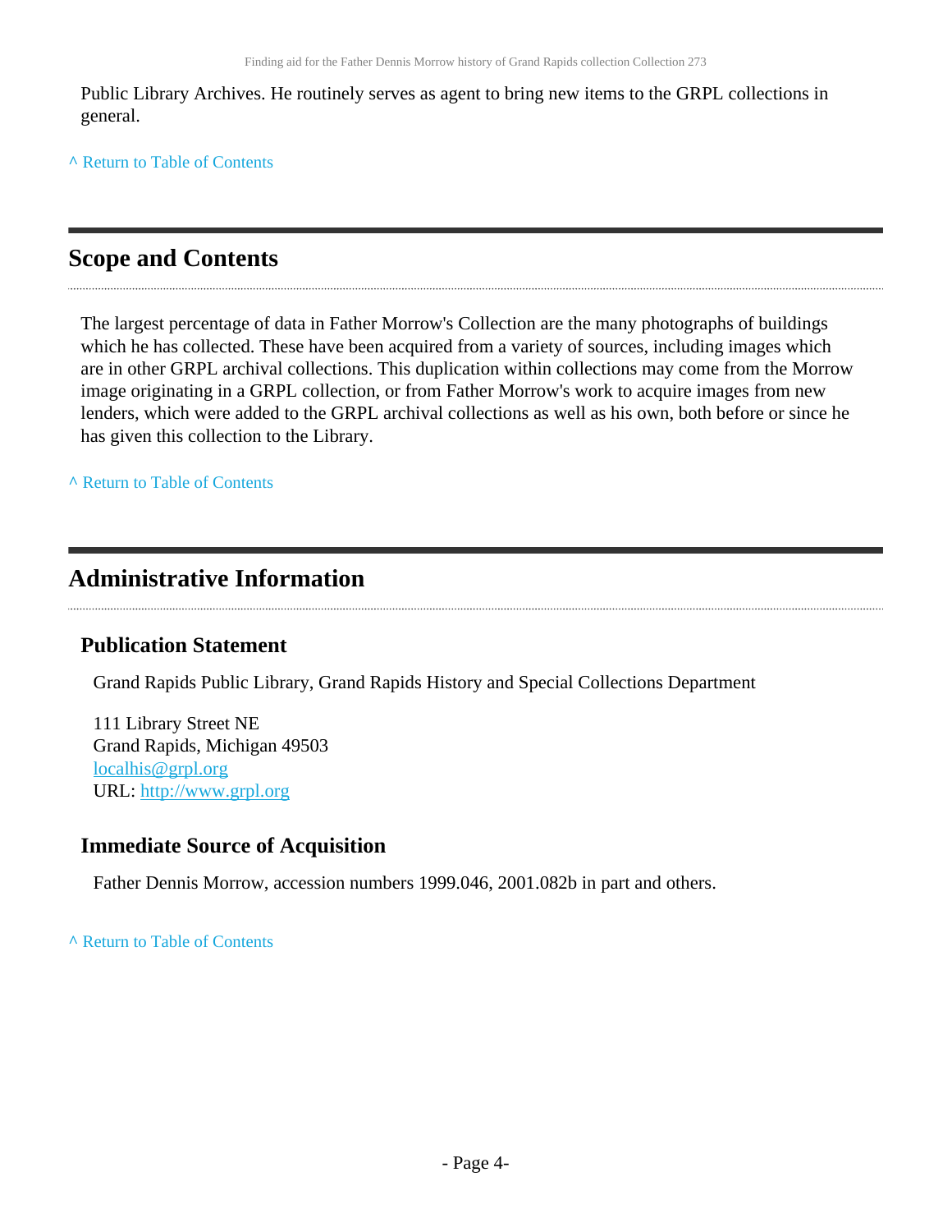Public Library Archives. He routinely serves as agent to bring new items to the GRPL collections in general.

^ Return to Table of Contents

## Scope and Contents

The largest percentage of data in Father Morrow's Collection are the many photographs of buildings which he has collected. These have been acquired from a variety of sources, including images which are in other GRPL archival collections. This duplication within collections may come from the Morrow image originating in a GRPL collection, or from Father Morrow's work to acquire images from new lenders, which were added to the GRPL archival collections as well as his own, both before or since he has given this collection to the Library.

^ Return to Table of Contents

## Administrative Information

### Publication Statement

Grand Rapids Public Library, Grand Rapids History and Special Collections Department

111 Library Street NE
Grand Rapids, Michigan 49503
localhis@grpl.org
URL: http://www.grpl.org

### Immediate Source of Acquisition

Father Dennis Morrow, accession numbers 1999.046, 2001.082b in part and others.

^ Return to Table of Contents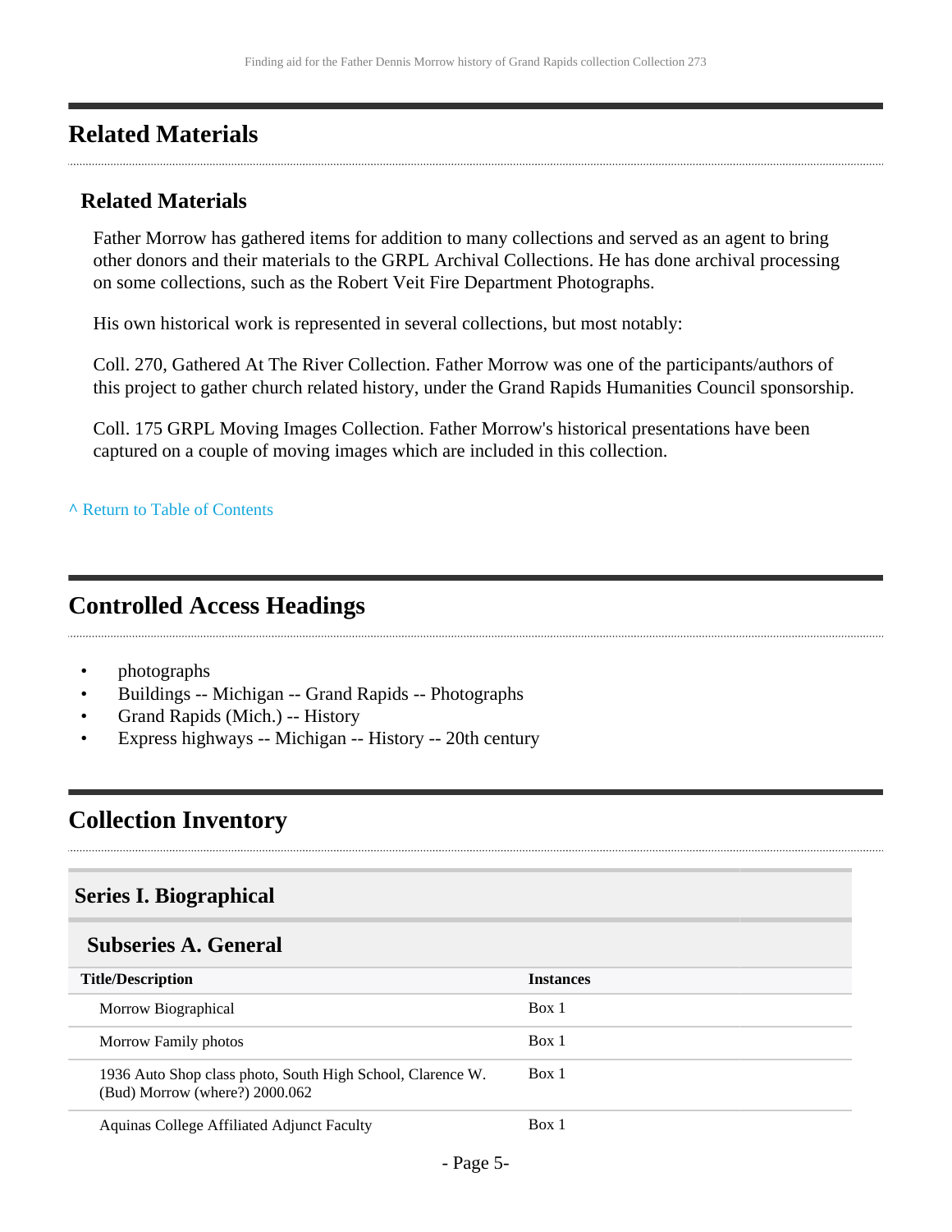## Related Materials

### Related Materials

Father Morrow has gathered items for addition to many collections and served as an agent to bring other donors and their materials to the GRPL Archival Collections. He has done archival processing on some collections, such as the Robert Veit Fire Department Photographs.

His own historical work is represented in several collections, but most notably:

Coll. 270, Gathered At The River Collection. Father Morrow was one of the participants/authors of this project to gather church related history, under the Grand Rapids Humanities Council sponsorship.

Coll. 175 GRPL Moving Images Collection. Father Morrow's historical presentations have been captured on a couple of moving images which are included in this collection.

^ Return to Table of Contents

## Controlled Access Headings

- photographs
- Buildings -- Michigan -- Grand Rapids -- Photographs
- Grand Rapids (Mich.) -- History
- Express highways -- Michigan -- History -- 20th century

## Collection Inventory

### Series I. Biographical

#### Subseries A. General

| Title/Description | Instances |
|---|---|
| Morrow Biographical | Box 1 |
| Morrow Family photos | Box 1 |
| 1936 Auto Shop class photo, South High School, Clarence W. (Bud) Morrow (where?) 2000.062 | Box 1 |
| Aquinas College Affiliated Adjunct Faculty | Box 1 |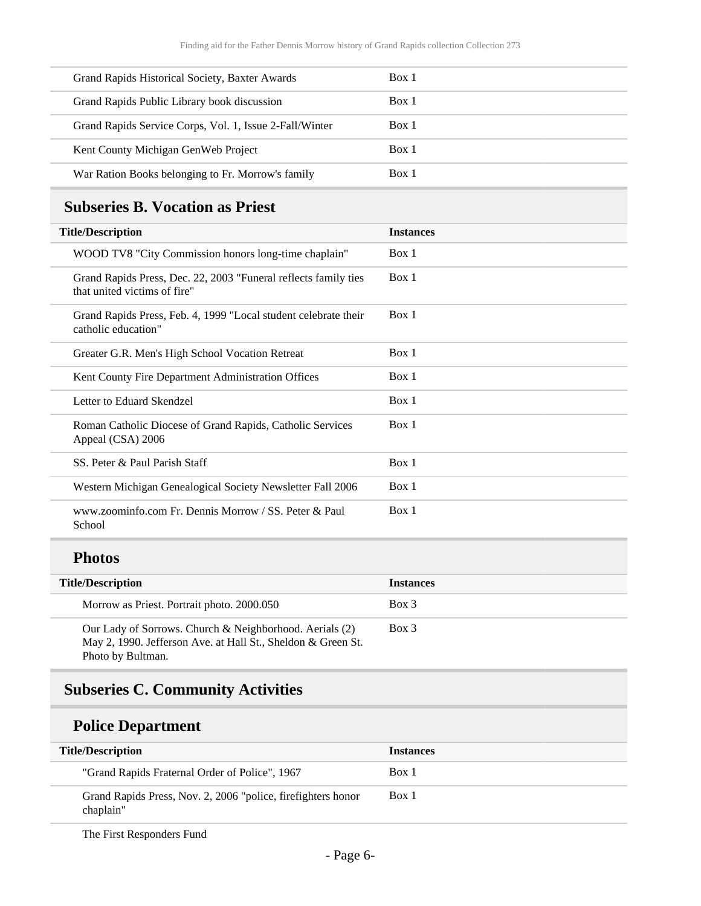| | |
|---|---|
| Grand Rapids Historical Society, Baxter Awards | Box 1 |
| Grand Rapids Public Library book discussion | Box 1 |
| Grand Rapids Service Corps, Vol. 1, Issue 2-Fall/Winter | Box 1 |
| Kent County Michigan GenWeb Project | Box 1 |
| War Ration Books belonging to Fr. Morrow's family | Box 1 |

## Subseries B. Vocation as Priest

| Title/Description | Instances |
|---|---|
| WOOD TV8 "City Commission honors long-time chaplain" | Box 1 |
| Grand Rapids Press, Dec. 22, 2003 "Funeral reflects family ties that united victims of fire" | Box 1 |
| Grand Rapids Press, Feb. 4, 1999 "Local student celebrate their catholic education" | Box 1 |
| Greater G.R. Men's High School Vocation Retreat | Box 1 |
| Kent County Fire Department Administration Offices | Box 1 |
| Letter to Eduard Skendzel | Box 1 |
| Roman Catholic Diocese of Grand Rapids, Catholic Services Appeal (CSA) 2006 | Box 1 |
| SS. Peter & Paul Parish Staff | Box 1 |
| Western Michigan Genealogical Society Newsletter Fall 2006 | Box 1 |
| www.zoominfo.com Fr. Dennis Morrow / SS. Peter & Paul School | Box 1 |

### Photos

| Title/Description | Instances |
|---|---|
| Morrow as Priest. Portrait photo. 2000.050 | Box 3 |
| Our Lady of Sorrows. Church & Neighborhood. Aerials (2) May 2, 1990. Jefferson Ave. at Hall St., Sheldon & Green St. Photo by Bultman. | Box 3 |

## Subseries C. Community Activities

### Police Department

| Title/Description | Instances |
|---|---|
| "Grand Rapids Fraternal Order of Police", 1967 | Box 1 |
| Grand Rapids Press, Nov. 2, 2006 "police, firefighters honor chaplain" | Box 1 |
| The First Responders Fund | |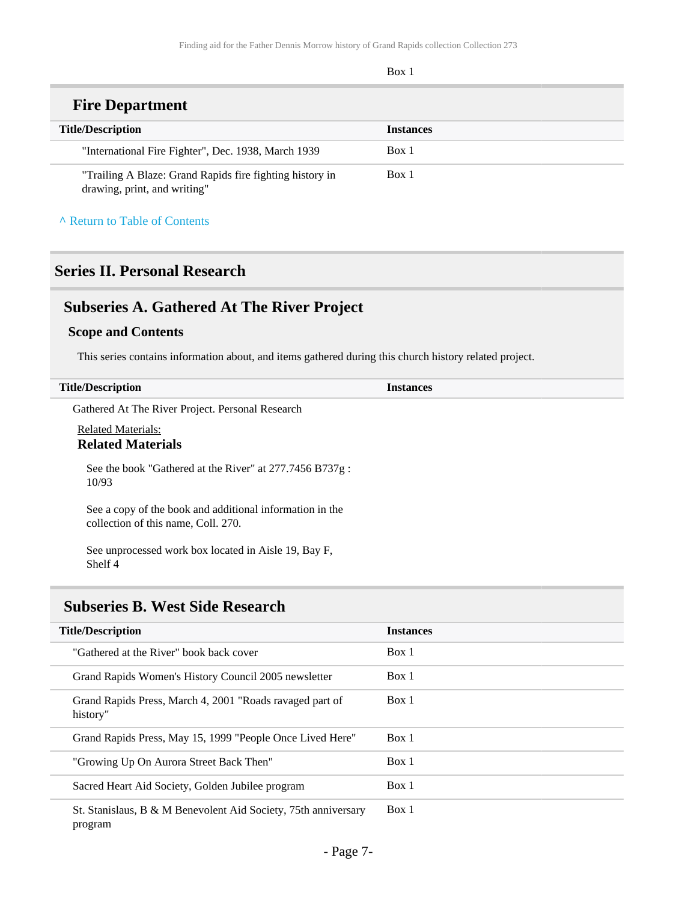Box 1

## Fire Department

| Title/Description | Instances |
| --- | --- |
| "International Fire Fighter", Dec. 1938, March 1939 | Box 1 |
| "Trailing A Blaze: Grand Rapids fire fighting history in drawing, print, and writing" | Box 1 |

^ Return to Table of Contents

# Series II. Personal Research

## Subseries A. Gathered At The River Project

### Scope and Contents

This series contains information about, and items gathered during this church history related project.

| Title/Description | Instances |
| --- | --- |
| Gathered At The River Project. Personal Research | |

Related Materials:

**Related Materials**

See the book "Gathered at the River" at 277.7456 B737g : 10/93

See a copy of the book and additional information in the collection of this name, Coll. 270.

See unprocessed work box located in Aisle 19, Bay F, Shelf 4

## Subseries B. West Side Research

| Title/Description | Instances |
| --- | --- |
| "Gathered at the River" book back cover | Box 1 |
| Grand Rapids Women's History Council 2005 newsletter | Box 1 |
| Grand Rapids Press, March 4, 2001 "Roads ravaged part of history" | Box 1 |
| Grand Rapids Press, May 15, 1999 "People Once Lived Here" | Box 1 |
| "Growing Up On Aurora Street Back Then" | Box 1 |
| Sacred Heart Aid Society, Golden Jubilee program | Box 1 |
| St. Stanislaus, B & M Benevolent Aid Society, 75th anniversary program | Box 1 |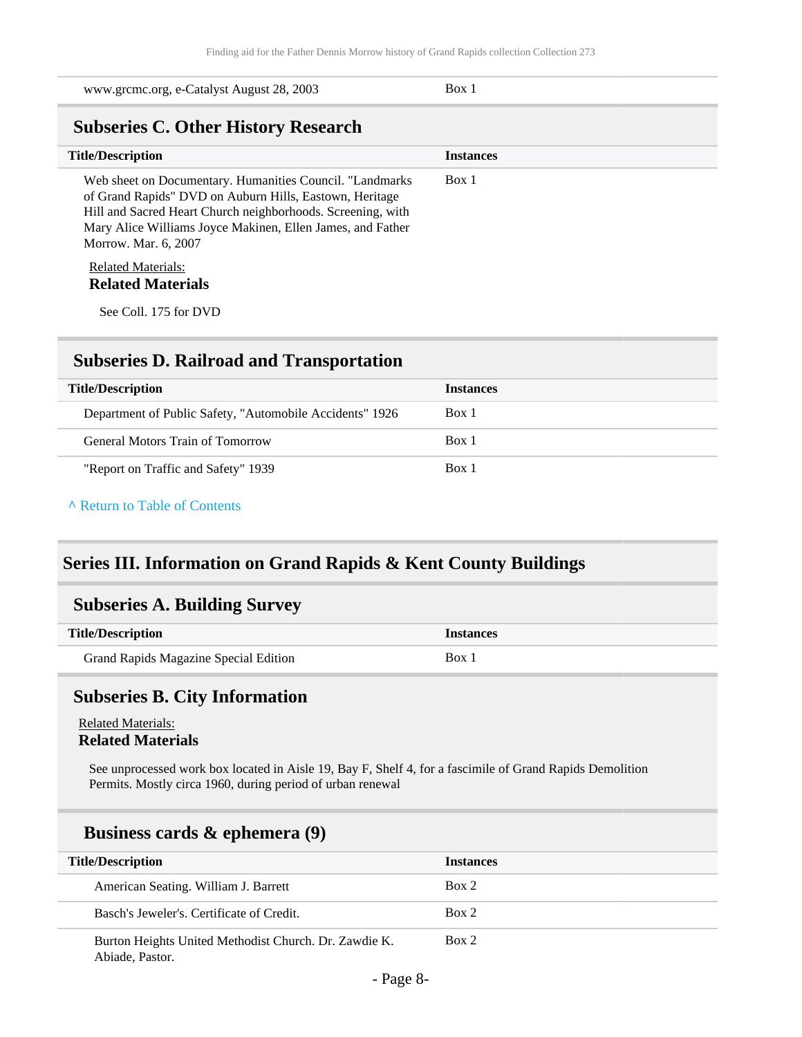| | |
|---|---|
| www.grcmc.org, e-Catalyst August 28, 2003 | Box 1 |

### Subseries C. Other History Research

| Title/Description | Instances |
|---|---|
| Web sheet on Documentary. Humanities Council. "Landmarks of Grand Rapids" DVD on Auburn Hills, Eastown, Heritage Hill and Sacred Heart Church neighborhoods. Screening, with Mary Alice Williams Joyce Makinen, Ellen James, and Father Morrow. Mar. 6, 2007 | Box 1 |

Related Materials:

**Related Materials**

See Coll. 175 for DVD

### Subseries D. Railroad and Transportation

| Title/Description | Instances |
|---|---|
| Department of Public Safety, "Automobile Accidents" 1926 | Box 1 |
| General Motors Train of Tomorrow | Box 1 |
| "Report on Traffic and Safety" 1939 | Box 1 |

^ Return to Table of Contents

## Series III. Information on Grand Rapids & Kent County Buildings

### Subseries A. Building Survey

| Title/Description | Instances |
|---|---|
| Grand Rapids Magazine Special Edition | Box 1 |

### Subseries B. City Information

Related Materials:

**Related Materials**

See unprocessed work box located in Aisle 19, Bay F, Shelf 4, for a fascimile of Grand Rapids Demolition Permits. Mostly circa 1960, during period of urban renewal

#### Business cards & ephemera (9)

| Title/Description | Instances |
|---|---|
| American Seating. William J. Barrett | Box 2 |
| Basch's Jeweler's. Certificate of Credit. | Box 2 |
| Burton Heights United Methodist Church. Dr. Zawdie K. Abiade, Pastor. | Box 2 |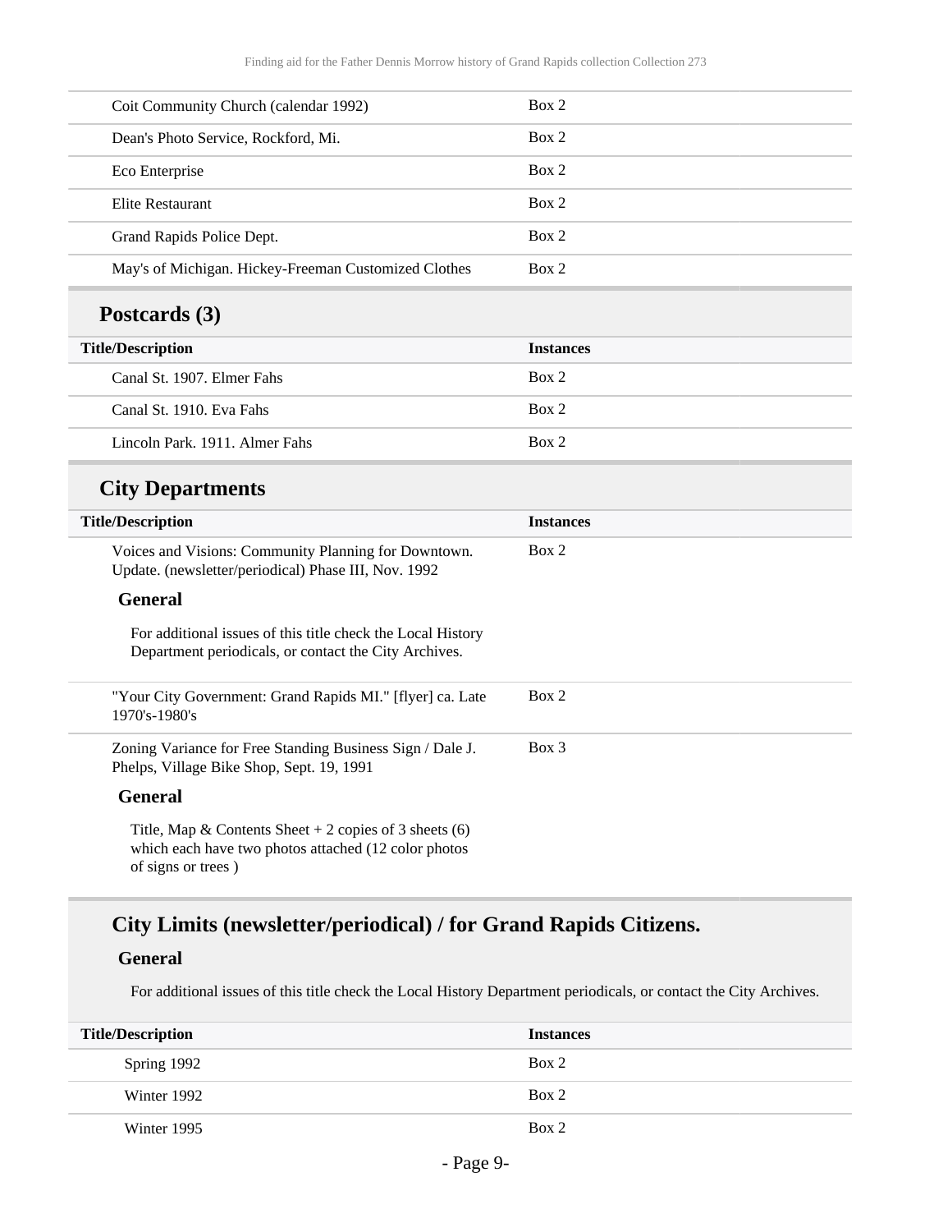| Title/Description | Instances |
|---|---|
| Coit Community Church (calendar 1992) | Box 2 |
| Dean's Photo Service, Rockford, Mi. | Box 2 |
| Eco Enterprise | Box 2 |
| Elite Restaurant | Box 2 |
| Grand Rapids Police Dept. | Box 2 |
| May's of Michigan. Hickey-Freeman Customized Clothes | Box 2 |

## Postcards (3)

| Title/Description | Instances |
|---|---|
| Canal St. 1907. Elmer Fahs | Box 2 |
| Canal St. 1910. Eva Fahs | Box 2 |
| Lincoln Park. 1911. Almer Fahs | Box 2 |

## City Departments

| Title/Description | Instances |
|---|---|
| Voices and Visions: Community Planning for Downtown. Update. (newsletter/periodical) Phase III, Nov. 1992 | Box 2 |

**General**

For additional issues of this title check the Local History Department periodicals, or contact the City Archives.

| Title/Description | Instances |
|---|---|
| "Your City Government: Grand Rapids MI." [flyer] ca. Late 1970's-1980's | Box 2 |
| Zoning Variance for Free Standing Business Sign / Dale J. Phelps, Village Bike Shop, Sept. 19, 1991 | Box 3 |

**General**

Title, Map & Contents Sheet + 2 copies of 3 sheets (6) which each have two photos attached (12 color photos of signs or trees )

## City Limits (newsletter/periodical) / for Grand Rapids Citizens.

**General**

For additional issues of this title check the Local History Department periodicals, or contact the City Archives.

| Title/Description | Instances |
|---|---|
| Spring 1992 | Box 2 |
| Winter 1992 | Box 2 |
| Winter 1995 | Box 2 |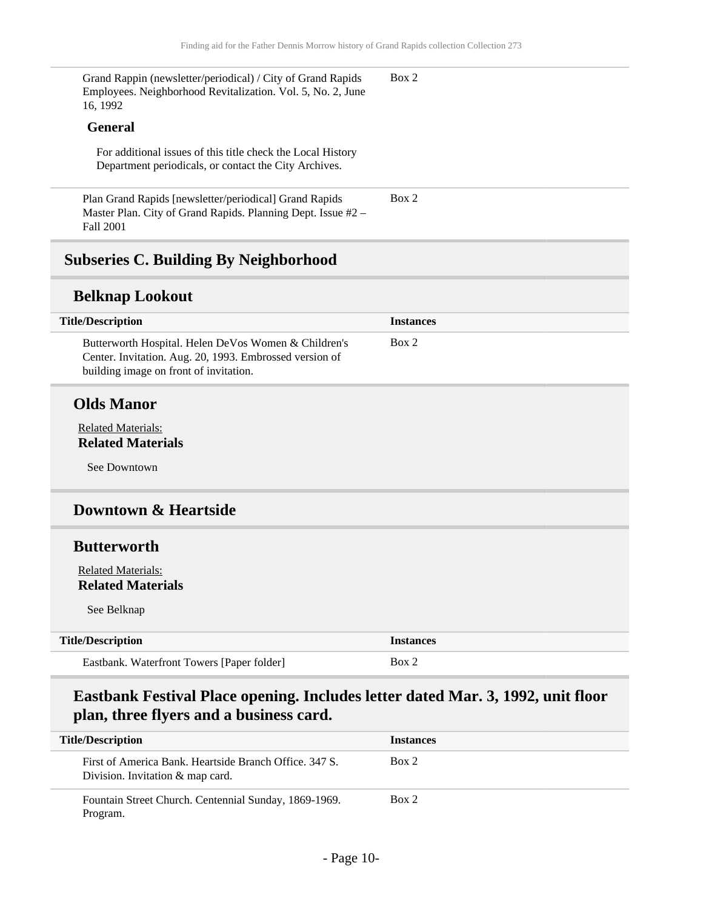| Title/Description | Instances |
|---|---|
| Grand Rappin (newsletter/periodical) / City of Grand Rapids Employees. Neighborhood Revitalization. Vol. 5, No. 2, June 16, 1992 | Box 2 |

**General**

For additional issues of this title check the Local History Department periodicals, or contact the City Archives.

| Title/Description | Instances |
|---|---|
| Plan Grand Rapids [newsletter/periodical] Grand Rapids Master Plan. City of Grand Rapids. Planning Dept. Issue #2 – Fall 2001 | Box 2 |

## Subseries C. Building By Neighborhood

### Belknap Lookout

| Title/Description | Instances |
|---|---|
| Butterworth Hospital. Helen DeVos Women & Children's Center. Invitation. Aug. 20, 1993. Embrossed version of building image on front of invitation. | Box 2 |

### Olds Manor

Related Materials:

**Related Materials**

See Downtown

### Downtown & Heartside

### Butterworth

Related Materials:

**Related Materials**

See Belknap

| Title/Description | Instances |
|---|---|
| Eastbank. Waterfront Towers [Paper folder] | Box 2 |

### Eastbank Festival Place opening. Includes letter dated Mar. 3, 1992, unit floor plan, three flyers and a business card.

| Title/Description | Instances |
|---|---|
| First of America Bank. Heartside Branch Office. 347 S. Division. Invitation & map card. | Box 2 |
| Fountain Street Church. Centennial Sunday, 1869-1969. Program. | Box 2 |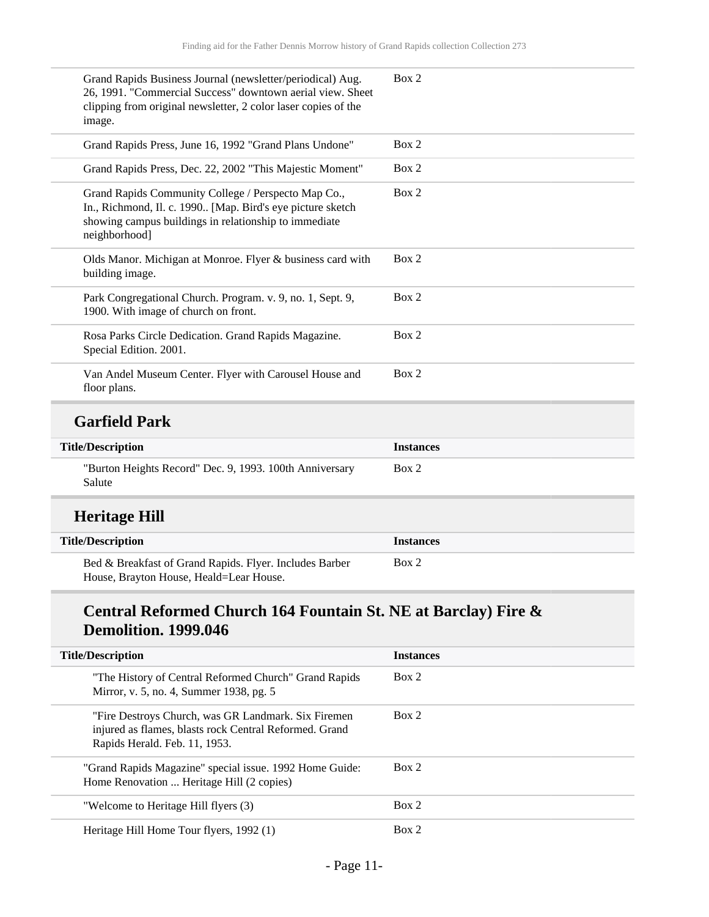| | |
|---|---|
| Grand Rapids Business Journal (newsletter/periodical) Aug. 26, 1991. "Commercial Success" downtown aerial view. Sheet clipping from original newsletter, 2 color laser copies of the image. | Box 2 |
| Grand Rapids Press, June 16, 1992 "Grand Plans Undone" | Box 2 |
| Grand Rapids Press, Dec. 22, 2002 "This Majestic Moment" | Box 2 |
| Grand Rapids Community College / Perspecto Map Co., In., Richmond, Il. c. 1990.. [Map. Bird's eye picture sketch showing campus buildings in relationship to immediate neighborhood] | Box 2 |
| Olds Manor. Michigan at Monroe. Flyer & business card with building image. | Box 2 |
| Park Congregational Church. Program. v. 9, no. 1, Sept. 9, 1900. With image of church on front. | Box 2 |
| Rosa Parks Circle Dedication. Grand Rapids Magazine. Special Edition. 2001. | Box 2 |
| Van Andel Museum Center. Flyer with Carousel House and floor plans. | Box 2 |

## Garfield Park

| Title/Description | Instances |
|---|---|
| "Burton Heights Record" Dec. 9, 1993. 100th Anniversary Salute | Box 2 |

## Heritage Hill

| Title/Description | Instances |
|---|---|
| Bed & Breakfast of Grand Rapids. Flyer. Includes Barber House, Brayton House, Heald=Lear House. | Box 2 |

### Central Reformed Church 164 Fountain St. NE at Barclay) Fire & Demolition. 1999.046

| Title/Description | Instances |
|---|---|
| "The History of Central Reformed Church" Grand Rapids Mirror, v. 5, no. 4, Summer 1938, pg. 5 | Box 2 |
| "Fire Destroys Church, was GR Landmark. Six Firemen injured as flames, blasts rock Central Reformed. Grand Rapids Herald. Feb. 11, 1953. | Box 2 |
| "Grand Rapids Magazine" special issue. 1992 Home Guide: Home Renovation ... Heritage Hill (2 copies) | Box 2 |
| "Welcome to Heritage Hill flyers (3) | Box 2 |
| Heritage Hill Home Tour flyers, 1992 (1) | Box 2 |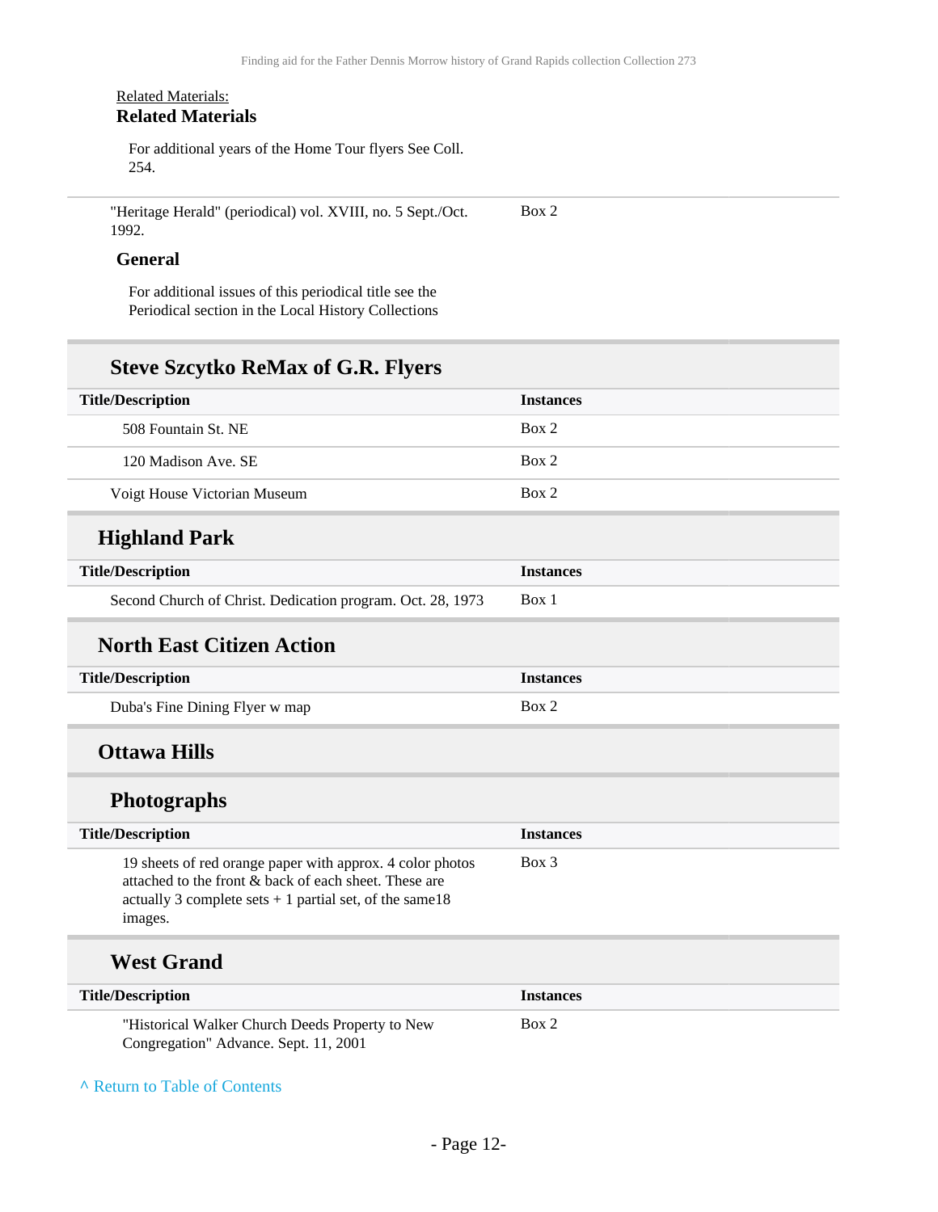Related Materials:

**Related Materials**

For additional years of the Home Tour flyers See Coll. 254.

| | |
|---|---|
| "Heritage Herald" (periodical) vol. XVIII, no. 5 Sept./Oct. 1992. | Box 2 |

**General**

For additional issues of this periodical title see the Periodical section in the Local History Collections

## Steve Szcytko ReMax of G.R. Flyers

| Title/Description | Instances |
|---|---|
| 508 Fountain St. NE | Box 2 |
| 120 Madison Ave. SE | Box 2 |
| Voigt House Victorian Museum | Box 2 |

## Highland Park

| Title/Description | Instances |
|---|---|
| Second Church of Christ. Dedication program. Oct. 28, 1973 | Box 1 |

## North East Citizen Action

| Title/Description | Instances |
|---|---|
| Duba's Fine Dining Flyer w map | Box 2 |

## Ottawa Hills

### Photographs

| Title/Description | Instances |
|---|---|
| 19 sheets of red orange paper with approx. 4 color photos attached to the front & back of each sheet. These are actually 3 complete sets + 1 partial set, of the same18 images. | Box 3 |

### West Grand

| Title/Description | Instances |
|---|---|
| "Historical Walker Church Deeds Property to New Congregation" Advance. Sept. 11, 2001 | Box 2 |

^ Return to Table of Contents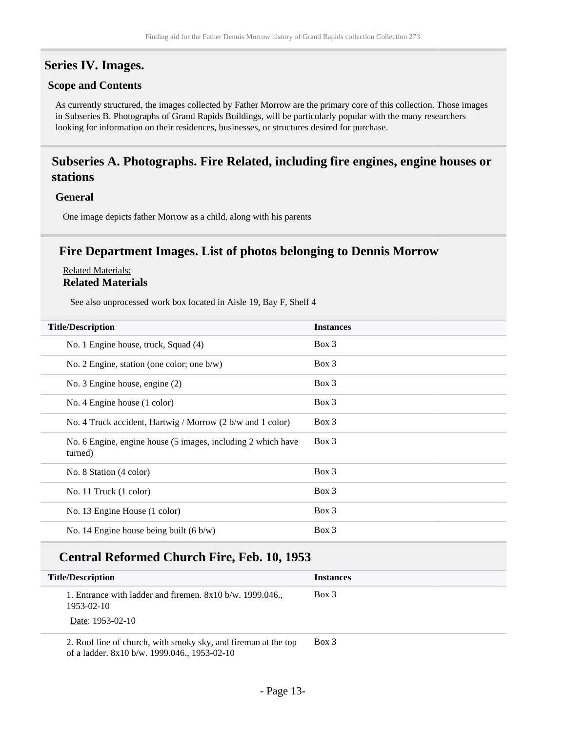## Series IV. Images.

### Scope and Contents

As currently structured, the images collected by Father Morrow are the primary core of this collection. Those images in Subseries B. Photographs of Grand Rapids Buildings, will be particularly popular with the many researchers looking for information on their residences, businesses, or structures desired for purchase.

## Subseries A. Photographs. Fire Related, including fire engines, engine houses or stations

### General

One image depicts father Morrow as a child, along with his parents

## Fire Department Images. List of photos belonging to Dennis Morrow

Related Materials:

**Related Materials**

See also unprocessed work box located in Aisle 19, Bay F, Shelf 4

| Title/Description | Instances |
|---|---|
| No. 1 Engine house, truck, Squad (4) | Box 3 |
| No. 2 Engine, station (one color; one b/w) | Box 3 |
| No. 3 Engine house, engine (2) | Box 3 |
| No. 4 Engine house (1 color) | Box 3 |
| No. 4 Truck accident, Hartwig / Morrow (2 b/w and 1 color) | Box 3 |
| No. 6 Engine, engine house (5 images, including 2 which have turned) | Box 3 |
| No. 8 Station (4 color) | Box 3 |
| No. 11 Truck (1 color) | Box 3 |
| No. 13 Engine House (1 color) | Box 3 |
| No. 14 Engine house being built (6 b/w) | Box 3 |

## Central Reformed Church Fire, Feb. 10, 1953

| Title/Description | Instances |
|---|---|
| 1. Entrance with ladder and firemen. 8x10 b/w. 1999.046., 1953-02-10<br>Date: 1953-02-10 | Box 3 |
| 2. Roof line of church, with smoky sky, and fireman at the top of a ladder. 8x10 b/w. 1999.046., 1953-02-10 | Box 3 |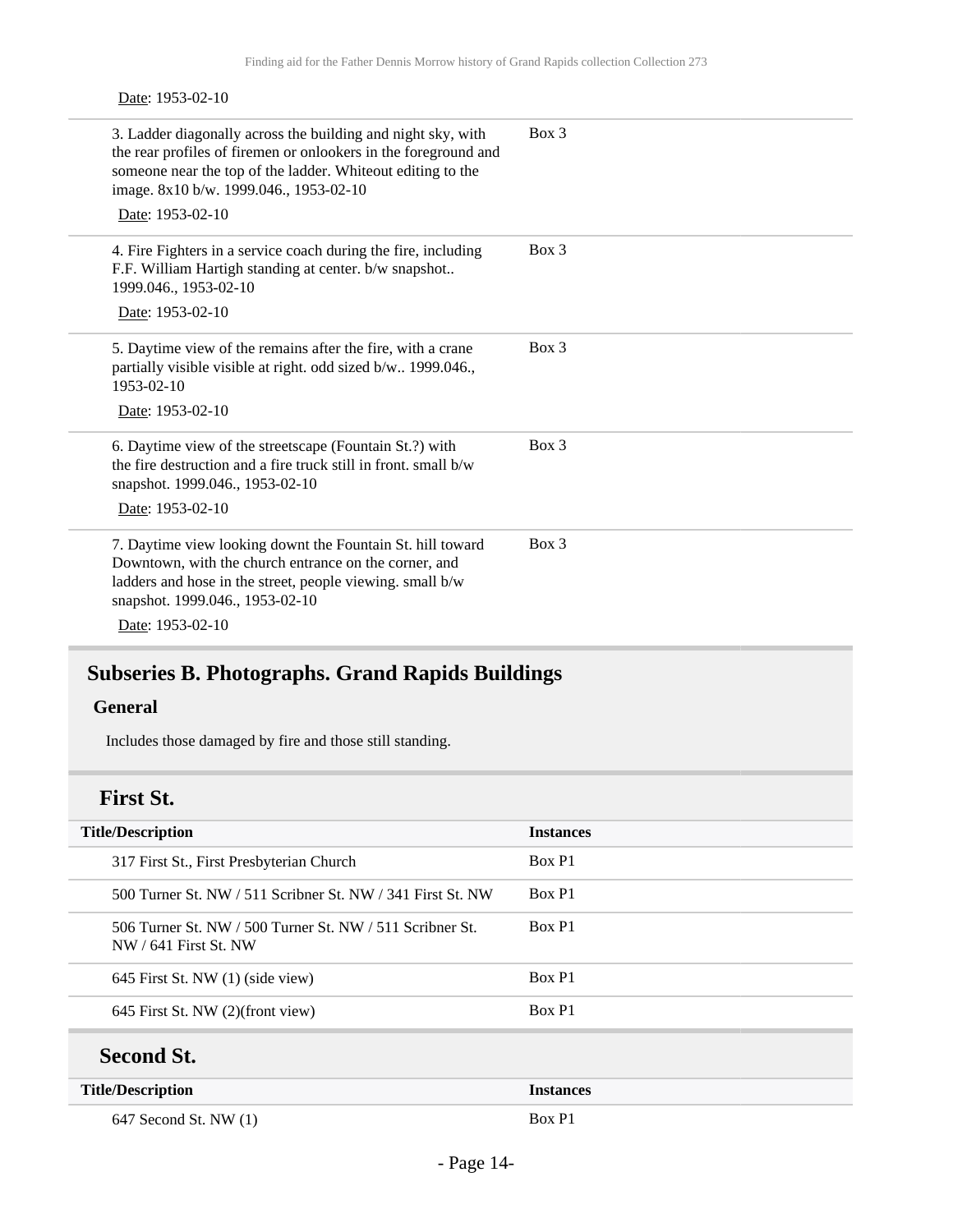Date: 1953-02-10

| | |
|---|---|
| 3. Ladder diagonally across the building and night sky, with the rear profiles of firemen or onlookers in the foreground and someone near the top of the ladder. Whiteout editing to the image. 8x10 b/w. 1999.046., 1953-02-10<br>Date: 1953-02-10 | Box 3 |
| 4. Fire Fighters in a service coach during the fire, including F.F. William Hartigh standing at center. b/w snapshot.. 1999.046., 1953-02-10<br>Date: 1953-02-10 | Box 3 |
| 5. Daytime view of the remains after the fire, with a crane partially visible visible at right. odd sized b/w.. 1999.046., 1953-02-10<br>Date: 1953-02-10 | Box 3 |
| 6. Daytime view of the streetscape (Fountain St.?) with the fire destruction and a fire truck still in front. small b/w snapshot. 1999.046., 1953-02-10<br>Date: 1953-02-10 | Box 3 |
| 7. Daytime view looking downt the Fountain St. hill toward Downtown, with the church entrance on the corner, and ladders and hose in the street, people viewing. small b/w snapshot. 1999.046., 1953-02-10<br>Date: 1953-02-10 | Box 3 |

## Subseries B. Photographs. Grand Rapids Buildings

### General

Includes those damaged by fire and those still standing.

### First St.

| Title/Description | Instances |
|---|---|
| 317 First St., First Presbyterian Church | Box P1 |
| 500 Turner St. NW / 511 Scribner St. NW / 341 First St. NW | Box P1 |
| 506 Turner St. NW / 500 Turner St. NW / 511 Scribner St. NW / 641 First St. NW | Box P1 |
| 645 First St. NW (1) (side view) | Box P1 |
| 645 First St. NW (2)(front view) | Box P1 |

### Second St.

| Title/Description | Instances |
|---|---|
| 647 Second St. NW (1) | Box P1 |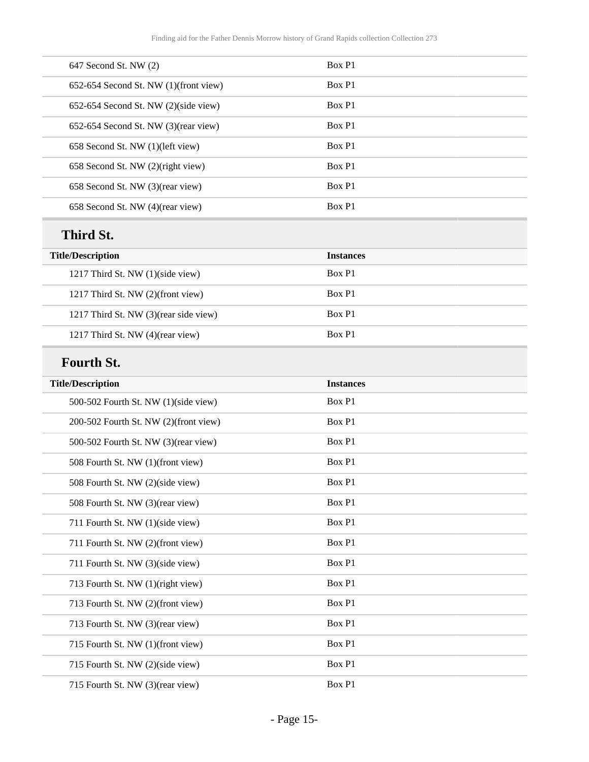| | |
|---|---|
| 647 Second St. NW (2) | Box P1 |
| 652-654 Second St. NW (1)(front view) | Box P1 |
| 652-654 Second St. NW (2)(side view) | Box P1 |
| 652-654 Second St. NW (3)(rear view) | Box P1 |
| 658 Second St. NW (1)(left view) | Box P1 |
| 658 Second St. NW (2)(right view) | Box P1 |
| 658 Second St. NW (3)(rear view) | Box P1 |
| 658 Second St. NW (4)(rear view) | Box P1 |

## Third St.

| Title/Description | Instances |
|---|---|
| 1217 Third St. NW (1)(side view) | Box P1 |
| 1217 Third St. NW (2)(front view) | Box P1 |
| 1217 Third St. NW (3)(rear side view) | Box P1 |
| 1217 Third St. NW (4)(rear view) | Box P1 |

## Fourth St.

| Title/Description | Instances |
|---|---|
| 500-502 Fourth St. NW (1)(side view) | Box P1 |
| 200-502 Fourth St. NW (2)(front view) | Box P1 |
| 500-502 Fourth St. NW (3)(rear view) | Box P1 |
| 508 Fourth St. NW (1)(front view) | Box P1 |
| 508 Fourth St. NW (2)(side view) | Box P1 |
| 508 Fourth St. NW (3)(rear view) | Box P1 |
| 711 Fourth St. NW (1)(side view) | Box P1 |
| 711 Fourth St. NW (2)(front view) | Box P1 |
| 711 Fourth St. NW (3)(side view) | Box P1 |
| 713 Fourth St. NW (1)(right view) | Box P1 |
| 713 Fourth St. NW (2)(front view) | Box P1 |
| 713 Fourth St. NW (3)(rear view) | Box P1 |
| 715 Fourth St. NW (1)(front view) | Box P1 |
| 715 Fourth St. NW (2)(side view) | Box P1 |
| 715 Fourth St. NW (3)(rear view) | Box P1 |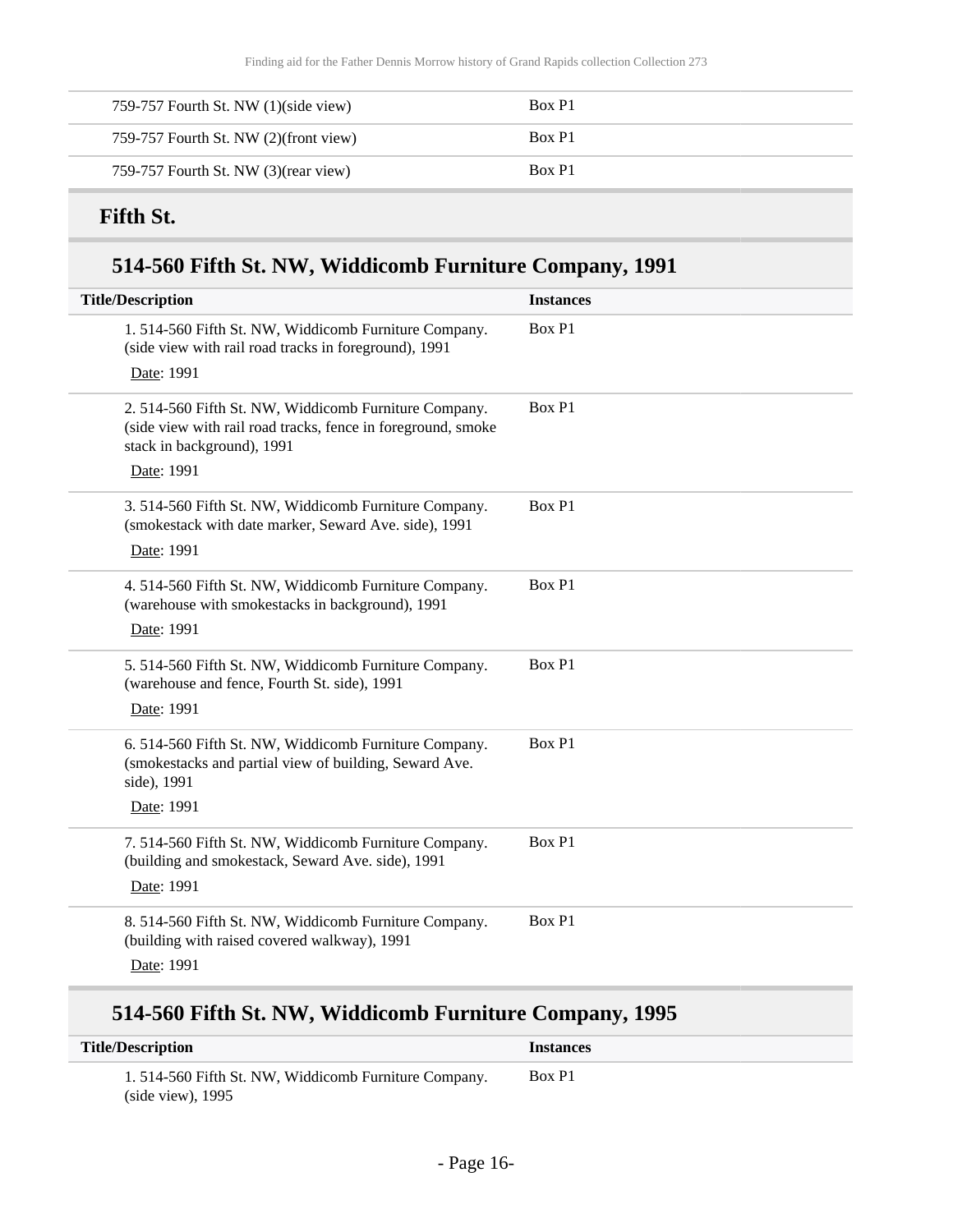| | |
|---|---|
| 759-757 Fourth St. NW (1)(side view) | Box P1 |
| 759-757 Fourth St. NW (2)(front view) | Box P1 |
| 759-757 Fourth St. NW (3)(rear view) | Box P1 |

## Fifth St.

### 514-560 Fifth St. NW, Widdicomb Furniture Company, 1991

| Title/Description | Instances |
|---|---|
| 1. 514-560 Fifth St. NW, Widdicomb Furniture Company. (side view with rail road tracks in foreground), 1991<br>Date: 1991 | Box P1 |
| 2. 514-560 Fifth St. NW, Widdicomb Furniture Company. (side view with rail road tracks, fence in foreground, smoke stack in background), 1991<br>Date: 1991 | Box P1 |
| 3. 514-560 Fifth St. NW, Widdicomb Furniture Company. (smokestack with date marker, Seward Ave. side), 1991<br>Date: 1991 | Box P1 |
| 4. 514-560 Fifth St. NW, Widdicomb Furniture Company. (warehouse with smokestacks in background), 1991<br>Date: 1991 | Box P1 |
| 5. 514-560 Fifth St. NW, Widdicomb Furniture Company. (warehouse and fence, Fourth St. side), 1991<br>Date: 1991 | Box P1 |
| 6. 514-560 Fifth St. NW, Widdicomb Furniture Company. (smokestacks and partial view of building, Seward Ave. side), 1991<br>Date: 1991 | Box P1 |
| 7. 514-560 Fifth St. NW, Widdicomb Furniture Company. (building and smokestack, Seward Ave. side), 1991<br>Date: 1991 | Box P1 |
| 8. 514-560 Fifth St. NW, Widdicomb Furniture Company. (building with raised covered walkway), 1991<br>Date: 1991 | Box P1 |

### 514-560 Fifth St. NW, Widdicomb Furniture Company, 1995

| Title/Description | Instances |
|---|---|
| 1. 514-560 Fifth St. NW, Widdicomb Furniture Company. (side view), 1995 | Box P1 |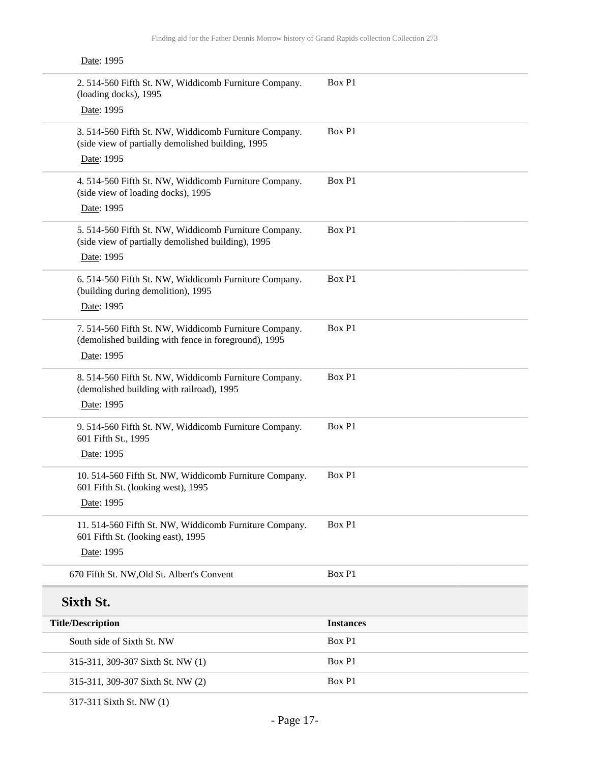Date: 1995

| | |
|---|---|
| 2. 514-560 Fifth St. NW, Widdicomb Furniture Company. (loading docks), 1995<br>Date: 1995 | Box P1 |
| 3. 514-560 Fifth St. NW, Widdicomb Furniture Company. (side view of partially demolished building, 1995<br>Date: 1995 | Box P1 |
| 4. 514-560 Fifth St. NW, Widdicomb Furniture Company. (side view of loading docks), 1995<br>Date: 1995 | Box P1 |
| 5. 514-560 Fifth St. NW, Widdicomb Furniture Company. (side view of partially demolished building), 1995<br>Date: 1995 | Box P1 |
| 6. 514-560 Fifth St. NW, Widdicomb Furniture Company. (building during demolition), 1995<br>Date: 1995 | Box P1 |
| 7. 514-560 Fifth St. NW, Widdicomb Furniture Company. (demolished building with fence in foreground), 1995<br>Date: 1995 | Box P1 |
| 8. 514-560 Fifth St. NW, Widdicomb Furniture Company. (demolished building with railroad), 1995<br>Date: 1995 | Box P1 |
| 9. 514-560 Fifth St. NW, Widdicomb Furniture Company. 601 Fifth St., 1995<br>Date: 1995 | Box P1 |
| 10. 514-560 Fifth St. NW, Widdicomb Furniture Company. 601 Fifth St. (looking west), 1995<br>Date: 1995 | Box P1 |
| 11. 514-560 Fifth St. NW, Widdicomb Furniture Company. 601 Fifth St. (looking east), 1995<br>Date: 1995 | Box P1 |
| 670 Fifth St. NW,Old St. Albert's Convent | Box P1 |

## Sixth St.

| Title/Description | Instances |
|---|---|
| South side of Sixth St. NW | Box P1 |
| 315-311, 309-307 Sixth St. NW (1) | Box P1 |
| 315-311, 309-307 Sixth St. NW (2) | Box P1 |
| 317-311 Sixth St. NW (1) | |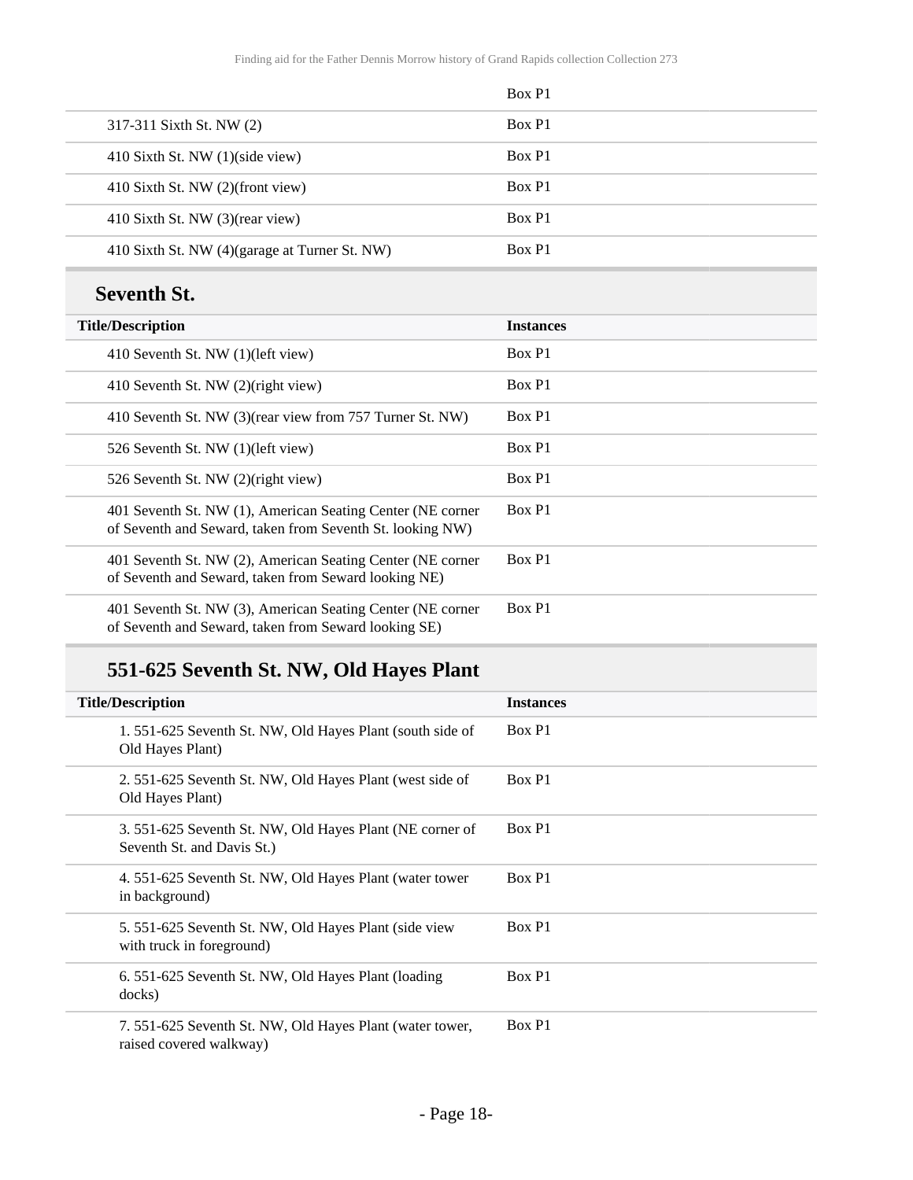| | Box P1 |
|---|---|
| 317-311 Sixth St. NW (2) | Box P1 |
| 410 Sixth St. NW (1)(side view) | Box P1 |
| 410 Sixth St. NW (2)(front view) | Box P1 |
| 410 Sixth St. NW (3)(rear view) | Box P1 |
| 410 Sixth St. NW (4)(garage at Turner St. NW) | Box P1 |

## Seventh St.

| Title/Description | Instances |
|---|---|
| 410 Seventh St. NW (1)(left view) | Box P1 |
| 410 Seventh St. NW (2)(right view) | Box P1 |
| 410 Seventh St. NW (3)(rear view from 757 Turner St. NW) | Box P1 |
| 526 Seventh St. NW (1)(left view) | Box P1 |
| 526 Seventh St. NW (2)(right view) | Box P1 |
| 401 Seventh St. NW (1), American Seating Center (NE corner of Seventh and Seward, taken from Seventh St. looking NW) | Box P1 |
| 401 Seventh St. NW (2), American Seating Center (NE corner of Seventh and Seward, taken from Seward looking NE) | Box P1 |
| 401 Seventh St. NW (3), American Seating Center (NE corner of Seventh and Seward, taken from Seward looking SE) | Box P1 |

### 551-625 Seventh St. NW, Old Hayes Plant

| Title/Description | Instances |
|---|---|
| 1. 551-625 Seventh St. NW, Old Hayes Plant (south side of Old Hayes Plant) | Box P1 |
| 2. 551-625 Seventh St. NW, Old Hayes Plant (west side of Old Hayes Plant) | Box P1 |
| 3. 551-625 Seventh St. NW, Old Hayes Plant (NE corner of Seventh St. and Davis St.) | Box P1 |
| 4. 551-625 Seventh St. NW, Old Hayes Plant (water tower in background) | Box P1 |
| 5. 551-625 Seventh St. NW, Old Hayes Plant (side view with truck in foreground) | Box P1 |
| 6. 551-625 Seventh St. NW, Old Hayes Plant (loading docks) | Box P1 |
| 7. 551-625 Seventh St. NW, Old Hayes Plant (water tower, raised covered walkway) | Box P1 |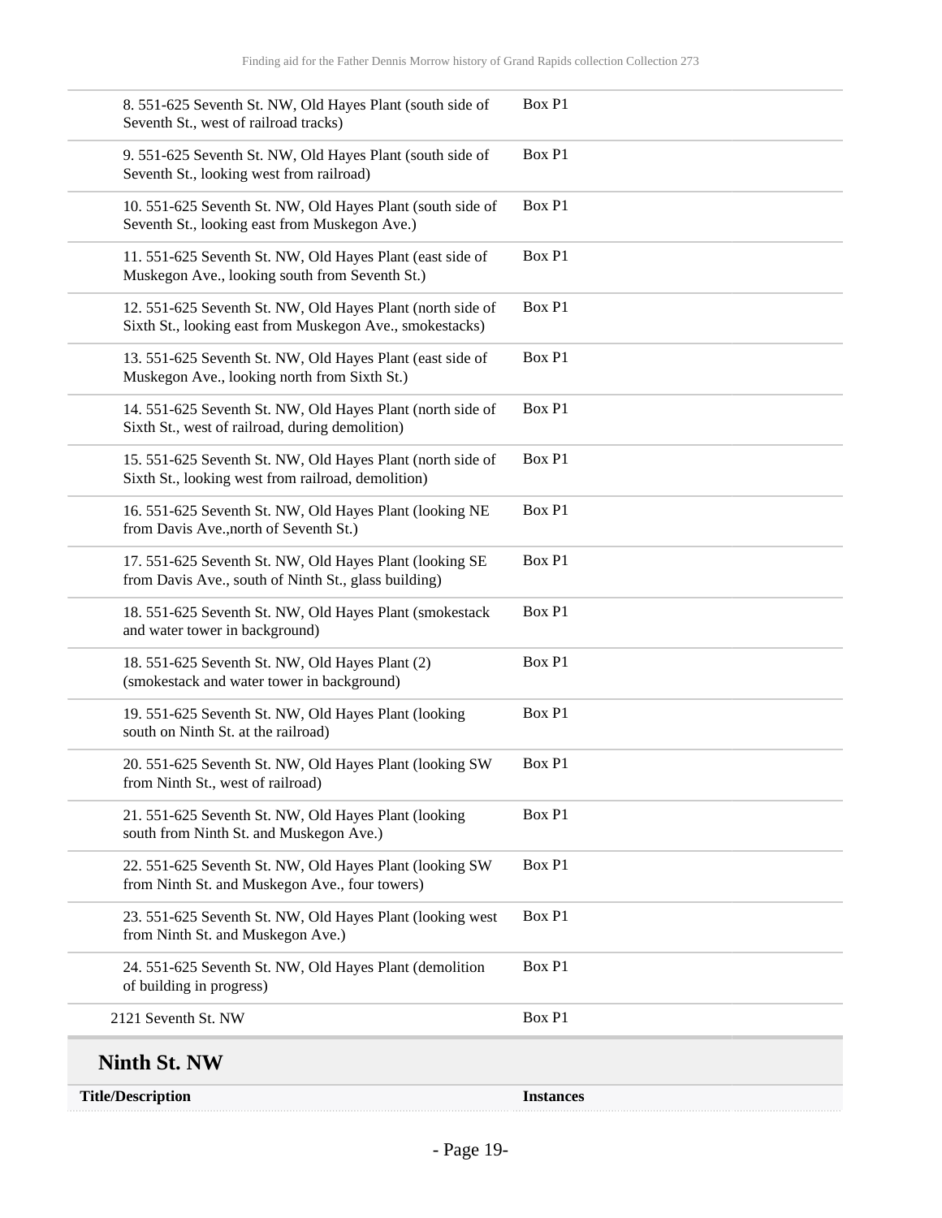| | |
|---|---|
| 8. 551-625 Seventh St. NW, Old Hayes Plant (south side of Seventh St., west of railroad tracks) | Box P1 |
| 9. 551-625 Seventh St. NW, Old Hayes Plant (south side of Seventh St., looking west from railroad) | Box P1 |
| 10. 551-625 Seventh St. NW, Old Hayes Plant (south side of Seventh St., looking east from Muskegon Ave.) | Box P1 |
| 11. 551-625 Seventh St. NW, Old Hayes Plant (east side of Muskegon Ave., looking south from Seventh St.) | Box P1 |
| 12. 551-625 Seventh St. NW, Old Hayes Plant (north side of Sixth St., looking east from Muskegon Ave., smokestacks) | Box P1 |
| 13. 551-625 Seventh St. NW, Old Hayes Plant (east side of Muskegon Ave., looking north from Sixth St.) | Box P1 |
| 14. 551-625 Seventh St. NW, Old Hayes Plant (north side of Sixth St., west of railroad, during demolition) | Box P1 |
| 15. 551-625 Seventh St. NW, Old Hayes Plant (north side of Sixth St., looking west from railroad, demolition) | Box P1 |
| 16. 551-625 Seventh St. NW, Old Hayes Plant (looking NE from Davis Ave.,north of Seventh St.) | Box P1 |
| 17. 551-625 Seventh St. NW, Old Hayes Plant (looking SE from Davis Ave., south of Ninth St., glass building) | Box P1 |
| 18. 551-625 Seventh St. NW, Old Hayes Plant (smokestack and water tower in background) | Box P1 |
| 18. 551-625 Seventh St. NW, Old Hayes Plant (2) (smokestack and water tower in background) | Box P1 |
| 19. 551-625 Seventh St. NW, Old Hayes Plant (looking south on Ninth St. at the railroad) | Box P1 |
| 20. 551-625 Seventh St. NW, Old Hayes Plant (looking SW from Ninth St., west of railroad) | Box P1 |
| 21. 551-625 Seventh St. NW, Old Hayes Plant (looking south from Ninth St. and Muskegon Ave.) | Box P1 |
| 22. 551-625 Seventh St. NW, Old Hayes Plant (looking SW from Ninth St. and Muskegon Ave., four towers) | Box P1 |
| 23. 551-625 Seventh St. NW, Old Hayes Plant (looking west from Ninth St. and Muskegon Ave.) | Box P1 |
| 24. 551-625 Seventh St. NW, Old Hayes Plant (demolition of building in progress) | Box P1 |
| 2121 Seventh St. NW | Box P1 |

## Ninth St. NW

| Title/Description | Instances |
|---|---|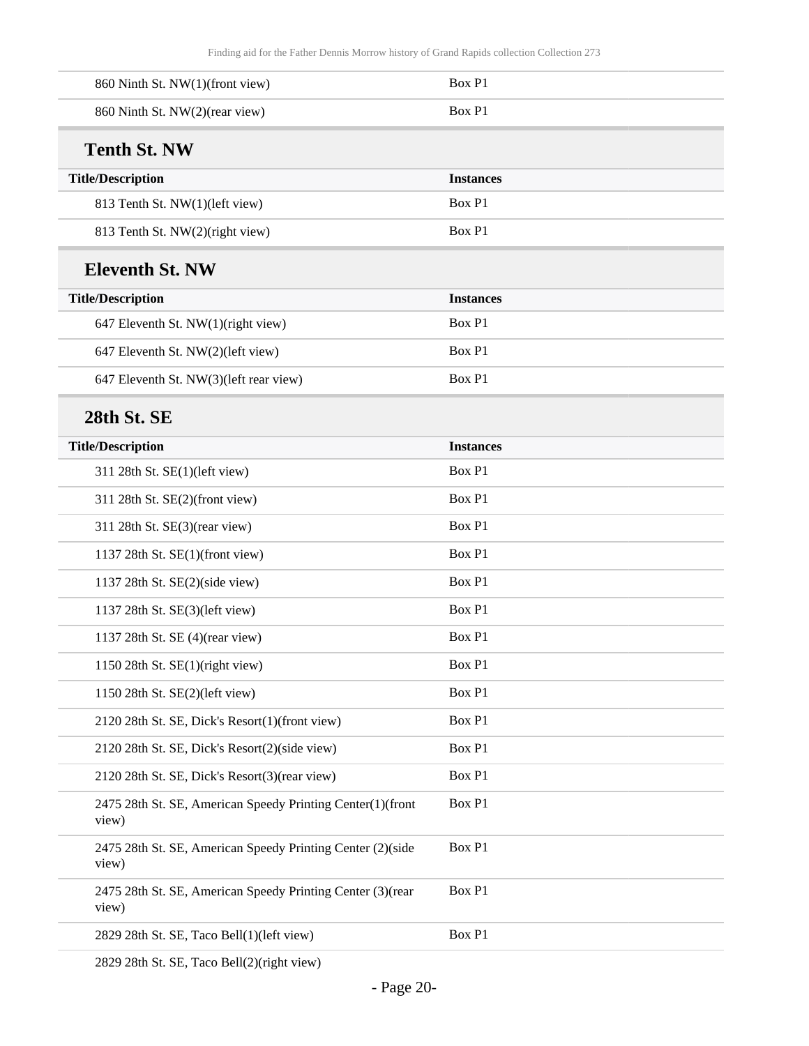| Title/Description | Instances |
| --- | --- |
| 860 Ninth St. NW(1)(front view) | Box P1 |
| 860 Ninth St. NW(2)(rear view) | Box P1 |

### Tenth St. NW

| Title/Description | Instances |
| --- | --- |
| 813 Tenth St. NW(1)(left view) | Box P1 |
| 813 Tenth St. NW(2)(right view) | Box P1 |

### Eleventh St. NW

| Title/Description | Instances |
| --- | --- |
| 647 Eleventh St. NW(1)(right view) | Box P1 |
| 647 Eleventh St. NW(2)(left view) | Box P1 |
| 647 Eleventh St. NW(3)(left rear view) | Box P1 |

### 28th St. SE

| Title/Description | Instances |
| --- | --- |
| 311 28th St. SE(1)(left view) | Box P1 |
| 311 28th St. SE(2)(front view) | Box P1 |
| 311 28th St. SE(3)(rear view) | Box P1 |
| 1137 28th St. SE(1)(front view) | Box P1 |
| 1137 28th St. SE(2)(side view) | Box P1 |
| 1137 28th St. SE(3)(left view) | Box P1 |
| 1137 28th St. SE (4)(rear view) | Box P1 |
| 1150 28th St. SE(1)(right view) | Box P1 |
| 1150 28th St. SE(2)(left view) | Box P1 |
| 2120 28th St. SE, Dick's Resort(1)(front view) | Box P1 |
| 2120 28th St. SE, Dick's Resort(2)(side view) | Box P1 |
| 2120 28th St. SE, Dick's Resort(3)(rear view) | Box P1 |
| 2475 28th St. SE, American Speedy Printing Center(1)(front view) | Box P1 |
| 2475 28th St. SE, American Speedy Printing Center (2)(side view) | Box P1 |
| 2475 28th St. SE, American Speedy Printing Center (3)(rear view) | Box P1 |
| 2829 28th St. SE, Taco Bell(1)(left view) | Box P1 |
| 2829 28th St. SE, Taco Bell(2)(right view) | |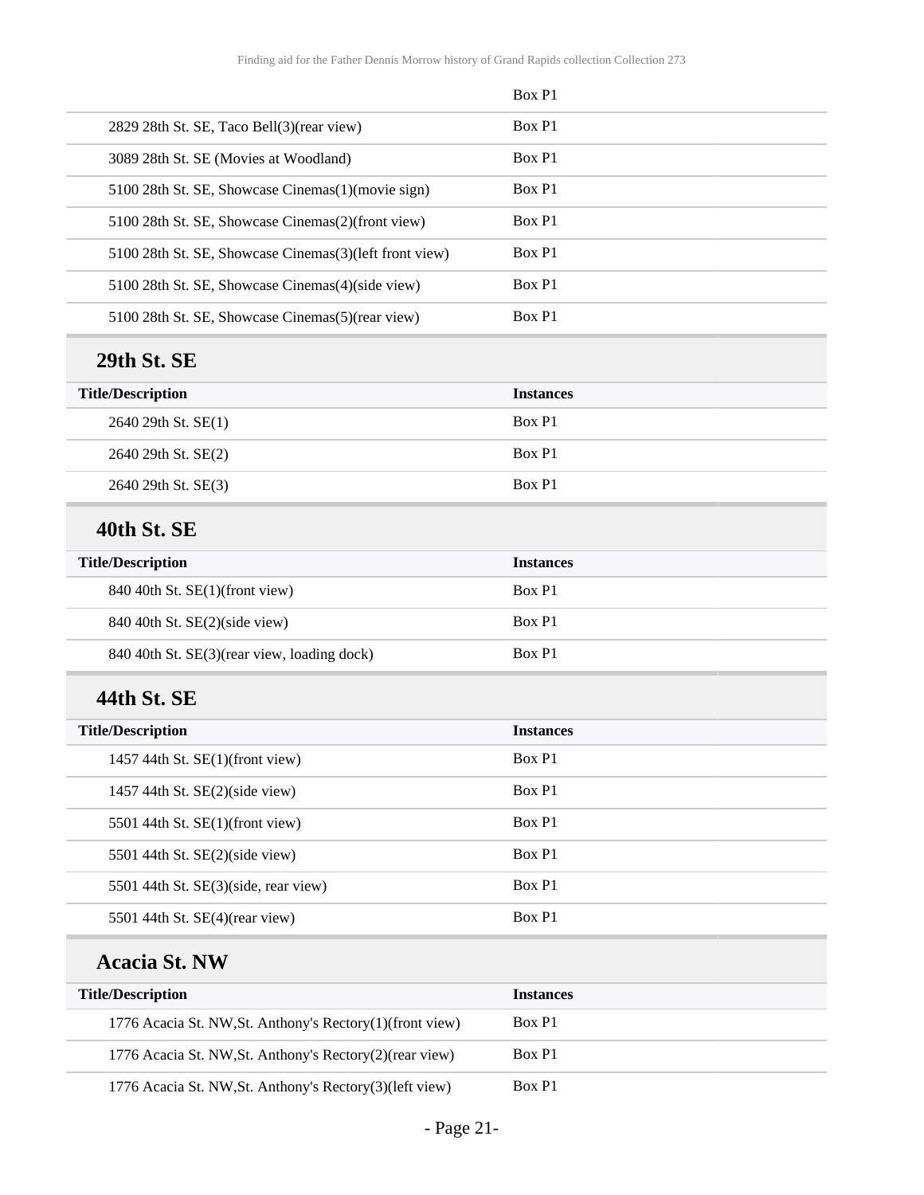| | Box P1 |
|---|---|
| 2829 28th St. SE, Taco Bell(3)(rear view) | Box P1 |
| 3089 28th St. SE (Movies at Woodland) | Box P1 |
| 5100 28th St. SE, Showcase Cinemas(1)(movie sign) | Box P1 |
| 5100 28th St. SE, Showcase Cinemas(2)(front view) | Box P1 |
| 5100 28th St. SE, Showcase Cinemas(3)(left front view) | Box P1 |
| 5100 28th St. SE, Showcase Cinemas(4)(side view) | Box P1 |
| 5100 28th St. SE, Showcase Cinemas(5)(rear view) | Box P1 |

## 29th St. SE

| Title/Description | Instances |
|---|---|
| 2640 29th St. SE(1) | Box P1 |
| 2640 29th St. SE(2) | Box P1 |
| 2640 29th St. SE(3) | Box P1 |

## 40th St. SE

| Title/Description | Instances |
|---|---|
| 840 40th St. SE(1)(front view) | Box P1 |
| 840 40th St. SE(2)(side view) | Box P1 |
| 840 40th St. SE(3)(rear view, loading dock) | Box P1 |

## 44th St. SE

| Title/Description | Instances |
|---|---|
| 1457 44th St. SE(1)(front view) | Box P1 |
| 1457 44th St. SE(2)(side view) | Box P1 |
| 5501 44th St. SE(1)(front view) | Box P1 |
| 5501 44th St. SE(2)(side view) | Box P1 |
| 5501 44th St. SE(3)(side, rear view) | Box P1 |
| 5501 44th St. SE(4)(rear view) | Box P1 |

## Acacia St. NW

| Title/Description | Instances |
|---|---|
| 1776 Acacia St. NW,St. Anthony's Rectory(1)(front view) | Box P1 |
| 1776 Acacia St. NW,St. Anthony's Rectory(2)(rear view) | Box P1 |
| 1776 Acacia St. NW,St. Anthony's Rectory(3)(left view) | Box P1 |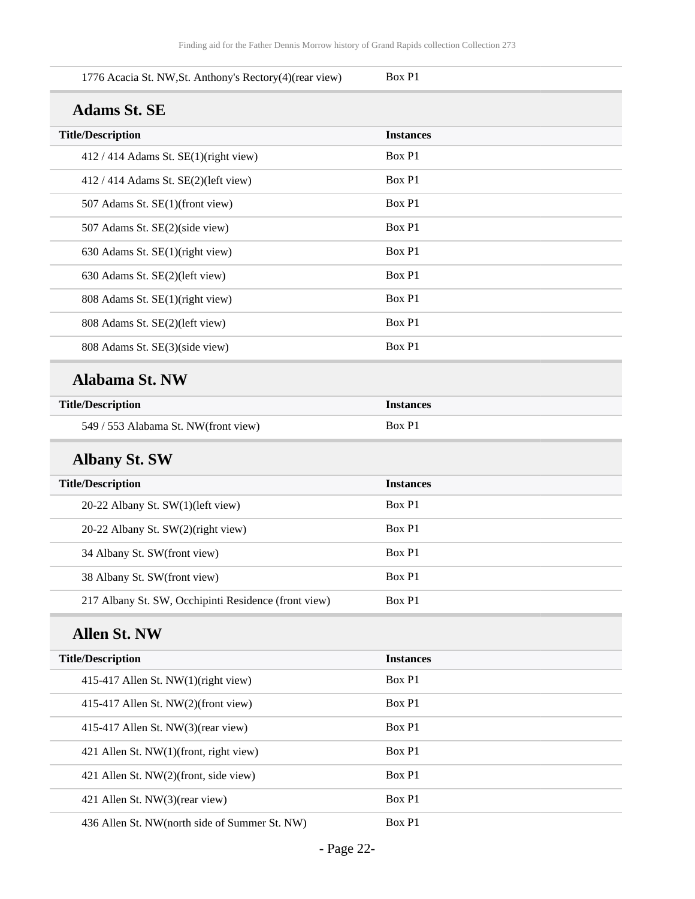| | |
|---|---|
| 1776 Acacia St. NW,St. Anthony's Rectory(4)(rear view) | Box P1 |

### Adams St. SE

| Title/Description | Instances |
|---|---|
| 412 / 414 Adams St. SE(1)(right view) | Box P1 |
| 412 / 414 Adams St. SE(2)(left view) | Box P1 |
| 507 Adams St. SE(1)(front view) | Box P1 |
| 507 Adams St. SE(2)(side view) | Box P1 |
| 630 Adams St. SE(1)(right view) | Box P1 |
| 630 Adams St. SE(2)(left view) | Box P1 |
| 808 Adams St. SE(1)(right view) | Box P1 |
| 808 Adams St. SE(2)(left view) | Box P1 |
| 808 Adams St. SE(3)(side view) | Box P1 |

### Alabama St. NW

| Title/Description | Instances |
|---|---|
| 549 / 553 Alabama St. NW(front view) | Box P1 |

### Albany St. SW

| Title/Description | Instances |
|---|---|
| 20-22 Albany St. SW(1)(left view) | Box P1 |
| 20-22 Albany St. SW(2)(right view) | Box P1 |
| 34 Albany St. SW(front view) | Box P1 |
| 38 Albany St. SW(front view) | Box P1 |
| 217 Albany St. SW, Occhipinti Residence (front view) | Box P1 |

### Allen St. NW

| Title/Description | Instances |
|---|---|
| 415-417 Allen St. NW(1)(right view) | Box P1 |
| 415-417 Allen St. NW(2)(front view) | Box P1 |
| 415-417 Allen St. NW(3)(rear view) | Box P1 |
| 421 Allen St. NW(1)(front, right view) | Box P1 |
| 421 Allen St. NW(2)(front, side view) | Box P1 |
| 421 Allen St. NW(3)(rear view) | Box P1 |
| 436 Allen St. NW(north side of Summer St. NW) | Box P1 |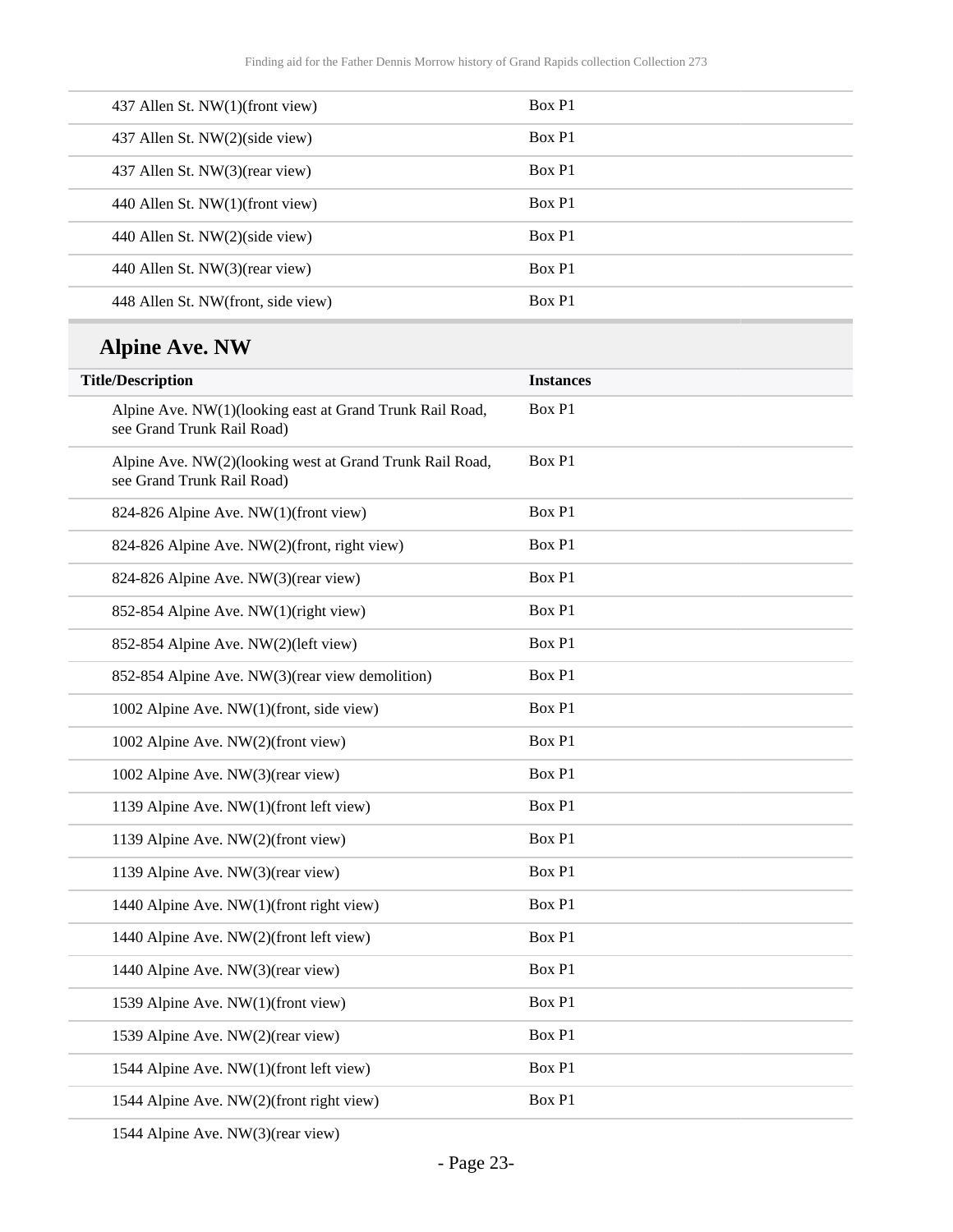| | |
|---|---|
| 437 Allen St. NW(1)(front view) | Box P1 |
| 437 Allen St. NW(2)(side view) | Box P1 |
| 437 Allen St. NW(3)(rear view) | Box P1 |
| 440 Allen St. NW(1)(front view) | Box P1 |
| 440 Allen St. NW(2)(side view) | Box P1 |
| 440 Allen St. NW(3)(rear view) | Box P1 |
| 448 Allen St. NW(front, side view) | Box P1 |

## Alpine Ave. NW

| Title/Description | Instances |
|---|---|
| Alpine Ave. NW(1)(looking east at Grand Trunk Rail Road, see Grand Trunk Rail Road) | Box P1 |
| Alpine Ave. NW(2)(looking west at Grand Trunk Rail Road, see Grand Trunk Rail Road) | Box P1 |
| 824-826 Alpine Ave. NW(1)(front view) | Box P1 |
| 824-826 Alpine Ave. NW(2)(front, right view) | Box P1 |
| 824-826 Alpine Ave. NW(3)(rear view) | Box P1 |
| 852-854 Alpine Ave. NW(1)(right view) | Box P1 |
| 852-854 Alpine Ave. NW(2)(left view) | Box P1 |
| 852-854 Alpine Ave. NW(3)(rear view demolition) | Box P1 |
| 1002 Alpine Ave. NW(1)(front, side view) | Box P1 |
| 1002 Alpine Ave. NW(2)(front view) | Box P1 |
| 1002 Alpine Ave. NW(3)(rear view) | Box P1 |
| 1139 Alpine Ave. NW(1)(front left view) | Box P1 |
| 1139 Alpine Ave. NW(2)(front view) | Box P1 |
| 1139 Alpine Ave. NW(3)(rear view) | Box P1 |
| 1440 Alpine Ave. NW(1)(front right view) | Box P1 |
| 1440 Alpine Ave. NW(2)(front left view) | Box P1 |
| 1440 Alpine Ave. NW(3)(rear view) | Box P1 |
| 1539 Alpine Ave. NW(1)(front view) | Box P1 |
| 1539 Alpine Ave. NW(2)(rear view) | Box P1 |
| 1544 Alpine Ave. NW(1)(front left view) | Box P1 |
| 1544 Alpine Ave. NW(2)(front right view) | Box P1 |
| 1544 Alpine Ave. NW(3)(rear view) | |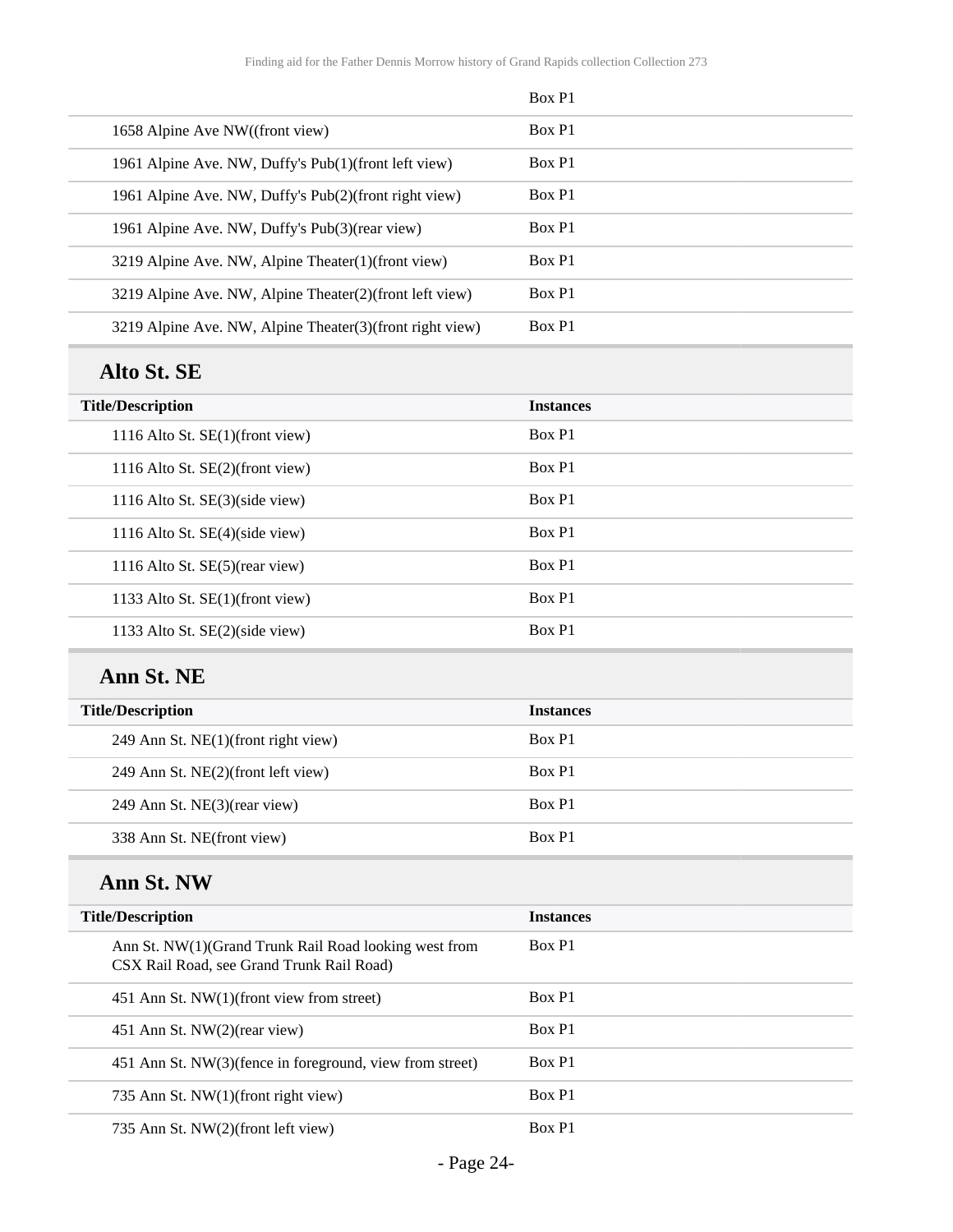| | Box P1 |
|---|---|
| 1658 Alpine Ave NW((front view) | Box P1 |
| 1961 Alpine Ave. NW, Duffy's Pub(1)(front left view) | Box P1 |
| 1961 Alpine Ave. NW, Duffy's Pub(2)(front right view) | Box P1 |
| 1961 Alpine Ave. NW, Duffy's Pub(3)(rear view) | Box P1 |
| 3219 Alpine Ave. NW, Alpine Theater(1)(front view) | Box P1 |
| 3219 Alpine Ave. NW, Alpine Theater(2)(front left view) | Box P1 |
| 3219 Alpine Ave. NW, Alpine Theater(3)(front right view) | Box P1 |

## Alto St. SE

| Title/Description | Instances |
|---|---|
| 1116 Alto St. SE(1)(front view) | Box P1 |
| 1116 Alto St. SE(2)(front view) | Box P1 |
| 1116 Alto St. SE(3)(side view) | Box P1 |
| 1116 Alto St. SE(4)(side view) | Box P1 |
| 1116 Alto St. SE(5)(rear view) | Box P1 |
| 1133 Alto St. SE(1)(front view) | Box P1 |
| 1133 Alto St. SE(2)(side view) | Box P1 |

## Ann St. NE

| Title/Description | Instances |
|---|---|
| 249 Ann St. NE(1)(front right view) | Box P1 |
| 249 Ann St. NE(2)(front left view) | Box P1 |
| 249 Ann St. NE(3)(rear view) | Box P1 |
| 338 Ann St. NE(front view) | Box P1 |

## Ann St. NW

| Title/Description | Instances |
|---|---|
| Ann St. NW(1)(Grand Trunk Rail Road looking west from CSX Rail Road, see Grand Trunk Rail Road) | Box P1 |
| 451 Ann St. NW(1)(front view from street) | Box P1 |
| 451 Ann St. NW(2)(rear view) | Box P1 |
| 451 Ann St. NW(3)(fence in foreground, view from street) | Box P1 |
| 735 Ann St. NW(1)(front right view) | Box P1 |
| 735 Ann St. NW(2)(front left view) | Box P1 |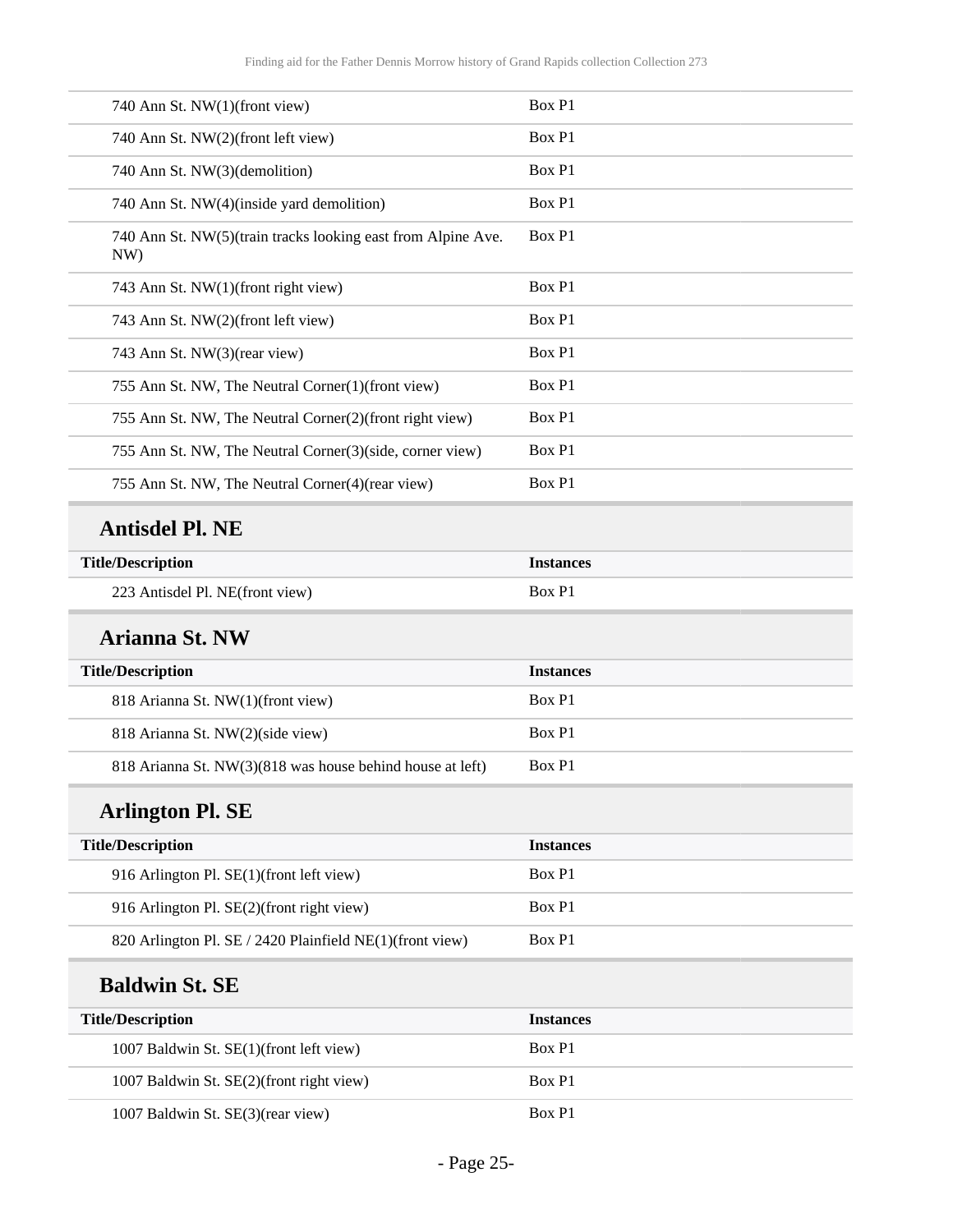| Title/Description | Instances |
| --- | --- |
| 740 Ann St. NW(1)(front view) | Box P1 |
| 740 Ann St. NW(2)(front left view) | Box P1 |
| 740 Ann St. NW(3)(demolition) | Box P1 |
| 740 Ann St. NW(4)(inside yard demolition) | Box P1 |
| 740 Ann St. NW(5)(train tracks looking east from Alpine Ave. NW) | Box P1 |
| 743 Ann St. NW(1)(front right view) | Box P1 |
| 743 Ann St. NW(2)(front left view) | Box P1 |
| 743 Ann St. NW(3)(rear view) | Box P1 |
| 755 Ann St. NW, The Neutral Corner(1)(front view) | Box P1 |
| 755 Ann St. NW, The Neutral Corner(2)(front right view) | Box P1 |
| 755 Ann St. NW, The Neutral Corner(3)(side, corner view) | Box P1 |
| 755 Ann St. NW, The Neutral Corner(4)(rear view) | Box P1 |

### Antisdel Pl. NE

| Title/Description | Instances |
| --- | --- |
| 223 Antisdel Pl. NE(front view) | Box P1 |

### Arianna St. NW

| Title/Description | Instances |
| --- | --- |
| 818 Arianna St. NW(1)(front view) | Box P1 |
| 818 Arianna St. NW(2)(side view) | Box P1 |
| 818 Arianna St. NW(3)(818 was house behind house at left) | Box P1 |

### Arlington Pl. SE

| Title/Description | Instances |
| --- | --- |
| 916 Arlington Pl. SE(1)(front left view) | Box P1 |
| 916 Arlington Pl. SE(2)(front right view) | Box P1 |
| 820 Arlington Pl. SE / 2420 Plainfield NE(1)(front view) | Box P1 |

### Baldwin St. SE

| Title/Description | Instances |
| --- | --- |
| 1007 Baldwin St. SE(1)(front left view) | Box P1 |
| 1007 Baldwin St. SE(2)(front right view) | Box P1 |
| 1007 Baldwin St. SE(3)(rear view) | Box P1 |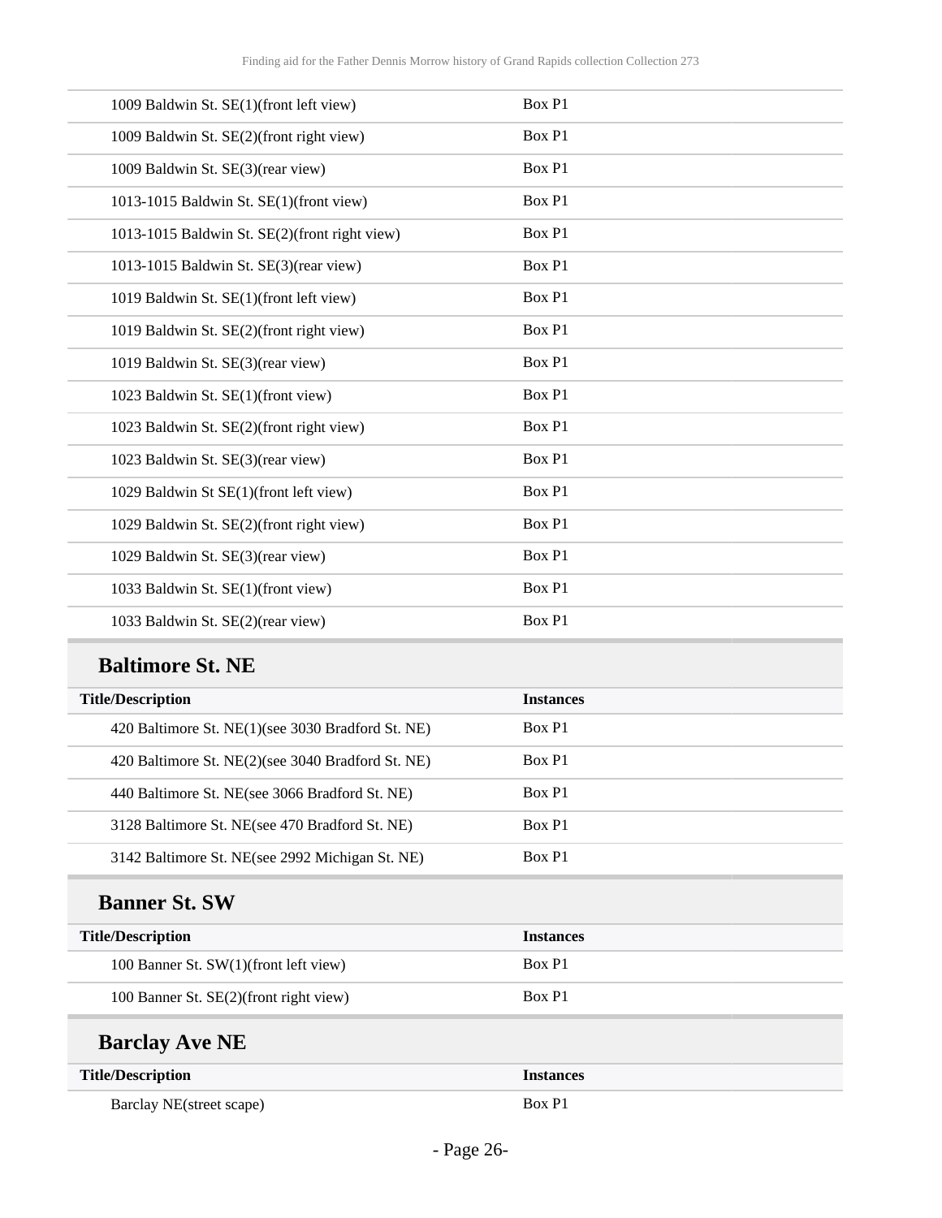| Title/Description | Instances |
| --- | --- |
| 1009 Baldwin St. SE(1)(front left view) | Box P1 |
| 1009 Baldwin St. SE(2)(front right view) | Box P1 |
| 1009 Baldwin St. SE(3)(rear view) | Box P1 |
| 1013-1015 Baldwin St. SE(1)(front view) | Box P1 |
| 1013-1015 Baldwin St. SE(2)(front right view) | Box P1 |
| 1013-1015 Baldwin St. SE(3)(rear view) | Box P1 |
| 1019 Baldwin St. SE(1)(front left view) | Box P1 |
| 1019 Baldwin St. SE(2)(front right view) | Box P1 |
| 1019 Baldwin St. SE(3)(rear view) | Box P1 |
| 1023 Baldwin St. SE(1)(front view) | Box P1 |
| 1023 Baldwin St. SE(2)(front right view) | Box P1 |
| 1023 Baldwin St. SE(3)(rear view) | Box P1 |
| 1029 Baldwin St SE(1)(front left view) | Box P1 |
| 1029 Baldwin St. SE(2)(front right view) | Box P1 |
| 1029 Baldwin St. SE(3)(rear view) | Box P1 |
| 1033 Baldwin St. SE(1)(front view) | Box P1 |
| 1033 Baldwin St. SE(2)(rear view) | Box P1 |

## Baltimore St. NE

| Title/Description | Instances |
| --- | --- |
| 420 Baltimore St. NE(1)(see 3030 Bradford St. NE) | Box P1 |
| 420 Baltimore St. NE(2)(see 3040 Bradford St. NE) | Box P1 |
| 440 Baltimore St. NE(see 3066 Bradford St. NE) | Box P1 |
| 3128 Baltimore St. NE(see 470 Bradford St. NE) | Box P1 |
| 3142 Baltimore St. NE(see 2992 Michigan St. NE) | Box P1 |

## Banner St. SW

| Title/Description | Instances |
| --- | --- |
| 100 Banner St. SW(1)(front left view) | Box P1 |
| 100 Banner St. SE(2)(front right view) | Box P1 |

## Barclay Ave NE

| Title/Description | Instances |
| --- | --- |
| Barclay NE(street scape) | Box P1 |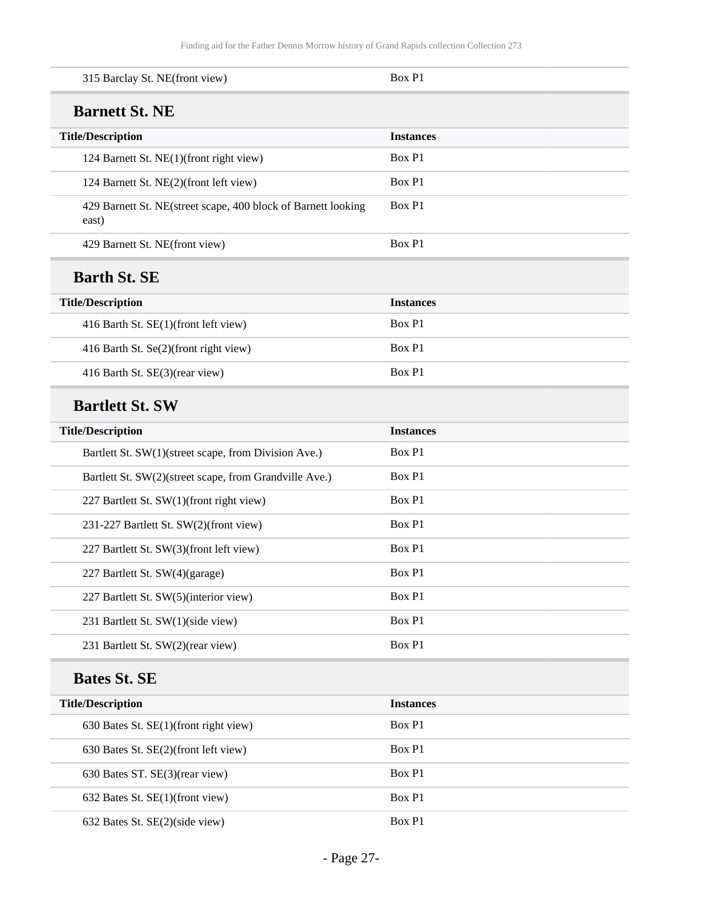| | |
|---|---|
| 315 Barclay St. NE(front view) | Box P1 |

## Barnett St. NE

| Title/Description | Instances |
|---|---|
| 124 Barnett St. NE(1)(front right view) | Box P1 |
| 124 Barnett St. NE(2)(front left view) | Box P1 |
| 429 Barnett St. NE(street scape, 400 block of Barnett looking east) | Box P1 |
| 429 Barnett St. NE(front view) | Box P1 |

## Barth St. SE

| Title/Description | Instances |
|---|---|
| 416 Barth St. SE(1)(front left view) | Box P1 |
| 416 Barth St. Se(2)(front right view) | Box P1 |
| 416 Barth St. SE(3)(rear view) | Box P1 |

## Bartlett St. SW

| Title/Description | Instances |
|---|---|
| Bartlett St. SW(1)(street scape, from Division Ave.) | Box P1 |
| Bartlett St. SW(2)(street scape, from Grandville Ave.) | Box P1 |
| 227 Bartlett St. SW(1)(front right view) | Box P1 |
| 231-227 Bartlett St. SW(2)(front view) | Box P1 |
| 227 Bartlett St. SW(3)(front left view) | Box P1 |
| 227 Bartlett St. SW(4)(garage) | Box P1 |
| 227 Bartlett St. SW(5)(interior view) | Box P1 |
| 231 Bartlett St. SW(1)(side view) | Box P1 |
| 231 Bartlett St. SW(2)(rear view) | Box P1 |

## Bates St. SE

| Title/Description | Instances |
|---|---|
| 630 Bates St. SE(1)(front right view) | Box P1 |
| 630 Bates St. SE(2)(front left view) | Box P1 |
| 630 Bates ST. SE(3)(rear view) | Box P1 |
| 632 Bates St. SE(1)(front view) | Box P1 |
| 632 Bates St. SE(2)(side view) | Box P1 |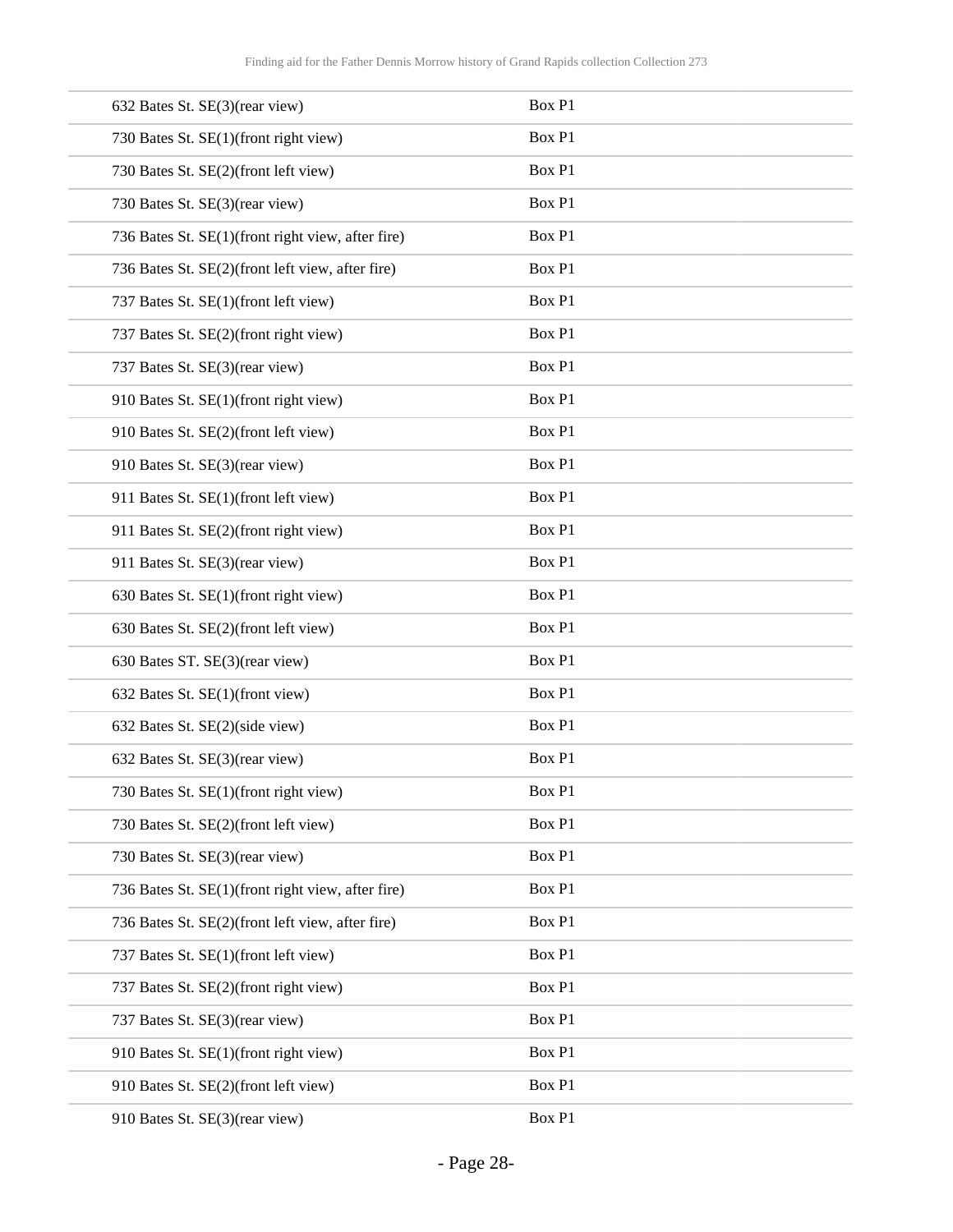| | |
|---|---|
| 632 Bates St. SE(3)(rear view) | Box P1 |
| 730 Bates St. SE(1)(front right view) | Box P1 |
| 730 Bates St. SE(2)(front left view) | Box P1 |
| 730 Bates St. SE(3)(rear view) | Box P1 |
| 736 Bates St. SE(1)(front right view, after fire) | Box P1 |
| 736 Bates St. SE(2)(front left view, after fire) | Box P1 |
| 737 Bates St. SE(1)(front left view) | Box P1 |
| 737 Bates St. SE(2)(front right view) | Box P1 |
| 737 Bates St. SE(3)(rear view) | Box P1 |
| 910 Bates St. SE(1)(front right view) | Box P1 |
| 910 Bates St. SE(2)(front left view) | Box P1 |
| 910 Bates St. SE(3)(rear view) | Box P1 |
| 911 Bates St. SE(1)(front left view) | Box P1 |
| 911 Bates St. SE(2)(front right view) | Box P1 |
| 911 Bates St. SE(3)(rear view) | Box P1 |
| 630 Bates St. SE(1)(front right view) | Box P1 |
| 630 Bates St. SE(2)(front left view) | Box P1 |
| 630 Bates ST. SE(3)(rear view) | Box P1 |
| 632 Bates St. SE(1)(front view) | Box P1 |
| 632 Bates St. SE(2)(side view) | Box P1 |
| 632 Bates St. SE(3)(rear view) | Box P1 |
| 730 Bates St. SE(1)(front right view) | Box P1 |
| 730 Bates St. SE(2)(front left view) | Box P1 |
| 730 Bates St. SE(3)(rear view) | Box P1 |
| 736 Bates St. SE(1)(front right view, after fire) | Box P1 |
| 736 Bates St. SE(2)(front left view, after fire) | Box P1 |
| 737 Bates St. SE(1)(front left view) | Box P1 |
| 737 Bates St. SE(2)(front right view) | Box P1 |
| 737 Bates St. SE(3)(rear view) | Box P1 |
| 910 Bates St. SE(1)(front right view) | Box P1 |
| 910 Bates St. SE(2)(front left view) | Box P1 |
| 910 Bates St. SE(3)(rear view) | Box P1 |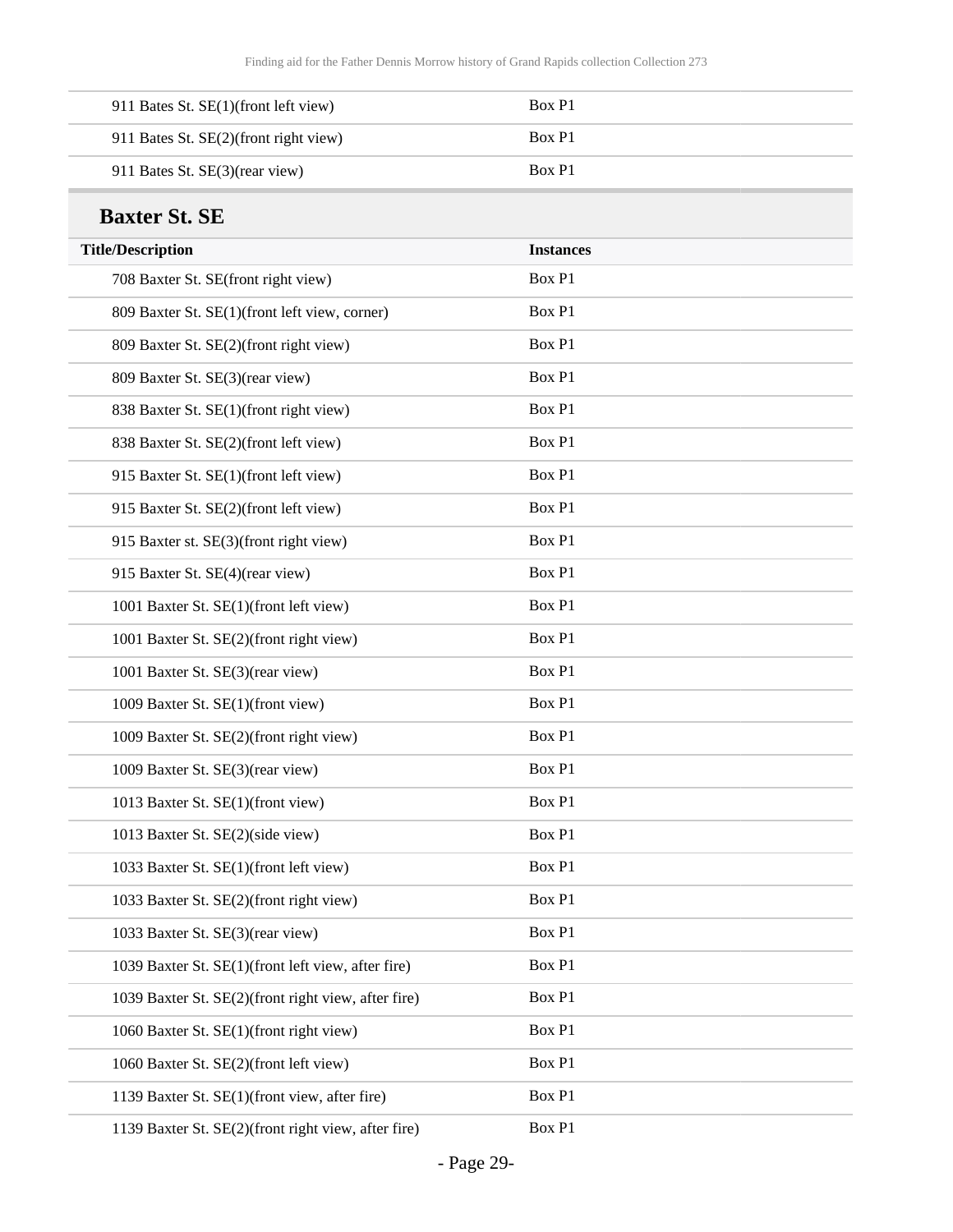| | |
|---|---|
| 911 Bates St. SE(1)(front left view) | Box P1 |
| 911 Bates St. SE(2)(front right view) | Box P1 |
| 911 Bates St. SE(3)(rear view) | Box P1 |

## Baxter St. SE

| Title/Description | Instances |
|---|---|
| 708 Baxter St. SE(front right view) | Box P1 |
| 809 Baxter St. SE(1)(front left view, corner) | Box P1 |
| 809 Baxter St. SE(2)(front right view) | Box P1 |
| 809 Baxter St. SE(3)(rear view) | Box P1 |
| 838 Baxter St. SE(1)(front right view) | Box P1 |
| 838 Baxter St. SE(2)(front left view) | Box P1 |
| 915 Baxter St. SE(1)(front left view) | Box P1 |
| 915 Baxter St. SE(2)(front left view) | Box P1 |
| 915 Baxter st. SE(3)(front right view) | Box P1 |
| 915 Baxter St. SE(4)(rear view) | Box P1 |
| 1001 Baxter St. SE(1)(front left view) | Box P1 |
| 1001 Baxter St. SE(2)(front right view) | Box P1 |
| 1001 Baxter St. SE(3)(rear view) | Box P1 |
| 1009 Baxter St. SE(1)(front view) | Box P1 |
| 1009 Baxter St. SE(2)(front right view) | Box P1 |
| 1009 Baxter St. SE(3)(rear view) | Box P1 |
| 1013 Baxter St. SE(1)(front view) | Box P1 |
| 1013 Baxter St. SE(2)(side view) | Box P1 |
| 1033 Baxter St. SE(1)(front left view) | Box P1 |
| 1033 Baxter St. SE(2)(front right view) | Box P1 |
| 1033 Baxter St. SE(3)(rear view) | Box P1 |
| 1039 Baxter St. SE(1)(front left view, after fire) | Box P1 |
| 1039 Baxter St. SE(2)(front right view, after fire) | Box P1 |
| 1060 Baxter St. SE(1)(front right view) | Box P1 |
| 1060 Baxter St. SE(2)(front left view) | Box P1 |
| 1139 Baxter St. SE(1)(front view, after fire) | Box P1 |
| 1139 Baxter St. SE(2)(front right view, after fire) | Box P1 |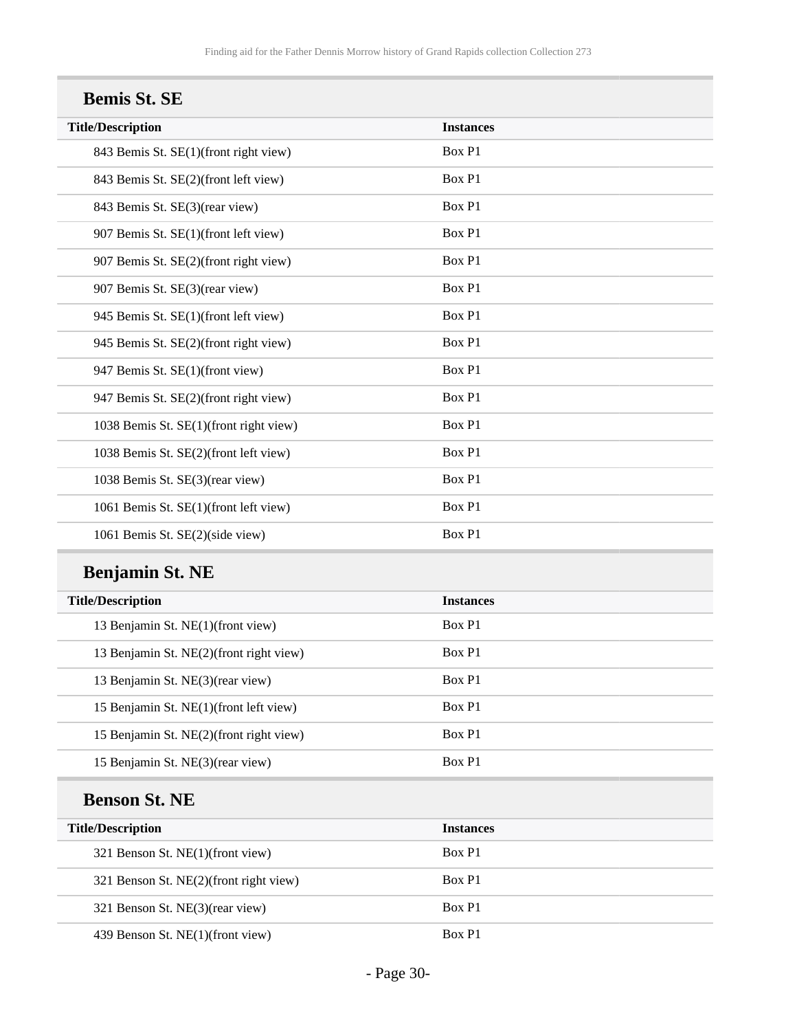### Bemis St. SE

| Title/Description | Instances |
| --- | --- |
| 843 Bemis St. SE(1)(front right view) | Box P1 |
| 843 Bemis St. SE(2)(front left view) | Box P1 |
| 843 Bemis St. SE(3)(rear view) | Box P1 |
| 907 Bemis St. SE(1)(front left view) | Box P1 |
| 907 Bemis St. SE(2)(front right view) | Box P1 |
| 907 Bemis St. SE(3)(rear view) | Box P1 |
| 945 Bemis St. SE(1)(front left view) | Box P1 |
| 945 Bemis St. SE(2)(front right view) | Box P1 |
| 947 Bemis St. SE(1)(front view) | Box P1 |
| 947 Bemis St. SE(2)(front right view) | Box P1 |
| 1038 Bemis St. SE(1)(front right view) | Box P1 |
| 1038 Bemis St. SE(2)(front left view) | Box P1 |
| 1038 Bemis St. SE(3)(rear view) | Box P1 |
| 1061 Bemis St. SE(1)(front left view) | Box P1 |
| 1061 Bemis St. SE(2)(side view) | Box P1 |

### Benjamin St. NE

| Title/Description | Instances |
| --- | --- |
| 13 Benjamin St. NE(1)(front view) | Box P1 |
| 13 Benjamin St. NE(2)(front right view) | Box P1 |
| 13 Benjamin St. NE(3)(rear view) | Box P1 |
| 15 Benjamin St. NE(1)(front left view) | Box P1 |
| 15 Benjamin St. NE(2)(front right view) | Box P1 |
| 15 Benjamin St. NE(3)(rear view) | Box P1 |

### Benson St. NE

| Title/Description | Instances |
| --- | --- |
| 321 Benson St. NE(1)(front view) | Box P1 |
| 321 Benson St. NE(2)(front right view) | Box P1 |
| 321 Benson St. NE(3)(rear view) | Box P1 |
| 439 Benson St. NE(1)(front view) | Box P1 |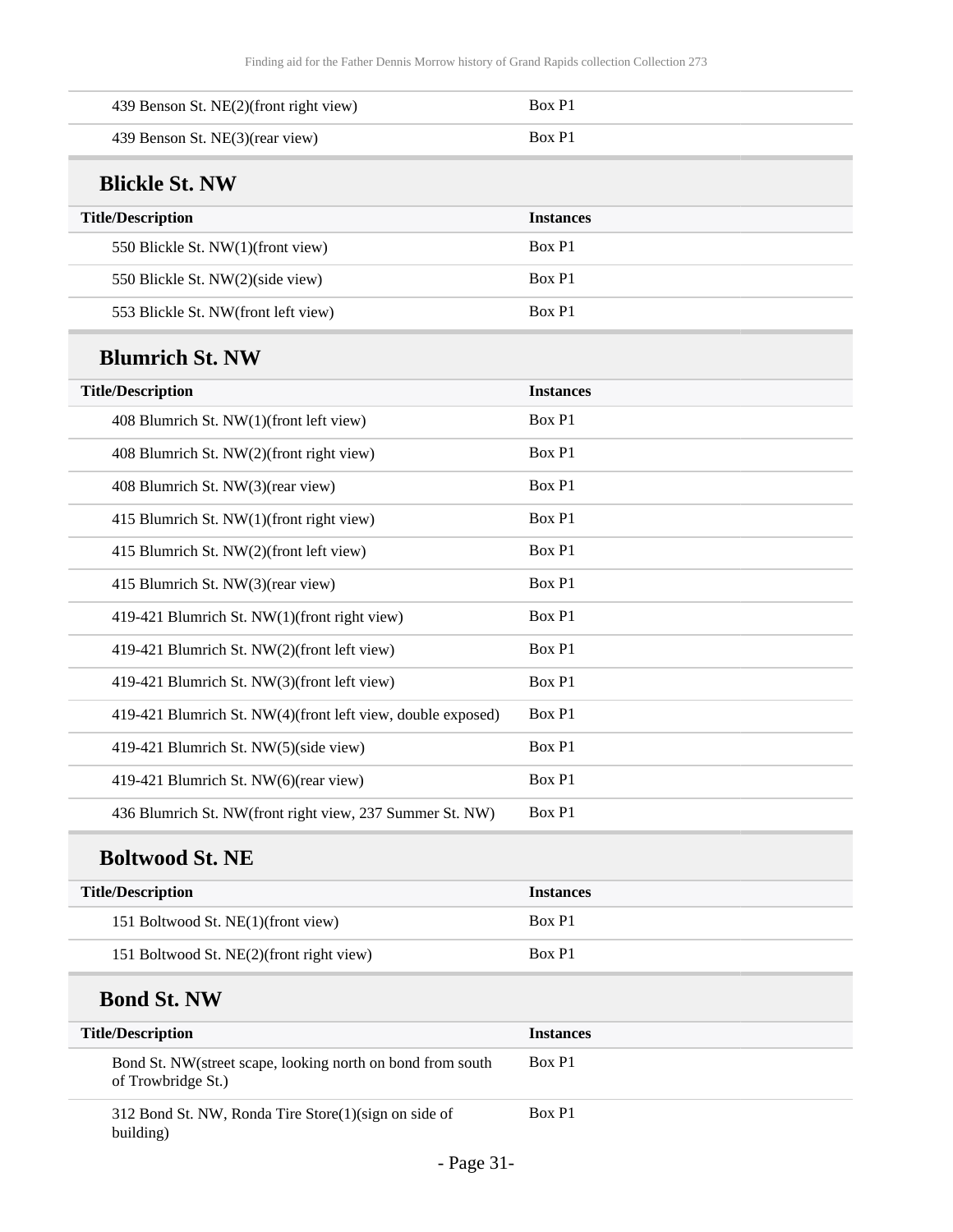| Title/Description | Instances |
| --- | --- |
| 439 Benson St. NE(2)(front right view) | Box P1 |
| 439 Benson St. NE(3)(rear view) | Box P1 |

### Blickle St. NW

| Title/Description | Instances |
| --- | --- |
| 550 Blickle St. NW(1)(front view) | Box P1 |
| 550 Blickle St. NW(2)(side view) | Box P1 |
| 553 Blickle St. NW(front left view) | Box P1 |

### Blumrich St. NW

| Title/Description | Instances |
| --- | --- |
| 408 Blumrich St. NW(1)(front left view) | Box P1 |
| 408 Blumrich St. NW(2)(front right view) | Box P1 |
| 408 Blumrich St. NW(3)(rear view) | Box P1 |
| 415 Blumrich St. NW(1)(front right view) | Box P1 |
| 415 Blumrich St. NW(2)(front left view) | Box P1 |
| 415 Blumrich St. NW(3)(rear view) | Box P1 |
| 419-421 Blumrich St. NW(1)(front right view) | Box P1 |
| 419-421 Blumrich St. NW(2)(front left view) | Box P1 |
| 419-421 Blumrich St. NW(3)(front left view) | Box P1 |
| 419-421 Blumrich St. NW(4)(front left view, double exposed) | Box P1 |
| 419-421 Blumrich St. NW(5)(side view) | Box P1 |
| 419-421 Blumrich St. NW(6)(rear view) | Box P1 |
| 436 Blumrich St. NW(front right view, 237 Summer St. NW) | Box P1 |

### Boltwood St. NE

| Title/Description | Instances |
| --- | --- |
| 151 Boltwood St. NE(1)(front view) | Box P1 |
| 151 Boltwood St. NE(2)(front right view) | Box P1 |

### Bond St. NW

| Title/Description | Instances |
| --- | --- |
| Bond St. NW(street scape, looking north on bond from south of Trowbridge St.) | Box P1 |
| 312 Bond St. NW, Ronda Tire Store(1)(sign on side of building) | Box P1 |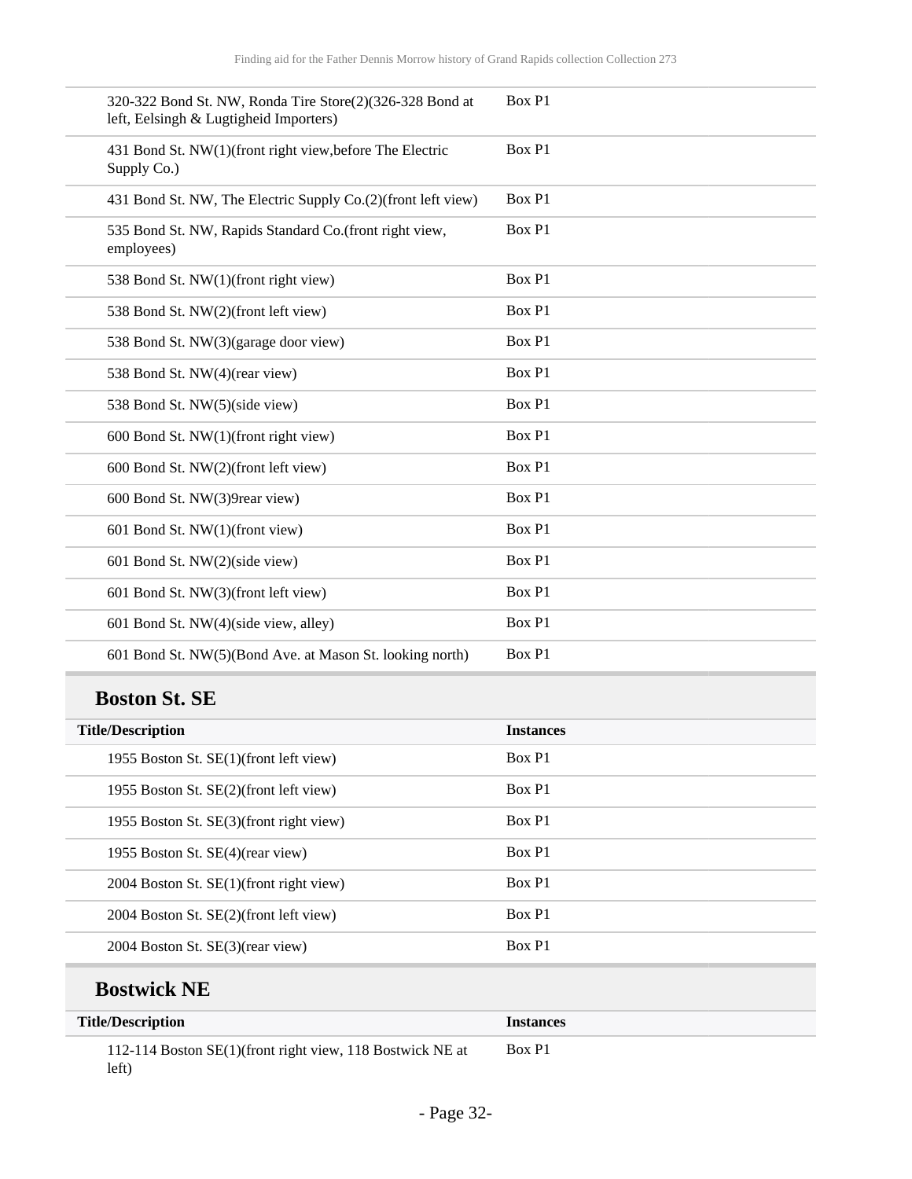| | |
|---|---|
| 320-322 Bond St. NW, Ronda Tire Store(2)(326-328 Bond at left, Eelsingh & Lugtigheid Importers) | Box P1 |
| 431 Bond St. NW(1)(front right view,before The Electric Supply Co.) | Box P1 |
| 431 Bond St. NW, The Electric Supply Co.(2)(front left view) | Box P1 |
| 535 Bond St. NW, Rapids Standard Co.(front right view, employees) | Box P1 |
| 538 Bond St. NW(1)(front right view) | Box P1 |
| 538 Bond St. NW(2)(front left view) | Box P1 |
| 538 Bond St. NW(3)(garage door view) | Box P1 |
| 538 Bond St. NW(4)(rear view) | Box P1 |
| 538 Bond St. NW(5)(side view) | Box P1 |
| 600 Bond St. NW(1)(front right view) | Box P1 |
| 600 Bond St. NW(2)(front left view) | Box P1 |
| 600 Bond St. NW(3)9rear view) | Box P1 |
| 601 Bond St. NW(1)(front view) | Box P1 |
| 601 Bond St. NW(2)(side view) | Box P1 |
| 601 Bond St. NW(3)(front left view) | Box P1 |
| 601 Bond St. NW(4)(side view, alley) | Box P1 |
| 601 Bond St. NW(5)(Bond Ave. at Mason St. looking north) | Box P1 |

## Boston St. SE

| Title/Description | Instances |
|---|---|
| 1955 Boston St. SE(1)(front left view) | Box P1 |
| 1955 Boston St. SE(2)(front left view) | Box P1 |
| 1955 Boston St. SE(3)(front right view) | Box P1 |
| 1955 Boston St. SE(4)(rear view) | Box P1 |
| 2004 Boston St. SE(1)(front right view) | Box P1 |
| 2004 Boston St. SE(2)(front left view) | Box P1 |
| 2004 Boston St. SE(3)(rear view) | Box P1 |

## Bostwick NE

| Title/Description | Instances |
|---|---|
| 112-114 Boston SE(1)(front right view, 118 Bostwick NE at left) | Box P1 |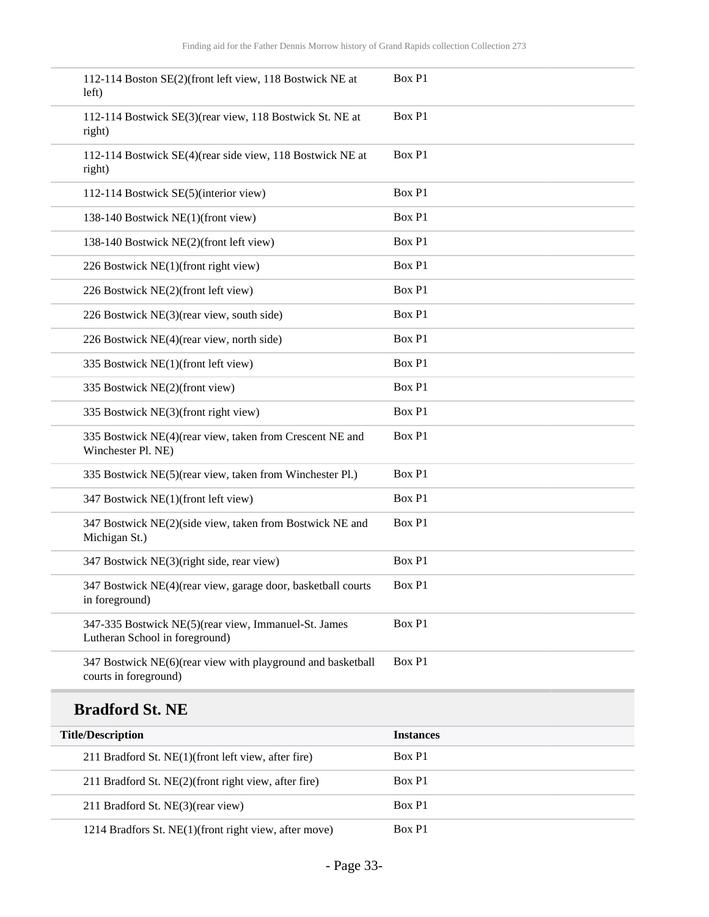| | |
|---|---|
| 112-114 Boston SE(2)(front left view, 118 Bostwick NE at left) | Box P1 |
| 112-114 Bostwick SE(3)(rear view, 118 Bostwick St. NE at right) | Box P1 |
| 112-114 Bostwick SE(4)(rear side view, 118 Bostwick NE at right) | Box P1 |
| 112-114 Bostwick SE(5)(interior view) | Box P1 |
| 138-140 Bostwick NE(1)(front view) | Box P1 |
| 138-140 Bostwick NE(2)(front left view) | Box P1 |
| 226 Bostwick NE(1)(front right view) | Box P1 |
| 226 Bostwick NE(2)(front left view) | Box P1 |
| 226 Bostwick NE(3)(rear view, south side) | Box P1 |
| 226 Bostwick NE(4)(rear view, north side) | Box P1 |
| 335 Bostwick NE(1)(front left view) | Box P1 |
| 335 Bostwick NE(2)(front view) | Box P1 |
| 335 Bostwick NE(3)(front right view) | Box P1 |
| 335 Bostwick NE(4)(rear view, taken from Crescent NE and Winchester Pl. NE) | Box P1 |
| 335 Bostwick NE(5)(rear view, taken from Winchester Pl.) | Box P1 |
| 347 Bostwick NE(1)(front left view) | Box P1 |
| 347 Bostwick NE(2)(side view, taken from Bostwick NE and Michigan St.) | Box P1 |
| 347 Bostwick NE(3)(right side, rear view) | Box P1 |
| 347 Bostwick NE(4)(rear view, garage door, basketball courts in foreground) | Box P1 |
| 347-335 Bostwick NE(5)(rear view, Immanuel-St. James Lutheran School in foreground) | Box P1 |
| 347 Bostwick NE(6)(rear view with playground and basketball courts in foreground) | Box P1 |

## Bradford St. NE

| Title/Description | Instances |
|---|---|
| 211 Bradford St. NE(1)(front left view, after fire) | Box P1 |
| 211 Bradford St. NE(2)(front right view, after fire) | Box P1 |
| 211 Bradford St. NE(3)(rear view) | Box P1 |
| 1214 Bradfors St. NE(1)(front right view, after move) | Box P1 |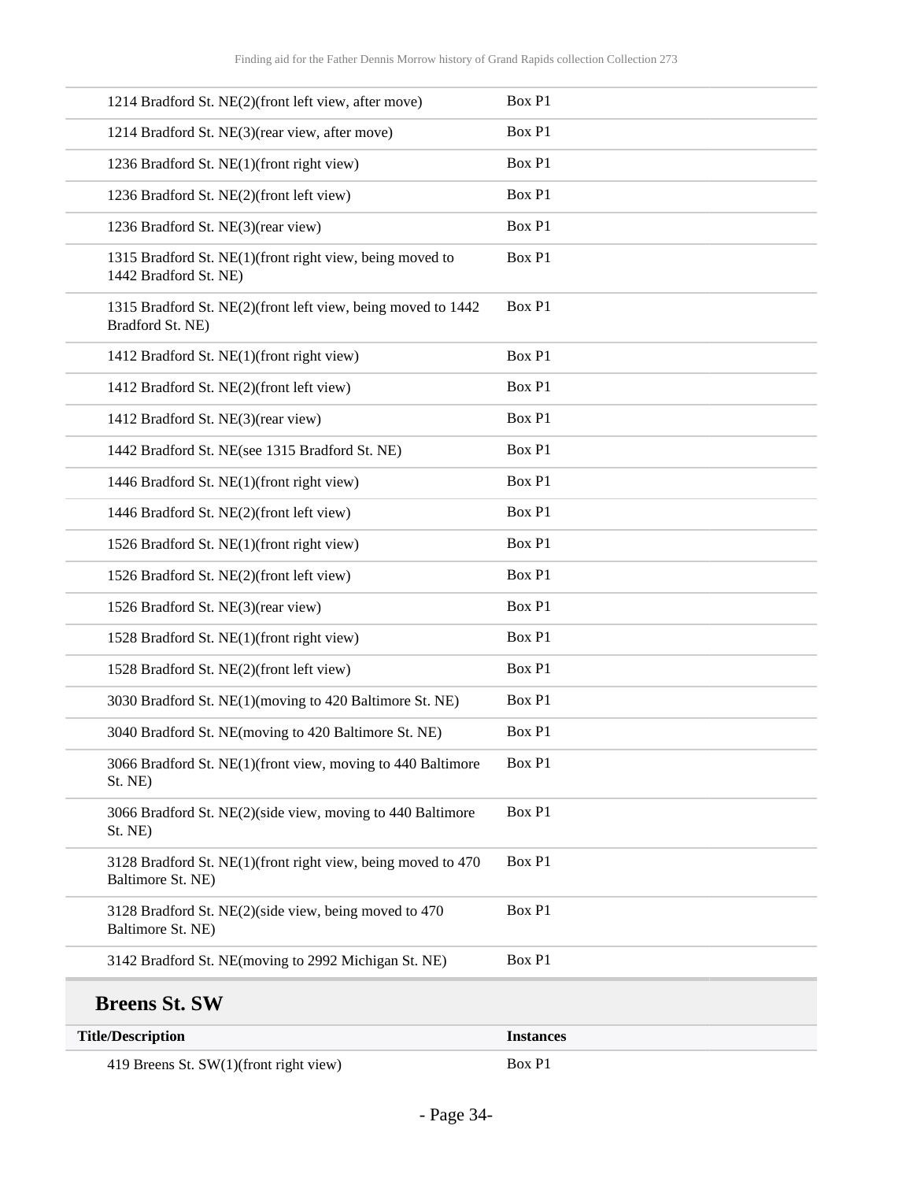| | |
|---|---|
| 1214 Bradford St. NE(2)(front left view, after move) | Box P1 |
| 1214 Bradford St. NE(3)(rear view, after move) | Box P1 |
| 1236 Bradford St. NE(1)(front right view) | Box P1 |
| 1236 Bradford St. NE(2)(front left view) | Box P1 |
| 1236 Bradford St. NE(3)(rear view) | Box P1 |
| 1315 Bradford St. NE(1)(front right view, being moved to 1442 Bradford St. NE) | Box P1 |
| 1315 Bradford St. NE(2)(front left view, being moved to 1442 Bradford St. NE) | Box P1 |
| 1412 Bradford St. NE(1)(front right view) | Box P1 |
| 1412 Bradford St. NE(2)(front left view) | Box P1 |
| 1412 Bradford St. NE(3)(rear view) | Box P1 |
| 1442 Bradford St. NE(see 1315 Bradford St. NE) | Box P1 |
| 1446 Bradford St. NE(1)(front right view) | Box P1 |
| 1446 Bradford St. NE(2)(front left view) | Box P1 |
| 1526 Bradford St. NE(1)(front right view) | Box P1 |
| 1526 Bradford St. NE(2)(front left view) | Box P1 |
| 1526 Bradford St. NE(3)(rear view) | Box P1 |
| 1528 Bradford St. NE(1)(front right view) | Box P1 |
| 1528 Bradford St. NE(2)(front left view) | Box P1 |
| 3030 Bradford St. NE(1)(moving to 420 Baltimore St. NE) | Box P1 |
| 3040 Bradford St. NE(moving to 420 Baltimore St. NE) | Box P1 |
| 3066 Bradford St. NE(1)(front view, moving to 440 Baltimore St. NE) | Box P1 |
| 3066 Bradford St. NE(2)(side view, moving to 440 Baltimore St. NE) | Box P1 |
| 3128 Bradford St. NE(1)(front right view, being moved to 470 Baltimore St. NE) | Box P1 |
| 3128 Bradford St. NE(2)(side view, being moved to 470 Baltimore St. NE) | Box P1 |
| 3142 Bradford St. NE(moving to 2992 Michigan St. NE) | Box P1 |

## Breens St. SW

| Title/Description | Instances |
|---|---|
| 419 Breens St. SW(1)(front right view) | Box P1 |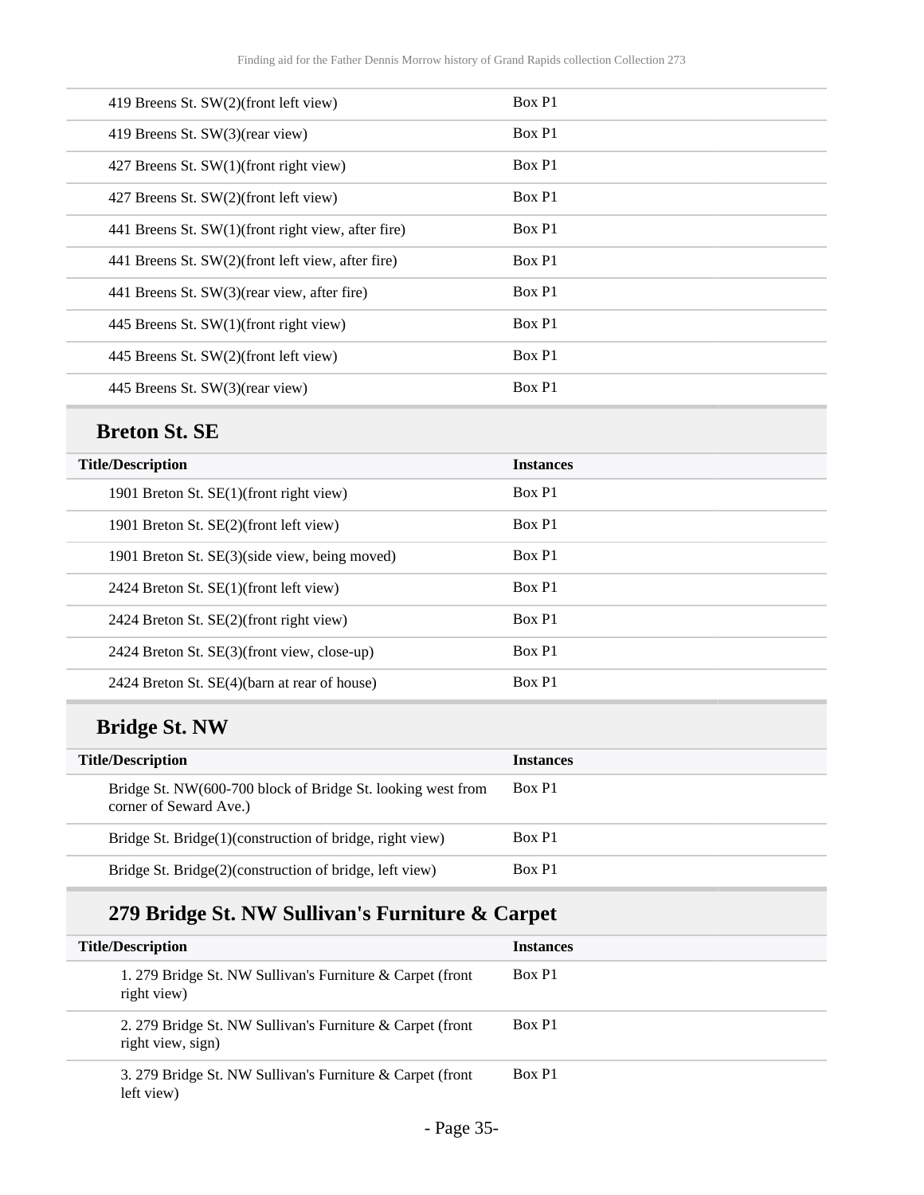| Title/Description | Instances |
| --- | --- |
| 419 Breens St. SW(2)(front left view) | Box P1 |
| 419 Breens St. SW(3)(rear view) | Box P1 |
| 427 Breens St. SW(1)(front right view) | Box P1 |
| 427 Breens St. SW(2)(front left view) | Box P1 |
| 441 Breens St. SW(1)(front right view, after fire) | Box P1 |
| 441 Breens St. SW(2)(front left view, after fire) | Box P1 |
| 441 Breens St. SW(3)(rear view, after fire) | Box P1 |
| 445 Breens St. SW(1)(front right view) | Box P1 |
| 445 Breens St. SW(2)(front left view) | Box P1 |
| 445 Breens St. SW(3)(rear view) | Box P1 |

## Breton St. SE

| Title/Description | Instances |
| --- | --- |
| 1901 Breton St. SE(1)(front right view) | Box P1 |
| 1901 Breton St. SE(2)(front left view) | Box P1 |
| 1901 Breton St. SE(3)(side view, being moved) | Box P1 |
| 2424 Breton St. SE(1)(front left view) | Box P1 |
| 2424 Breton St. SE(2)(front right view) | Box P1 |
| 2424 Breton St. SE(3)(front view, close-up) | Box P1 |
| 2424 Breton St. SE(4)(barn at rear of house) | Box P1 |

## Bridge St. NW

| Title/Description | Instances |
| --- | --- |
| Bridge St. NW(600-700 block of Bridge St. looking west from corner of Seward Ave.) | Box P1 |
| Bridge St. Bridge(1)(construction of bridge, right view) | Box P1 |
| Bridge St. Bridge(2)(construction of bridge, left view) | Box P1 |

### 279 Bridge St. NW Sullivan's Furniture & Carpet

| Title/Description | Instances |
| --- | --- |
| 1. 279 Bridge St. NW Sullivan's Furniture & Carpet (front right view) | Box P1 |
| 2. 279 Bridge St. NW Sullivan's Furniture & Carpet (front right view, sign) | Box P1 |
| 3. 279 Bridge St. NW Sullivan's Furniture & Carpet (front left view) | Box P1 |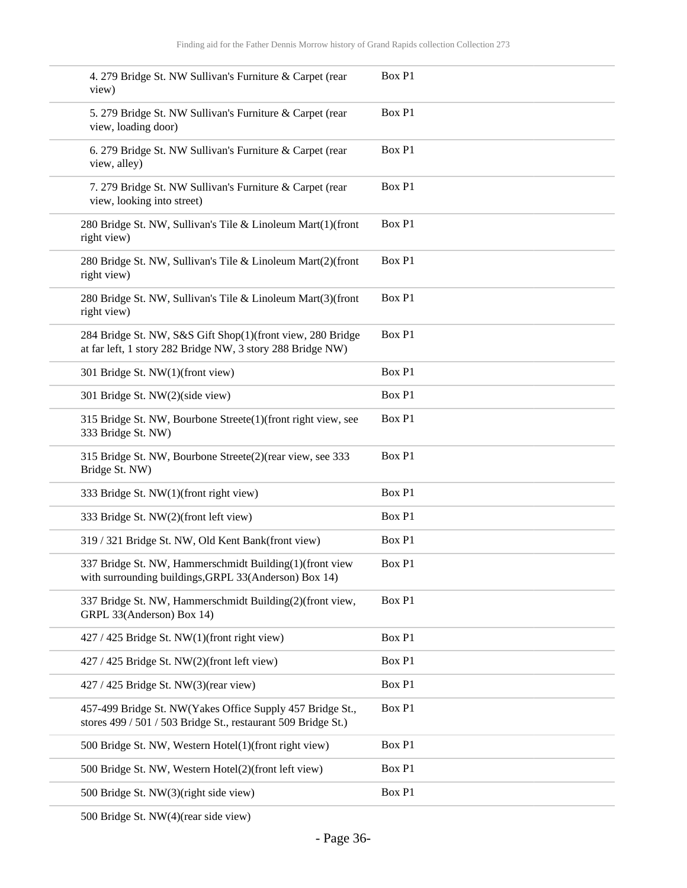| | |
|---|---|
| 4. 279 Bridge St. NW Sullivan's Furniture & Carpet (rear view) | Box P1 |
| 5. 279 Bridge St. NW Sullivan's Furniture & Carpet (rear view, loading door) | Box P1 |
| 6. 279 Bridge St. NW Sullivan's Furniture & Carpet (rear view, alley) | Box P1 |
| 7. 279 Bridge St. NW Sullivan's Furniture & Carpet (rear view, looking into street) | Box P1 |
| 280 Bridge St. NW, Sullivan's Tile & Linoleum Mart(1)(front right view) | Box P1 |
| 280 Bridge St. NW, Sullivan's Tile & Linoleum Mart(2)(front right view) | Box P1 |
| 280 Bridge St. NW, Sullivan's Tile & Linoleum Mart(3)(front right view) | Box P1 |
| 284 Bridge St. NW, S&S Gift Shop(1)(front view, 280 Bridge at far left, 1 story 282 Bridge NW, 3 story 288 Bridge NW) | Box P1 |
| 301 Bridge St. NW(1)(front view) | Box P1 |
| 301 Bridge St. NW(2)(side view) | Box P1 |
| 315 Bridge St. NW, Bourbone Streete(1)(front right view, see 333 Bridge St. NW) | Box P1 |
| 315 Bridge St. NW, Bourbone Streete(2)(rear view, see 333 Bridge St. NW) | Box P1 |
| 333 Bridge St. NW(1)(front right view) | Box P1 |
| 333 Bridge St. NW(2)(front left view) | Box P1 |
| 319 / 321 Bridge St. NW, Old Kent Bank(front view) | Box P1 |
| 337 Bridge St. NW, Hammerschmidt Building(1)(front view with surrounding buildings,GRPL 33(Anderson) Box 14) | Box P1 |
| 337 Bridge St. NW, Hammerschmidt Building(2)(front view, GRPL 33(Anderson) Box 14) | Box P1 |
| 427 / 425 Bridge St. NW(1)(front right view) | Box P1 |
| 427 / 425 Bridge St. NW(2)(front left view) | Box P1 |
| 427 / 425 Bridge St. NW(3)(rear view) | Box P1 |
| 457-499 Bridge St. NW(Yakes Office Supply 457 Bridge St., stores 499 / 501 / 503 Bridge St., restaurant 509 Bridge St.) | Box P1 |
| 500 Bridge St. NW, Western Hotel(1)(front right view) | Box P1 |
| 500 Bridge St. NW, Western Hotel(2)(front left view) | Box P1 |
| 500 Bridge St. NW(3)(right side view) | Box P1 |
| 500 Bridge St. NW(4)(rear side view) | |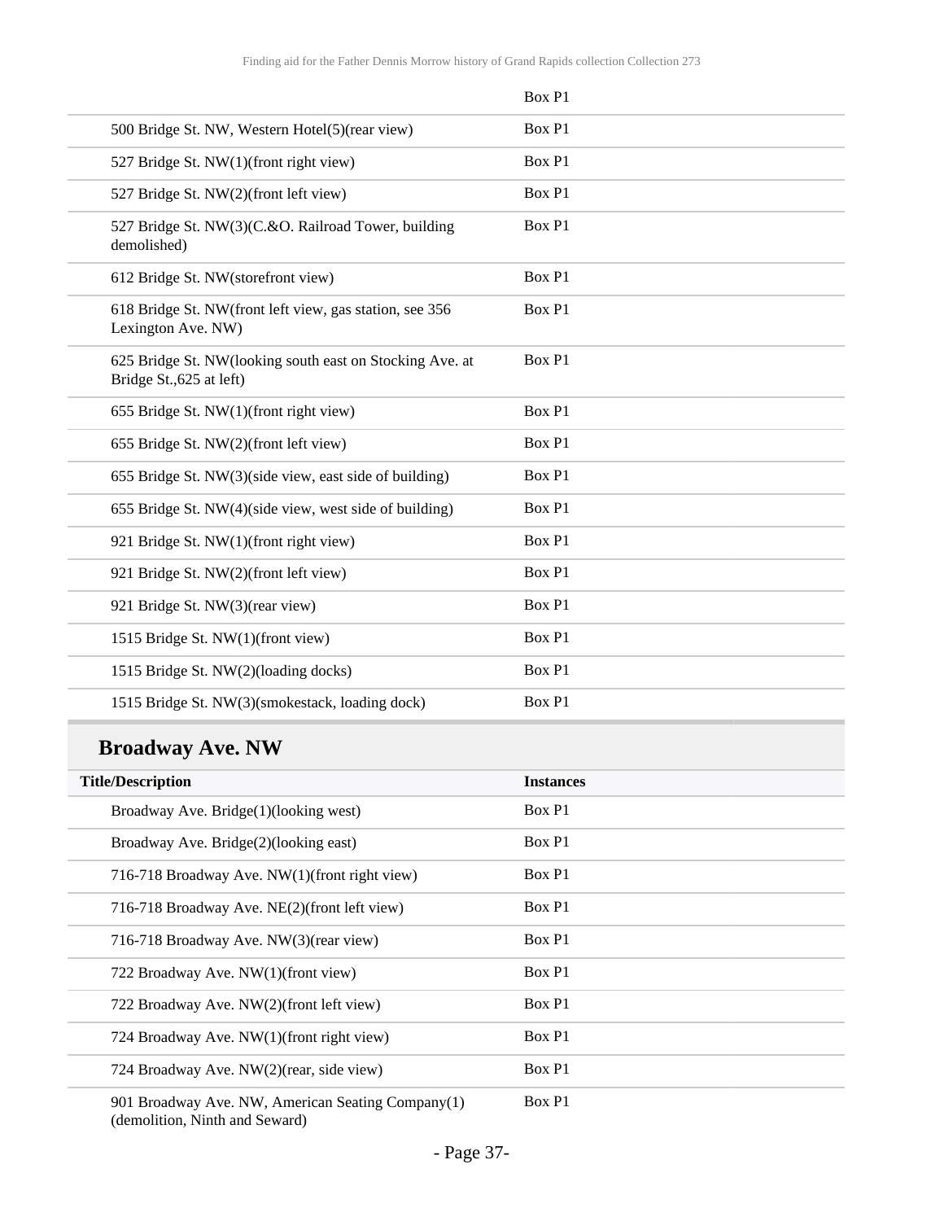| | Box P1 |
|---|---|
| 500 Bridge St. NW, Western Hotel(5)(rear view) | Box P1 |
| 527 Bridge St. NW(1)(front right view) | Box P1 |
| 527 Bridge St. NW(2)(front left view) | Box P1 |
| 527 Bridge St. NW(3)(C.&O. Railroad Tower, building demolished) | Box P1 |
| 612 Bridge St. NW(storefront view) | Box P1 |
| 618 Bridge St. NW(front left view, gas station, see 356 Lexington Ave. NW) | Box P1 |
| 625 Bridge St. NW(looking south east on Stocking Ave. at Bridge St.,625 at left) | Box P1 |
| 655 Bridge St. NW(1)(front right view) | Box P1 |
| 655 Bridge St. NW(2)(front left view) | Box P1 |
| 655 Bridge St. NW(3)(side view, east side of building) | Box P1 |
| 655 Bridge St. NW(4)(side view, west side of building) | Box P1 |
| 921 Bridge St. NW(1)(front right view) | Box P1 |
| 921 Bridge St. NW(2)(front left view) | Box P1 |
| 921 Bridge St. NW(3)(rear view) | Box P1 |
| 1515 Bridge St. NW(1)(front view) | Box P1 |
| 1515 Bridge St. NW(2)(loading docks) | Box P1 |
| 1515 Bridge St. NW(3)(smokestack, loading dock) | Box P1 |

## Broadway Ave. NW

| Title/Description | Instances |
|---|---|
| Broadway Ave. Bridge(1)(looking west) | Box P1 |
| Broadway Ave. Bridge(2)(looking east) | Box P1 |
| 716-718 Broadway Ave. NW(1)(front right view) | Box P1 |
| 716-718 Broadway Ave. NE(2)(front left view) | Box P1 |
| 716-718 Broadway Ave. NW(3)(rear view) | Box P1 |
| 722 Broadway Ave. NW(1)(front view) | Box P1 |
| 722 Broadway Ave. NW(2)(front left view) | Box P1 |
| 724 Broadway Ave. NW(1)(front right view) | Box P1 |
| 724 Broadway Ave. NW(2)(rear, side view) | Box P1 |
| 901 Broadway Ave. NW, American Seating Company(1)(demolition, Ninth and Seward) | Box P1 |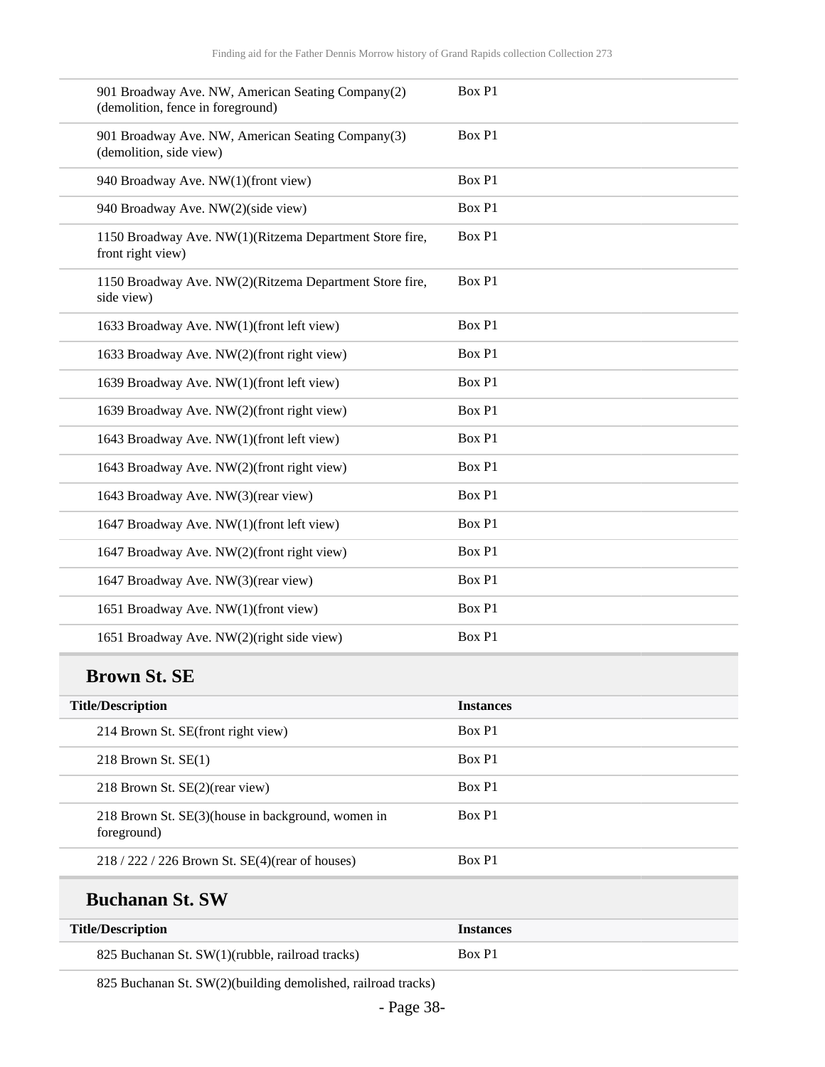| Title/Description | Instances |
|---|---|
| 901 Broadway Ave. NW, American Seating Company(2) (demolition, fence in foreground) | Box P1 |
| 901 Broadway Ave. NW, American Seating Company(3) (demolition, side view) | Box P1 |
| 940 Broadway Ave. NW(1)(front view) | Box P1 |
| 940 Broadway Ave. NW(2)(side view) | Box P1 |
| 1150 Broadway Ave. NW(1)(Ritzema Department Store fire, front right view) | Box P1 |
| 1150 Broadway Ave. NW(2)(Ritzema Department Store fire, side view) | Box P1 |
| 1633 Broadway Ave. NW(1)(front left view) | Box P1 |
| 1633 Broadway Ave. NW(2)(front right view) | Box P1 |
| 1639 Broadway Ave. NW(1)(front left view) | Box P1 |
| 1639 Broadway Ave. NW(2)(front right view) | Box P1 |
| 1643 Broadway Ave. NW(1)(front left view) | Box P1 |
| 1643 Broadway Ave. NW(2)(front right view) | Box P1 |
| 1643 Broadway Ave. NW(3)(rear view) | Box P1 |
| 1647 Broadway Ave. NW(1)(front left view) | Box P1 |
| 1647 Broadway Ave. NW(2)(front right view) | Box P1 |
| 1647 Broadway Ave. NW(3)(rear view) | Box P1 |
| 1651 Broadway Ave. NW(1)(front view) | Box P1 |
| 1651 Broadway Ave. NW(2)(right side view) | Box P1 |

## Brown St. SE

| Title/Description | Instances |
|---|---|
| 214 Brown St. SE(front right view) | Box P1 |
| 218 Brown St. SE(1) | Box P1 |
| 218 Brown St. SE(2)(rear view) | Box P1 |
| 218 Brown St. SE(3)(house in background, women in foreground) | Box P1 |
| 218 / 222 / 226 Brown St. SE(4)(rear of houses) | Box P1 |

## Buchanan St. SW

| Title/Description | Instances |
|---|---|
| 825 Buchanan St. SW(1)(rubble, railroad tracks) | Box P1 |
| 825 Buchanan St. SW(2)(building demolished, railroad tracks) | |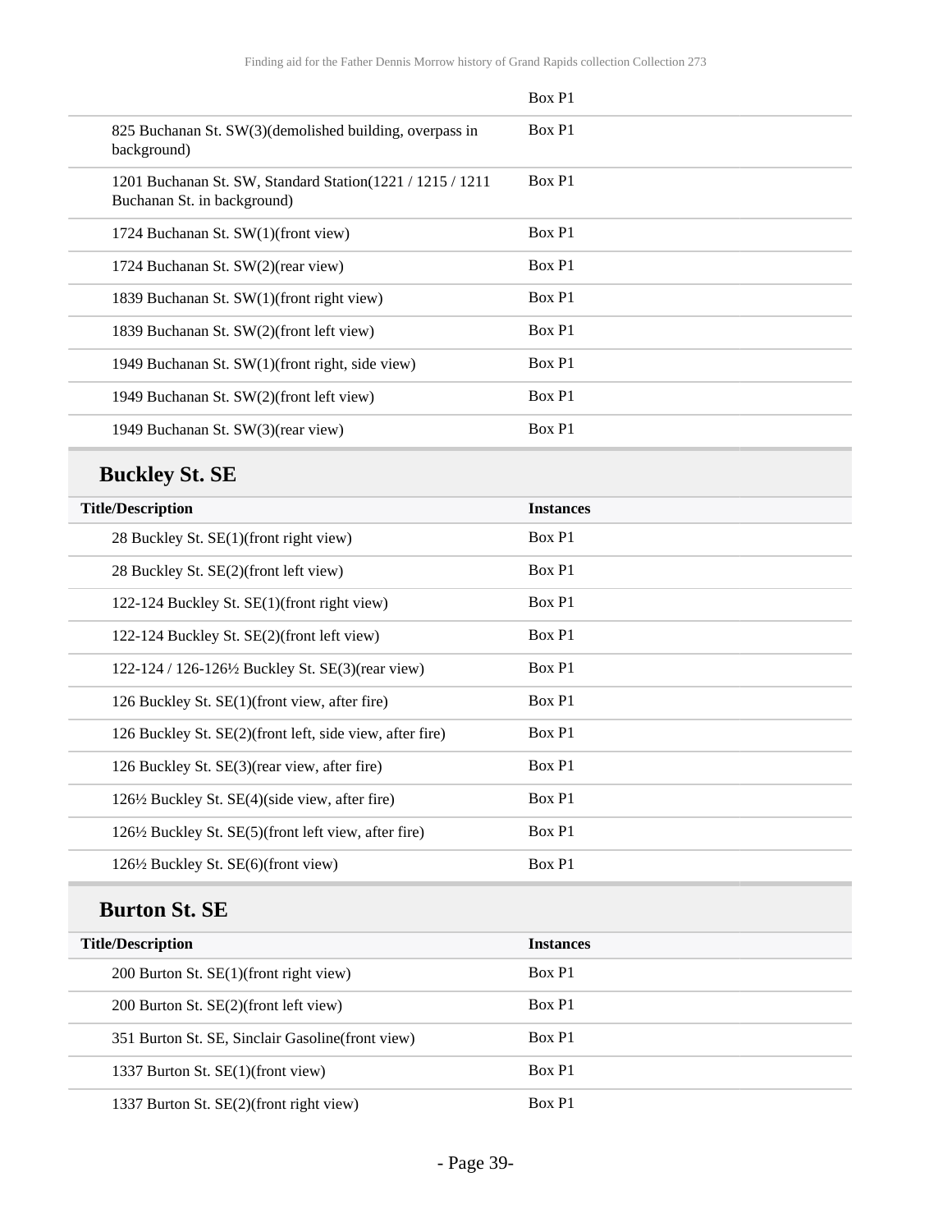| | |
|---|---|
| | Box P1 |
| 825 Buchanan St. SW(3)(demolished building, overpass in background) | Box P1 |
| 1201 Buchanan St. SW, Standard Station(1221 / 1215 / 1211 Buchanan St. in background) | Box P1 |
| 1724 Buchanan St. SW(1)(front view) | Box P1 |
| 1724 Buchanan St. SW(2)(rear view) | Box P1 |
| 1839 Buchanan St. SW(1)(front right view) | Box P1 |
| 1839 Buchanan St. SW(2)(front left view) | Box P1 |
| 1949 Buchanan St. SW(1)(front right, side view) | Box P1 |
| 1949 Buchanan St. SW(2)(front left view) | Box P1 |
| 1949 Buchanan St. SW(3)(rear view) | Box P1 |

## Buckley St. SE

| Title/Description | Instances |
|---|---|
| 28 Buckley St. SE(1)(front right view) | Box P1 |
| 28 Buckley St. SE(2)(front left view) | Box P1 |
| 122-124 Buckley St. SE(1)(front right view) | Box P1 |
| 122-124 Buckley St. SE(2)(front left view) | Box P1 |
| 122-124 / 126-126½ Buckley St. SE(3)(rear view) | Box P1 |
| 126 Buckley St. SE(1)(front view, after fire) | Box P1 |
| 126 Buckley St. SE(2)(front left, side view, after fire) | Box P1 |
| 126 Buckley St. SE(3)(rear view, after fire) | Box P1 |
| 126½ Buckley St. SE(4)(side view, after fire) | Box P1 |
| 126½ Buckley St. SE(5)(front left view, after fire) | Box P1 |
| 126½ Buckley St. SE(6)(front view) | Box P1 |

## Burton St. SE

| Title/Description | Instances |
|---|---|
| 200 Burton St. SE(1)(front right view) | Box P1 |
| 200 Burton St. SE(2)(front left view) | Box P1 |
| 351 Burton St. SE, Sinclair Gasoline(front view) | Box P1 |
| 1337 Burton St. SE(1)(front view) | Box P1 |
| 1337 Burton St. SE(2)(front right view) | Box P1 |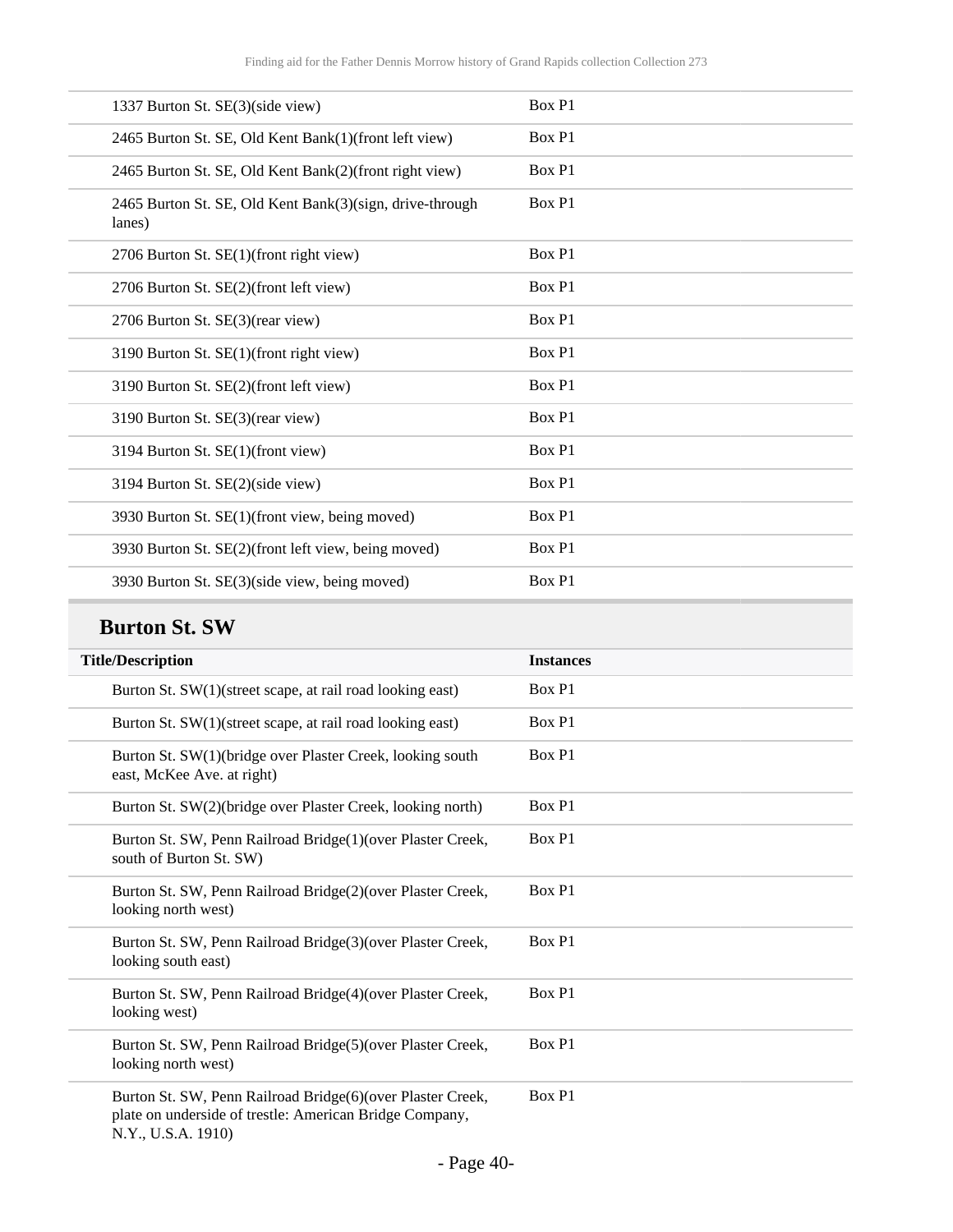| | |
|---|---|
| 1337 Burton St. SE(3)(side view) | Box P1 |
| 2465 Burton St. SE, Old Kent Bank(1)(front left view) | Box P1 |
| 2465 Burton St. SE, Old Kent Bank(2)(front right view) | Box P1 |
| 2465 Burton St. SE, Old Kent Bank(3)(sign, drive-through lanes) | Box P1 |
| 2706 Burton St. SE(1)(front right view) | Box P1 |
| 2706 Burton St. SE(2)(front left view) | Box P1 |
| 2706 Burton St. SE(3)(rear view) | Box P1 |
| 3190 Burton St. SE(1)(front right view) | Box P1 |
| 3190 Burton St. SE(2)(front left view) | Box P1 |
| 3190 Burton St. SE(3)(rear view) | Box P1 |
| 3194 Burton St. SE(1)(front view) | Box P1 |
| 3194 Burton St. SE(2)(side view) | Box P1 |
| 3930 Burton St. SE(1)(front view, being moved) | Box P1 |
| 3930 Burton St. SE(2)(front left view, being moved) | Box P1 |
| 3930 Burton St. SE(3)(side view, being moved) | Box P1 |

## Burton St. SW

| Title/Description | Instances |
|---|---|
| Burton St. SW(1)(street scape, at rail road looking east) | Box P1 |
| Burton St. SW(1)(street scape, at rail road looking east) | Box P1 |
| Burton St. SW(1)(bridge over Plaster Creek, looking south east, McKee Ave. at right) | Box P1 |
| Burton St. SW(2)(bridge over Plaster Creek, looking north) | Box P1 |
| Burton St. SW, Penn Railroad Bridge(1)(over Plaster Creek, south of Burton St. SW) | Box P1 |
| Burton St. SW, Penn Railroad Bridge(2)(over Plaster Creek, looking north west) | Box P1 |
| Burton St. SW, Penn Railroad Bridge(3)(over Plaster Creek, looking south east) | Box P1 |
| Burton St. SW, Penn Railroad Bridge(4)(over Plaster Creek, looking west) | Box P1 |
| Burton St. SW, Penn Railroad Bridge(5)(over Plaster Creek, looking north west) | Box P1 |
| Burton St. SW, Penn Railroad Bridge(6)(over Plaster Creek, plate on underside of trestle: American Bridge Company, N.Y., U.S.A. 1910) | Box P1 |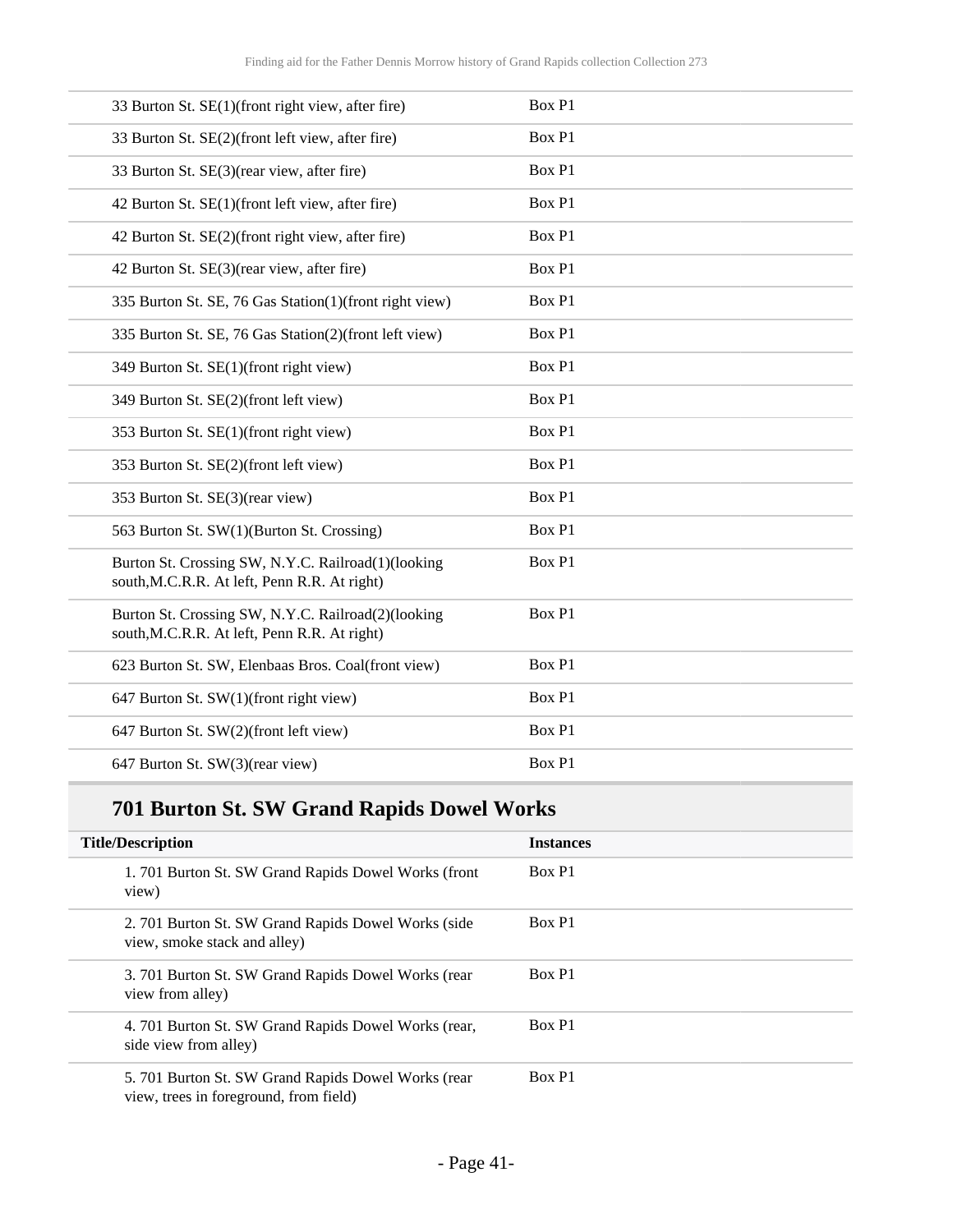| | |
|---|---|
| 33 Burton St. SE(1)(front right view, after fire) | Box P1 |
| 33 Burton St. SE(2)(front left view, after fire) | Box P1 |
| 33 Burton St. SE(3)(rear view, after fire) | Box P1 |
| 42 Burton St. SE(1)(front left view, after fire) | Box P1 |
| 42 Burton St. SE(2)(front right view, after fire) | Box P1 |
| 42 Burton St. SE(3)(rear view, after fire) | Box P1 |
| 335 Burton St. SE, 76 Gas Station(1)(front right view) | Box P1 |
| 335 Burton St. SE, 76 Gas Station(2)(front left view) | Box P1 |
| 349 Burton St. SE(1)(front right view) | Box P1 |
| 349 Burton St. SE(2)(front left view) | Box P1 |
| 353 Burton St. SE(1)(front right view) | Box P1 |
| 353 Burton St. SE(2)(front left view) | Box P1 |
| 353 Burton St. SE(3)(rear view) | Box P1 |
| 563 Burton St. SW(1)(Burton St. Crossing) | Box P1 |
| Burton St. Crossing SW, N.Y.C. Railroad(1)(looking south,M.C.R.R. At left, Penn R.R. At right) | Box P1 |
| Burton St. Crossing SW, N.Y.C. Railroad(2)(looking south,M.C.R.R. At left, Penn R.R. At right) | Box P1 |
| 623 Burton St. SW, Elenbaas Bros. Coal(front view) | Box P1 |
| 647 Burton St. SW(1)(front right view) | Box P1 |
| 647 Burton St. SW(2)(front left view) | Box P1 |
| 647 Burton St. SW(3)(rear view) | Box P1 |

## 701 Burton St. SW Grand Rapids Dowel Works

| Title/Description | Instances |
|---|---|
| 1. 701 Burton St. SW Grand Rapids Dowel Works (front view) | Box P1 |
| 2. 701 Burton St. SW Grand Rapids Dowel Works (side view, smoke stack and alley) | Box P1 |
| 3. 701 Burton St. SW Grand Rapids Dowel Works (rear view from alley) | Box P1 |
| 4. 701 Burton St. SW Grand Rapids Dowel Works (rear, side view from alley) | Box P1 |
| 5. 701 Burton St. SW Grand Rapids Dowel Works (rear view, trees in foreground, from field) | Box P1 |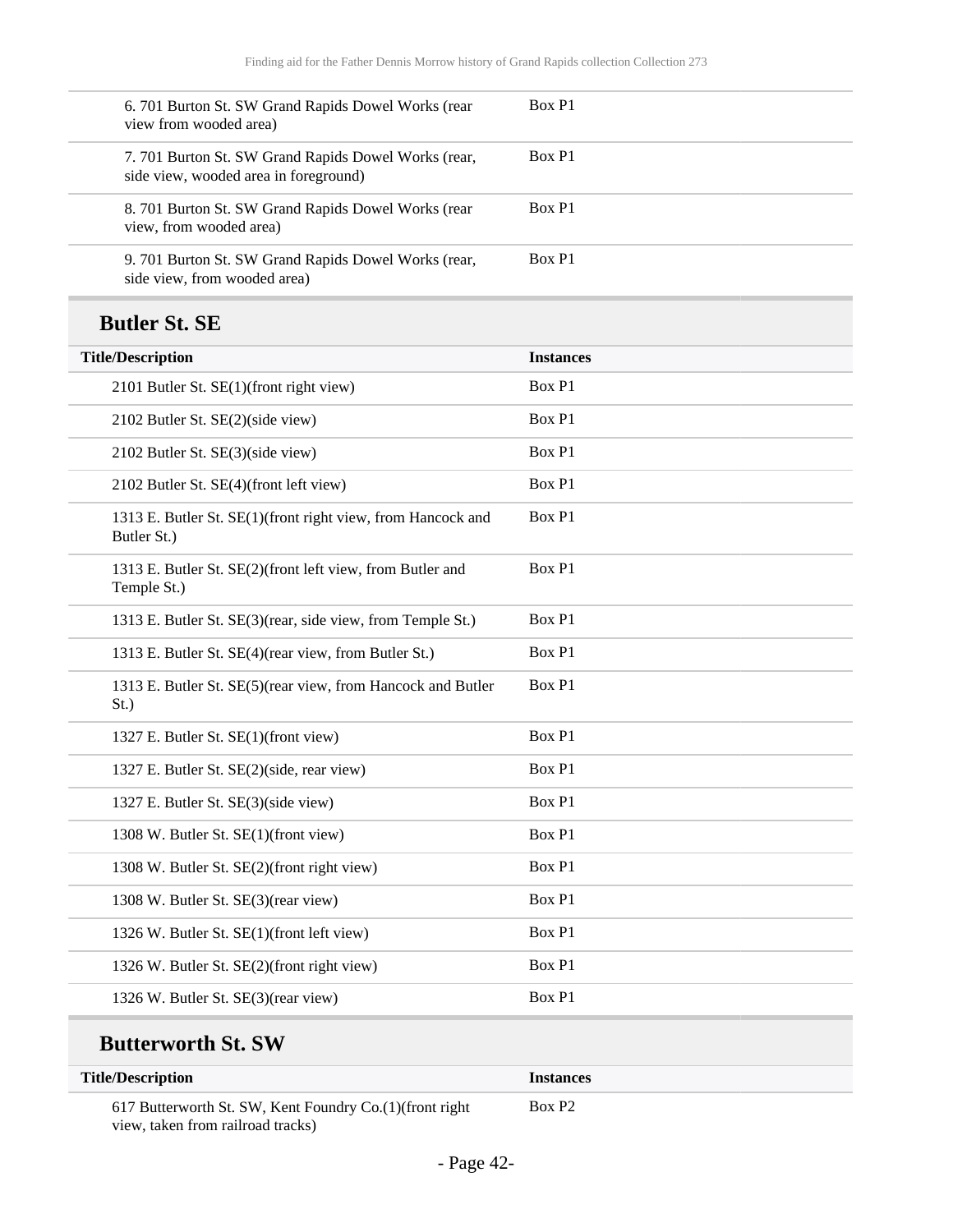| | |
|---|---|
| 6. 701 Burton St. SW Grand Rapids Dowel Works (rear view from wooded area) | Box P1 |
| 7. 701 Burton St. SW Grand Rapids Dowel Works (rear, side view, wooded area in foreground) | Box P1 |
| 8. 701 Burton St. SW Grand Rapids Dowel Works (rear view, from wooded area) | Box P1 |
| 9. 701 Burton St. SW Grand Rapids Dowel Works (rear, side view, from wooded area) | Box P1 |

## Butler St. SE

| Title/Description | Instances |
|---|---|
| 2101 Butler St. SE(1)(front right view) | Box P1 |
| 2102 Butler St. SE(2)(side view) | Box P1 |
| 2102 Butler St. SE(3)(side view) | Box P1 |
| 2102 Butler St. SE(4)(front left view) | Box P1 |
| 1313 E. Butler St. SE(1)(front right view, from Hancock and Butler St.) | Box P1 |
| 1313 E. Butler St. SE(2)(front left view, from Butler and Temple St.) | Box P1 |
| 1313 E. Butler St. SE(3)(rear, side view, from Temple St.) | Box P1 |
| 1313 E. Butler St. SE(4)(rear view, from Butler St.) | Box P1 |
| 1313 E. Butler St. SE(5)(rear view, from Hancock and Butler St.) | Box P1 |
| 1327 E. Butler St. SE(1)(front view) | Box P1 |
| 1327 E. Butler St. SE(2)(side, rear view) | Box P1 |
| 1327 E. Butler St. SE(3)(side view) | Box P1 |
| 1308 W. Butler St. SE(1)(front view) | Box P1 |
| 1308 W. Butler St. SE(2)(front right view) | Box P1 |
| 1308 W. Butler St. SE(3)(rear view) | Box P1 |
| 1326 W. Butler St. SE(1)(front left view) | Box P1 |
| 1326 W. Butler St. SE(2)(front right view) | Box P1 |
| 1326 W. Butler St. SE(3)(rear view) | Box P1 |

## Butterworth St. SW

| Title/Description | Instances |
|---|---|
| 617 Butterworth St. SW, Kent Foundry Co.(1)(front right view, taken from railroad tracks) | Box P2 |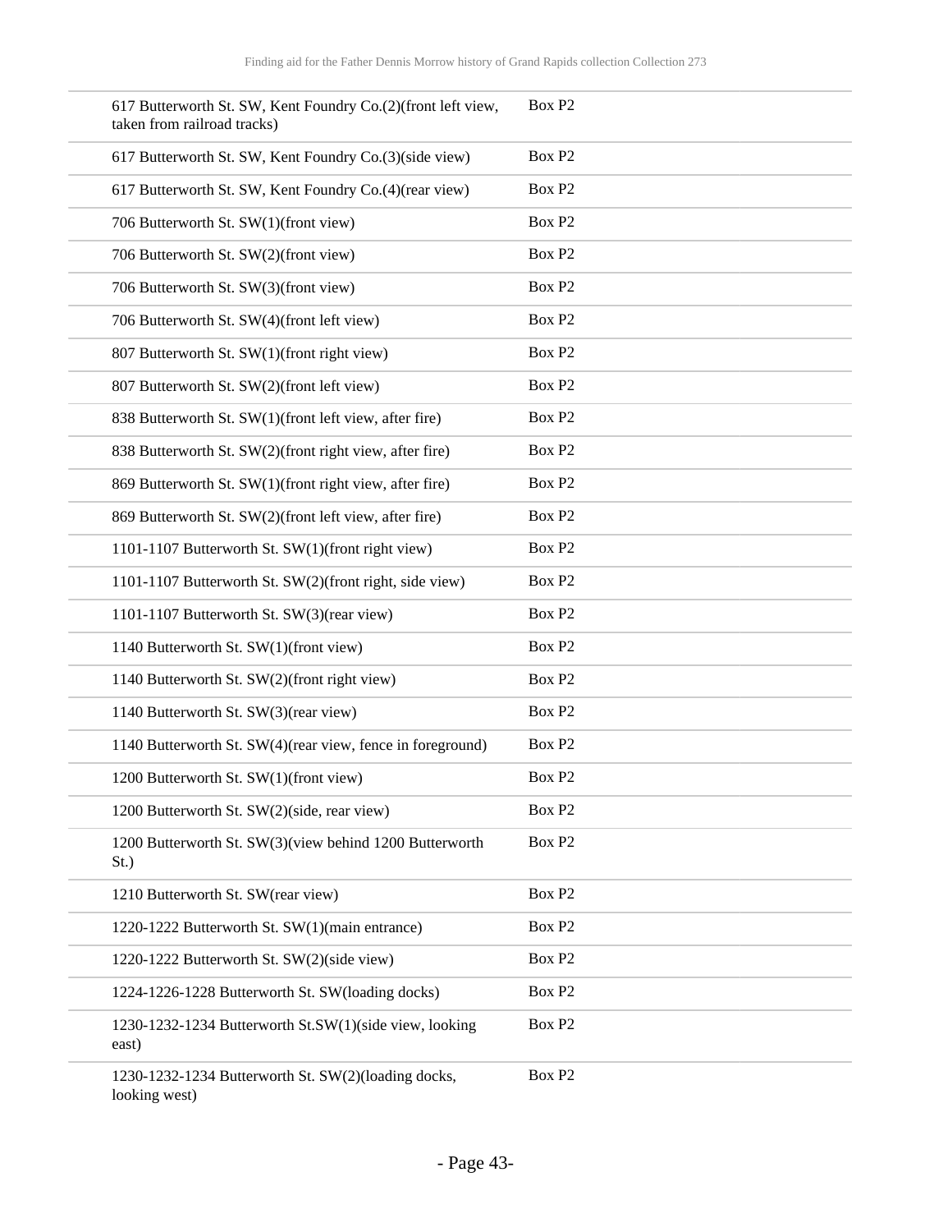| | |
|---|---|
| 617 Butterworth St. SW, Kent Foundry Co.(2)(front left view, taken from railroad tracks) | Box P2 |
| 617 Butterworth St. SW, Kent Foundry Co.(3)(side view) | Box P2 |
| 617 Butterworth St. SW, Kent Foundry Co.(4)(rear view) | Box P2 |
| 706 Butterworth St. SW(1)(front view) | Box P2 |
| 706 Butterworth St. SW(2)(front view) | Box P2 |
| 706 Butterworth St. SW(3)(front view) | Box P2 |
| 706 Butterworth St. SW(4)(front left view) | Box P2 |
| 807 Butterworth St. SW(1)(front right view) | Box P2 |
| 807 Butterworth St. SW(2)(front left view) | Box P2 |
| 838 Butterworth St. SW(1)(front left view, after fire) | Box P2 |
| 838 Butterworth St. SW(2)(front right view, after fire) | Box P2 |
| 869 Butterworth St. SW(1)(front right view, after fire) | Box P2 |
| 869 Butterworth St. SW(2)(front left view, after fire) | Box P2 |
| 1101-1107 Butterworth St. SW(1)(front right view) | Box P2 |
| 1101-1107 Butterworth St. SW(2)(front right, side view) | Box P2 |
| 1101-1107 Butterworth St. SW(3)(rear view) | Box P2 |
| 1140 Butterworth St. SW(1)(front view) | Box P2 |
| 1140 Butterworth St. SW(2)(front right view) | Box P2 |
| 1140 Butterworth St. SW(3)(rear view) | Box P2 |
| 1140 Butterworth St. SW(4)(rear view, fence in foreground) | Box P2 |
| 1200 Butterworth St. SW(1)(front view) | Box P2 |
| 1200 Butterworth St. SW(2)(side, rear view) | Box P2 |
| 1200 Butterworth St. SW(3)(view behind 1200 Butterworth St.) | Box P2 |
| 1210 Butterworth St. SW(rear view) | Box P2 |
| 1220-1222 Butterworth St. SW(1)(main entrance) | Box P2 |
| 1220-1222 Butterworth St. SW(2)(side view) | Box P2 |
| 1224-1226-1228 Butterworth St. SW(loading docks) | Box P2 |
| 1230-1232-1234 Butterworth St.SW(1)(side view, looking east) | Box P2 |
| 1230-1232-1234 Butterworth St. SW(2)(loading docks, looking west) | Box P2 |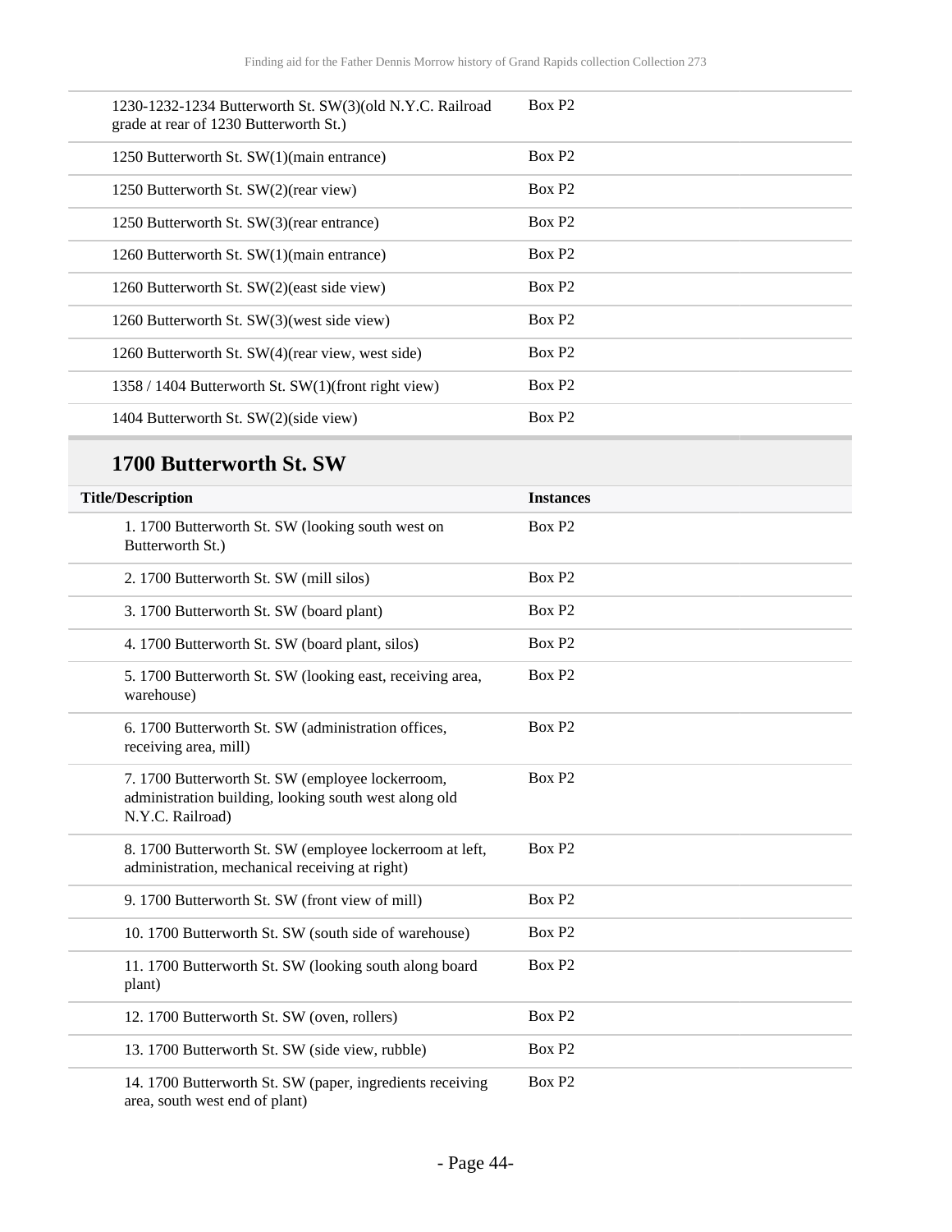| | |
|---|---|
| 1230-1232-1234 Butterworth St. SW(3)(old N.Y.C. Railroad grade at rear of 1230 Butterworth St.) | Box P2 |
| 1250 Butterworth St. SW(1)(main entrance) | Box P2 |
| 1250 Butterworth St. SW(2)(rear view) | Box P2 |
| 1250 Butterworth St. SW(3)(rear entrance) | Box P2 |
| 1260 Butterworth St. SW(1)(main entrance) | Box P2 |
| 1260 Butterworth St. SW(2)(east side view) | Box P2 |
| 1260 Butterworth St. SW(3)(west side view) | Box P2 |
| 1260 Butterworth St. SW(4)(rear view, west side) | Box P2 |
| 1358 / 1404 Butterworth St. SW(1)(front right view) | Box P2 |
| 1404 Butterworth St. SW(2)(side view) | Box P2 |

## 1700 Butterworth St. SW

| Title/Description | Instances |
|---|---|
| 1. 1700 Butterworth St. SW (looking south west on Butterworth St.) | Box P2 |
| 2. 1700 Butterworth St. SW (mill silos) | Box P2 |
| 3. 1700 Butterworth St. SW (board plant) | Box P2 |
| 4. 1700 Butterworth St. SW (board plant, silos) | Box P2 |
| 5. 1700 Butterworth St. SW (looking east, receiving area, warehouse) | Box P2 |
| 6. 1700 Butterworth St. SW (administration offices, receiving area, mill) | Box P2 |
| 7. 1700 Butterworth St. SW (employee lockerroom, administration building, looking south west along old N.Y.C. Railroad) | Box P2 |
| 8. 1700 Butterworth St. SW (employee lockerroom at left, administration, mechanical receiving at right) | Box P2 |
| 9. 1700 Butterworth St. SW (front view of mill) | Box P2 |
| 10. 1700 Butterworth St. SW (south side of warehouse) | Box P2 |
| 11. 1700 Butterworth St. SW (looking south along board plant) | Box P2 |
| 12. 1700 Butterworth St. SW (oven, rollers) | Box P2 |
| 13. 1700 Butterworth St. SW (side view, rubble) | Box P2 |
| 14. 1700 Butterworth St. SW (paper, ingredients receiving area, south west end of plant) | Box P2 |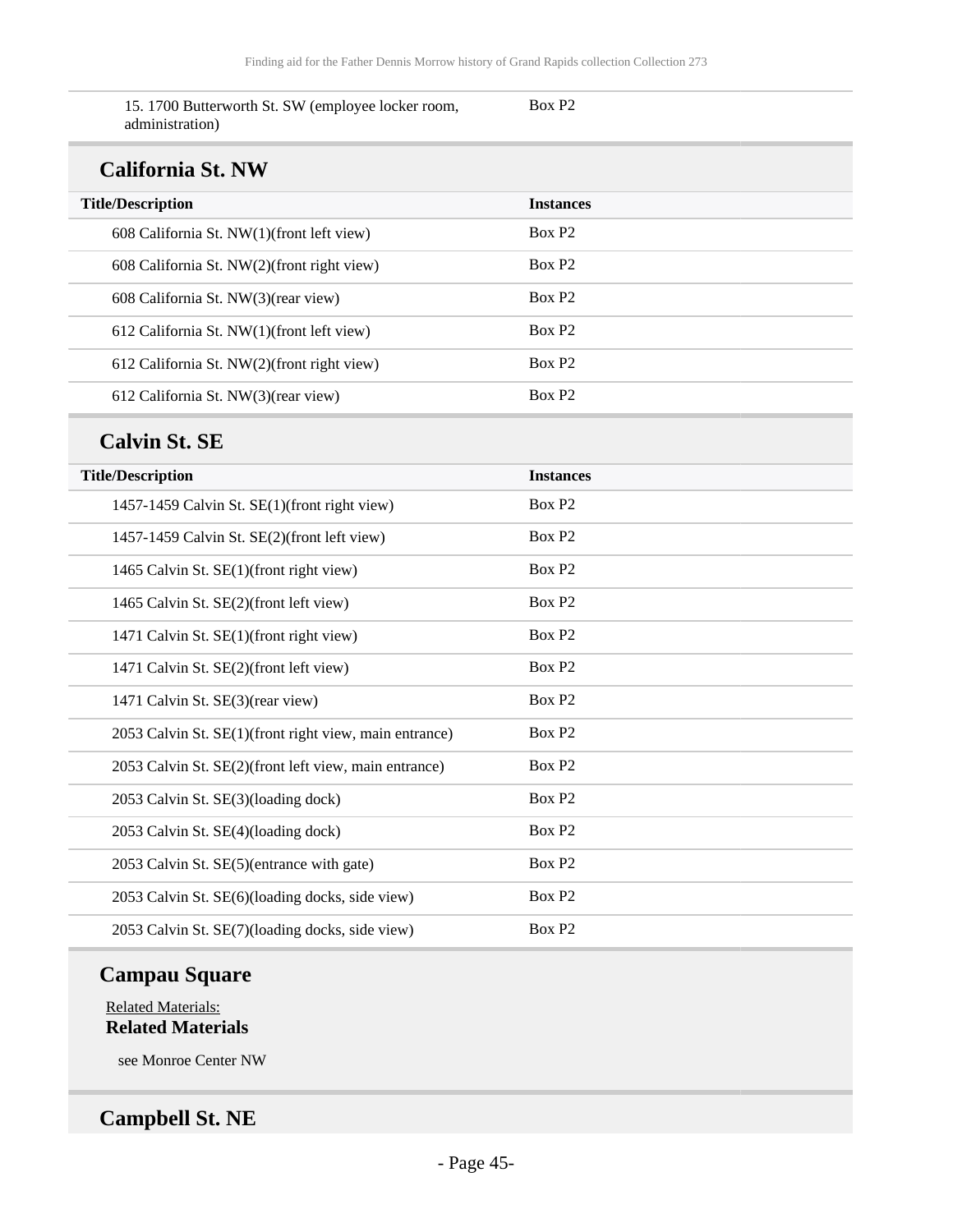| | |
|---|---|
| 15. 1700 Butterworth St. SW (employee locker room, administration) | Box P2 |

## California St. NW

| Title/Description | Instances |
|---|---|
| 608 California St. NW(1)(front left view) | Box P2 |
| 608 California St. NW(2)(front right view) | Box P2 |
| 608 California St. NW(3)(rear view) | Box P2 |
| 612 California St. NW(1)(front left view) | Box P2 |
| 612 California St. NW(2)(front right view) | Box P2 |
| 612 California St. NW(3)(rear view) | Box P2 |

## Calvin St. SE

| Title/Description | Instances |
|---|---|
| 1457-1459 Calvin St. SE(1)(front right view) | Box P2 |
| 1457-1459 Calvin St. SE(2)(front left view) | Box P2 |
| 1465 Calvin St. SE(1)(front right view) | Box P2 |
| 1465 Calvin St. SE(2)(front left view) | Box P2 |
| 1471 Calvin St. SE(1)(front right view) | Box P2 |
| 1471 Calvin St. SE(2)(front left view) | Box P2 |
| 1471 Calvin St. SE(3)(rear view) | Box P2 |
| 2053 Calvin St. SE(1)(front right view, main entrance) | Box P2 |
| 2053 Calvin St. SE(2)(front left view, main entrance) | Box P2 |
| 2053 Calvin St. SE(3)(loading dock) | Box P2 |
| 2053 Calvin St. SE(4)(loading dock) | Box P2 |
| 2053 Calvin St. SE(5)(entrance with gate) | Box P2 |
| 2053 Calvin St. SE(6)(loading docks, side view) | Box P2 |
| 2053 Calvin St. SE(7)(loading docks, side view) | Box P2 |

## Campau Square

Related Materials:

**Related Materials**

see Monroe Center NW

## Campbell St. NE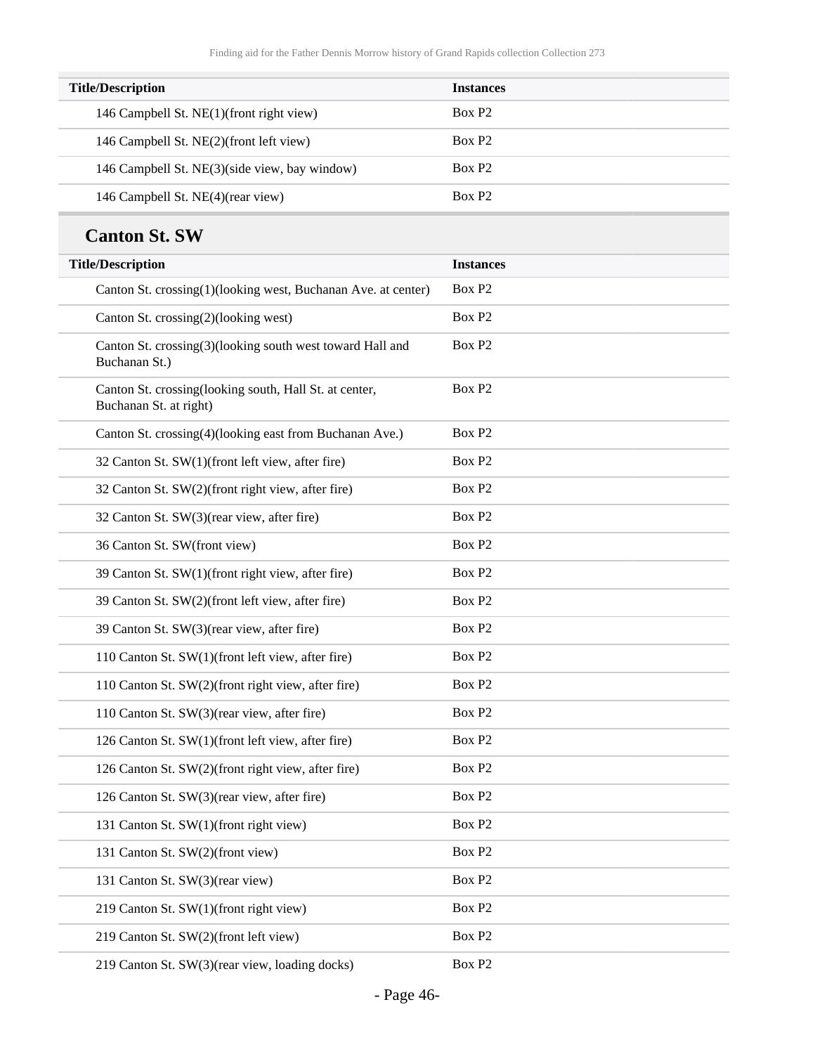| Title/Description | Instances |
| --- | --- |
| 146 Campbell St. NE(1)(front right view) | Box P2 |
| 146 Campbell St. NE(2)(front left view) | Box P2 |
| 146 Campbell St. NE(3)(side view, bay window) | Box P2 |
| 146 Campbell St. NE(4)(rear view) | Box P2 |

## Canton St. SW

| Title/Description | Instances |
| --- | --- |
| Canton St. crossing(1)(looking west, Buchanan Ave. at center) | Box P2 |
| Canton St. crossing(2)(looking west) | Box P2 |
| Canton St. crossing(3)(looking south west toward Hall and Buchanan St.) | Box P2 |
| Canton St. crossing(looking south, Hall St. at center, Buchanan St. at right) | Box P2 |
| Canton St. crossing(4)(looking east from Buchanan Ave.) | Box P2 |
| 32 Canton St. SW(1)(front left view, after fire) | Box P2 |
| 32 Canton St. SW(2)(front right view, after fire) | Box P2 |
| 32 Canton St. SW(3)(rear view, after fire) | Box P2 |
| 36 Canton St. SW(front view) | Box P2 |
| 39 Canton St. SW(1)(front right view, after fire) | Box P2 |
| 39 Canton St. SW(2)(front left view, after fire) | Box P2 |
| 39 Canton St. SW(3)(rear view, after fire) | Box P2 |
| 110 Canton St. SW(1)(front left view, after fire) | Box P2 |
| 110 Canton St. SW(2)(front right view, after fire) | Box P2 |
| 110 Canton St. SW(3)(rear view, after fire) | Box P2 |
| 126 Canton St. SW(1)(front left view, after fire) | Box P2 |
| 126 Canton St. SW(2)(front right view, after fire) | Box P2 |
| 126 Canton St. SW(3)(rear view, after fire) | Box P2 |
| 131 Canton St. SW(1)(front right view) | Box P2 |
| 131 Canton St. SW(2)(front view) | Box P2 |
| 131 Canton St. SW(3)(rear view) | Box P2 |
| 219 Canton St. SW(1)(front right view) | Box P2 |
| 219 Canton St. SW(2)(front left view) | Box P2 |
| 219 Canton St. SW(3)(rear view, loading docks) | Box P2 |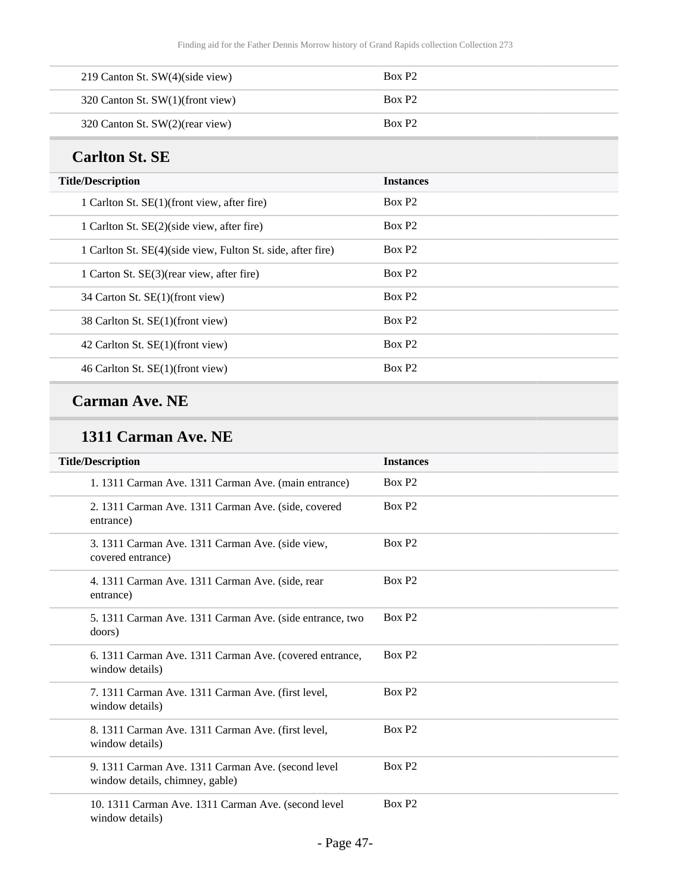| | |
|---|---|
| 219 Canton St. SW(4)(side view) | Box P2 |
| 320 Canton St. SW(1)(front view) | Box P2 |
| 320 Canton St. SW(2)(rear view) | Box P2 |

## Carlton St. SE

| Title/Description | Instances |
|---|---|
| 1 Carlton St. SE(1)(front view, after fire) | Box P2 |
| 1 Carlton St. SE(2)(side view, after fire) | Box P2 |
| 1 Carlton St. SE(4)(side view, Fulton St. side, after fire) | Box P2 |
| 1 Carton St. SE(3)(rear view, after fire) | Box P2 |
| 34 Carton St. SE(1)(front view) | Box P2 |
| 38 Carlton St. SE(1)(front view) | Box P2 |
| 42 Carlton St. SE(1)(front view) | Box P2 |
| 46 Carlton St. SE(1)(front view) | Box P2 |

## Carman Ave. NE

### 1311 Carman Ave. NE

| Title/Description | Instances |
|---|---|
| 1. 1311 Carman Ave. 1311 Carman Ave. (main entrance) | Box P2 |
| 2. 1311 Carman Ave. 1311 Carman Ave. (side, covered entrance) | Box P2 |
| 3. 1311 Carman Ave. 1311 Carman Ave. (side view, covered entrance) | Box P2 |
| 4. 1311 Carman Ave. 1311 Carman Ave. (side, rear entrance) | Box P2 |
| 5. 1311 Carman Ave. 1311 Carman Ave. (side entrance, two doors) | Box P2 |
| 6. 1311 Carman Ave. 1311 Carman Ave. (covered entrance, window details) | Box P2 |
| 7. 1311 Carman Ave. 1311 Carman Ave. (first level, window details) | Box P2 |
| 8. 1311 Carman Ave. 1311 Carman Ave. (first level, window details) | Box P2 |
| 9. 1311 Carman Ave. 1311 Carman Ave. (second level window details, chimney, gable) | Box P2 |
| 10. 1311 Carman Ave. 1311 Carman Ave. (second level window details) | Box P2 |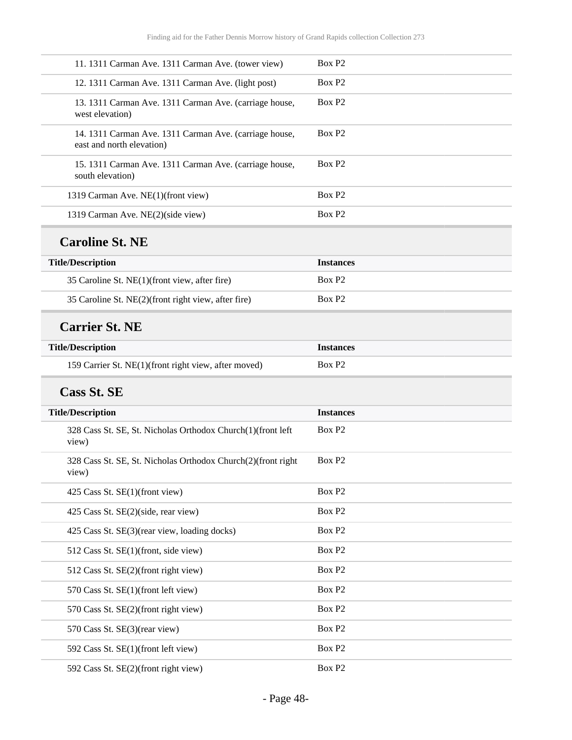| | |
|---|---|
| 11. 1311 Carman Ave. 1311 Carman Ave. (tower view) | Box P2 |
| 12. 1311 Carman Ave. 1311 Carman Ave. (light post) | Box P2 |
| 13. 1311 Carman Ave. 1311 Carman Ave. (carriage house, west elevation) | Box P2 |
| 14. 1311 Carman Ave. 1311 Carman Ave. (carriage house, east and north elevation) | Box P2 |
| 15. 1311 Carman Ave. 1311 Carman Ave. (carriage house, south elevation) | Box P2 |
| 1319 Carman Ave. NE(1)(front view) | Box P2 |
| 1319 Carman Ave. NE(2)(side view) | Box P2 |

## Caroline St. NE

| Title/Description | Instances |
|---|---|
| 35 Caroline St. NE(1)(front view, after fire) | Box P2 |
| 35 Caroline St. NE(2)(front right view, after fire) | Box P2 |

## Carrier St. NE

| Title/Description | Instances |
|---|---|
| 159 Carrier St. NE(1)(front right view, after moved) | Box P2 |

## Cass St. SE

| Title/Description | Instances |
|---|---|
| 328 Cass St. SE, St. Nicholas Orthodox Church(1)(front left view) | Box P2 |
| 328 Cass St. SE, St. Nicholas Orthodox Church(2)(front right view) | Box P2 |
| 425 Cass St. SE(1)(front view) | Box P2 |
| 425 Cass St. SE(2)(side, rear view) | Box P2 |
| 425 Cass St. SE(3)(rear view, loading docks) | Box P2 |
| 512 Cass St. SE(1)(front, side view) | Box P2 |
| 512 Cass St. SE(2)(front right view) | Box P2 |
| 570 Cass St. SE(1)(front left view) | Box P2 |
| 570 Cass St. SE(2)(front right view) | Box P2 |
| 570 Cass St. SE(3)(rear view) | Box P2 |
| 592 Cass St. SE(1)(front left view) | Box P2 |
| 592 Cass St. SE(2)(front right view) | Box P2 |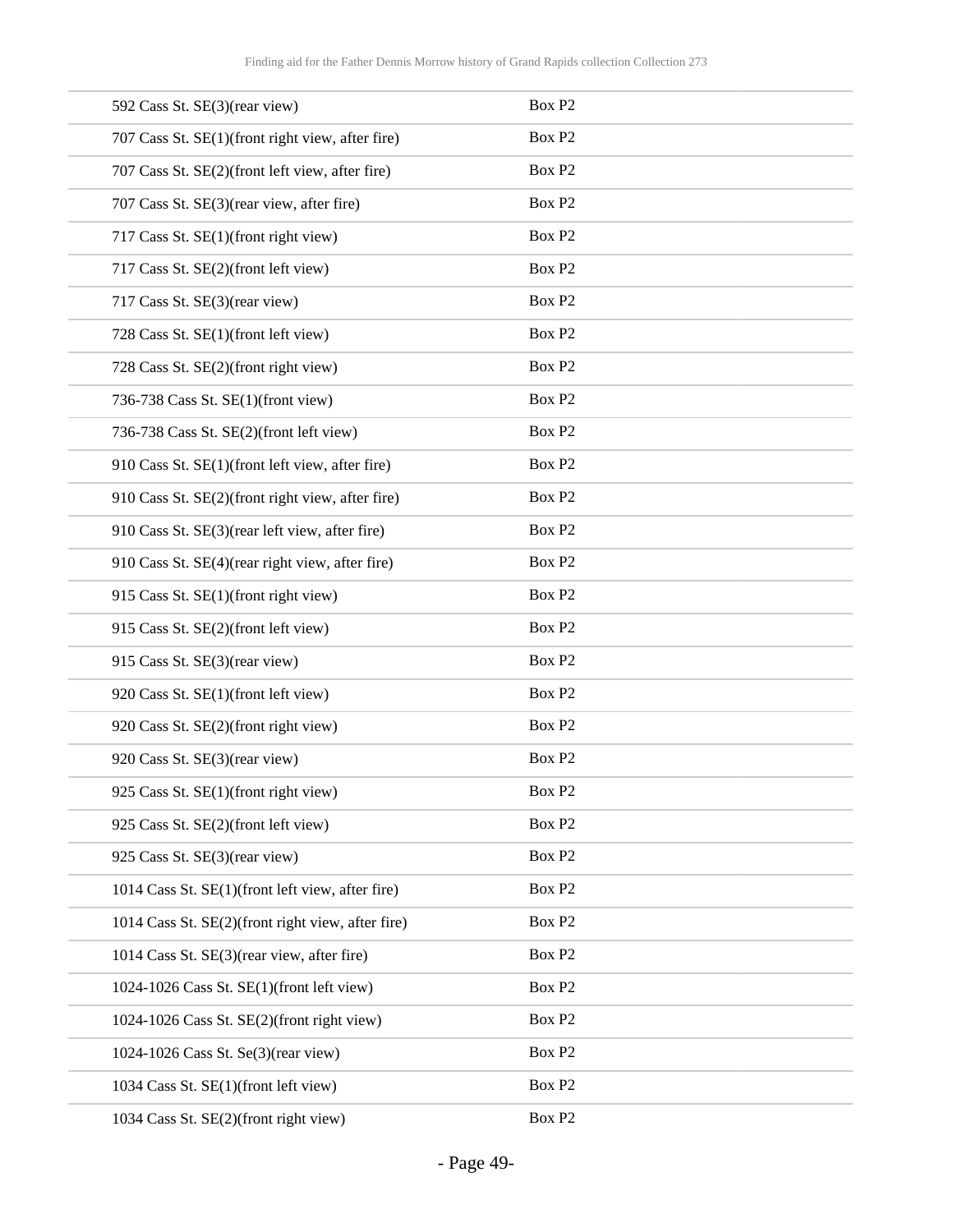| | |
|---|---|
| 592 Cass St. SE(3)(rear view) | Box P2 |
| 707 Cass St. SE(1)(front right view, after fire) | Box P2 |
| 707 Cass St. SE(2)(front left view, after fire) | Box P2 |
| 707 Cass St. SE(3)(rear view, after fire) | Box P2 |
| 717 Cass St. SE(1)(front right view) | Box P2 |
| 717 Cass St. SE(2)(front left view) | Box P2 |
| 717 Cass St. SE(3)(rear view) | Box P2 |
| 728 Cass St. SE(1)(front left view) | Box P2 |
| 728 Cass St. SE(2)(front right view) | Box P2 |
| 736-738 Cass St. SE(1)(front view) | Box P2 |
| 736-738 Cass St. SE(2)(front left view) | Box P2 |
| 910 Cass St. SE(1)(front left view, after fire) | Box P2 |
| 910 Cass St. SE(2)(front right view, after fire) | Box P2 |
| 910 Cass St. SE(3)(rear left view, after fire) | Box P2 |
| 910 Cass St. SE(4)(rear right view, after fire) | Box P2 |
| 915 Cass St. SE(1)(front right view) | Box P2 |
| 915 Cass St. SE(2)(front left view) | Box P2 |
| 915 Cass St. SE(3)(rear view) | Box P2 |
| 920 Cass St. SE(1)(front left view) | Box P2 |
| 920 Cass St. SE(2)(front right view) | Box P2 |
| 920 Cass St. SE(3)(rear view) | Box P2 |
| 925 Cass St. SE(1)(front right view) | Box P2 |
| 925 Cass St. SE(2)(front left view) | Box P2 |
| 925 Cass St. SE(3)(rear view) | Box P2 |
| 1014 Cass St. SE(1)(front left view, after fire) | Box P2 |
| 1014 Cass St. SE(2)(front right view, after fire) | Box P2 |
| 1014 Cass St. SE(3)(rear view, after fire) | Box P2 |
| 1024-1026 Cass St. SE(1)(front left view) | Box P2 |
| 1024-1026 Cass St. SE(2)(front right view) | Box P2 |
| 1024-1026 Cass St. Se(3)(rear view) | Box P2 |
| 1034 Cass St. SE(1)(front left view) | Box P2 |
| 1034 Cass St. SE(2)(front right view) | Box P2 |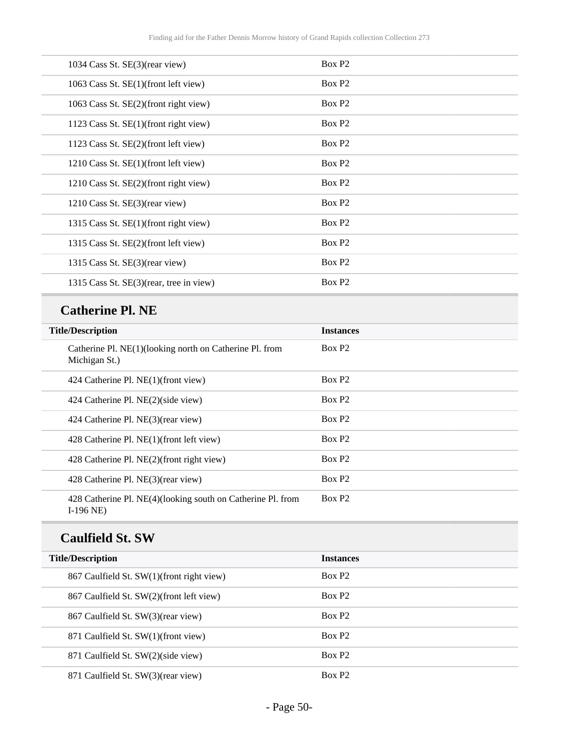| | |
|---|---|
| 1034 Cass St. SE(3)(rear view) | Box P2 |
| 1063 Cass St. SE(1)(front left view) | Box P2 |
| 1063 Cass St. SE(2)(front right view) | Box P2 |
| 1123 Cass St. SE(1)(front right view) | Box P2 |
| 1123 Cass St. SE(2)(front left view) | Box P2 |
| 1210 Cass St. SE(1)(front left view) | Box P2 |
| 1210 Cass St. SE(2)(front right view) | Box P2 |
| 1210 Cass St. SE(3)(rear view) | Box P2 |
| 1315 Cass St. SE(1)(front right view) | Box P2 |
| 1315 Cass St. SE(2)(front left view) | Box P2 |
| 1315 Cass St. SE(3)(rear view) | Box P2 |
| 1315 Cass St. SE(3)(rear, tree in view) | Box P2 |

### Catherine Pl. NE

| Title/Description | Instances |
|---|---|
| Catherine Pl. NE(1)(looking north on Catherine Pl. from Michigan St.) | Box P2 |
| 424 Catherine Pl. NE(1)(front view) | Box P2 |
| 424 Catherine Pl. NE(2)(side view) | Box P2 |
| 424 Catherine Pl. NE(3)(rear view) | Box P2 |
| 428 Catherine Pl. NE(1)(front left view) | Box P2 |
| 428 Catherine Pl. NE(2)(front right view) | Box P2 |
| 428 Catherine Pl. NE(3)(rear view) | Box P2 |
| 428 Catherine Pl. NE(4)(looking south on Catherine Pl. from I-196 NE) | Box P2 |

### Caulfield St. SW

| Title/Description | Instances |
|---|---|
| 867 Caulfield St. SW(1)(front right view) | Box P2 |
| 867 Caulfield St. SW(2)(front left view) | Box P2 |
| 867 Caulfield St. SW(3)(rear view) | Box P2 |
| 871 Caulfield St. SW(1)(front view) | Box P2 |
| 871 Caulfield St. SW(2)(side view) | Box P2 |
| 871 Caulfield St. SW(3)(rear view) | Box P2 |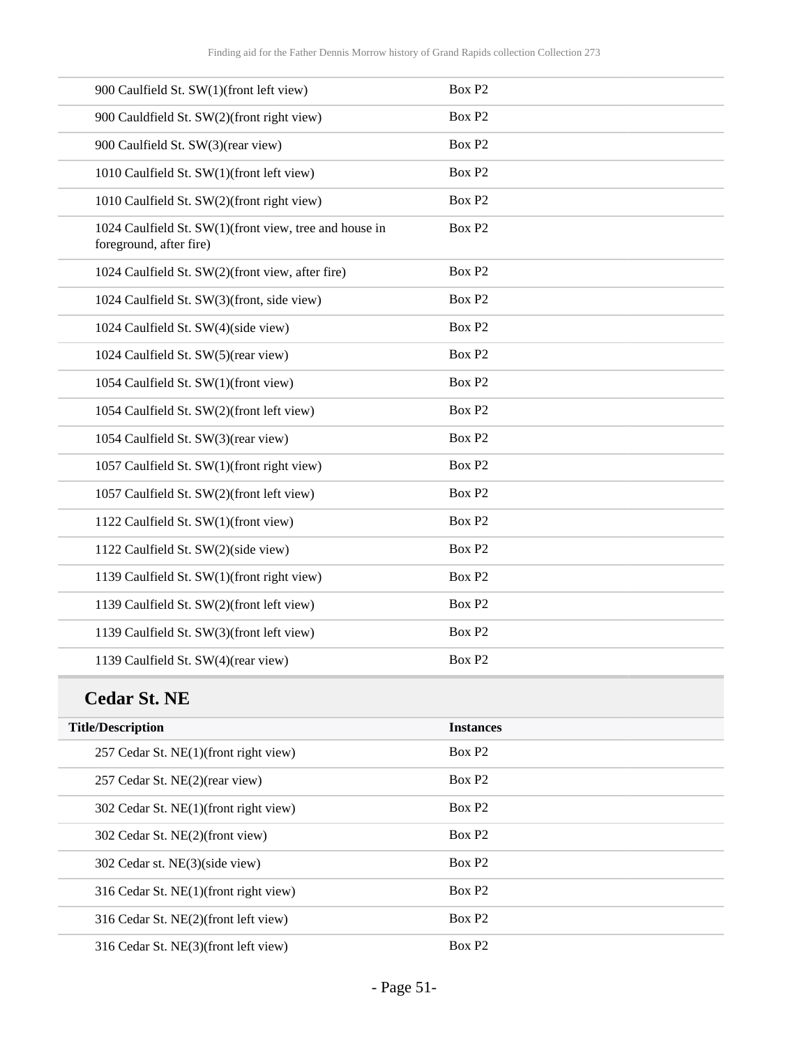| | |
|---|---|
| 900 Caulfield St. SW(1)(front left view) | Box P2 |
| 900 Cauldfield St. SW(2)(front right view) | Box P2 |
| 900 Caulfield St. SW(3)(rear view) | Box P2 |
| 1010 Caulfield St. SW(1)(front left view) | Box P2 |
| 1010 Caulfield St. SW(2)(front right view) | Box P2 |
| 1024 Caulfield St. SW(1)(front view, tree and house in foreground, after fire) | Box P2 |
| 1024 Caulfield St. SW(2)(front view, after fire) | Box P2 |
| 1024 Caulfield St. SW(3)(front, side view) | Box P2 |
| 1024 Caulfield St. SW(4)(side view) | Box P2 |
| 1024 Caulfield St. SW(5)(rear view) | Box P2 |
| 1054 Caulfield St. SW(1)(front view) | Box P2 |
| 1054 Caulfield St. SW(2)(front left view) | Box P2 |
| 1054 Caulfield St. SW(3)(rear view) | Box P2 |
| 1057 Caulfield St. SW(1)(front right view) | Box P2 |
| 1057 Caulfield St. SW(2)(front left view) | Box P2 |
| 1122 Caulfield St. SW(1)(front view) | Box P2 |
| 1122 Caulfield St. SW(2)(side view) | Box P2 |
| 1139 Caulfield St. SW(1)(front right view) | Box P2 |
| 1139 Caulfield St. SW(2)(front left view) | Box P2 |
| 1139 Caulfield St. SW(3)(front left view) | Box P2 |
| 1139 Caulfield St. SW(4)(rear view) | Box P2 |

## Cedar St. NE

| Title/Description | Instances |
|---|---|
| 257 Cedar St. NE(1)(front right view) | Box P2 |
| 257 Cedar St. NE(2)(rear view) | Box P2 |
| 302 Cedar St. NE(1)(front right view) | Box P2 |
| 302 Cedar St. NE(2)(front view) | Box P2 |
| 302 Cedar st. NE(3)(side view) | Box P2 |
| 316 Cedar St. NE(1)(front right view) | Box P2 |
| 316 Cedar St. NE(2)(front left view) | Box P2 |
| 316 Cedar St. NE(3)(front left view) | Box P2 |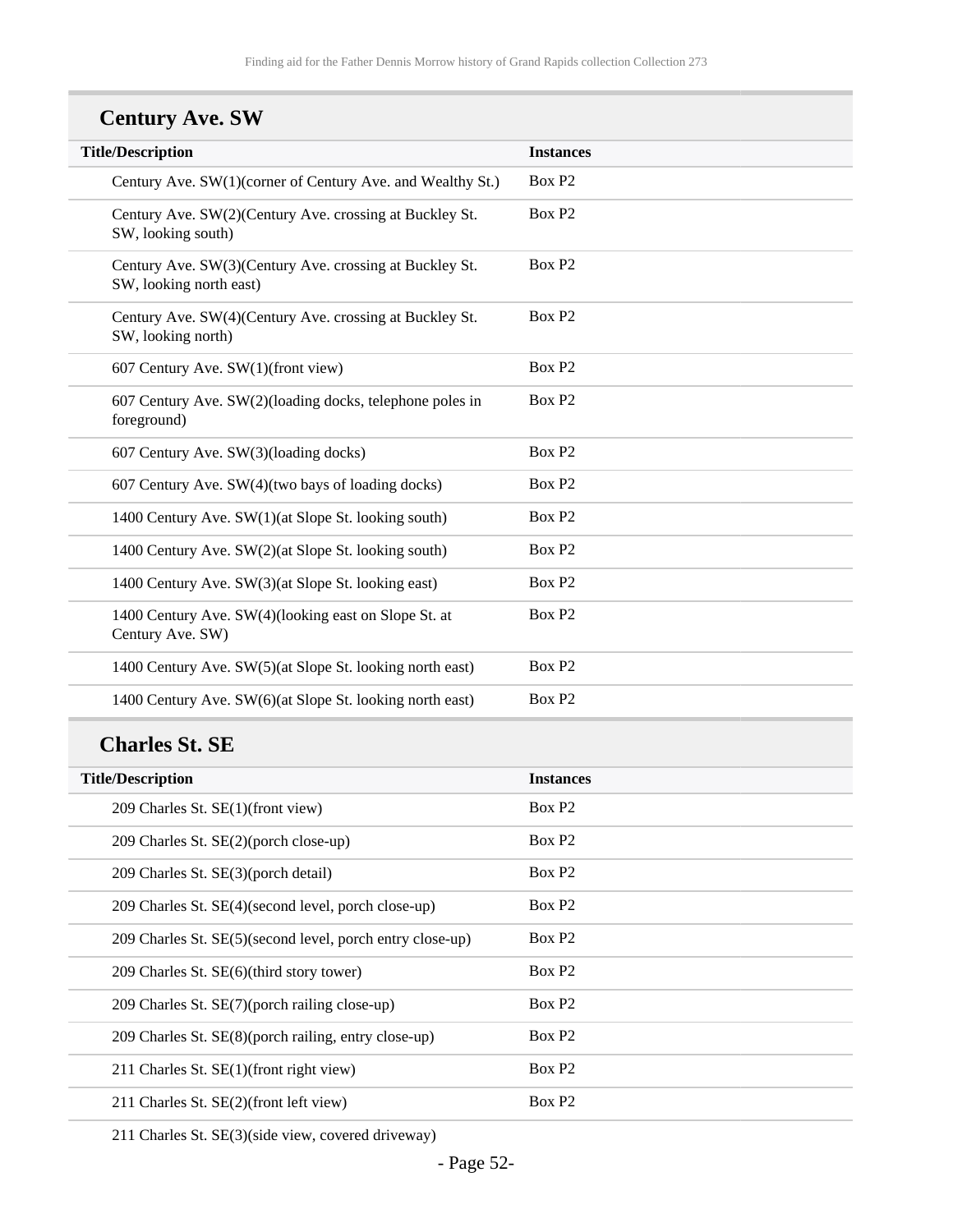## Century Ave. SW

| Title/Description | Instances |
|---|---|
| Century Ave. SW(1)(corner of Century Ave. and Wealthy St.) | Box P2 |
| Century Ave. SW(2)(Century Ave. crossing at Buckley St. SW, looking south) | Box P2 |
| Century Ave. SW(3)(Century Ave. crossing at Buckley St. SW, looking north east) | Box P2 |
| Century Ave. SW(4)(Century Ave. crossing at Buckley St. SW, looking north) | Box P2 |
| 607 Century Ave. SW(1)(front view) | Box P2 |
| 607 Century Ave. SW(2)(loading docks, telephone poles in foreground) | Box P2 |
| 607 Century Ave. SW(3)(loading docks) | Box P2 |
| 607 Century Ave. SW(4)(two bays of loading docks) | Box P2 |
| 1400 Century Ave. SW(1)(at Slope St. looking south) | Box P2 |
| 1400 Century Ave. SW(2)(at Slope St. looking south) | Box P2 |
| 1400 Century Ave. SW(3)(at Slope St. looking east) | Box P2 |
| 1400 Century Ave. SW(4)(looking east on Slope St. at Century Ave. SW) | Box P2 |
| 1400 Century Ave. SW(5)(at Slope St. looking north east) | Box P2 |
| 1400 Century Ave. SW(6)(at Slope St. looking north east) | Box P2 |

## Charles St. SE

| Title/Description | Instances |
|---|---|
| 209 Charles St. SE(1)(front view) | Box P2 |
| 209 Charles St. SE(2)(porch close-up) | Box P2 |
| 209 Charles St. SE(3)(porch detail) | Box P2 |
| 209 Charles St. SE(4)(second level, porch close-up) | Box P2 |
| 209 Charles St. SE(5)(second level, porch entry close-up) | Box P2 |
| 209 Charles St. SE(6)(third story tower) | Box P2 |
| 209 Charles St. SE(7)(porch railing close-up) | Box P2 |
| 209 Charles St. SE(8)(porch railing, entry close-up) | Box P2 |
| 211 Charles St. SE(1)(front right view) | Box P2 |
| 211 Charles St. SE(2)(front left view) | Box P2 |
| 211 Charles St. SE(3)(side view, covered driveway) | |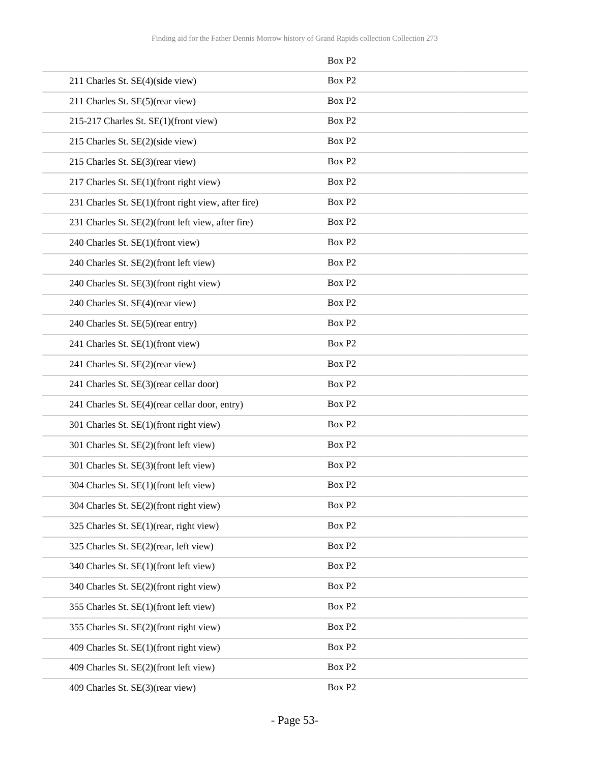| | Box P2 |
|---|---|
| 211 Charles St. SE(4)(side view) | Box P2 |
| 211 Charles St. SE(5)(rear view) | Box P2 |
| 215-217 Charles St. SE(1)(front view) | Box P2 |
| 215 Charles St. SE(2)(side view) | Box P2 |
| 215 Charles St. SE(3)(rear view) | Box P2 |
| 217 Charles St. SE(1)(front right view) | Box P2 |
| 231 Charles St. SE(1)(front right view, after fire) | Box P2 |
| 231 Charles St. SE(2)(front left view, after fire) | Box P2 |
| 240 Charles St. SE(1)(front view) | Box P2 |
| 240 Charles St. SE(2)(front left view) | Box P2 |
| 240 Charles St. SE(3)(front right view) | Box P2 |
| 240 Charles St. SE(4)(rear view) | Box P2 |
| 240 Charles St. SE(5)(rear entry) | Box P2 |
| 241 Charles St. SE(1)(front view) | Box P2 |
| 241 Charles St. SE(2)(rear view) | Box P2 |
| 241 Charles St. SE(3)(rear cellar door) | Box P2 |
| 241 Charles St. SE(4)(rear cellar door, entry) | Box P2 |
| 301 Charles St. SE(1)(front right view) | Box P2 |
| 301 Charles St. SE(2)(front left view) | Box P2 |
| 301 Charles St. SE(3)(front left view) | Box P2 |
| 304 Charles St. SE(1)(front left view) | Box P2 |
| 304 Charles St. SE(2)(front right view) | Box P2 |
| 325 Charles St. SE(1)(rear, right view) | Box P2 |
| 325 Charles St. SE(2)(rear, left view) | Box P2 |
| 340 Charles St. SE(1)(front left view) | Box P2 |
| 340 Charles St. SE(2)(front right view) | Box P2 |
| 355 Charles St. SE(1)(front left view) | Box P2 |
| 355 Charles St. SE(2)(front right view) | Box P2 |
| 409 Charles St. SE(1)(front right view) | Box P2 |
| 409 Charles St. SE(2)(front left view) | Box P2 |
| 409 Charles St. SE(3)(rear view) | Box P2 |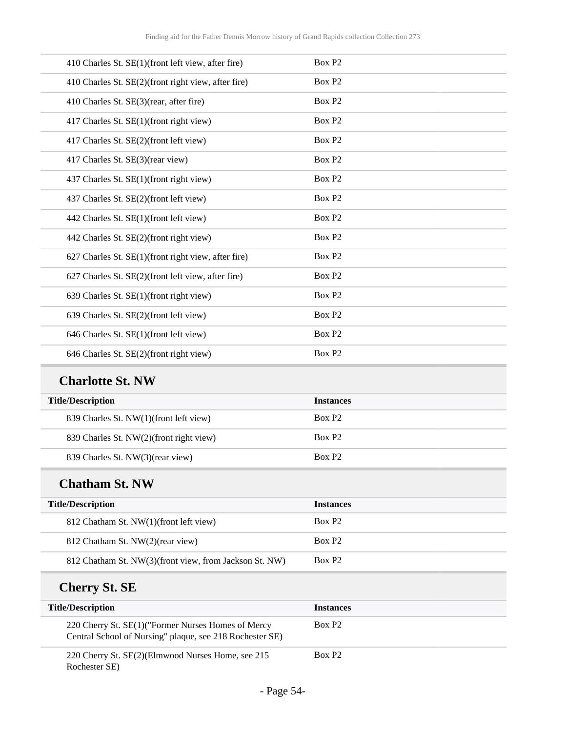| Title/Description | Instances |
| --- | --- |
| 410 Charles St. SE(1)(front left view, after fire) | Box P2 |
| 410 Charles St. SE(2)(front right view, after fire) | Box P2 |
| 410 Charles St. SE(3)(rear, after fire) | Box P2 |
| 417 Charles St. SE(1)(front right view) | Box P2 |
| 417 Charles St. SE(2)(front left view) | Box P2 |
| 417 Charles St. SE(3)(rear view) | Box P2 |
| 437 Charles St. SE(1)(front right view) | Box P2 |
| 437 Charles St. SE(2)(front left view) | Box P2 |
| 442 Charles St. SE(1)(front left view) | Box P2 |
| 442 Charles St. SE(2)(front right view) | Box P2 |
| 627 Charles St. SE(1)(front right view, after fire) | Box P2 |
| 627 Charles St. SE(2)(front left view, after fire) | Box P2 |
| 639 Charles St. SE(1)(front right view) | Box P2 |
| 639 Charles St. SE(2)(front left view) | Box P2 |
| 646 Charles St. SE(1)(front left view) | Box P2 |
| 646 Charles St. SE(2)(front right view) | Box P2 |

## Charlotte St. NW

| Title/Description | Instances |
| --- | --- |
| 839 Charles St. NW(1)(front left view) | Box P2 |
| 839 Charles St. NW(2)(front right view) | Box P2 |
| 839 Charles St. NW(3)(rear view) | Box P2 |

## Chatham St. NW

| Title/Description | Instances |
| --- | --- |
| 812 Chatham St. NW(1)(front left view) | Box P2 |
| 812 Chatham St. NW(2)(rear view) | Box P2 |
| 812 Chatham St. NW(3)(front view, from Jackson St. NW) | Box P2 |

## Cherry St. SE

| Title/Description | Instances |
| --- | --- |
| 220 Cherry St. SE(1)("Former Nurses Homes of Mercy Central School of Nursing" plaque, see 218 Rochester SE) | Box P2 |
| 220 Cherry St. SE(2)(Elmwood Nurses Home, see 215 Rochester SE) | Box P2 |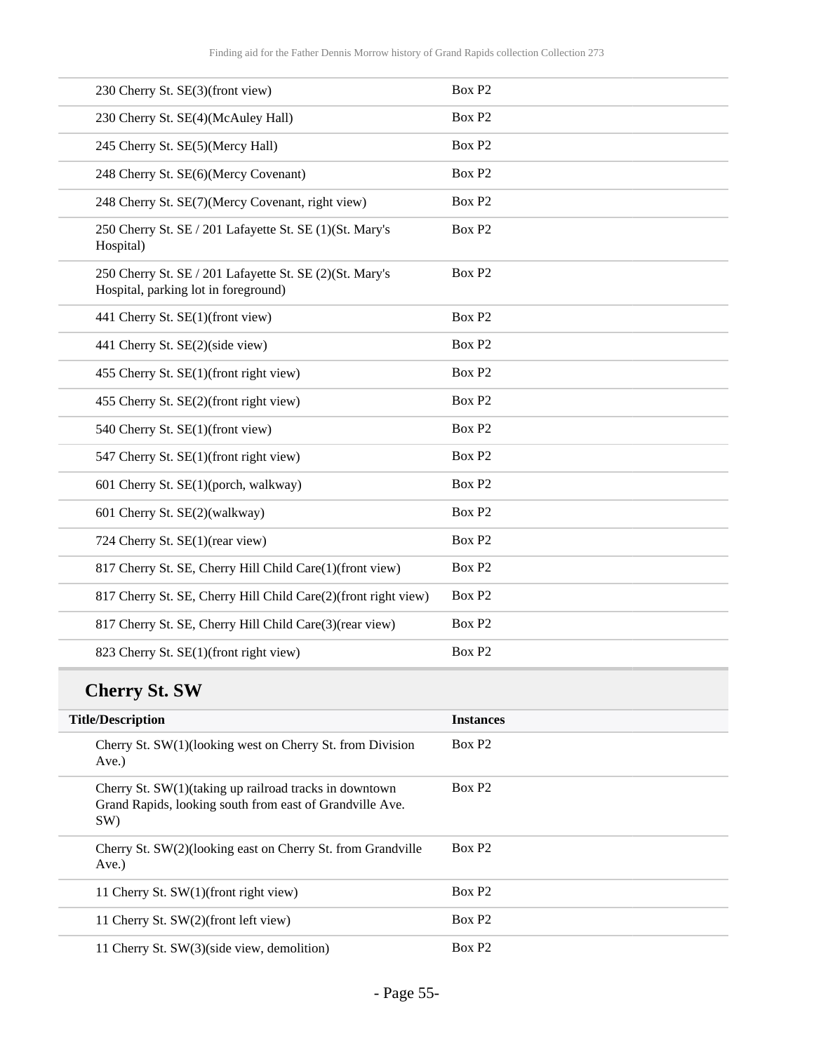| | |
|---|---|
| 230 Cherry St. SE(3)(front view) | Box P2 |
| 230 Cherry St. SE(4)(McAuley Hall) | Box P2 |
| 245 Cherry St. SE(5)(Mercy Hall) | Box P2 |
| 248 Cherry St. SE(6)(Mercy Covenant) | Box P2 |
| 248 Cherry St. SE(7)(Mercy Covenant, right view) | Box P2 |
| 250 Cherry St. SE / 201 Lafayette St. SE (1)(St. Mary's Hospital) | Box P2 |
| 250 Cherry St. SE / 201 Lafayette St. SE (2)(St. Mary's Hospital, parking lot in foreground) | Box P2 |
| 441 Cherry St. SE(1)(front view) | Box P2 |
| 441 Cherry St. SE(2)(side view) | Box P2 |
| 455 Cherry St. SE(1)(front right view) | Box P2 |
| 455 Cherry St. SE(2)(front right view) | Box P2 |
| 540 Cherry St. SE(1)(front view) | Box P2 |
| 547 Cherry St. SE(1)(front right view) | Box P2 |
| 601 Cherry St. SE(1)(porch, walkway) | Box P2 |
| 601 Cherry St. SE(2)(walkway) | Box P2 |
| 724 Cherry St. SE(1)(rear view) | Box P2 |
| 817 Cherry St. SE, Cherry Hill Child Care(1)(front view) | Box P2 |
| 817 Cherry St. SE, Cherry Hill Child Care(2)(front right view) | Box P2 |
| 817 Cherry St. SE, Cherry Hill Child Care(3)(rear view) | Box P2 |
| 823 Cherry St. SE(1)(front right view) | Box P2 |

## Cherry St. SW

| Title/Description | Instances |
|---|---|
| Cherry St. SW(1)(looking west on Cherry St. from Division Ave.) | Box P2 |
| Cherry St. SW(1)(taking up railroad tracks in downtown Grand Rapids, looking south from east of Grandville Ave. SW) | Box P2 |
| Cherry St. SW(2)(looking east on Cherry St. from Grandville Ave.) | Box P2 |
| 11 Cherry St. SW(1)(front right view) | Box P2 |
| 11 Cherry St. SW(2)(front left view) | Box P2 |
| 11 Cherry St. SW(3)(side view, demolition) | Box P2 |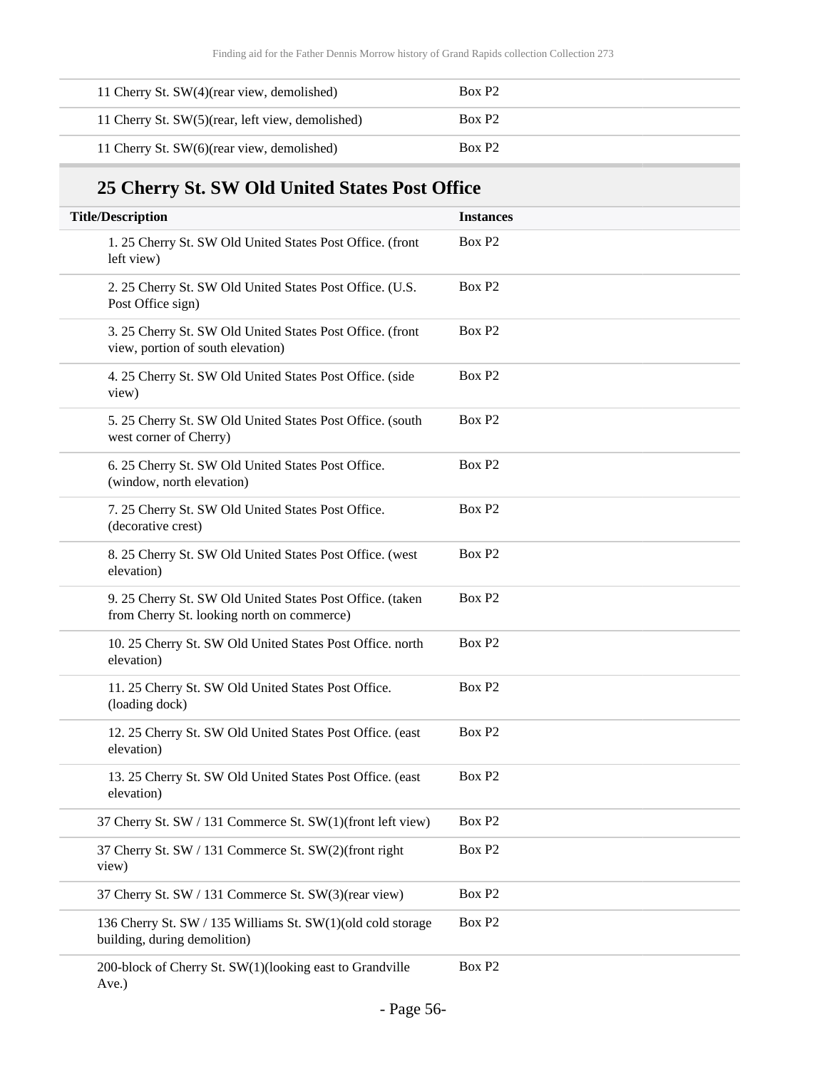| | |
|---|---|
| 11 Cherry St. SW(4)(rear view, demolished) | Box P2 |
| 11 Cherry St. SW(5)(rear, left view, demolished) | Box P2 |
| 11 Cherry St. SW(6)(rear view, demolished) | Box P2 |

## 25 Cherry St. SW Old United States Post Office

| Title/Description | Instances |
|---|---|
| 1. 25 Cherry St. SW Old United States Post Office. (front left view) | Box P2 |
| 2. 25 Cherry St. SW Old United States Post Office. (U.S. Post Office sign) | Box P2 |
| 3. 25 Cherry St. SW Old United States Post Office. (front view, portion of south elevation) | Box P2 |
| 4. 25 Cherry St. SW Old United States Post Office. (side view) | Box P2 |
| 5. 25 Cherry St. SW Old United States Post Office. (south west corner of Cherry) | Box P2 |
| 6. 25 Cherry St. SW Old United States Post Office. (window, north elevation) | Box P2 |
| 7. 25 Cherry St. SW Old United States Post Office. (decorative crest) | Box P2 |
| 8. 25 Cherry St. SW Old United States Post Office. (west elevation) | Box P2 |
| 9. 25 Cherry St. SW Old United States Post Office. (taken from Cherry St. looking north on commerce) | Box P2 |
| 10. 25 Cherry St. SW Old United States Post Office. north elevation) | Box P2 |
| 11. 25 Cherry St. SW Old United States Post Office. (loading dock) | Box P2 |
| 12. 25 Cherry St. SW Old United States Post Office. (east elevation) | Box P2 |
| 13. 25 Cherry St. SW Old United States Post Office. (east elevation) | Box P2 |

| | |
|---|---|
| 37 Cherry St. SW / 131 Commerce St. SW(1)(front left view) | Box P2 |
| 37 Cherry St. SW / 131 Commerce St. SW(2)(front right view) | Box P2 |
| 37 Cherry St. SW / 131 Commerce St. SW(3)(rear view) | Box P2 |
| 136 Cherry St. SW / 135 Williams St. SW(1)(old cold storage building, during demolition) | Box P2 |
| 200-block of Cherry St. SW(1)(looking east to Grandville Ave.) | Box P2 |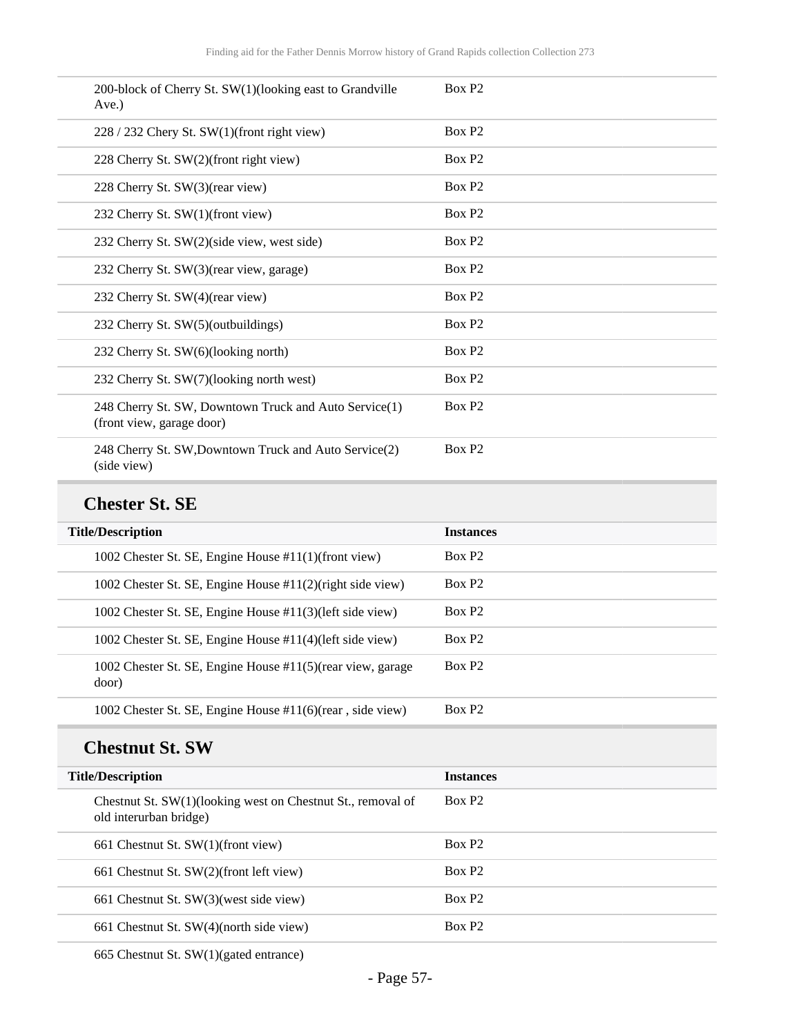| Title/Description | Instances |
|---|---|
| 200-block of Cherry St. SW(1)(looking east to Grandville Ave.) | Box P2 |
| 228 / 232 Chery St. SW(1)(front right view) | Box P2 |
| 228 Cherry St. SW(2)(front right view) | Box P2 |
| 228 Cherry St. SW(3)(rear view) | Box P2 |
| 232 Cherry St. SW(1)(front view) | Box P2 |
| 232 Cherry St. SW(2)(side view, west side) | Box P2 |
| 232 Cherry St. SW(3)(rear view, garage) | Box P2 |
| 232 Cherry St. SW(4)(rear view) | Box P2 |
| 232 Cherry St. SW(5)(outbuildings) | Box P2 |
| 232 Cherry St. SW(6)(looking north) | Box P2 |
| 232 Cherry St. SW(7)(looking north west) | Box P2 |
| 248 Cherry St. SW, Downtown Truck and Auto Service(1)(front view, garage door) | Box P2 |
| 248 Cherry St. SW,Downtown Truck and Auto Service(2)(side view) | Box P2 |

## Chester St. SE

| Title/Description | Instances |
|---|---|
| 1002 Chester St. SE, Engine House #11(1)(front view) | Box P2 |
| 1002 Chester St. SE, Engine House #11(2)(right side view) | Box P2 |
| 1002 Chester St. SE, Engine House #11(3)(left side view) | Box P2 |
| 1002 Chester St. SE, Engine House #11(4)(left side view) | Box P2 |
| 1002 Chester St. SE, Engine House #11(5)(rear view, garage door) | Box P2 |
| 1002 Chester St. SE, Engine House #11(6)(rear , side view) | Box P2 |

## Chestnut St. SW

| Title/Description | Instances |
|---|---|
| Chestnut St. SW(1)(looking west on Chestnut St., removal of old interurban bridge) | Box P2 |
| 661 Chestnut St. SW(1)(front view) | Box P2 |
| 661 Chestnut St. SW(2)(front left view) | Box P2 |
| 661 Chestnut St. SW(3)(west side view) | Box P2 |
| 661 Chestnut St. SW(4)(north side view) | Box P2 |
| 665 Chestnut St. SW(1)(gated entrance) | |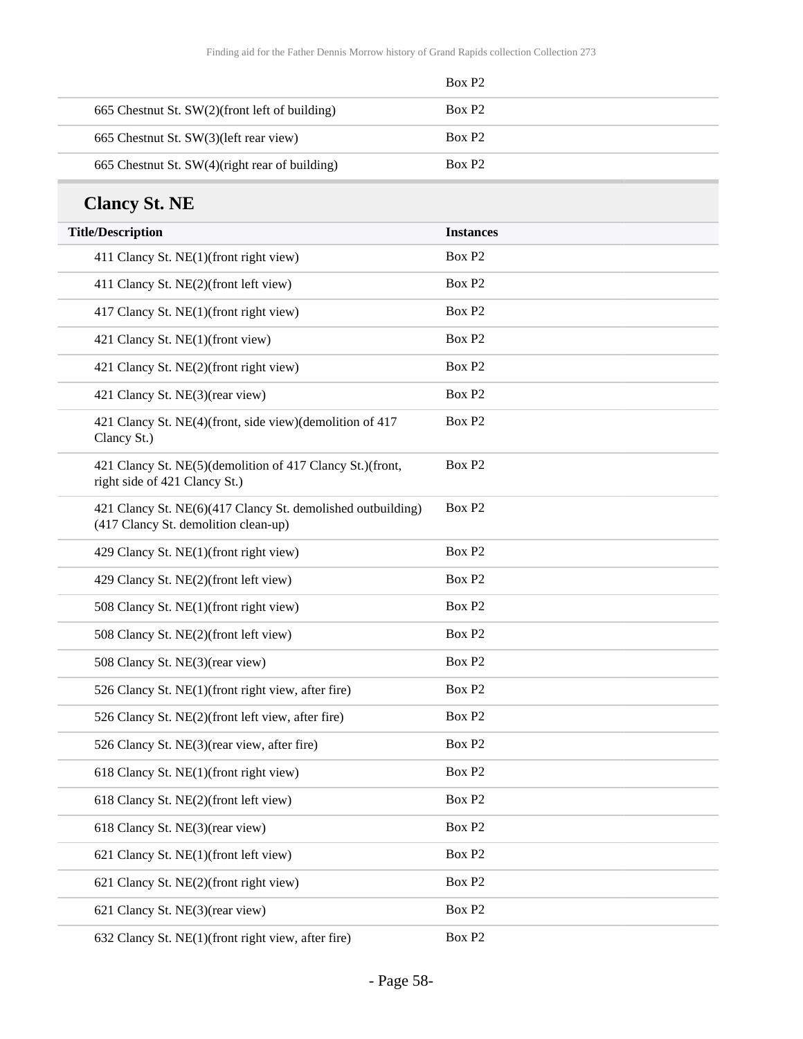| | |
|---|---|
| | Box P2 |
| 665 Chestnut St. SW(2)(front left of building) | Box P2 |
| 665 Chestnut St. SW(3)(left rear view) | Box P2 |
| 665 Chestnut St. SW(4)(right rear of building) | Box P2 |

## Clancy St. NE

| Title/Description | Instances |
|---|---|
| 411 Clancy St. NE(1)(front right view) | Box P2 |
| 411 Clancy St. NE(2)(front left view) | Box P2 |
| 417 Clancy St. NE(1)(front right view) | Box P2 |
| 421 Clancy St. NE(1)(front view) | Box P2 |
| 421 Clancy St. NE(2)(front right view) | Box P2 |
| 421 Clancy St. NE(3)(rear view) | Box P2 |
| 421 Clancy St. NE(4)(front, side view)(demolition of 417 Clancy St.) | Box P2 |
| 421 Clancy St. NE(5)(demolition of 417 Clancy St.)(front, right side of 421 Clancy St.) | Box P2 |
| 421 Clancy St. NE(6)(417 Clancy St. demolished outbuilding)(417 Clancy St. demolition clean-up) | Box P2 |
| 429 Clancy St. NE(1)(front right view) | Box P2 |
| 429 Clancy St. NE(2)(front left view) | Box P2 |
| 508 Clancy St. NE(1)(front right view) | Box P2 |
| 508 Clancy St. NE(2)(front left view) | Box P2 |
| 508 Clancy St. NE(3)(rear view) | Box P2 |
| 526 Clancy St. NE(1)(front right view, after fire) | Box P2 |
| 526 Clancy St. NE(2)(front left view, after fire) | Box P2 |
| 526 Clancy St. NE(3)(rear view, after fire) | Box P2 |
| 618 Clancy St. NE(1)(front right view) | Box P2 |
| 618 Clancy St. NE(2)(front left view) | Box P2 |
| 618 Clancy St. NE(3)(rear view) | Box P2 |
| 621 Clancy St. NE(1)(front left view) | Box P2 |
| 621 Clancy St. NE(2)(front right view) | Box P2 |
| 621 Clancy St. NE(3)(rear view) | Box P2 |
| 632 Clancy St. NE(1)(front right view, after fire) | Box P2 |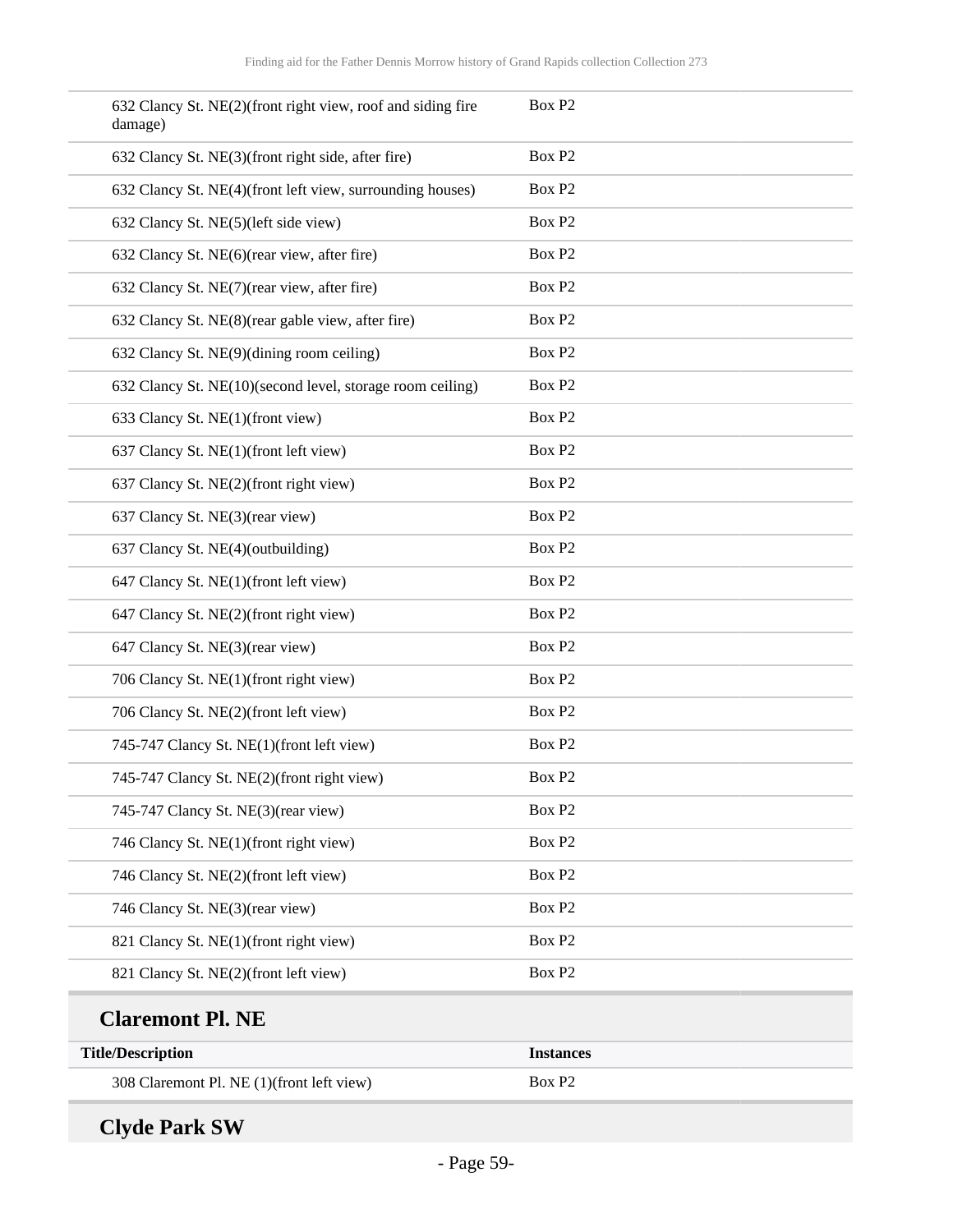| | |
|---|---|
| 632 Clancy St. NE(2)(front right view, roof and siding fire damage) | Box P2 |
| 632 Clancy St. NE(3)(front right side, after fire) | Box P2 |
| 632 Clancy St. NE(4)(front left view, surrounding houses) | Box P2 |
| 632 Clancy St. NE(5)(left side view) | Box P2 |
| 632 Clancy St. NE(6)(rear view, after fire) | Box P2 |
| 632 Clancy St. NE(7)(rear view, after fire) | Box P2 |
| 632 Clancy St. NE(8)(rear gable view, after fire) | Box P2 |
| 632 Clancy St. NE(9)(dining room ceiling) | Box P2 |
| 632 Clancy St. NE(10)(second level, storage room ceiling) | Box P2 |
| 633 Clancy St. NE(1)(front view) | Box P2 |
| 637 Clancy St. NE(1)(front left view) | Box P2 |
| 637 Clancy St. NE(2)(front right view) | Box P2 |
| 637 Clancy St. NE(3)(rear view) | Box P2 |
| 637 Clancy St. NE(4)(outbuilding) | Box P2 |
| 647 Clancy St. NE(1)(front left view) | Box P2 |
| 647 Clancy St. NE(2)(front right view) | Box P2 |
| 647 Clancy St. NE(3)(rear view) | Box P2 |
| 706 Clancy St. NE(1)(front right view) | Box P2 |
| 706 Clancy St. NE(2)(front left view) | Box P2 |
| 745-747 Clancy St. NE(1)(front left view) | Box P2 |
| 745-747 Clancy St. NE(2)(front right view) | Box P2 |
| 745-747 Clancy St. NE(3)(rear view) | Box P2 |
| 746 Clancy St. NE(1)(front right view) | Box P2 |
| 746 Clancy St. NE(2)(front left view) | Box P2 |
| 746 Clancy St. NE(3)(rear view) | Box P2 |
| 821 Clancy St. NE(1)(front right view) | Box P2 |
| 821 Clancy St. NE(2)(front left view) | Box P2 |

## Claremont Pl. NE

| Title/Description | Instances |
|---|---|
| 308 Claremont Pl. NE (1)(front left view) | Box P2 |

## Clyde Park SW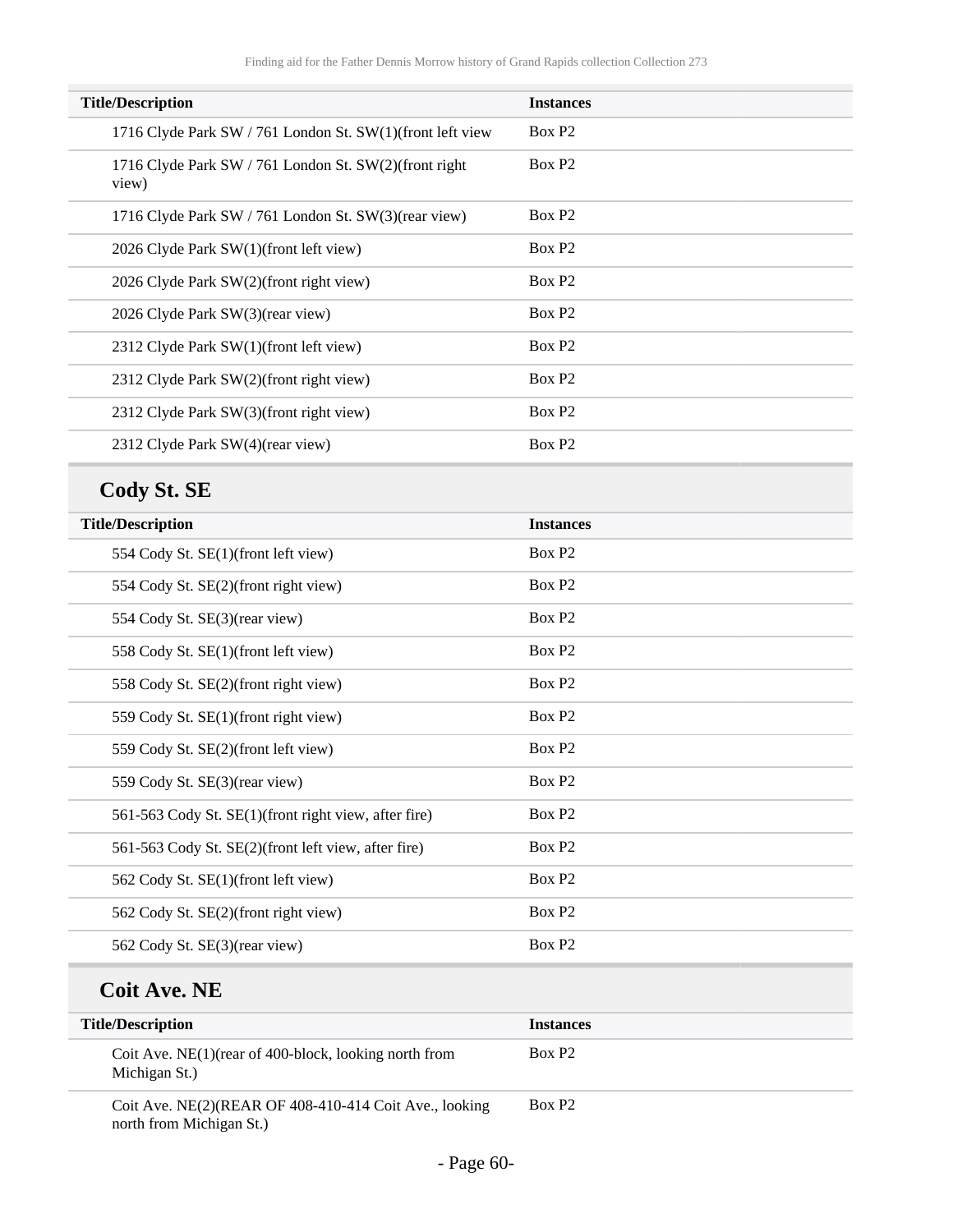| Title/Description | Instances |
|---|---|
| 1716 Clyde Park SW / 761 London St. SW(1)(front left view | Box P2 |
| 1716 Clyde Park SW / 761 London St. SW(2)(front right view) | Box P2 |
| 1716 Clyde Park SW / 761 London St. SW(3)(rear view) | Box P2 |
| 2026 Clyde Park SW(1)(front left view) | Box P2 |
| 2026 Clyde Park SW(2)(front right view) | Box P2 |
| 2026 Clyde Park SW(3)(rear view) | Box P2 |
| 2312 Clyde Park SW(1)(front left view) | Box P2 |
| 2312 Clyde Park SW(2)(front right view) | Box P2 |
| 2312 Clyde Park SW(3)(front right view) | Box P2 |
| 2312 Clyde Park SW(4)(rear view) | Box P2 |

## Cody St. SE

| Title/Description | Instances |
|---|---|
| 554 Cody St. SE(1)(front left view) | Box P2 |
| 554 Cody St. SE(2)(front right view) | Box P2 |
| 554 Cody St. SE(3)(rear view) | Box P2 |
| 558 Cody St. SE(1)(front left view) | Box P2 |
| 558 Cody St. SE(2)(front right view) | Box P2 |
| 559 Cody St. SE(1)(front right view) | Box P2 |
| 559 Cody St. SE(2)(front left view) | Box P2 |
| 559 Cody St. SE(3)(rear view) | Box P2 |
| 561-563 Cody St. SE(1)(front right view, after fire) | Box P2 |
| 561-563 Cody St. SE(2)(front left view, after fire) | Box P2 |
| 562 Cody St. SE(1)(front left view) | Box P2 |
| 562 Cody St. SE(2)(front right view) | Box P2 |
| 562 Cody St. SE(3)(rear view) | Box P2 |

## Coit Ave. NE

| Title/Description | Instances |
|---|---|
| Coit Ave. NE(1)(rear of 400-block, looking north from Michigan St.) | Box P2 |
| Coit Ave. NE(2)(REAR OF 408-410-414 Coit Ave., looking north from Michigan St.) | Box P2 |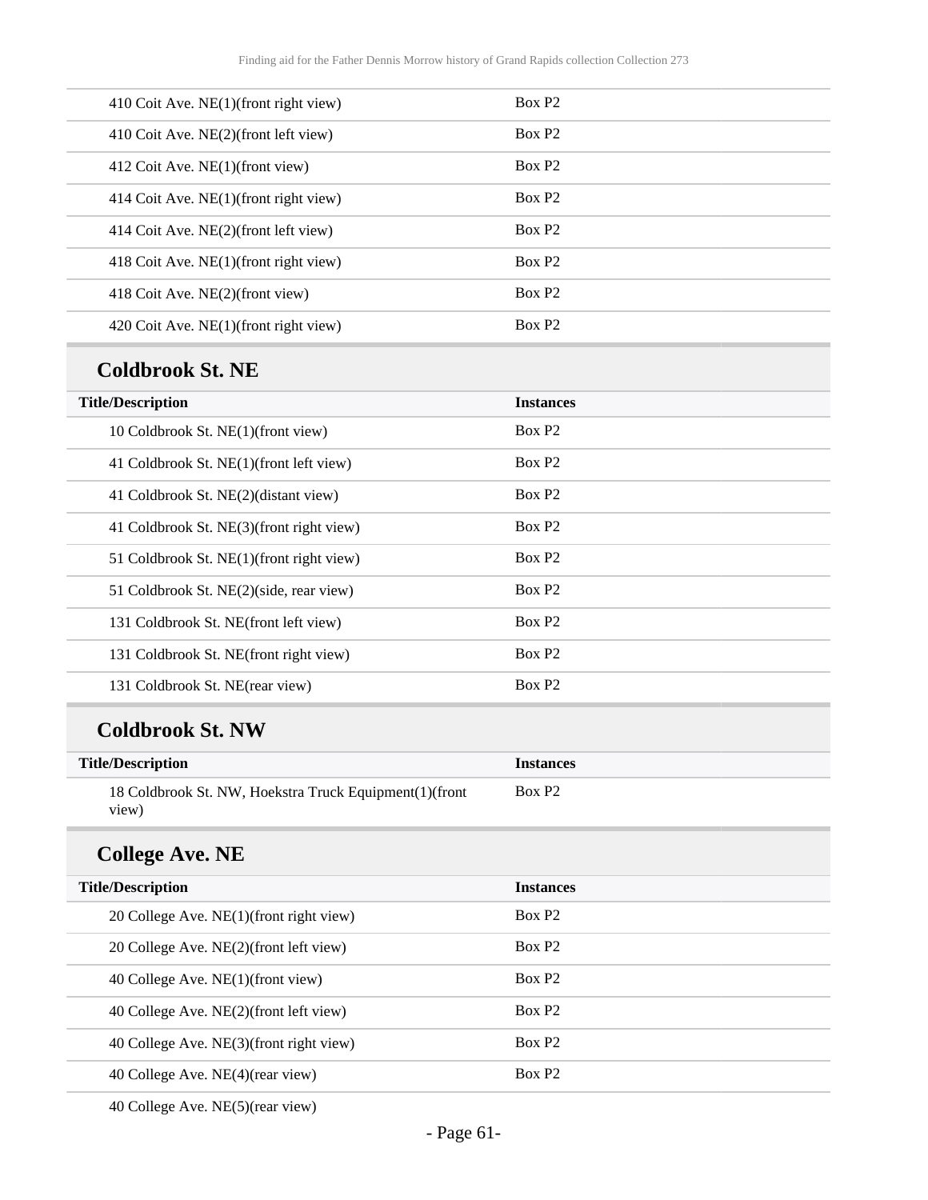| Title/Description | Instances |
|---|---|
| 410 Coit Ave. NE(1)(front right view) | Box P2 |
| 410 Coit Ave. NE(2)(front left view) | Box P2 |
| 412 Coit Ave. NE(1)(front view) | Box P2 |
| 414 Coit Ave. NE(1)(front right view) | Box P2 |
| 414 Coit Ave. NE(2)(front left view) | Box P2 |
| 418 Coit Ave. NE(1)(front right view) | Box P2 |
| 418 Coit Ave. NE(2)(front view) | Box P2 |
| 420 Coit Ave. NE(1)(front right view) | Box P2 |

## Coldbrook St. NE

| Title/Description | Instances |
|---|---|
| 10 Coldbrook St. NE(1)(front view) | Box P2 |
| 41 Coldbrook St. NE(1)(front left view) | Box P2 |
| 41 Coldbrook St. NE(2)(distant view) | Box P2 |
| 41 Coldbrook St. NE(3)(front right view) | Box P2 |
| 51 Coldbrook St. NE(1)(front right view) | Box P2 |
| 51 Coldbrook St. NE(2)(side, rear view) | Box P2 |
| 131 Coldbrook St. NE(front left view) | Box P2 |
| 131 Coldbrook St. NE(front right view) | Box P2 |
| 131 Coldbrook St. NE(rear view) | Box P2 |

## Coldbrook St. NW

| Title/Description | Instances |
|---|---|
| 18 Coldbrook St. NW, Hoekstra Truck Equipment(1)(front view) | Box P2 |

## College Ave. NE

| Title/Description | Instances |
|---|---|
| 20 College Ave. NE(1)(front right view) | Box P2 |
| 20 College Ave. NE(2)(front left view) | Box P2 |
| 40 College Ave. NE(1)(front view) | Box P2 |
| 40 College Ave. NE(2)(front left view) | Box P2 |
| 40 College Ave. NE(3)(front right view) | Box P2 |
| 40 College Ave. NE(4)(rear view) | Box P2 |
| 40 College Ave. NE(5)(rear view) | |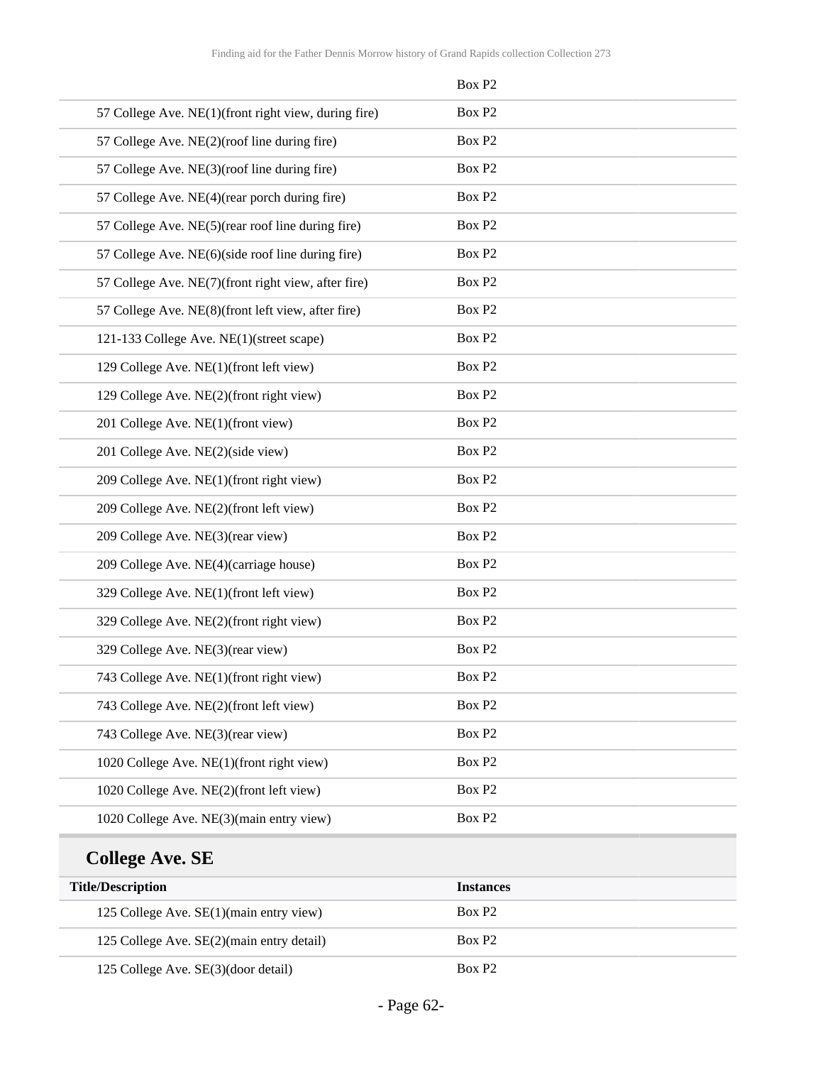| | Box P2 |
|---|---|
| 57 College Ave. NE(1)(front right view, during fire) | Box P2 |
| 57 College Ave. NE(2)(roof line during fire) | Box P2 |
| 57 College Ave. NE(3)(roof line during fire) | Box P2 |
| 57 College Ave. NE(4)(rear porch during fire) | Box P2 |
| 57 College Ave. NE(5)(rear roof line during fire) | Box P2 |
| 57 College Ave. NE(6)(side roof line during fire) | Box P2 |
| 57 College Ave. NE(7)(front right view, after fire) | Box P2 |
| 57 College Ave. NE(8)(front left view, after fire) | Box P2 |
| 121-133 College Ave. NE(1)(street scape) | Box P2 |
| 129 College Ave. NE(1)(front left view) | Box P2 |
| 129 College Ave. NE(2)(front right view) | Box P2 |
| 201 College Ave. NE(1)(front view) | Box P2 |
| 201 College Ave. NE(2)(side view) | Box P2 |
| 209 College Ave. NE(1)(front right view) | Box P2 |
| 209 College Ave. NE(2)(front left view) | Box P2 |
| 209 College Ave. NE(3)(rear view) | Box P2 |
| 209 College Ave. NE(4)(carriage house) | Box P2 |
| 329 College Ave. NE(1)(front left view) | Box P2 |
| 329 College Ave. NE(2)(front right view) | Box P2 |
| 329 College Ave. NE(3)(rear view) | Box P2 |
| 743 College Ave. NE(1)(front right view) | Box P2 |
| 743 College Ave. NE(2)(front left view) | Box P2 |
| 743 College Ave. NE(3)(rear view) | Box P2 |
| 1020 College Ave. NE(1)(front right view) | Box P2 |
| 1020 College Ave. NE(2)(front left view) | Box P2 |
| 1020 College Ave. NE(3)(main entry view) | Box P2 |

## College Ave. SE

| Title/Description | Instances |
|---|---|
| 125 College Ave. SE(1)(main entry view) | Box P2 |
| 125 College Ave. SE(2)(main entry detail) | Box P2 |
| 125 College Ave. SE(3)(door detail) | Box P2 |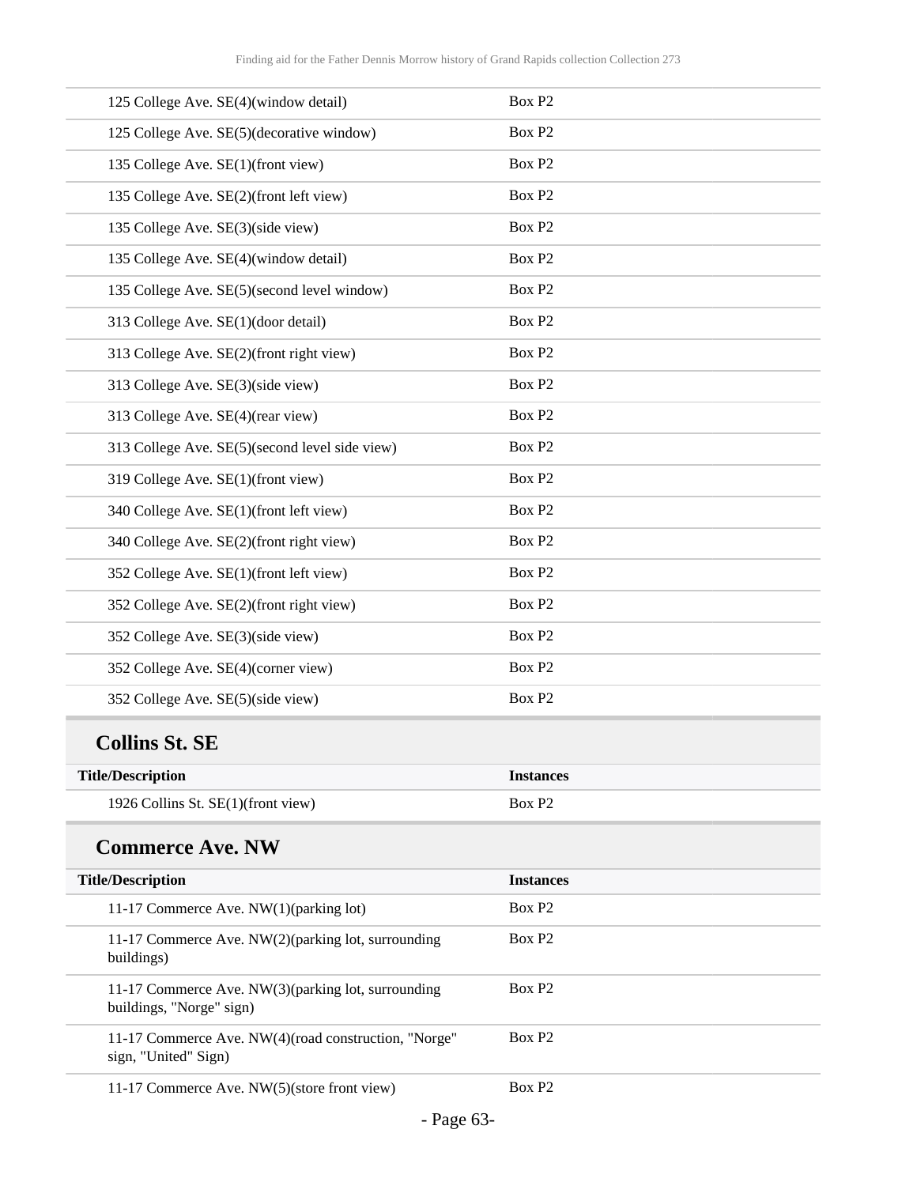| Title/Description | Instances |
|---|---|
| 125 College Ave. SE(4)(window detail) | Box P2 |
| 125 College Ave. SE(5)(decorative window) | Box P2 |
| 135 College Ave. SE(1)(front view) | Box P2 |
| 135 College Ave. SE(2)(front left view) | Box P2 |
| 135 College Ave. SE(3)(side view) | Box P2 |
| 135 College Ave. SE(4)(window detail) | Box P2 |
| 135 College Ave. SE(5)(second level window) | Box P2 |
| 313 College Ave. SE(1)(door detail) | Box P2 |
| 313 College Ave. SE(2)(front right view) | Box P2 |
| 313 College Ave. SE(3)(side view) | Box P2 |
| 313 College Ave. SE(4)(rear view) | Box P2 |
| 313 College Ave. SE(5)(second level side view) | Box P2 |
| 319 College Ave. SE(1)(front view) | Box P2 |
| 340 College Ave. SE(1)(front left view) | Box P2 |
| 340 College Ave. SE(2)(front right view) | Box P2 |
| 352 College Ave. SE(1)(front left view) | Box P2 |
| 352 College Ave. SE(2)(front right view) | Box P2 |
| 352 College Ave. SE(3)(side view) | Box P2 |
| 352 College Ave. SE(4)(corner view) | Box P2 |
| 352 College Ave. SE(5)(side view) | Box P2 |

## Collins St. SE

| Title/Description | Instances |
|---|---|
| 1926 Collins St. SE(1)(front view) | Box P2 |

## Commerce Ave. NW

| Title/Description | Instances |
|---|---|
| 11-17 Commerce Ave. NW(1)(parking lot) | Box P2 |
| 11-17 Commerce Ave. NW(2)(parking lot, surrounding buildings) | Box P2 |
| 11-17 Commerce Ave. NW(3)(parking lot, surrounding buildings, "Norge" sign) | Box P2 |
| 11-17 Commerce Ave. NW(4)(road construction, "Norge" sign, "United" Sign) | Box P2 |
| 11-17 Commerce Ave. NW(5)(store front view) | Box P2 |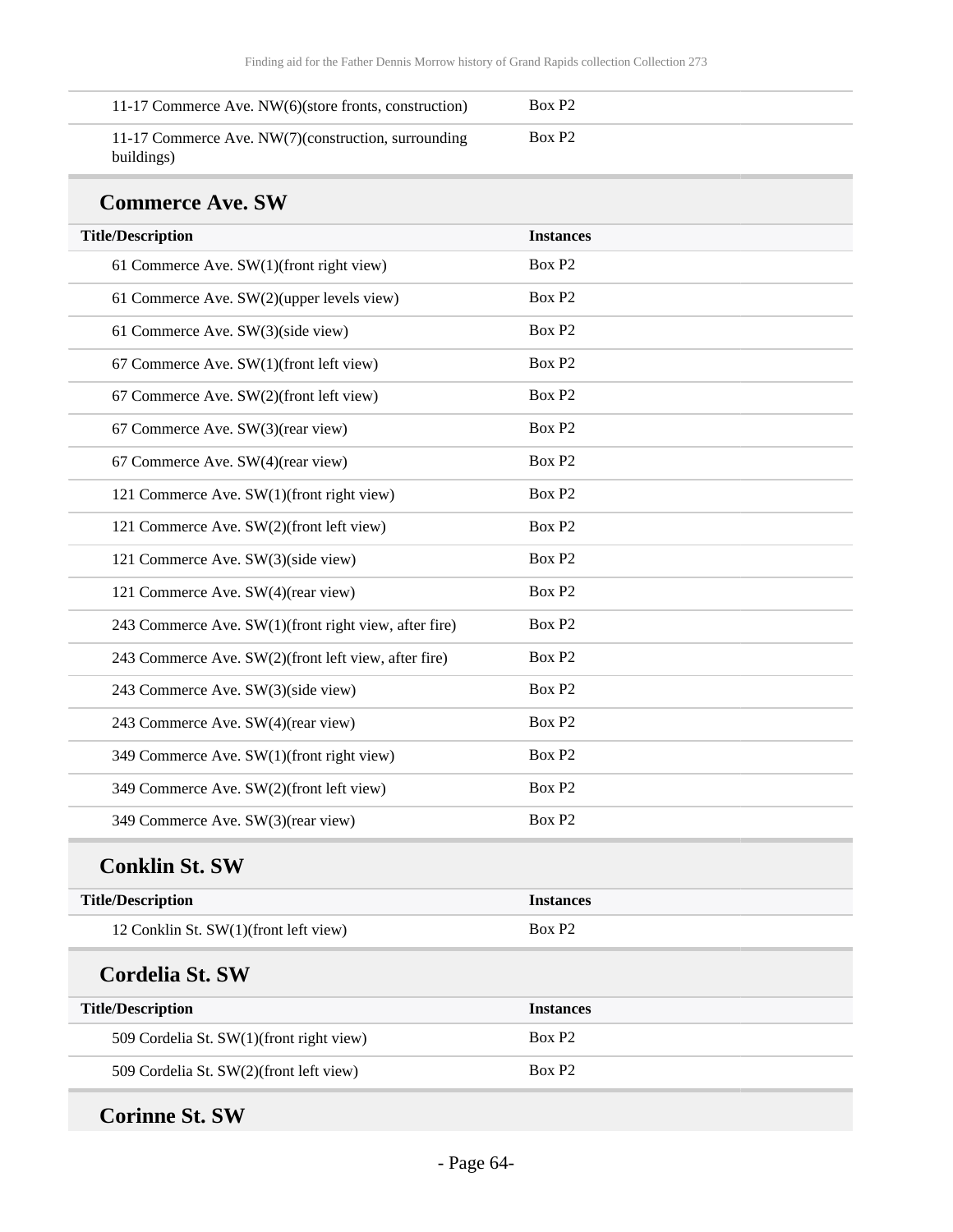| 11-17 Commerce Ave. NW(6)(store fronts, construction) | Box P2 |
|---|---|
| 11-17 Commerce Ave. NW(7)(construction, surrounding buildings) | Box P2 |

## Commerce Ave. SW

| Title/Description | Instances |
|---|---|
| 61 Commerce Ave. SW(1)(front right view) | Box P2 |
| 61 Commerce Ave. SW(2)(upper levels view) | Box P2 |
| 61 Commerce Ave. SW(3)(side view) | Box P2 |
| 67 Commerce Ave. SW(1)(front left view) | Box P2 |
| 67 Commerce Ave. SW(2)(front left view) | Box P2 |
| 67 Commerce Ave. SW(3)(rear view) | Box P2 |
| 67 Commerce Ave. SW(4)(rear view) | Box P2 |
| 121 Commerce Ave. SW(1)(front right view) | Box P2 |
| 121 Commerce Ave. SW(2)(front left view) | Box P2 |
| 121 Commerce Ave. SW(3)(side view) | Box P2 |
| 121 Commerce Ave. SW(4)(rear view) | Box P2 |
| 243 Commerce Ave. SW(1)(front right view, after fire) | Box P2 |
| 243 Commerce Ave. SW(2)(front left view, after fire) | Box P2 |
| 243 Commerce Ave. SW(3)(side view) | Box P2 |
| 243 Commerce Ave. SW(4)(rear view) | Box P2 |
| 349 Commerce Ave. SW(1)(front right view) | Box P2 |
| 349 Commerce Ave. SW(2)(front left view) | Box P2 |
| 349 Commerce Ave. SW(3)(rear view) | Box P2 |

## Conklin St. SW

| Title/Description | Instances |
|---|---|
| 12 Conklin St. SW(1)(front left view) | Box P2 |

## Cordelia St. SW

| Title/Description | Instances |
|---|---|
| 509 Cordelia St. SW(1)(front right view) | Box P2 |
| 509 Cordelia St. SW(2)(front left view) | Box P2 |

## Corinne St. SW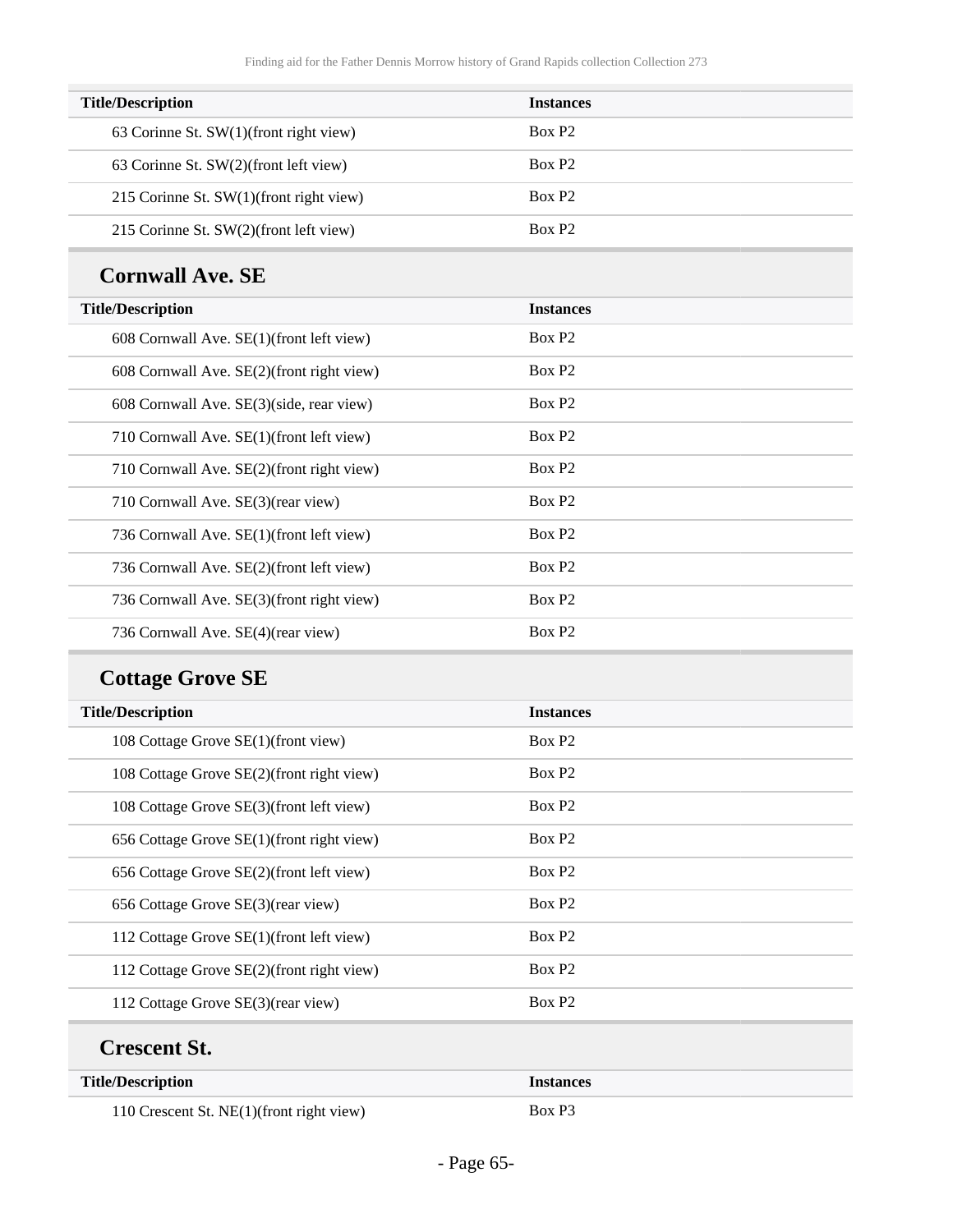| Title/Description | Instances |
| --- | --- |
| 63 Corinne St. SW(1)(front right view) | Box P2 |
| 63 Corinne St. SW(2)(front left view) | Box P2 |
| 215 Corinne St. SW(1)(front right view) | Box P2 |
| 215 Corinne St. SW(2)(front left view) | Box P2 |

### Cornwall Ave. SE

| Title/Description | Instances |
| --- | --- |
| 608 Cornwall Ave. SE(1)(front left view) | Box P2 |
| 608 Cornwall Ave. SE(2)(front right view) | Box P2 |
| 608 Cornwall Ave. SE(3)(side, rear view) | Box P2 |
| 710 Cornwall Ave. SE(1)(front left view) | Box P2 |
| 710 Cornwall Ave. SE(2)(front right view) | Box P2 |
| 710 Cornwall Ave. SE(3)(rear view) | Box P2 |
| 736 Cornwall Ave. SE(1)(front left view) | Box P2 |
| 736 Cornwall Ave. SE(2)(front left view) | Box P2 |
| 736 Cornwall Ave. SE(3)(front right view) | Box P2 |
| 736 Cornwall Ave. SE(4)(rear view) | Box P2 |

### Cottage Grove SE

| Title/Description | Instances |
| --- | --- |
| 108 Cottage Grove SE(1)(front view) | Box P2 |
| 108 Cottage Grove SE(2)(front right view) | Box P2 |
| 108 Cottage Grove SE(3)(front left view) | Box P2 |
| 656 Cottage Grove SE(1)(front right view) | Box P2 |
| 656 Cottage Grove SE(2)(front left view) | Box P2 |
| 656 Cottage Grove SE(3)(rear view) | Box P2 |
| 112 Cottage Grove SE(1)(front left view) | Box P2 |
| 112 Cottage Grove SE(2)(front right view) | Box P2 |
| 112 Cottage Grove SE(3)(rear view) | Box P2 |

### Crescent St.

| Title/Description | Instances |
| --- | --- |
| 110 Crescent St. NE(1)(front right view) | Box P3 |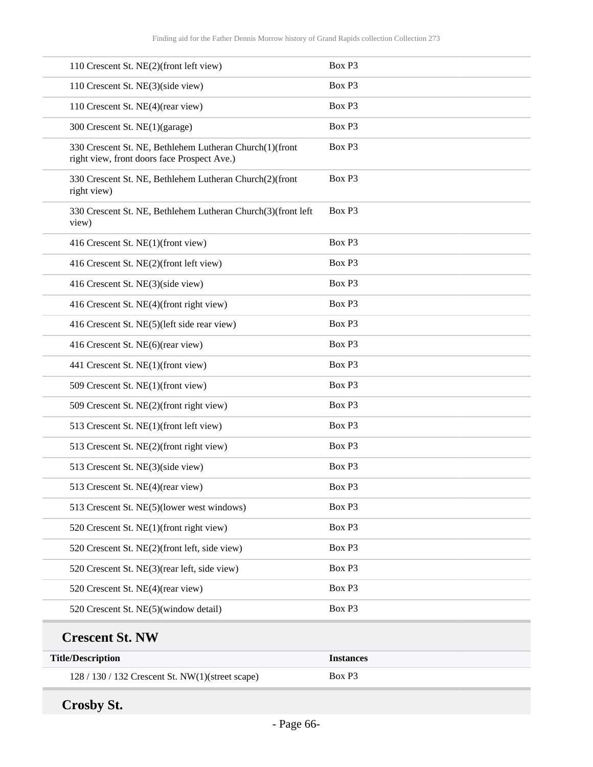| | |
|---|---|
| 110 Crescent St. NE(2)(front left view) | Box P3 |
| 110 Crescent St. NE(3)(side view) | Box P3 |
| 110 Crescent St. NE(4)(rear view) | Box P3 |
| 300 Crescent St. NE(1)(garage) | Box P3 |
| 330 Crescent St. NE, Bethlehem Lutheran Church(1)(front right view, front doors face Prospect Ave.) | Box P3 |
| 330 Crescent St. NE, Bethlehem Lutheran Church(2)(front right view) | Box P3 |
| 330 Crescent St. NE, Bethlehem Lutheran Church(3)(front left view) | Box P3 |
| 416 Crescent St. NE(1)(front view) | Box P3 |
| 416 Crescent St. NE(2)(front left view) | Box P3 |
| 416 Crescent St. NE(3)(side view) | Box P3 |
| 416 Crescent St. NE(4)(front right view) | Box P3 |
| 416 Crescent St. NE(5)(left side rear view) | Box P3 |
| 416 Crescent St. NE(6)(rear view) | Box P3 |
| 441 Crescent St. NE(1)(front view) | Box P3 |
| 509 Crescent St. NE(1)(front view) | Box P3 |
| 509 Crescent St. NE(2)(front right view) | Box P3 |
| 513 Crescent St. NE(1)(front left view) | Box P3 |
| 513 Crescent St. NE(2)(front right view) | Box P3 |
| 513 Crescent St. NE(3)(side view) | Box P3 |
| 513 Crescent St. NE(4)(rear view) | Box P3 |
| 513 Crescent St. NE(5)(lower west windows) | Box P3 |
| 520 Crescent St. NE(1)(front right view) | Box P3 |
| 520 Crescent St. NE(2)(front left, side view) | Box P3 |
| 520 Crescent St. NE(3)(rear left, side view) | Box P3 |
| 520 Crescent St. NE(4)(rear view) | Box P3 |
| 520 Crescent St. NE(5)(window detail) | Box P3 |

## Crescent St. NW

| Title/Description | Instances |
|---|---|
| 128 / 130 / 132 Crescent St. NW(1)(street scape) | Box P3 |

## Crosby St.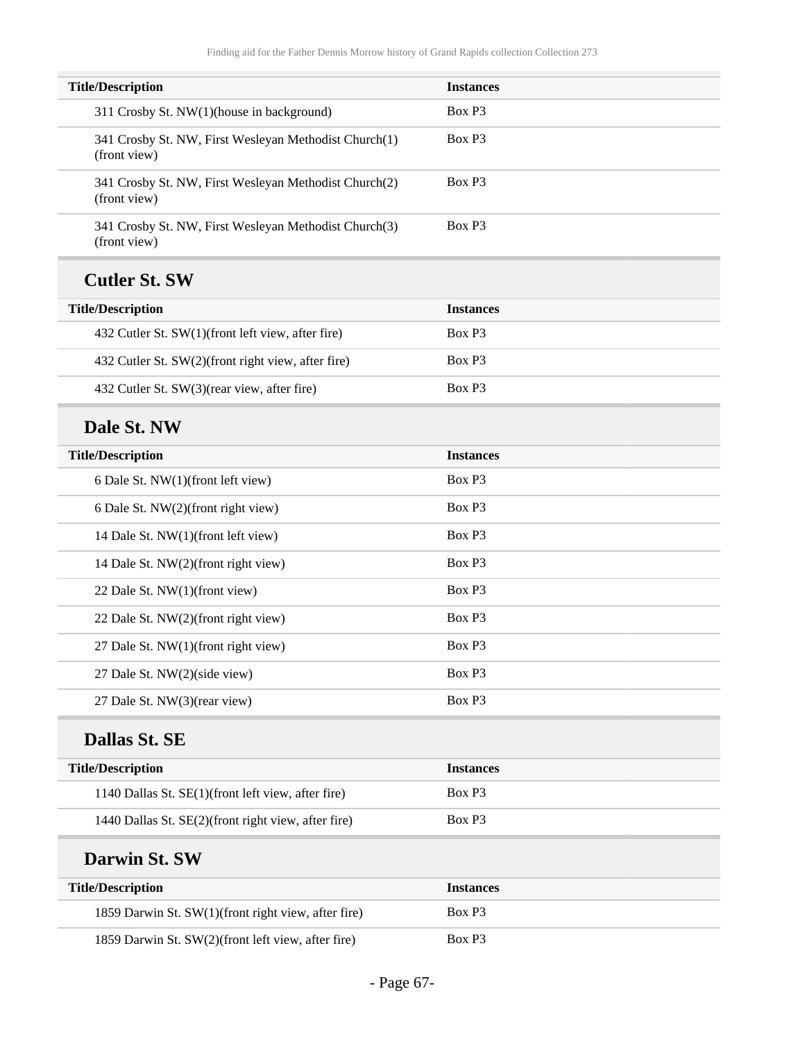| Title/Description | Instances |
| --- | --- |
| 311 Crosby St. NW(1)(house in background) | Box P3 |
| 341 Crosby St. NW, First Wesleyan Methodist Church(1)(front view) | Box P3 |
| 341 Crosby St. NW, First Wesleyan Methodist Church(2)(front view) | Box P3 |
| 341 Crosby St. NW, First Wesleyan Methodist Church(3)(front view) | Box P3 |

### Cutler St. SW

| Title/Description | Instances |
| --- | --- |
| 432 Cutler St. SW(1)(front left view, after fire) | Box P3 |
| 432 Cutler St. SW(2)(front right view, after fire) | Box P3 |
| 432 Cutler St. SW(3)(rear view, after fire) | Box P3 |

### Dale St. NW

| Title/Description | Instances |
| --- | --- |
| 6 Dale St. NW(1)(front left view) | Box P3 |
| 6 Dale St. NW(2)(front right view) | Box P3 |
| 14 Dale St. NW(1)(front left view) | Box P3 |
| 14 Dale St. NW(2)(front right view) | Box P3 |
| 22 Dale St. NW(1)(front view) | Box P3 |
| 22 Dale St. NW(2)(front right view) | Box P3 |
| 27 Dale St. NW(1)(front right view) | Box P3 |
| 27 Dale St. NW(2)(side view) | Box P3 |
| 27 Dale St. NW(3)(rear view) | Box P3 |

### Dallas St. SE

| Title/Description | Instances |
| --- | --- |
| 1140 Dallas St. SE(1)(front left view, after fire) | Box P3 |
| 1440 Dallas St. SE(2)(front right view, after fire) | Box P3 |

### Darwin St. SW

| Title/Description | Instances |
| --- | --- |
| 1859 Darwin St. SW(1)(front right view, after fire) | Box P3 |
| 1859 Darwin St. SW(2)(front left view, after fire) | Box P3 |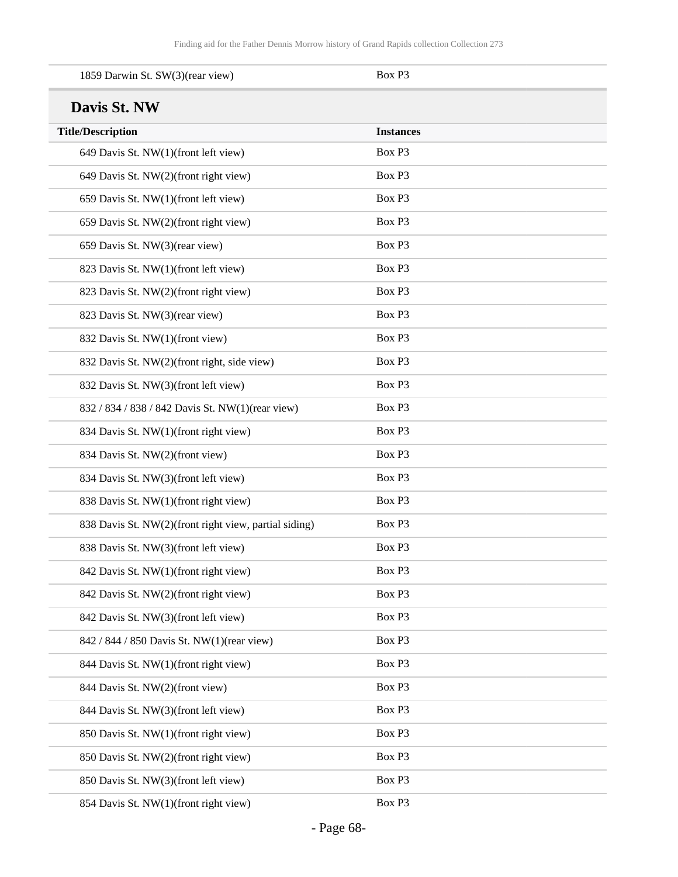| | |
|---|---|
| 1859 Darwin St. SW(3)(rear view) | Box P3 |

## Davis St. NW

| Title/Description | Instances |
|---|---|
| 649 Davis St. NW(1)(front left view) | Box P3 |
| 649 Davis St. NW(2)(front right view) | Box P3 |
| 659 Davis St. NW(1)(front left view) | Box P3 |
| 659 Davis St. NW(2)(front right view) | Box P3 |
| 659 Davis St. NW(3)(rear view) | Box P3 |
| 823 Davis St. NW(1)(front left view) | Box P3 |
| 823 Davis St. NW(2)(front right view) | Box P3 |
| 823 Davis St. NW(3)(rear view) | Box P3 |
| 832 Davis St. NW(1)(front view) | Box P3 |
| 832 Davis St. NW(2)(front right, side view) | Box P3 |
| 832 Davis St. NW(3)(front left view) | Box P3 |
| 832 / 834 / 838 / 842 Davis St. NW(1)(rear view) | Box P3 |
| 834 Davis St. NW(1)(front right view) | Box P3 |
| 834 Davis St. NW(2)(front view) | Box P3 |
| 834 Davis St. NW(3)(front left view) | Box P3 |
| 838 Davis St. NW(1)(front right view) | Box P3 |
| 838 Davis St. NW(2)(front right view, partial siding) | Box P3 |
| 838 Davis St. NW(3)(front left view) | Box P3 |
| 842 Davis St. NW(1)(front right view) | Box P3 |
| 842 Davis St. NW(2)(front right view) | Box P3 |
| 842 Davis St. NW(3)(front left view) | Box P3 |
| 842 / 844 / 850 Davis St. NW(1)(rear view) | Box P3 |
| 844 Davis St. NW(1)(front right view) | Box P3 |
| 844 Davis St. NW(2)(front view) | Box P3 |
| 844 Davis St. NW(3)(front left view) | Box P3 |
| 850 Davis St. NW(1)(front right view) | Box P3 |
| 850 Davis St. NW(2)(front right view) | Box P3 |
| 850 Davis St. NW(3)(front left view) | Box P3 |
| 854 Davis St. NW(1)(front right view) | Box P3 |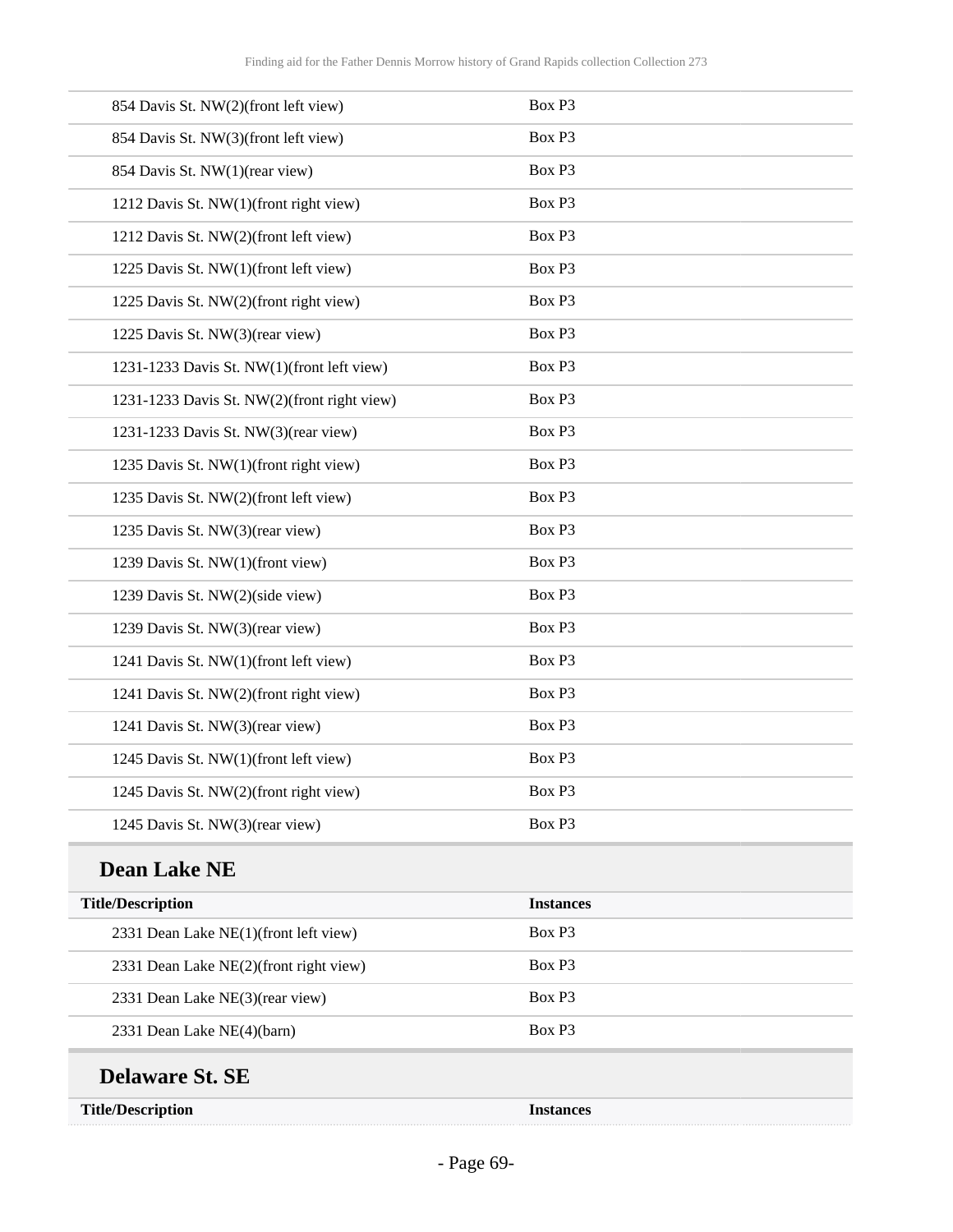| Title/Description | Instances |
|---|---|
| 854 Davis St. NW(2)(front left view) | Box P3 |
| 854 Davis St. NW(3)(front left view) | Box P3 |
| 854 Davis St. NW(1)(rear view) | Box P3 |
| 1212 Davis St. NW(1)(front right view) | Box P3 |
| 1212 Davis St. NW(2)(front left view) | Box P3 |
| 1225 Davis St. NW(1)(front left view) | Box P3 |
| 1225 Davis St. NW(2)(front right view) | Box P3 |
| 1225 Davis St. NW(3)(rear view) | Box P3 |
| 1231-1233 Davis St. NW(1)(front left view) | Box P3 |
| 1231-1233 Davis St. NW(2)(front right view) | Box P3 |
| 1231-1233 Davis St. NW(3)(rear view) | Box P3 |
| 1235 Davis St. NW(1)(front right view) | Box P3 |
| 1235 Davis St. NW(2)(front left view) | Box P3 |
| 1235 Davis St. NW(3)(rear view) | Box P3 |
| 1239 Davis St. NW(1)(front view) | Box P3 |
| 1239 Davis St. NW(2)(side view) | Box P3 |
| 1239 Davis St. NW(3)(rear view) | Box P3 |
| 1241 Davis St. NW(1)(front left view) | Box P3 |
| 1241 Davis St. NW(2)(front right view) | Box P3 |
| 1241 Davis St. NW(3)(rear view) | Box P3 |
| 1245 Davis St. NW(1)(front left view) | Box P3 |
| 1245 Davis St. NW(2)(front right view) | Box P3 |
| 1245 Davis St. NW(3)(rear view) | Box P3 |

## Dean Lake NE

| Title/Description | Instances |
|---|---|
| 2331 Dean Lake NE(1)(front left view) | Box P3 |
| 2331 Dean Lake NE(2)(front right view) | Box P3 |
| 2331 Dean Lake NE(3)(rear view) | Box P3 |
| 2331 Dean Lake NE(4)(barn) | Box P3 |

## Delaware St. SE

| Title/Description | Instances |
|---|---|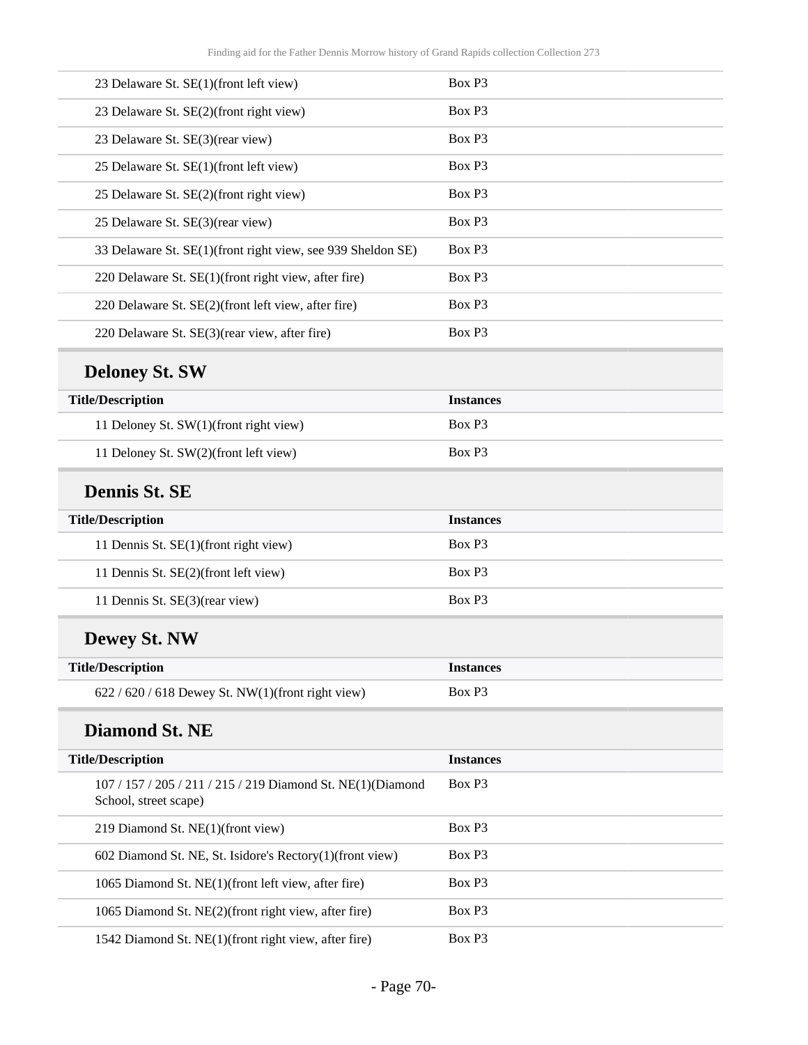| Title/Description | Instances |
| --- | --- |
| 23 Delaware St. SE(1)(front left view) | Box P3 |
| 23 Delaware St. SE(2)(front right view) | Box P3 |
| 23 Delaware St. SE(3)(rear view) | Box P3 |
| 25 Delaware St. SE(1)(front left view) | Box P3 |
| 25 Delaware St. SE(2)(front right view) | Box P3 |
| 25 Delaware St. SE(3)(rear view) | Box P3 |
| 33 Delaware St. SE(1)(front right view, see 939 Sheldon SE) | Box P3 |
| 220 Delaware St. SE(1)(front right view, after fire) | Box P3 |
| 220 Delaware St. SE(2)(front left view, after fire) | Box P3 |
| 220 Delaware St. SE(3)(rear view, after fire) | Box P3 |

## Deloney St. SW

| Title/Description | Instances |
| --- | --- |
| 11 Deloney St. SW(1)(front right view) | Box P3 |
| 11 Deloney St. SW(2)(front left view) | Box P3 |

## Dennis St. SE

| Title/Description | Instances |
| --- | --- |
| 11 Dennis St. SE(1)(front right view) | Box P3 |
| 11 Dennis St. SE(2)(front left view) | Box P3 |
| 11 Dennis St. SE(3)(rear view) | Box P3 |

## Dewey St. NW

| Title/Description | Instances |
| --- | --- |
| 622 / 620 / 618 Dewey St. NW(1)(front right view) | Box P3 |

## Diamond St. NE

| Title/Description | Instances |
| --- | --- |
| 107 / 157 / 205 / 211 / 215 / 219 Diamond St. NE(1)(Diamond School, street scape) | Box P3 |
| 219 Diamond St. NE(1)(front view) | Box P3 |
| 602 Diamond St. NE, St. Isidore's Rectory(1)(front view) | Box P3 |
| 1065 Diamond St. NE(1)(front left view, after fire) | Box P3 |
| 1065 Diamond St. NE(2)(front right view, after fire) | Box P3 |
| 1542 Diamond St. NE(1)(front right view, after fire) | Box P3 |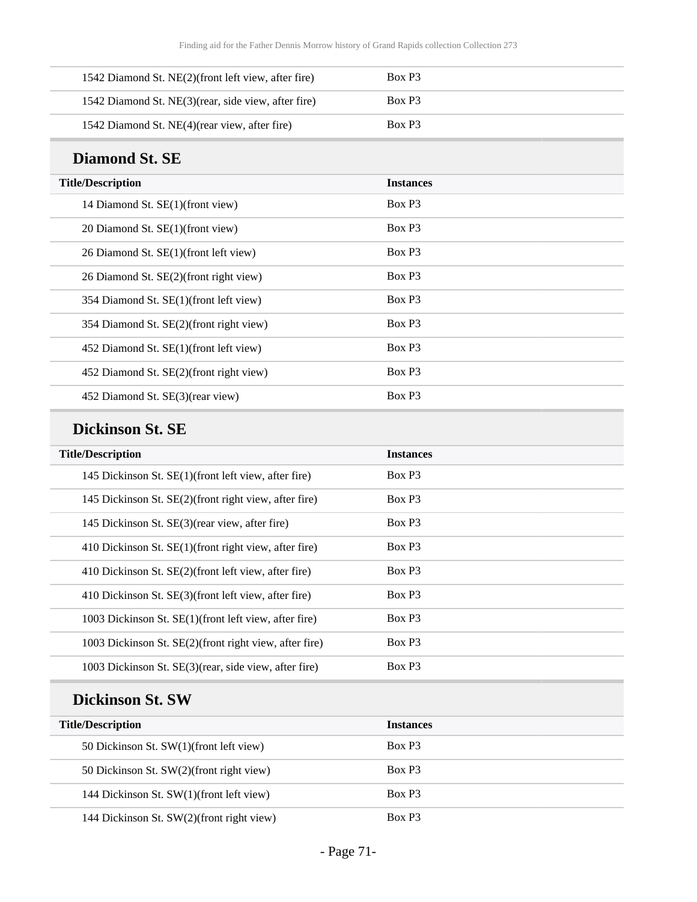| Title/Description | Instances |
| --- | --- |
| 1542 Diamond St. NE(2)(front left view, after fire) | Box P3 |
| 1542 Diamond St. NE(3)(rear, side view, after fire) | Box P3 |
| 1542 Diamond St. NE(4)(rear view, after fire) | Box P3 |

## Diamond St. SE

| Title/Description | Instances |
| --- | --- |
| 14 Diamond St. SE(1)(front view) | Box P3 |
| 20 Diamond St. SE(1)(front view) | Box P3 |
| 26 Diamond St. SE(1)(front left view) | Box P3 |
| 26 Diamond St. SE(2)(front right view) | Box P3 |
| 354 Diamond St. SE(1)(front left view) | Box P3 |
| 354 Diamond St. SE(2)(front right view) | Box P3 |
| 452 Diamond St. SE(1)(front left view) | Box P3 |
| 452 Diamond St. SE(2)(front right view) | Box P3 |
| 452 Diamond St. SE(3)(rear view) | Box P3 |

## Dickinson St. SE

| Title/Description | Instances |
| --- | --- |
| 145 Dickinson St. SE(1)(front left view, after fire) | Box P3 |
| 145 Dickinson St. SE(2)(front right view, after fire) | Box P3 |
| 145 Dickinson St. SE(3)(rear view, after fire) | Box P3 |
| 410 Dickinson St. SE(1)(front right view, after fire) | Box P3 |
| 410 Dickinson St. SE(2)(front left view, after fire) | Box P3 |
| 410 Dickinson St. SE(3)(front left view, after fire) | Box P3 |
| 1003 Dickinson St. SE(1)(front left view, after fire) | Box P3 |
| 1003 Dickinson St. SE(2)(front right view, after fire) | Box P3 |
| 1003 Dickinson St. SE(3)(rear, side view, after fire) | Box P3 |

## Dickinson St. SW

| Title/Description | Instances |
| --- | --- |
| 50 Dickinson St. SW(1)(front left view) | Box P3 |
| 50 Dickinson St. SW(2)(front right view) | Box P3 |
| 144 Dickinson St. SW(1)(front left view) | Box P3 |
| 144 Dickinson St. SW(2)(front right view) | Box P3 |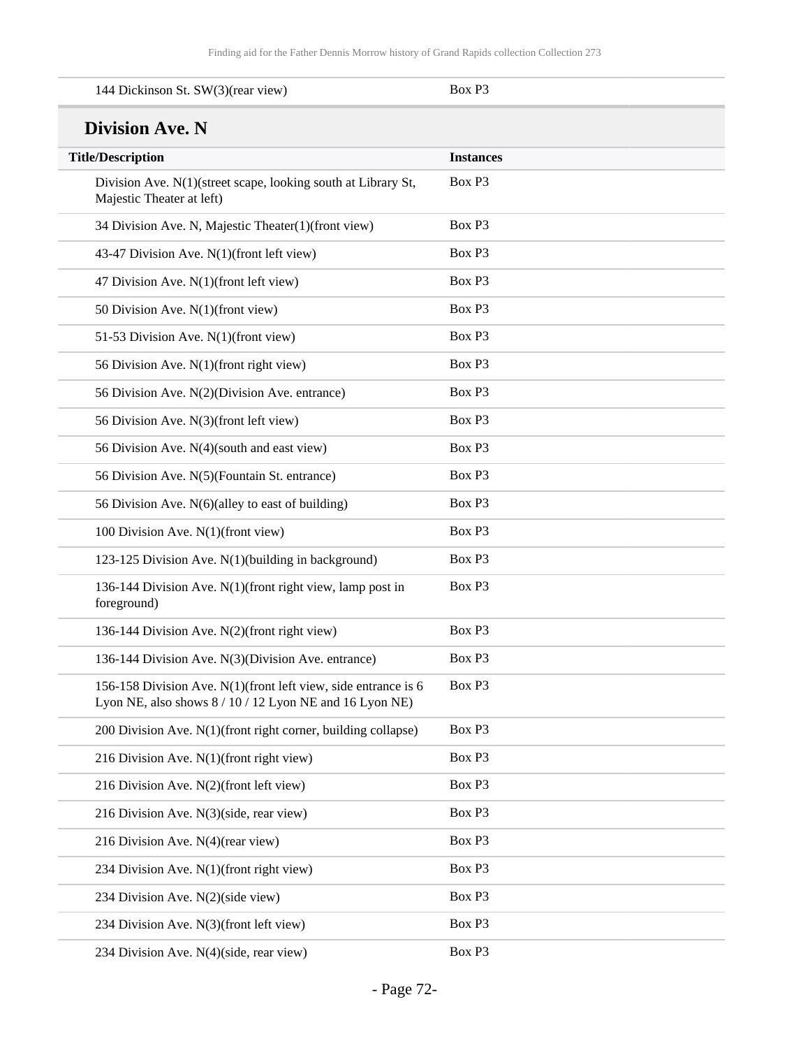| | |
|---|---|
| 144 Dickinson St. SW(3)(rear view) | Box P3 |

## Division Ave. N

| Title/Description | Instances |
|---|---|
| Division Ave. N(1)(street scape, looking south at Library St, Majestic Theater at left) | Box P3 |
| 34 Division Ave. N, Majestic Theater(1)(front view) | Box P3 |
| 43-47 Division Ave. N(1)(front left view) | Box P3 |
| 47 Division Ave. N(1)(front left view) | Box P3 |
| 50 Division Ave. N(1)(front view) | Box P3 |
| 51-53 Division Ave. N(1)(front view) | Box P3 |
| 56 Division Ave. N(1)(front right view) | Box P3 |
| 56 Division Ave. N(2)(Division Ave. entrance) | Box P3 |
| 56 Division Ave. N(3)(front left view) | Box P3 |
| 56 Division Ave. N(4)(south and east view) | Box P3 |
| 56 Division Ave. N(5)(Fountain St. entrance) | Box P3 |
| 56 Division Ave. N(6)(alley to east of building) | Box P3 |
| 100 Division Ave. N(1)(front view) | Box P3 |
| 123-125 Division Ave. N(1)(building in background) | Box P3 |
| 136-144 Division Ave. N(1)(front right view, lamp post in foreground) | Box P3 |
| 136-144 Division Ave. N(2)(front right view) | Box P3 |
| 136-144 Division Ave. N(3)(Division Ave. entrance) | Box P3 |
| 156-158 Division Ave. N(1)(front left view, side entrance is 6 Lyon NE, also shows 8 / 10 / 12 Lyon NE and 16 Lyon NE) | Box P3 |
| 200 Division Ave. N(1)(front right corner, building collapse) | Box P3 |
| 216 Division Ave. N(1)(front right view) | Box P3 |
| 216 Division Ave. N(2)(front left view) | Box P3 |
| 216 Division Ave. N(3)(side, rear view) | Box P3 |
| 216 Division Ave. N(4)(rear view) | Box P3 |
| 234 Division Ave. N(1)(front right view) | Box P3 |
| 234 Division Ave. N(2)(side view) | Box P3 |
| 234 Division Ave. N(3)(front left view) | Box P3 |
| 234 Division Ave. N(4)(side, rear view) | Box P3 |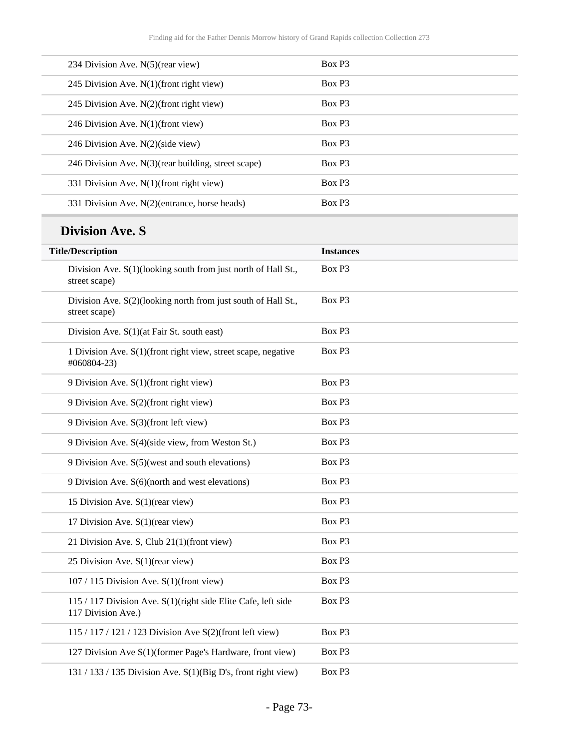| | |
|---|---|
| 234 Division Ave. N(5)(rear view) | Box P3 |
| 245 Division Ave. N(1)(front right view) | Box P3 |
| 245 Division Ave. N(2)(front right view) | Box P3 |
| 246 Division Ave. N(1)(front view) | Box P3 |
| 246 Division Ave. N(2)(side view) | Box P3 |
| 246 Division Ave. N(3)(rear building, street scape) | Box P3 |
| 331 Division Ave. N(1)(front right view) | Box P3 |
| 331 Division Ave. N(2)(entrance, horse heads) | Box P3 |

## Division Ave. S

| Title/Description | Instances |
|---|---|
| Division Ave. S(1)(looking south from just north of Hall St., street scape) | Box P3 |
| Division Ave. S(2)(looking north from just south of Hall St., street scape) | Box P3 |
| Division Ave. S(1)(at Fair St. south east) | Box P3 |
| 1 Division Ave. S(1)(front right view, street scape, negative #060804-23) | Box P3 |
| 9 Division Ave. S(1)(front right view) | Box P3 |
| 9 Division Ave. S(2)(front right view) | Box P3 |
| 9 Division Ave. S(3)(front left view) | Box P3 |
| 9 Division Ave. S(4)(side view, from Weston St.) | Box P3 |
| 9 Division Ave. S(5)(west and south elevations) | Box P3 |
| 9 Division Ave. S(6)(north and west elevations) | Box P3 |
| 15 Division Ave. S(1)(rear view) | Box P3 |
| 17 Division Ave. S(1)(rear view) | Box P3 |
| 21 Division Ave. S, Club 21(1)(front view) | Box P3 |
| 25 Division Ave. S(1)(rear view) | Box P3 |
| 107 / 115 Division Ave. S(1)(front view) | Box P3 |
| 115 / 117 Division Ave. S(1)(right side Elite Cafe, left side 117 Division Ave.) | Box P3 |
| 115 / 117 / 121 / 123 Division Ave S(2)(front left view) | Box P3 |
| 127 Division Ave S(1)(former Page's Hardware, front view) | Box P3 |
| 131 / 133 / 135 Division Ave. S(1)(Big D's, front right view) | Box P3 |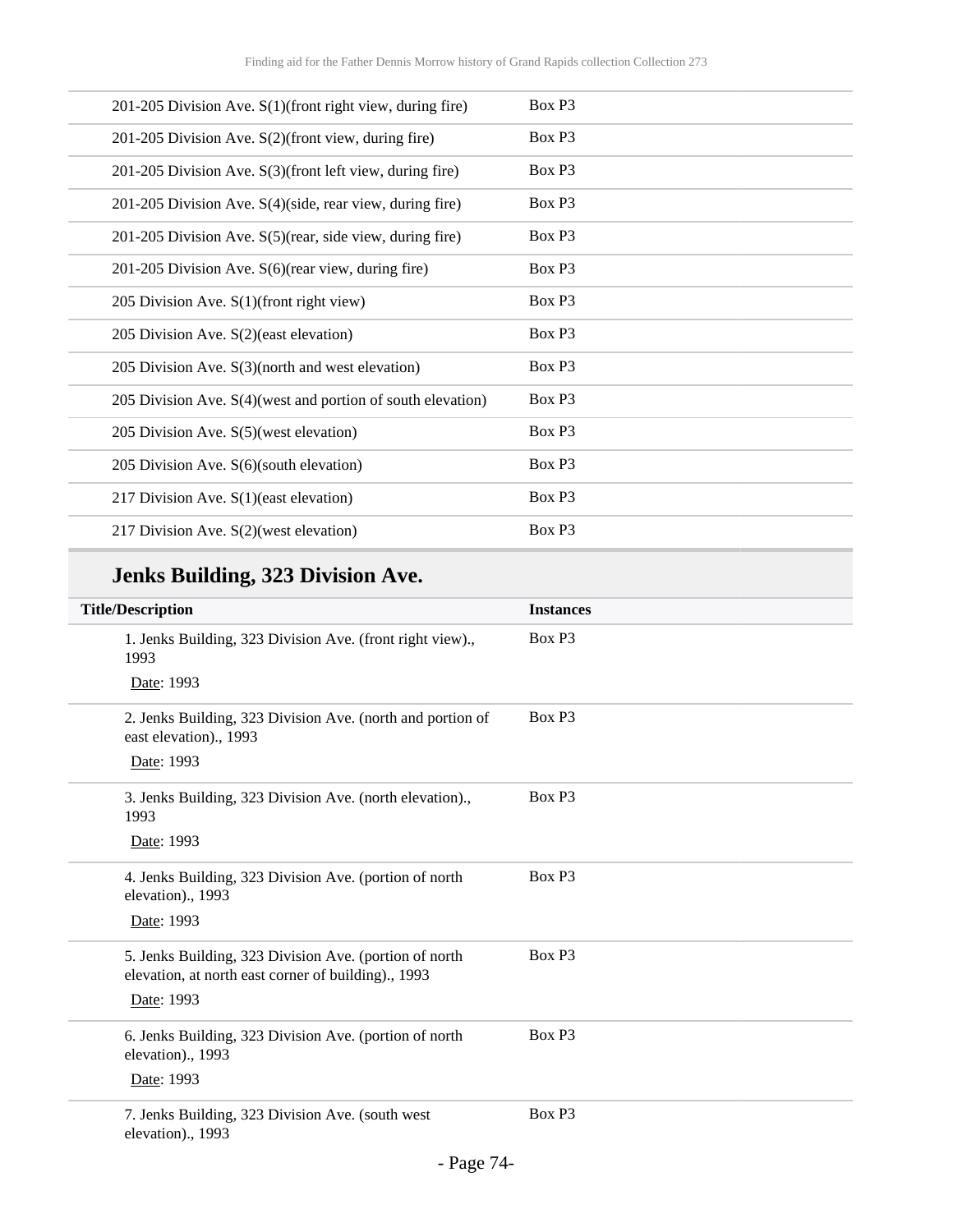| | |
|---|---|
| 201-205 Division Ave. S(1)(front right view, during fire) | Box P3 |
| 201-205 Division Ave. S(2)(front view, during fire) | Box P3 |
| 201-205 Division Ave. S(3)(front left view, during fire) | Box P3 |
| 201-205 Division Ave. S(4)(side, rear view, during fire) | Box P3 |
| 201-205 Division Ave. S(5)(rear, side view, during fire) | Box P3 |
| 201-205 Division Ave. S(6)(rear view, during fire) | Box P3 |
| 205 Division Ave. S(1)(front right view) | Box P3 |
| 205 Division Ave. S(2)(east elevation) | Box P3 |
| 205 Division Ave. S(3)(north and west elevation) | Box P3 |
| 205 Division Ave. S(4)(west and portion of south elevation) | Box P3 |
| 205 Division Ave. S(5)(west elevation) | Box P3 |
| 205 Division Ave. S(6)(south elevation) | Box P3 |
| 217 Division Ave. S(1)(east elevation) | Box P3 |
| 217 Division Ave. S(2)(west elevation) | Box P3 |

## Jenks Building, 323 Division Ave.

| Title/Description | Instances |
|---|---|
| 1. Jenks Building, 323 Division Ave. (front right view)., 1993<br>Date: 1993 | Box P3 |
| 2. Jenks Building, 323 Division Ave. (north and portion of east elevation)., 1993<br>Date: 1993 | Box P3 |
| 3. Jenks Building, 323 Division Ave. (north elevation)., 1993<br>Date: 1993 | Box P3 |
| 4. Jenks Building, 323 Division Ave. (portion of north elevation)., 1993<br>Date: 1993 | Box P3 |
| 5. Jenks Building, 323 Division Ave. (portion of north elevation, at north east corner of building)., 1993<br>Date: 1993 | Box P3 |
| 6. Jenks Building, 323 Division Ave. (portion of north elevation)., 1993<br>Date: 1993 | Box P3 |
| 7. Jenks Building, 323 Division Ave. (south west elevation)., 1993 | Box P3 |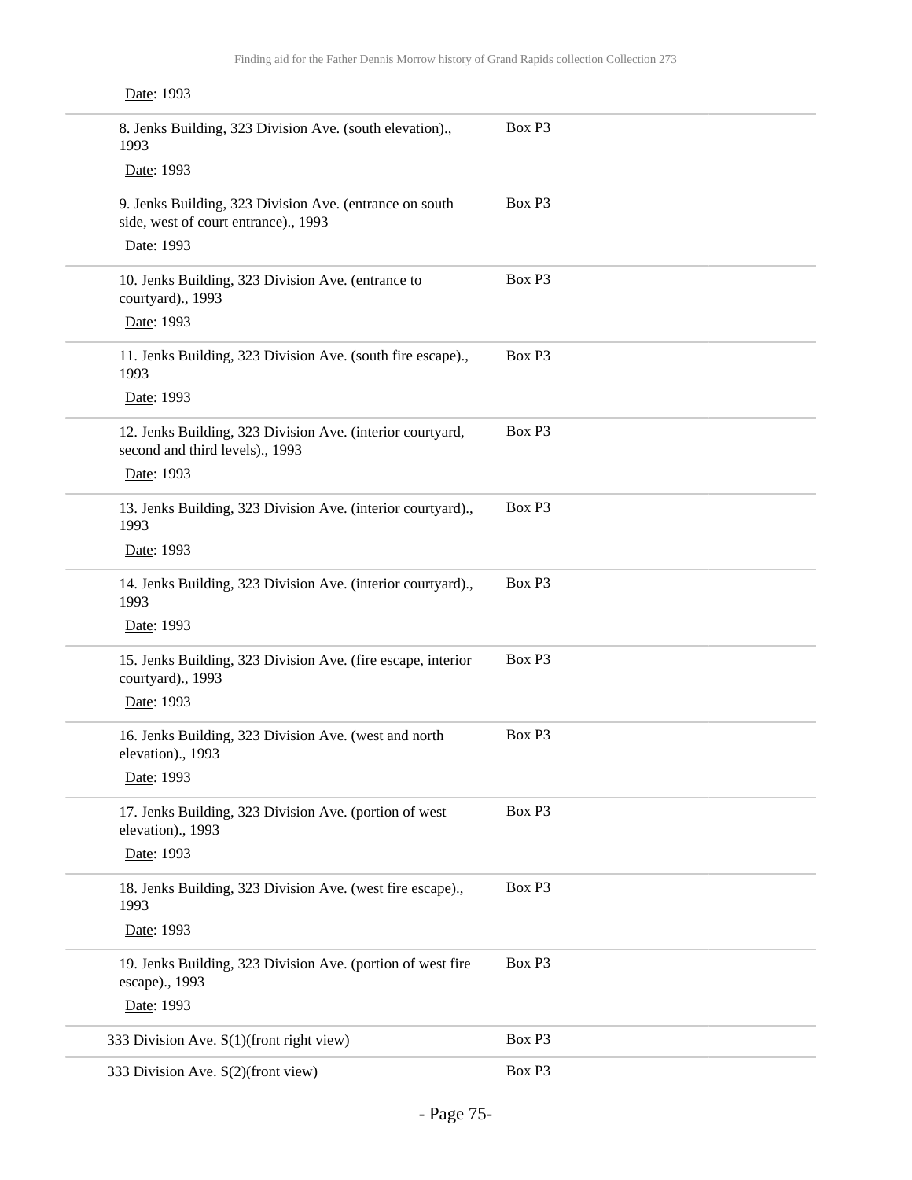Date: 1993

| | |
|---|---|
| 8. Jenks Building, 323 Division Ave. (south elevation)., 1993<br>Date: 1993 | Box P3 |
| 9. Jenks Building, 323 Division Ave. (entrance on south side, west of court entrance)., 1993<br>Date: 1993 | Box P3 |
| 10. Jenks Building, 323 Division Ave. (entrance to courtyard)., 1993<br>Date: 1993 | Box P3 |
| 11. Jenks Building, 323 Division Ave. (south fire escape)., 1993<br>Date: 1993 | Box P3 |
| 12. Jenks Building, 323 Division Ave. (interior courtyard, second and third levels)., 1993<br>Date: 1993 | Box P3 |
| 13. Jenks Building, 323 Division Ave. (interior courtyard)., 1993<br>Date: 1993 | Box P3 |
| 14. Jenks Building, 323 Division Ave. (interior courtyard)., 1993<br>Date: 1993 | Box P3 |
| 15. Jenks Building, 323 Division Ave. (fire escape, interior courtyard)., 1993<br>Date: 1993 | Box P3 |
| 16. Jenks Building, 323 Division Ave. (west and north elevation)., 1993<br>Date: 1993 | Box P3 |
| 17. Jenks Building, 323 Division Ave. (portion of west elevation)., 1993<br>Date: 1993 | Box P3 |
| 18. Jenks Building, 323 Division Ave. (west fire escape)., 1993<br>Date: 1993 | Box P3 |
| 19. Jenks Building, 323 Division Ave. (portion of west fire escape)., 1993<br>Date: 1993 | Box P3 |
| 333 Division Ave. S(1)(front right view) | Box P3 |
| 333 Division Ave. S(2)(front view) | Box P3 |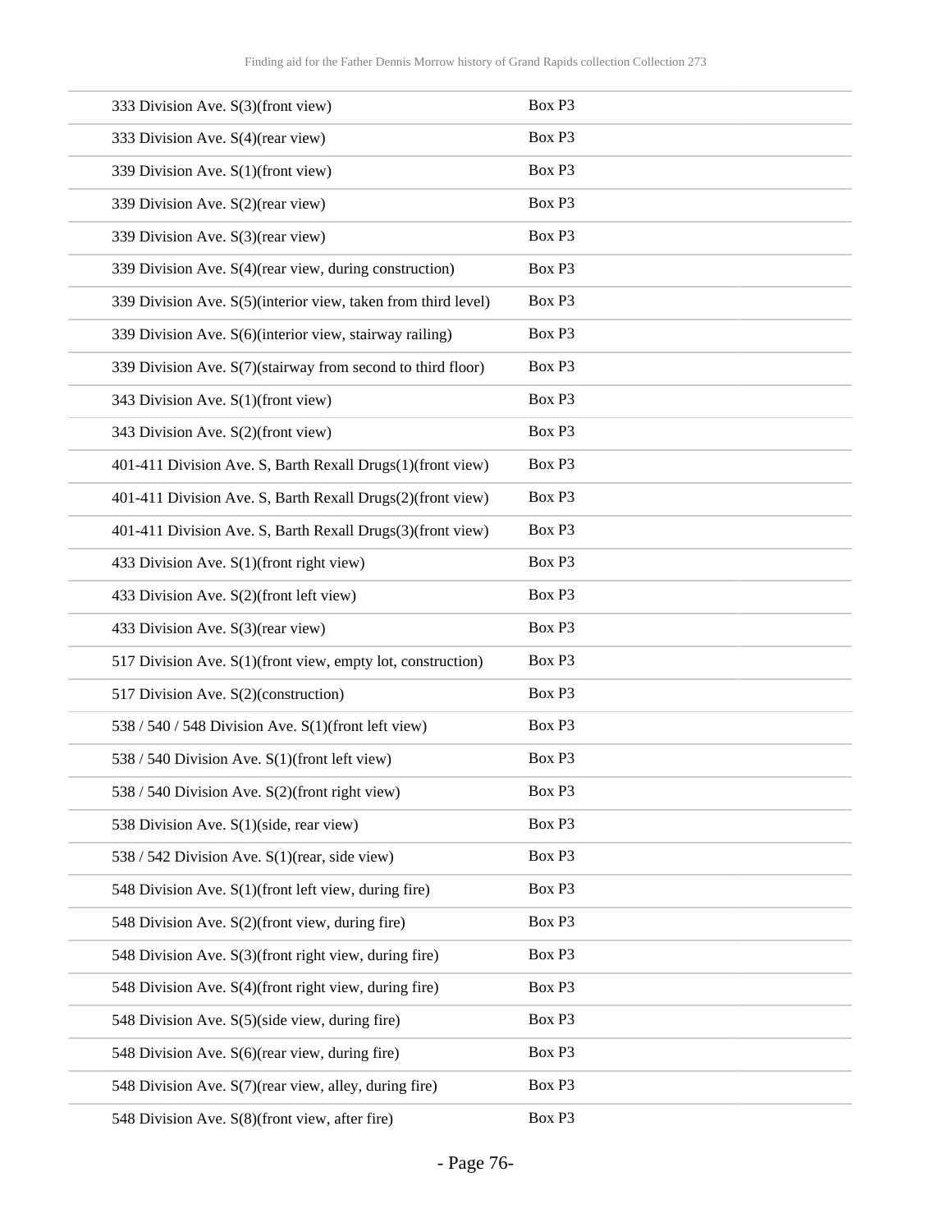| | |
|---|---|
| 333 Division Ave. S(3)(front view) | Box P3 |
| 333 Division Ave. S(4)(rear view) | Box P3 |
| 339 Division Ave. S(1)(front view) | Box P3 |
| 339 Division Ave. S(2)(rear view) | Box P3 |
| 339 Division Ave. S(3)(rear view) | Box P3 |
| 339 Division Ave. S(4)(rear view, during construction) | Box P3 |
| 339 Division Ave. S(5)(interior view, taken from third level) | Box P3 |
| 339 Division Ave. S(6)(interior view, stairway railing) | Box P3 |
| 339 Division Ave. S(7)(stairway from second to third floor) | Box P3 |
| 343 Division Ave. S(1)(front view) | Box P3 |
| 343 Division Ave. S(2)(front view) | Box P3 |
| 401-411 Division Ave. S, Barth Rexall Drugs(1)(front view) | Box P3 |
| 401-411 Division Ave. S, Barth Rexall Drugs(2)(front view) | Box P3 |
| 401-411 Division Ave. S, Barth Rexall Drugs(3)(front view) | Box P3 |
| 433 Division Ave. S(1)(front right view) | Box P3 |
| 433 Division Ave. S(2)(front left view) | Box P3 |
| 433 Division Ave. S(3)(rear view) | Box P3 |
| 517 Division Ave. S(1)(front view, empty lot, construction) | Box P3 |
| 517 Division Ave. S(2)(construction) | Box P3 |
| 538 / 540 / 548 Division Ave. S(1)(front left view) | Box P3 |
| 538 / 540 Division Ave. S(1)(front left view) | Box P3 |
| 538 / 540 Division Ave. S(2)(front right view) | Box P3 |
| 538 Division Ave. S(1)(side, rear view) | Box P3 |
| 538 / 542 Division Ave. S(1)(rear, side view) | Box P3 |
| 548 Division Ave. S(1)(front left view, during fire) | Box P3 |
| 548 Division Ave. S(2)(front view, during fire) | Box P3 |
| 548 Division Ave. S(3)(front right view, during fire) | Box P3 |
| 548 Division Ave. S(4)(front right view, during fire) | Box P3 |
| 548 Division Ave. S(5)(side view, during fire) | Box P3 |
| 548 Division Ave. S(6)(rear view, during fire) | Box P3 |
| 548 Division Ave. S(7)(rear view, alley, during fire) | Box P3 |
| 548 Division Ave. S(8)(front view, after fire) | Box P3 |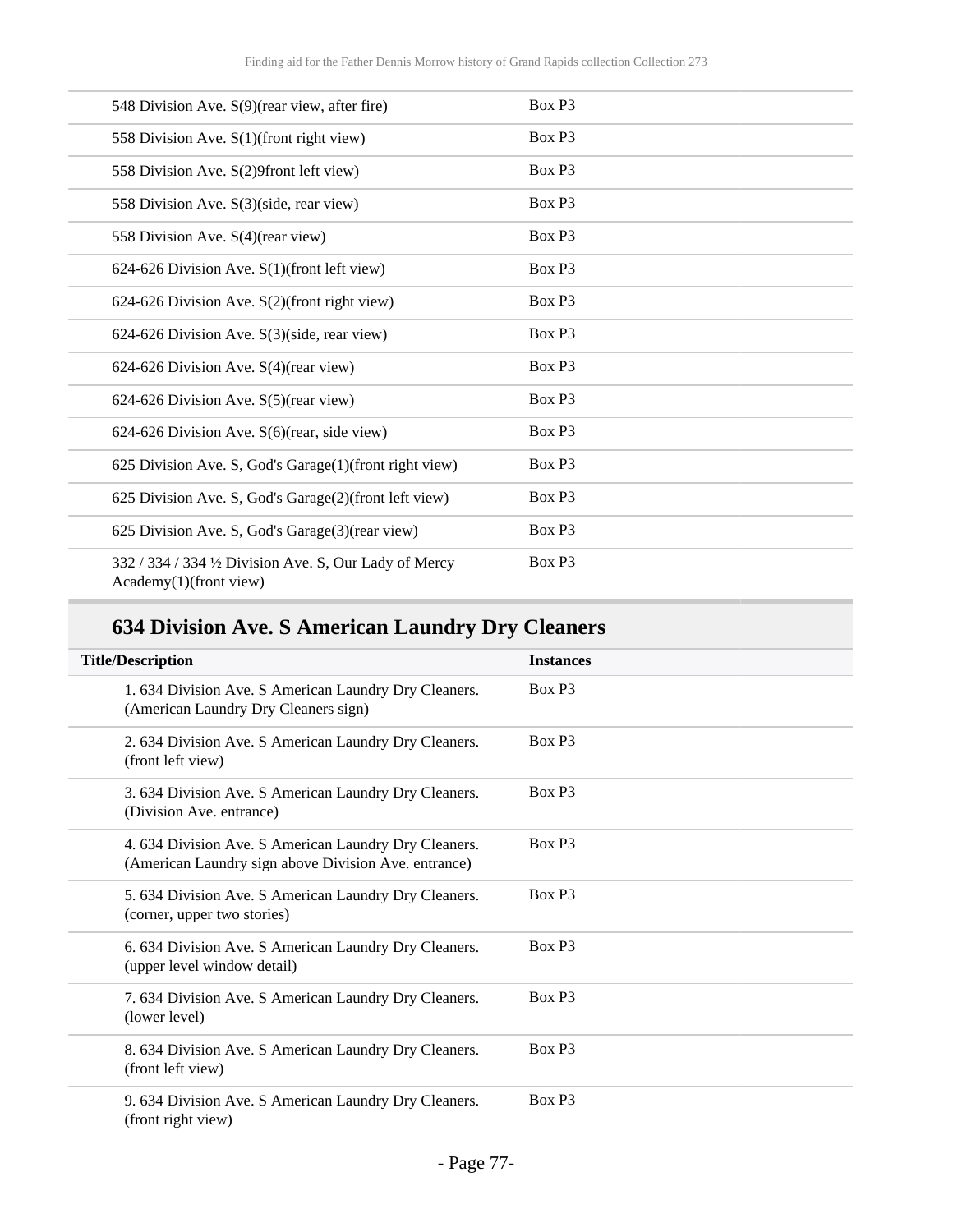| | |
|---|---|
| 548 Division Ave. S(9)(rear view, after fire) | Box P3 |
| 558 Division Ave. S(1)(front right view) | Box P3 |
| 558 Division Ave. S(2)9front left view) | Box P3 |
| 558 Division Ave. S(3)(side, rear view) | Box P3 |
| 558 Division Ave. S(4)(rear view) | Box P3 |
| 624-626 Division Ave. S(1)(front left view) | Box P3 |
| 624-626 Division Ave. S(2)(front right view) | Box P3 |
| 624-626 Division Ave. S(3)(side, rear view) | Box P3 |
| 624-626 Division Ave. S(4)(rear view) | Box P3 |
| 624-626 Division Ave. S(5)(rear view) | Box P3 |
| 624-626 Division Ave. S(6)(rear, side view) | Box P3 |
| 625 Division Ave. S, God's Garage(1)(front right view) | Box P3 |
| 625 Division Ave. S, God's Garage(2)(front left view) | Box P3 |
| 625 Division Ave. S, God's Garage(3)(rear view) | Box P3 |
| 332 / 334 / 334 ½ Division Ave. S, Our Lady of Mercy Academy(1)(front view) | Box P3 |

## 634 Division Ave. S American Laundry Dry Cleaners

| Title/Description | Instances |
|---|---|
| 1. 634 Division Ave. S American Laundry Dry Cleaners. (American Laundry Dry Cleaners sign) | Box P3 |
| 2. 634 Division Ave. S American Laundry Dry Cleaners. (front left view) | Box P3 |
| 3. 634 Division Ave. S American Laundry Dry Cleaners. (Division Ave. entrance) | Box P3 |
| 4. 634 Division Ave. S American Laundry Dry Cleaners. (American Laundry sign above Division Ave. entrance) | Box P3 |
| 5. 634 Division Ave. S American Laundry Dry Cleaners. (corner, upper two stories) | Box P3 |
| 6. 634 Division Ave. S American Laundry Dry Cleaners. (upper level window detail) | Box P3 |
| 7. 634 Division Ave. S American Laundry Dry Cleaners. (lower level) | Box P3 |
| 8. 634 Division Ave. S American Laundry Dry Cleaners. (front left view) | Box P3 |
| 9. 634 Division Ave. S American Laundry Dry Cleaners. (front right view) | Box P3 |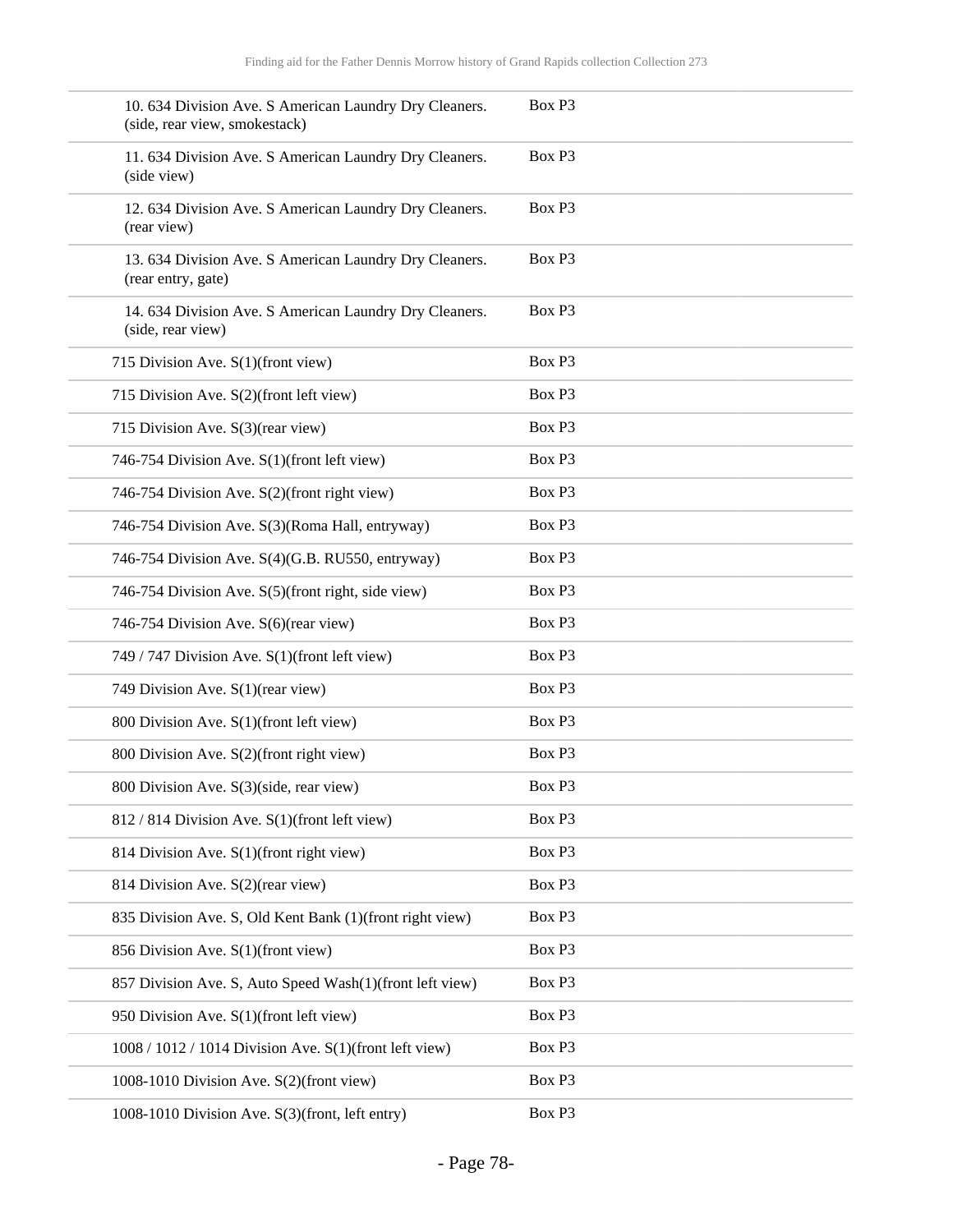| | |
|---|---|
| 10. 634 Division Ave. S American Laundry Dry Cleaners. (side, rear view, smokestack) | Box P3 |
| 11. 634 Division Ave. S American Laundry Dry Cleaners. (side view) | Box P3 |
| 12. 634 Division Ave. S American Laundry Dry Cleaners. (rear view) | Box P3 |
| 13. 634 Division Ave. S American Laundry Dry Cleaners. (rear entry, gate) | Box P3 |
| 14. 634 Division Ave. S American Laundry Dry Cleaners. (side, rear view) | Box P3 |
| 715 Division Ave. S(1)(front view) | Box P3 |
| 715 Division Ave. S(2)(front left view) | Box P3 |
| 715 Division Ave. S(3)(rear view) | Box P3 |
| 746-754 Division Ave. S(1)(front left view) | Box P3 |
| 746-754 Division Ave. S(2)(front right view) | Box P3 |
| 746-754 Division Ave. S(3)(Roma Hall, entryway) | Box P3 |
| 746-754 Division Ave. S(4)(G.B. RU550, entryway) | Box P3 |
| 746-754 Division Ave. S(5)(front right, side view) | Box P3 |
| 746-754 Division Ave. S(6)(rear view) | Box P3 |
| 749 / 747 Division Ave. S(1)(front left view) | Box P3 |
| 749 Division Ave. S(1)(rear view) | Box P3 |
| 800 Division Ave. S(1)(front left view) | Box P3 |
| 800 Division Ave. S(2)(front right view) | Box P3 |
| 800 Division Ave. S(3)(side, rear view) | Box P3 |
| 812 / 814 Division Ave. S(1)(front left view) | Box P3 |
| 814 Division Ave. S(1)(front right view) | Box P3 |
| 814 Division Ave. S(2)(rear view) | Box P3 |
| 835 Division Ave. S, Old Kent Bank (1)(front right view) | Box P3 |
| 856 Division Ave. S(1)(front view) | Box P3 |
| 857 Division Ave. S, Auto Speed Wash(1)(front left view) | Box P3 |
| 950 Division Ave. S(1)(front left view) | Box P3 |
| 1008 / 1012 / 1014 Division Ave. S(1)(front left view) | Box P3 |
| 1008-1010 Division Ave. S(2)(front view) | Box P3 |
| 1008-1010 Division Ave. S(3)(front, left entry) | Box P3 |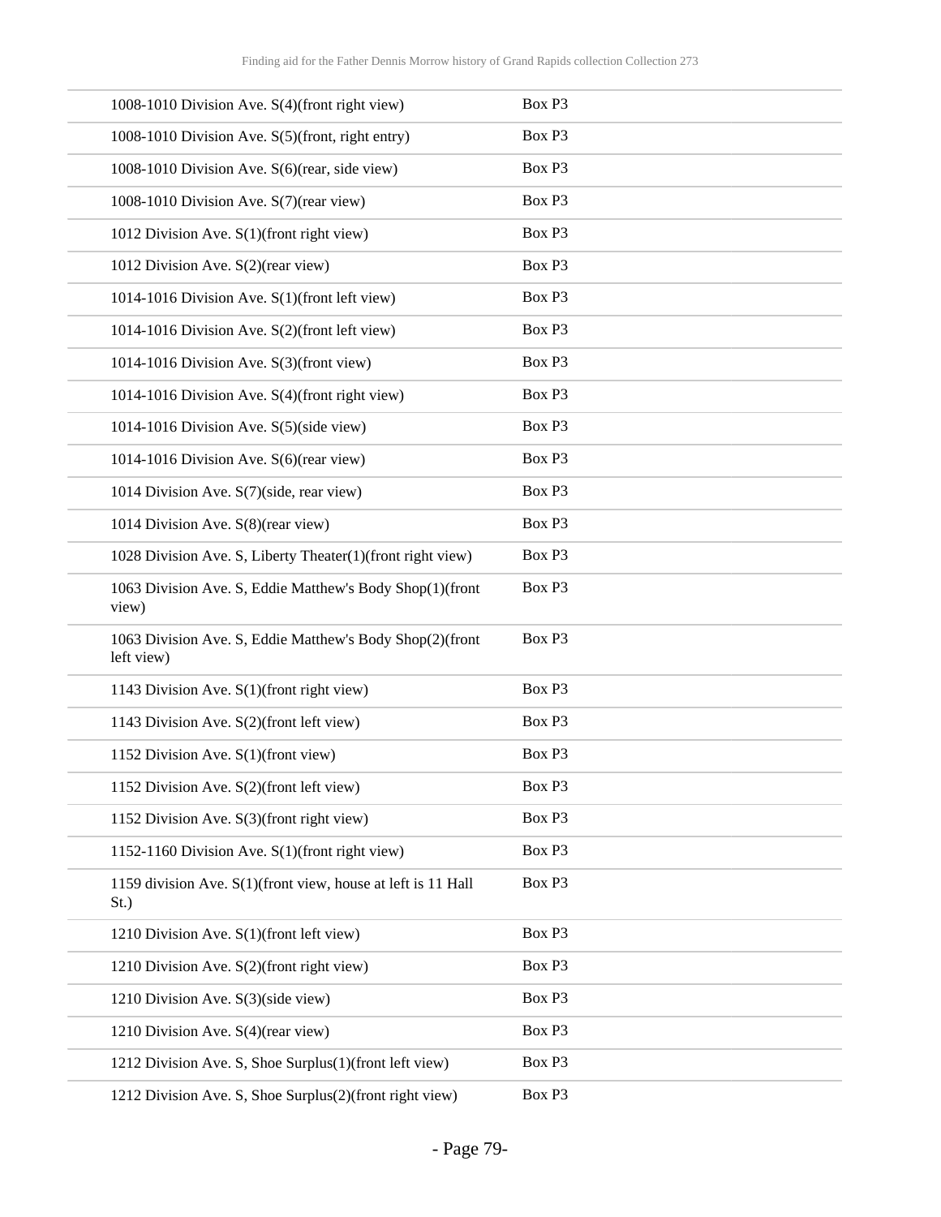| | |
|---|---|
| 1008-1010 Division Ave. S(4)(front right view) | Box P3 |
| 1008-1010 Division Ave. S(5)(front, right entry) | Box P3 |
| 1008-1010 Division Ave. S(6)(rear, side view) | Box P3 |
| 1008-1010 Division Ave. S(7)(rear view) | Box P3 |
| 1012 Division Ave. S(1)(front right view) | Box P3 |
| 1012 Division Ave. S(2)(rear view) | Box P3 |
| 1014-1016 Division Ave. S(1)(front left view) | Box P3 |
| 1014-1016 Division Ave. S(2)(front left view) | Box P3 |
| 1014-1016 Division Ave. S(3)(front view) | Box P3 |
| 1014-1016 Division Ave. S(4)(front right view) | Box P3 |
| 1014-1016 Division Ave. S(5)(side view) | Box P3 |
| 1014-1016 Division Ave. S(6)(rear view) | Box P3 |
| 1014 Division Ave. S(7)(side, rear view) | Box P3 |
| 1014 Division Ave. S(8)(rear view) | Box P3 |
| 1028 Division Ave. S, Liberty Theater(1)(front right view) | Box P3 |
| 1063 Division Ave. S, Eddie Matthew's Body Shop(1)(front view) | Box P3 |
| 1063 Division Ave. S, Eddie Matthew's Body Shop(2)(front left view) | Box P3 |
| 1143 Division Ave. S(1)(front right view) | Box P3 |
| 1143 Division Ave. S(2)(front left view) | Box P3 |
| 1152 Division Ave. S(1)(front view) | Box P3 |
| 1152 Division Ave. S(2)(front left view) | Box P3 |
| 1152 Division Ave. S(3)(front right view) | Box P3 |
| 1152-1160 Division Ave. S(1)(front right view) | Box P3 |
| 1159 division Ave. S(1)(front view, house at left is 11 Hall St.) | Box P3 |
| 1210 Division Ave. S(1)(front left view) | Box P3 |
| 1210 Division Ave. S(2)(front right view) | Box P3 |
| 1210 Division Ave. S(3)(side view) | Box P3 |
| 1210 Division Ave. S(4)(rear view) | Box P3 |
| 1212 Division Ave. S, Shoe Surplus(1)(front left view) | Box P3 |
| 1212 Division Ave. S, Shoe Surplus(2)(front right view) | Box P3 |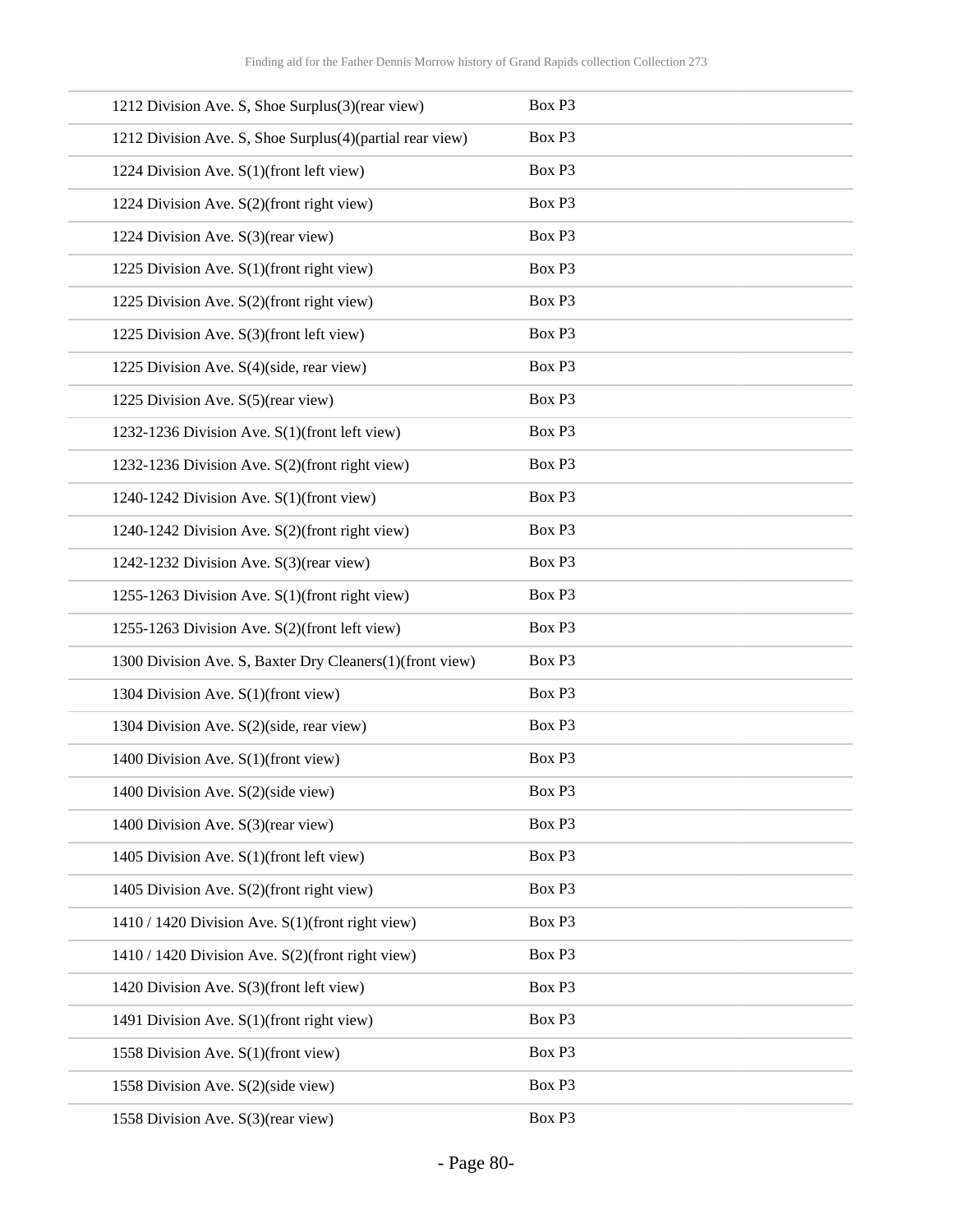| | |
|---|---|
| 1212 Division Ave. S, Shoe Surplus(3)(rear view) | Box P3 |
| 1212 Division Ave. S, Shoe Surplus(4)(partial rear view) | Box P3 |
| 1224 Division Ave. S(1)(front left view) | Box P3 |
| 1224 Division Ave. S(2)(front right view) | Box P3 |
| 1224 Division Ave. S(3)(rear view) | Box P3 |
| 1225 Division Ave. S(1)(front right view) | Box P3 |
| 1225 Division Ave. S(2)(front right view) | Box P3 |
| 1225 Division Ave. S(3)(front left view) | Box P3 |
| 1225 Division Ave. S(4)(side, rear view) | Box P3 |
| 1225 Division Ave. S(5)(rear view) | Box P3 |
| 1232-1236 Division Ave. S(1)(front left view) | Box P3 |
| 1232-1236 Division Ave. S(2)(front right view) | Box P3 |
| 1240-1242 Division Ave. S(1)(front view) | Box P3 |
| 1240-1242 Division Ave. S(2)(front right view) | Box P3 |
| 1242-1232 Division Ave. S(3)(rear view) | Box P3 |
| 1255-1263 Division Ave. S(1)(front right view) | Box P3 |
| 1255-1263 Division Ave. S(2)(front left view) | Box P3 |
| 1300 Division Ave. S, Baxter Dry Cleaners(1)(front view) | Box P3 |
| 1304 Division Ave. S(1)(front view) | Box P3 |
| 1304 Division Ave. S(2)(side, rear view) | Box P3 |
| 1400 Division Ave. S(1)(front view) | Box P3 |
| 1400 Division Ave. S(2)(side view) | Box P3 |
| 1400 Division Ave. S(3)(rear view) | Box P3 |
| 1405 Division Ave. S(1)(front left view) | Box P3 |
| 1405 Division Ave. S(2)(front right view) | Box P3 |
| 1410 / 1420 Division Ave. S(1)(front right view) | Box P3 |
| 1410 / 1420 Division Ave. S(2)(front right view) | Box P3 |
| 1420 Division Ave. S(3)(front left view) | Box P3 |
| 1491 Division Ave. S(1)(front right view) | Box P3 |
| 1558 Division Ave. S(1)(front view) | Box P3 |
| 1558 Division Ave. S(2)(side view) | Box P3 |
| 1558 Division Ave. S(3)(rear view) | Box P3 |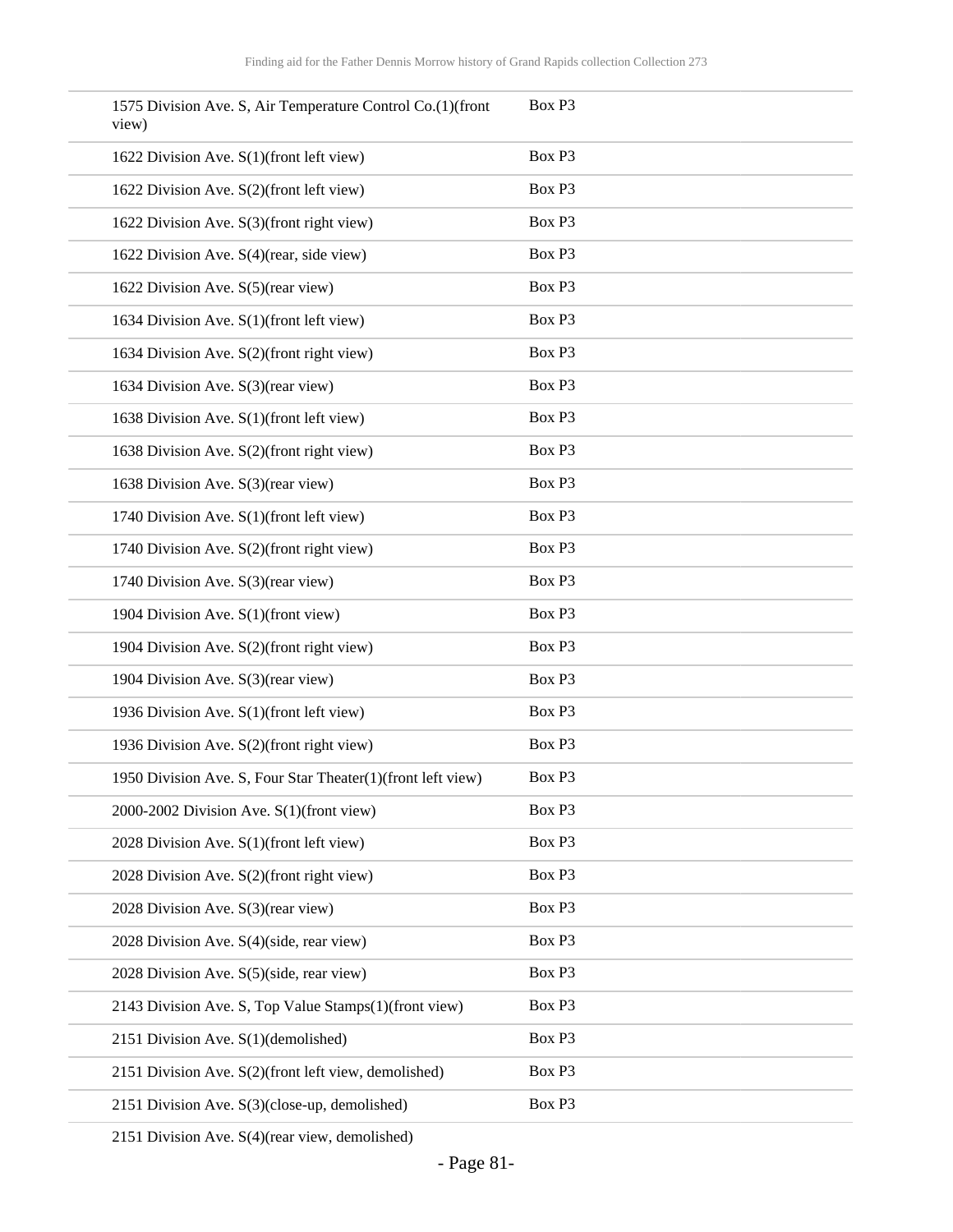| | |
|---|---|
| 1575 Division Ave. S, Air Temperature Control Co.(1)(front view) | Box P3 |
| 1622 Division Ave. S(1)(front left view) | Box P3 |
| 1622 Division Ave. S(2)(front left view) | Box P3 |
| 1622 Division Ave. S(3)(front right view) | Box P3 |
| 1622 Division Ave. S(4)(rear, side view) | Box P3 |
| 1622 Division Ave. S(5)(rear view) | Box P3 |
| 1634 Division Ave. S(1)(front left view) | Box P3 |
| 1634 Division Ave. S(2)(front right view) | Box P3 |
| 1634 Division Ave. S(3)(rear view) | Box P3 |
| 1638 Division Ave. S(1)(front left view) | Box P3 |
| 1638 Division Ave. S(2)(front right view) | Box P3 |
| 1638 Division Ave. S(3)(rear view) | Box P3 |
| 1740 Division Ave. S(1)(front left view) | Box P3 |
| 1740 Division Ave. S(2)(front right view) | Box P3 |
| 1740 Division Ave. S(3)(rear view) | Box P3 |
| 1904 Division Ave. S(1)(front view) | Box P3 |
| 1904 Division Ave. S(2)(front right view) | Box P3 |
| 1904 Division Ave. S(3)(rear view) | Box P3 |
| 1936 Division Ave. S(1)(front left view) | Box P3 |
| 1936 Division Ave. S(2)(front right view) | Box P3 |
| 1950 Division Ave. S, Four Star Theater(1)(front left view) | Box P3 |
| 2000-2002 Division Ave. S(1)(front view) | Box P3 |
| 2028 Division Ave. S(1)(front left view) | Box P3 |
| 2028 Division Ave. S(2)(front right view) | Box P3 |
| 2028 Division Ave. S(3)(rear view) | Box P3 |
| 2028 Division Ave. S(4)(side, rear view) | Box P3 |
| 2028 Division Ave. S(5)(side, rear view) | Box P3 |
| 2143 Division Ave. S, Top Value Stamps(1)(front view) | Box P3 |
| 2151 Division Ave. S(1)(demolished) | Box P3 |
| 2151 Division Ave. S(2)(front left view, demolished) | Box P3 |
| 2151 Division Ave. S(3)(close-up, demolished) | Box P3 |
| 2151 Division Ave. S(4)(rear view, demolished) | |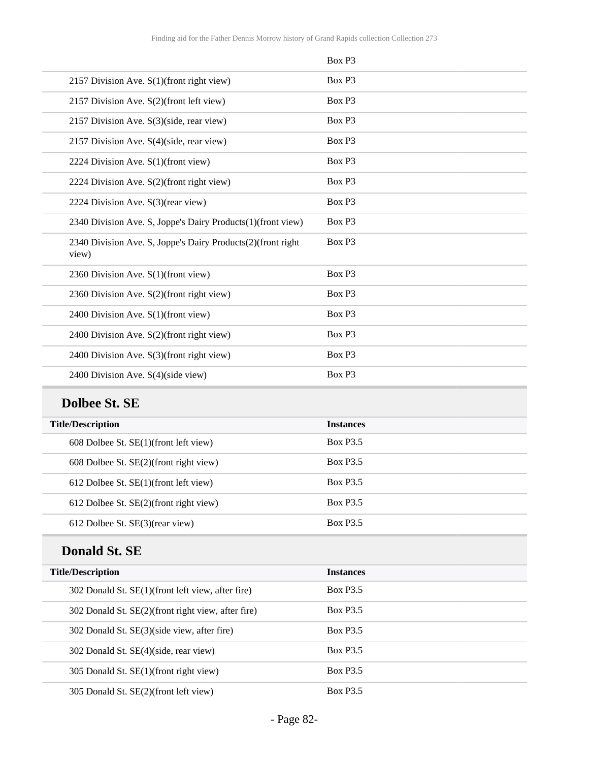| | Box P3 |
|---|---|
| 2157 Division Ave. S(1)(front right view) | Box P3 |
| 2157 Division Ave. S(2)(front left view) | Box P3 |
| 2157 Division Ave. S(3)(side, rear view) | Box P3 |
| 2157 Division Ave. S(4)(side, rear view) | Box P3 |
| 2224 Division Ave. S(1)(front view) | Box P3 |
| 2224 Division Ave. S(2)(front right view) | Box P3 |
| 2224 Division Ave. S(3)(rear view) | Box P3 |
| 2340 Division Ave. S, Joppe's Dairy Products(1)(front view) | Box P3 |
| 2340 Division Ave. S, Joppe's Dairy Products(2)(front right view) | Box P3 |
| 2360 Division Ave. S(1)(front view) | Box P3 |
| 2360 Division Ave. S(2)(front right view) | Box P3 |
| 2400 Division Ave. S(1)(front view) | Box P3 |
| 2400 Division Ave. S(2)(front right view) | Box P3 |
| 2400 Division Ave. S(3)(front right view) | Box P3 |
| 2400 Division Ave. S(4)(side view) | Box P3 |

## Dolbee St. SE

| Title/Description | Instances |
|---|---|
| 608 Dolbee St. SE(1)(front left view) | Box P3.5 |
| 608 Dolbee St. SE(2)(front right view) | Box P3.5 |
| 612 Dolbee St. SE(1)(front left view) | Box P3.5 |
| 612 Dolbee St. SE(2)(front right view) | Box P3.5 |
| 612 Dolbee St. SE(3)(rear view) | Box P3.5 |

## Donald St. SE

| Title/Description | Instances |
|---|---|
| 302 Donald St. SE(1)(front left view, after fire) | Box P3.5 |
| 302 Donald St. SE(2)(front right view, after fire) | Box P3.5 |
| 302 Donald St. SE(3)(side view, after fire) | Box P3.5 |
| 302 Donald St. SE(4)(side, rear view) | Box P3.5 |
| 305 Donald St. SE(1)(front right view) | Box P3.5 |
| 305 Donald St. SE(2)(front left view) | Box P3.5 |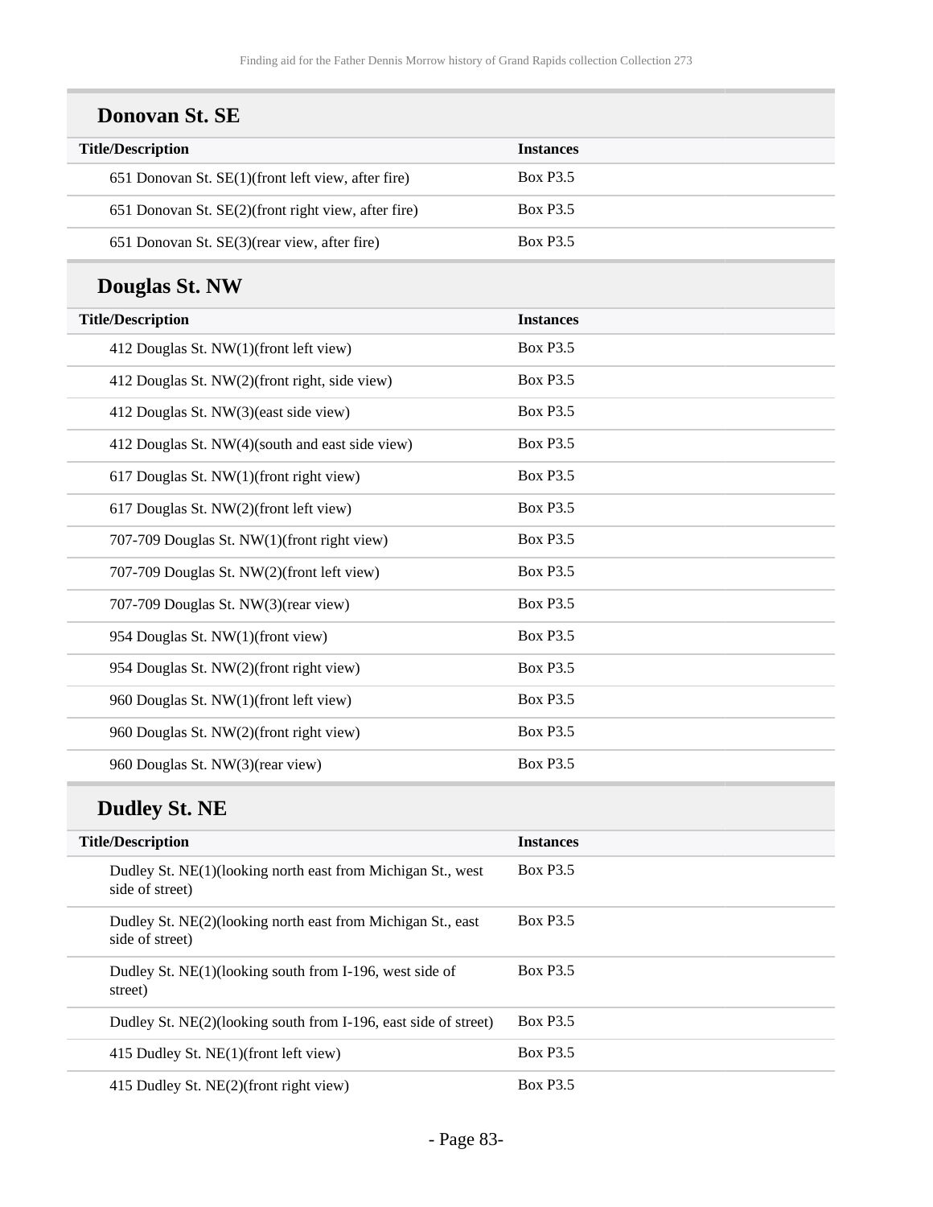## Donovan St. SE

| Title/Description | Instances |
| --- | --- |
| 651 Donovan St. SE(1)(front left view, after fire) | Box P3.5 |
| 651 Donovan St. SE(2)(front right view, after fire) | Box P3.5 |
| 651 Donovan St. SE(3)(rear view, after fire) | Box P3.5 |

## Douglas St. NW

| Title/Description | Instances |
| --- | --- |
| 412 Douglas St. NW(1)(front left view) | Box P3.5 |
| 412 Douglas St. NW(2)(front right, side view) | Box P3.5 |
| 412 Douglas St. NW(3)(east side view) | Box P3.5 |
| 412 Douglas St. NW(4)(south and east side view) | Box P3.5 |
| 617 Douglas St. NW(1)(front right view) | Box P3.5 |
| 617 Douglas St. NW(2)(front left view) | Box P3.5 |
| 707-709 Douglas St. NW(1)(front right view) | Box P3.5 |
| 707-709 Douglas St. NW(2)(front left view) | Box P3.5 |
| 707-709 Douglas St. NW(3)(rear view) | Box P3.5 |
| 954 Douglas St. NW(1)(front view) | Box P3.5 |
| 954 Douglas St. NW(2)(front right view) | Box P3.5 |
| 960 Douglas St. NW(1)(front left view) | Box P3.5 |
| 960 Douglas St. NW(2)(front right view) | Box P3.5 |
| 960 Douglas St. NW(3)(rear view) | Box P3.5 |

## Dudley St. NE

| Title/Description | Instances |
| --- | --- |
| Dudley St. NE(1)(looking north east from Michigan St., west side of street) | Box P3.5 |
| Dudley St. NE(2)(looking north east from Michigan St., east side of street) | Box P3.5 |
| Dudley St. NE(1)(looking south from I-196, west side of street) | Box P3.5 |
| Dudley St. NE(2)(looking south from I-196, east side of street) | Box P3.5 |
| 415 Dudley St. NE(1)(front left view) | Box P3.5 |
| 415 Dudley St. NE(2)(front right view) | Box P3.5 |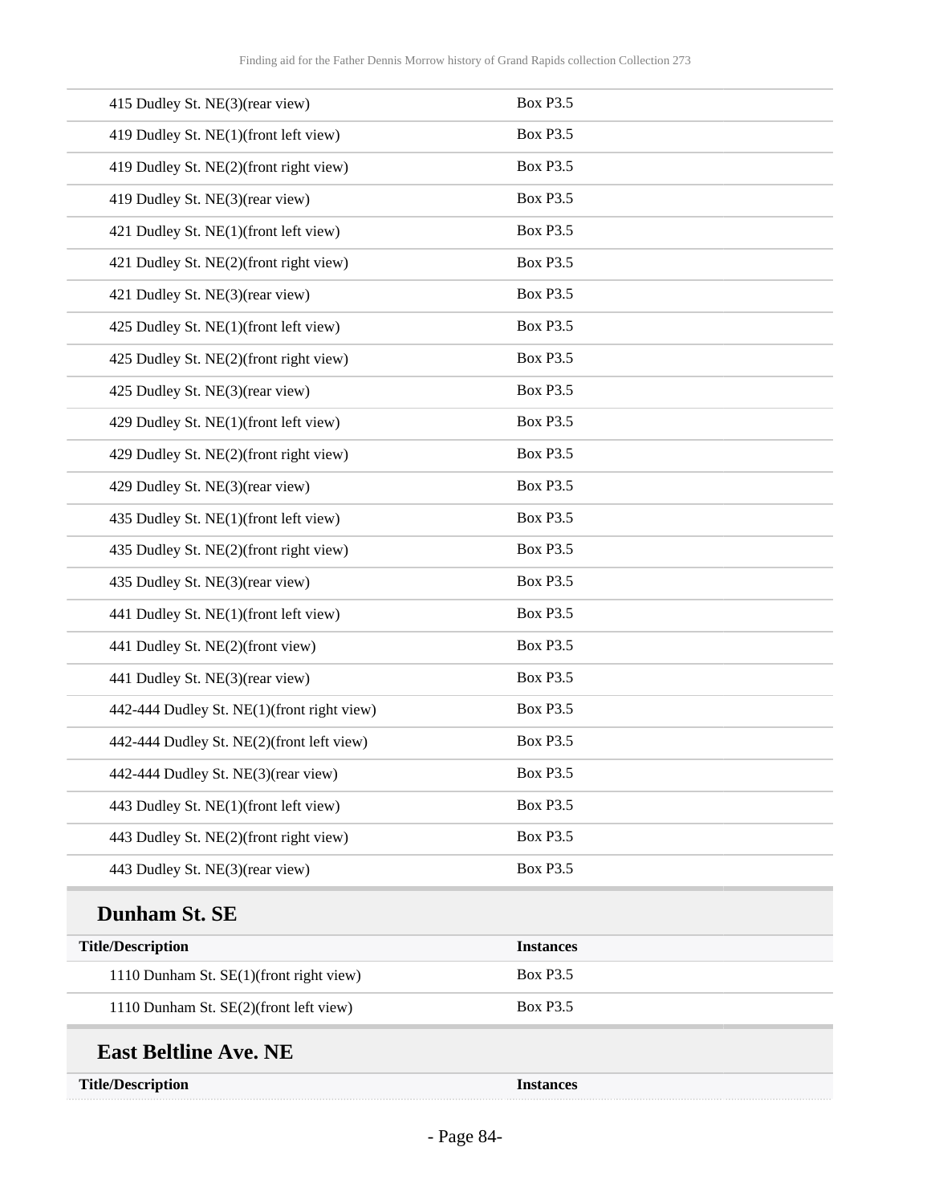| | |
|---|---|
| 415 Dudley St. NE(3)(rear view) | Box P3.5 |
| 419 Dudley St. NE(1)(front left view) | Box P3.5 |
| 419 Dudley St. NE(2)(front right view) | Box P3.5 |
| 419 Dudley St. NE(3)(rear view) | Box P3.5 |
| 421 Dudley St. NE(1)(front left view) | Box P3.5 |
| 421 Dudley St. NE(2)(front right view) | Box P3.5 |
| 421 Dudley St. NE(3)(rear view) | Box P3.5 |
| 425 Dudley St. NE(1)(front left view) | Box P3.5 |
| 425 Dudley St. NE(2)(front right view) | Box P3.5 |
| 425 Dudley St. NE(3)(rear view) | Box P3.5 |
| 429 Dudley St. NE(1)(front left view) | Box P3.5 |
| 429 Dudley St. NE(2)(front right view) | Box P3.5 |
| 429 Dudley St. NE(3)(rear view) | Box P3.5 |
| 435 Dudley St. NE(1)(front left view) | Box P3.5 |
| 435 Dudley St. NE(2)(front right view) | Box P3.5 |
| 435 Dudley St. NE(3)(rear view) | Box P3.5 |
| 441 Dudley St. NE(1)(front left view) | Box P3.5 |
| 441 Dudley St. NE(2)(front view) | Box P3.5 |
| 441 Dudley St. NE(3)(rear view) | Box P3.5 |
| 442-444 Dudley St. NE(1)(front right view) | Box P3.5 |
| 442-444 Dudley St. NE(2)(front left view) | Box P3.5 |
| 442-444 Dudley St. NE(3)(rear view) | Box P3.5 |
| 443 Dudley St. NE(1)(front left view) | Box P3.5 |
| 443 Dudley St. NE(2)(front right view) | Box P3.5 |
| 443 Dudley St. NE(3)(rear view) | Box P3.5 |

## Dunham St. SE

| Title/Description | Instances |
|---|---|
| 1110 Dunham St. SE(1)(front right view) | Box P3.5 |
| 1110 Dunham St. SE(2)(front left view) | Box P3.5 |

## East Beltline Ave. NE

| Title/Description | Instances |
|---|---|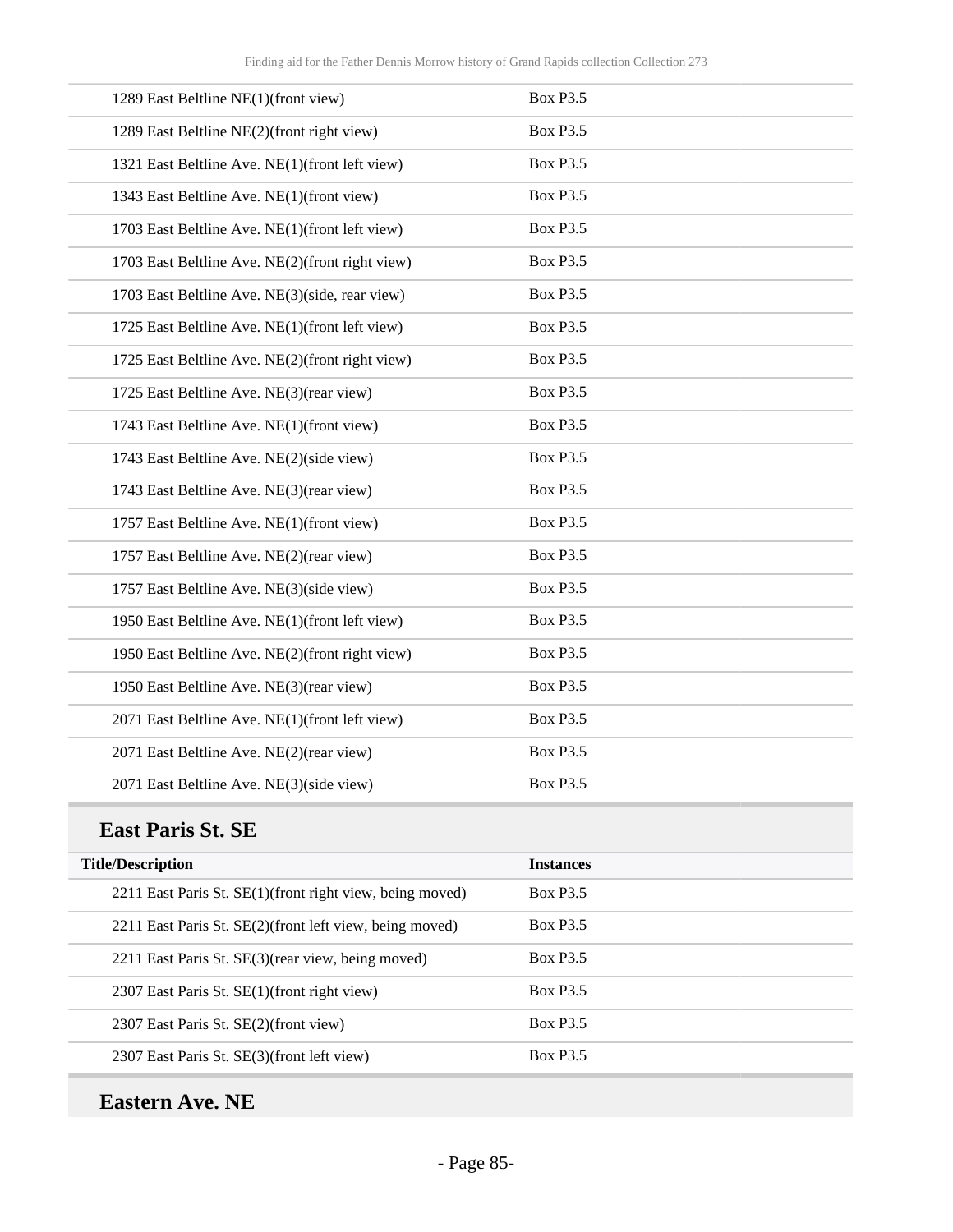| | |
|---|---|
| 1289 East Beltline NE(1)(front view) | Box P3.5 |
| 1289 East Beltline NE(2)(front right view) | Box P3.5 |
| 1321 East Beltline Ave. NE(1)(front left view) | Box P3.5 |
| 1343 East Beltline Ave. NE(1)(front view) | Box P3.5 |
| 1703 East Beltline Ave. NE(1)(front left view) | Box P3.5 |
| 1703 East Beltline Ave. NE(2)(front right view) | Box P3.5 |
| 1703 East Beltline Ave. NE(3)(side, rear view) | Box P3.5 |
| 1725 East Beltline Ave. NE(1)(front left view) | Box P3.5 |
| 1725 East Beltline Ave. NE(2)(front right view) | Box P3.5 |
| 1725 East Beltline Ave. NE(3)(rear view) | Box P3.5 |
| 1743 East Beltline Ave. NE(1)(front view) | Box P3.5 |
| 1743 East Beltline Ave. NE(2)(side view) | Box P3.5 |
| 1743 East Beltline Ave. NE(3)(rear view) | Box P3.5 |
| 1757 East Beltline Ave. NE(1)(front view) | Box P3.5 |
| 1757 East Beltline Ave. NE(2)(rear view) | Box P3.5 |
| 1757 East Beltline Ave. NE(3)(side view) | Box P3.5 |
| 1950 East Beltline Ave. NE(1)(front left view) | Box P3.5 |
| 1950 East Beltline Ave. NE(2)(front right view) | Box P3.5 |
| 1950 East Beltline Ave. NE(3)(rear view) | Box P3.5 |
| 2071 East Beltline Ave. NE(1)(front left view) | Box P3.5 |
| 2071 East Beltline Ave. NE(2)(rear view) | Box P3.5 |
| 2071 East Beltline Ave. NE(3)(side view) | Box P3.5 |

## East Paris St. SE

| Title/Description | Instances |
|---|---|
| 2211 East Paris St. SE(1)(front right view, being moved) | Box P3.5 |
| 2211 East Paris St. SE(2)(front left view, being moved) | Box P3.5 |
| 2211 East Paris St. SE(3)(rear view, being moved) | Box P3.5 |
| 2307 East Paris St. SE(1)(front right view) | Box P3.5 |
| 2307 East Paris St. SE(2)(front view) | Box P3.5 |
| 2307 East Paris St. SE(3)(front left view) | Box P3.5 |

## Eastern Ave. NE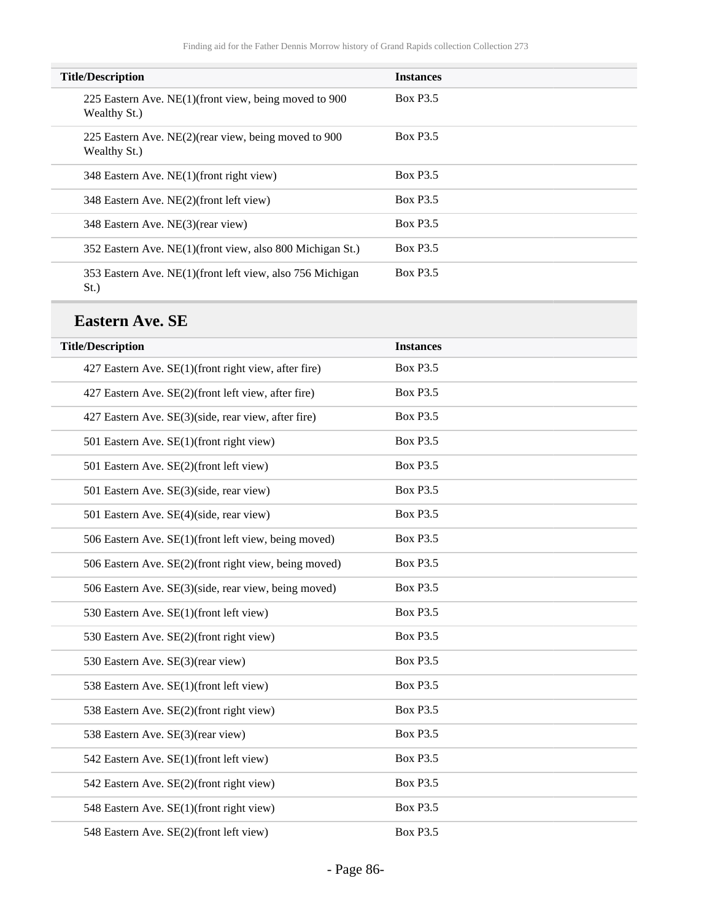| Title/Description | Instances |
| --- | --- |
| 225 Eastern Ave. NE(1)(front view, being moved to 900 Wealthy St.) | Box P3.5 |
| 225 Eastern Ave. NE(2)(rear view, being moved to 900 Wealthy St.) | Box P3.5 |
| 348 Eastern Ave. NE(1)(front right view) | Box P3.5 |
| 348 Eastern Ave. NE(2)(front left view) | Box P3.5 |
| 348 Eastern Ave. NE(3)(rear view) | Box P3.5 |
| 352 Eastern Ave. NE(1)(front view, also 800 Michigan St.) | Box P3.5 |
| 353 Eastern Ave. NE(1)(front left view, also 756 Michigan St.) | Box P3.5 |

## Eastern Ave. SE

| Title/Description | Instances |
| --- | --- |
| 427 Eastern Ave. SE(1)(front right view, after fire) | Box P3.5 |
| 427 Eastern Ave. SE(2)(front left view, after fire) | Box P3.5 |
| 427 Eastern Ave. SE(3)(side, rear view, after fire) | Box P3.5 |
| 501 Eastern Ave. SE(1)(front right view) | Box P3.5 |
| 501 Eastern Ave. SE(2)(front left view) | Box P3.5 |
| 501 Eastern Ave. SE(3)(side, rear view) | Box P3.5 |
| 501 Eastern Ave. SE(4)(side, rear view) | Box P3.5 |
| 506 Eastern Ave. SE(1)(front left view, being moved) | Box P3.5 |
| 506 Eastern Ave. SE(2)(front right view, being moved) | Box P3.5 |
| 506 Eastern Ave. SE(3)(side, rear view, being moved) | Box P3.5 |
| 530 Eastern Ave. SE(1)(front left view) | Box P3.5 |
| 530 Eastern Ave. SE(2)(front right view) | Box P3.5 |
| 530 Eastern Ave. SE(3)(rear view) | Box P3.5 |
| 538 Eastern Ave. SE(1)(front left view) | Box P3.5 |
| 538 Eastern Ave. SE(2)(front right view) | Box P3.5 |
| 538 Eastern Ave. SE(3)(rear view) | Box P3.5 |
| 542 Eastern Ave. SE(1)(front left view) | Box P3.5 |
| 542 Eastern Ave. SE(2)(front right view) | Box P3.5 |
| 548 Eastern Ave. SE(1)(front right view) | Box P3.5 |
| 548 Eastern Ave. SE(2)(front left view) | Box P3.5 |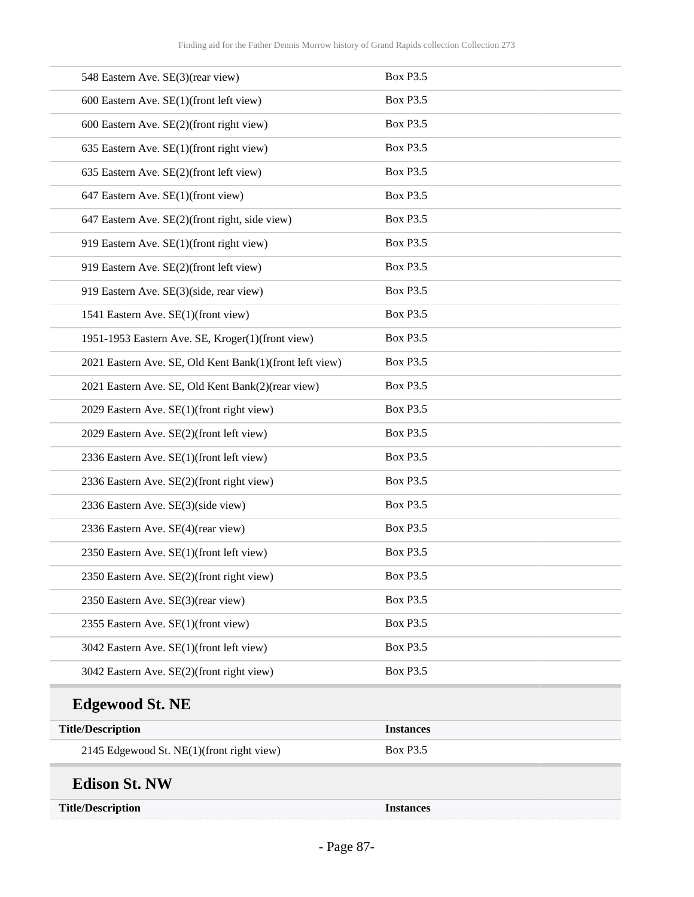| | |
|---|---|
| 548 Eastern Ave. SE(3)(rear view) | Box P3.5 |
| 600 Eastern Ave. SE(1)(front left view) | Box P3.5 |
| 600 Eastern Ave. SE(2)(front right view) | Box P3.5 |
| 635 Eastern Ave. SE(1)(front right view) | Box P3.5 |
| 635 Eastern Ave. SE(2)(front left view) | Box P3.5 |
| 647 Eastern Ave. SE(1)(front view) | Box P3.5 |
| 647 Eastern Ave. SE(2)(front right, side view) | Box P3.5 |
| 919 Eastern Ave. SE(1)(front right view) | Box P3.5 |
| 919 Eastern Ave. SE(2)(front left view) | Box P3.5 |
| 919 Eastern Ave. SE(3)(side, rear view) | Box P3.5 |
| 1541 Eastern Ave. SE(1)(front view) | Box P3.5 |
| 1951-1953 Eastern Ave. SE, Kroger(1)(front view) | Box P3.5 |
| 2021 Eastern Ave. SE, Old Kent Bank(1)(front left view) | Box P3.5 |
| 2021 Eastern Ave. SE, Old Kent Bank(2)(rear view) | Box P3.5 |
| 2029 Eastern Ave. SE(1)(front right view) | Box P3.5 |
| 2029 Eastern Ave. SE(2)(front left view) | Box P3.5 |
| 2336 Eastern Ave. SE(1)(front left view) | Box P3.5 |
| 2336 Eastern Ave. SE(2)(front right view) | Box P3.5 |
| 2336 Eastern Ave. SE(3)(side view) | Box P3.5 |
| 2336 Eastern Ave. SE(4)(rear view) | Box P3.5 |
| 2350 Eastern Ave. SE(1)(front left view) | Box P3.5 |
| 2350 Eastern Ave. SE(2)(front right view) | Box P3.5 |
| 2350 Eastern Ave. SE(3)(rear view) | Box P3.5 |
| 2355 Eastern Ave. SE(1)(front view) | Box P3.5 |
| 3042 Eastern Ave. SE(1)(front left view) | Box P3.5 |
| 3042 Eastern Ave. SE(2)(front right view) | Box P3.5 |

## Edgewood St. NE

| Title/Description | Instances |
|---|---|
| 2145 Edgewood St. NE(1)(front right view) | Box P3.5 |

## Edison St. NW

| Title/Description | Instances |
|---|---|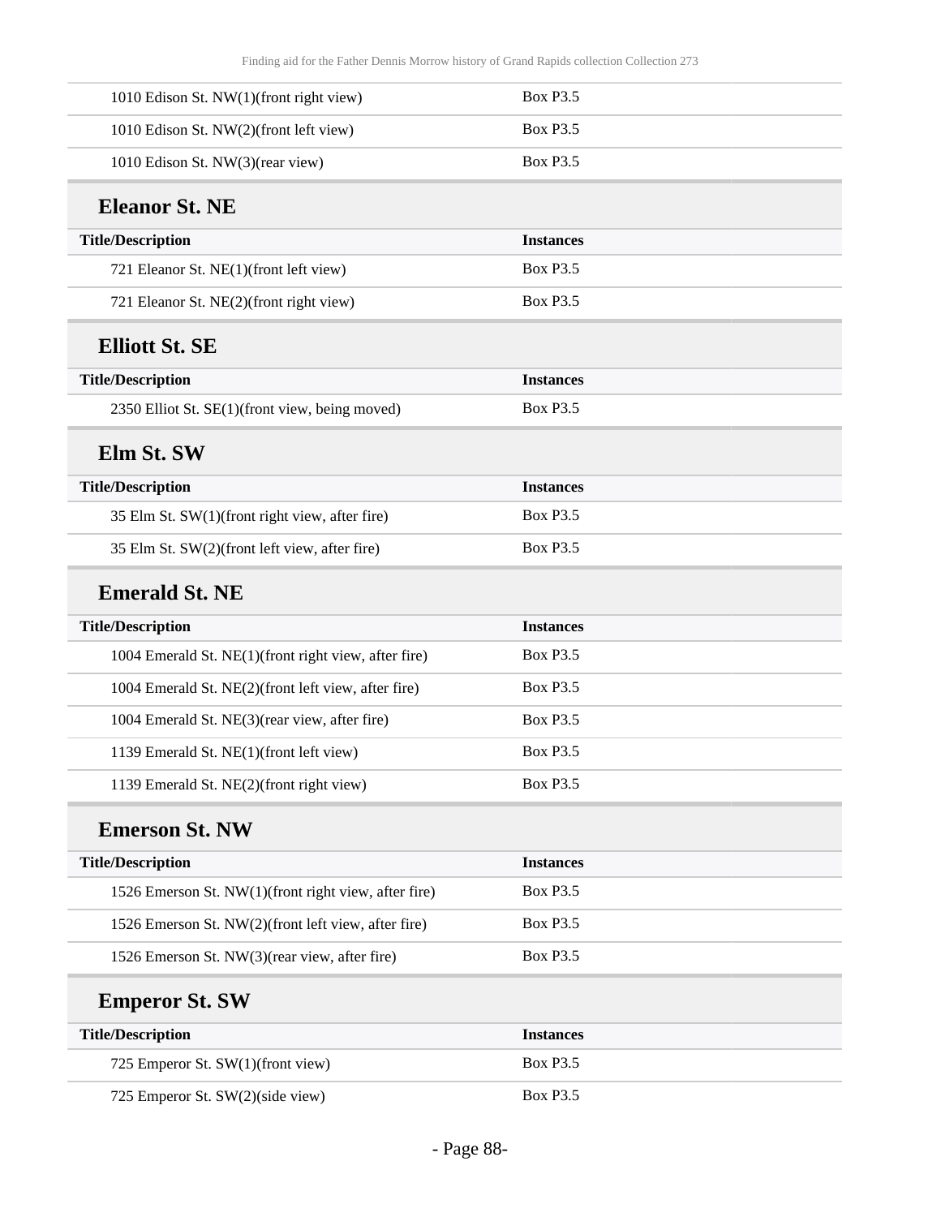| Title/Description | Instances |
| --- | --- |
| 1010 Edison St. NW(1)(front right view) | Box P3.5 |
| 1010 Edison St. NW(2)(front left view) | Box P3.5 |
| 1010 Edison St. NW(3)(rear view) | Box P3.5 |

### Eleanor St. NE

| Title/Description | Instances |
| --- | --- |
| 721 Eleanor St. NE(1)(front left view) | Box P3.5 |
| 721 Eleanor St. NE(2)(front right view) | Box P3.5 |

### Elliott St. SE

| Title/Description | Instances |
| --- | --- |
| 2350 Elliot St. SE(1)(front view, being moved) | Box P3.5 |

### Elm St. SW

| Title/Description | Instances |
| --- | --- |
| 35 Elm St. SW(1)(front right view, after fire) | Box P3.5 |
| 35 Elm St. SW(2)(front left view, after fire) | Box P3.5 |

### Emerald St. NE

| Title/Description | Instances |
| --- | --- |
| 1004 Emerald St. NE(1)(front right view, after fire) | Box P3.5 |
| 1004 Emerald St. NE(2)(front left view, after fire) | Box P3.5 |
| 1004 Emerald St. NE(3)(rear view, after fire) | Box P3.5 |
| 1139 Emerald St. NE(1)(front left view) | Box P3.5 |
| 1139 Emerald St. NE(2)(front right view) | Box P3.5 |

### Emerson St. NW

| Title/Description | Instances |
| --- | --- |
| 1526 Emerson St. NW(1)(front right view, after fire) | Box P3.5 |
| 1526 Emerson St. NW(2)(front left view, after fire) | Box P3.5 |
| 1526 Emerson St. NW(3)(rear view, after fire) | Box P3.5 |

### Emperor St. SW

| Title/Description | Instances |
| --- | --- |
| 725 Emperor St. SW(1)(front view) | Box P3.5 |
| 725 Emperor St. SW(2)(side view) | Box P3.5 |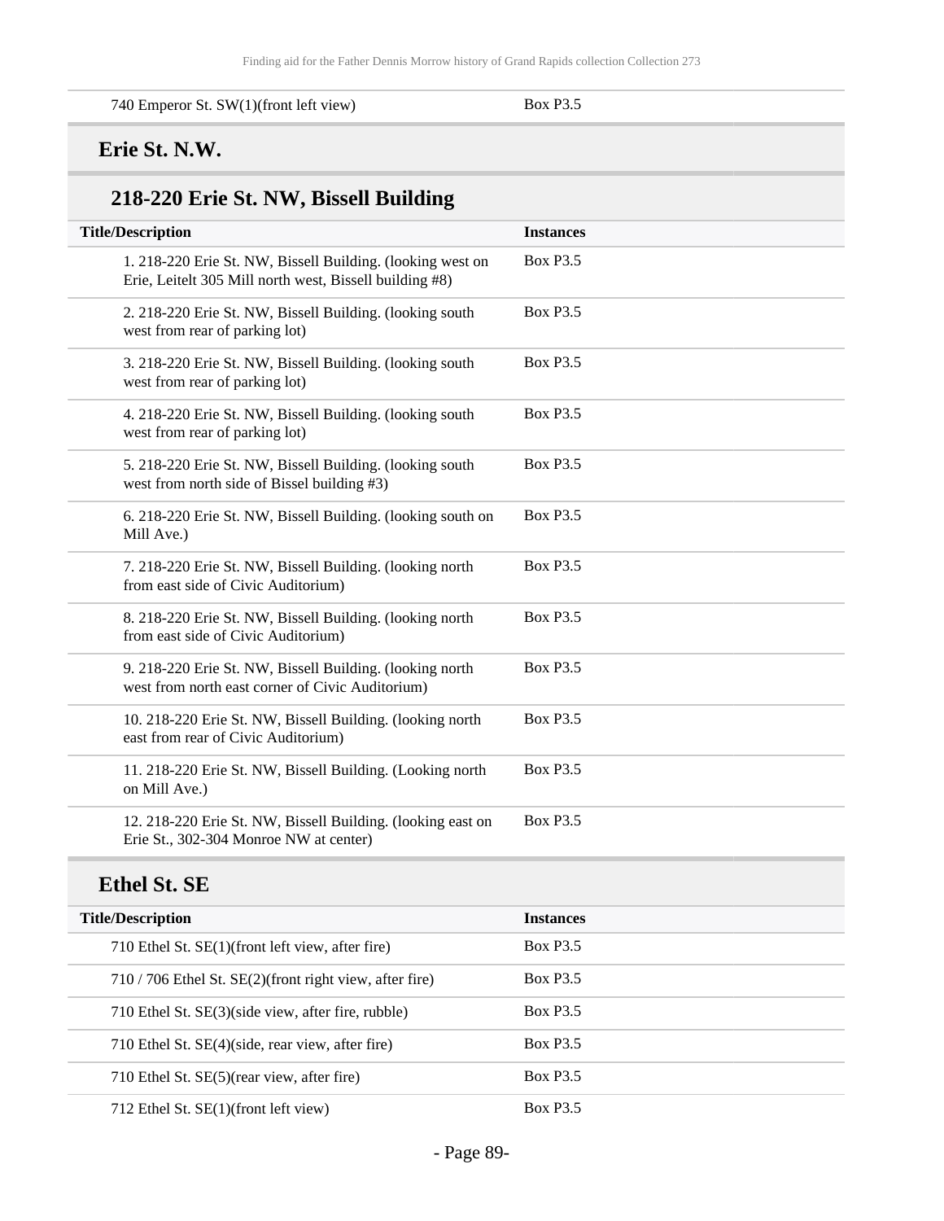| | |
|---|---|
| 740 Emperor St. SW(1)(front left view) | Box P3.5 |

## Erie St. N.W.

### 218-220 Erie St. NW, Bissell Building

| Title/Description | Instances |
|---|---|
| 1. 218-220 Erie St. NW, Bissell Building. (looking west on Erie, Leitelt 305 Mill north west, Bissell building #8) | Box P3.5 |
| 2. 218-220 Erie St. NW, Bissell Building. (looking south west from rear of parking lot) | Box P3.5 |
| 3. 218-220 Erie St. NW, Bissell Building. (looking south west from rear of parking lot) | Box P3.5 |
| 4. 218-220 Erie St. NW, Bissell Building. (looking south west from rear of parking lot) | Box P3.5 |
| 5. 218-220 Erie St. NW, Bissell Building. (looking south west from north side of Bissel building #3) | Box P3.5 |
| 6. 218-220 Erie St. NW, Bissell Building. (looking south on Mill Ave.) | Box P3.5 |
| 7. 218-220 Erie St. NW, Bissell Building. (looking north from east side of Civic Auditorium) | Box P3.5 |
| 8. 218-220 Erie St. NW, Bissell Building. (looking north from east side of Civic Auditorium) | Box P3.5 |
| 9. 218-220 Erie St. NW, Bissell Building. (looking north west from north east corner of Civic Auditorium) | Box P3.5 |
| 10. 218-220 Erie St. NW, Bissell Building. (looking north east from rear of Civic Auditorium) | Box P3.5 |
| 11. 218-220 Erie St. NW, Bissell Building. (Looking north on Mill Ave.) | Box P3.5 |
| 12. 218-220 Erie St. NW, Bissell Building. (looking east on Erie St., 302-304 Monroe NW at center) | Box P3.5 |

## Ethel St. SE

| Title/Description | Instances |
|---|---|
| 710 Ethel St. SE(1)(front left view, after fire) | Box P3.5 |
| 710 / 706 Ethel St. SE(2)(front right view, after fire) | Box P3.5 |
| 710 Ethel St. SE(3)(side view, after fire, rubble) | Box P3.5 |
| 710 Ethel St. SE(4)(side, rear view, after fire) | Box P3.5 |
| 710 Ethel St. SE(5)(rear view, after fire) | Box P3.5 |
| 712 Ethel St. SE(1)(front left view) | Box P3.5 |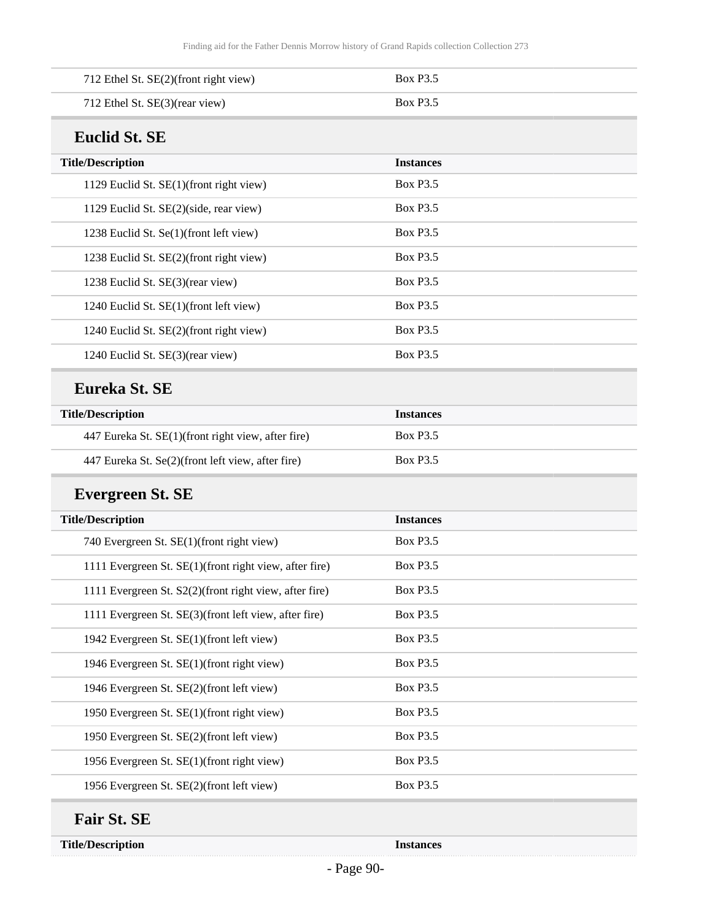| Title/Description | Instances |
|---|---|
| 712 Ethel St. SE(2)(front right view) | Box P3.5 |
| 712 Ethel St. SE(3)(rear view) | Box P3.5 |

### Euclid St. SE

| Title/Description | Instances |
|---|---|
| 1129 Euclid St. SE(1)(front right view) | Box P3.5 |
| 1129 Euclid St. SE(2)(side, rear view) | Box P3.5 |
| 1238 Euclid St. Se(1)(front left view) | Box P3.5 |
| 1238 Euclid St. SE(2)(front right view) | Box P3.5 |
| 1238 Euclid St. SE(3)(rear view) | Box P3.5 |
| 1240 Euclid St. SE(1)(front left view) | Box P3.5 |
| 1240 Euclid St. SE(2)(front right view) | Box P3.5 |
| 1240 Euclid St. SE(3)(rear view) | Box P3.5 |

### Eureka St. SE

| Title/Description | Instances |
|---|---|
| 447 Eureka St. SE(1)(front right view, after fire) | Box P3.5 |
| 447 Eureka St. Se(2)(front left view, after fire) | Box P3.5 |

### Evergreen St. SE

| Title/Description | Instances |
|---|---|
| 740 Evergreen St. SE(1)(front right view) | Box P3.5 |
| 1111 Evergreen St. SE(1)(front right view, after fire) | Box P3.5 |
| 1111 Evergreen St. S2(2)(front right view, after fire) | Box P3.5 |
| 1111 Evergreen St. SE(3)(front left view, after fire) | Box P3.5 |
| 1942 Evergreen St. SE(1)(front left view) | Box P3.5 |
| 1946 Evergreen St. SE(1)(front right view) | Box P3.5 |
| 1946 Evergreen St. SE(2)(front left view) | Box P3.5 |
| 1950 Evergreen St. SE(1)(front right view) | Box P3.5 |
| 1950 Evergreen St. SE(2)(front left view) | Box P3.5 |
| 1956 Evergreen St. SE(1)(front right view) | Box P3.5 |
| 1956 Evergreen St. SE(2)(front left view) | Box P3.5 |

### Fair St. SE

| Title/Description | Instances |
|---|---|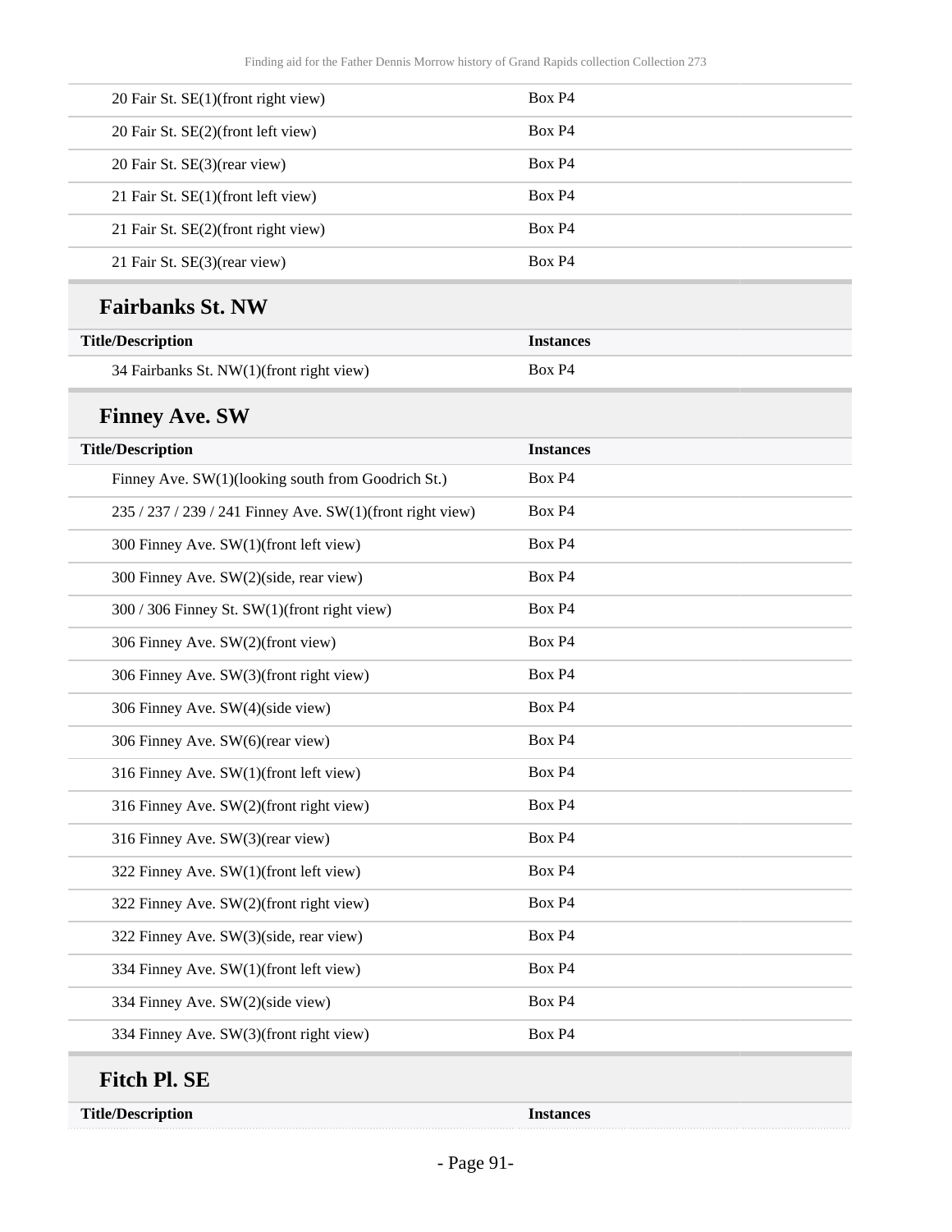| Title/Description | Instances |
| --- | --- |
| 20 Fair St. SE(1)(front right view) | Box P4 |
| 20 Fair St. SE(2)(front left view) | Box P4 |
| 20 Fair St. SE(3)(rear view) | Box P4 |
| 21 Fair St. SE(1)(front left view) | Box P4 |
| 21 Fair St. SE(2)(front right view) | Box P4 |
| 21 Fair St. SE(3)(rear view) | Box P4 |

### Fairbanks St. NW

| Title/Description | Instances |
| --- | --- |
| 34 Fairbanks St. NW(1)(front right view) | Box P4 |

### Finney Ave. SW

| Title/Description | Instances |
| --- | --- |
| Finney Ave. SW(1)(looking south from Goodrich St.) | Box P4 |
| 235 / 237 / 239 / 241 Finney Ave. SW(1)(front right view) | Box P4 |
| 300 Finney Ave. SW(1)(front left view) | Box P4 |
| 300 Finney Ave. SW(2)(side, rear view) | Box P4 |
| 300 / 306 Finney St. SW(1)(front right view) | Box P4 |
| 306 Finney Ave. SW(2)(front view) | Box P4 |
| 306 Finney Ave. SW(3)(front right view) | Box P4 |
| 306 Finney Ave. SW(4)(side view) | Box P4 |
| 306 Finney Ave. SW(6)(rear view) | Box P4 |
| 316 Finney Ave. SW(1)(front left view) | Box P4 |
| 316 Finney Ave. SW(2)(front right view) | Box P4 |
| 316 Finney Ave. SW(3)(rear view) | Box P4 |
| 322 Finney Ave. SW(1)(front left view) | Box P4 |
| 322 Finney Ave. SW(2)(front right view) | Box P4 |
| 322 Finney Ave. SW(3)(side, rear view) | Box P4 |
| 334 Finney Ave. SW(1)(front left view) | Box P4 |
| 334 Finney Ave. SW(2)(side view) | Box P4 |
| 334 Finney Ave. SW(3)(front right view) | Box P4 |

### Fitch Pl. SE

| Title/Description | Instances |
| --- | --- |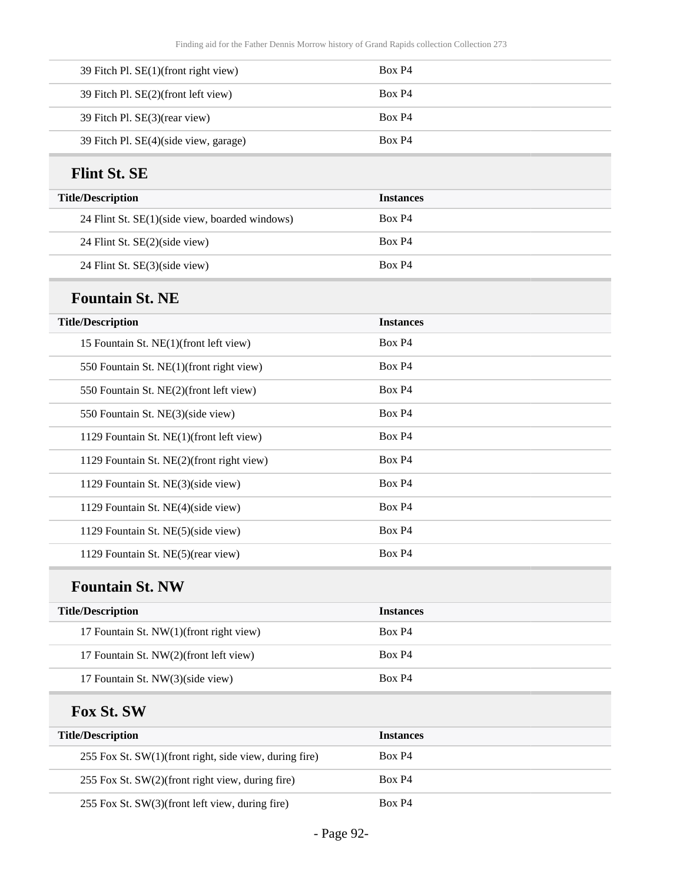| Title/Description | Instances |
|---|---|
| 39 Fitch Pl. SE(1)(front right view) | Box P4 |
| 39 Fitch Pl. SE(2)(front left view) | Box P4 |
| 39 Fitch Pl. SE(3)(rear view) | Box P4 |
| 39 Fitch Pl. SE(4)(side view, garage) | Box P4 |

## Flint St. SE

| Title/Description | Instances |
|---|---|
| 24 Flint St. SE(1)(side view, boarded windows) | Box P4 |
| 24 Flint St. SE(2)(side view) | Box P4 |
| 24 Flint St. SE(3)(side view) | Box P4 |

## Fountain St. NE

| Title/Description | Instances |
|---|---|
| 15 Fountain St. NE(1)(front left view) | Box P4 |
| 550 Fountain St. NE(1)(front right view) | Box P4 |
| 550 Fountain St. NE(2)(front left view) | Box P4 |
| 550 Fountain St. NE(3)(side view) | Box P4 |
| 1129 Fountain St. NE(1)(front left view) | Box P4 |
| 1129 Fountain St. NE(2)(front right view) | Box P4 |
| 1129 Fountain St. NE(3)(side view) | Box P4 |
| 1129 Fountain St. NE(4)(side view) | Box P4 |
| 1129 Fountain St. NE(5)(side view) | Box P4 |
| 1129 Fountain St. NE(5)(rear view) | Box P4 |

## Fountain St. NW

| Title/Description | Instances |
|---|---|
| 17 Fountain St. NW(1)(front right view) | Box P4 |
| 17 Fountain St. NW(2)(front left view) | Box P4 |
| 17 Fountain St. NW(3)(side view) | Box P4 |

## Fox St. SW

| Title/Description | Instances |
|---|---|
| 255 Fox St. SW(1)(front right, side view, during fire) | Box P4 |
| 255 Fox St. SW(2)(front right view, during fire) | Box P4 |
| 255 Fox St. SW(3)(front left view, during fire) | Box P4 |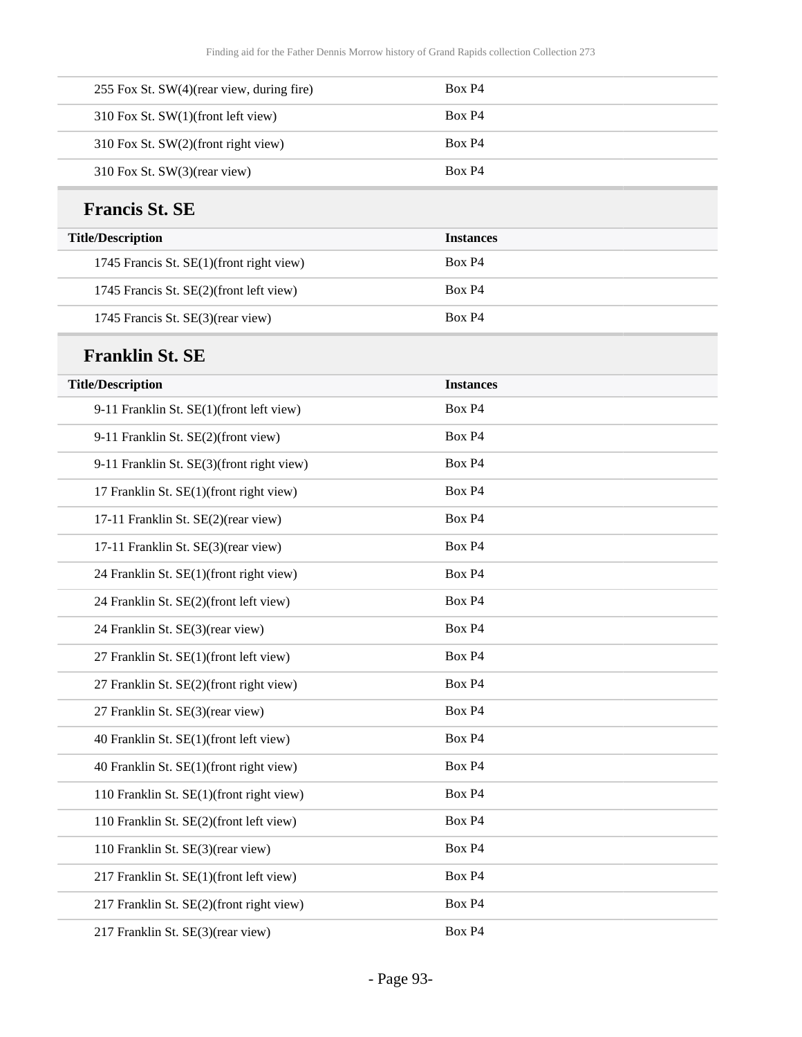| Title/Description | Instances |
|---|---|
| 255 Fox St. SW(4)(rear view, during fire) | Box P4 |
| 310 Fox St. SW(1)(front left view) | Box P4 |
| 310 Fox St. SW(2)(front right view) | Box P4 |
| 310 Fox St. SW(3)(rear view) | Box P4 |

## Francis St. SE

| Title/Description | Instances |
|---|---|
| 1745 Francis St. SE(1)(front right view) | Box P4 |
| 1745 Francis St. SE(2)(front left view) | Box P4 |
| 1745 Francis St. SE(3)(rear view) | Box P4 |

## Franklin St. SE

| Title/Description | Instances |
|---|---|
| 9-11 Franklin St. SE(1)(front left view) | Box P4 |
| 9-11 Franklin St. SE(2)(front view) | Box P4 |
| 9-11 Franklin St. SE(3)(front right view) | Box P4 |
| 17 Franklin St. SE(1)(front right view) | Box P4 |
| 17-11 Franklin St. SE(2)(rear view) | Box P4 |
| 17-11 Franklin St. SE(3)(rear view) | Box P4 |
| 24 Franklin St. SE(1)(front right view) | Box P4 |
| 24 Franklin St. SE(2)(front left view) | Box P4 |
| 24 Franklin St. SE(3)(rear view) | Box P4 |
| 27 Franklin St. SE(1)(front left view) | Box P4 |
| 27 Franklin St. SE(2)(front right view) | Box P4 |
| 27 Franklin St. SE(3)(rear view) | Box P4 |
| 40 Franklin St. SE(1)(front left view) | Box P4 |
| 40 Franklin St. SE(1)(front right view) | Box P4 |
| 110 Franklin St. SE(1)(front right view) | Box P4 |
| 110 Franklin St. SE(2)(front left view) | Box P4 |
| 110 Franklin St. SE(3)(rear view) | Box P4 |
| 217 Franklin St. SE(1)(front left view) | Box P4 |
| 217 Franklin St. SE(2)(front right view) | Box P4 |
| 217 Franklin St. SE(3)(rear view) | Box P4 |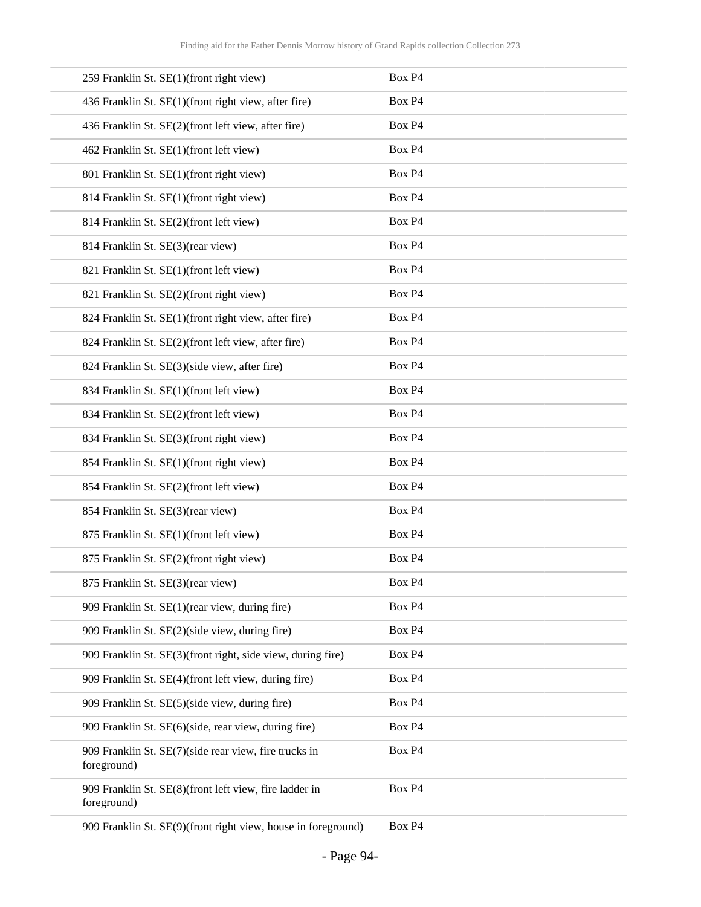| | |
|---|---|
| 259 Franklin St. SE(1)(front right view) | Box P4 |
| 436 Franklin St. SE(1)(front right view, after fire) | Box P4 |
| 436 Franklin St. SE(2)(front left view, after fire) | Box P4 |
| 462 Franklin St. SE(1)(front left view) | Box P4 |
| 801 Franklin St. SE(1)(front right view) | Box P4 |
| 814 Franklin St. SE(1)(front right view) | Box P4 |
| 814 Franklin St. SE(2)(front left view) | Box P4 |
| 814 Franklin St. SE(3)(rear view) | Box P4 |
| 821 Franklin St. SE(1)(front left view) | Box P4 |
| 821 Franklin St. SE(2)(front right view) | Box P4 |
| 824 Franklin St. SE(1)(front right view, after fire) | Box P4 |
| 824 Franklin St. SE(2)(front left view, after fire) | Box P4 |
| 824 Franklin St. SE(3)(side view, after fire) | Box P4 |
| 834 Franklin St. SE(1)(front left view) | Box P4 |
| 834 Franklin St. SE(2)(front left view) | Box P4 |
| 834 Franklin St. SE(3)(front right view) | Box P4 |
| 854 Franklin St. SE(1)(front right view) | Box P4 |
| 854 Franklin St. SE(2)(front left view) | Box P4 |
| 854 Franklin St. SE(3)(rear view) | Box P4 |
| 875 Franklin St. SE(1)(front left view) | Box P4 |
| 875 Franklin St. SE(2)(front right view) | Box P4 |
| 875 Franklin St. SE(3)(rear view) | Box P4 |
| 909 Franklin St. SE(1)(rear view, during fire) | Box P4 |
| 909 Franklin St. SE(2)(side view, during fire) | Box P4 |
| 909 Franklin St. SE(3)(front right, side view, during fire) | Box P4 |
| 909 Franklin St. SE(4)(front left view, during fire) | Box P4 |
| 909 Franklin St. SE(5)(side view, during fire) | Box P4 |
| 909 Franklin St. SE(6)(side, rear view, during fire) | Box P4 |
| 909 Franklin St. SE(7)(side rear view, fire trucks in foreground) | Box P4 |
| 909 Franklin St. SE(8)(front left view, fire ladder in foreground) | Box P4 |
| 909 Franklin St. SE(9)(front right view, house in foreground) | Box P4 |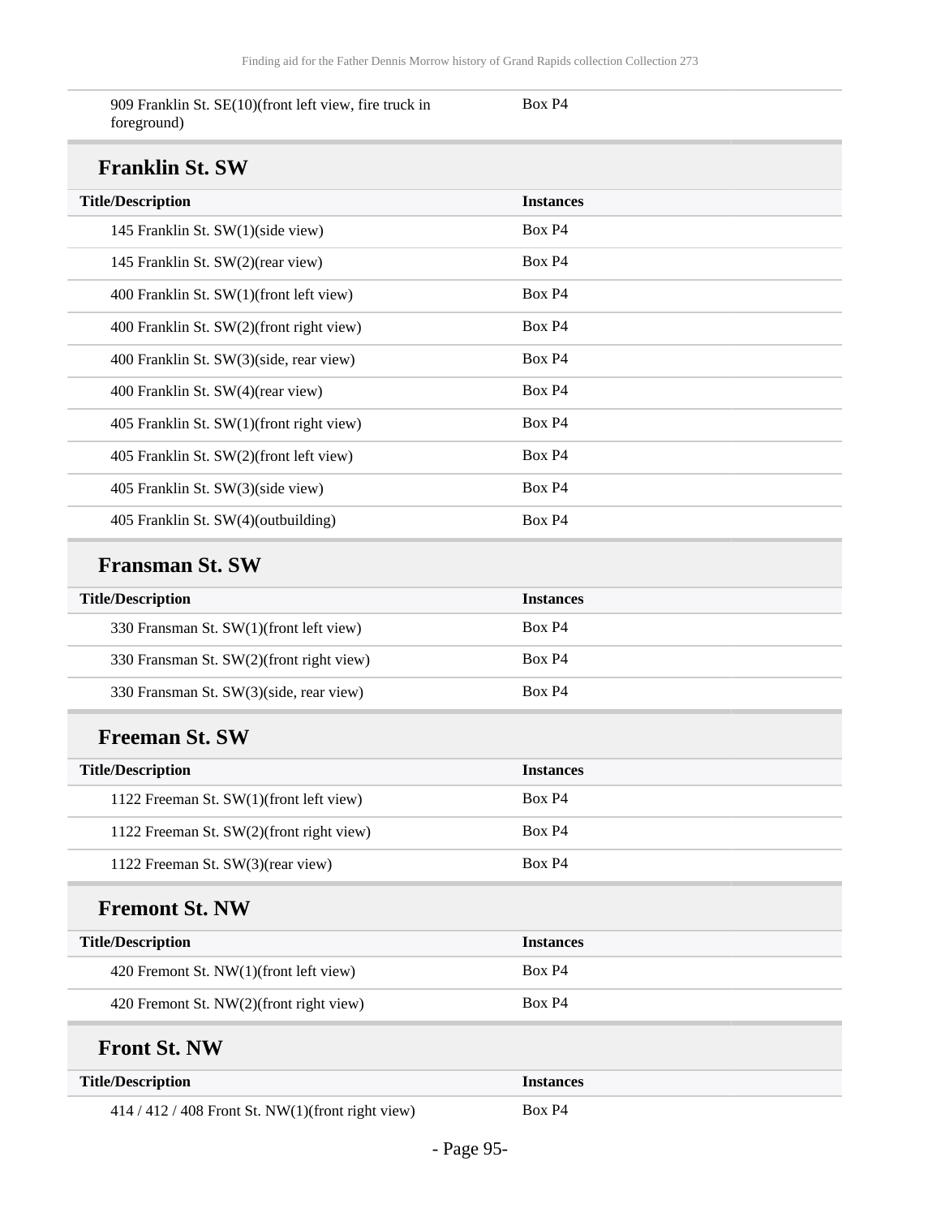| | |
|---|---|
| 909 Franklin St. SE(10)(front left view, fire truck in foreground) | Box P4 |

## Franklin St. SW

| Title/Description | Instances |
|---|---|
| 145 Franklin St. SW(1)(side view) | Box P4 |
| 145 Franklin St. SW(2)(rear view) | Box P4 |
| 400 Franklin St. SW(1)(front left view) | Box P4 |
| 400 Franklin St. SW(2)(front right view) | Box P4 |
| 400 Franklin St. SW(3)(side, rear view) | Box P4 |
| 400 Franklin St. SW(4)(rear view) | Box P4 |
| 405 Franklin St. SW(1)(front right view) | Box P4 |
| 405 Franklin St. SW(2)(front left view) | Box P4 |
| 405 Franklin St. SW(3)(side view) | Box P4 |
| 405 Franklin St. SW(4)(outbuilding) | Box P4 |

## Fransman St. SW

| Title/Description | Instances |
|---|---|
| 330 Fransman St. SW(1)(front left view) | Box P4 |
| 330 Fransman St. SW(2)(front right view) | Box P4 |
| 330 Fransman St. SW(3)(side, rear view) | Box P4 |

## Freeman St. SW

| Title/Description | Instances |
|---|---|
| 1122 Freeman St. SW(1)(front left view) | Box P4 |
| 1122 Freeman St. SW(2)(front right view) | Box P4 |
| 1122 Freeman St. SW(3)(rear view) | Box P4 |

## Fremont St. NW

| Title/Description | Instances |
|---|---|
| 420 Fremont St. NW(1)(front left view) | Box P4 |
| 420 Fremont St. NW(2)(front right view) | Box P4 |

## Front St. NW

| Title/Description | Instances |
|---|---|
| 414 / 412 / 408 Front St. NW(1)(front right view) | Box P4 |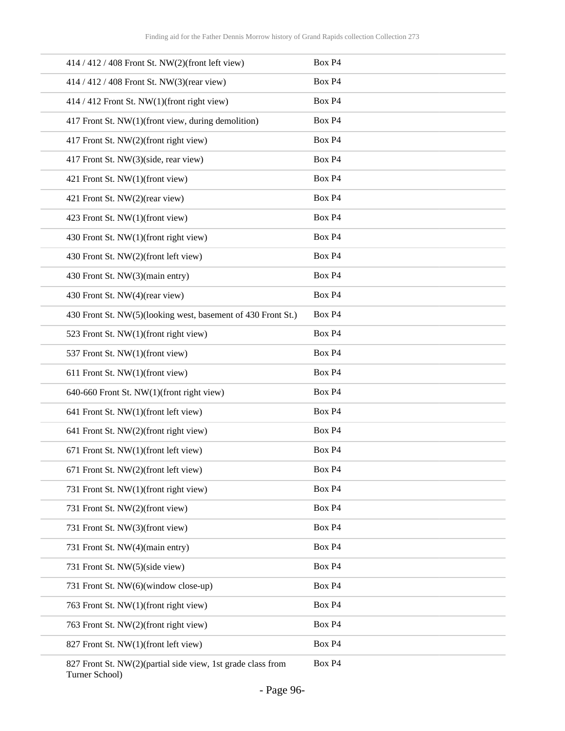| | |
|---|---|
| 414 / 412 / 408 Front St. NW(2)(front left view) | Box P4 |
| 414 / 412 / 408 Front St. NW(3)(rear view) | Box P4 |
| 414 / 412 Front St. NW(1)(front right view) | Box P4 |
| 417 Front St. NW(1)(front view, during demolition) | Box P4 |
| 417 Front St. NW(2)(front right view) | Box P4 |
| 417 Front St. NW(3)(side, rear view) | Box P4 |
| 421 Front St. NW(1)(front view) | Box P4 |
| 421 Front St. NW(2)(rear view) | Box P4 |
| 423 Front St. NW(1)(front view) | Box P4 |
| 430 Front St. NW(1)(front right view) | Box P4 |
| 430 Front St. NW(2)(front left view) | Box P4 |
| 430 Front St. NW(3)(main entry) | Box P4 |
| 430 Front St. NW(4)(rear view) | Box P4 |
| 430 Front St. NW(5)(looking west, basement of 430 Front St.) | Box P4 |
| 523 Front St. NW(1)(front right view) | Box P4 |
| 537 Front St. NW(1)(front view) | Box P4 |
| 611 Front St. NW(1)(front view) | Box P4 |
| 640-660 Front St. NW(1)(front right view) | Box P4 |
| 641 Front St. NW(1)(front left view) | Box P4 |
| 641 Front St. NW(2)(front right view) | Box P4 |
| 671 Front St. NW(1)(front left view) | Box P4 |
| 671 Front St. NW(2)(front left view) | Box P4 |
| 731 Front St. NW(1)(front right view) | Box P4 |
| 731 Front St. NW(2)(front view) | Box P4 |
| 731 Front St. NW(3)(front view) | Box P4 |
| 731 Front St. NW(4)(main entry) | Box P4 |
| 731 Front St. NW(5)(side view) | Box P4 |
| 731 Front St. NW(6)(window close-up) | Box P4 |
| 763 Front St. NW(1)(front right view) | Box P4 |
| 763 Front St. NW(2)(front right view) | Box P4 |
| 827 Front St. NW(1)(front left view) | Box P4 |
| 827 Front St. NW(2)(partial side view, 1st grade class from Turner School) | Box P4 |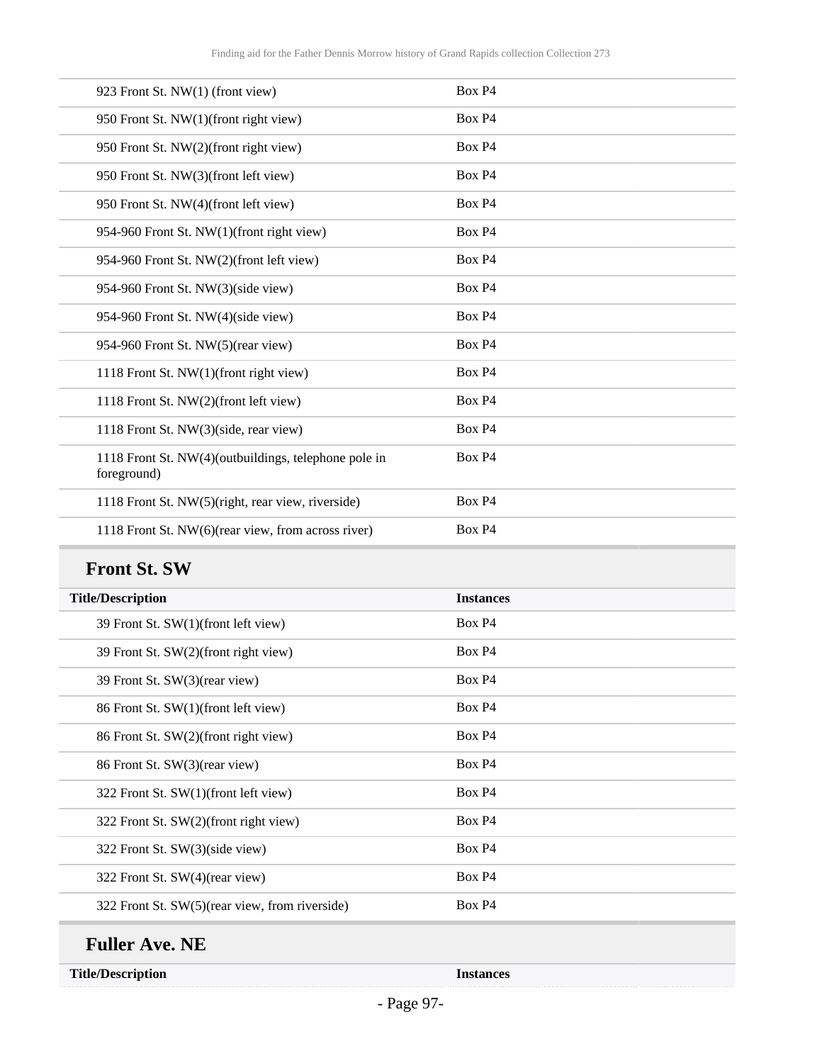| | |
|---|---|
| 923 Front St. NW(1) (front view) | Box P4 |
| 950 Front St. NW(1)(front right view) | Box P4 |
| 950 Front St. NW(2)(front right view) | Box P4 |
| 950 Front St. NW(3)(front left view) | Box P4 |
| 950 Front St. NW(4)(front left view) | Box P4 |
| 954-960 Front St. NW(1)(front right view) | Box P4 |
| 954-960 Front St. NW(2)(front left view) | Box P4 |
| 954-960 Front St. NW(3)(side view) | Box P4 |
| 954-960 Front St. NW(4)(side view) | Box P4 |
| 954-960 Front St. NW(5)(rear view) | Box P4 |
| 1118 Front St. NW(1)(front right view) | Box P4 |
| 1118 Front St. NW(2)(front left view) | Box P4 |
| 1118 Front St. NW(3)(side, rear view) | Box P4 |
| 1118 Front St. NW(4)(outbuildings, telephone pole in foreground) | Box P4 |
| 1118 Front St. NW(5)(right, rear view, riverside) | Box P4 |
| 1118 Front St. NW(6)(rear view, from across river) | Box P4 |

## Front St. SW

| Title/Description | Instances |
|---|---|
| 39 Front St. SW(1)(front left view) | Box P4 |
| 39 Front St. SW(2)(front right view) | Box P4 |
| 39 Front St. SW(3)(rear view) | Box P4 |
| 86 Front St. SW(1)(front left view) | Box P4 |
| 86 Front St. SW(2)(front right view) | Box P4 |
| 86 Front St. SW(3)(rear view) | Box P4 |
| 322 Front St. SW(1)(front left view) | Box P4 |
| 322 Front St. SW(2)(front right view) | Box P4 |
| 322 Front St. SW(3)(side view) | Box P4 |
| 322 Front St. SW(4)(rear view) | Box P4 |
| 322 Front St. SW(5)(rear view, from riverside) | Box P4 |

## Fuller Ave. NE

| Title/Description | Instances |
|---|---|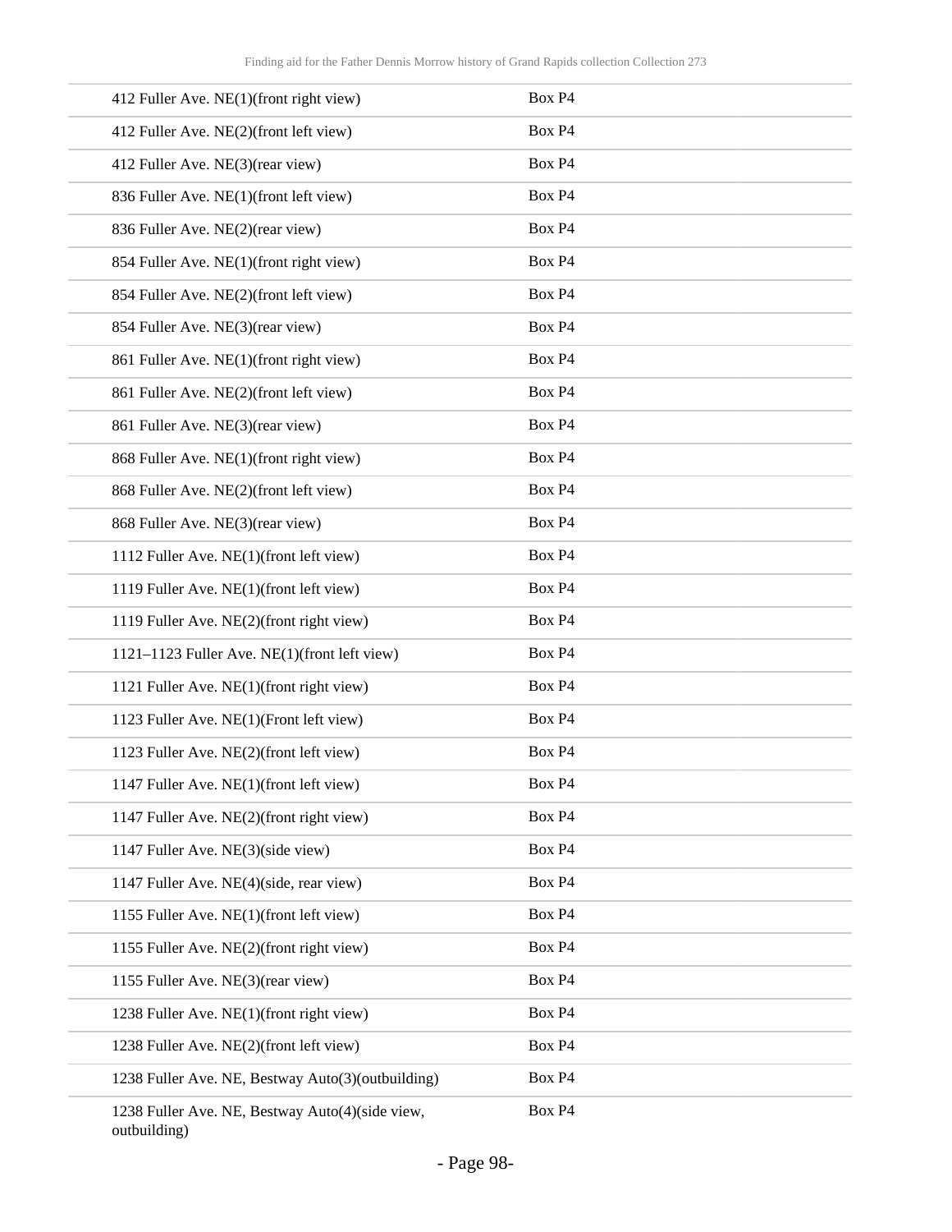| | |
|---|---|
| 412 Fuller Ave. NE(1)(front right view) | Box P4 |
| 412 Fuller Ave. NE(2)(front left view) | Box P4 |
| 412 Fuller Ave. NE(3)(rear view) | Box P4 |
| 836 Fuller Ave. NE(1)(front left view) | Box P4 |
| 836 Fuller Ave. NE(2)(rear view) | Box P4 |
| 854 Fuller Ave. NE(1)(front right view) | Box P4 |
| 854 Fuller Ave. NE(2)(front left view) | Box P4 |
| 854 Fuller Ave. NE(3)(rear view) | Box P4 |
| 861 Fuller Ave. NE(1)(front right view) | Box P4 |
| 861 Fuller Ave. NE(2)(front left view) | Box P4 |
| 861 Fuller Ave. NE(3)(rear view) | Box P4 |
| 868 Fuller Ave. NE(1)(front right view) | Box P4 |
| 868 Fuller Ave. NE(2)(front left view) | Box P4 |
| 868 Fuller Ave. NE(3)(rear view) | Box P4 |
| 1112 Fuller Ave. NE(1)(front left view) | Box P4 |
| 1119 Fuller Ave. NE(1)(front left view) | Box P4 |
| 1119 Fuller Ave. NE(2)(front right view) | Box P4 |
| 1121–1123 Fuller Ave. NE(1)(front left view) | Box P4 |
| 1121 Fuller Ave. NE(1)(front right view) | Box P4 |
| 1123 Fuller Ave. NE(1)(Front left view) | Box P4 |
| 1123 Fuller Ave. NE(2)(front left view) | Box P4 |
| 1147 Fuller Ave. NE(1)(front left view) | Box P4 |
| 1147 Fuller Ave. NE(2)(front right view) | Box P4 |
| 1147 Fuller Ave. NE(3)(side view) | Box P4 |
| 1147 Fuller Ave. NE(4)(side, rear view) | Box P4 |
| 1155 Fuller Ave. NE(1)(front left view) | Box P4 |
| 1155 Fuller Ave. NE(2)(front right view) | Box P4 |
| 1155 Fuller Ave. NE(3)(rear view) | Box P4 |
| 1238 Fuller Ave. NE(1)(front right view) | Box P4 |
| 1238 Fuller Ave. NE(2)(front left view) | Box P4 |
| 1238 Fuller Ave. NE, Bestway Auto(3)(outbuilding) | Box P4 |
| 1238 Fuller Ave. NE, Bestway Auto(4)(side view, outbuilding) | Box P4 |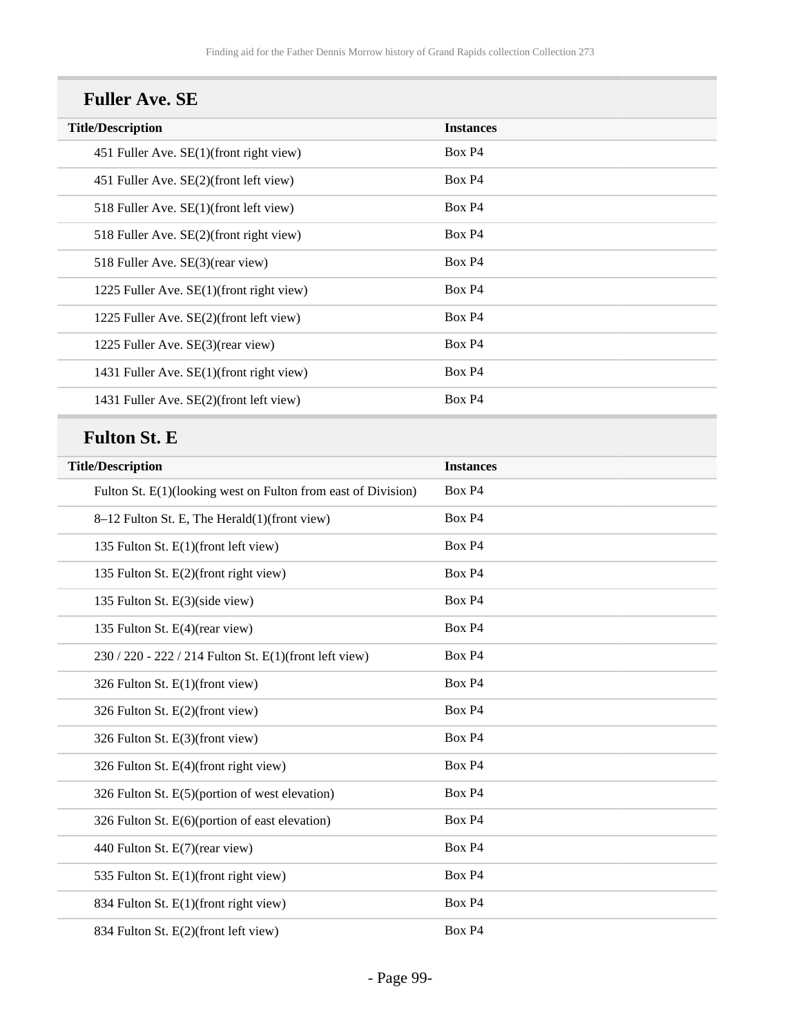## Fuller Ave. SE

| Title/Description | Instances |
| --- | --- |
| 451 Fuller Ave. SE(1)(front right view) | Box P4 |
| 451 Fuller Ave. SE(2)(front left view) | Box P4 |
| 518 Fuller Ave. SE(1)(front left view) | Box P4 |
| 518 Fuller Ave. SE(2)(front right view) | Box P4 |
| 518 Fuller Ave. SE(3)(rear view) | Box P4 |
| 1225 Fuller Ave. SE(1)(front right view) | Box P4 |
| 1225 Fuller Ave. SE(2)(front left view) | Box P4 |
| 1225 Fuller Ave. SE(3)(rear view) | Box P4 |
| 1431 Fuller Ave. SE(1)(front right view) | Box P4 |
| 1431 Fuller Ave. SE(2)(front left view) | Box P4 |

## Fulton St. E

| Title/Description | Instances |
| --- | --- |
| Fulton St. E(1)(looking west on Fulton from east of Division) | Box P4 |
| 8–12 Fulton St. E, The Herald(1)(front view) | Box P4 |
| 135 Fulton St. E(1)(front left view) | Box P4 |
| 135 Fulton St. E(2)(front right view) | Box P4 |
| 135 Fulton St. E(3)(side view) | Box P4 |
| 135 Fulton St. E(4)(rear view) | Box P4 |
| 230 / 220 - 222 / 214 Fulton St. E(1)(front left view) | Box P4 |
| 326 Fulton St. E(1)(front view) | Box P4 |
| 326 Fulton St. E(2)(front view) | Box P4 |
| 326 Fulton St. E(3)(front view) | Box P4 |
| 326 Fulton St. E(4)(front right view) | Box P4 |
| 326 Fulton St. E(5)(portion of west elevation) | Box P4 |
| 326 Fulton St. E(6)(portion of east elevation) | Box P4 |
| 440 Fulton St. E(7)(rear view) | Box P4 |
| 535 Fulton St. E(1)(front right view) | Box P4 |
| 834 Fulton St. E(1)(front right view) | Box P4 |
| 834 Fulton St. E(2)(front left view) | Box P4 |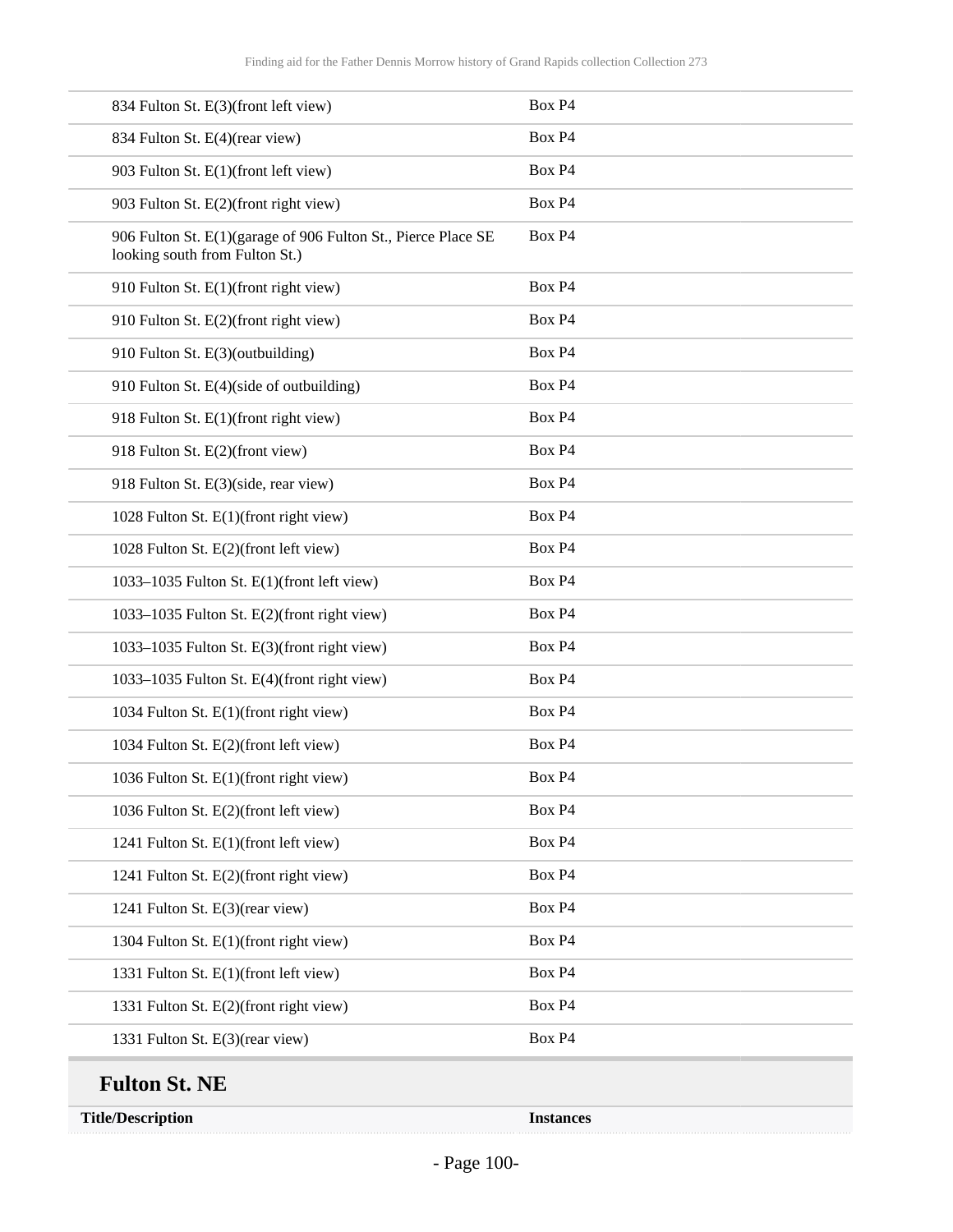| | |
|---|---|
| 834 Fulton St. E(3)(front left view) | Box P4 |
| 834 Fulton St. E(4)(rear view) | Box P4 |
| 903 Fulton St. E(1)(front left view) | Box P4 |
| 903 Fulton St. E(2)(front right view) | Box P4 |
| 906 Fulton St. E(1)(garage of 906 Fulton St., Pierce Place SE looking south from Fulton St.) | Box P4 |
| 910 Fulton St. E(1)(front right view) | Box P4 |
| 910 Fulton St. E(2)(front right view) | Box P4 |
| 910 Fulton St. E(3)(outbuilding) | Box P4 |
| 910 Fulton St. E(4)(side of outbuilding) | Box P4 |
| 918 Fulton St. E(1)(front right view) | Box P4 |
| 918 Fulton St. E(2)(front view) | Box P4 |
| 918 Fulton St. E(3)(side, rear view) | Box P4 |
| 1028 Fulton St. E(1)(front right view) | Box P4 |
| 1028 Fulton St. E(2)(front left view) | Box P4 |
| 1033–1035 Fulton St. E(1)(front left view) | Box P4 |
| 1033–1035 Fulton St. E(2)(front right view) | Box P4 |
| 1033–1035 Fulton St. E(3)(front right view) | Box P4 |
| 1033–1035 Fulton St. E(4)(front right view) | Box P4 |
| 1034 Fulton St. E(1)(front right view) | Box P4 |
| 1034 Fulton St. E(2)(front left view) | Box P4 |
| 1036 Fulton St. E(1)(front right view) | Box P4 |
| 1036 Fulton St. E(2)(front left view) | Box P4 |
| 1241 Fulton St. E(1)(front left view) | Box P4 |
| 1241 Fulton St. E(2)(front right view) | Box P4 |
| 1241 Fulton St. E(3)(rear view) | Box P4 |
| 1304 Fulton St. E(1)(front right view) | Box P4 |
| 1331 Fulton St. E(1)(front left view) | Box P4 |
| 1331 Fulton St. E(2)(front right view) | Box P4 |
| 1331 Fulton St. E(3)(rear view) | Box P4 |

## Fulton St. NE

| Title/Description | Instances |
|---|---|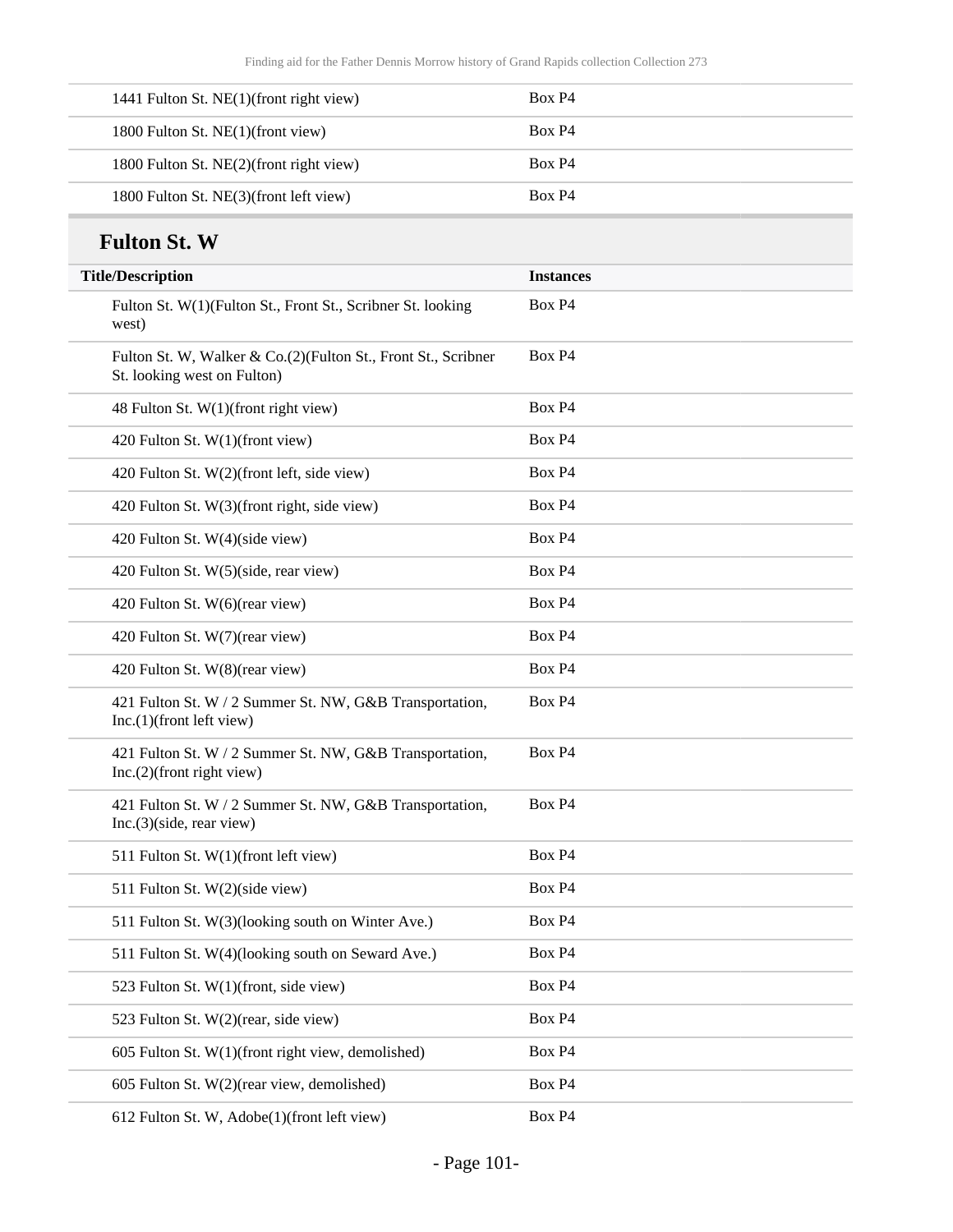| | |
|---|---|
| 1441 Fulton St. NE(1)(front right view) | Box P4 |
| 1800 Fulton St. NE(1)(front view) | Box P4 |
| 1800 Fulton St. NE(2)(front right view) | Box P4 |
| 1800 Fulton St. NE(3)(front left view) | Box P4 |

## Fulton St. W

| Title/Description | Instances |
|---|---|
| Fulton St. W(1)(Fulton St., Front St., Scribner St. looking west) | Box P4 |
| Fulton St. W, Walker & Co.(2)(Fulton St., Front St., Scribner St. looking west on Fulton) | Box P4 |
| 48 Fulton St. W(1)(front right view) | Box P4 |
| 420 Fulton St. W(1)(front view) | Box P4 |
| 420 Fulton St. W(2)(front left, side view) | Box P4 |
| 420 Fulton St. W(3)(front right, side view) | Box P4 |
| 420 Fulton St. W(4)(side view) | Box P4 |
| 420 Fulton St. W(5)(side, rear view) | Box P4 |
| 420 Fulton St. W(6)(rear view) | Box P4 |
| 420 Fulton St. W(7)(rear view) | Box P4 |
| 420 Fulton St. W(8)(rear view) | Box P4 |
| 421 Fulton St. W / 2 Summer St. NW, G&B Transportation, Inc.(1)(front left view) | Box P4 |
| 421 Fulton St. W / 2 Summer St. NW, G&B Transportation, Inc.(2)(front right view) | Box P4 |
| 421 Fulton St. W / 2 Summer St. NW, G&B Transportation, Inc.(3)(side, rear view) | Box P4 |
| 511 Fulton St. W(1)(front left view) | Box P4 |
| 511 Fulton St. W(2)(side view) | Box P4 |
| 511 Fulton St. W(3)(looking south on Winter Ave.) | Box P4 |
| 511 Fulton St. W(4)(looking south on Seward Ave.) | Box P4 |
| 523 Fulton St. W(1)(front, side view) | Box P4 |
| 523 Fulton St. W(2)(rear, side view) | Box P4 |
| 605 Fulton St. W(1)(front right view, demolished) | Box P4 |
| 605 Fulton St. W(2)(rear view, demolished) | Box P4 |
| 612 Fulton St. W, Adobe(1)(front left view) | Box P4 |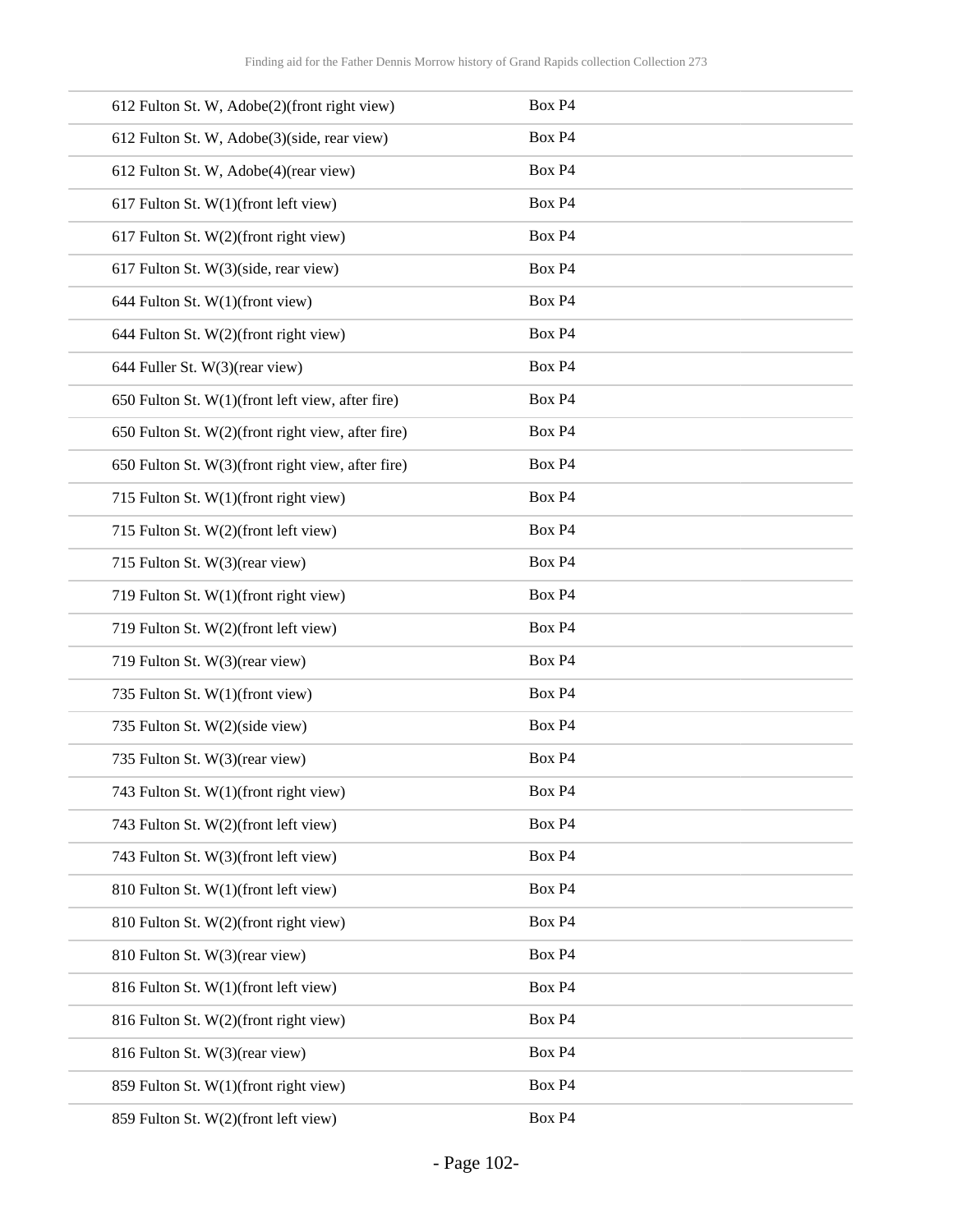| | |
|---|---|
| 612 Fulton St. W, Adobe(2)(front right view) | Box P4 |
| 612 Fulton St. W, Adobe(3)(side, rear view) | Box P4 |
| 612 Fulton St. W, Adobe(4)(rear view) | Box P4 |
| 617 Fulton St. W(1)(front left view) | Box P4 |
| 617 Fulton St. W(2)(front right view) | Box P4 |
| 617 Fulton St. W(3)(side, rear view) | Box P4 |
| 644 Fulton St. W(1)(front view) | Box P4 |
| 644 Fulton St. W(2)(front right view) | Box P4 |
| 644 Fuller St. W(3)(rear view) | Box P4 |
| 650 Fulton St. W(1)(front left view, after fire) | Box P4 |
| 650 Fulton St. W(2)(front right view, after fire) | Box P4 |
| 650 Fulton St. W(3)(front right view, after fire) | Box P4 |
| 715 Fulton St. W(1)(front right view) | Box P4 |
| 715 Fulton St. W(2)(front left view) | Box P4 |
| 715 Fulton St. W(3)(rear view) | Box P4 |
| 719 Fulton St. W(1)(front right view) | Box P4 |
| 719 Fulton St. W(2)(front left view) | Box P4 |
| 719 Fulton St. W(3)(rear view) | Box P4 |
| 735 Fulton St. W(1)(front view) | Box P4 |
| 735 Fulton St. W(2)(side view) | Box P4 |
| 735 Fulton St. W(3)(rear view) | Box P4 |
| 743 Fulton St. W(1)(front right view) | Box P4 |
| 743 Fulton St. W(2)(front left view) | Box P4 |
| 743 Fulton St. W(3)(front left view) | Box P4 |
| 810 Fulton St. W(1)(front left view) | Box P4 |
| 810 Fulton St. W(2)(front right view) | Box P4 |
| 810 Fulton St. W(3)(rear view) | Box P4 |
| 816 Fulton St. W(1)(front left view) | Box P4 |
| 816 Fulton St. W(2)(front right view) | Box P4 |
| 816 Fulton St. W(3)(rear view) | Box P4 |
| 859 Fulton St. W(1)(front right view) | Box P4 |
| 859 Fulton St. W(2)(front left view) | Box P4 |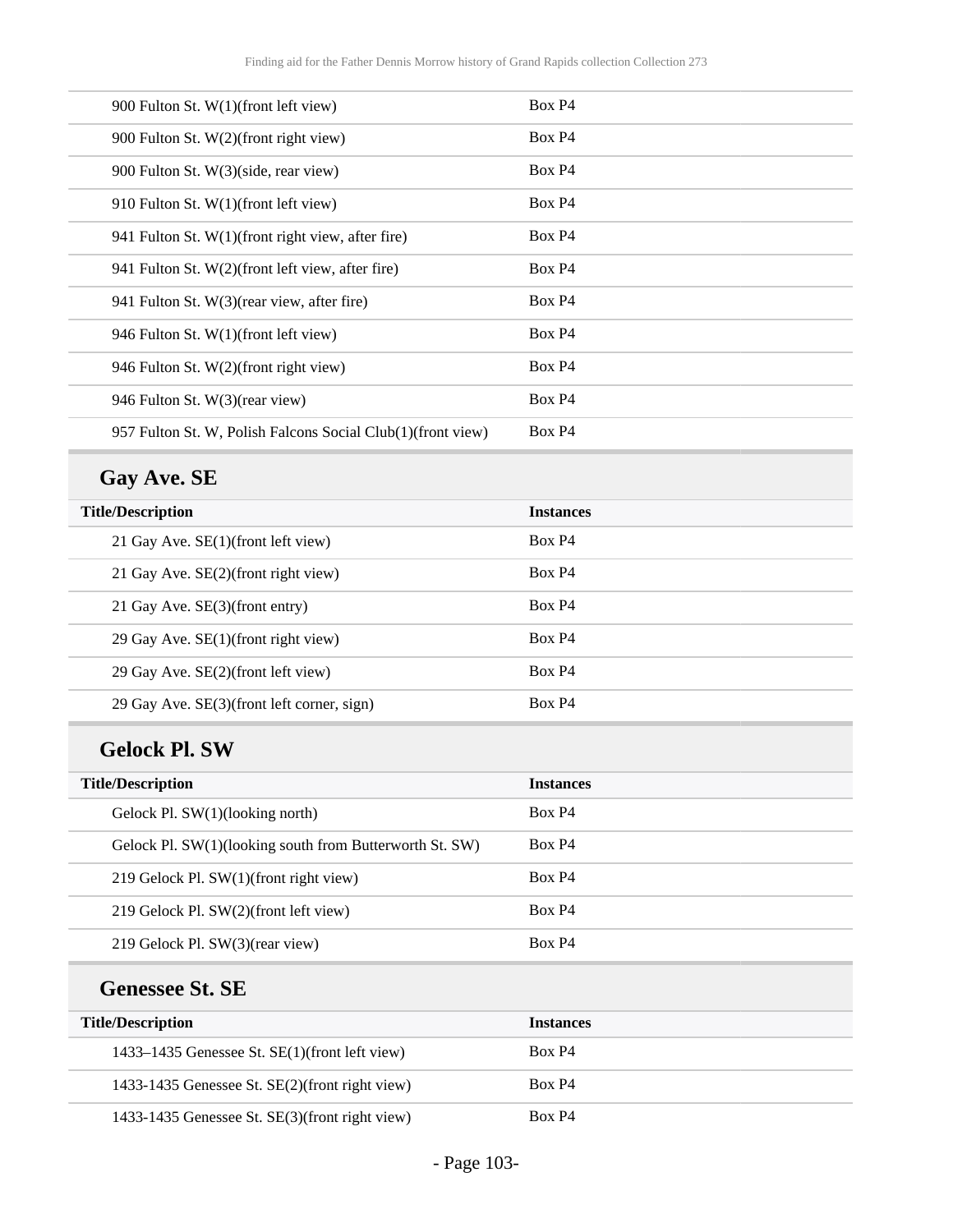| | |
|---|---|
| 900 Fulton St. W(1)(front left view) | Box P4 |
| 900 Fulton St. W(2)(front right view) | Box P4 |
| 900 Fulton St. W(3)(side, rear view) | Box P4 |
| 910 Fulton St. W(1)(front left view) | Box P4 |
| 941 Fulton St. W(1)(front right view, after fire) | Box P4 |
| 941 Fulton St. W(2)(front left view, after fire) | Box P4 |
| 941 Fulton St. W(3)(rear view, after fire) | Box P4 |
| 946 Fulton St. W(1)(front left view) | Box P4 |
| 946 Fulton St. W(2)(front right view) | Box P4 |
| 946 Fulton St. W(3)(rear view) | Box P4 |
| 957 Fulton St. W, Polish Falcons Social Club(1)(front view) | Box P4 |

## Gay Ave. SE

| Title/Description | Instances |
|---|---|
| 21 Gay Ave. SE(1)(front left view) | Box P4 |
| 21 Gay Ave. SE(2)(front right view) | Box P4 |
| 21 Gay Ave. SE(3)(front entry) | Box P4 |
| 29 Gay Ave. SE(1)(front right view) | Box P4 |
| 29 Gay Ave. SE(2)(front left view) | Box P4 |
| 29 Gay Ave. SE(3)(front left corner, sign) | Box P4 |

## Gelock Pl. SW

| Title/Description | Instances |
|---|---|
| Gelock Pl. SW(1)(looking north) | Box P4 |
| Gelock Pl. SW(1)(looking south from Butterworth St. SW) | Box P4 |
| 219 Gelock Pl. SW(1)(front right view) | Box P4 |
| 219 Gelock Pl. SW(2)(front left view) | Box P4 |
| 219 Gelock Pl. SW(3)(rear view) | Box P4 |

## Genessee St. SE

| Title/Description | Instances |
|---|---|
| 1433–1435 Genessee St. SE(1)(front left view) | Box P4 |
| 1433-1435 Genessee St. SE(2)(front right view) | Box P4 |
| 1433-1435 Genessee St. SE(3)(front right view) | Box P4 |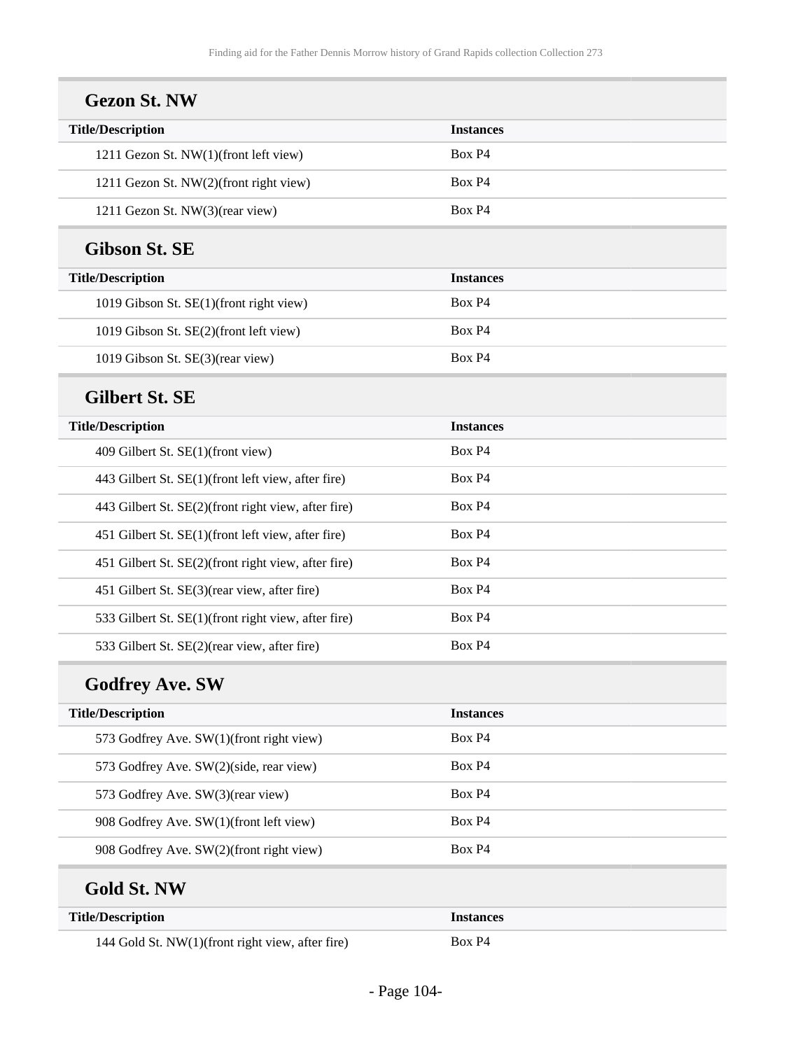## Gezon St. NW

| Title/Description | Instances |
| --- | --- |
| 1211 Gezon St. NW(1)(front left view) | Box P4 |
| 1211 Gezon St. NW(2)(front right view) | Box P4 |
| 1211 Gezon St. NW(3)(rear view) | Box P4 |

## Gibson St. SE

| Title/Description | Instances |
| --- | --- |
| 1019 Gibson St. SE(1)(front right view) | Box P4 |
| 1019 Gibson St. SE(2)(front left view) | Box P4 |
| 1019 Gibson St. SE(3)(rear view) | Box P4 |

## Gilbert St. SE

| Title/Description | Instances |
| --- | --- |
| 409 Gilbert St. SE(1)(front view) | Box P4 |
| 443 Gilbert St. SE(1)(front left view, after fire) | Box P4 |
| 443 Gilbert St. SE(2)(front right view, after fire) | Box P4 |
| 451 Gilbert St. SE(1)(front left view, after fire) | Box P4 |
| 451 Gilbert St. SE(2)(front right view, after fire) | Box P4 |
| 451 Gilbert St. SE(3)(rear view, after fire) | Box P4 |
| 533 Gilbert St. SE(1)(front right view, after fire) | Box P4 |
| 533 Gilbert St. SE(2)(rear view, after fire) | Box P4 |

## Godfrey Ave. SW

| Title/Description | Instances |
| --- | --- |
| 573 Godfrey Ave. SW(1)(front right view) | Box P4 |
| 573 Godfrey Ave. SW(2)(side, rear view) | Box P4 |
| 573 Godfrey Ave. SW(3)(rear view) | Box P4 |
| 908 Godfrey Ave. SW(1)(front left view) | Box P4 |
| 908 Godfrey Ave. SW(2)(front right view) | Box P4 |

## Gold St. NW

| Title/Description | Instances |
| --- | --- |
| 144 Gold St. NW(1)(front right view, after fire) | Box P4 |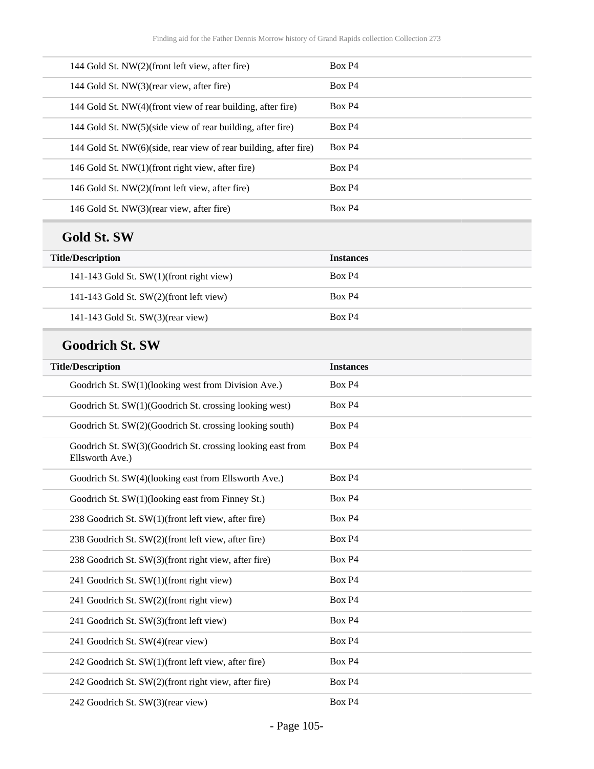| | |
|---|---|
| 144 Gold St. NW(2)(front left view, after fire) | Box P4 |
| 144 Gold St. NW(3)(rear view, after fire) | Box P4 |
| 144 Gold St. NW(4)(front view of rear building, after fire) | Box P4 |
| 144 Gold St. NW(5)(side view of rear building, after fire) | Box P4 |
| 144 Gold St. NW(6)(side, rear view of rear building, after fire) | Box P4 |
| 146 Gold St. NW(1)(front right view, after fire) | Box P4 |
| 146 Gold St. NW(2)(front left view, after fire) | Box P4 |
| 146 Gold St. NW(3)(rear view, after fire) | Box P4 |

## Gold St. SW

| Title/Description | Instances |
|---|---|
| 141-143 Gold St. SW(1)(front right view) | Box P4 |
| 141-143 Gold St. SW(2)(front left view) | Box P4 |
| 141-143 Gold St. SW(3)(rear view) | Box P4 |

## Goodrich St. SW

| Title/Description | Instances |
|---|---|
| Goodrich St. SW(1)(looking west from Division Ave.) | Box P4 |
| Goodrich St. SW(1)(Goodrich St. crossing looking west) | Box P4 |
| Goodrich St. SW(2)(Goodrich St. crossing looking south) | Box P4 |
| Goodrich St. SW(3)(Goodrich St. crossing looking east from Ellsworth Ave.) | Box P4 |
| Goodrich St. SW(4)(looking east from Ellsworth Ave.) | Box P4 |
| Goodrich St. SW(1)(looking east from Finney St.) | Box P4 |
| 238 Goodrich St. SW(1)(front left view, after fire) | Box P4 |
| 238 Goodrich St. SW(2)(front left view, after fire) | Box P4 |
| 238 Goodrich St. SW(3)(front right view, after fire) | Box P4 |
| 241 Goodrich St. SW(1)(front right view) | Box P4 |
| 241 Goodrich St. SW(2)(front right view) | Box P4 |
| 241 Goodrich St. SW(3)(front left view) | Box P4 |
| 241 Goodrich St. SW(4)(rear view) | Box P4 |
| 242 Goodrich St. SW(1)(front left view, after fire) | Box P4 |
| 242 Goodrich St. SW(2)(front right view, after fire) | Box P4 |
| 242 Goodrich St. SW(3)(rear view) | Box P4 |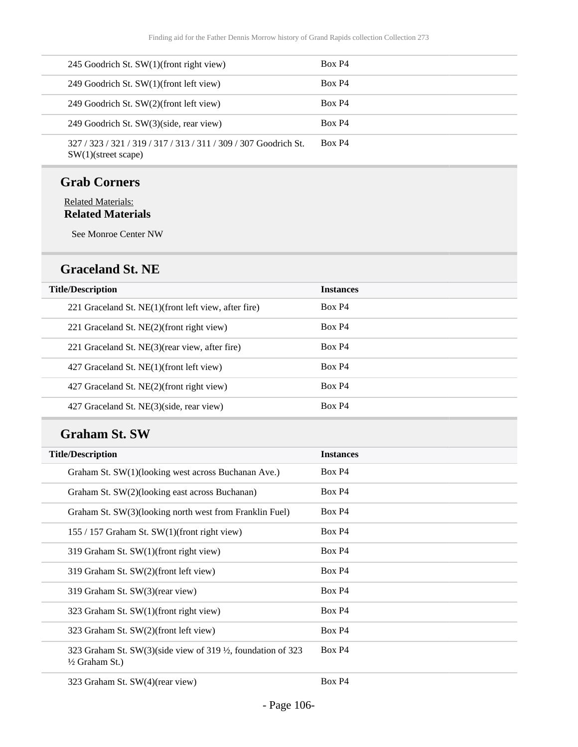| | |
|---|---|
| 245 Goodrich St. SW(1)(front right view) | Box P4 |
| 249 Goodrich St. SW(1)(front left view) | Box P4 |
| 249 Goodrich St. SW(2)(front left view) | Box P4 |
| 249 Goodrich St. SW(3)(side, rear view) | Box P4 |
| 327 / 323 / 321 / 319 / 317 / 313 / 311 / 309 / 307 Goodrich St. SW(1)(street scape) | Box P4 |

### Grab Corners

Related Materials:

**Related Materials**

See Monroe Center NW

### Graceland St. NE

| Title/Description | Instances |
|---|---|
| 221 Graceland St. NE(1)(front left view, after fire) | Box P4 |
| 221 Graceland St. NE(2)(front right view) | Box P4 |
| 221 Graceland St. NE(3)(rear view, after fire) | Box P4 |
| 427 Graceland St. NE(1)(front left view) | Box P4 |
| 427 Graceland St. NE(2)(front right view) | Box P4 |
| 427 Graceland St. NE(3)(side, rear view) | Box P4 |

### Graham St. SW

| Title/Description | Instances |
|---|---|
| Graham St. SW(1)(looking west across Buchanan Ave.) | Box P4 |
| Graham St. SW(2)(looking east across Buchanan) | Box P4 |
| Graham St. SW(3)(looking north west from Franklin Fuel) | Box P4 |
| 155 / 157 Graham St. SW(1)(front right view) | Box P4 |
| 319 Graham St. SW(1)(front right view) | Box P4 |
| 319 Graham St. SW(2)(front left view) | Box P4 |
| 319 Graham St. SW(3)(rear view) | Box P4 |
| 323 Graham St. SW(1)(front right view) | Box P4 |
| 323 Graham St. SW(2)(front left view) | Box P4 |
| 323 Graham St. SW(3)(side view of 319 ½, foundation of 323 ½ Graham St.) | Box P4 |
| 323 Graham St. SW(4)(rear view) | Box P4 |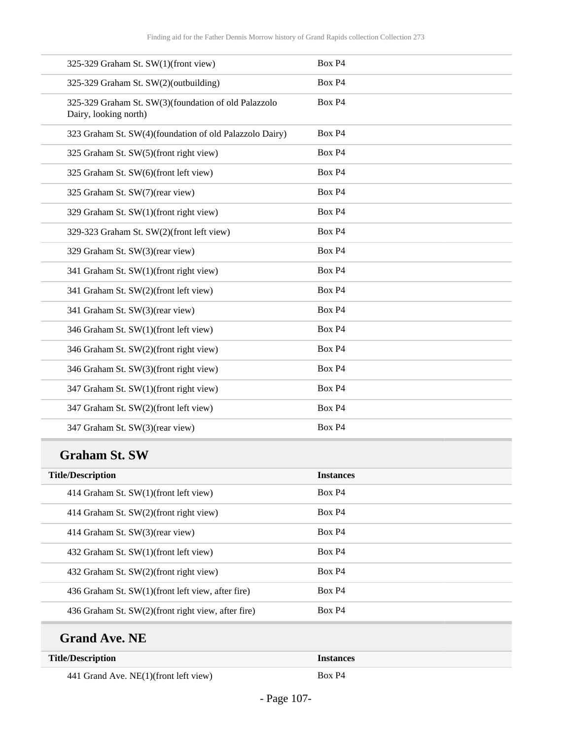| | |
|---|---|
| 325-329 Graham St. SW(1)(front view) | Box P4 |
| 325-329 Graham St. SW(2)(outbuilding) | Box P4 |
| 325-329 Graham St. SW(3)(foundation of old Palazzolo Dairy, looking north) | Box P4 |
| 323 Graham St. SW(4)(foundation of old Palazzolo Dairy) | Box P4 |
| 325 Graham St. SW(5)(front right view) | Box P4 |
| 325 Graham St. SW(6)(front left view) | Box P4 |
| 325 Graham St. SW(7)(rear view) | Box P4 |
| 329 Graham St. SW(1)(front right view) | Box P4 |
| 329-323 Graham St. SW(2)(front left view) | Box P4 |
| 329 Graham St. SW(3)(rear view) | Box P4 |
| 341 Graham St. SW(1)(front right view) | Box P4 |
| 341 Graham St. SW(2)(front left view) | Box P4 |
| 341 Graham St. SW(3)(rear view) | Box P4 |
| 346 Graham St. SW(1)(front left view) | Box P4 |
| 346 Graham St. SW(2)(front right view) | Box P4 |
| 346 Graham St. SW(3)(front right view) | Box P4 |
| 347 Graham St. SW(1)(front right view) | Box P4 |
| 347 Graham St. SW(2)(front left view) | Box P4 |
| 347 Graham St. SW(3)(rear view) | Box P4 |

## Graham St. SW

| Title/Description | Instances |
|---|---|
| 414 Graham St. SW(1)(front left view) | Box P4 |
| 414 Graham St. SW(2)(front right view) | Box P4 |
| 414 Graham St. SW(3)(rear view) | Box P4 |
| 432 Graham St. SW(1)(front left view) | Box P4 |
| 432 Graham St. SW(2)(front right view) | Box P4 |
| 436 Graham St. SW(1)(front left view, after fire) | Box P4 |
| 436 Graham St. SW(2)(front right view, after fire) | Box P4 |

## Grand Ave. NE

| Title/Description | Instances |
|---|---|
| 441 Grand Ave. NE(1)(front left view) | Box P4 |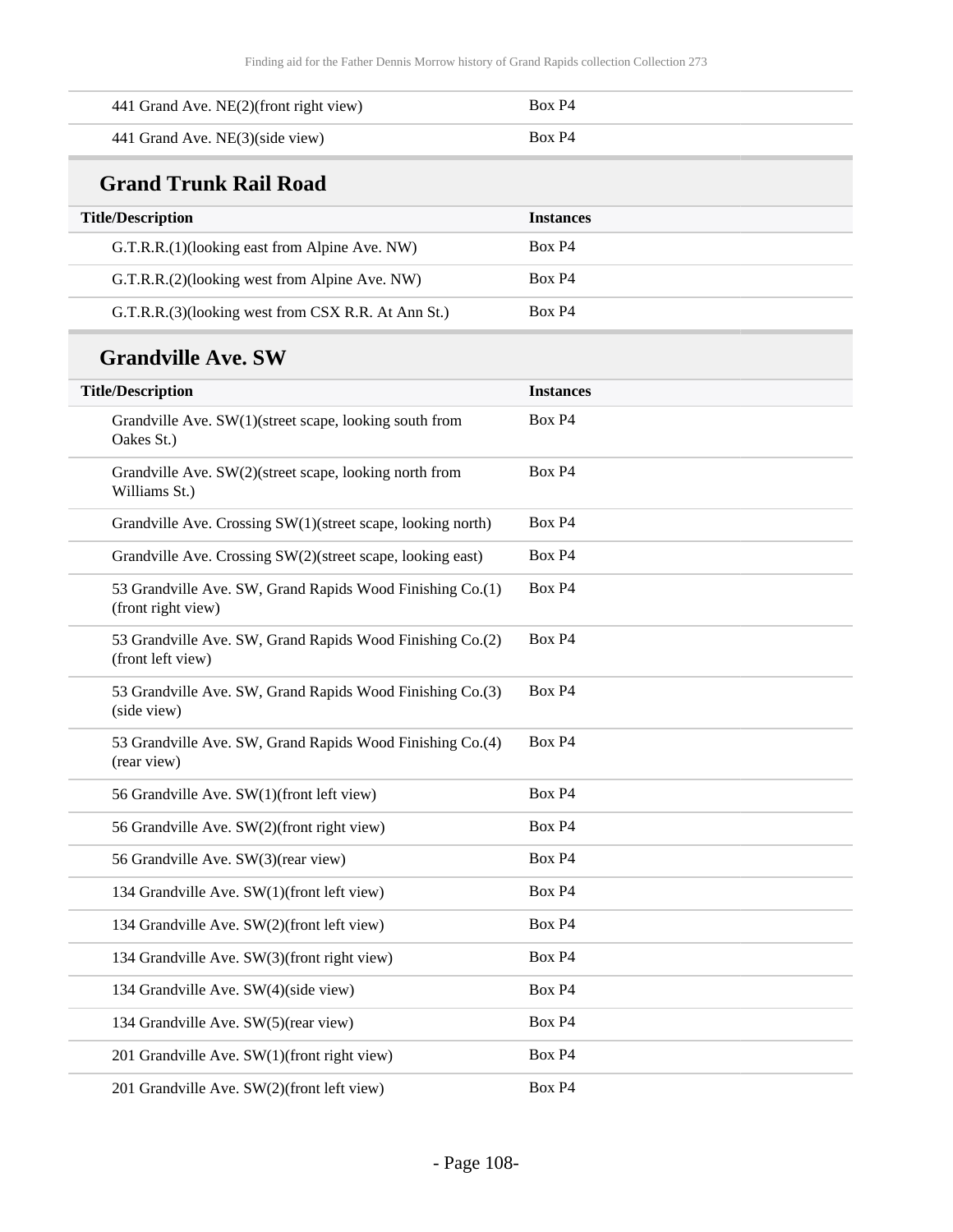| | |
|---|---|
| 441 Grand Ave. NE(2)(front right view) | Box P4 |
| 441 Grand Ave. NE(3)(side view) | Box P4 |

## Grand Trunk Rail Road

| Title/Description | Instances |
|---|---|
| G.T.R.R.(1)(looking east from Alpine Ave. NW) | Box P4 |
| G.T.R.R.(2)(looking west from Alpine Ave. NW) | Box P4 |
| G.T.R.R.(3)(looking west from CSX R.R. At Ann St.) | Box P4 |

## Grandville Ave. SW

| Title/Description | Instances |
|---|---|
| Grandville Ave. SW(1)(street scape, looking south from Oakes St.) | Box P4 |
| Grandville Ave. SW(2)(street scape, looking north from Williams St.) | Box P4 |
| Grandville Ave. Crossing SW(1)(street scape, looking north) | Box P4 |
| Grandville Ave. Crossing SW(2)(street scape, looking east) | Box P4 |
| 53 Grandville Ave. SW, Grand Rapids Wood Finishing Co.(1)(front right view) | Box P4 |
| 53 Grandville Ave. SW, Grand Rapids Wood Finishing Co.(2)(front left view) | Box P4 |
| 53 Grandville Ave. SW, Grand Rapids Wood Finishing Co.(3)(side view) | Box P4 |
| 53 Grandville Ave. SW, Grand Rapids Wood Finishing Co.(4)(rear view) | Box P4 |
| 56 Grandville Ave. SW(1)(front left view) | Box P4 |
| 56 Grandville Ave. SW(2)(front right view) | Box P4 |
| 56 Grandville Ave. SW(3)(rear view) | Box P4 |
| 134 Grandville Ave. SW(1)(front left view) | Box P4 |
| 134 Grandville Ave. SW(2)(front left view) | Box P4 |
| 134 Grandville Ave. SW(3)(front right view) | Box P4 |
| 134 Grandville Ave. SW(4)(side view) | Box P4 |
| 134 Grandville Ave. SW(5)(rear view) | Box P4 |
| 201 Grandville Ave. SW(1)(front right view) | Box P4 |
| 201 Grandville Ave. SW(2)(front left view) | Box P4 |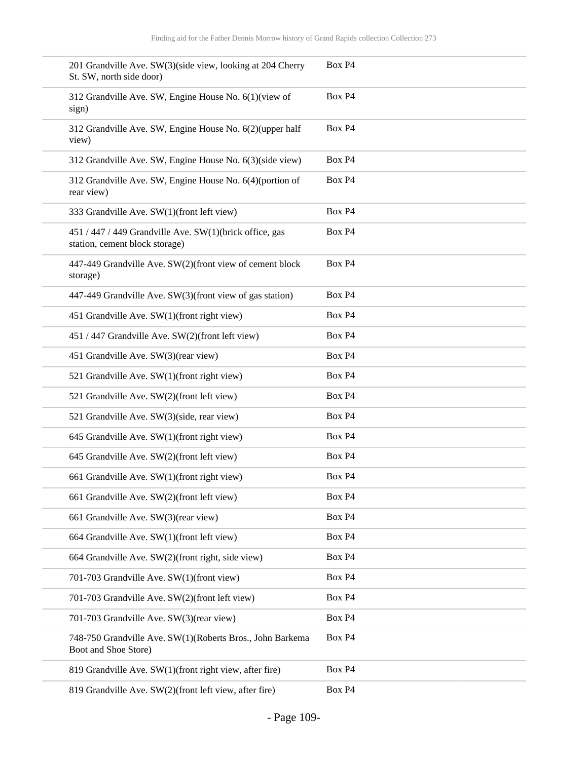| | |
|---|---|
| 201 Grandville Ave. SW(3)(side view, looking at 204 Cherry St. SW, north side door) | Box P4 |
| 312 Grandville Ave. SW, Engine House No. 6(1)(view of sign) | Box P4 |
| 312 Grandville Ave. SW, Engine House No. 6(2)(upper half view) | Box P4 |
| 312 Grandville Ave. SW, Engine House No. 6(3)(side view) | Box P4 |
| 312 Grandville Ave. SW, Engine House No. 6(4)(portion of rear view) | Box P4 |
| 333 Grandville Ave. SW(1)(front left view) | Box P4 |
| 451 / 447 / 449 Grandville Ave. SW(1)(brick office, gas station, cement block storage) | Box P4 |
| 447-449 Grandville Ave. SW(2)(front view of cement block storage) | Box P4 |
| 447-449 Grandville Ave. SW(3)(front view of gas station) | Box P4 |
| 451 Grandville Ave. SW(1)(front right view) | Box P4 |
| 451 / 447 Grandville Ave. SW(2)(front left view) | Box P4 |
| 451 Grandville Ave. SW(3)(rear view) | Box P4 |
| 521 Grandville Ave. SW(1)(front right view) | Box P4 |
| 521 Grandville Ave. SW(2)(front left view) | Box P4 |
| 521 Grandville Ave. SW(3)(side, rear view) | Box P4 |
| 645 Grandville Ave. SW(1)(front right view) | Box P4 |
| 645 Grandville Ave. SW(2)(front left view) | Box P4 |
| 661 Grandville Ave. SW(1)(front right view) | Box P4 |
| 661 Grandville Ave. SW(2)(front left view) | Box P4 |
| 661 Grandville Ave. SW(3)(rear view) | Box P4 |
| 664 Grandville Ave. SW(1)(front left view) | Box P4 |
| 664 Grandville Ave. SW(2)(front right, side view) | Box P4 |
| 701-703 Grandville Ave. SW(1)(front view) | Box P4 |
| 701-703 Grandville Ave. SW(2)(front left view) | Box P4 |
| 701-703 Grandville Ave. SW(3)(rear view) | Box P4 |
| 748-750 Grandville Ave. SW(1)(Roberts Bros., John Barkema Boot and Shoe Store) | Box P4 |
| 819 Grandville Ave. SW(1)(front right view, after fire) | Box P4 |
| 819 Grandville Ave. SW(2)(front left view, after fire) | Box P4 |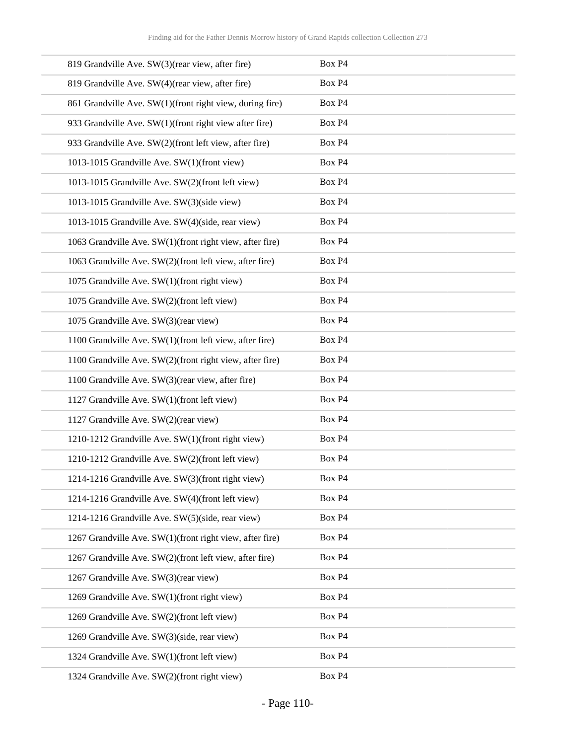| | |
|---|---|
| 819 Grandville Ave. SW(3)(rear view, after fire) | Box P4 |
| 819 Grandville Ave. SW(4)(rear view, after fire) | Box P4 |
| 861 Grandville Ave. SW(1)(front right view, during fire) | Box P4 |
| 933 Grandville Ave. SW(1)(front right view after fire) | Box P4 |
| 933 Grandville Ave. SW(2)(front left view, after fire) | Box P4 |
| 1013-1015 Grandville Ave. SW(1)(front view) | Box P4 |
| 1013-1015 Grandville Ave. SW(2)(front left view) | Box P4 |
| 1013-1015 Grandville Ave. SW(3)(side view) | Box P4 |
| 1013-1015 Grandville Ave. SW(4)(side, rear view) | Box P4 |
| 1063 Grandville Ave. SW(1)(front right view, after fire) | Box P4 |
| 1063 Grandville Ave. SW(2)(front left view, after fire) | Box P4 |
| 1075 Grandville Ave. SW(1)(front right view) | Box P4 |
| 1075 Grandville Ave. SW(2)(front left view) | Box P4 |
| 1075 Grandville Ave. SW(3)(rear view) | Box P4 |
| 1100 Grandville Ave. SW(1)(front left view, after fire) | Box P4 |
| 1100 Grandville Ave. SW(2)(front right view, after fire) | Box P4 |
| 1100 Grandville Ave. SW(3)(rear view, after fire) | Box P4 |
| 1127 Grandville Ave. SW(1)(front left view) | Box P4 |
| 1127 Grandville Ave. SW(2)(rear view) | Box P4 |
| 1210-1212 Grandville Ave. SW(1)(front right view) | Box P4 |
| 1210-1212 Grandville Ave. SW(2)(front left view) | Box P4 |
| 1214-1216 Grandville Ave. SW(3)(front right view) | Box P4 |
| 1214-1216 Grandville Ave. SW(4)(front left view) | Box P4 |
| 1214-1216 Grandville Ave. SW(5)(side, rear view) | Box P4 |
| 1267 Grandville Ave. SW(1)(front right view, after fire) | Box P4 |
| 1267 Grandville Ave. SW(2)(front left view, after fire) | Box P4 |
| 1267 Grandville Ave. SW(3)(rear view) | Box P4 |
| 1269 Grandville Ave. SW(1)(front right view) | Box P4 |
| 1269 Grandville Ave. SW(2)(front left view) | Box P4 |
| 1269 Grandville Ave. SW(3)(side, rear view) | Box P4 |
| 1324 Grandville Ave. SW(1)(front left view) | Box P4 |
| 1324 Grandville Ave. SW(2)(front right view) | Box P4 |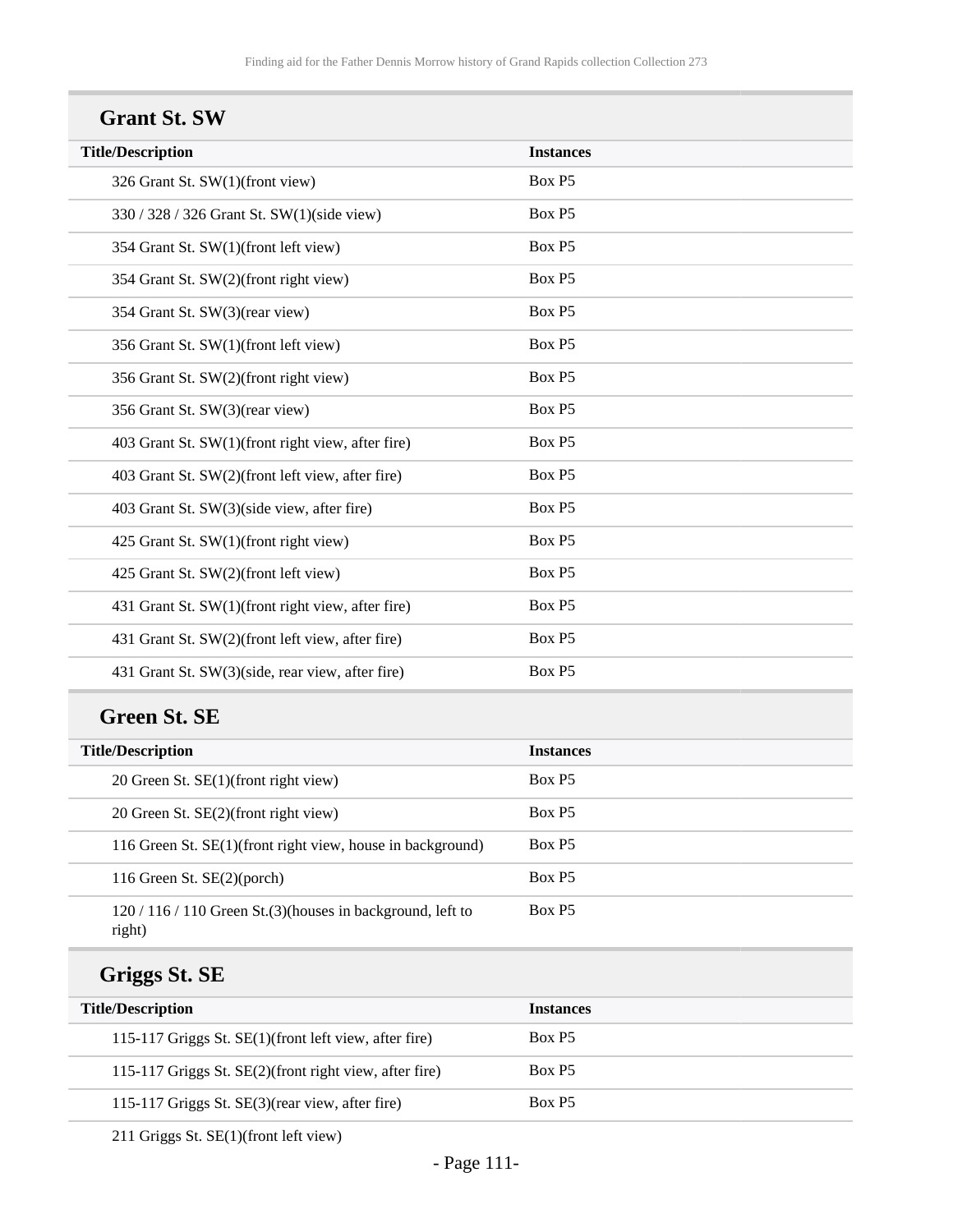## Grant St. SW

| Title/Description | Instances |
|---|---|
| 326 Grant St. SW(1)(front view) | Box P5 |
| 330 / 328 / 326 Grant St. SW(1)(side view) | Box P5 |
| 354 Grant St. SW(1)(front left view) | Box P5 |
| 354 Grant St. SW(2)(front right view) | Box P5 |
| 354 Grant St. SW(3)(rear view) | Box P5 |
| 356 Grant St. SW(1)(front left view) | Box P5 |
| 356 Grant St. SW(2)(front right view) | Box P5 |
| 356 Grant St. SW(3)(rear view) | Box P5 |
| 403 Grant St. SW(1)(front right view, after fire) | Box P5 |
| 403 Grant St. SW(2)(front left view, after fire) | Box P5 |
| 403 Grant St. SW(3)(side view, after fire) | Box P5 |
| 425 Grant St. SW(1)(front right view) | Box P5 |
| 425 Grant St. SW(2)(front left view) | Box P5 |
| 431 Grant St. SW(1)(front right view, after fire) | Box P5 |
| 431 Grant St. SW(2)(front left view, after fire) | Box P5 |
| 431 Grant St. SW(3)(side, rear view, after fire) | Box P5 |

## Green St. SE

| Title/Description | Instances |
|---|---|
| 20 Green St. SE(1)(front right view) | Box P5 |
| 20 Green St. SE(2)(front right view) | Box P5 |
| 116 Green St. SE(1)(front right view, house in background) | Box P5 |
| 116 Green St. SE(2)(porch) | Box P5 |
| 120 / 116 / 110 Green St.(3)(houses in background, left to right) | Box P5 |

## Griggs St. SE

| Title/Description | Instances |
|---|---|
| 115-117 Griggs St. SE(1)(front left view, after fire) | Box P5 |
| 115-117 Griggs St. SE(2)(front right view, after fire) | Box P5 |
| 115-117 Griggs St. SE(3)(rear view, after fire) | Box P5 |
| 211 Griggs St. SE(1)(front left view) | |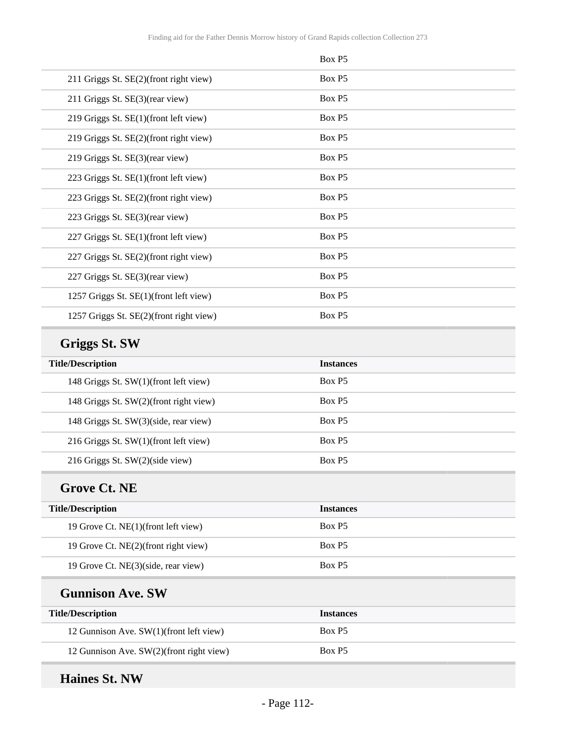| | Box P5 |
|---|---|
| 211 Griggs St. SE(2)(front right view) | Box P5 |
| 211 Griggs St. SE(3)(rear view) | Box P5 |
| 219 Griggs St. SE(1)(front left view) | Box P5 |
| 219 Griggs St. SE(2)(front right view) | Box P5 |
| 219 Griggs St. SE(3)(rear view) | Box P5 |
| 223 Griggs St. SE(1)(front left view) | Box P5 |
| 223 Griggs St. SE(2)(front right view) | Box P5 |
| 223 Griggs St. SE(3)(rear view) | Box P5 |
| 227 Griggs St. SE(1)(front left view) | Box P5 |
| 227 Griggs St. SE(2)(front right view) | Box P5 |
| 227 Griggs St. SE(3)(rear view) | Box P5 |
| 1257 Griggs St. SE(1)(front left view) | Box P5 |
| 1257 Griggs St. SE(2)(front right view) | Box P5 |

## Griggs St. SW

| Title/Description | Instances |
|---|---|
| 148 Griggs St. SW(1)(front left view) | Box P5 |
| 148 Griggs St. SW(2)(front right view) | Box P5 |
| 148 Griggs St. SW(3)(side, rear view) | Box P5 |
| 216 Griggs St. SW(1)(front left view) | Box P5 |
| 216 Griggs St. SW(2)(side view) | Box P5 |

## Grove Ct. NE

| Title/Description | Instances |
|---|---|
| 19 Grove Ct. NE(1)(front left view) | Box P5 |
| 19 Grove Ct. NE(2)(front right view) | Box P5 |
| 19 Grove Ct. NE(3)(side, rear view) | Box P5 |

## Gunnison Ave. SW

| Title/Description | Instances |
|---|---|
| 12 Gunnison Ave. SW(1)(front left view) | Box P5 |
| 12 Gunnison Ave. SW(2)(front right view) | Box P5 |

## Haines St. NW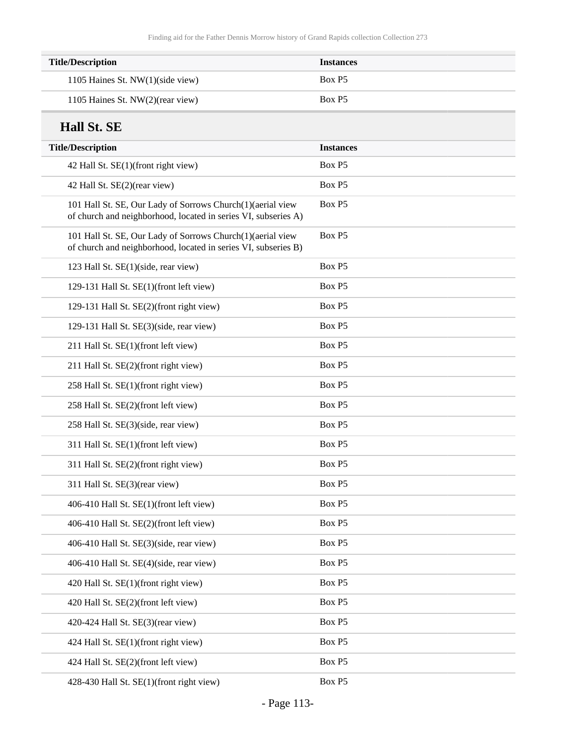| Title/Description | Instances |
| --- | --- |
| 1105 Haines St. NW(1)(side view) | Box P5 |
| 1105 Haines St. NW(2)(rear view) | Box P5 |

## Hall St. SE

| Title/Description | Instances |
| --- | --- |
| 42 Hall St. SE(1)(front right view) | Box P5 |
| 42 Hall St. SE(2)(rear view) | Box P5 |
| 101 Hall St. SE, Our Lady of Sorrows Church(1)(aerial view of church and neighborhood, located in series VI, subseries A) | Box P5 |
| 101 Hall St. SE, Our Lady of Sorrows Church(1)(aerial view of church and neighborhood, located in series VI, subseries B) | Box P5 |
| 123 Hall St. SE(1)(side, rear view) | Box P5 |
| 129-131 Hall St. SE(1)(front left view) | Box P5 |
| 129-131 Hall St. SE(2)(front right view) | Box P5 |
| 129-131 Hall St. SE(3)(side, rear view) | Box P5 |
| 211 Hall St. SE(1)(front left view) | Box P5 |
| 211 Hall St. SE(2)(front right view) | Box P5 |
| 258 Hall St. SE(1)(front right view) | Box P5 |
| 258 Hall St. SE(2)(front left view) | Box P5 |
| 258 Hall St. SE(3)(side, rear view) | Box P5 |
| 311 Hall St. SE(1)(front left view) | Box P5 |
| 311 Hall St. SE(2)(front right view) | Box P5 |
| 311 Hall St. SE(3)(rear view) | Box P5 |
| 406-410 Hall St. SE(1)(front left view) | Box P5 |
| 406-410 Hall St. SE(2)(front left view) | Box P5 |
| 406-410 Hall St. SE(3)(side, rear view) | Box P5 |
| 406-410 Hall St. SE(4)(side, rear view) | Box P5 |
| 420 Hall St. SE(1)(front right view) | Box P5 |
| 420 Hall St. SE(2)(front left view) | Box P5 |
| 420-424 Hall St. SE(3)(rear view) | Box P5 |
| 424 Hall St. SE(1)(front right view) | Box P5 |
| 424 Hall St. SE(2)(front left view) | Box P5 |
| 428-430 Hall St. SE(1)(front right view) | Box P5 |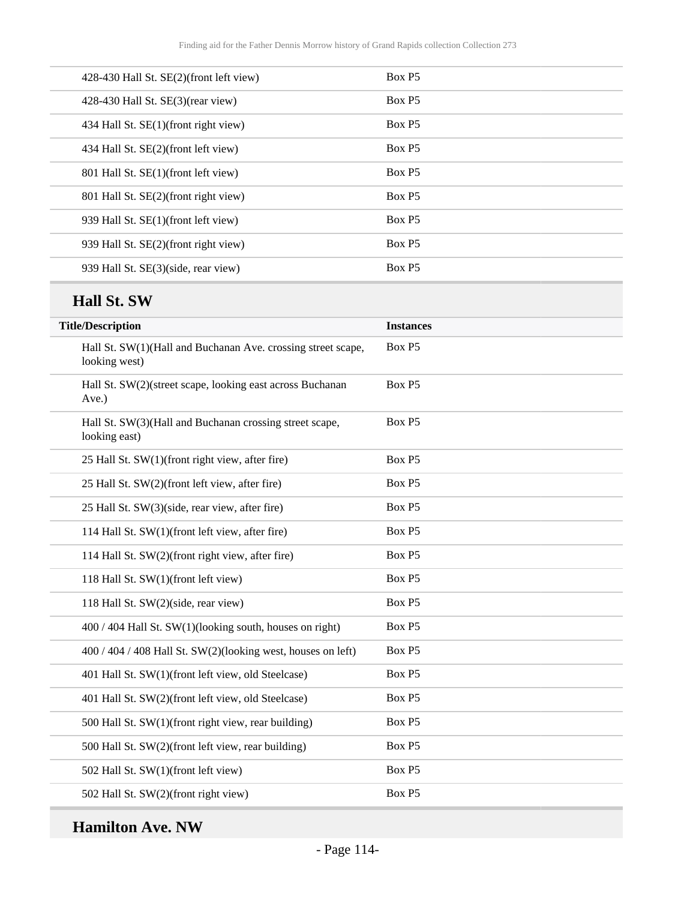| | |
|---|---|
| 428-430 Hall St. SE(2)(front left view) | Box P5 |
| 428-430 Hall St. SE(3)(rear view) | Box P5 |
| 434 Hall St. SE(1)(front right view) | Box P5 |
| 434 Hall St. SE(2)(front left view) | Box P5 |
| 801 Hall St. SE(1)(front left view) | Box P5 |
| 801 Hall St. SE(2)(front right view) | Box P5 |
| 939 Hall St. SE(1)(front left view) | Box P5 |
| 939 Hall St. SE(2)(front right view) | Box P5 |
| 939 Hall St. SE(3)(side, rear view) | Box P5 |

## Hall St. SW

| Title/Description | Instances |
|---|---|
| Hall St. SW(1)(Hall and Buchanan Ave. crossing street scape, looking west) | Box P5 |
| Hall St. SW(2)(street scape, looking east across Buchanan Ave.) | Box P5 |
| Hall St. SW(3)(Hall and Buchanan crossing street scape, looking east) | Box P5 |
| 25 Hall St. SW(1)(front right view, after fire) | Box P5 |
| 25 Hall St. SW(2)(front left view, after fire) | Box P5 |
| 25 Hall St. SW(3)(side, rear view, after fire) | Box P5 |
| 114 Hall St. SW(1)(front left view, after fire) | Box P5 |
| 114 Hall St. SW(2)(front right view, after fire) | Box P5 |
| 118 Hall St. SW(1)(front left view) | Box P5 |
| 118 Hall St. SW(2)(side, rear view) | Box P5 |
| 400 / 404 Hall St. SW(1)(looking south, houses on right) | Box P5 |
| 400 / 404 / 408 Hall St. SW(2)(looking west, houses on left) | Box P5 |
| 401 Hall St. SW(1)(front left view, old Steelcase) | Box P5 |
| 401 Hall St. SW(2)(front left view, old Steelcase) | Box P5 |
| 500 Hall St. SW(1)(front right view, rear building) | Box P5 |
| 500 Hall St. SW(2)(front left view, rear building) | Box P5 |
| 502 Hall St. SW(1)(front left view) | Box P5 |
| 502 Hall St. SW(2)(front right view) | Box P5 |

## Hamilton Ave. NW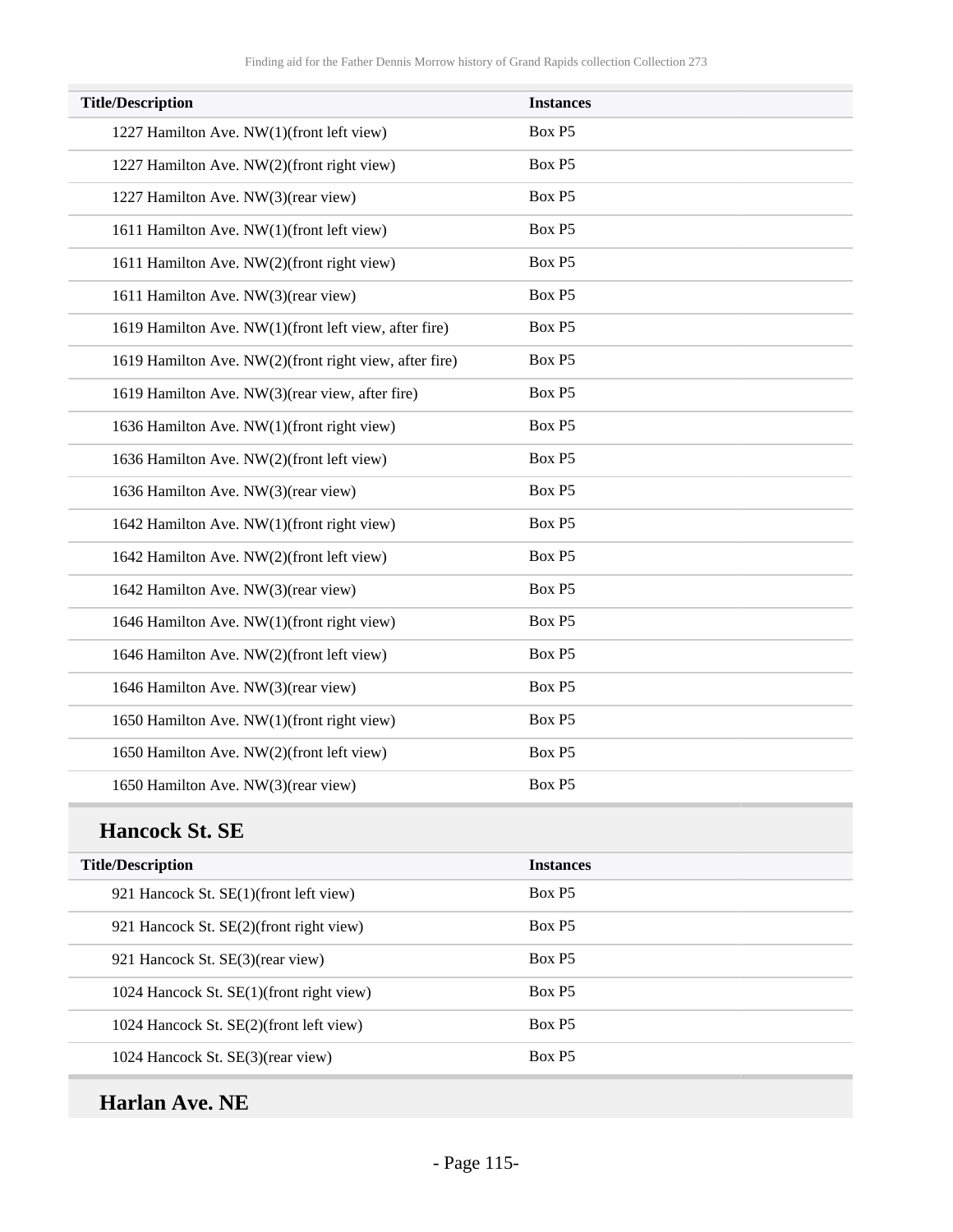| Title/Description | Instances |
| --- | --- |
| 1227 Hamilton Ave. NW(1)(front left view) | Box P5 |
| 1227 Hamilton Ave. NW(2)(front right view) | Box P5 |
| 1227 Hamilton Ave. NW(3)(rear view) | Box P5 |
| 1611 Hamilton Ave. NW(1)(front left view) | Box P5 |
| 1611 Hamilton Ave. NW(2)(front right view) | Box P5 |
| 1611 Hamilton Ave. NW(3)(rear view) | Box P5 |
| 1619 Hamilton Ave. NW(1)(front left view, after fire) | Box P5 |
| 1619 Hamilton Ave. NW(2)(front right view, after fire) | Box P5 |
| 1619 Hamilton Ave. NW(3)(rear view, after fire) | Box P5 |
| 1636 Hamilton Ave. NW(1)(front right view) | Box P5 |
| 1636 Hamilton Ave. NW(2)(front left view) | Box P5 |
| 1636 Hamilton Ave. NW(3)(rear view) | Box P5 |
| 1642 Hamilton Ave. NW(1)(front right view) | Box P5 |
| 1642 Hamilton Ave. NW(2)(front left view) | Box P5 |
| 1642 Hamilton Ave. NW(3)(rear view) | Box P5 |
| 1646 Hamilton Ave. NW(1)(front right view) | Box P5 |
| 1646 Hamilton Ave. NW(2)(front left view) | Box P5 |
| 1646 Hamilton Ave. NW(3)(rear view) | Box P5 |
| 1650 Hamilton Ave. NW(1)(front right view) | Box P5 |
| 1650 Hamilton Ave. NW(2)(front left view) | Box P5 |
| 1650 Hamilton Ave. NW(3)(rear view) | Box P5 |

## Hancock St. SE

| Title/Description | Instances |
| --- | --- |
| 921 Hancock St. SE(1)(front left view) | Box P5 |
| 921 Hancock St. SE(2)(front right view) | Box P5 |
| 921 Hancock St. SE(3)(rear view) | Box P5 |
| 1024 Hancock St. SE(1)(front right view) | Box P5 |
| 1024 Hancock St. SE(2)(front left view) | Box P5 |
| 1024 Hancock St. SE(3)(rear view) | Box P5 |

## Harlan Ave. NE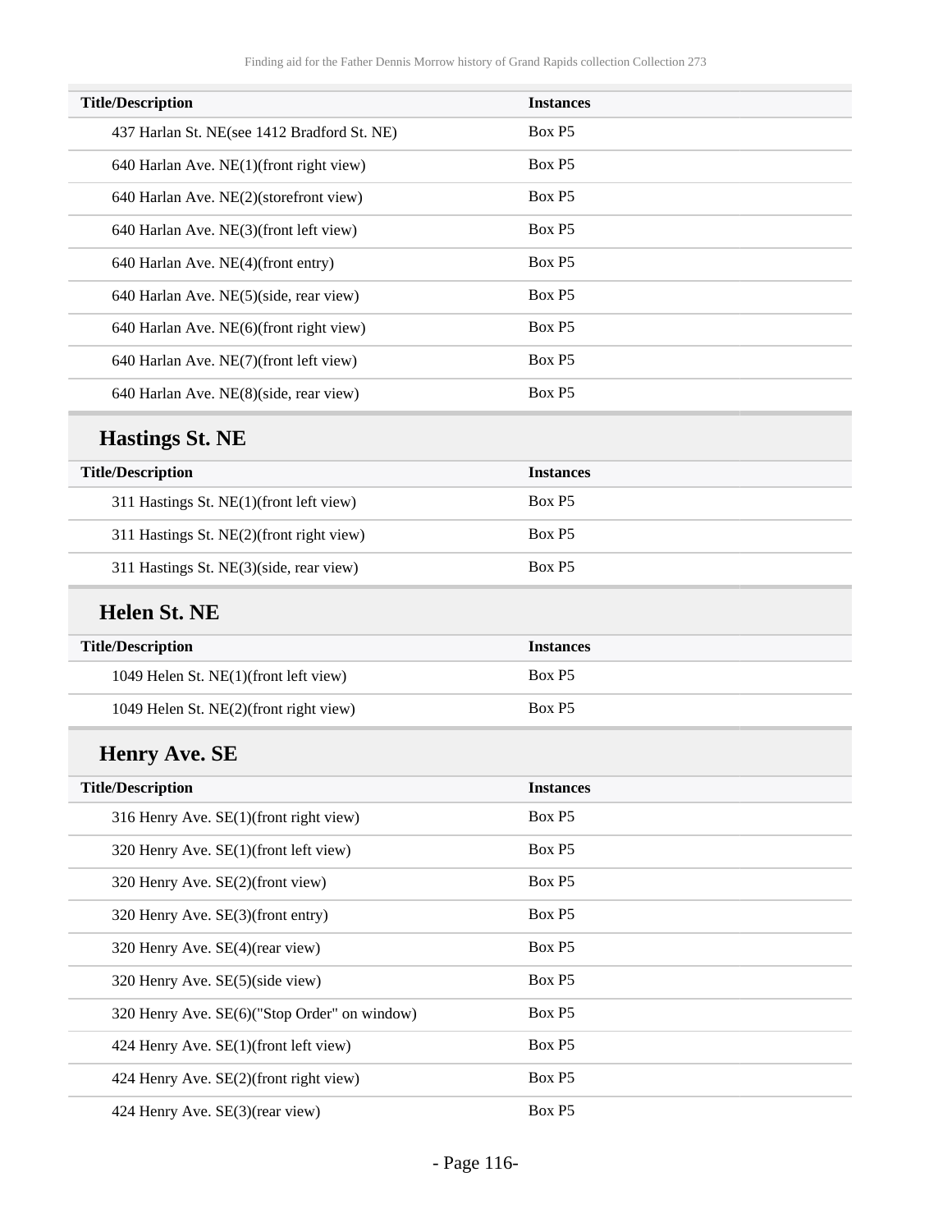| Title/Description | Instances |
| --- | --- |
| 437 Harlan St. NE(see 1412 Bradford St. NE) | Box P5 |
| 640 Harlan Ave. NE(1)(front right view) | Box P5 |
| 640 Harlan Ave. NE(2)(storefront view) | Box P5 |
| 640 Harlan Ave. NE(3)(front left view) | Box P5 |
| 640 Harlan Ave. NE(4)(front entry) | Box P5 |
| 640 Harlan Ave. NE(5)(side, rear view) | Box P5 |
| 640 Harlan Ave. NE(6)(front right view) | Box P5 |
| 640 Harlan Ave. NE(7)(front left view) | Box P5 |
| 640 Harlan Ave. NE(8)(side, rear view) | Box P5 |

## Hastings St. NE

| Title/Description | Instances |
| --- | --- |
| 311 Hastings St. NE(1)(front left view) | Box P5 |
| 311 Hastings St. NE(2)(front right view) | Box P5 |
| 311 Hastings St. NE(3)(side, rear view) | Box P5 |

## Helen St. NE

| Title/Description | Instances |
| --- | --- |
| 1049 Helen St. NE(1)(front left view) | Box P5 |
| 1049 Helen St. NE(2)(front right view) | Box P5 |

## Henry Ave. SE

| Title/Description | Instances |
| --- | --- |
| 316 Henry Ave. SE(1)(front right view) | Box P5 |
| 320 Henry Ave. SE(1)(front left view) | Box P5 |
| 320 Henry Ave. SE(2)(front view) | Box P5 |
| 320 Henry Ave. SE(3)(front entry) | Box P5 |
| 320 Henry Ave. SE(4)(rear view) | Box P5 |
| 320 Henry Ave. SE(5)(side view) | Box P5 |
| 320 Henry Ave. SE(6)("Stop Order" on window) | Box P5 |
| 424 Henry Ave. SE(1)(front left view) | Box P5 |
| 424 Henry Ave. SE(2)(front right view) | Box P5 |
| 424 Henry Ave. SE(3)(rear view) | Box P5 |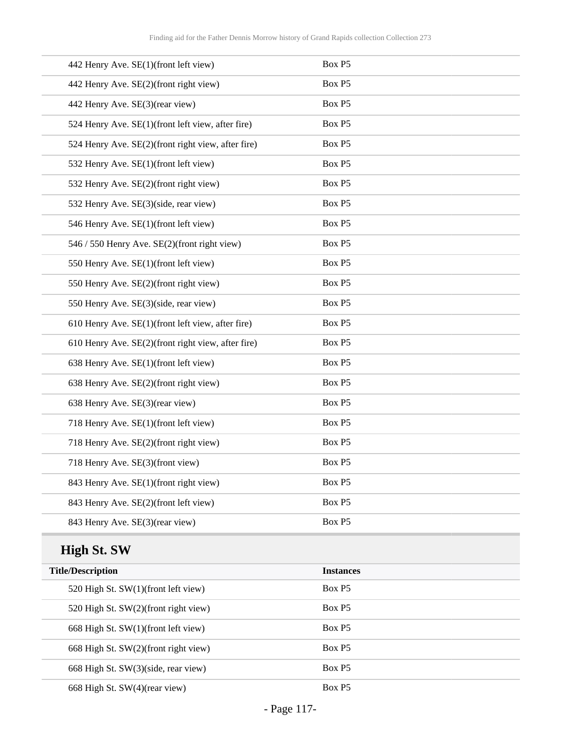| Title/Description | Instances |
|---|---|
| 442 Henry Ave. SE(1)(front left view) | Box P5 |
| 442 Henry Ave. SE(2)(front right view) | Box P5 |
| 442 Henry Ave. SE(3)(rear view) | Box P5 |
| 524 Henry Ave. SE(1)(front left view, after fire) | Box P5 |
| 524 Henry Ave. SE(2)(front right view, after fire) | Box P5 |
| 532 Henry Ave. SE(1)(front left view) | Box P5 |
| 532 Henry Ave. SE(2)(front right view) | Box P5 |
| 532 Henry Ave. SE(3)(side, rear view) | Box P5 |
| 546 Henry Ave. SE(1)(front left view) | Box P5 |
| 546 / 550 Henry Ave. SE(2)(front right view) | Box P5 |
| 550 Henry Ave. SE(1)(front left view) | Box P5 |
| 550 Henry Ave. SE(2)(front right view) | Box P5 |
| 550 Henry Ave. SE(3)(side, rear view) | Box P5 |
| 610 Henry Ave. SE(1)(front left view, after fire) | Box P5 |
| 610 Henry Ave. SE(2)(front right view, after fire) | Box P5 |
| 638 Henry Ave. SE(1)(front left view) | Box P5 |
| 638 Henry Ave. SE(2)(front right view) | Box P5 |
| 638 Henry Ave. SE(3)(rear view) | Box P5 |
| 718 Henry Ave. SE(1)(front left view) | Box P5 |
| 718 Henry Ave. SE(2)(front right view) | Box P5 |
| 718 Henry Ave. SE(3)(front view) | Box P5 |
| 843 Henry Ave. SE(1)(front right view) | Box P5 |
| 843 Henry Ave. SE(2)(front left view) | Box P5 |
| 843 Henry Ave. SE(3)(rear view) | Box P5 |

## High St. SW

| Title/Description | Instances |
|---|---|
| 520 High St. SW(1)(front left view) | Box P5 |
| 520 High St. SW(2)(front right view) | Box P5 |
| 668 High St. SW(1)(front left view) | Box P5 |
| 668 High St. SW(2)(front right view) | Box P5 |
| 668 High St. SW(3)(side, rear view) | Box P5 |
| 668 High St. SW(4)(rear view) | Box P5 |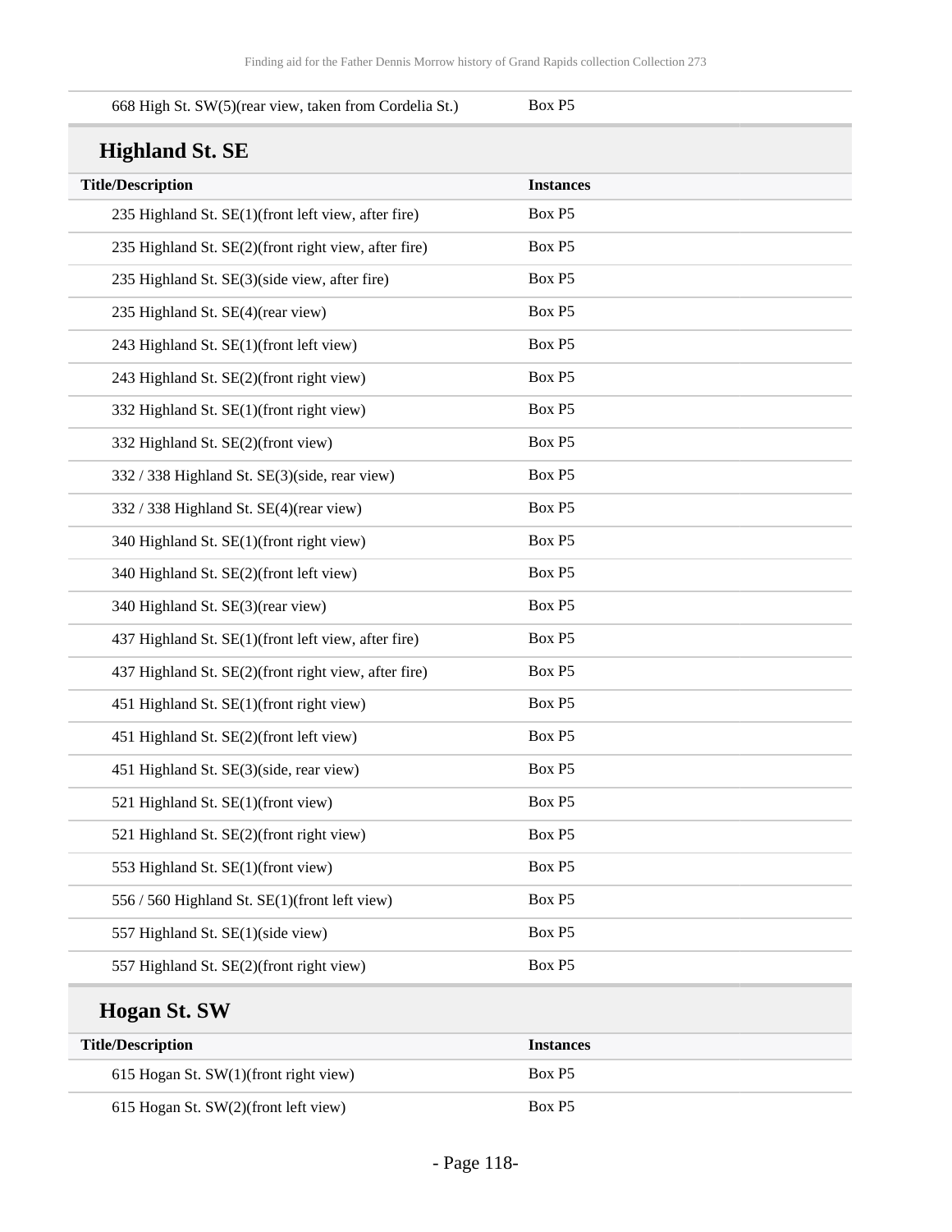| | |
|---|---|
| 668 High St. SW(5)(rear view, taken from Cordelia St.) | Box P5 |

## Highland St. SE

| Title/Description | Instances |
|---|---|
| 235 Highland St. SE(1)(front left view, after fire) | Box P5 |
| 235 Highland St. SE(2)(front right view, after fire) | Box P5 |
| 235 Highland St. SE(3)(side view, after fire) | Box P5 |
| 235 Highland St. SE(4)(rear view) | Box P5 |
| 243 Highland St. SE(1)(front left view) | Box P5 |
| 243 Highland St. SE(2)(front right view) | Box P5 |
| 332 Highland St. SE(1)(front right view) | Box P5 |
| 332 Highland St. SE(2)(front view) | Box P5 |
| 332 / 338 Highland St. SE(3)(side, rear view) | Box P5 |
| 332 / 338 Highland St. SE(4)(rear view) | Box P5 |
| 340 Highland St. SE(1)(front right view) | Box P5 |
| 340 Highland St. SE(2)(front left view) | Box P5 |
| 340 Highland St. SE(3)(rear view) | Box P5 |
| 437 Highland St. SE(1)(front left view, after fire) | Box P5 |
| 437 Highland St. SE(2)(front right view, after fire) | Box P5 |
| 451 Highland St. SE(1)(front right view) | Box P5 |
| 451 Highland St. SE(2)(front left view) | Box P5 |
| 451 Highland St. SE(3)(side, rear view) | Box P5 |
| 521 Highland St. SE(1)(front view) | Box P5 |
| 521 Highland St. SE(2)(front right view) | Box P5 |
| 553 Highland St. SE(1)(front view) | Box P5 |
| 556 / 560 Highland St. SE(1)(front left view) | Box P5 |
| 557 Highland St. SE(1)(side view) | Box P5 |
| 557 Highland St. SE(2)(front right view) | Box P5 |

## Hogan St. SW

| Title/Description | Instances |
|---|---|
| 615 Hogan St. SW(1)(front right view) | Box P5 |
| 615 Hogan St. SW(2)(front left view) | Box P5 |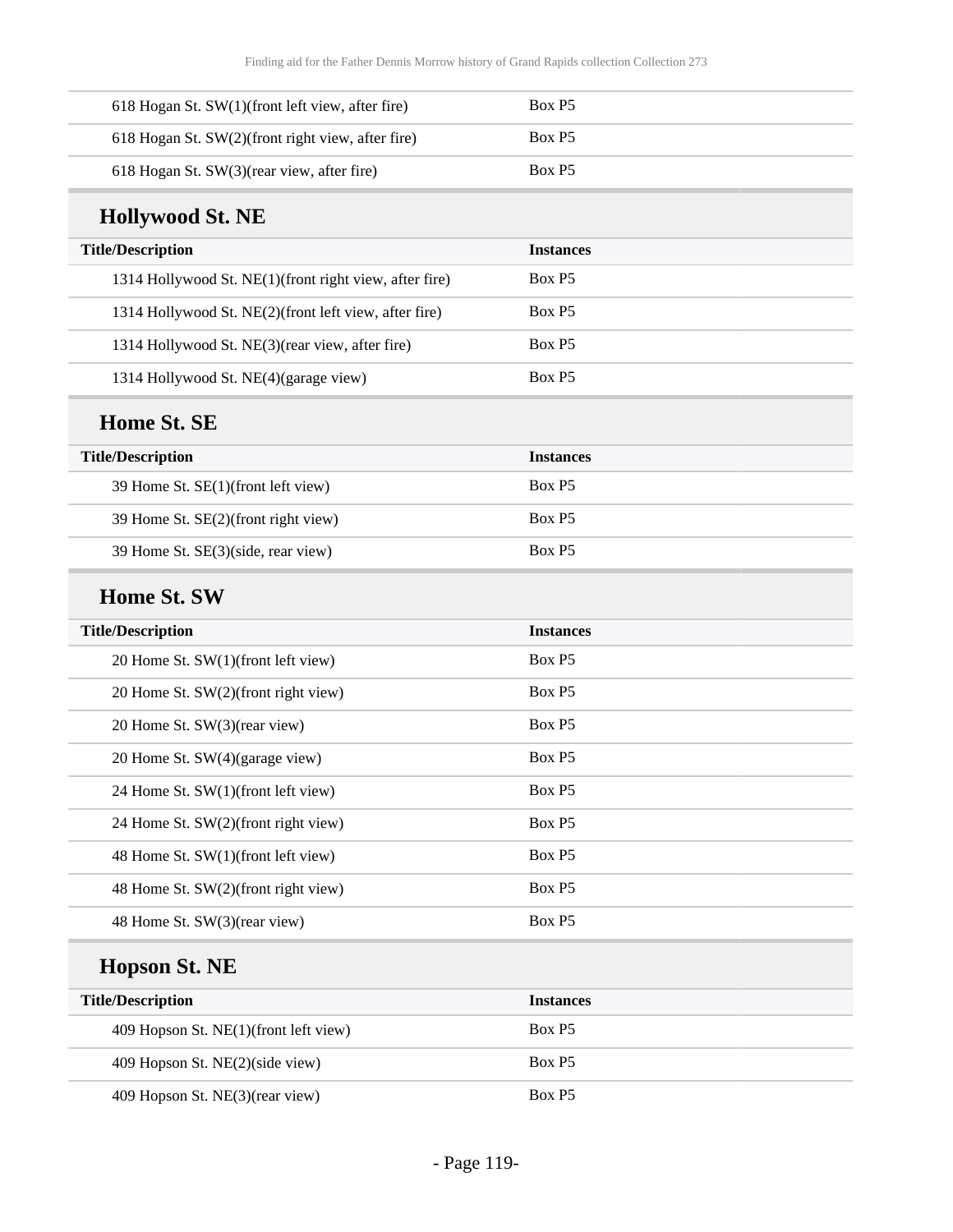| Title/Description | Instances |
| --- | --- |
| 618 Hogan St. SW(1)(front left view, after fire) | Box P5 |
| 618 Hogan St. SW(2)(front right view, after fire) | Box P5 |
| 618 Hogan St. SW(3)(rear view, after fire) | Box P5 |

## Hollywood St. NE

| Title/Description | Instances |
| --- | --- |
| 1314 Hollywood St. NE(1)(front right view, after fire) | Box P5 |
| 1314 Hollywood St. NE(2)(front left view, after fire) | Box P5 |
| 1314 Hollywood St. NE(3)(rear view, after fire) | Box P5 |
| 1314 Hollywood St. NE(4)(garage view) | Box P5 |

## Home St. SE

| Title/Description | Instances |
| --- | --- |
| 39 Home St. SE(1)(front left view) | Box P5 |
| 39 Home St. SE(2)(front right view) | Box P5 |
| 39 Home St. SE(3)(side, rear view) | Box P5 |

## Home St. SW

| Title/Description | Instances |
| --- | --- |
| 20 Home St. SW(1)(front left view) | Box P5 |
| 20 Home St. SW(2)(front right view) | Box P5 |
| 20 Home St. SW(3)(rear view) | Box P5 |
| 20 Home St. SW(4)(garage view) | Box P5 |
| 24 Home St. SW(1)(front left view) | Box P5 |
| 24 Home St. SW(2)(front right view) | Box P5 |
| 48 Home St. SW(1)(front left view) | Box P5 |
| 48 Home St. SW(2)(front right view) | Box P5 |
| 48 Home St. SW(3)(rear view) | Box P5 |

## Hopson St. NE

| Title/Description | Instances |
| --- | --- |
| 409 Hopson St. NE(1)(front left view) | Box P5 |
| 409 Hopson St. NE(2)(side view) | Box P5 |
| 409 Hopson St. NE(3)(rear view) | Box P5 |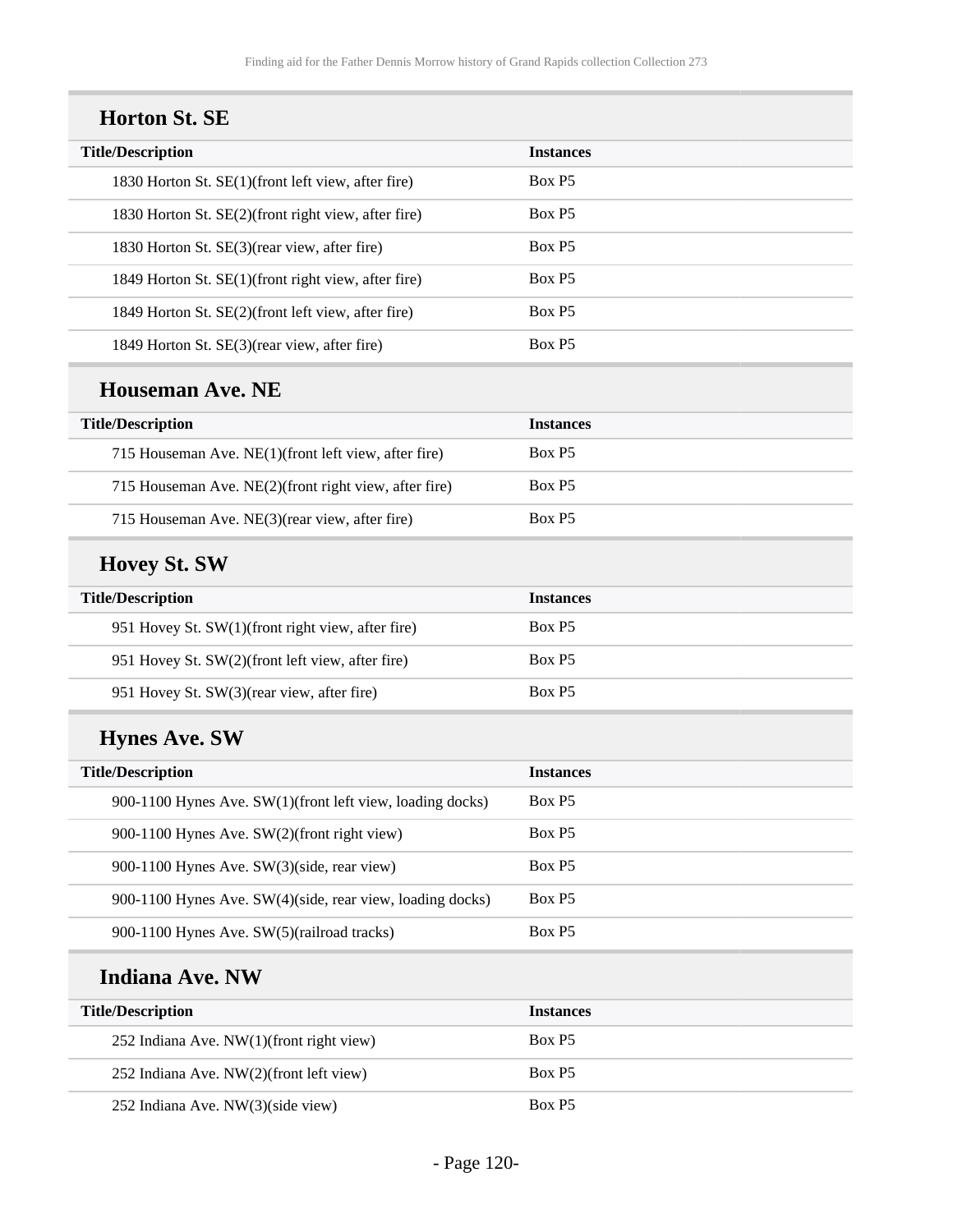## Horton St. SE

| Title/Description | Instances |
|---|---|
| 1830 Horton St. SE(1)(front left view, after fire) | Box P5 |
| 1830 Horton St. SE(2)(front right view, after fire) | Box P5 |
| 1830 Horton St. SE(3)(rear view, after fire) | Box P5 |
| 1849 Horton St. SE(1)(front right view, after fire) | Box P5 |
| 1849 Horton St. SE(2)(front left view, after fire) | Box P5 |
| 1849 Horton St. SE(3)(rear view, after fire) | Box P5 |

## Houseman Ave. NE

| Title/Description | Instances |
|---|---|
| 715 Houseman Ave. NE(1)(front left view, after fire) | Box P5 |
| 715 Houseman Ave. NE(2)(front right view, after fire) | Box P5 |
| 715 Houseman Ave. NE(3)(rear view, after fire) | Box P5 |

## Hovey St. SW

| Title/Description | Instances |
|---|---|
| 951 Hovey St. SW(1)(front right view, after fire) | Box P5 |
| 951 Hovey St. SW(2)(front left view, after fire) | Box P5 |
| 951 Hovey St. SW(3)(rear view, after fire) | Box P5 |

## Hynes Ave. SW

| Title/Description | Instances |
|---|---|
| 900-1100 Hynes Ave. SW(1)(front left view, loading docks) | Box P5 |
| 900-1100 Hynes Ave. SW(2)(front right view) | Box P5 |
| 900-1100 Hynes Ave. SW(3)(side, rear view) | Box P5 |
| 900-1100 Hynes Ave. SW(4)(side, rear view, loading docks) | Box P5 |
| 900-1100 Hynes Ave. SW(5)(railroad tracks) | Box P5 |

## Indiana Ave. NW

| Title/Description | Instances |
|---|---|
| 252 Indiana Ave. NW(1)(front right view) | Box P5 |
| 252 Indiana Ave. NW(2)(front left view) | Box P5 |
| 252 Indiana Ave. NW(3)(side view) | Box P5 |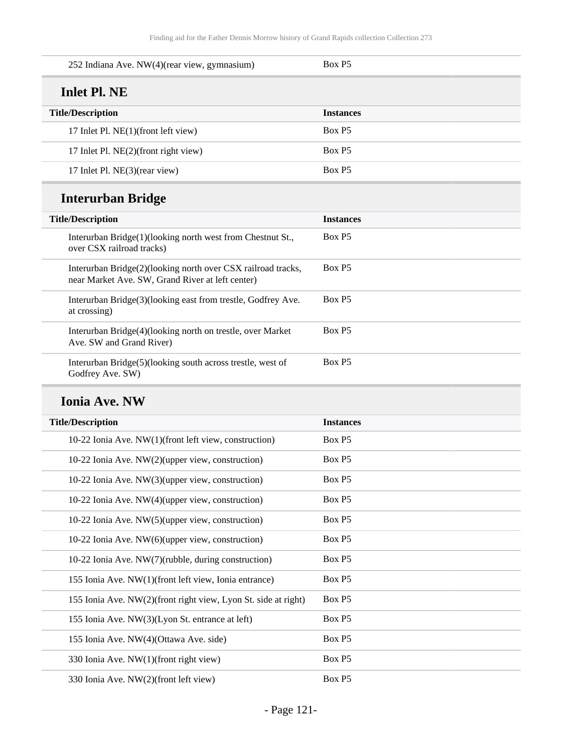| | |
|---|---|
| 252 Indiana Ave. NW(4)(rear view, gymnasium) | Box P5 |

## Inlet Pl. NE

| Title/Description | Instances |
|---|---|
| 17 Inlet Pl. NE(1)(front left view) | Box P5 |
| 17 Inlet Pl. NE(2)(front right view) | Box P5 |
| 17 Inlet Pl. NE(3)(rear view) | Box P5 |

## Interurban Bridge

| Title/Description | Instances |
|---|---|
| Interurban Bridge(1)(looking north west from Chestnut St., over CSX railroad tracks) | Box P5 |
| Interurban Bridge(2)(looking north over CSX railroad tracks, near Market Ave. SW, Grand River at left center) | Box P5 |
| Interurban Bridge(3)(looking east from trestle, Godfrey Ave. at crossing) | Box P5 |
| Interurban Bridge(4)(looking north on trestle, over Market Ave. SW and Grand River) | Box P5 |
| Interurban Bridge(5)(looking south across trestle, west of Godfrey Ave. SW) | Box P5 |

## Ionia Ave. NW

| Title/Description | Instances |
|---|---|
| 10-22 Ionia Ave. NW(1)(front left view, construction) | Box P5 |
| 10-22 Ionia Ave. NW(2)(upper view, construction) | Box P5 |
| 10-22 Ionia Ave. NW(3)(upper view, construction) | Box P5 |
| 10-22 Ionia Ave. NW(4)(upper view, construction) | Box P5 |
| 10-22 Ionia Ave. NW(5)(upper view, construction) | Box P5 |
| 10-22 Ionia Ave. NW(6)(upper view, construction) | Box P5 |
| 10-22 Ionia Ave. NW(7)(rubble, during construction) | Box P5 |
| 155 Ionia Ave. NW(1)(front left view, Ionia entrance) | Box P5 |
| 155 Ionia Ave. NW(2)(front right view, Lyon St. side at right) | Box P5 |
| 155 Ionia Ave. NW(3)(Lyon St. entrance at left) | Box P5 |
| 155 Ionia Ave. NW(4)(Ottawa Ave. side) | Box P5 |
| 330 Ionia Ave. NW(1)(front right view) | Box P5 |
| 330 Ionia Ave. NW(2)(front left view) | Box P5 |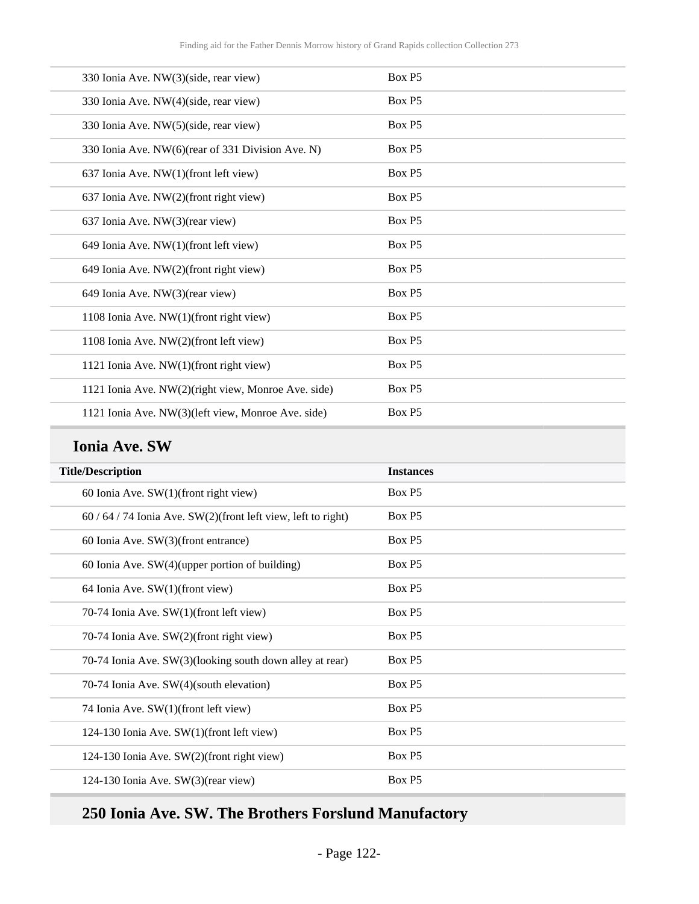| | |
|---|---|
| 330 Ionia Ave. NW(3)(side, rear view) | Box P5 |
| 330 Ionia Ave. NW(4)(side, rear view) | Box P5 |
| 330 Ionia Ave. NW(5)(side, rear view) | Box P5 |
| 330 Ionia Ave. NW(6)(rear of 331 Division Ave. N) | Box P5 |
| 637 Ionia Ave. NW(1)(front left view) | Box P5 |
| 637 Ionia Ave. NW(2)(front right view) | Box P5 |
| 637 Ionia Ave. NW(3)(rear view) | Box P5 |
| 649 Ionia Ave. NW(1)(front left view) | Box P5 |
| 649 Ionia Ave. NW(2)(front right view) | Box P5 |
| 649 Ionia Ave. NW(3)(rear view) | Box P5 |
| 1108 Ionia Ave. NW(1)(front right view) | Box P5 |
| 1108 Ionia Ave. NW(2)(front left view) | Box P5 |
| 1121 Ionia Ave. NW(1)(front right view) | Box P5 |
| 1121 Ionia Ave. NW(2)(right view, Monroe Ave. side) | Box P5 |
| 1121 Ionia Ave. NW(3)(left view, Monroe Ave. side) | Box P5 |

## Ionia Ave. SW

| Title/Description | Instances |
|---|---|
| 60 Ionia Ave. SW(1)(front right view) | Box P5 |
| 60 / 64 / 74 Ionia Ave. SW(2)(front left view, left to right) | Box P5 |
| 60 Ionia Ave. SW(3)(front entrance) | Box P5 |
| 60 Ionia Ave. SW(4)(upper portion of building) | Box P5 |
| 64 Ionia Ave. SW(1)(front view) | Box P5 |
| 70-74 Ionia Ave. SW(1)(front left view) | Box P5 |
| 70-74 Ionia Ave. SW(2)(front right view) | Box P5 |
| 70-74 Ionia Ave. SW(3)(looking south down alley at rear) | Box P5 |
| 70-74 Ionia Ave. SW(4)(south elevation) | Box P5 |
| 74 Ionia Ave. SW(1)(front left view) | Box P5 |
| 124-130 Ionia Ave. SW(1)(front left view) | Box P5 |
| 124-130 Ionia Ave. SW(2)(front right view) | Box P5 |
| 124-130 Ionia Ave. SW(3)(rear view) | Box P5 |

## 250 Ionia Ave. SW. The Brothers Forslund Manufactory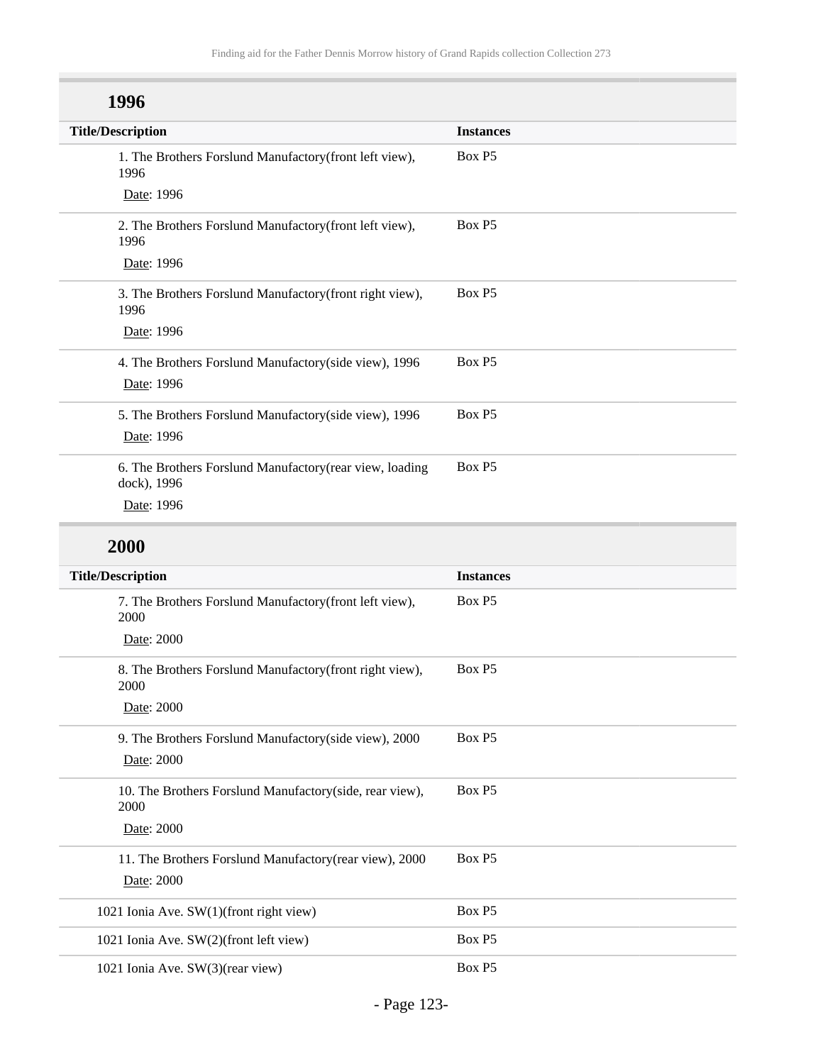### 1996

| Title/Description | Instances |
|---|---|
| 1. The Brothers Forslund Manufactory(front left view), 1996<br>Date: 1996 | Box P5 |
| 2. The Brothers Forslund Manufactory(front left view), 1996<br>Date: 1996 | Box P5 |
| 3. The Brothers Forslund Manufactory(front right view), 1996<br>Date: 1996 | Box P5 |
| 4. The Brothers Forslund Manufactory(side view), 1996<br>Date: 1996 | Box P5 |
| 5. The Brothers Forslund Manufactory(side view), 1996<br>Date: 1996 | Box P5 |
| 6. The Brothers Forslund Manufactory(rear view, loading dock), 1996<br>Date: 1996 | Box P5 |

### 2000

| Title/Description | Instances |
|---|---|
| 7. The Brothers Forslund Manufactory(front left view), 2000<br>Date: 2000 | Box P5 |
| 8. The Brothers Forslund Manufactory(front right view), 2000<br>Date: 2000 | Box P5 |
| 9. The Brothers Forslund Manufactory(side view), 2000<br>Date: 2000 | Box P5 |
| 10. The Brothers Forslund Manufactory(side, rear view), 2000<br>Date: 2000 | Box P5 |
| 11. The Brothers Forslund Manufactory(rear view), 2000<br>Date: 2000 | Box P5 |
| 1021 Ionia Ave. SW(1)(front right view) | Box P5 |
| 1021 Ionia Ave. SW(2)(front left view) | Box P5 |
| 1021 Ionia Ave. SW(3)(rear view) | Box P5 |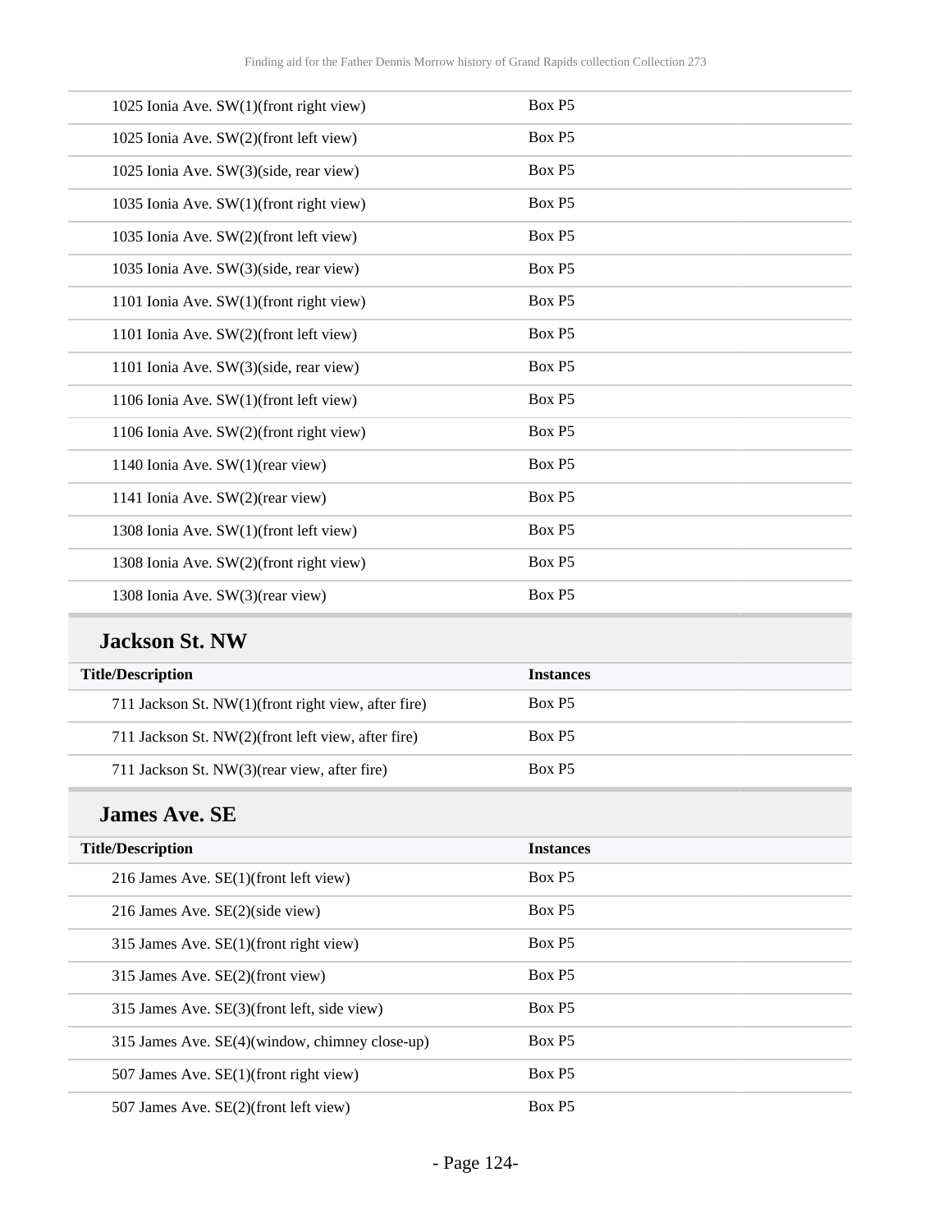| | |
|---|---|
| 1025 Ionia Ave. SW(1)(front right view) | Box P5 |
| 1025 Ionia Ave. SW(2)(front left view) | Box P5 |
| 1025 Ionia Ave. SW(3)(side, rear view) | Box P5 |
| 1035 Ionia Ave. SW(1)(front right view) | Box P5 |
| 1035 Ionia Ave. SW(2)(front left view) | Box P5 |
| 1035 Ionia Ave. SW(3)(side, rear view) | Box P5 |
| 1101 Ionia Ave. SW(1)(front right view) | Box P5 |
| 1101 Ionia Ave. SW(2)(front left view) | Box P5 |
| 1101 Ionia Ave. SW(3)(side, rear view) | Box P5 |
| 1106 Ionia Ave. SW(1)(front left view) | Box P5 |
| 1106 Ionia Ave. SW(2)(front right view) | Box P5 |
| 1140 Ionia Ave. SW(1)(rear view) | Box P5 |
| 1141 Ionia Ave. SW(2)(rear view) | Box P5 |
| 1308 Ionia Ave. SW(1)(front left view) | Box P5 |
| 1308 Ionia Ave. SW(2)(front right view) | Box P5 |
| 1308 Ionia Ave. SW(3)(rear view) | Box P5 |

## Jackson St. NW

| Title/Description | Instances |
|---|---|
| 711 Jackson St. NW(1)(front right view, after fire) | Box P5 |
| 711 Jackson St. NW(2)(front left view, after fire) | Box P5 |
| 711 Jackson St. NW(3)(rear view, after fire) | Box P5 |

## James Ave. SE

| Title/Description | Instances |
|---|---|
| 216 James Ave. SE(1)(front left view) | Box P5 |
| 216 James Ave. SE(2)(side view) | Box P5 |
| 315 James Ave. SE(1)(front right view) | Box P5 |
| 315 James Ave. SE(2)(front view) | Box P5 |
| 315 James Ave. SE(3)(front left, side view) | Box P5 |
| 315 James Ave. SE(4)(window, chimney close-up) | Box P5 |
| 507 James Ave. SE(1)(front right view) | Box P5 |
| 507 James Ave. SE(2)(front left view) | Box P5 |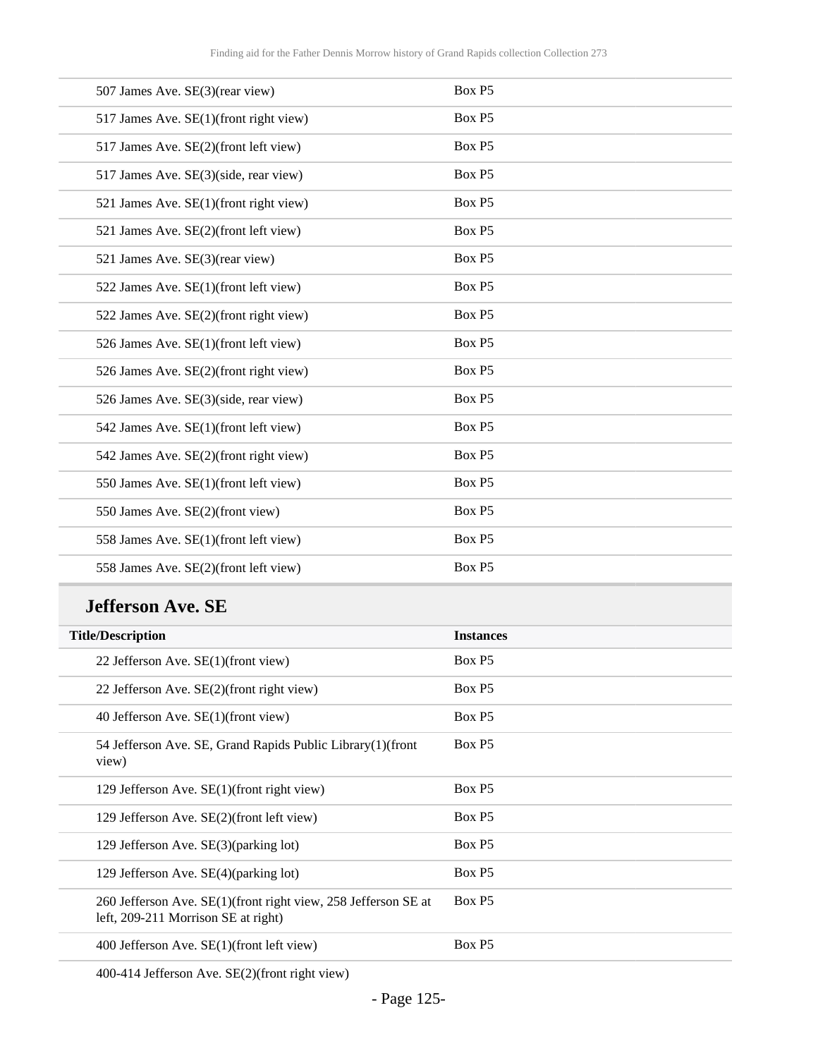| | |
|---|---|
| 507 James Ave. SE(3)(rear view) | Box P5 |
| 517 James Ave. SE(1)(front right view) | Box P5 |
| 517 James Ave. SE(2)(front left view) | Box P5 |
| 517 James Ave. SE(3)(side, rear view) | Box P5 |
| 521 James Ave. SE(1)(front right view) | Box P5 |
| 521 James Ave. SE(2)(front left view) | Box P5 |
| 521 James Ave. SE(3)(rear view) | Box P5 |
| 522 James Ave. SE(1)(front left view) | Box P5 |
| 522 James Ave. SE(2)(front right view) | Box P5 |
| 526 James Ave. SE(1)(front left view) | Box P5 |
| 526 James Ave. SE(2)(front right view) | Box P5 |
| 526 James Ave. SE(3)(side, rear view) | Box P5 |
| 542 James Ave. SE(1)(front left view) | Box P5 |
| 542 James Ave. SE(2)(front right view) | Box P5 |
| 550 James Ave. SE(1)(front left view) | Box P5 |
| 550 James Ave. SE(2)(front view) | Box P5 |
| 558 James Ave. SE(1)(front left view) | Box P5 |
| 558 James Ave. SE(2)(front left view) | Box P5 |

## Jefferson Ave. SE

| Title/Description | Instances |
|---|---|
| 22 Jefferson Ave. SE(1)(front view) | Box P5 |
| 22 Jefferson Ave. SE(2)(front right view) | Box P5 |
| 40 Jefferson Ave. SE(1)(front view) | Box P5 |
| 54 Jefferson Ave. SE, Grand Rapids Public Library(1)(front view) | Box P5 |
| 129 Jefferson Ave. SE(1)(front right view) | Box P5 |
| 129 Jefferson Ave. SE(2)(front left view) | Box P5 |
| 129 Jefferson Ave. SE(3)(parking lot) | Box P5 |
| 129 Jefferson Ave. SE(4)(parking lot) | Box P5 |
| 260 Jefferson Ave. SE(1)(front right view, 258 Jefferson SE at left, 209-211 Morrison SE at right) | Box P5 |
| 400 Jefferson Ave. SE(1)(front left view) | Box P5 |
| 400-414 Jefferson Ave. SE(2)(front right view) | |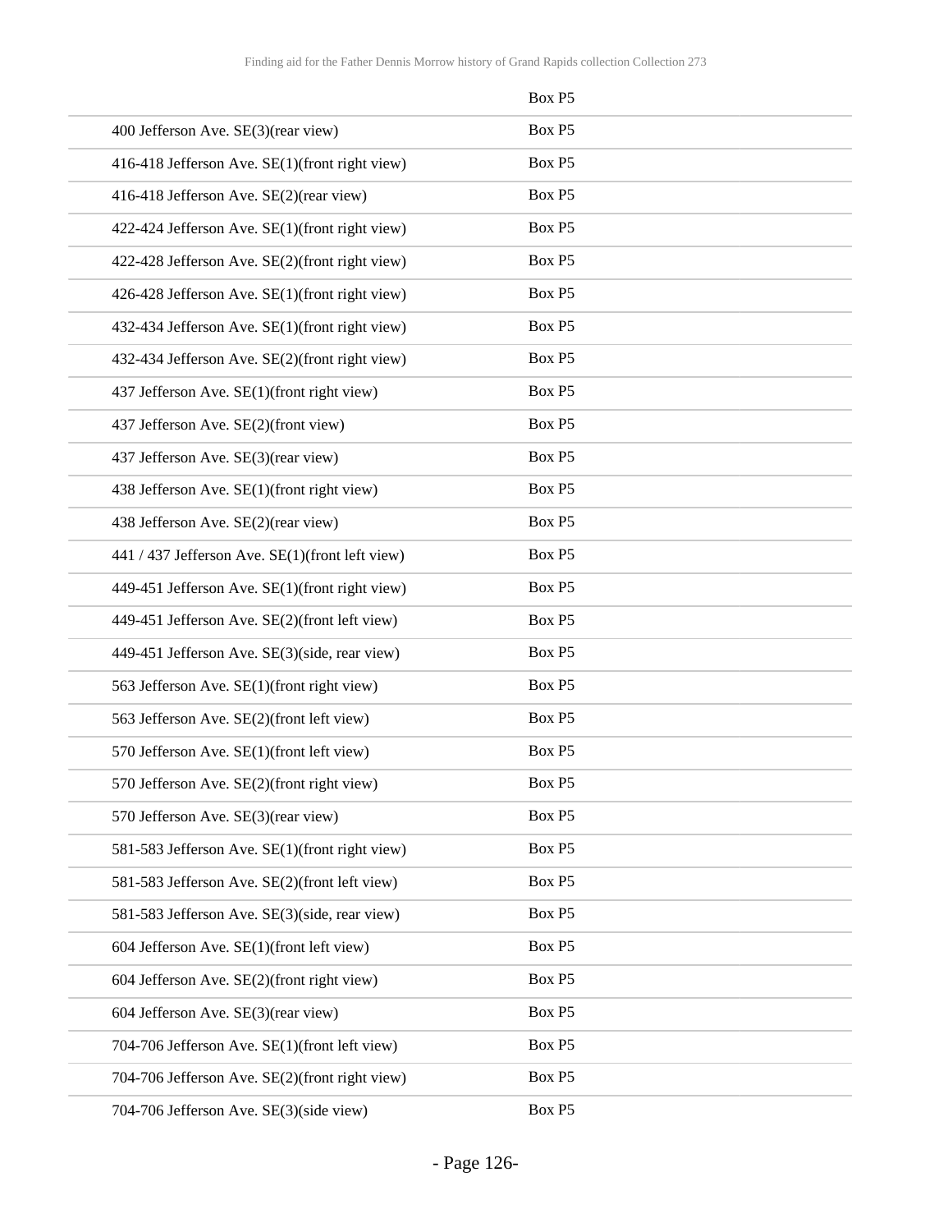| | Box P5 |
|---|---|
| 400 Jefferson Ave. SE(3)(rear view) | Box P5 |
| 416-418 Jefferson Ave. SE(1)(front right view) | Box P5 |
| 416-418 Jefferson Ave. SE(2)(rear view) | Box P5 |
| 422-424 Jefferson Ave. SE(1)(front right view) | Box P5 |
| 422-428 Jefferson Ave. SE(2)(front right view) | Box P5 |
| 426-428 Jefferson Ave. SE(1)(front right view) | Box P5 |
| 432-434 Jefferson Ave. SE(1)(front right view) | Box P5 |
| 432-434 Jefferson Ave. SE(2)(front right view) | Box P5 |
| 437 Jefferson Ave. SE(1)(front right view) | Box P5 |
| 437 Jefferson Ave. SE(2)(front view) | Box P5 |
| 437 Jefferson Ave. SE(3)(rear view) | Box P5 |
| 438 Jefferson Ave. SE(1)(front right view) | Box P5 |
| 438 Jefferson Ave. SE(2)(rear view) | Box P5 |
| 441 / 437 Jefferson Ave. SE(1)(front left view) | Box P5 |
| 449-451 Jefferson Ave. SE(1)(front right view) | Box P5 |
| 449-451 Jefferson Ave. SE(2)(front left view) | Box P5 |
| 449-451 Jefferson Ave. SE(3)(side, rear view) | Box P5 |
| 563 Jefferson Ave. SE(1)(front right view) | Box P5 |
| 563 Jefferson Ave. SE(2)(front left view) | Box P5 |
| 570 Jefferson Ave. SE(1)(front left view) | Box P5 |
| 570 Jefferson Ave. SE(2)(front right view) | Box P5 |
| 570 Jefferson Ave. SE(3)(rear view) | Box P5 |
| 581-583 Jefferson Ave. SE(1)(front right view) | Box P5 |
| 581-583 Jefferson Ave. SE(2)(front left view) | Box P5 |
| 581-583 Jefferson Ave. SE(3)(side, rear view) | Box P5 |
| 604 Jefferson Ave. SE(1)(front left view) | Box P5 |
| 604 Jefferson Ave. SE(2)(front right view) | Box P5 |
| 604 Jefferson Ave. SE(3)(rear view) | Box P5 |
| 704-706 Jefferson Ave. SE(1)(front left view) | Box P5 |
| 704-706 Jefferson Ave. SE(2)(front right view) | Box P5 |
| 704-706 Jefferson Ave. SE(3)(side view) | Box P5 |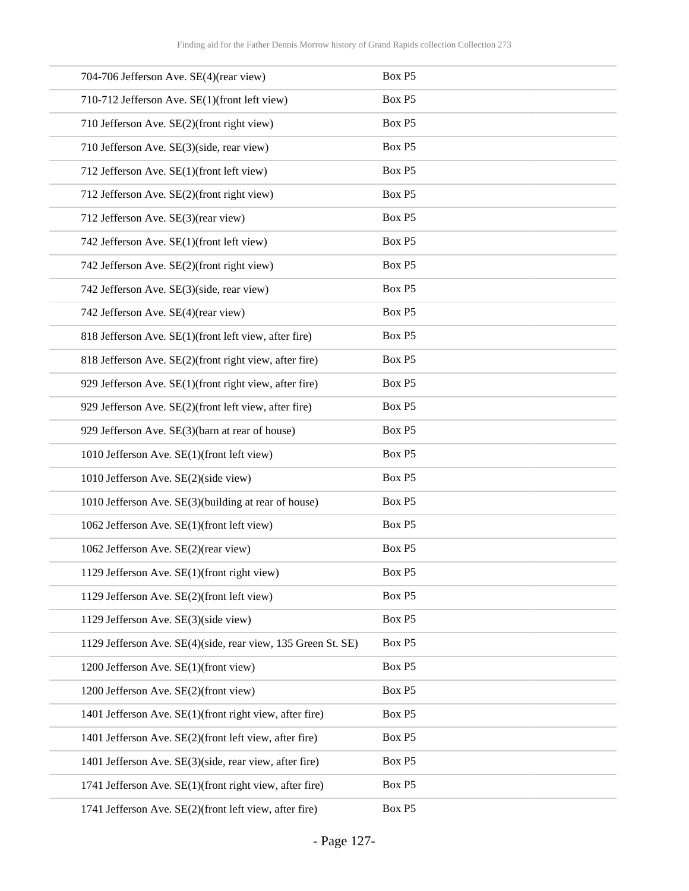| | |
|---|---|
| 704-706 Jefferson Ave. SE(4)(rear view) | Box P5 |
| 710-712 Jefferson Ave. SE(1)(front left view) | Box P5 |
| 710 Jefferson Ave. SE(2)(front right view) | Box P5 |
| 710 Jefferson Ave. SE(3)(side, rear view) | Box P5 |
| 712 Jefferson Ave. SE(1)(front left view) | Box P5 |
| 712 Jefferson Ave. SE(2)(front right view) | Box P5 |
| 712 Jefferson Ave. SE(3)(rear view) | Box P5 |
| 742 Jefferson Ave. SE(1)(front left view) | Box P5 |
| 742 Jefferson Ave. SE(2)(front right view) | Box P5 |
| 742 Jefferson Ave. SE(3)(side, rear view) | Box P5 |
| 742 Jefferson Ave. SE(4)(rear view) | Box P5 |
| 818 Jefferson Ave. SE(1)(front left view, after fire) | Box P5 |
| 818 Jefferson Ave. SE(2)(front right view, after fire) | Box P5 |
| 929 Jefferson Ave. SE(1)(front right view, after fire) | Box P5 |
| 929 Jefferson Ave. SE(2)(front left view, after fire) | Box P5 |
| 929 Jefferson Ave. SE(3)(barn at rear of house) | Box P5 |
| 1010 Jefferson Ave. SE(1)(front left view) | Box P5 |
| 1010 Jefferson Ave. SE(2)(side view) | Box P5 |
| 1010 Jefferson Ave. SE(3)(building at rear of house) | Box P5 |
| 1062 Jefferson Ave. SE(1)(front left view) | Box P5 |
| 1062 Jefferson Ave. SE(2)(rear view) | Box P5 |
| 1129 Jefferson Ave. SE(1)(front right view) | Box P5 |
| 1129 Jefferson Ave. SE(2)(front left view) | Box P5 |
| 1129 Jefferson Ave. SE(3)(side view) | Box P5 |
| 1129 Jefferson Ave. SE(4)(side, rear view, 135 Green St. SE) | Box P5 |
| 1200 Jefferson Ave. SE(1)(front view) | Box P5 |
| 1200 Jefferson Ave. SE(2)(front view) | Box P5 |
| 1401 Jefferson Ave. SE(1)(front right view, after fire) | Box P5 |
| 1401 Jefferson Ave. SE(2)(front left view, after fire) | Box P5 |
| 1401 Jefferson Ave. SE(3)(side, rear view, after fire) | Box P5 |
| 1741 Jefferson Ave. SE(1)(front right view, after fire) | Box P5 |
| 1741 Jefferson Ave. SE(2)(front left view, after fire) | Box P5 |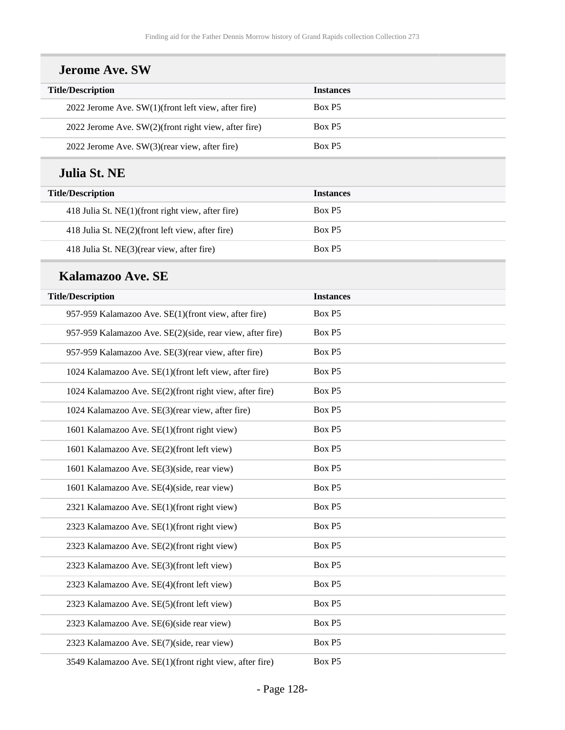## Jerome Ave. SW

| Title/Description | Instances |
| --- | --- |
| 2022 Jerome Ave. SW(1)(front left view, after fire) | Box P5 |
| 2022 Jerome Ave. SW(2)(front right view, after fire) | Box P5 |
| 2022 Jerome Ave. SW(3)(rear view, after fire) | Box P5 |

## Julia St. NE

| Title/Description | Instances |
| --- | --- |
| 418 Julia St. NE(1)(front right view, after fire) | Box P5 |
| 418 Julia St. NE(2)(front left view, after fire) | Box P5 |
| 418 Julia St. NE(3)(rear view, after fire) | Box P5 |

## Kalamazoo Ave. SE

| Title/Description | Instances |
| --- | --- |
| 957-959 Kalamazoo Ave. SE(1)(front view, after fire) | Box P5 |
| 957-959 Kalamazoo Ave. SE(2)(side, rear view, after fire) | Box P5 |
| 957-959 Kalamazoo Ave. SE(3)(rear view, after fire) | Box P5 |
| 1024 Kalamazoo Ave. SE(1)(front left view, after fire) | Box P5 |
| 1024 Kalamazoo Ave. SE(2)(front right view, after fire) | Box P5 |
| 1024 Kalamazoo Ave. SE(3)(rear view, after fire) | Box P5 |
| 1601 Kalamazoo Ave. SE(1)(front right view) | Box P5 |
| 1601 Kalamazoo Ave. SE(2)(front left view) | Box P5 |
| 1601 Kalamazoo Ave. SE(3)(side, rear view) | Box P5 |
| 1601 Kalamazoo Ave. SE(4)(side, rear view) | Box P5 |
| 2321 Kalamazoo Ave. SE(1)(front right view) | Box P5 |
| 2323 Kalamazoo Ave. SE(1)(front right view) | Box P5 |
| 2323 Kalamazoo Ave. SE(2)(front right view) | Box P5 |
| 2323 Kalamazoo Ave. SE(3)(front left view) | Box P5 |
| 2323 Kalamazoo Ave. SE(4)(front left view) | Box P5 |
| 2323 Kalamazoo Ave. SE(5)(front left view) | Box P5 |
| 2323 Kalamazoo Ave. SE(6)(side rear view) | Box P5 |
| 2323 Kalamazoo Ave. SE(7)(side, rear view) | Box P5 |
| 3549 Kalamazoo Ave. SE(1)(front right view, after fire) | Box P5 |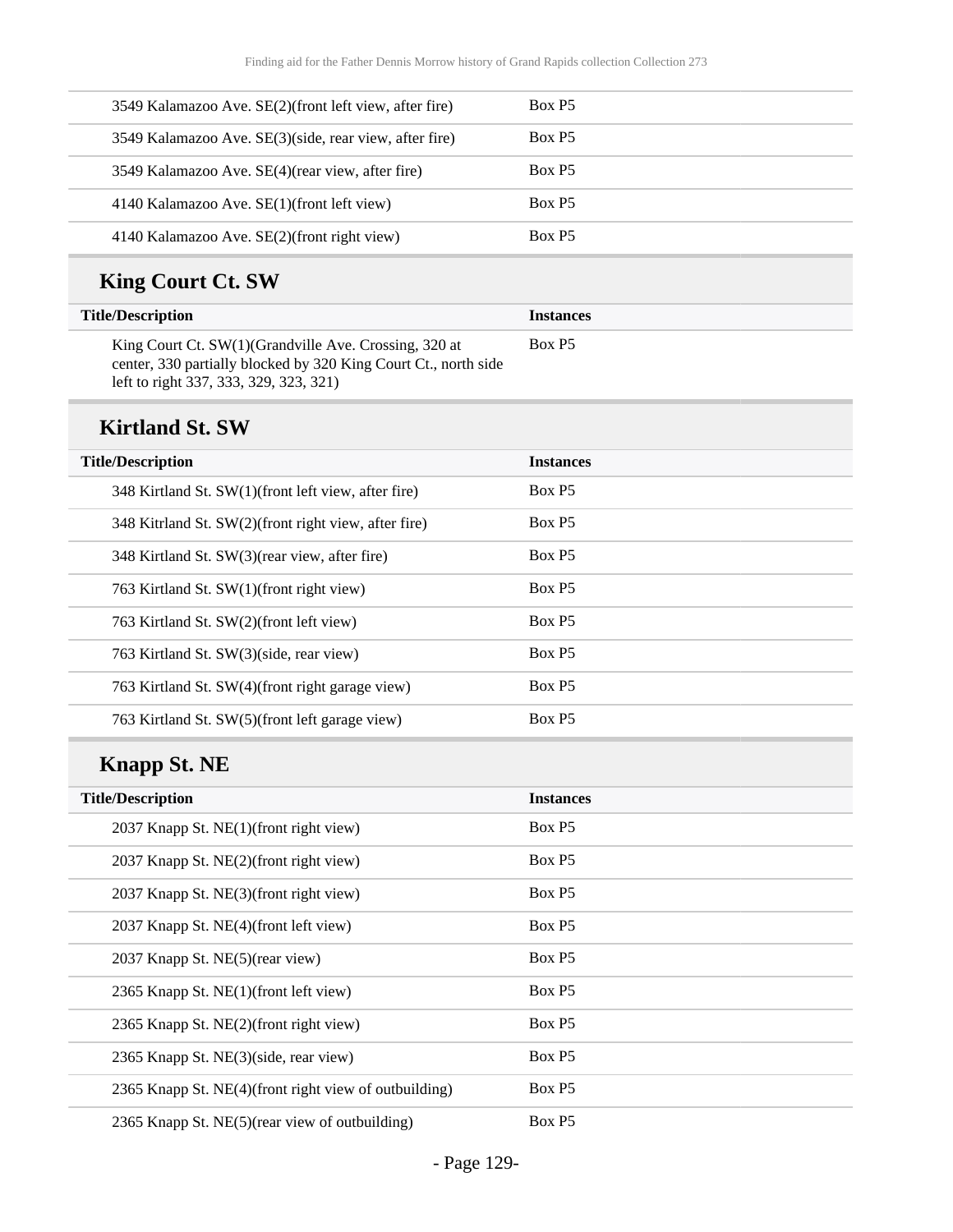| Title/Description | Instances |
| --- | --- |
| 3549 Kalamazoo Ave. SE(2)(front left view, after fire) | Box P5 |
| 3549 Kalamazoo Ave. SE(3)(side, rear view, after fire) | Box P5 |
| 3549 Kalamazoo Ave. SE(4)(rear view, after fire) | Box P5 |
| 4140 Kalamazoo Ave. SE(1)(front left view) | Box P5 |
| 4140 Kalamazoo Ave. SE(2)(front right view) | Box P5 |

## King Court Ct. SW

| Title/Description | Instances |
| --- | --- |
| King Court Ct. SW(1)(Grandville Ave. Crossing, 320 at center, 330 partially blocked by 320 King Court Ct., north side left to right 337, 333, 329, 323, 321) | Box P5 |

## Kirtland St. SW

| Title/Description | Instances |
| --- | --- |
| 348 Kirtland St. SW(1)(front left view, after fire) | Box P5 |
| 348 Kitrland St. SW(2)(front right view, after fire) | Box P5 |
| 348 Kirtland St. SW(3)(rear view, after fire) | Box P5 |
| 763 Kirtland St. SW(1)(front right view) | Box P5 |
| 763 Kirtland St. SW(2)(front left view) | Box P5 |
| 763 Kirtland St. SW(3)(side, rear view) | Box P5 |
| 763 Kirtland St. SW(4)(front right garage view) | Box P5 |
| 763 Kirtland St. SW(5)(front left garage view) | Box P5 |

## Knapp St. NE

| Title/Description | Instances |
| --- | --- |
| 2037 Knapp St. NE(1)(front right view) | Box P5 |
| 2037 Knapp St. NE(2)(front right view) | Box P5 |
| 2037 Knapp St. NE(3)(front right view) | Box P5 |
| 2037 Knapp St. NE(4)(front left view) | Box P5 |
| 2037 Knapp St. NE(5)(rear view) | Box P5 |
| 2365 Knapp St. NE(1)(front left view) | Box P5 |
| 2365 Knapp St. NE(2)(front right view) | Box P5 |
| 2365 Knapp St. NE(3)(side, rear view) | Box P5 |
| 2365 Knapp St. NE(4)(front right view of outbuilding) | Box P5 |
| 2365 Knapp St. NE(5)(rear view of outbuilding) | Box P5 |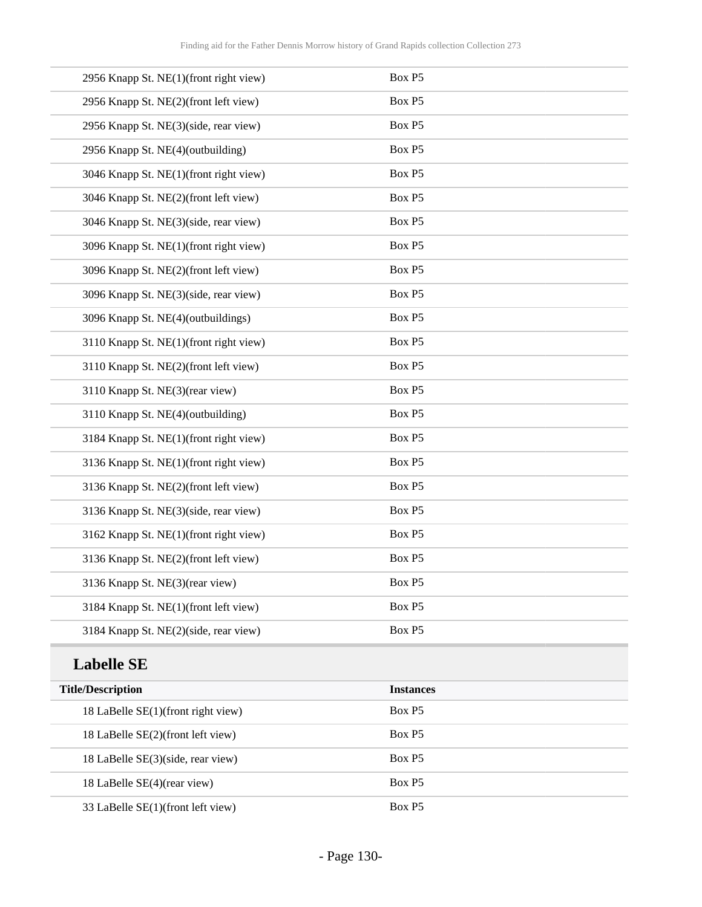| | |
|---|---|
| 2956 Knapp St. NE(1)(front right view) | Box P5 |
| 2956 Knapp St. NE(2)(front left view) | Box P5 |
| 2956 Knapp St. NE(3)(side, rear view) | Box P5 |
| 2956 Knapp St. NE(4)(outbuilding) | Box P5 |
| 3046 Knapp St. NE(1)(front right view) | Box P5 |
| 3046 Knapp St. NE(2)(front left view) | Box P5 |
| 3046 Knapp St. NE(3)(side, rear view) | Box P5 |
| 3096 Knapp St. NE(1)(front right view) | Box P5 |
| 3096 Knapp St. NE(2)(front left view) | Box P5 |
| 3096 Knapp St. NE(3)(side, rear view) | Box P5 |
| 3096 Knapp St. NE(4)(outbuildings) | Box P5 |
| 3110 Knapp St. NE(1)(front right view) | Box P5 |
| 3110 Knapp St. NE(2)(front left view) | Box P5 |
| 3110 Knapp St. NE(3)(rear view) | Box P5 |
| 3110 Knapp St. NE(4)(outbuilding) | Box P5 |
| 3184 Knapp St. NE(1)(front right view) | Box P5 |
| 3136 Knapp St. NE(1)(front right view) | Box P5 |
| 3136 Knapp St. NE(2)(front left view) | Box P5 |
| 3136 Knapp St. NE(3)(side, rear view) | Box P5 |
| 3162 Knapp St. NE(1)(front right view) | Box P5 |
| 3136 Knapp St. NE(2)(front left view) | Box P5 |
| 3136 Knapp St. NE(3)(rear view) | Box P5 |
| 3184 Knapp St. NE(1)(front left view) | Box P5 |
| 3184 Knapp St. NE(2)(side, rear view) | Box P5 |

## Labelle SE

| Title/Description | Instances |
|---|---|
| 18 LaBelle SE(1)(front right view) | Box P5 |
| 18 LaBelle SE(2)(front left view) | Box P5 |
| 18 LaBelle SE(3)(side, rear view) | Box P5 |
| 18 LaBelle SE(4)(rear view) | Box P5 |
| 33 LaBelle SE(1)(front left view) | Box P5 |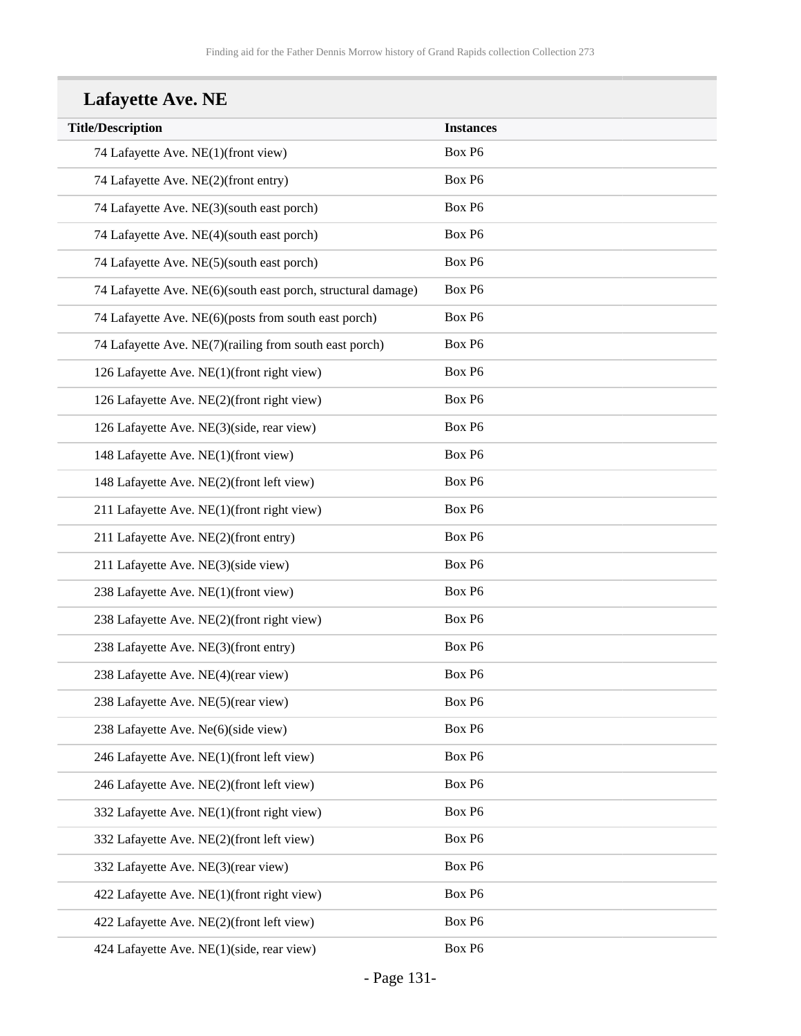## Lafayette Ave. NE

| Title/Description | Instances |
| --- | --- |
| 74 Lafayette Ave. NE(1)(front view) | Box P6 |
| 74 Lafayette Ave. NE(2)(front entry) | Box P6 |
| 74 Lafayette Ave. NE(3)(south east porch) | Box P6 |
| 74 Lafayette Ave. NE(4)(south east porch) | Box P6 |
| 74 Lafayette Ave. NE(5)(south east porch) | Box P6 |
| 74 Lafayette Ave. NE(6)(south east porch, structural damage) | Box P6 |
| 74 Lafayette Ave. NE(6)(posts from south east porch) | Box P6 |
| 74 Lafayette Ave. NE(7)(railing from south east porch) | Box P6 |
| 126 Lafayette Ave. NE(1)(front right view) | Box P6 |
| 126 Lafayette Ave. NE(2)(front right view) | Box P6 |
| 126 Lafayette Ave. NE(3)(side, rear view) | Box P6 |
| 148 Lafayette Ave. NE(1)(front view) | Box P6 |
| 148 Lafayette Ave. NE(2)(front left view) | Box P6 |
| 211 Lafayette Ave. NE(1)(front right view) | Box P6 |
| 211 Lafayette Ave. NE(2)(front entry) | Box P6 |
| 211 Lafayette Ave. NE(3)(side view) | Box P6 |
| 238 Lafayette Ave. NE(1)(front view) | Box P6 |
| 238 Lafayette Ave. NE(2)(front right view) | Box P6 |
| 238 Lafayette Ave. NE(3)(front entry) | Box P6 |
| 238 Lafayette Ave. NE(4)(rear view) | Box P6 |
| 238 Lafayette Ave. NE(5)(rear view) | Box P6 |
| 238 Lafayette Ave. Ne(6)(side view) | Box P6 |
| 246 Lafayette Ave. NE(1)(front left view) | Box P6 |
| 246 Lafayette Ave. NE(2)(front left view) | Box P6 |
| 332 Lafayette Ave. NE(1)(front right view) | Box P6 |
| 332 Lafayette Ave. NE(2)(front left view) | Box P6 |
| 332 Lafayette Ave. NE(3)(rear view) | Box P6 |
| 422 Lafayette Ave. NE(1)(front right view) | Box P6 |
| 422 Lafayette Ave. NE(2)(front left view) | Box P6 |
| 424 Lafayette Ave. NE(1)(side, rear view) | Box P6 |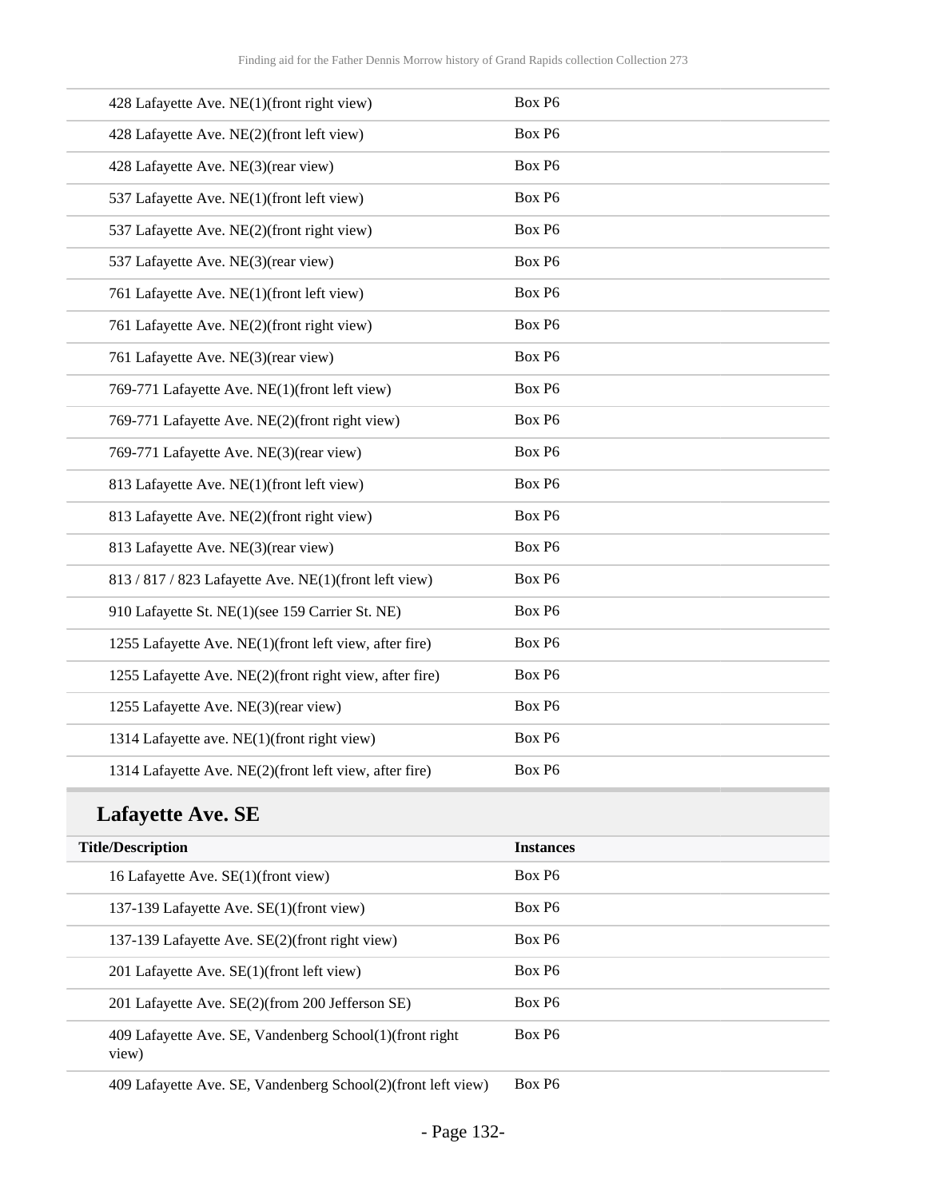| Title/Description | Instances |
|---|---|
| 428 Lafayette Ave. NE(1)(front right view) | Box P6 |
| 428 Lafayette Ave. NE(2)(front left view) | Box P6 |
| 428 Lafayette Ave. NE(3)(rear view) | Box P6 |
| 537 Lafayette Ave. NE(1)(front left view) | Box P6 |
| 537 Lafayette Ave. NE(2)(front right view) | Box P6 |
| 537 Lafayette Ave. NE(3)(rear view) | Box P6 |
| 761 Lafayette Ave. NE(1)(front left view) | Box P6 |
| 761 Lafayette Ave. NE(2)(front right view) | Box P6 |
| 761 Lafayette Ave. NE(3)(rear view) | Box P6 |
| 769-771 Lafayette Ave. NE(1)(front left view) | Box P6 |
| 769-771 Lafayette Ave. NE(2)(front right view) | Box P6 |
| 769-771 Lafayette Ave. NE(3)(rear view) | Box P6 |
| 813 Lafayette Ave. NE(1)(front left view) | Box P6 |
| 813 Lafayette Ave. NE(2)(front right view) | Box P6 |
| 813 Lafayette Ave. NE(3)(rear view) | Box P6 |
| 813 / 817 / 823 Lafayette Ave. NE(1)(front left view) | Box P6 |
| 910 Lafayette St. NE(1)(see 159 Carrier St. NE) | Box P6 |
| 1255 Lafayette Ave. NE(1)(front left view, after fire) | Box P6 |
| 1255 Lafayette Ave. NE(2)(front right view, after fire) | Box P6 |
| 1255 Lafayette Ave. NE(3)(rear view) | Box P6 |
| 1314 Lafayette ave. NE(1)(front right view) | Box P6 |
| 1314 Lafayette Ave. NE(2)(front left view, after fire) | Box P6 |

## Lafayette Ave. SE

| Title/Description | Instances |
|---|---|
| 16 Lafayette Ave. SE(1)(front view) | Box P6 |
| 137-139 Lafayette Ave. SE(1)(front view) | Box P6 |
| 137-139 Lafayette Ave. SE(2)(front right view) | Box P6 |
| 201 Lafayette Ave. SE(1)(front left view) | Box P6 |
| 201 Lafayette Ave. SE(2)(from 200 Jefferson SE) | Box P6 |
| 409 Lafayette Ave. SE, Vandenberg School(1)(front right view) | Box P6 |
| 409 Lafayette Ave. SE, Vandenberg School(2)(front left view) | Box P6 |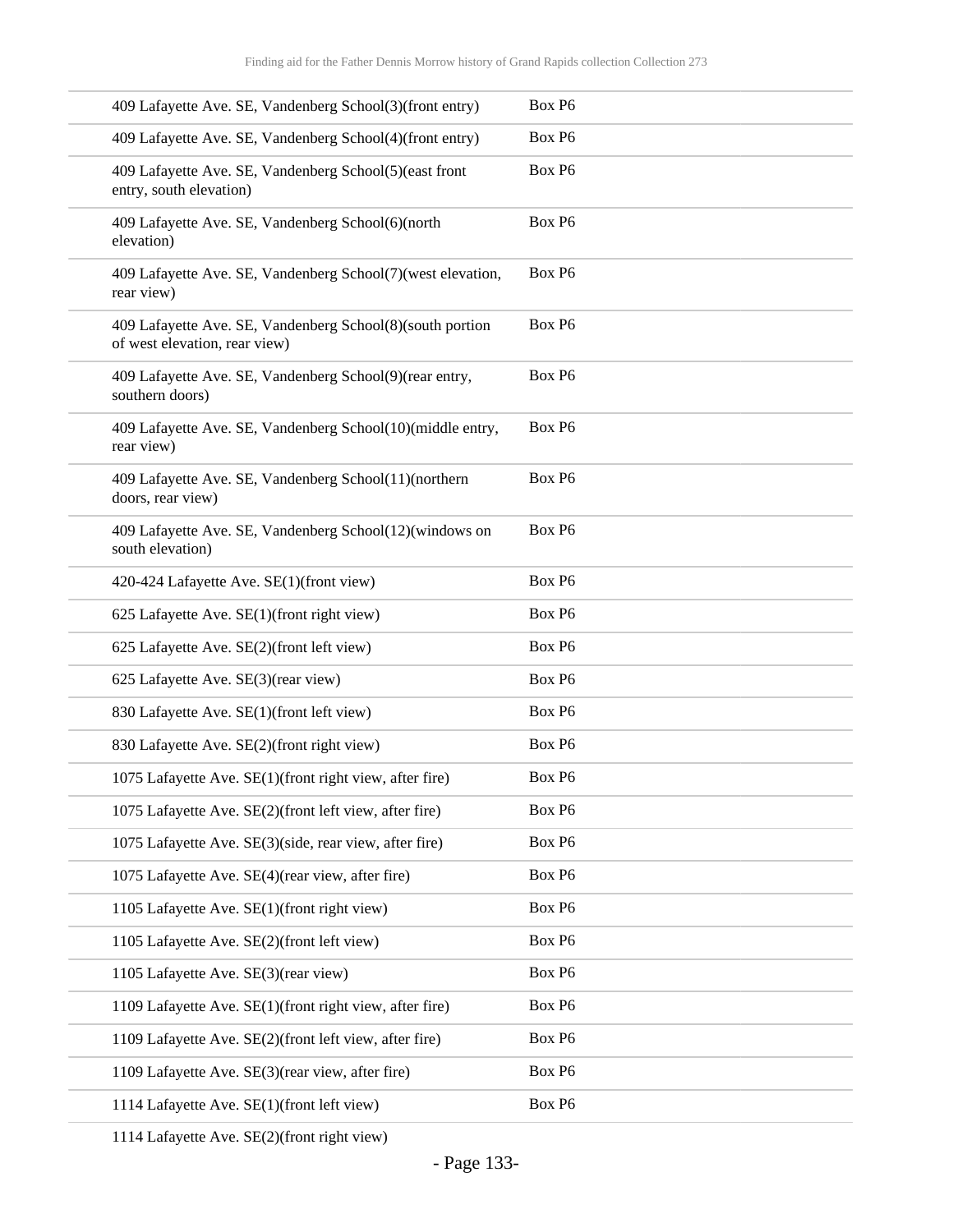| | |
|---|---|
| 409 Lafayette Ave. SE, Vandenberg School(3)(front entry) | Box P6 |
| 409 Lafayette Ave. SE, Vandenberg School(4)(front entry) | Box P6 |
| 409 Lafayette Ave. SE, Vandenberg School(5)(east front entry, south elevation) | Box P6 |
| 409 Lafayette Ave. SE, Vandenberg School(6)(north elevation) | Box P6 |
| 409 Lafayette Ave. SE, Vandenberg School(7)(west elevation, rear view) | Box P6 |
| 409 Lafayette Ave. SE, Vandenberg School(8)(south portion of west elevation, rear view) | Box P6 |
| 409 Lafayette Ave. SE, Vandenberg School(9)(rear entry, southern doors) | Box P6 |
| 409 Lafayette Ave. SE, Vandenberg School(10)(middle entry, rear view) | Box P6 |
| 409 Lafayette Ave. SE, Vandenberg School(11)(northern doors, rear view) | Box P6 |
| 409 Lafayette Ave. SE, Vandenberg School(12)(windows on south elevation) | Box P6 |
| 420-424 Lafayette Ave. SE(1)(front view) | Box P6 |
| 625 Lafayette Ave. SE(1)(front right view) | Box P6 |
| 625 Lafayette Ave. SE(2)(front left view) | Box P6 |
| 625 Lafayette Ave. SE(3)(rear view) | Box P6 |
| 830 Lafayette Ave. SE(1)(front left view) | Box P6 |
| 830 Lafayette Ave. SE(2)(front right view) | Box P6 |
| 1075 Lafayette Ave. SE(1)(front right view, after fire) | Box P6 |
| 1075 Lafayette Ave. SE(2)(front left view, after fire) | Box P6 |
| 1075 Lafayette Ave. SE(3)(side, rear view, after fire) | Box P6 |
| 1075 Lafayette Ave. SE(4)(rear view, after fire) | Box P6 |
| 1105 Lafayette Ave. SE(1)(front right view) | Box P6 |
| 1105 Lafayette Ave. SE(2)(front left view) | Box P6 |
| 1105 Lafayette Ave. SE(3)(rear view) | Box P6 |
| 1109 Lafayette Ave. SE(1)(front right view, after fire) | Box P6 |
| 1109 Lafayette Ave. SE(2)(front left view, after fire) | Box P6 |
| 1109 Lafayette Ave. SE(3)(rear view, after fire) | Box P6 |
| 1114 Lafayette Ave. SE(1)(front left view) | Box P6 |
| 1114 Lafayette Ave. SE(2)(front right view) | |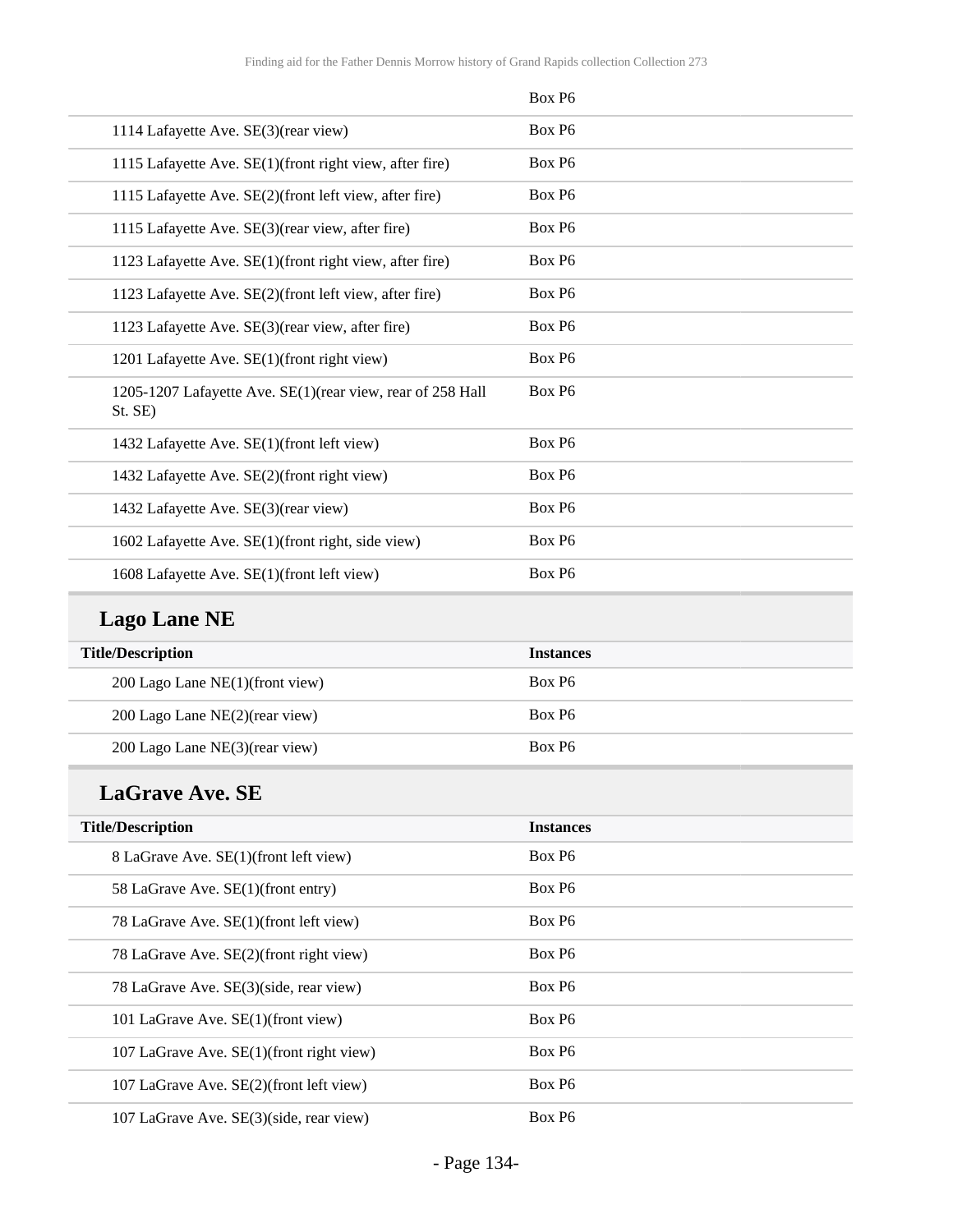| | Box P6 |
|---|---|
| 1114 Lafayette Ave. SE(3)(rear view) | Box P6 |
| 1115 Lafayette Ave. SE(1)(front right view, after fire) | Box P6 |
| 1115 Lafayette Ave. SE(2)(front left view, after fire) | Box P6 |
| 1115 Lafayette Ave. SE(3)(rear view, after fire) | Box P6 |
| 1123 Lafayette Ave. SE(1)(front right view, after fire) | Box P6 |
| 1123 Lafayette Ave. SE(2)(front left view, after fire) | Box P6 |
| 1123 Lafayette Ave. SE(3)(rear view, after fire) | Box P6 |
| 1201 Lafayette Ave. SE(1)(front right view) | Box P6 |
| 1205-1207 Lafayette Ave. SE(1)(rear view, rear of 258 Hall St. SE) | Box P6 |
| 1432 Lafayette Ave. SE(1)(front left view) | Box P6 |
| 1432 Lafayette Ave. SE(2)(front right view) | Box P6 |
| 1432 Lafayette Ave. SE(3)(rear view) | Box P6 |
| 1602 Lafayette Ave. SE(1)(front right, side view) | Box P6 |
| 1608 Lafayette Ave. SE(1)(front left view) | Box P6 |

## Lago Lane NE

| Title/Description | Instances |
|---|---|
| 200 Lago Lane NE(1)(front view) | Box P6 |
| 200 Lago Lane NE(2)(rear view) | Box P6 |
| 200 Lago Lane NE(3)(rear view) | Box P6 |

## LaGrave Ave. SE

| Title/Description | Instances |
|---|---|
| 8 LaGrave Ave. SE(1)(front left view) | Box P6 |
| 58 LaGrave Ave. SE(1)(front entry) | Box P6 |
| 78 LaGrave Ave. SE(1)(front left view) | Box P6 |
| 78 LaGrave Ave. SE(2)(front right view) | Box P6 |
| 78 LaGrave Ave. SE(3)(side, rear view) | Box P6 |
| 101 LaGrave Ave. SE(1)(front view) | Box P6 |
| 107 LaGrave Ave. SE(1)(front right view) | Box P6 |
| 107 LaGrave Ave. SE(2)(front left view) | Box P6 |
| 107 LaGrave Ave. SE(3)(side, rear view) | Box P6 |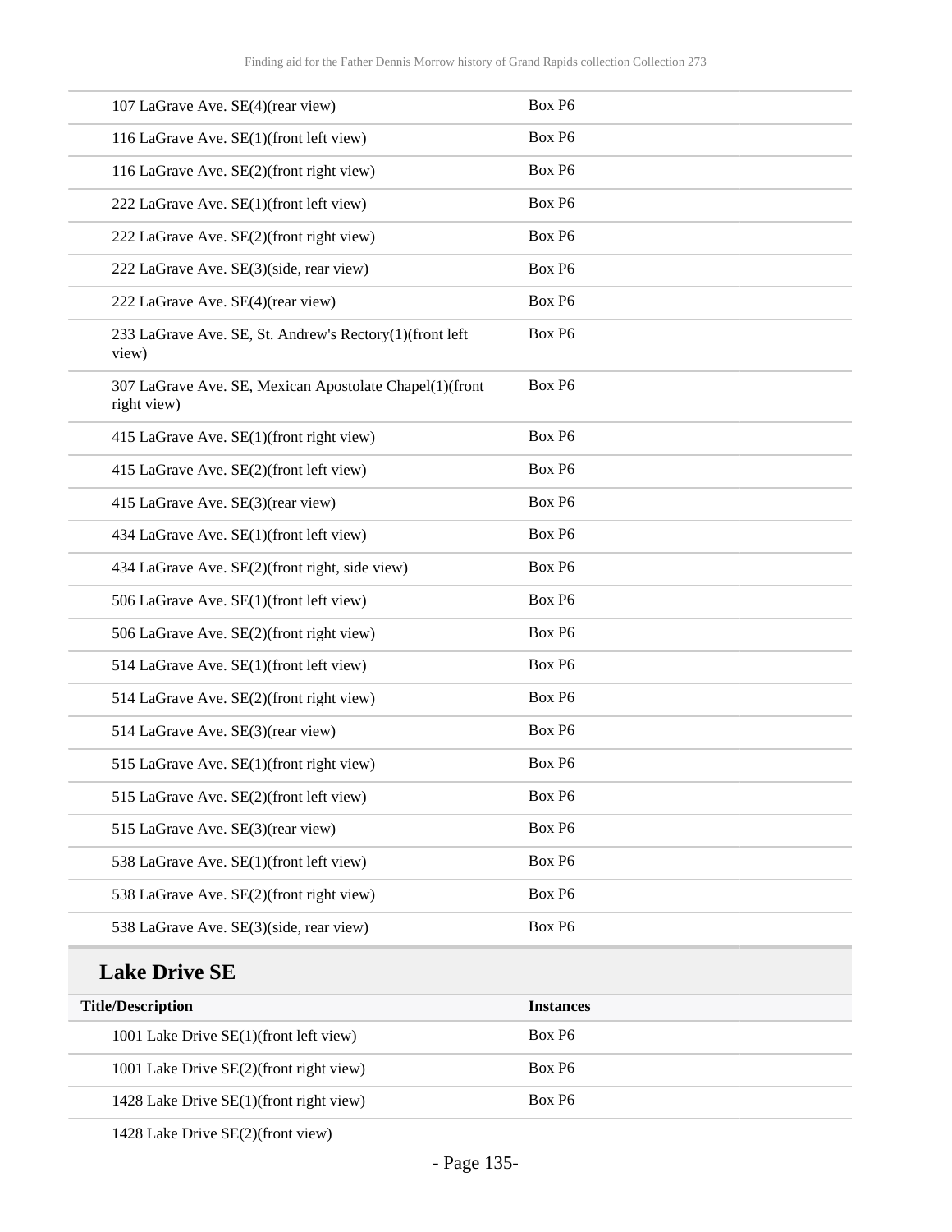| | |
|---|---|
| 107 LaGrave Ave. SE(4)(rear view) | Box P6 |
| 116 LaGrave Ave. SE(1)(front left view) | Box P6 |
| 116 LaGrave Ave. SE(2)(front right view) | Box P6 |
| 222 LaGrave Ave. SE(1)(front left view) | Box P6 |
| 222 LaGrave Ave. SE(2)(front right view) | Box P6 |
| 222 LaGrave Ave. SE(3)(side, rear view) | Box P6 |
| 222 LaGrave Ave. SE(4)(rear view) | Box P6 |
| 233 LaGrave Ave. SE, St. Andrew's Rectory(1)(front left view) | Box P6 |
| 307 LaGrave Ave. SE, Mexican Apostolate Chapel(1)(front right view) | Box P6 |
| 415 LaGrave Ave. SE(1)(front right view) | Box P6 |
| 415 LaGrave Ave. SE(2)(front left view) | Box P6 |
| 415 LaGrave Ave. SE(3)(rear view) | Box P6 |
| 434 LaGrave Ave. SE(1)(front left view) | Box P6 |
| 434 LaGrave Ave. SE(2)(front right, side view) | Box P6 |
| 506 LaGrave Ave. SE(1)(front left view) | Box P6 |
| 506 LaGrave Ave. SE(2)(front right view) | Box P6 |
| 514 LaGrave Ave. SE(1)(front left view) | Box P6 |
| 514 LaGrave Ave. SE(2)(front right view) | Box P6 |
| 514 LaGrave Ave. SE(3)(rear view) | Box P6 |
| 515 LaGrave Ave. SE(1)(front right view) | Box P6 |
| 515 LaGrave Ave. SE(2)(front left view) | Box P6 |
| 515 LaGrave Ave. SE(3)(rear view) | Box P6 |
| 538 LaGrave Ave. SE(1)(front left view) | Box P6 |
| 538 LaGrave Ave. SE(2)(front right view) | Box P6 |
| 538 LaGrave Ave. SE(3)(side, rear view) | Box P6 |

## Lake Drive SE

| Title/Description | Instances |
|---|---|
| 1001 Lake Drive SE(1)(front left view) | Box P6 |
| 1001 Lake Drive SE(2)(front right view) | Box P6 |
| 1428 Lake Drive SE(1)(front right view) | Box P6 |
| 1428 Lake Drive SE(2)(front view) | |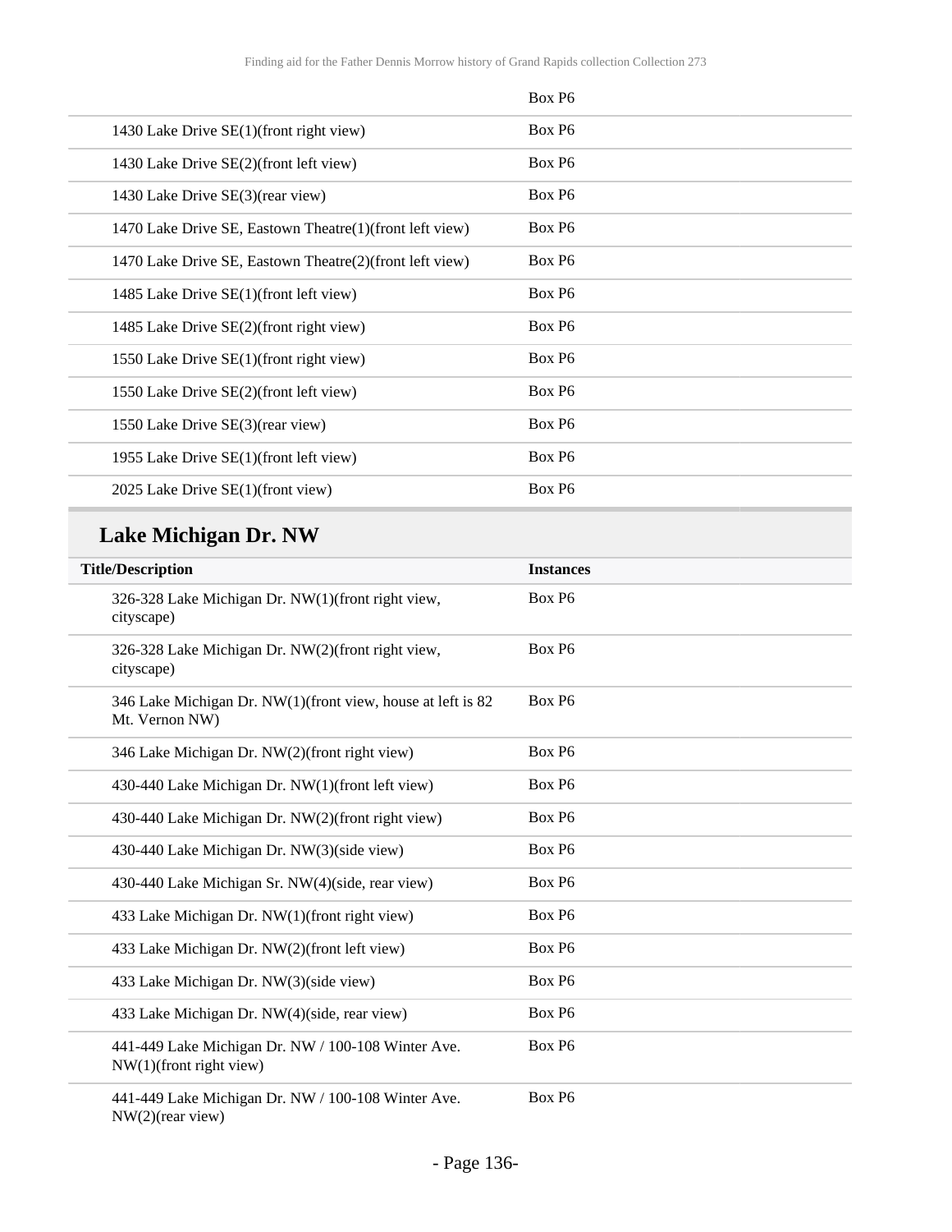| | Box P6 |
|---|---|
| 1430 Lake Drive SE(1)(front right view) | Box P6 |
| 1430 Lake Drive SE(2)(front left view) | Box P6 |
| 1430 Lake Drive SE(3)(rear view) | Box P6 |
| 1470 Lake Drive SE, Eastown Theatre(1)(front left view) | Box P6 |
| 1470 Lake Drive SE, Eastown Theatre(2)(front left view) | Box P6 |
| 1485 Lake Drive SE(1)(front left view) | Box P6 |
| 1485 Lake Drive SE(2)(front right view) | Box P6 |
| 1550 Lake Drive SE(1)(front right view) | Box P6 |
| 1550 Lake Drive SE(2)(front left view) | Box P6 |
| 1550 Lake Drive SE(3)(rear view) | Box P6 |
| 1955 Lake Drive SE(1)(front left view) | Box P6 |
| 2025 Lake Drive SE(1)(front view) | Box P6 |

## Lake Michigan Dr. NW

| Title/Description | Instances |
|---|---|
| 326-328 Lake Michigan Dr. NW(1)(front right view, cityscape) | Box P6 |
| 326-328 Lake Michigan Dr. NW(2)(front right view, cityscape) | Box P6 |
| 346 Lake Michigan Dr. NW(1)(front view, house at left is 82 Mt. Vernon NW) | Box P6 |
| 346 Lake Michigan Dr. NW(2)(front right view) | Box P6 |
| 430-440 Lake Michigan Dr. NW(1)(front left view) | Box P6 |
| 430-440 Lake Michigan Dr. NW(2)(front right view) | Box P6 |
| 430-440 Lake Michigan Dr. NW(3)(side view) | Box P6 |
| 430-440 Lake Michigan Sr. NW(4)(side, rear view) | Box P6 |
| 433 Lake Michigan Dr. NW(1)(front right view) | Box P6 |
| 433 Lake Michigan Dr. NW(2)(front left view) | Box P6 |
| 433 Lake Michigan Dr. NW(3)(side view) | Box P6 |
| 433 Lake Michigan Dr. NW(4)(side, rear view) | Box P6 |
| 441-449 Lake Michigan Dr. NW / 100-108 Winter Ave. NW(1)(front right view) | Box P6 |
| 441-449 Lake Michigan Dr. NW / 100-108 Winter Ave. NW(2)(rear view) | Box P6 |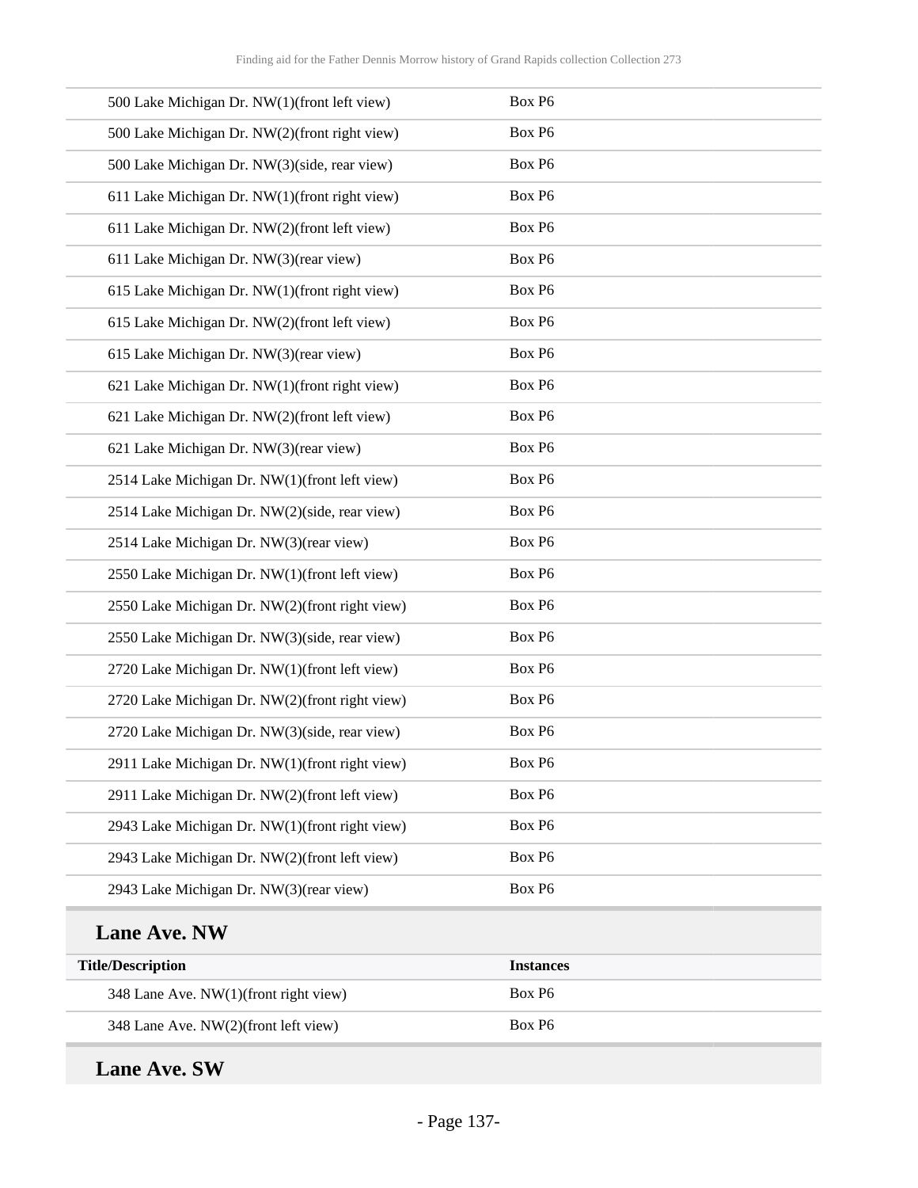| Title/Description | Instances |
|---|---|
| 500 Lake Michigan Dr. NW(1)(front left view) | Box P6 |
| 500 Lake Michigan Dr. NW(2)(front right view) | Box P6 |
| 500 Lake Michigan Dr. NW(3)(side, rear view) | Box P6 |
| 611 Lake Michigan Dr. NW(1)(front right view) | Box P6 |
| 611 Lake Michigan Dr. NW(2)(front left view) | Box P6 |
| 611 Lake Michigan Dr. NW(3)(rear view) | Box P6 |
| 615 Lake Michigan Dr. NW(1)(front right view) | Box P6 |
| 615 Lake Michigan Dr. NW(2)(front left view) | Box P6 |
| 615 Lake Michigan Dr. NW(3)(rear view) | Box P6 |
| 621 Lake Michigan Dr. NW(1)(front right view) | Box P6 |
| 621 Lake Michigan Dr. NW(2)(front left view) | Box P6 |
| 621 Lake Michigan Dr. NW(3)(rear view) | Box P6 |
| 2514 Lake Michigan Dr. NW(1)(front left view) | Box P6 |
| 2514 Lake Michigan Dr. NW(2)(side, rear view) | Box P6 |
| 2514 Lake Michigan Dr. NW(3)(rear view) | Box P6 |
| 2550 Lake Michigan Dr. NW(1)(front left view) | Box P6 |
| 2550 Lake Michigan Dr. NW(2)(front right view) | Box P6 |
| 2550 Lake Michigan Dr. NW(3)(side, rear view) | Box P6 |
| 2720 Lake Michigan Dr. NW(1)(front left view) | Box P6 |
| 2720 Lake Michigan Dr. NW(2)(front right view) | Box P6 |
| 2720 Lake Michigan Dr. NW(3)(side, rear view) | Box P6 |
| 2911 Lake Michigan Dr. NW(1)(front right view) | Box P6 |
| 2911 Lake Michigan Dr. NW(2)(front left view) | Box P6 |
| 2943 Lake Michigan Dr. NW(1)(front right view) | Box P6 |
| 2943 Lake Michigan Dr. NW(2)(front left view) | Box P6 |
| 2943 Lake Michigan Dr. NW(3)(rear view) | Box P6 |

## Lane Ave. NW

| Title/Description | Instances |
|---|---|
| 348 Lane Ave. NW(1)(front right view) | Box P6 |
| 348 Lane Ave. NW(2)(front left view) | Box P6 |

## Lane Ave. SW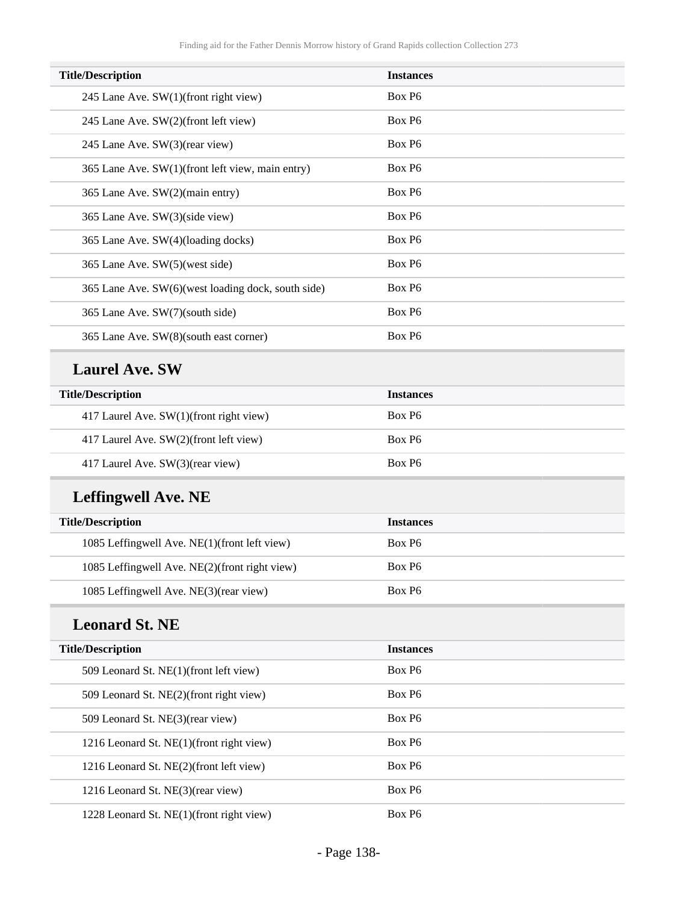| Title/Description | Instances |
| --- | --- |
| 245 Lane Ave. SW(1)(front right view) | Box P6 |
| 245 Lane Ave. SW(2)(front left view) | Box P6 |
| 245 Lane Ave. SW(3)(rear view) | Box P6 |
| 365 Lane Ave. SW(1)(front left view, main entry) | Box P6 |
| 365 Lane Ave. SW(2)(main entry) | Box P6 |
| 365 Lane Ave. SW(3)(side view) | Box P6 |
| 365 Lane Ave. SW(4)(loading docks) | Box P6 |
| 365 Lane Ave. SW(5)(west side) | Box P6 |
| 365 Lane Ave. SW(6)(west loading dock, south side) | Box P6 |
| 365 Lane Ave. SW(7)(south side) | Box P6 |
| 365 Lane Ave. SW(8)(south east corner) | Box P6 |

## Laurel Ave. SW

| Title/Description | Instances |
| --- | --- |
| 417 Laurel Ave. SW(1)(front right view) | Box P6 |
| 417 Laurel Ave. SW(2)(front left view) | Box P6 |
| 417 Laurel Ave. SW(3)(rear view) | Box P6 |

## Leffingwell Ave. NE

| Title/Description | Instances |
| --- | --- |
| 1085 Leffingwell Ave. NE(1)(front left view) | Box P6 |
| 1085 Leffingwell Ave. NE(2)(front right view) | Box P6 |
| 1085 Leffingwell Ave. NE(3)(rear view) | Box P6 |

## Leonard St. NE

| Title/Description | Instances |
| --- | --- |
| 509 Leonard St. NE(1)(front left view) | Box P6 |
| 509 Leonard St. NE(2)(front right view) | Box P6 |
| 509 Leonard St. NE(3)(rear view) | Box P6 |
| 1216 Leonard St. NE(1)(front right view) | Box P6 |
| 1216 Leonard St. NE(2)(front left view) | Box P6 |
| 1216 Leonard St. NE(3)(rear view) | Box P6 |
| 1228 Leonard St. NE(1)(front right view) | Box P6 |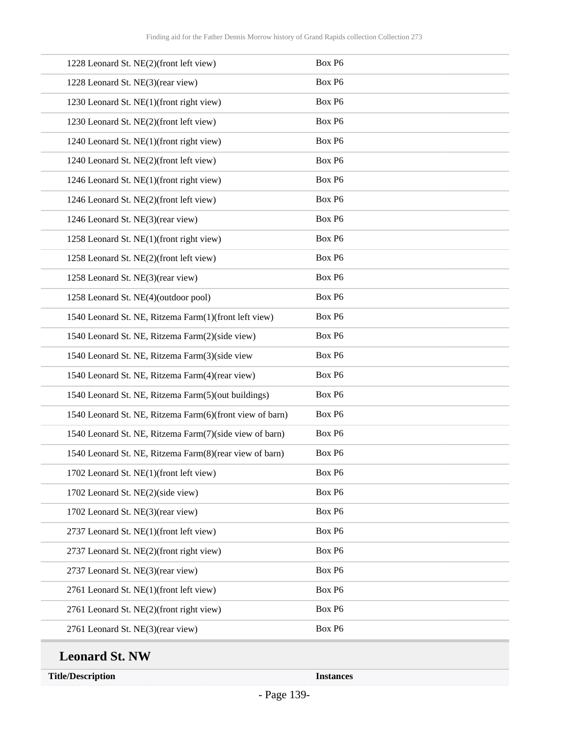| | |
|---|---|
| 1228 Leonard St. NE(2)(front left view) | Box P6 |
| 1228 Leonard St. NE(3)(rear view) | Box P6 |
| 1230 Leonard St. NE(1)(front right view) | Box P6 |
| 1230 Leonard St. NE(2)(front left view) | Box P6 |
| 1240 Leonard St. NE(1)(front right view) | Box P6 |
| 1240 Leonard St. NE(2)(front left view) | Box P6 |
| 1246 Leonard St. NE(1)(front right view) | Box P6 |
| 1246 Leonard St. NE(2)(front left view) | Box P6 |
| 1246 Leonard St. NE(3)(rear view) | Box P6 |
| 1258 Leonard St. NE(1)(front right view) | Box P6 |
| 1258 Leonard St. NE(2)(front left view) | Box P6 |
| 1258 Leonard St. NE(3)(rear view) | Box P6 |
| 1258 Leonard St. NE(4)(outdoor pool) | Box P6 |
| 1540 Leonard St. NE, Ritzema Farm(1)(front left view) | Box P6 |
| 1540 Leonard St. NE, Ritzema Farm(2)(side view) | Box P6 |
| 1540 Leonard St. NE, Ritzema Farm(3)(side view | Box P6 |
| 1540 Leonard St. NE, Ritzema Farm(4)(rear view) | Box P6 |
| 1540 Leonard St. NE, Ritzema Farm(5)(out buildings) | Box P6 |
| 1540 Leonard St. NE, Ritzema Farm(6)(front view of barn) | Box P6 |
| 1540 Leonard St. NE, Ritzema Farm(7)(side view of barn) | Box P6 |
| 1540 Leonard St. NE, Ritzema Farm(8)(rear view of barn) | Box P6 |
| 1702 Leonard St. NE(1)(front left view) | Box P6 |
| 1702 Leonard St. NE(2)(side view) | Box P6 |
| 1702 Leonard St. NE(3)(rear view) | Box P6 |
| 2737 Leonard St. NE(1)(front left view) | Box P6 |
| 2737 Leonard St. NE(2)(front right view) | Box P6 |
| 2737 Leonard St. NE(3)(rear view) | Box P6 |
| 2761 Leonard St. NE(1)(front left view) | Box P6 |
| 2761 Leonard St. NE(2)(front right view) | Box P6 |
| 2761 Leonard St. NE(3)(rear view) | Box P6 |

## Leonard St. NW

| Title/Description | Instances |
|---|---|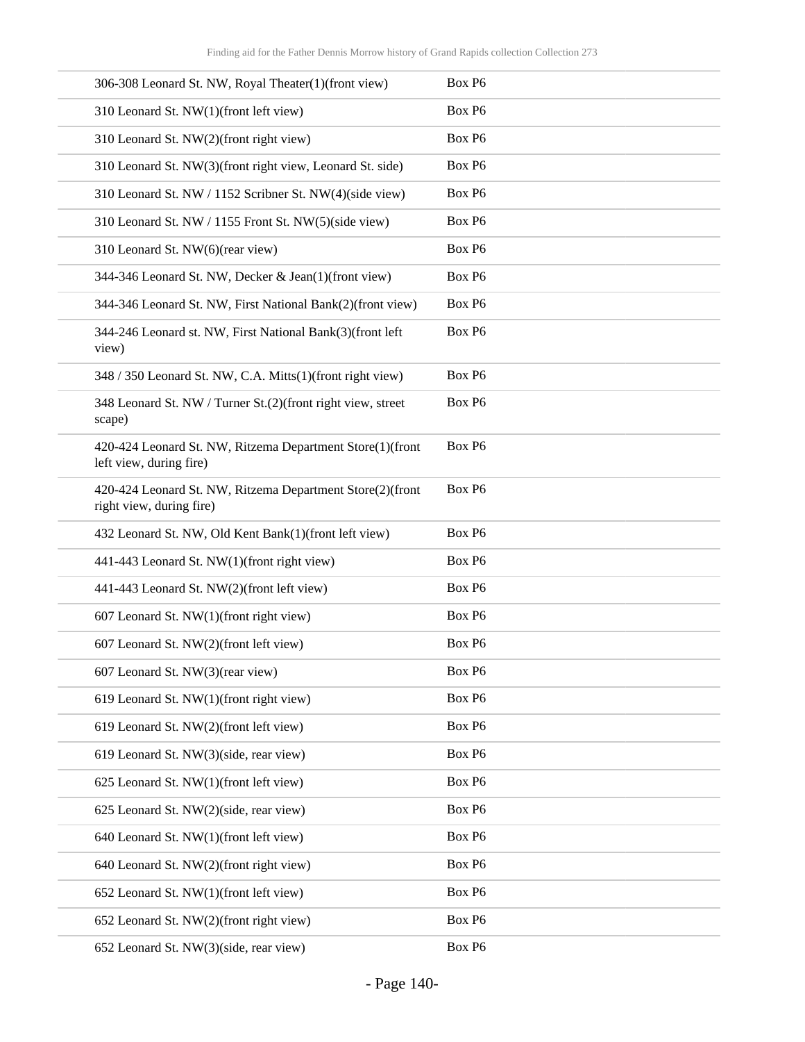| | |
|---|---|
| 306-308 Leonard St. NW, Royal Theater(1)(front view) | Box P6 |
| 310 Leonard St. NW(1)(front left view) | Box P6 |
| 310 Leonard St. NW(2)(front right view) | Box P6 |
| 310 Leonard St. NW(3)(front right view, Leonard St. side) | Box P6 |
| 310 Leonard St. NW / 1152 Scribner St. NW(4)(side view) | Box P6 |
| 310 Leonard St. NW / 1155 Front St. NW(5)(side view) | Box P6 |
| 310 Leonard St. NW(6)(rear view) | Box P6 |
| 344-346 Leonard St. NW, Decker & Jean(1)(front view) | Box P6 |
| 344-346 Leonard St. NW, First National Bank(2)(front view) | Box P6 |
| 344-246 Leonard st. NW, First National Bank(3)(front left view) | Box P6 |
| 348 / 350 Leonard St. NW, C.A. Mitts(1)(front right view) | Box P6 |
| 348 Leonard St. NW / Turner St.(2)(front right view, street scape) | Box P6 |
| 420-424 Leonard St. NW, Ritzema Department Store(1)(front left view, during fire) | Box P6 |
| 420-424 Leonard St. NW, Ritzema Department Store(2)(front right view, during fire) | Box P6 |
| 432 Leonard St. NW, Old Kent Bank(1)(front left view) | Box P6 |
| 441-443 Leonard St. NW(1)(front right view) | Box P6 |
| 441-443 Leonard St. NW(2)(front left view) | Box P6 |
| 607 Leonard St. NW(1)(front right view) | Box P6 |
| 607 Leonard St. NW(2)(front left view) | Box P6 |
| 607 Leonard St. NW(3)(rear view) | Box P6 |
| 619 Leonard St. NW(1)(front right view) | Box P6 |
| 619 Leonard St. NW(2)(front left view) | Box P6 |
| 619 Leonard St. NW(3)(side, rear view) | Box P6 |
| 625 Leonard St. NW(1)(front left view) | Box P6 |
| 625 Leonard St. NW(2)(side, rear view) | Box P6 |
| 640 Leonard St. NW(1)(front left view) | Box P6 |
| 640 Leonard St. NW(2)(front right view) | Box P6 |
| 652 Leonard St. NW(1)(front left view) | Box P6 |
| 652 Leonard St. NW(2)(front right view) | Box P6 |
| 652 Leonard St. NW(3)(side, rear view) | Box P6 |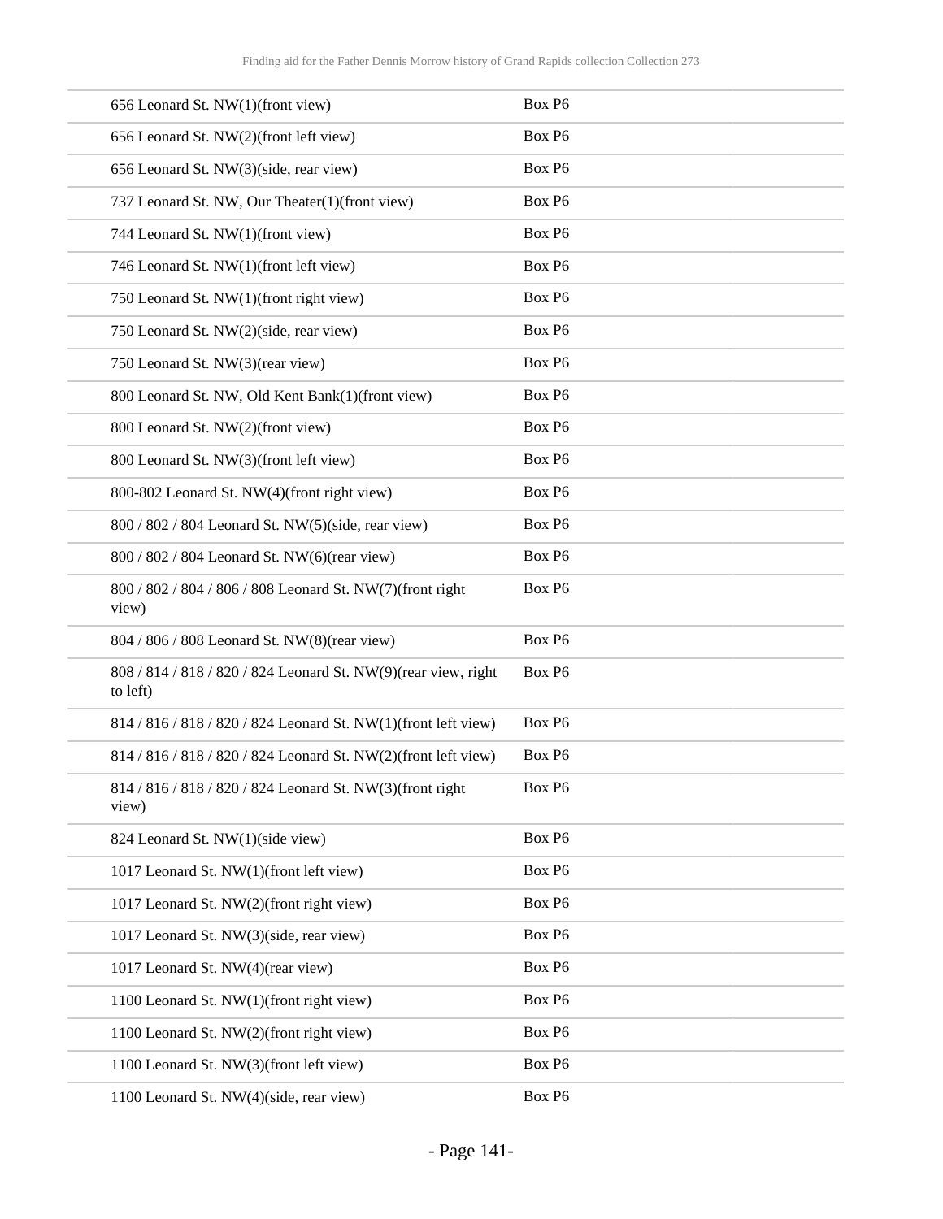| | |
|---|---|
| 656 Leonard St. NW(1)(front view) | Box P6 |
| 656 Leonard St. NW(2)(front left view) | Box P6 |
| 656 Leonard St. NW(3)(side, rear view) | Box P6 |
| 737 Leonard St. NW, Our Theater(1)(front view) | Box P6 |
| 744 Leonard St. NW(1)(front view) | Box P6 |
| 746 Leonard St. NW(1)(front left view) | Box P6 |
| 750 Leonard St. NW(1)(front right view) | Box P6 |
| 750 Leonard St. NW(2)(side, rear view) | Box P6 |
| 750 Leonard St. NW(3)(rear view) | Box P6 |
| 800 Leonard St. NW, Old Kent Bank(1)(front view) | Box P6 |
| 800 Leonard St. NW(2)(front view) | Box P6 |
| 800 Leonard St. NW(3)(front left view) | Box P6 |
| 800-802 Leonard St. NW(4)(front right view) | Box P6 |
| 800 / 802 / 804 Leonard St. NW(5)(side, rear view) | Box P6 |
| 800 / 802 / 804 Leonard St. NW(6)(rear view) | Box P6 |
| 800 / 802 / 804 / 806 / 808 Leonard St. NW(7)(front right view) | Box P6 |
| 804 / 806 / 808 Leonard St. NW(8)(rear view) | Box P6 |
| 808 / 814 / 818 / 820 / 824 Leonard St. NW(9)(rear view, right to left) | Box P6 |
| 814 / 816 / 818 / 820 / 824 Leonard St. NW(1)(front left view) | Box P6 |
| 814 / 816 / 818 / 820 / 824 Leonard St. NW(2)(front left view) | Box P6 |
| 814 / 816 / 818 / 820 / 824 Leonard St. NW(3)(front right view) | Box P6 |
| 824 Leonard St. NW(1)(side view) | Box P6 |
| 1017 Leonard St. NW(1)(front left view) | Box P6 |
| 1017 Leonard St. NW(2)(front right view) | Box P6 |
| 1017 Leonard St. NW(3)(side, rear view) | Box P6 |
| 1017 Leonard St. NW(4)(rear view) | Box P6 |
| 1100 Leonard St. NW(1)(front right view) | Box P6 |
| 1100 Leonard St. NW(2)(front right view) | Box P6 |
| 1100 Leonard St. NW(3)(front left view) | Box P6 |
| 1100 Leonard St. NW(4)(side, rear view) | Box P6 |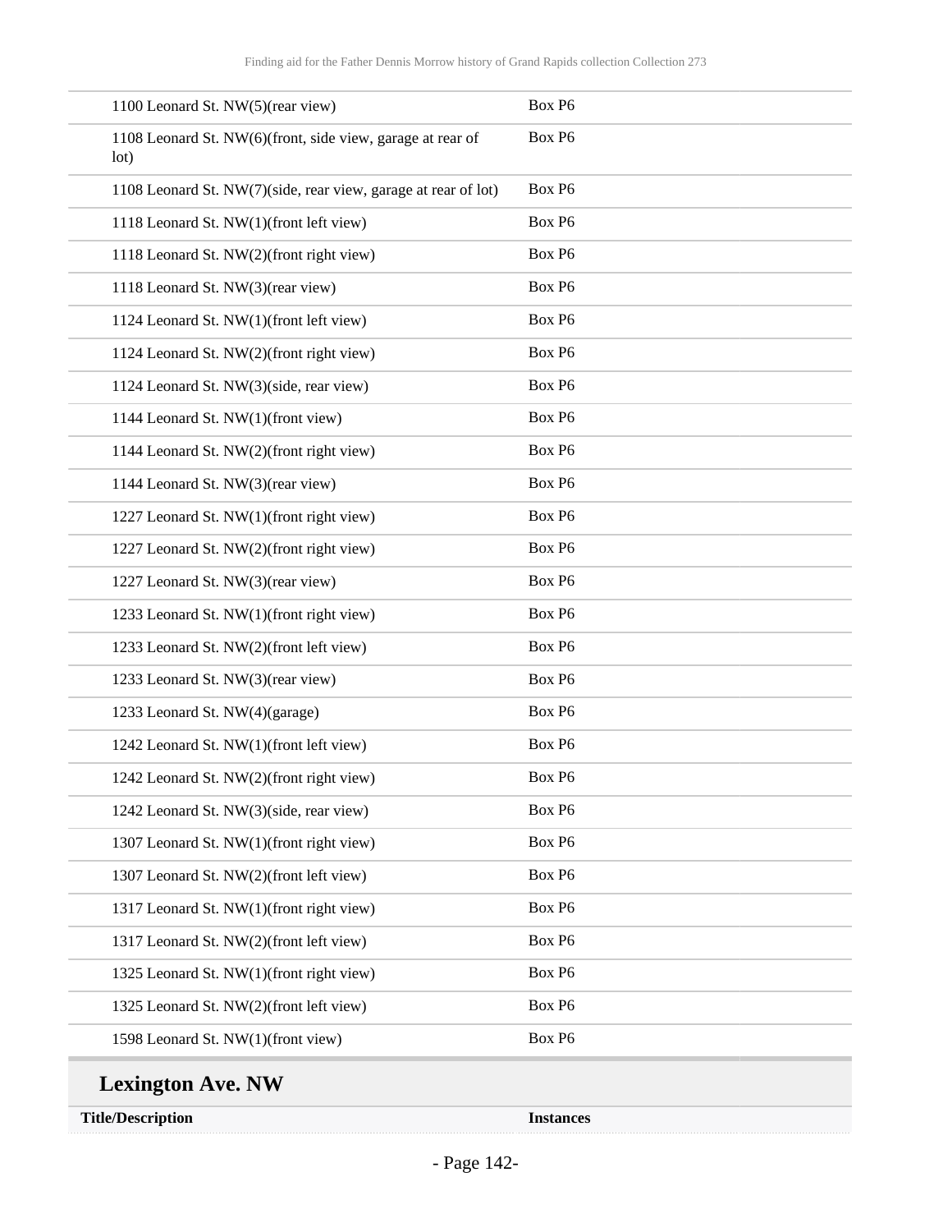| | |
|---|---|
| 1100 Leonard St. NW(5)(rear view) | Box P6 |
| 1108 Leonard St. NW(6)(front, side view, garage at rear of lot) | Box P6 |
| 1108 Leonard St. NW(7)(side, rear view, garage at rear of lot) | Box P6 |
| 1118 Leonard St. NW(1)(front left view) | Box P6 |
| 1118 Leonard St. NW(2)(front right view) | Box P6 |
| 1118 Leonard St. NW(3)(rear view) | Box P6 |
| 1124 Leonard St. NW(1)(front left view) | Box P6 |
| 1124 Leonard St. NW(2)(front right view) | Box P6 |
| 1124 Leonard St. NW(3)(side, rear view) | Box P6 |
| 1144 Leonard St. NW(1)(front view) | Box P6 |
| 1144 Leonard St. NW(2)(front right view) | Box P6 |
| 1144 Leonard St. NW(3)(rear view) | Box P6 |
| 1227 Leonard St. NW(1)(front right view) | Box P6 |
| 1227 Leonard St. NW(2)(front right view) | Box P6 |
| 1227 Leonard St. NW(3)(rear view) | Box P6 |
| 1233 Leonard St. NW(1)(front right view) | Box P6 |
| 1233 Leonard St. NW(2)(front left view) | Box P6 |
| 1233 Leonard St. NW(3)(rear view) | Box P6 |
| 1233 Leonard St. NW(4)(garage) | Box P6 |
| 1242 Leonard St. NW(1)(front left view) | Box P6 |
| 1242 Leonard St. NW(2)(front right view) | Box P6 |
| 1242 Leonard St. NW(3)(side, rear view) | Box P6 |
| 1307 Leonard St. NW(1)(front right view) | Box P6 |
| 1307 Leonard St. NW(2)(front left view) | Box P6 |
| 1317 Leonard St. NW(1)(front right view) | Box P6 |
| 1317 Leonard St. NW(2)(front left view) | Box P6 |
| 1325 Leonard St. NW(1)(front right view) | Box P6 |
| 1325 Leonard St. NW(2)(front left view) | Box P6 |
| 1598 Leonard St. NW(1)(front view) | Box P6 |

## Lexington Ave. NW

| Title/Description | Instances |
|---|---|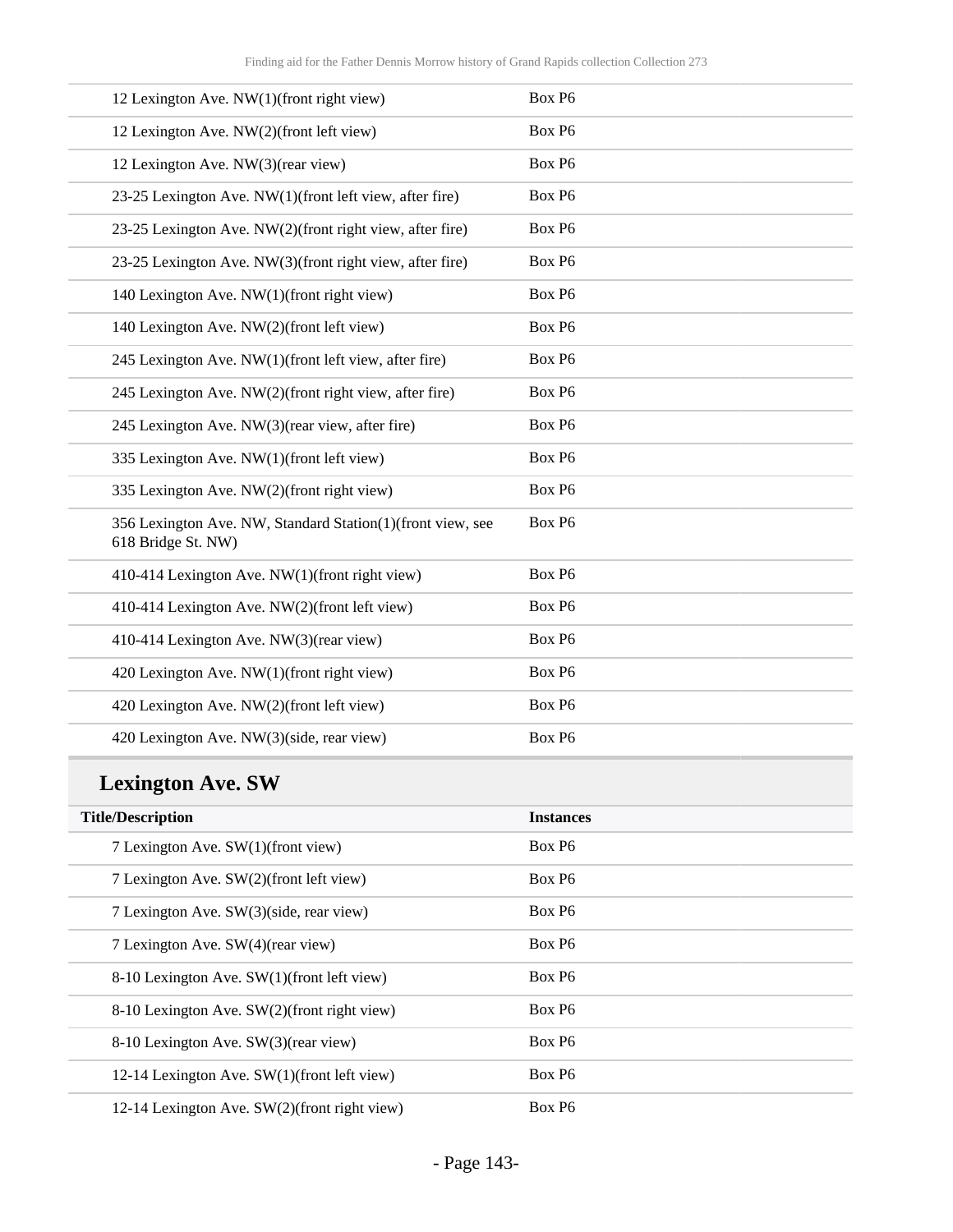| Title/Description | Instances |
|---|---|
| 12 Lexington Ave. NW(1)(front right view) | Box P6 |
| 12 Lexington Ave. NW(2)(front left view) | Box P6 |
| 12 Lexington Ave. NW(3)(rear view) | Box P6 |
| 23-25 Lexington Ave. NW(1)(front left view, after fire) | Box P6 |
| 23-25 Lexington Ave. NW(2)(front right view, after fire) | Box P6 |
| 23-25 Lexington Ave. NW(3)(front right view, after fire) | Box P6 |
| 140 Lexington Ave. NW(1)(front right view) | Box P6 |
| 140 Lexington Ave. NW(2)(front left view) | Box P6 |
| 245 Lexington Ave. NW(1)(front left view, after fire) | Box P6 |
| 245 Lexington Ave. NW(2)(front right view, after fire) | Box P6 |
| 245 Lexington Ave. NW(3)(rear view, after fire) | Box P6 |
| 335 Lexington Ave. NW(1)(front left view) | Box P6 |
| 335 Lexington Ave. NW(2)(front right view) | Box P6 |
| 356 Lexington Ave. NW, Standard Station(1)(front view, see 618 Bridge St. NW) | Box P6 |
| 410-414 Lexington Ave. NW(1)(front right view) | Box P6 |
| 410-414 Lexington Ave. NW(2)(front left view) | Box P6 |
| 410-414 Lexington Ave. NW(3)(rear view) | Box P6 |
| 420 Lexington Ave. NW(1)(front right view) | Box P6 |
| 420 Lexington Ave. NW(2)(front left view) | Box P6 |
| 420 Lexington Ave. NW(3)(side, rear view) | Box P6 |

## Lexington Ave. SW

| Title/Description | Instances |
|---|---|
| 7 Lexington Ave. SW(1)(front view) | Box P6 |
| 7 Lexington Ave. SW(2)(front left view) | Box P6 |
| 7 Lexington Ave. SW(3)(side, rear view) | Box P6 |
| 7 Lexington Ave. SW(4)(rear view) | Box P6 |
| 8-10 Lexington Ave. SW(1)(front left view) | Box P6 |
| 8-10 Lexington Ave. SW(2)(front right view) | Box P6 |
| 8-10 Lexington Ave. SW(3)(rear view) | Box P6 |
| 12-14 Lexington Ave. SW(1)(front left view) | Box P6 |
| 12-14 Lexington Ave. SW(2)(front right view) | Box P6 |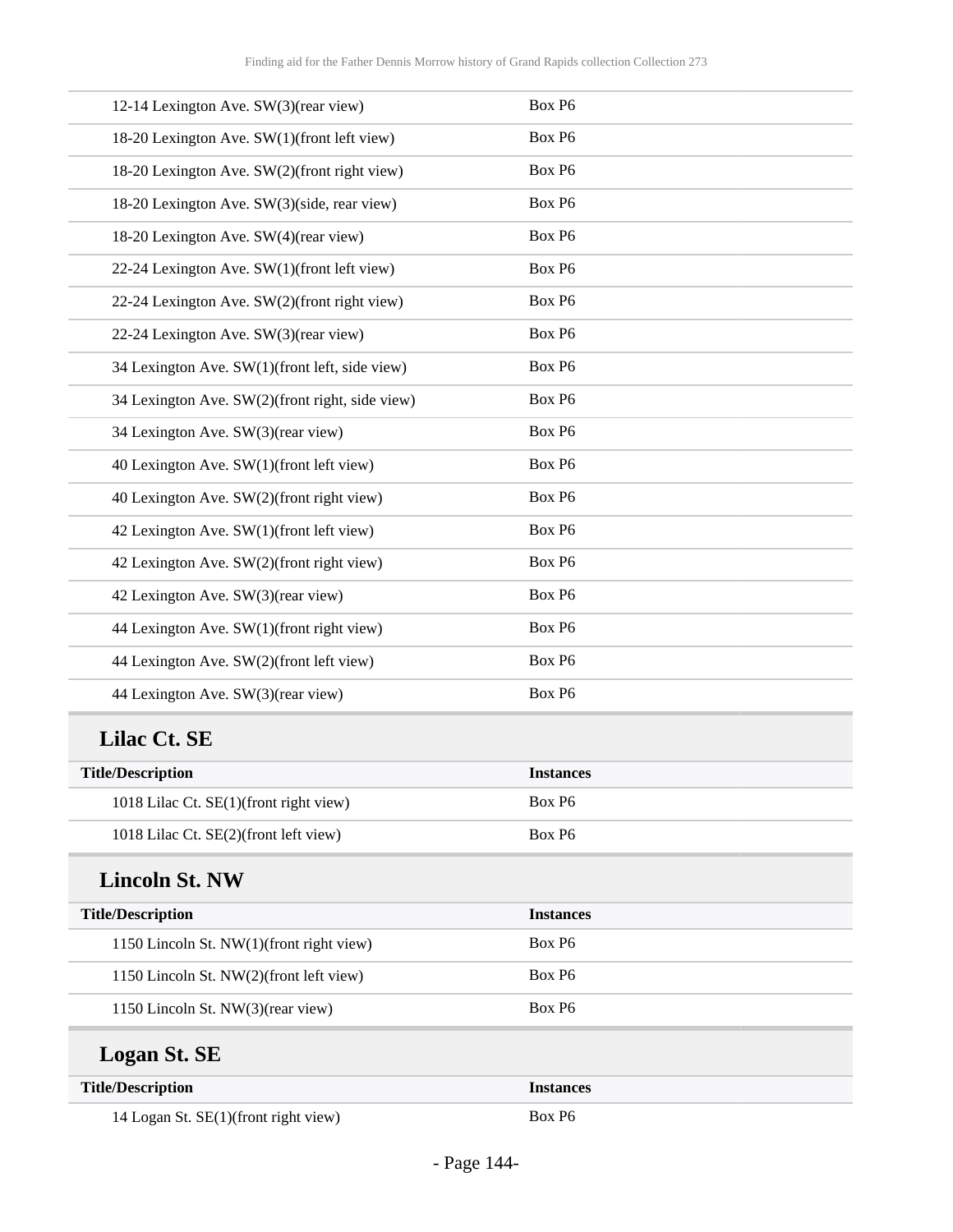| Title/Description | Instances |
| --- | --- |
| 12-14 Lexington Ave. SW(3)(rear view) | Box P6 |
| 18-20 Lexington Ave. SW(1)(front left view) | Box P6 |
| 18-20 Lexington Ave. SW(2)(front right view) | Box P6 |
| 18-20 Lexington Ave. SW(3)(side, rear view) | Box P6 |
| 18-20 Lexington Ave. SW(4)(rear view) | Box P6 |
| 22-24 Lexington Ave. SW(1)(front left view) | Box P6 |
| 22-24 Lexington Ave. SW(2)(front right view) | Box P6 |
| 22-24 Lexington Ave. SW(3)(rear view) | Box P6 |
| 34 Lexington Ave. SW(1)(front left, side view) | Box P6 |
| 34 Lexington Ave. SW(2)(front right, side view) | Box P6 |
| 34 Lexington Ave. SW(3)(rear view) | Box P6 |
| 40 Lexington Ave. SW(1)(front left view) | Box P6 |
| 40 Lexington Ave. SW(2)(front right view) | Box P6 |
| 42 Lexington Ave. SW(1)(front left view) | Box P6 |
| 42 Lexington Ave. SW(2)(front right view) | Box P6 |
| 42 Lexington Ave. SW(3)(rear view) | Box P6 |
| 44 Lexington Ave. SW(1)(front right view) | Box P6 |
| 44 Lexington Ave. SW(2)(front left view) | Box P6 |
| 44 Lexington Ave. SW(3)(rear view) | Box P6 |

## Lilac Ct. SE

| Title/Description | Instances |
| --- | --- |
| 1018 Lilac Ct. SE(1)(front right view) | Box P6 |
| 1018 Lilac Ct. SE(2)(front left view) | Box P6 |

## Lincoln St. NW

| Title/Description | Instances |
| --- | --- |
| 1150 Lincoln St. NW(1)(front right view) | Box P6 |
| 1150 Lincoln St. NW(2)(front left view) | Box P6 |
| 1150 Lincoln St. NW(3)(rear view) | Box P6 |

## Logan St. SE

| Title/Description | Instances |
| --- | --- |
| 14 Logan St. SE(1)(front right view) | Box P6 |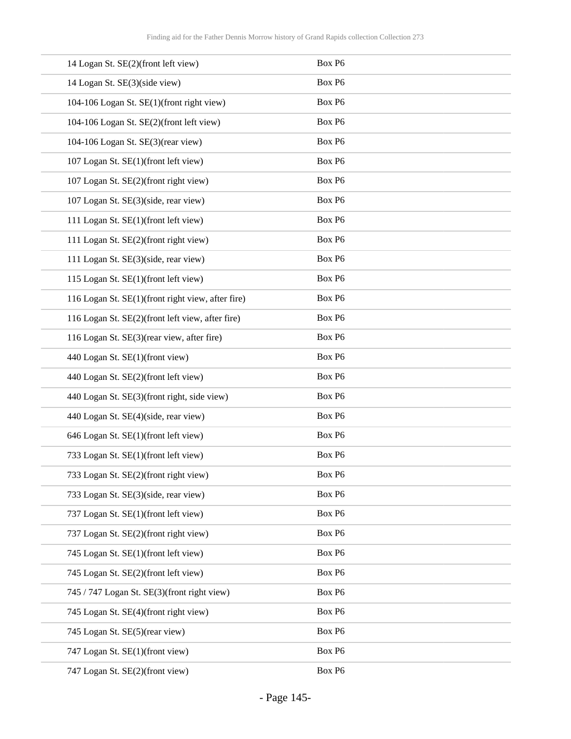| | |
|---|---|
| 14 Logan St. SE(2)(front left view) | Box P6 |
| 14 Logan St. SE(3)(side view) | Box P6 |
| 104-106 Logan St. SE(1)(front right view) | Box P6 |
| 104-106 Logan St. SE(2)(front left view) | Box P6 |
| 104-106 Logan St. SE(3)(rear view) | Box P6 |
| 107 Logan St. SE(1)(front left view) | Box P6 |
| 107 Logan St. SE(2)(front right view) | Box P6 |
| 107 Logan St. SE(3)(side, rear view) | Box P6 |
| 111 Logan St. SE(1)(front left view) | Box P6 |
| 111 Logan St. SE(2)(front right view) | Box P6 |
| 111 Logan St. SE(3)(side, rear view) | Box P6 |
| 115 Logan St. SE(1)(front left view) | Box P6 |
| 116 Logan St. SE(1)(front right view, after fire) | Box P6 |
| 116 Logan St. SE(2)(front left view, after fire) | Box P6 |
| 116 Logan St. SE(3)(rear view, after fire) | Box P6 |
| 440 Logan St. SE(1)(front view) | Box P6 |
| 440 Logan St. SE(2)(front left view) | Box P6 |
| 440 Logan St. SE(3)(front right, side view) | Box P6 |
| 440 Logan St. SE(4)(side, rear view) | Box P6 |
| 646 Logan St. SE(1)(front left view) | Box P6 |
| 733 Logan St. SE(1)(front left view) | Box P6 |
| 733 Logan St. SE(2)(front right view) | Box P6 |
| 733 Logan St. SE(3)(side, rear view) | Box P6 |
| 737 Logan St. SE(1)(front left view) | Box P6 |
| 737 Logan St. SE(2)(front right view) | Box P6 |
| 745 Logan St. SE(1)(front left view) | Box P6 |
| 745 Logan St. SE(2)(front left view) | Box P6 |
| 745 / 747 Logan St. SE(3)(front right view) | Box P6 |
| 745 Logan St. SE(4)(front right view) | Box P6 |
| 745 Logan St. SE(5)(rear view) | Box P6 |
| 747 Logan St. SE(1)(front view) | Box P6 |
| 747 Logan St. SE(2)(front view) | Box P6 |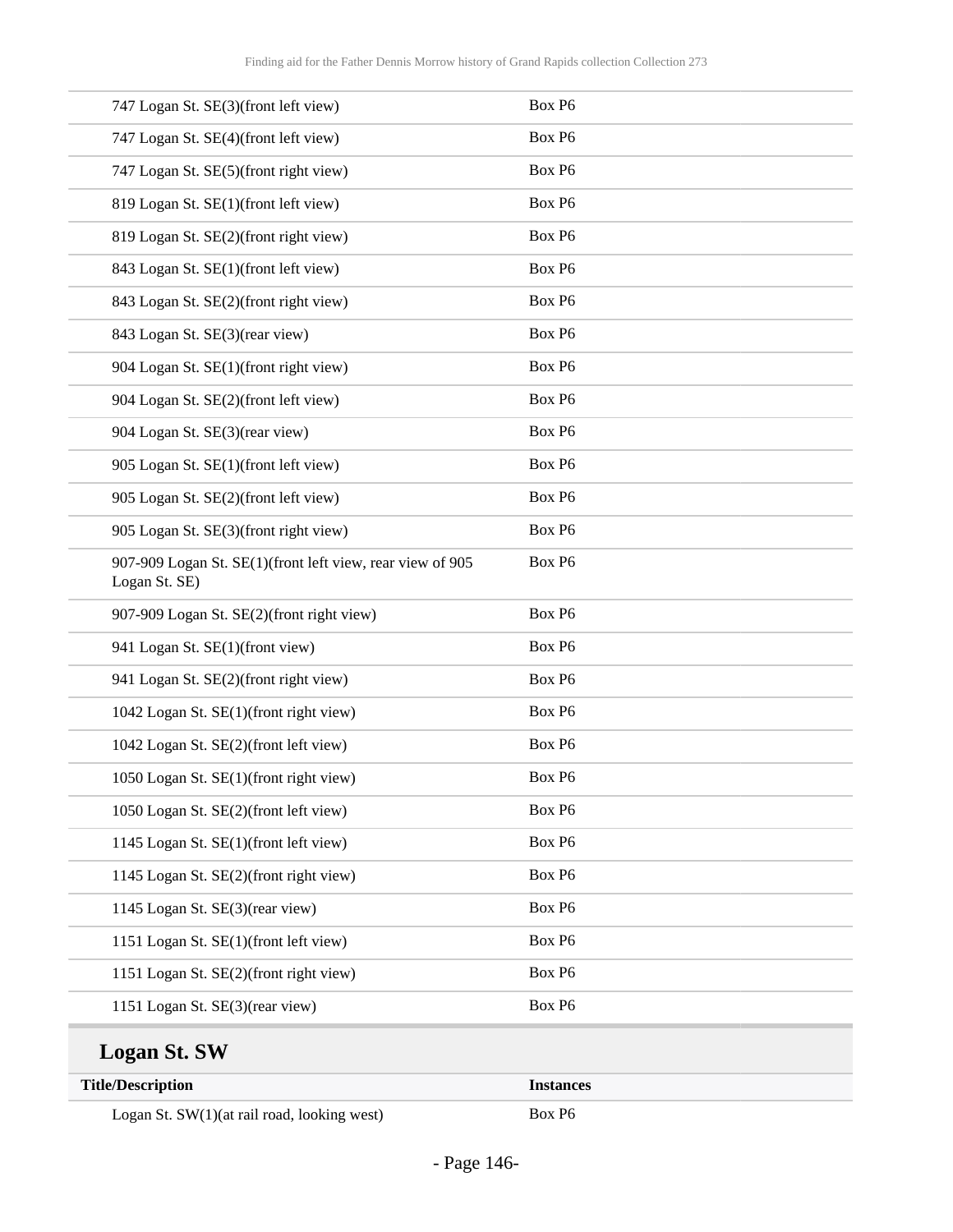| | |
|---|---|
| 747 Logan St. SE(3)(front left view) | Box P6 |
| 747 Logan St. SE(4)(front left view) | Box P6 |
| 747 Logan St. SE(5)(front right view) | Box P6 |
| 819 Logan St. SE(1)(front left view) | Box P6 |
| 819 Logan St. SE(2)(front right view) | Box P6 |
| 843 Logan St. SE(1)(front left view) | Box P6 |
| 843 Logan St. SE(2)(front right view) | Box P6 |
| 843 Logan St. SE(3)(rear view) | Box P6 |
| 904 Logan St. SE(1)(front right view) | Box P6 |
| 904 Logan St. SE(2)(front left view) | Box P6 |
| 904 Logan St. SE(3)(rear view) | Box P6 |
| 905 Logan St. SE(1)(front left view) | Box P6 |
| 905 Logan St. SE(2)(front left view) | Box P6 |
| 905 Logan St. SE(3)(front right view) | Box P6 |
| 907-909 Logan St. SE(1)(front left view, rear view of 905 Logan St. SE) | Box P6 |
| 907-909 Logan St. SE(2)(front right view) | Box P6 |
| 941 Logan St. SE(1)(front view) | Box P6 |
| 941 Logan St. SE(2)(front right view) | Box P6 |
| 1042 Logan St. SE(1)(front right view) | Box P6 |
| 1042 Logan St. SE(2)(front left view) | Box P6 |
| 1050 Logan St. SE(1)(front right view) | Box P6 |
| 1050 Logan St. SE(2)(front left view) | Box P6 |
| 1145 Logan St. SE(1)(front left view) | Box P6 |
| 1145 Logan St. SE(2)(front right view) | Box P6 |
| 1145 Logan St. SE(3)(rear view) | Box P6 |
| 1151 Logan St. SE(1)(front left view) | Box P6 |
| 1151 Logan St. SE(2)(front right view) | Box P6 |
| 1151 Logan St. SE(3)(rear view) | Box P6 |

## Logan St. SW

| Title/Description | Instances |
|---|---|
| Logan St. SW(1)(at rail road, looking west) | Box P6 |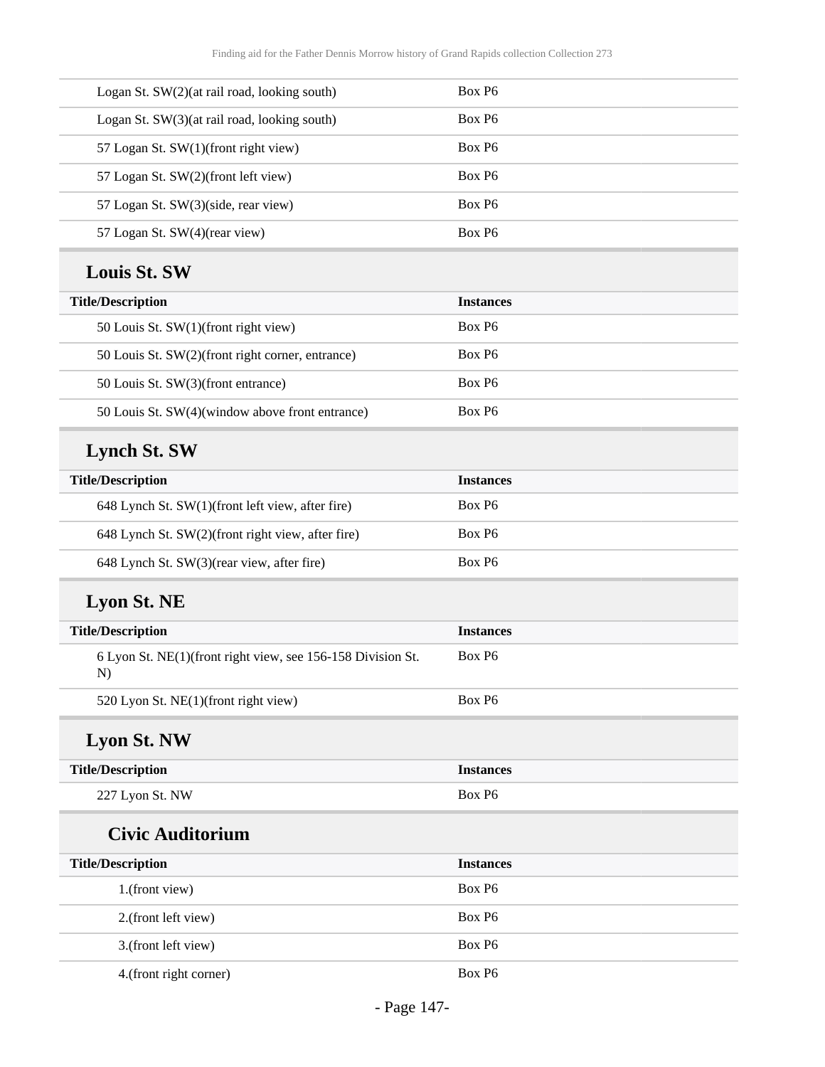| Title/Description | Instances |
|---|---|
| Logan St. SW(2)(at rail road, looking south) | Box P6 |
| Logan St. SW(3)(at rail road, looking south) | Box P6 |
| 57 Logan St. SW(1)(front right view) | Box P6 |
| 57 Logan St. SW(2)(front left view) | Box P6 |
| 57 Logan St. SW(3)(side, rear view) | Box P6 |
| 57 Logan St. SW(4)(rear view) | Box P6 |

## Louis St. SW

| Title/Description | Instances |
|---|---|
| 50 Louis St. SW(1)(front right view) | Box P6 |
| 50 Louis St. SW(2)(front right corner, entrance) | Box P6 |
| 50 Louis St. SW(3)(front entrance) | Box P6 |
| 50 Louis St. SW(4)(window above front entrance) | Box P6 |

## Lynch St. SW

| Title/Description | Instances |
|---|---|
| 648 Lynch St. SW(1)(front left view, after fire) | Box P6 |
| 648 Lynch St. SW(2)(front right view, after fire) | Box P6 |
| 648 Lynch St. SW(3)(rear view, after fire) | Box P6 |

## Lyon St. NE

| Title/Description | Instances |
|---|---|
| 6 Lyon St. NE(1)(front right view, see 156-158 Division St. N) | Box P6 |
| 520 Lyon St. NE(1)(front right view) | Box P6 |

## Lyon St. NW

| Title/Description | Instances |
|---|---|
| 227 Lyon St. NW | Box P6 |

### Civic Auditorium

| Title/Description | Instances |
|---|---|
| 1.(front view) | Box P6 |
| 2.(front left view) | Box P6 |
| 3.(front left view) | Box P6 |
| 4.(front right corner) | Box P6 |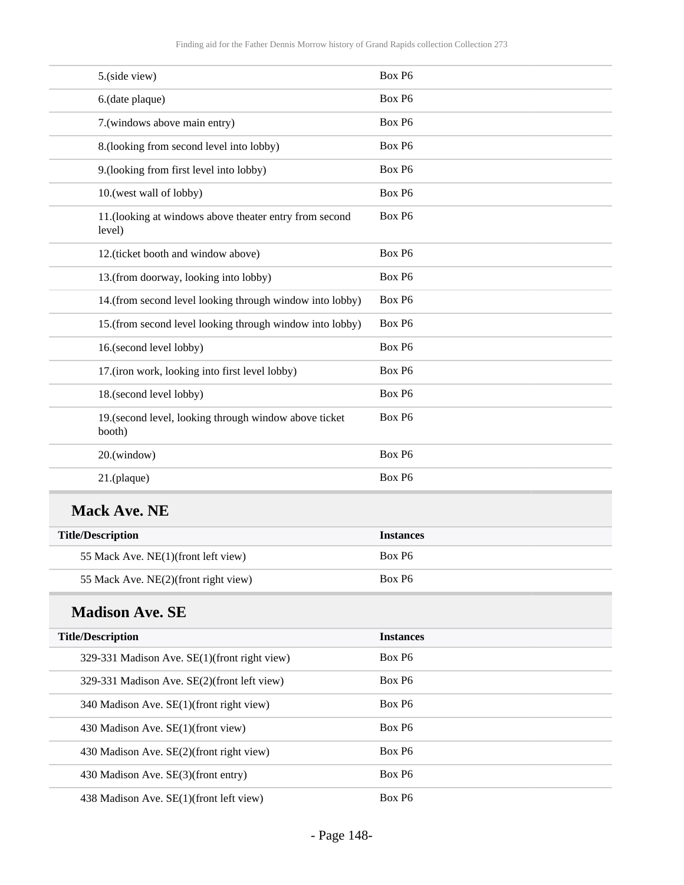| | |
|---|---|
| 5.(side view) | Box P6 |
| 6.(date plaque) | Box P6 |
| 7.(windows above main entry) | Box P6 |
| 8.(looking from second level into lobby) | Box P6 |
| 9.(looking from first level into lobby) | Box P6 |
| 10.(west wall of lobby) | Box P6 |
| 11.(looking at windows above theater entry from second level) | Box P6 |
| 12.(ticket booth and window above) | Box P6 |
| 13.(from doorway, looking into lobby) | Box P6 |
| 14.(from second level looking through window into lobby) | Box P6 |
| 15.(from second level looking through window into lobby) | Box P6 |
| 16.(second level lobby) | Box P6 |
| 17.(iron work, looking into first level lobby) | Box P6 |
| 18.(second level lobby) | Box P6 |
| 19.(second level, looking through window above ticket booth) | Box P6 |
| 20.(window) | Box P6 |
| 21.(plaque) | Box P6 |

## Mack Ave. NE

| Title/Description | Instances |
|---|---|
| 55 Mack Ave. NE(1)(front left view) | Box P6 |
| 55 Mack Ave. NE(2)(front right view) | Box P6 |

## Madison Ave. SE

| Title/Description | Instances |
|---|---|
| 329-331 Madison Ave. SE(1)(front right view) | Box P6 |
| 329-331 Madison Ave. SE(2)(front left view) | Box P6 |
| 340 Madison Ave. SE(1)(front right view) | Box P6 |
| 430 Madison Ave. SE(1)(front view) | Box P6 |
| 430 Madison Ave. SE(2)(front right view) | Box P6 |
| 430 Madison Ave. SE(3)(front entry) | Box P6 |
| 438 Madison Ave. SE(1)(front left view) | Box P6 |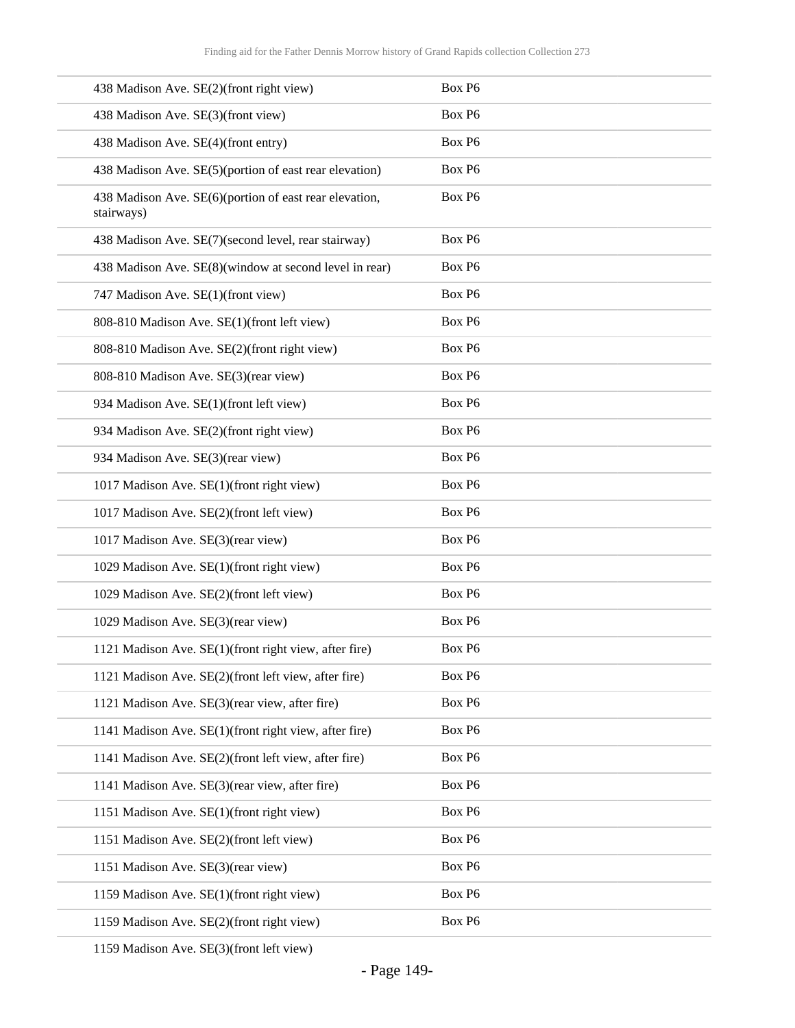| | |
|---|---|
| 438 Madison Ave. SE(2)(front right view) | Box P6 |
| 438 Madison Ave. SE(3)(front view) | Box P6 |
| 438 Madison Ave. SE(4)(front entry) | Box P6 |
| 438 Madison Ave. SE(5)(portion of east rear elevation) | Box P6 |
| 438 Madison Ave. SE(6)(portion of east rear elevation, stairways) | Box P6 |
| 438 Madison Ave. SE(7)(second level, rear stairway) | Box P6 |
| 438 Madison Ave. SE(8)(window at second level in rear) | Box P6 |
| 747 Madison Ave. SE(1)(front view) | Box P6 |
| 808-810 Madison Ave. SE(1)(front left view) | Box P6 |
| 808-810 Madison Ave. SE(2)(front right view) | Box P6 |
| 808-810 Madison Ave. SE(3)(rear view) | Box P6 |
| 934 Madison Ave. SE(1)(front left view) | Box P6 |
| 934 Madison Ave. SE(2)(front right view) | Box P6 |
| 934 Madison Ave. SE(3)(rear view) | Box P6 |
| 1017 Madison Ave. SE(1)(front right view) | Box P6 |
| 1017 Madison Ave. SE(2)(front left view) | Box P6 |
| 1017 Madison Ave. SE(3)(rear view) | Box P6 |
| 1029 Madison Ave. SE(1)(front right view) | Box P6 |
| 1029 Madison Ave. SE(2)(front left view) | Box P6 |
| 1029 Madison Ave. SE(3)(rear view) | Box P6 |
| 1121 Madison Ave. SE(1)(front right view, after fire) | Box P6 |
| 1121 Madison Ave. SE(2)(front left view, after fire) | Box P6 |
| 1121 Madison Ave. SE(3)(rear view, after fire) | Box P6 |
| 1141 Madison Ave. SE(1)(front right view, after fire) | Box P6 |
| 1141 Madison Ave. SE(2)(front left view, after fire) | Box P6 |
| 1141 Madison Ave. SE(3)(rear view, after fire) | Box P6 |
| 1151 Madison Ave. SE(1)(front right view) | Box P6 |
| 1151 Madison Ave. SE(2)(front left view) | Box P6 |
| 1151 Madison Ave. SE(3)(rear view) | Box P6 |
| 1159 Madison Ave. SE(1)(front right view) | Box P6 |
| 1159 Madison Ave. SE(2)(front right view) | Box P6 |
| 1159 Madison Ave. SE(3)(front left view) | |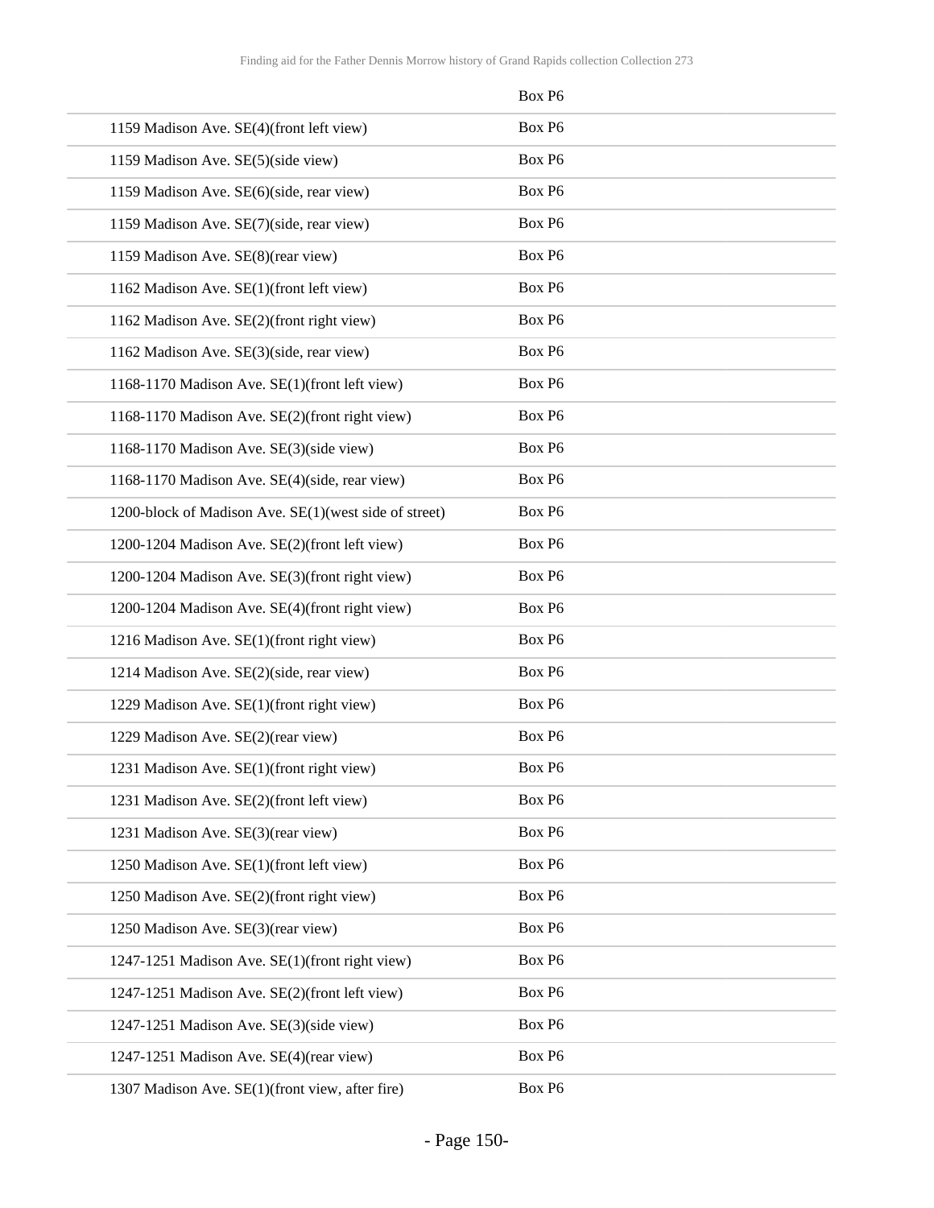| | Box P6 |
|---|---|
| 1159 Madison Ave. SE(4)(front left view) | Box P6 |
| 1159 Madison Ave. SE(5)(side view) | Box P6 |
| 1159 Madison Ave. SE(6)(side, rear view) | Box P6 |
| 1159 Madison Ave. SE(7)(side, rear view) | Box P6 |
| 1159 Madison Ave. SE(8)(rear view) | Box P6 |
| 1162 Madison Ave. SE(1)(front left view) | Box P6 |
| 1162 Madison Ave. SE(2)(front right view) | Box P6 |
| 1162 Madison Ave. SE(3)(side, rear view) | Box P6 |
| 1168-1170 Madison Ave. SE(1)(front left view) | Box P6 |
| 1168-1170 Madison Ave. SE(2)(front right view) | Box P6 |
| 1168-1170 Madison Ave. SE(3)(side view) | Box P6 |
| 1168-1170 Madison Ave. SE(4)(side, rear view) | Box P6 |
| 1200-block of Madison Ave. SE(1)(west side of street) | Box P6 |
| 1200-1204 Madison Ave. SE(2)(front left view) | Box P6 |
| 1200-1204 Madison Ave. SE(3)(front right view) | Box P6 |
| 1200-1204 Madison Ave. SE(4)(front right view) | Box P6 |
| 1216 Madison Ave. SE(1)(front right view) | Box P6 |
| 1214 Madison Ave. SE(2)(side, rear view) | Box P6 |
| 1229 Madison Ave. SE(1)(front right view) | Box P6 |
| 1229 Madison Ave. SE(2)(rear view) | Box P6 |
| 1231 Madison Ave. SE(1)(front right view) | Box P6 |
| 1231 Madison Ave. SE(2)(front left view) | Box P6 |
| 1231 Madison Ave. SE(3)(rear view) | Box P6 |
| 1250 Madison Ave. SE(1)(front left view) | Box P6 |
| 1250 Madison Ave. SE(2)(front right view) | Box P6 |
| 1250 Madison Ave. SE(3)(rear view) | Box P6 |
| 1247-1251 Madison Ave. SE(1)(front right view) | Box P6 |
| 1247-1251 Madison Ave. SE(2)(front left view) | Box P6 |
| 1247-1251 Madison Ave. SE(3)(side view) | Box P6 |
| 1247-1251 Madison Ave. SE(4)(rear view) | Box P6 |
| 1307 Madison Ave. SE(1)(front view, after fire) | Box P6 |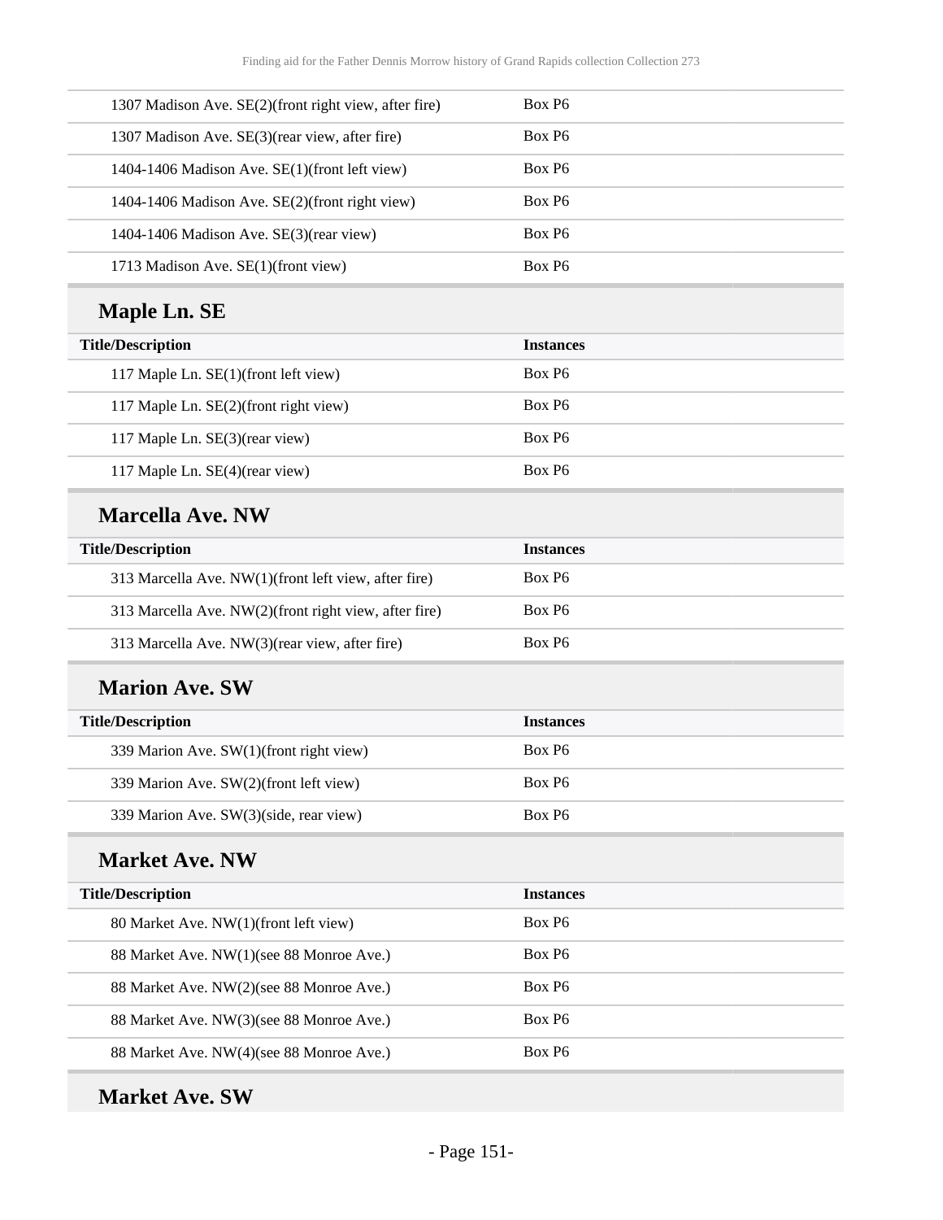| Title/Description | Instances |
| --- | --- |
| 1307 Madison Ave. SE(2)(front right view, after fire) | Box P6 |
| 1307 Madison Ave. SE(3)(rear view, after fire) | Box P6 |
| 1404-1406 Madison Ave. SE(1)(front left view) | Box P6 |
| 1404-1406 Madison Ave. SE(2)(front right view) | Box P6 |
| 1404-1406 Madison Ave. SE(3)(rear view) | Box P6 |
| 1713 Madison Ave. SE(1)(front view) | Box P6 |

## Maple Ln. SE

| Title/Description | Instances |
| --- | --- |
| 117 Maple Ln. SE(1)(front left view) | Box P6 |
| 117 Maple Ln. SE(2)(front right view) | Box P6 |
| 117 Maple Ln. SE(3)(rear view) | Box P6 |
| 117 Maple Ln. SE(4)(rear view) | Box P6 |

## Marcella Ave. NW

| Title/Description | Instances |
| --- | --- |
| 313 Marcella Ave. NW(1)(front left view, after fire) | Box P6 |
| 313 Marcella Ave. NW(2)(front right view, after fire) | Box P6 |
| 313 Marcella Ave. NW(3)(rear view, after fire) | Box P6 |

## Marion Ave. SW

| Title/Description | Instances |
| --- | --- |
| 339 Marion Ave. SW(1)(front right view) | Box P6 |
| 339 Marion Ave. SW(2)(front left view) | Box P6 |
| 339 Marion Ave. SW(3)(side, rear view) | Box P6 |

## Market Ave. NW

| Title/Description | Instances |
| --- | --- |
| 80 Market Ave. NW(1)(front left view) | Box P6 |
| 88 Market Ave. NW(1)(see 88 Monroe Ave.) | Box P6 |
| 88 Market Ave. NW(2)(see 88 Monroe Ave.) | Box P6 |
| 88 Market Ave. NW(3)(see 88 Monroe Ave.) | Box P6 |
| 88 Market Ave. NW(4)(see 88 Monroe Ave.) | Box P6 |

## Market Ave. SW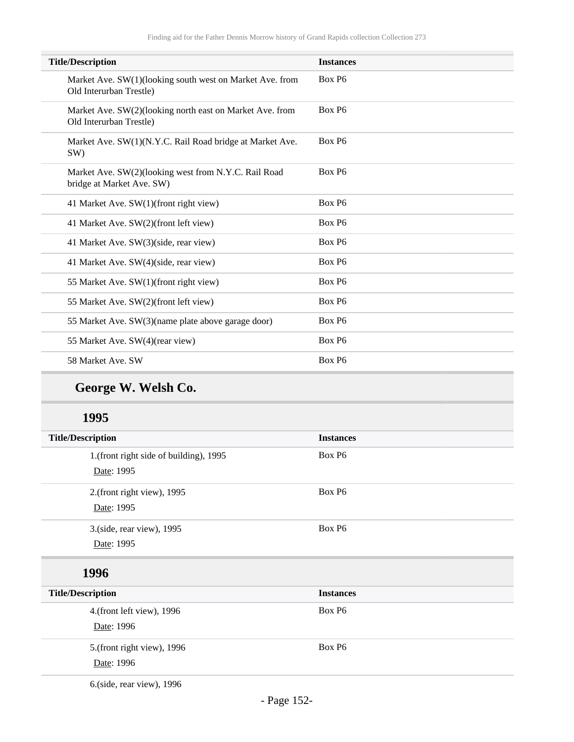| Title/Description | Instances |
|---|---|
| Market Ave. SW(1)(looking south west on Market Ave. from Old Interurban Trestle) | Box P6 |
| Market Ave. SW(2)(looking north east on Market Ave. from Old Interurban Trestle) | Box P6 |
| Market Ave. SW(1)(N.Y.C. Rail Road bridge at Market Ave. SW) | Box P6 |
| Market Ave. SW(2)(looking west from N.Y.C. Rail Road bridge at Market Ave. SW) | Box P6 |
| 41 Market Ave. SW(1)(front right view) | Box P6 |
| 41 Market Ave. SW(2)(front left view) | Box P6 |
| 41 Market Ave. SW(3)(side, rear view) | Box P6 |
| 41 Market Ave. SW(4)(side, rear view) | Box P6 |
| 55 Market Ave. SW(1)(front right view) | Box P6 |
| 55 Market Ave. SW(2)(front left view) | Box P6 |
| 55 Market Ave. SW(3)(name plate above garage door) | Box P6 |
| 55 Market Ave. SW(4)(rear view) | Box P6 |
| 58 Market Ave. SW | Box P6 |

## George W. Welsh Co.

### 1995

| Title/Description | Instances |
|---|---|
| 1.(front right side of building), 1995<br>Date: 1995 | Box P6 |
| 2.(front right view), 1995<br>Date: 1995 | Box P6 |
| 3.(side, rear view), 1995<br>Date: 1995 | Box P6 |

### 1996

| Title/Description | Instances |
|---|---|
| 4.(front left view), 1996<br>Date: 1996 | Box P6 |
| 5.(front right view), 1996<br>Date: 1996 | Box P6 |
| 6.(side, rear view), 1996 | |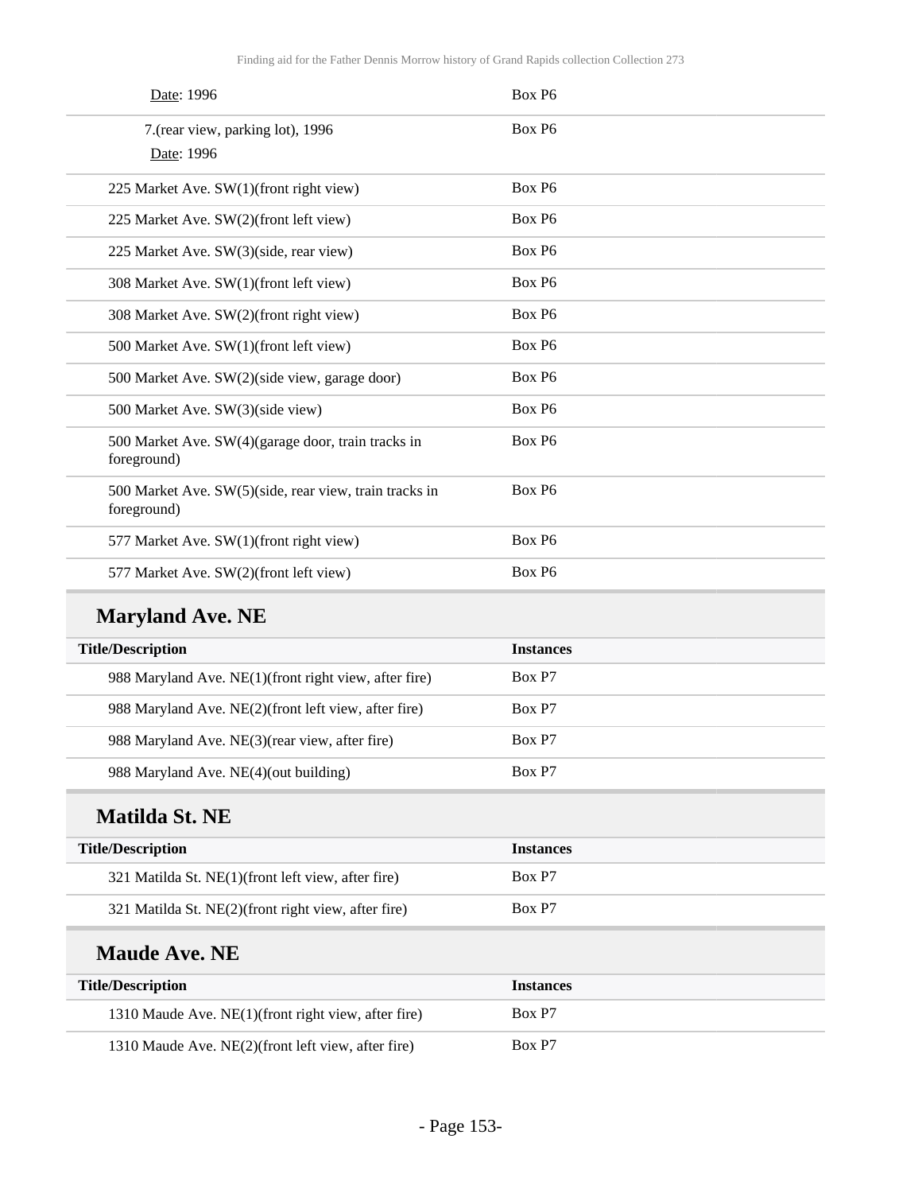| | |
|---|---|
| Date: 1996 | Box P6 |
| 7.(rear view, parking lot), 1996<br>Date: 1996 | Box P6 |
| 225 Market Ave. SW(1)(front right view) | Box P6 |
| 225 Market Ave. SW(2)(front left view) | Box P6 |
| 225 Market Ave. SW(3)(side, rear view) | Box P6 |
| 308 Market Ave. SW(1)(front left view) | Box P6 |
| 308 Market Ave. SW(2)(front right view) | Box P6 |
| 500 Market Ave. SW(1)(front left view) | Box P6 |
| 500 Market Ave. SW(2)(side view, garage door) | Box P6 |
| 500 Market Ave. SW(3)(side view) | Box P6 |
| 500 Market Ave. SW(4)(garage door, train tracks in foreground) | Box P6 |
| 500 Market Ave. SW(5)(side, rear view, train tracks in foreground) | Box P6 |
| 577 Market Ave. SW(1)(front right view) | Box P6 |
| 577 Market Ave. SW(2)(front left view) | Box P6 |

## Maryland Ave. NE

| Title/Description | Instances |
|---|---|
| 988 Maryland Ave. NE(1)(front right view, after fire) | Box P7 |
| 988 Maryland Ave. NE(2)(front left view, after fire) | Box P7 |
| 988 Maryland Ave. NE(3)(rear view, after fire) | Box P7 |
| 988 Maryland Ave. NE(4)(out building) | Box P7 |

## Matilda St. NE

| Title/Description | Instances |
|---|---|
| 321 Matilda St. NE(1)(front left view, after fire) | Box P7 |
| 321 Matilda St. NE(2)(front right view, after fire) | Box P7 |

## Maude Ave. NE

| Title/Description | Instances |
|---|---|
| 1310 Maude Ave. NE(1)(front right view, after fire) | Box P7 |
| 1310 Maude Ave. NE(2)(front left view, after fire) | Box P7 |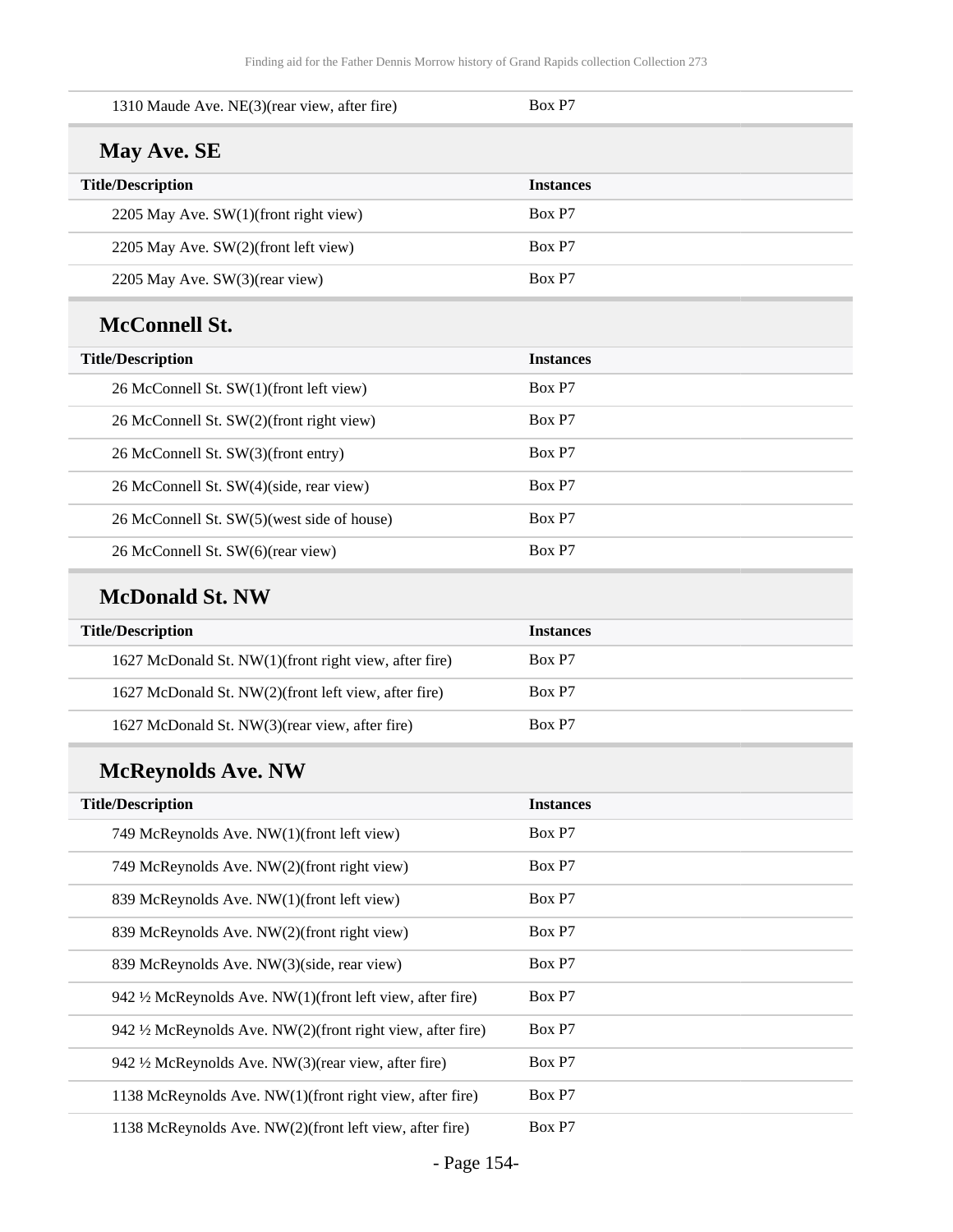| Title/Description | Instances |
|---|---|
| 1310 Maude Ave. NE(3)(rear view, after fire) | Box P7 |

## May Ave. SE

| Title/Description | Instances |
|---|---|
| 2205 May Ave. SW(1)(front right view) | Box P7 |
| 2205 May Ave. SW(2)(front left view) | Box P7 |
| 2205 May Ave. SW(3)(rear view) | Box P7 |

## McConnell St.

| Title/Description | Instances |
|---|---|
| 26 McConnell St. SW(1)(front left view) | Box P7 |
| 26 McConnell St. SW(2)(front right view) | Box P7 |
| 26 McConnell St. SW(3)(front entry) | Box P7 |
| 26 McConnell St. SW(4)(side, rear view) | Box P7 |
| 26 McConnell St. SW(5)(west side of house) | Box P7 |
| 26 McConnell St. SW(6)(rear view) | Box P7 |

## McDonald St. NW

| Title/Description | Instances |
|---|---|
| 1627 McDonald St. NW(1)(front right view, after fire) | Box P7 |
| 1627 McDonald St. NW(2)(front left view, after fire) | Box P7 |
| 1627 McDonald St. NW(3)(rear view, after fire) | Box P7 |

## McReynolds Ave. NW

| Title/Description | Instances |
|---|---|
| 749 McReynolds Ave. NW(1)(front left view) | Box P7 |
| 749 McReynolds Ave. NW(2)(front right view) | Box P7 |
| 839 McReynolds Ave. NW(1)(front left view) | Box P7 |
| 839 McReynolds Ave. NW(2)(front right view) | Box P7 |
| 839 McReynolds Ave. NW(3)(side, rear view) | Box P7 |
| 942 ½ McReynolds Ave. NW(1)(front left view, after fire) | Box P7 |
| 942 ½ McReynolds Ave. NW(2)(front right view, after fire) | Box P7 |
| 942 ½ McReynolds Ave. NW(3)(rear view, after fire) | Box P7 |
| 1138 McReynolds Ave. NW(1)(front right view, after fire) | Box P7 |
| 1138 McReynolds Ave. NW(2)(front left view, after fire) | Box P7 |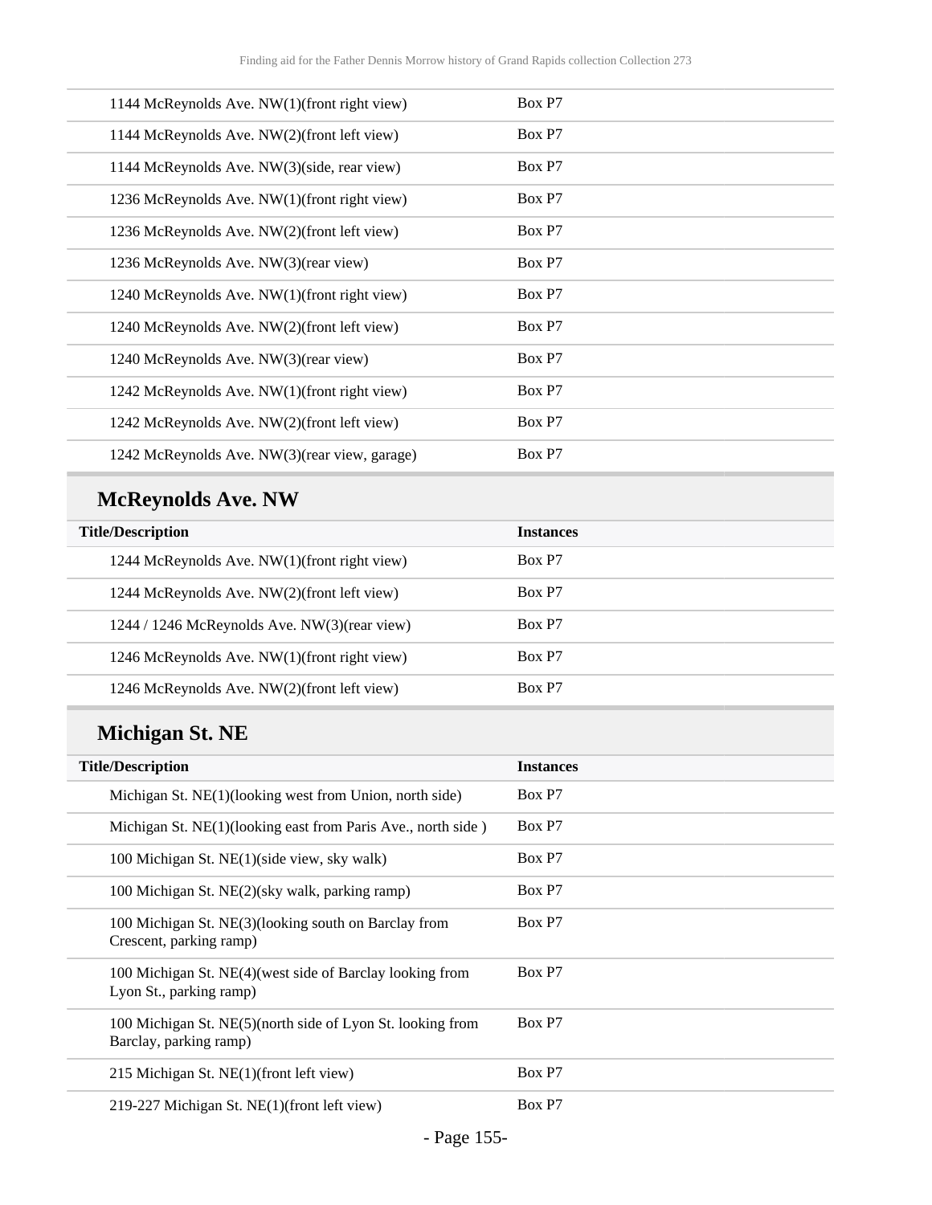| Title/Description | Instances |
|---|---|
| 1144 McReynolds Ave. NW(1)(front right view) | Box P7 |
| 1144 McReynolds Ave. NW(2)(front left view) | Box P7 |
| 1144 McReynolds Ave. NW(3)(side, rear view) | Box P7 |
| 1236 McReynolds Ave. NW(1)(front right view) | Box P7 |
| 1236 McReynolds Ave. NW(2)(front left view) | Box P7 |
| 1236 McReynolds Ave. NW(3)(rear view) | Box P7 |
| 1240 McReynolds Ave. NW(1)(front right view) | Box P7 |
| 1240 McReynolds Ave. NW(2)(front left view) | Box P7 |
| 1240 McReynolds Ave. NW(3)(rear view) | Box P7 |
| 1242 McReynolds Ave. NW(1)(front right view) | Box P7 |
| 1242 McReynolds Ave. NW(2)(front left view) | Box P7 |
| 1242 McReynolds Ave. NW(3)(rear view, garage) | Box P7 |

## McReynolds Ave. NW

| Title/Description | Instances |
|---|---|
| 1244 McReynolds Ave. NW(1)(front right view) | Box P7 |
| 1244 McReynolds Ave. NW(2)(front left view) | Box P7 |
| 1244 / 1246 McReynolds Ave. NW(3)(rear view) | Box P7 |
| 1246 McReynolds Ave. NW(1)(front right view) | Box P7 |
| 1246 McReynolds Ave. NW(2)(front left view) | Box P7 |

## Michigan St. NE

| Title/Description | Instances |
|---|---|
| Michigan St. NE(1)(looking west from Union, north side) | Box P7 |
| Michigan St. NE(1)(looking east from Paris Ave., north side ) | Box P7 |
| 100 Michigan St. NE(1)(side view, sky walk) | Box P7 |
| 100 Michigan St. NE(2)(sky walk, parking ramp) | Box P7 |
| 100 Michigan St. NE(3)(looking south on Barclay from Crescent, parking ramp) | Box P7 |
| 100 Michigan St. NE(4)(west side of Barclay looking from Lyon St., parking ramp) | Box P7 |
| 100 Michigan St. NE(5)(north side of Lyon St. looking from Barclay, parking ramp) | Box P7 |
| 215 Michigan St. NE(1)(front left view) | Box P7 |
| 219-227 Michigan St. NE(1)(front left view) | Box P7 |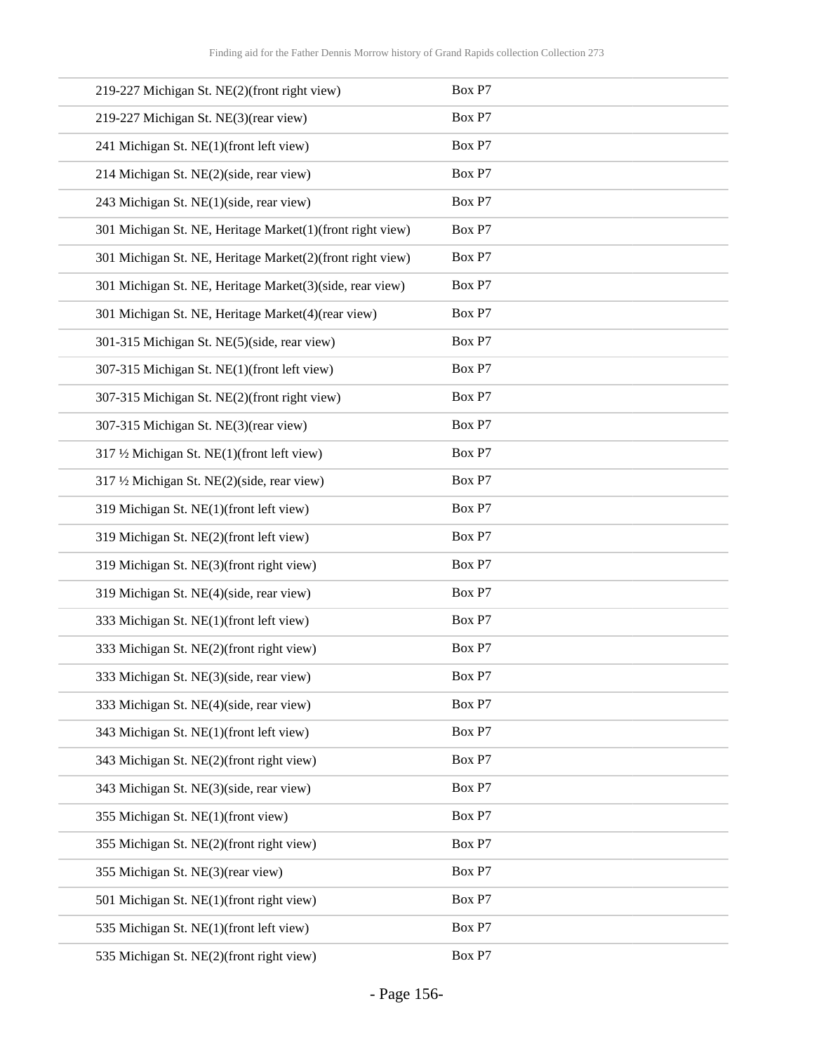| | |
|---|---|
| 219-227 Michigan St. NE(2)(front right view) | Box P7 |
| 219-227 Michigan St. NE(3)(rear view) | Box P7 |
| 241 Michigan St. NE(1)(front left view) | Box P7 |
| 214 Michigan St. NE(2)(side, rear view) | Box P7 |
| 243 Michigan St. NE(1)(side, rear view) | Box P7 |
| 301 Michigan St. NE, Heritage Market(1)(front right view) | Box P7 |
| 301 Michigan St. NE, Heritage Market(2)(front right view) | Box P7 |
| 301 Michigan St. NE, Heritage Market(3)(side, rear view) | Box P7 |
| 301 Michigan St. NE, Heritage Market(4)(rear view) | Box P7 |
| 301-315 Michigan St. NE(5)(side, rear view) | Box P7 |
| 307-315 Michigan St. NE(1)(front left view) | Box P7 |
| 307-315 Michigan St. NE(2)(front right view) | Box P7 |
| 307-315 Michigan St. NE(3)(rear view) | Box P7 |
| 317 ½ Michigan St. NE(1)(front left view) | Box P7 |
| 317 ½ Michigan St. NE(2)(side, rear view) | Box P7 |
| 319 Michigan St. NE(1)(front left view) | Box P7 |
| 319 Michigan St. NE(2)(front left view) | Box P7 |
| 319 Michigan St. NE(3)(front right view) | Box P7 |
| 319 Michigan St. NE(4)(side, rear view) | Box P7 |
| 333 Michigan St. NE(1)(front left view) | Box P7 |
| 333 Michigan St. NE(2)(front right view) | Box P7 |
| 333 Michigan St. NE(3)(side, rear view) | Box P7 |
| 333 Michigan St. NE(4)(side, rear view) | Box P7 |
| 343 Michigan St. NE(1)(front left view) | Box P7 |
| 343 Michigan St. NE(2)(front right view) | Box P7 |
| 343 Michigan St. NE(3)(side, rear view) | Box P7 |
| 355 Michigan St. NE(1)(front view) | Box P7 |
| 355 Michigan St. NE(2)(front right view) | Box P7 |
| 355 Michigan St. NE(3)(rear view) | Box P7 |
| 501 Michigan St. NE(1)(front right view) | Box P7 |
| 535 Michigan St. NE(1)(front left view) | Box P7 |
| 535 Michigan St. NE(2)(front right view) | Box P7 |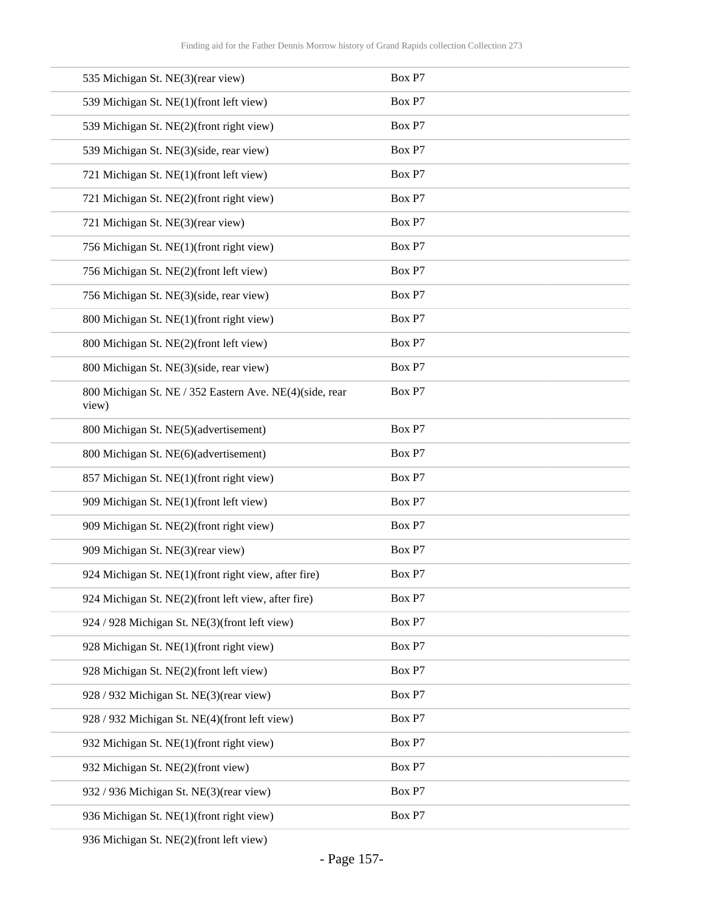| | |
|---|---|
| 535 Michigan St. NE(3)(rear view) | Box P7 |
| 539 Michigan St. NE(1)(front left view) | Box P7 |
| 539 Michigan St. NE(2)(front right view) | Box P7 |
| 539 Michigan St. NE(3)(side, rear view) | Box P7 |
| 721 Michigan St. NE(1)(front left view) | Box P7 |
| 721 Michigan St. NE(2)(front right view) | Box P7 |
| 721 Michigan St. NE(3)(rear view) | Box P7 |
| 756 Michigan St. NE(1)(front right view) | Box P7 |
| 756 Michigan St. NE(2)(front left view) | Box P7 |
| 756 Michigan St. NE(3)(side, rear view) | Box P7 |
| 800 Michigan St. NE(1)(front right view) | Box P7 |
| 800 Michigan St. NE(2)(front left view) | Box P7 |
| 800 Michigan St. NE(3)(side, rear view) | Box P7 |
| 800 Michigan St. NE / 352 Eastern Ave. NE(4)(side, rear view) | Box P7 |
| 800 Michigan St. NE(5)(advertisement) | Box P7 |
| 800 Michigan St. NE(6)(advertisement) | Box P7 |
| 857 Michigan St. NE(1)(front right view) | Box P7 |
| 909 Michigan St. NE(1)(front left view) | Box P7 |
| 909 Michigan St. NE(2)(front right view) | Box P7 |
| 909 Michigan St. NE(3)(rear view) | Box P7 |
| 924 Michigan St. NE(1)(front right view, after fire) | Box P7 |
| 924 Michigan St. NE(2)(front left view, after fire) | Box P7 |
| 924 / 928 Michigan St. NE(3)(front left view) | Box P7 |
| 928 Michigan St. NE(1)(front right view) | Box P7 |
| 928 Michigan St. NE(2)(front left view) | Box P7 |
| 928 / 932 Michigan St. NE(3)(rear view) | Box P7 |
| 928 / 932 Michigan St. NE(4)(front left view) | Box P7 |
| 932 Michigan St. NE(1)(front right view) | Box P7 |
| 932 Michigan St. NE(2)(front view) | Box P7 |
| 932 / 936 Michigan St. NE(3)(rear view) | Box P7 |
| 936 Michigan St. NE(1)(front right view) | Box P7 |
| 936 Michigan St. NE(2)(front left view) | |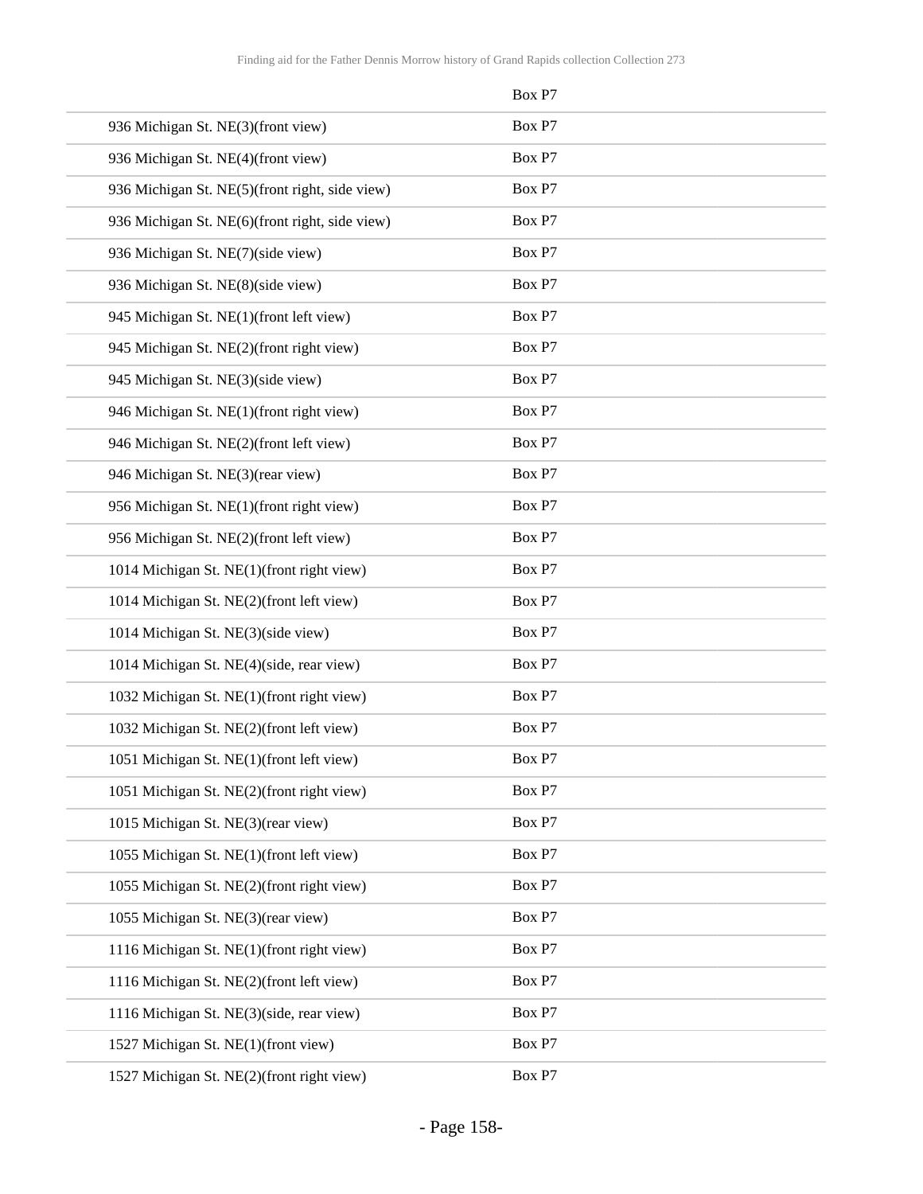| | Box P7 |
|---|---|
| 936 Michigan St. NE(3)(front view) | Box P7 |
| 936 Michigan St. NE(4)(front view) | Box P7 |
| 936 Michigan St. NE(5)(front right, side view) | Box P7 |
| 936 Michigan St. NE(6)(front right, side view) | Box P7 |
| 936 Michigan St. NE(7)(side view) | Box P7 |
| 936 Michigan St. NE(8)(side view) | Box P7 |
| 945 Michigan St. NE(1)(front left view) | Box P7 |
| 945 Michigan St. NE(2)(front right view) | Box P7 |
| 945 Michigan St. NE(3)(side view) | Box P7 |
| 946 Michigan St. NE(1)(front right view) | Box P7 |
| 946 Michigan St. NE(2)(front left view) | Box P7 |
| 946 Michigan St. NE(3)(rear view) | Box P7 |
| 956 Michigan St. NE(1)(front right view) | Box P7 |
| 956 Michigan St. NE(2)(front left view) | Box P7 |
| 1014 Michigan St. NE(1)(front right view) | Box P7 |
| 1014 Michigan St. NE(2)(front left view) | Box P7 |
| 1014 Michigan St. NE(3)(side view) | Box P7 |
| 1014 Michigan St. NE(4)(side, rear view) | Box P7 |
| 1032 Michigan St. NE(1)(front right view) | Box P7 |
| 1032 Michigan St. NE(2)(front left view) | Box P7 |
| 1051 Michigan St. NE(1)(front left view) | Box P7 |
| 1051 Michigan St. NE(2)(front right view) | Box P7 |
| 1015 Michigan St. NE(3)(rear view) | Box P7 |
| 1055 Michigan St. NE(1)(front left view) | Box P7 |
| 1055 Michigan St. NE(2)(front right view) | Box P7 |
| 1055 Michigan St. NE(3)(rear view) | Box P7 |
| 1116 Michigan St. NE(1)(front right view) | Box P7 |
| 1116 Michigan St. NE(2)(front left view) | Box P7 |
| 1116 Michigan St. NE(3)(side, rear view) | Box P7 |
| 1527 Michigan St. NE(1)(front view) | Box P7 |
| 1527 Michigan St. NE(2)(front right view) | Box P7 |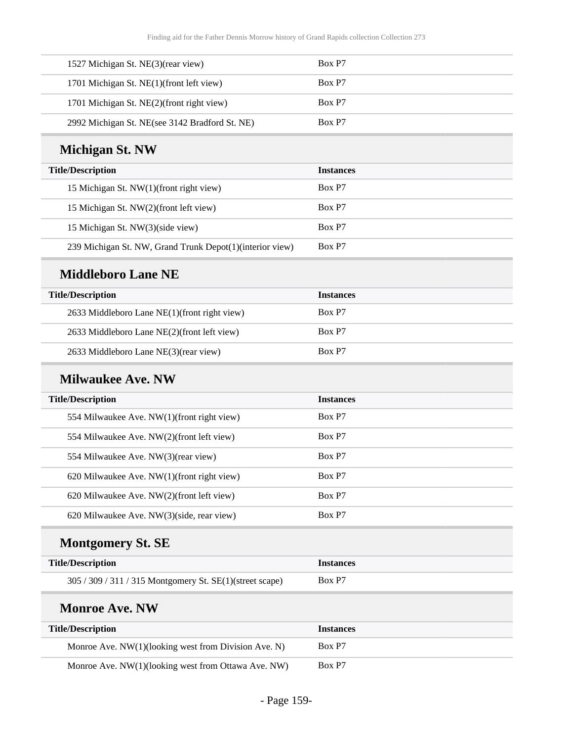| Title/Description | Instances |
|---|---|
| 1527 Michigan St. NE(3)(rear view) | Box P7 |
| 1701 Michigan St. NE(1)(front left view) | Box P7 |
| 1701 Michigan St. NE(2)(front right view) | Box P7 |
| 2992 Michigan St. NE(see 3142 Bradford St. NE) | Box P7 |

## Michigan St. NW

| Title/Description | Instances |
|---|---|
| 15 Michigan St. NW(1)(front right view) | Box P7 |
| 15 Michigan St. NW(2)(front left view) | Box P7 |
| 15 Michigan St. NW(3)(side view) | Box P7 |
| 239 Michigan St. NW, Grand Trunk Depot(1)(interior view) | Box P7 |

## Middleboro Lane NE

| Title/Description | Instances |
|---|---|
| 2633 Middleboro Lane NE(1)(front right view) | Box P7 |
| 2633 Middleboro Lane NE(2)(front left view) | Box P7 |
| 2633 Middleboro Lane NE(3)(rear view) | Box P7 |

## Milwaukee Ave. NW

| Title/Description | Instances |
|---|---|
| 554 Milwaukee Ave. NW(1)(front right view) | Box P7 |
| 554 Milwaukee Ave. NW(2)(front left view) | Box P7 |
| 554 Milwaukee Ave. NW(3)(rear view) | Box P7 |
| 620 Milwaukee Ave. NW(1)(front right view) | Box P7 |
| 620 Milwaukee Ave. NW(2)(front left view) | Box P7 |
| 620 Milwaukee Ave. NW(3)(side, rear view) | Box P7 |

## Montgomery St. SE

| Title/Description | Instances |
|---|---|
| 305 / 309 / 311 / 315 Montgomery St. SE(1)(street scape) | Box P7 |

## Monroe Ave. NW

| Title/Description | Instances |
|---|---|
| Monroe Ave. NW(1)(looking west from Division Ave. N) | Box P7 |
| Monroe Ave. NW(1)(looking west from Ottawa Ave. NW) | Box P7 |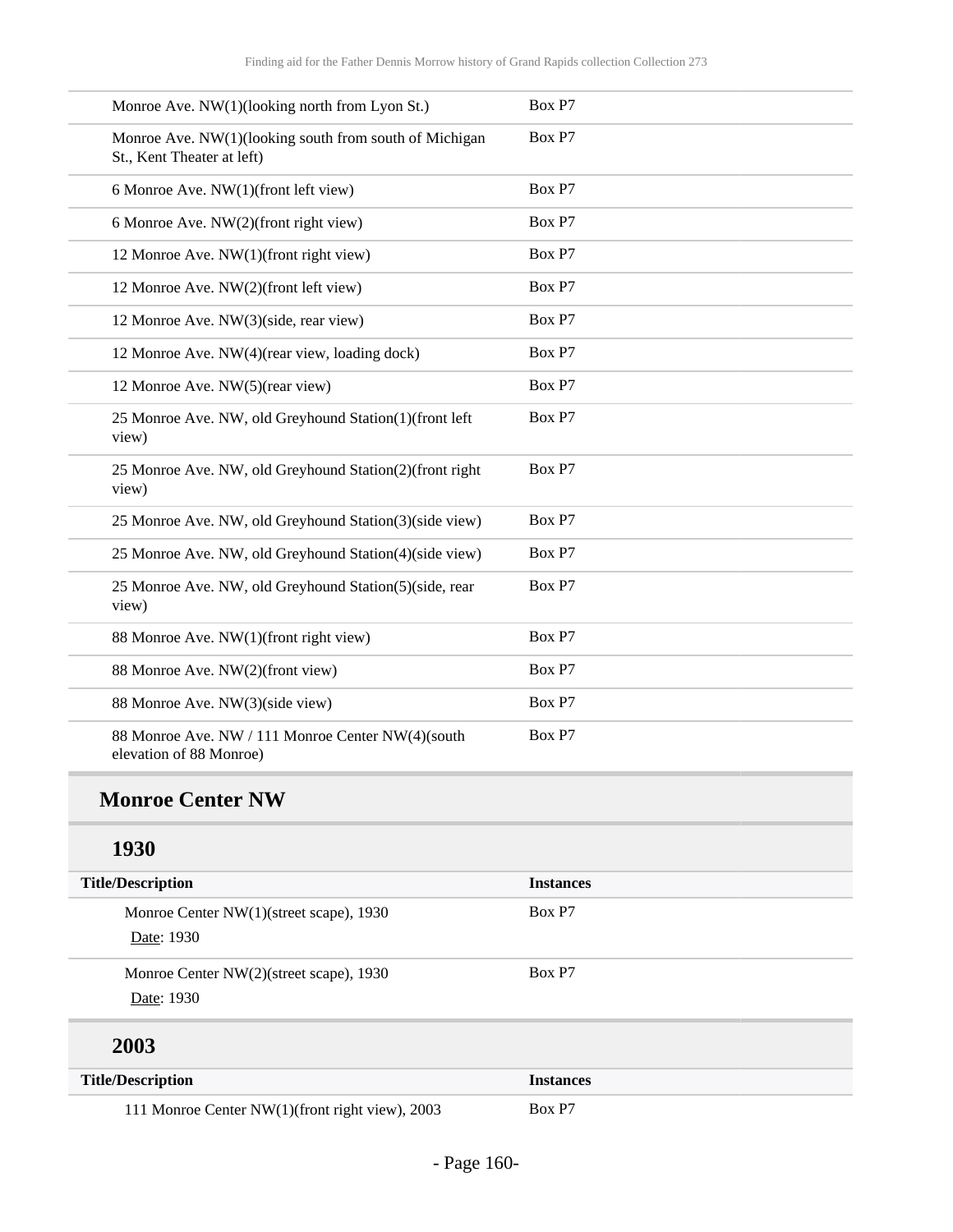| | |
|---|---|
| Monroe Ave. NW(1)(looking north from Lyon St.) | Box P7 |
| Monroe Ave. NW(1)(looking south from south of Michigan St., Kent Theater at left) | Box P7 |
| 6 Monroe Ave. NW(1)(front left view) | Box P7 |
| 6 Monroe Ave. NW(2)(front right view) | Box P7 |
| 12 Monroe Ave. NW(1)(front right view) | Box P7 |
| 12 Monroe Ave. NW(2)(front left view) | Box P7 |
| 12 Monroe Ave. NW(3)(side, rear view) | Box P7 |
| 12 Monroe Ave. NW(4)(rear view, loading dock) | Box P7 |
| 12 Monroe Ave. NW(5)(rear view) | Box P7 |
| 25 Monroe Ave. NW, old Greyhound Station(1)(front left view) | Box P7 |
| 25 Monroe Ave. NW, old Greyhound Station(2)(front right view) | Box P7 |
| 25 Monroe Ave. NW, old Greyhound Station(3)(side view) | Box P7 |
| 25 Monroe Ave. NW, old Greyhound Station(4)(side view) | Box P7 |
| 25 Monroe Ave. NW, old Greyhound Station(5)(side, rear view) | Box P7 |
| 88 Monroe Ave. NW(1)(front right view) | Box P7 |
| 88 Monroe Ave. NW(2)(front view) | Box P7 |
| 88 Monroe Ave. NW(3)(side view) | Box P7 |
| 88 Monroe Ave. NW / 111 Monroe Center NW(4)(south elevation of 88 Monroe) | Box P7 |

## Monroe Center NW

### 1930

| Title/Description | Instances |
|---|---|
| Monroe Center NW(1)(street scape), 1930<br>Date: 1930 | Box P7 |
| Monroe Center NW(2)(street scape), 1930<br>Date: 1930 | Box P7 |

### 2003

| Title/Description | Instances |
|---|---|
| 111 Monroe Center NW(1)(front right view), 2003 | Box P7 |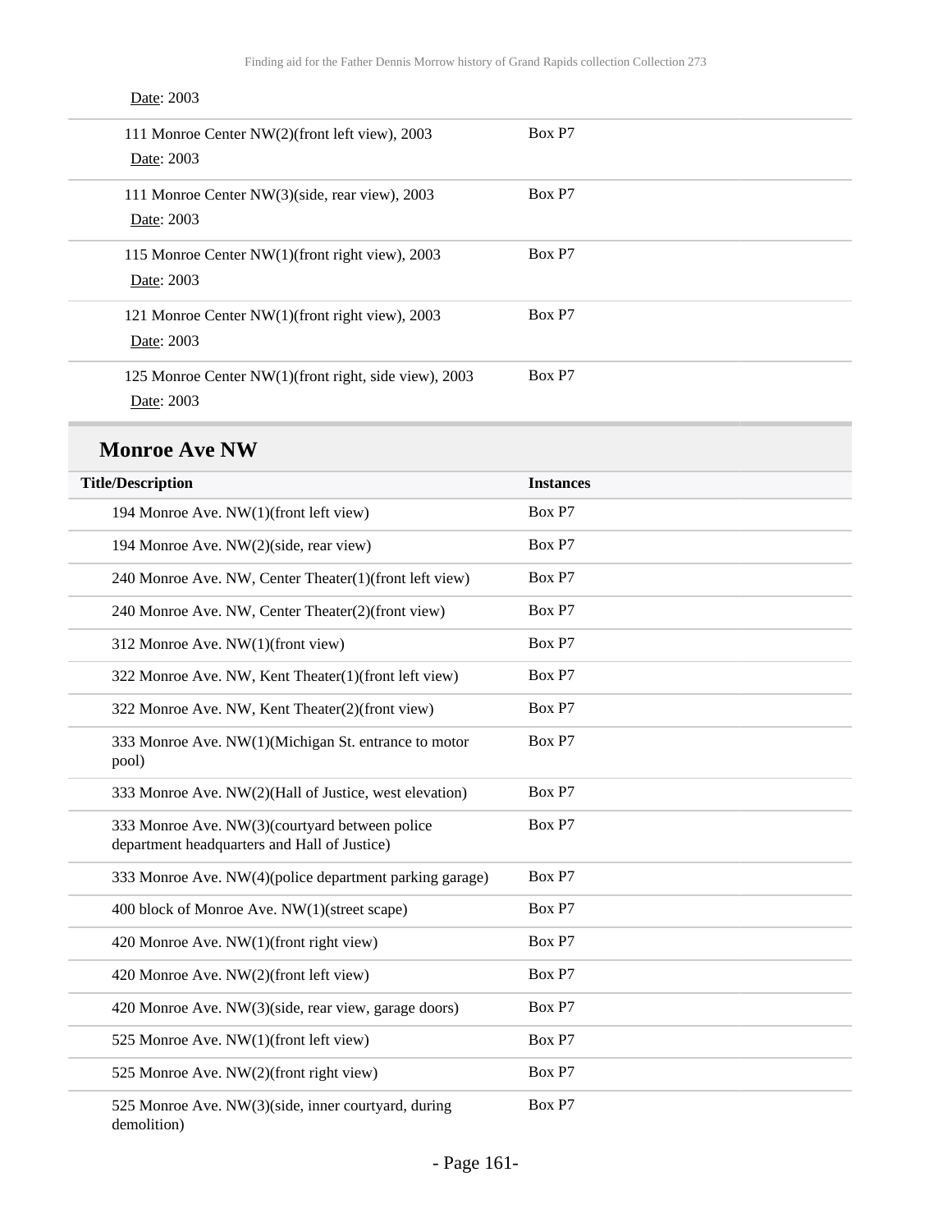Date: 2003

| | |
|---|---|
| 111 Monroe Center NW(2)(front left view), 2003<br>Date: 2003 | Box P7 |
| 111 Monroe Center NW(3)(side, rear view), 2003<br>Date: 2003 | Box P7 |
| 115 Monroe Center NW(1)(front right view), 2003<br>Date: 2003 | Box P7 |
| 121 Monroe Center NW(1)(front right view), 2003<br>Date: 2003 | Box P7 |
| 125 Monroe Center NW(1)(front right, side view), 2003<br>Date: 2003 | Box P7 |

## Monroe Ave NW

| Title/Description | Instances |
|---|---|
| 194 Monroe Ave. NW(1)(front left view) | Box P7 |
| 194 Monroe Ave. NW(2)(side, rear view) | Box P7 |
| 240 Monroe Ave. NW, Center Theater(1)(front left view) | Box P7 |
| 240 Monroe Ave. NW, Center Theater(2)(front view) | Box P7 |
| 312 Monroe Ave. NW(1)(front view) | Box P7 |
| 322 Monroe Ave. NW, Kent Theater(1)(front left view) | Box P7 |
| 322 Monroe Ave. NW, Kent Theater(2)(front view) | Box P7 |
| 333 Monroe Ave. NW(1)(Michigan St. entrance to motor pool) | Box P7 |
| 333 Monroe Ave. NW(2)(Hall of Justice, west elevation) | Box P7 |
| 333 Monroe Ave. NW(3)(courtyard between police department headquarters and Hall of Justice) | Box P7 |
| 333 Monroe Ave. NW(4)(police department parking garage) | Box P7 |
| 400 block of Monroe Ave. NW(1)(street scape) | Box P7 |
| 420 Monroe Ave. NW(1)(front right view) | Box P7 |
| 420 Monroe Ave. NW(2)(front left view) | Box P7 |
| 420 Monroe Ave. NW(3)(side, rear view, garage doors) | Box P7 |
| 525 Monroe Ave. NW(1)(front left view) | Box P7 |
| 525 Monroe Ave. NW(2)(front right view) | Box P7 |
| 525 Monroe Ave. NW(3)(side, inner courtyard, during demolition) | Box P7 |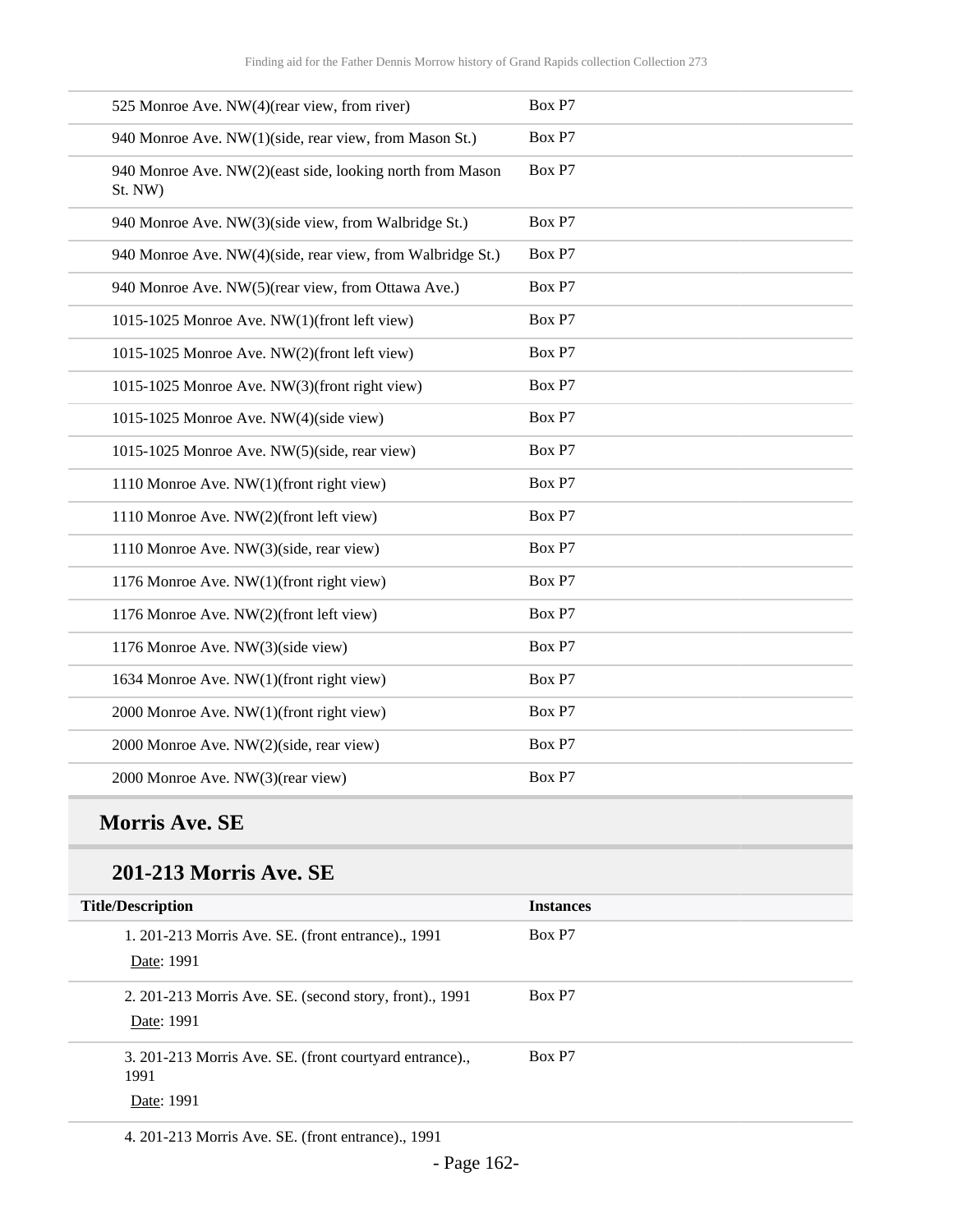| | |
|---|---|
| 525 Monroe Ave. NW(4)(rear view, from river) | Box P7 |
| 940 Monroe Ave. NW(1)(side, rear view, from Mason St.) | Box P7 |
| 940 Monroe Ave. NW(2)(east side, looking north from Mason St. NW) | Box P7 |
| 940 Monroe Ave. NW(3)(side view, from Walbridge St.) | Box P7 |
| 940 Monroe Ave. NW(4)(side, rear view, from Walbridge St.) | Box P7 |
| 940 Monroe Ave. NW(5)(rear view, from Ottawa Ave.) | Box P7 |
| 1015-1025 Monroe Ave. NW(1)(front left view) | Box P7 |
| 1015-1025 Monroe Ave. NW(2)(front left view) | Box P7 |
| 1015-1025 Monroe Ave. NW(3)(front right view) | Box P7 |
| 1015-1025 Monroe Ave. NW(4)(side view) | Box P7 |
| 1015-1025 Monroe Ave. NW(5)(side, rear view) | Box P7 |
| 1110 Monroe Ave. NW(1)(front right view) | Box P7 |
| 1110 Monroe Ave. NW(2)(front left view) | Box P7 |
| 1110 Monroe Ave. NW(3)(side, rear view) | Box P7 |
| 1176 Monroe Ave. NW(1)(front right view) | Box P7 |
| 1176 Monroe Ave. NW(2)(front left view) | Box P7 |
| 1176 Monroe Ave. NW(3)(side view) | Box P7 |
| 1634 Monroe Ave. NW(1)(front right view) | Box P7 |
| 2000 Monroe Ave. NW(1)(front right view) | Box P7 |
| 2000 Monroe Ave. NW(2)(side, rear view) | Box P7 |
| 2000 Monroe Ave. NW(3)(rear view) | Box P7 |

## Morris Ave. SE

### 201-213 Morris Ave. SE

| Title/Description | Instances |
|---|---|
| 1. 201-213 Morris Ave. SE. (front entrance)., 1991<br>Date: 1991 | Box P7 |
| 2. 201-213 Morris Ave. SE. (second story, front)., 1991<br>Date: 1991 | Box P7 |
| 3. 201-213 Morris Ave. SE. (front courtyard entrance)., 1991<br>Date: 1991 | Box P7 |
| 4. 201-213 Morris Ave. SE. (front entrance)., 1991 | |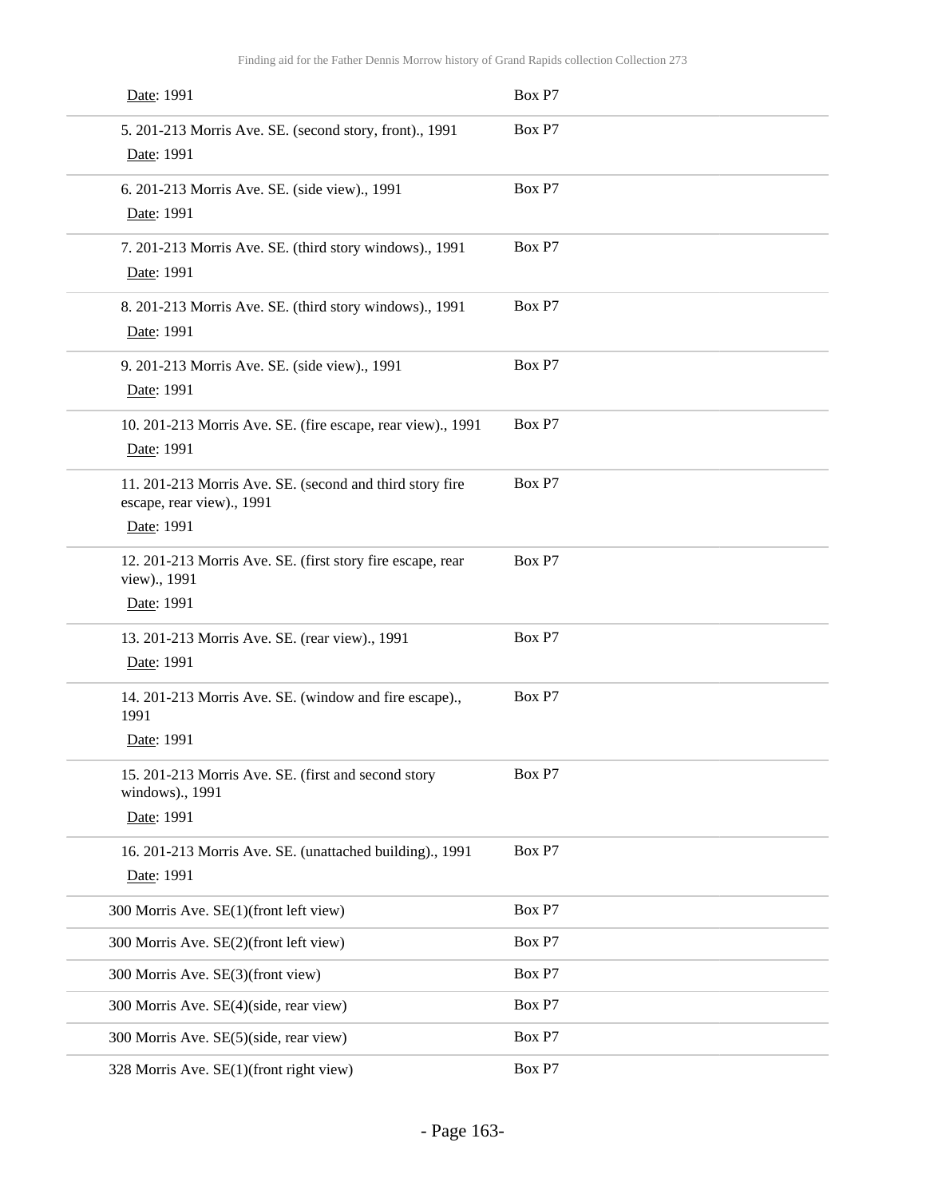| | |
|---|---|
| Date: 1991 | Box P7 |
| 5. 201-213 Morris Ave. SE. (second story, front)., 1991<br>Date: 1991 | Box P7 |
| 6. 201-213 Morris Ave. SE. (side view)., 1991<br>Date: 1991 | Box P7 |
| 7. 201-213 Morris Ave. SE. (third story windows)., 1991<br>Date: 1991 | Box P7 |
| 8. 201-213 Morris Ave. SE. (third story windows)., 1991<br>Date: 1991 | Box P7 |
| 9. 201-213 Morris Ave. SE. (side view)., 1991<br>Date: 1991 | Box P7 |
| 10. 201-213 Morris Ave. SE. (fire escape, rear view)., 1991<br>Date: 1991 | Box P7 |
| 11. 201-213 Morris Ave. SE. (second and third story fire escape, rear view)., 1991<br>Date: 1991 | Box P7 |
| 12. 201-213 Morris Ave. SE. (first story fire escape, rear view)., 1991<br>Date: 1991 | Box P7 |
| 13. 201-213 Morris Ave. SE. (rear view)., 1991<br>Date: 1991 | Box P7 |
| 14. 201-213 Morris Ave. SE. (window and fire escape)., 1991<br>Date: 1991 | Box P7 |
| 15. 201-213 Morris Ave. SE. (first and second story windows)., 1991<br>Date: 1991 | Box P7 |
| 16. 201-213 Morris Ave. SE. (unattached building)., 1991<br>Date: 1991 | Box P7 |
| 300 Morris Ave. SE(1)(front left view) | Box P7 |
| 300 Morris Ave. SE(2)(front left view) | Box P7 |
| 300 Morris Ave. SE(3)(front view) | Box P7 |
| 300 Morris Ave. SE(4)(side, rear view) | Box P7 |
| 300 Morris Ave. SE(5)(side, rear view) | Box P7 |
| 328 Morris Ave. SE(1)(front right view) | Box P7 |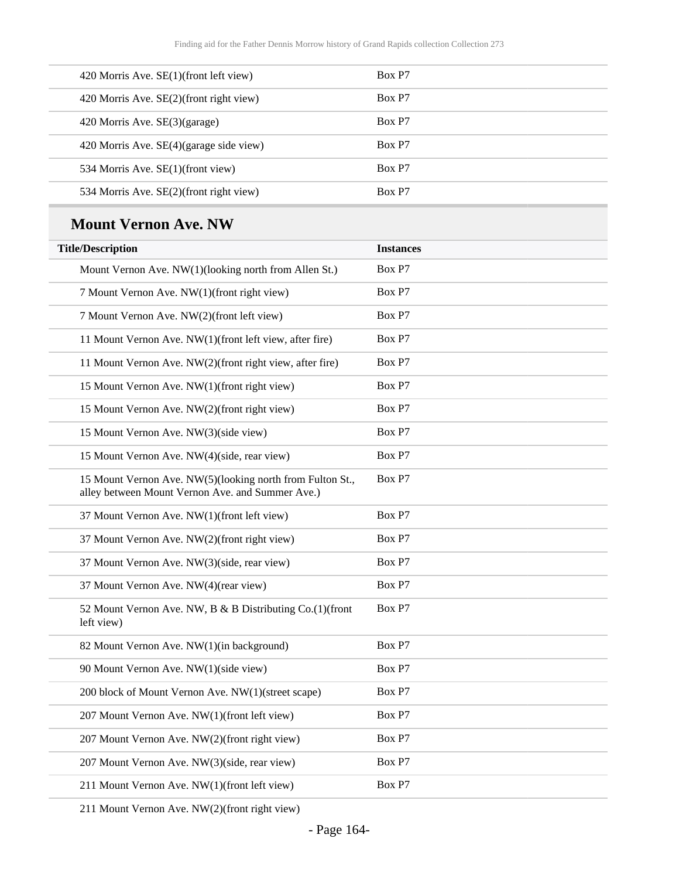| Title/Description | Instances |
|---|---|
| 420 Morris Ave. SE(1)(front left view) | Box P7 |
| 420 Morris Ave. SE(2)(front right view) | Box P7 |
| 420 Morris Ave. SE(3)(garage) | Box P7 |
| 420 Morris Ave. SE(4)(garage side view) | Box P7 |
| 534 Morris Ave. SE(1)(front view) | Box P7 |
| 534 Morris Ave. SE(2)(front right view) | Box P7 |

## Mount Vernon Ave. NW

| Title/Description | Instances |
|---|---|
| Mount Vernon Ave. NW(1)(looking north from Allen St.) | Box P7 |
| 7 Mount Vernon Ave. NW(1)(front right view) | Box P7 |
| 7 Mount Vernon Ave. NW(2)(front left view) | Box P7 |
| 11 Mount Vernon Ave. NW(1)(front left view, after fire) | Box P7 |
| 11 Mount Vernon Ave. NW(2)(front right view, after fire) | Box P7 |
| 15 Mount Vernon Ave. NW(1)(front right view) | Box P7 |
| 15 Mount Vernon Ave. NW(2)(front right view) | Box P7 |
| 15 Mount Vernon Ave. NW(3)(side view) | Box P7 |
| 15 Mount Vernon Ave. NW(4)(side, rear view) | Box P7 |
| 15 Mount Vernon Ave. NW(5)(looking north from Fulton St., alley between Mount Vernon Ave. and Summer Ave.) | Box P7 |
| 37 Mount Vernon Ave. NW(1)(front left view) | Box P7 |
| 37 Mount Vernon Ave. NW(2)(front right view) | Box P7 |
| 37 Mount Vernon Ave. NW(3)(side, rear view) | Box P7 |
| 37 Mount Vernon Ave. NW(4)(rear view) | Box P7 |
| 52 Mount Vernon Ave. NW, B & B Distributing Co.(1)(front left view) | Box P7 |
| 82 Mount Vernon Ave. NW(1)(in background) | Box P7 |
| 90 Mount Vernon Ave. NW(1)(side view) | Box P7 |
| 200 block of Mount Vernon Ave. NW(1)(street scape) | Box P7 |
| 207 Mount Vernon Ave. NW(1)(front left view) | Box P7 |
| 207 Mount Vernon Ave. NW(2)(front right view) | Box P7 |
| 207 Mount Vernon Ave. NW(3)(side, rear view) | Box P7 |
| 211 Mount Vernon Ave. NW(1)(front left view) | Box P7 |
| 211 Mount Vernon Ave. NW(2)(front right view) | |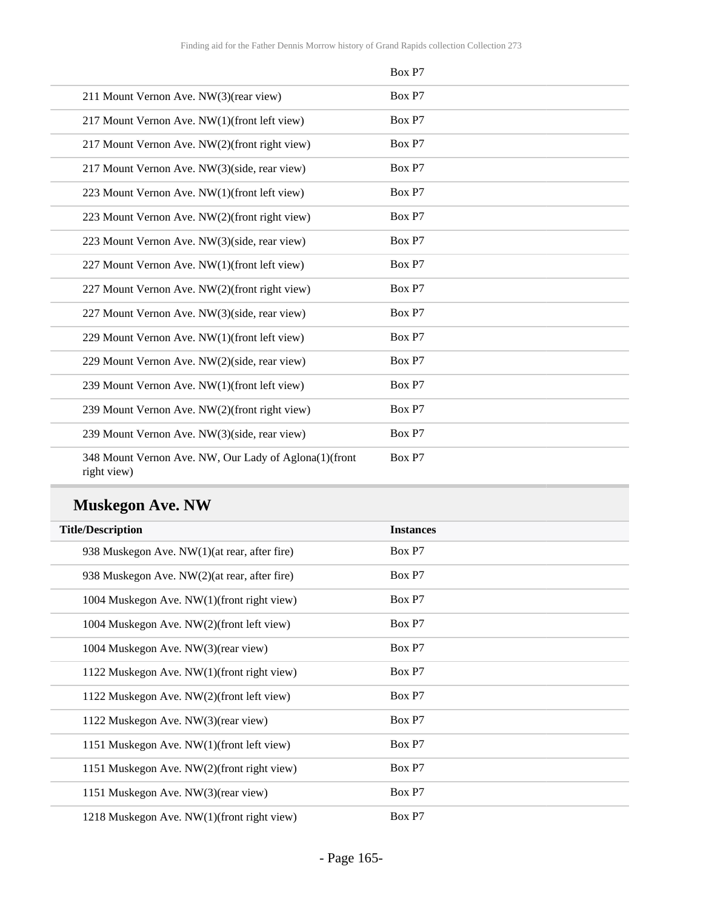| | Box P7 |
|---|---|
| 211 Mount Vernon Ave. NW(3)(rear view) | Box P7 |
| 217 Mount Vernon Ave. NW(1)(front left view) | Box P7 |
| 217 Mount Vernon Ave. NW(2)(front right view) | Box P7 |
| 217 Mount Vernon Ave. NW(3)(side, rear view) | Box P7 |
| 223 Mount Vernon Ave. NW(1)(front left view) | Box P7 |
| 223 Mount Vernon Ave. NW(2)(front right view) | Box P7 |
| 223 Mount Vernon Ave. NW(3)(side, rear view) | Box P7 |
| 227 Mount Vernon Ave. NW(1)(front left view) | Box P7 |
| 227 Mount Vernon Ave. NW(2)(front right view) | Box P7 |
| 227 Mount Vernon Ave. NW(3)(side, rear view) | Box P7 |
| 229 Mount Vernon Ave. NW(1)(front left view) | Box P7 |
| 229 Mount Vernon Ave. NW(2)(side, rear view) | Box P7 |
| 239 Mount Vernon Ave. NW(1)(front left view) | Box P7 |
| 239 Mount Vernon Ave. NW(2)(front right view) | Box P7 |
| 239 Mount Vernon Ave. NW(3)(side, rear view) | Box P7 |
| 348 Mount Vernon Ave. NW, Our Lady of Aglona(1)(front right view) | Box P7 |

## Muskegon Ave. NW

| Title/Description | Instances |
|---|---|
| 938 Muskegon Ave. NW(1)(at rear, after fire) | Box P7 |
| 938 Muskegon Ave. NW(2)(at rear, after fire) | Box P7 |
| 1004 Muskegon Ave. NW(1)(front right view) | Box P7 |
| 1004 Muskegon Ave. NW(2)(front left view) | Box P7 |
| 1004 Muskegon Ave. NW(3)(rear view) | Box P7 |
| 1122 Muskegon Ave. NW(1)(front right view) | Box P7 |
| 1122 Muskegon Ave. NW(2)(front left view) | Box P7 |
| 1122 Muskegon Ave. NW(3)(rear view) | Box P7 |
| 1151 Muskegon Ave. NW(1)(front left view) | Box P7 |
| 1151 Muskegon Ave. NW(2)(front right view) | Box P7 |
| 1151 Muskegon Ave. NW(3)(rear view) | Box P7 |
| 1218 Muskegon Ave. NW(1)(front right view) | Box P7 |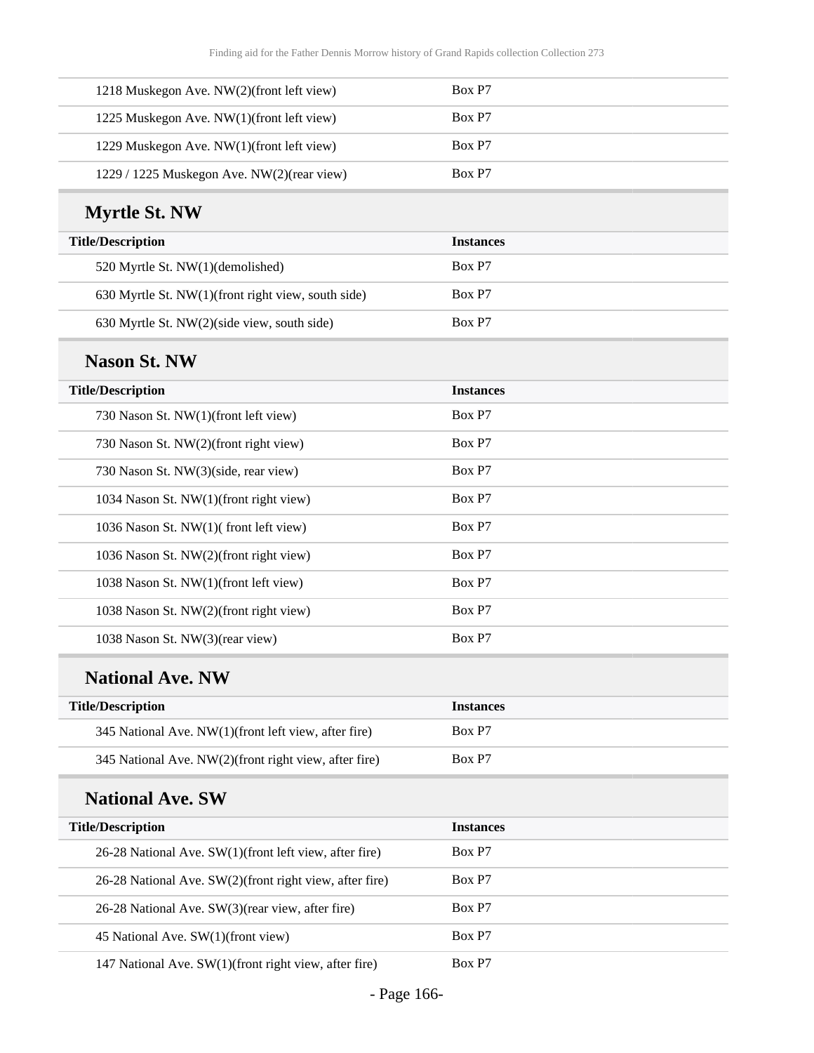| Title/Description | Instances |
| --- | --- |
| 1218 Muskegon Ave. NW(2)(front left view) | Box P7 |
| 1225 Muskegon Ave. NW(1)(front left view) | Box P7 |
| 1229 Muskegon Ave. NW(1)(front left view) | Box P7 |
| 1229 / 1225 Muskegon Ave. NW(2)(rear view) | Box P7 |

## Myrtle St. NW

| Title/Description | Instances |
| --- | --- |
| 520 Myrtle St. NW(1)(demolished) | Box P7 |
| 630 Myrtle St. NW(1)(front right view, south side) | Box P7 |
| 630 Myrtle St. NW(2)(side view, south side) | Box P7 |

## Nason St. NW

| Title/Description | Instances |
| --- | --- |
| 730 Nason St. NW(1)(front left view) | Box P7 |
| 730 Nason St. NW(2)(front right view) | Box P7 |
| 730 Nason St. NW(3)(side, rear view) | Box P7 |
| 1034 Nason St. NW(1)(front right view) | Box P7 |
| 1036 Nason St. NW(1)( front left view) | Box P7 |
| 1036 Nason St. NW(2)(front right view) | Box P7 |
| 1038 Nason St. NW(1)(front left view) | Box P7 |
| 1038 Nason St. NW(2)(front right view) | Box P7 |
| 1038 Nason St. NW(3)(rear view) | Box P7 |

## National Ave. NW

| Title/Description | Instances |
| --- | --- |
| 345 National Ave. NW(1)(front left view, after fire) | Box P7 |
| 345 National Ave. NW(2)(front right view, after fire) | Box P7 |

## National Ave. SW

| Title/Description | Instances |
| --- | --- |
| 26-28 National Ave. SW(1)(front left view, after fire) | Box P7 |
| 26-28 National Ave. SW(2)(front right view, after fire) | Box P7 |
| 26-28 National Ave. SW(3)(rear view, after fire) | Box P7 |
| 45 National Ave. SW(1)(front view) | Box P7 |
| 147 National Ave. SW(1)(front right view, after fire) | Box P7 |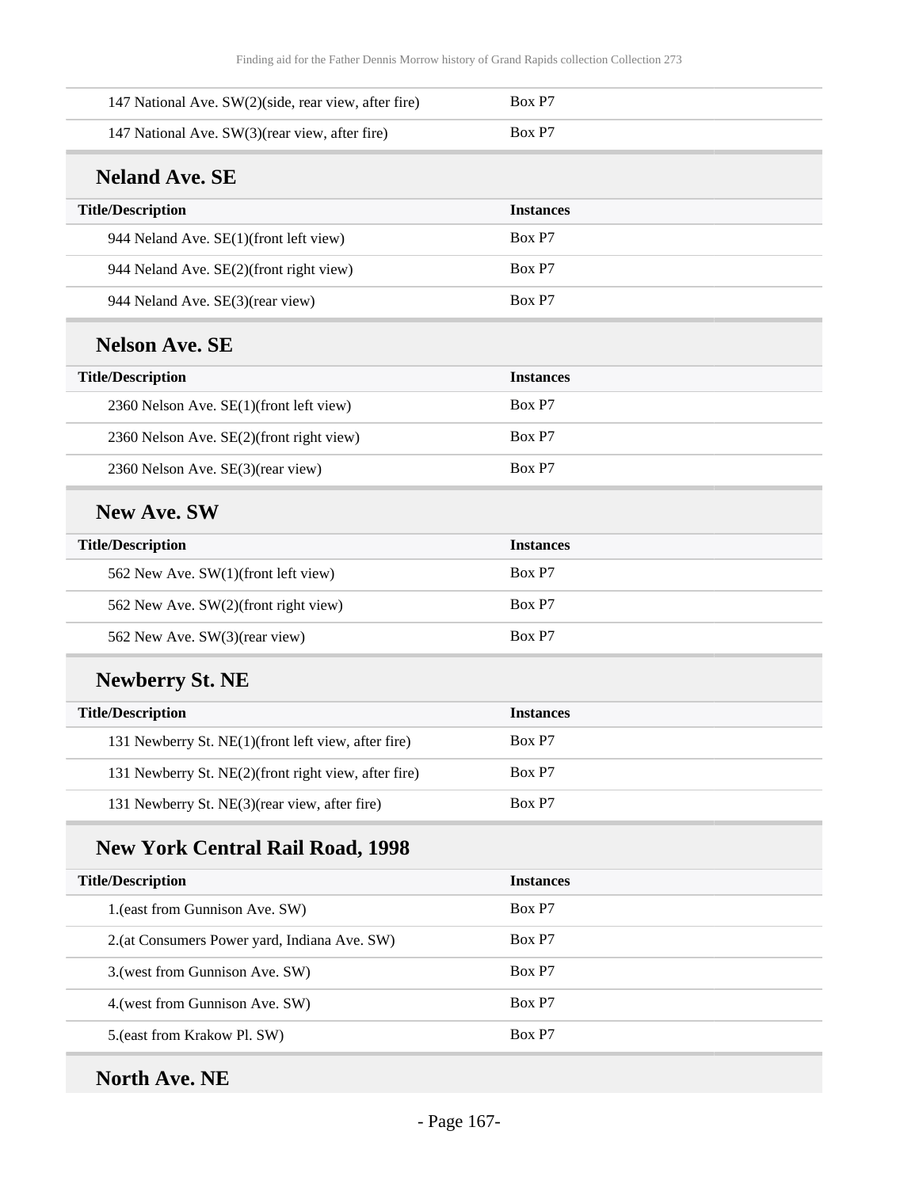| Title/Description | Instances |
| --- | --- |
| 147 National Ave. SW(2)(side, rear view, after fire) | Box P7 |
| 147 National Ave. SW(3)(rear view, after fire) | Box P7 |

## Neland Ave. SE

| Title/Description | Instances |
| --- | --- |
| 944 Neland Ave. SE(1)(front left view) | Box P7 |
| 944 Neland Ave. SE(2)(front right view) | Box P7 |
| 944 Neland Ave. SE(3)(rear view) | Box P7 |

## Nelson Ave. SE

| Title/Description | Instances |
| --- | --- |
| 2360 Nelson Ave. SE(1)(front left view) | Box P7 |
| 2360 Nelson Ave. SE(2)(front right view) | Box P7 |
| 2360 Nelson Ave. SE(3)(rear view) | Box P7 |

## New Ave. SW

| Title/Description | Instances |
| --- | --- |
| 562 New Ave. SW(1)(front left view) | Box P7 |
| 562 New Ave. SW(2)(front right view) | Box P7 |
| 562 New Ave. SW(3)(rear view) | Box P7 |

## Newberry St. NE

| Title/Description | Instances |
| --- | --- |
| 131 Newberry St. NE(1)(front left view, after fire) | Box P7 |
| 131 Newberry St. NE(2)(front right view, after fire) | Box P7 |
| 131 Newberry St. NE(3)(rear view, after fire) | Box P7 |

## New York Central Rail Road, 1998

| Title/Description | Instances |
| --- | --- |
| 1.(east from Gunnison Ave. SW) | Box P7 |
| 2.(at Consumers Power yard, Indiana Ave. SW) | Box P7 |
| 3.(west from Gunnison Ave. SW) | Box P7 |
| 4.(west from Gunnison Ave. SW) | Box P7 |
| 5.(east from Krakow Pl. SW) | Box P7 |

## North Ave. NE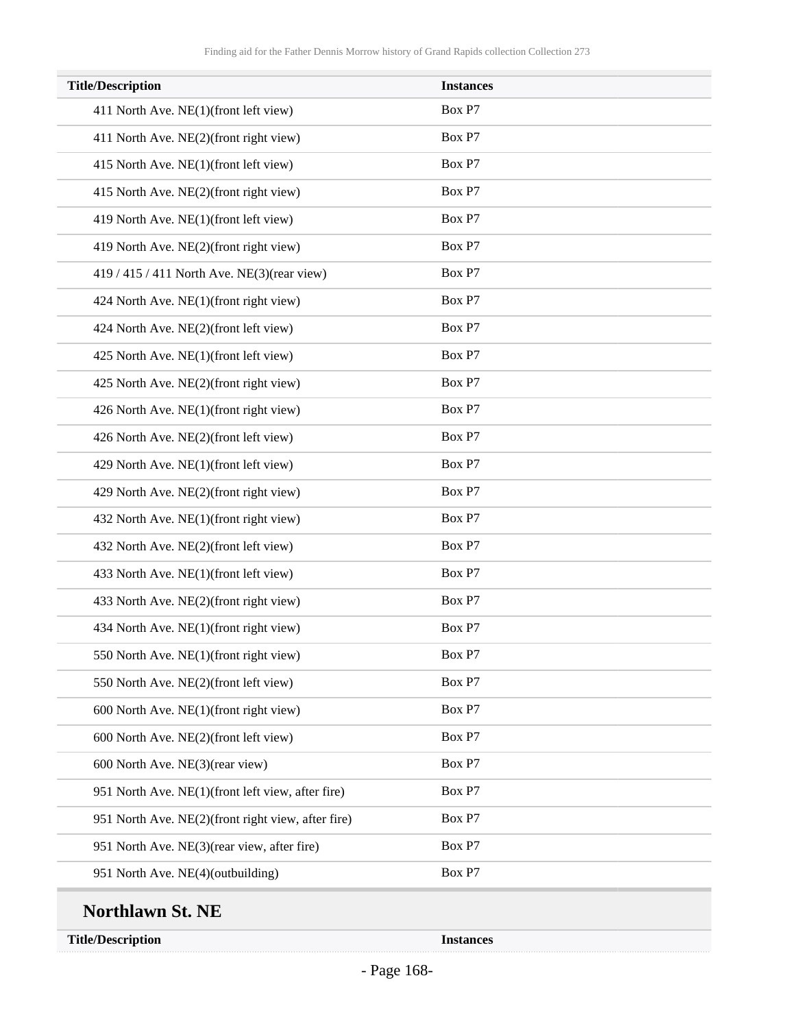| Title/Description | Instances |
|---|---|
| 411 North Ave. NE(1)(front left view) | Box P7 |
| 411 North Ave. NE(2)(front right view) | Box P7 |
| 415 North Ave. NE(1)(front left view) | Box P7 |
| 415 North Ave. NE(2)(front right view) | Box P7 |
| 419 North Ave. NE(1)(front left view) | Box P7 |
| 419 North Ave. NE(2)(front right view) | Box P7 |
| 419 / 415 / 411 North Ave. NE(3)(rear view) | Box P7 |
| 424 North Ave. NE(1)(front right view) | Box P7 |
| 424 North Ave. NE(2)(front left view) | Box P7 |
| 425 North Ave. NE(1)(front left view) | Box P7 |
| 425 North Ave. NE(2)(front right view) | Box P7 |
| 426 North Ave. NE(1)(front right view) | Box P7 |
| 426 North Ave. NE(2)(front left view) | Box P7 |
| 429 North Ave. NE(1)(front left view) | Box P7 |
| 429 North Ave. NE(2)(front right view) | Box P7 |
| 432 North Ave. NE(1)(front right view) | Box P7 |
| 432 North Ave. NE(2)(front left view) | Box P7 |
| 433 North Ave. NE(1)(front left view) | Box P7 |
| 433 North Ave. NE(2)(front right view) | Box P7 |
| 434 North Ave. NE(1)(front right view) | Box P7 |
| 550 North Ave. NE(1)(front right view) | Box P7 |
| 550 North Ave. NE(2)(front left view) | Box P7 |
| 600 North Ave. NE(1)(front right view) | Box P7 |
| 600 North Ave. NE(2)(front left view) | Box P7 |
| 600 North Ave. NE(3)(rear view) | Box P7 |
| 951 North Ave. NE(1)(front left view, after fire) | Box P7 |
| 951 North Ave. NE(2)(front right view, after fire) | Box P7 |
| 951 North Ave. NE(3)(rear view, after fire) | Box P7 |
| 951 North Ave. NE(4)(outbuilding) | Box P7 |

## Northlawn St. NE

| Title/Description | Instances |
|---|---|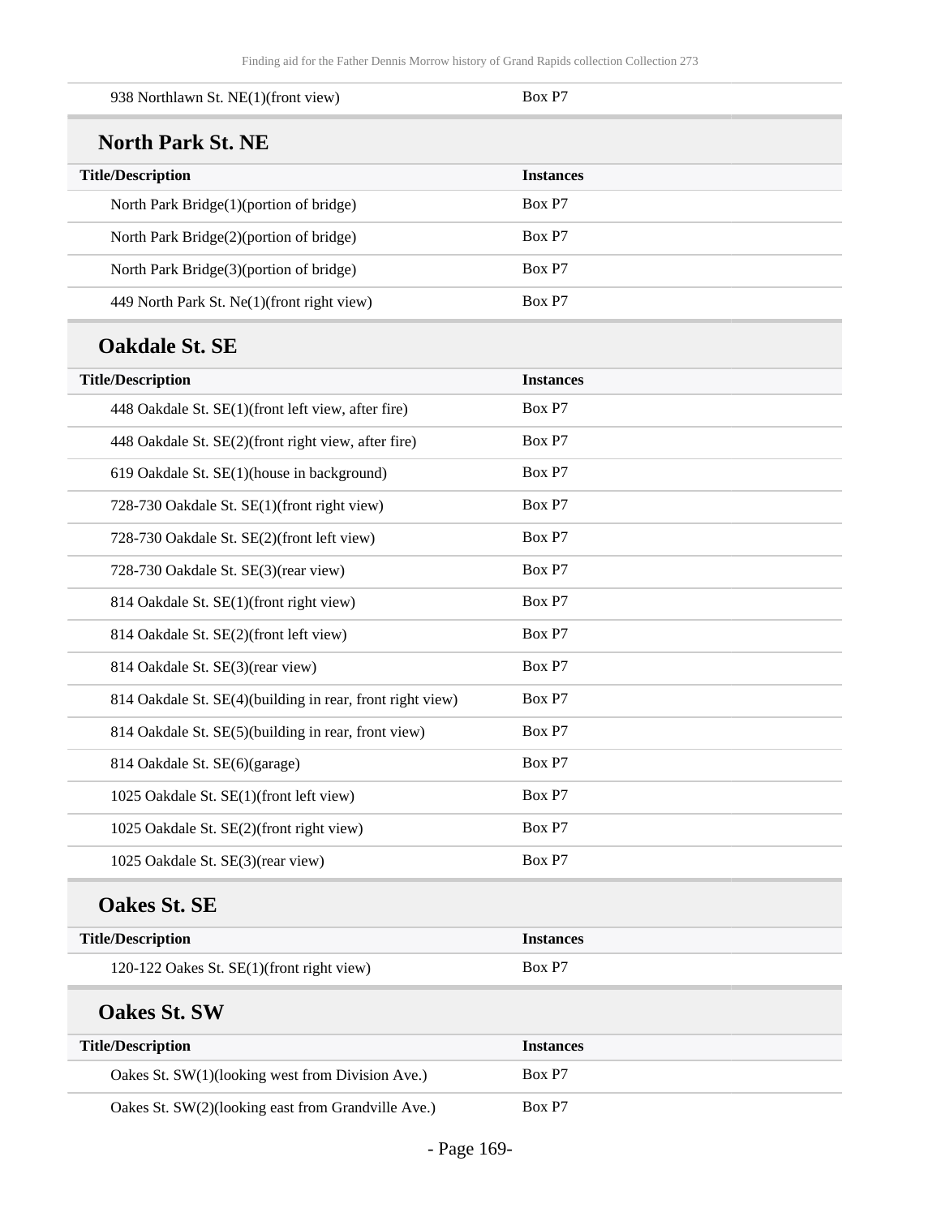| | |
|---|---|
| 938 Northlawn St. NE(1)(front view) | Box P7 |

## North Park St. NE

| Title/Description | Instances |
|---|---|
| North Park Bridge(1)(portion of bridge) | Box P7 |
| North Park Bridge(2)(portion of bridge) | Box P7 |
| North Park Bridge(3)(portion of bridge) | Box P7 |
| 449 North Park St. Ne(1)(front right view) | Box P7 |

## Oakdale St. SE

| Title/Description | Instances |
|---|---|
| 448 Oakdale St. SE(1)(front left view, after fire) | Box P7 |
| 448 Oakdale St. SE(2)(front right view, after fire) | Box P7 |
| 619 Oakdale St. SE(1)(house in background) | Box P7 |
| 728-730 Oakdale St. SE(1)(front right view) | Box P7 |
| 728-730 Oakdale St. SE(2)(front left view) | Box P7 |
| 728-730 Oakdale St. SE(3)(rear view) | Box P7 |
| 814 Oakdale St. SE(1)(front right view) | Box P7 |
| 814 Oakdale St. SE(2)(front left view) | Box P7 |
| 814 Oakdale St. SE(3)(rear view) | Box P7 |
| 814 Oakdale St. SE(4)(building in rear, front right view) | Box P7 |
| 814 Oakdale St. SE(5)(building in rear, front view) | Box P7 |
| 814 Oakdale St. SE(6)(garage) | Box P7 |
| 1025 Oakdale St. SE(1)(front left view) | Box P7 |
| 1025 Oakdale St. SE(2)(front right view) | Box P7 |
| 1025 Oakdale St. SE(3)(rear view) | Box P7 |

## Oakes St. SE

| Title/Description | Instances |
|---|---|
| 120-122 Oakes St. SE(1)(front right view) | Box P7 |

## Oakes St. SW

| Title/Description | Instances |
|---|---|
| Oakes St. SW(1)(looking west from Division Ave.) | Box P7 |
| Oakes St. SW(2)(looking east from Grandville Ave.) | Box P7 |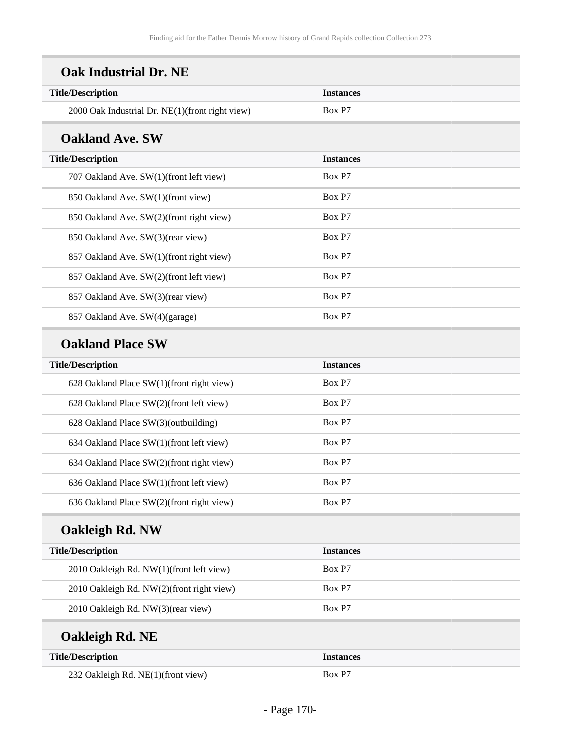## Oak Industrial Dr. NE

| Title/Description | Instances |
| --- | --- |
| 2000 Oak Industrial Dr. NE(1)(front right view) | Box P7 |

## Oakland Ave. SW

| Title/Description | Instances |
| --- | --- |
| 707 Oakland Ave. SW(1)(front left view) | Box P7 |
| 850 Oakland Ave. SW(1)(front view) | Box P7 |
| 850 Oakland Ave. SW(2)(front right view) | Box P7 |
| 850 Oakland Ave. SW(3)(rear view) | Box P7 |
| 857 Oakland Ave. SW(1)(front right view) | Box P7 |
| 857 Oakland Ave. SW(2)(front left view) | Box P7 |
| 857 Oakland Ave. SW(3)(rear view) | Box P7 |
| 857 Oakland Ave. SW(4)(garage) | Box P7 |

## Oakland Place SW

| Title/Description | Instances |
| --- | --- |
| 628 Oakland Place SW(1)(front right view) | Box P7 |
| 628 Oakland Place SW(2)(front left view) | Box P7 |
| 628 Oakland Place SW(3)(outbuilding) | Box P7 |
| 634 Oakland Place SW(1)(front left view) | Box P7 |
| 634 Oakland Place SW(2)(front right view) | Box P7 |
| 636 Oakland Place SW(1)(front left view) | Box P7 |
| 636 Oakland Place SW(2)(front right view) | Box P7 |

## Oakleigh Rd. NW

| Title/Description | Instances |
| --- | --- |
| 2010 Oakleigh Rd. NW(1)(front left view) | Box P7 |
| 2010 Oakleigh Rd. NW(2)(front right view) | Box P7 |
| 2010 Oakleigh Rd. NW(3)(rear view) | Box P7 |

## Oakleigh Rd. NE

| Title/Description | Instances |
| --- | --- |
| 232 Oakleigh Rd. NE(1)(front view) | Box P7 |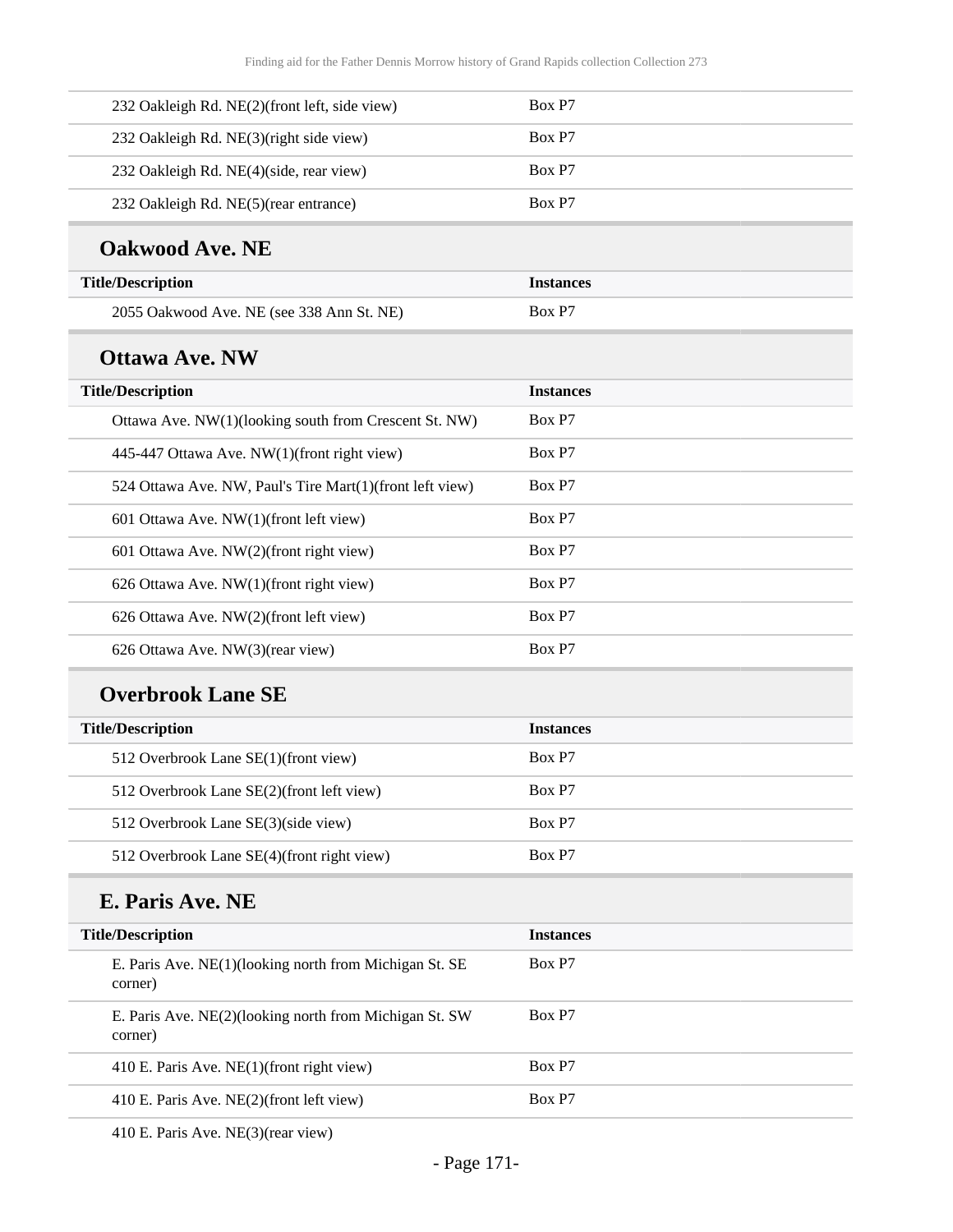| Title/Description | Instances |
|---|---|
| 232 Oakleigh Rd. NE(2)(front left, side view) | Box P7 |
| 232 Oakleigh Rd. NE(3)(right side view) | Box P7 |
| 232 Oakleigh Rd. NE(4)(side, rear view) | Box P7 |
| 232 Oakleigh Rd. NE(5)(rear entrance) | Box P7 |

## Oakwood Ave. NE

| Title/Description | Instances |
|---|---|
| 2055 Oakwood Ave. NE (see 338 Ann St. NE) | Box P7 |

## Ottawa Ave. NW

| Title/Description | Instances |
|---|---|
| Ottawa Ave. NW(1)(looking south from Crescent St. NW) | Box P7 |
| 445-447 Ottawa Ave. NW(1)(front right view) | Box P7 |
| 524 Ottawa Ave. NW, Paul's Tire Mart(1)(front left view) | Box P7 |
| 601 Ottawa Ave. NW(1)(front left view) | Box P7 |
| 601 Ottawa Ave. NW(2)(front right view) | Box P7 |
| 626 Ottawa Ave. NW(1)(front right view) | Box P7 |
| 626 Ottawa Ave. NW(2)(front left view) | Box P7 |
| 626 Ottawa Ave. NW(3)(rear view) | Box P7 |

## Overbrook Lane SE

| Title/Description | Instances |
|---|---|
| 512 Overbrook Lane SE(1)(front view) | Box P7 |
| 512 Overbrook Lane SE(2)(front left view) | Box P7 |
| 512 Overbrook Lane SE(3)(side view) | Box P7 |
| 512 Overbrook Lane SE(4)(front right view) | Box P7 |

## E. Paris Ave. NE

| Title/Description | Instances |
|---|---|
| E. Paris Ave. NE(1)(looking north from Michigan St. SE corner) | Box P7 |
| E. Paris Ave. NE(2)(looking north from Michigan St. SW corner) | Box P7 |
| 410 E. Paris Ave. NE(1)(front right view) | Box P7 |
| 410 E. Paris Ave. NE(2)(front left view) | Box P7 |
| 410 E. Paris Ave. NE(3)(rear view) | |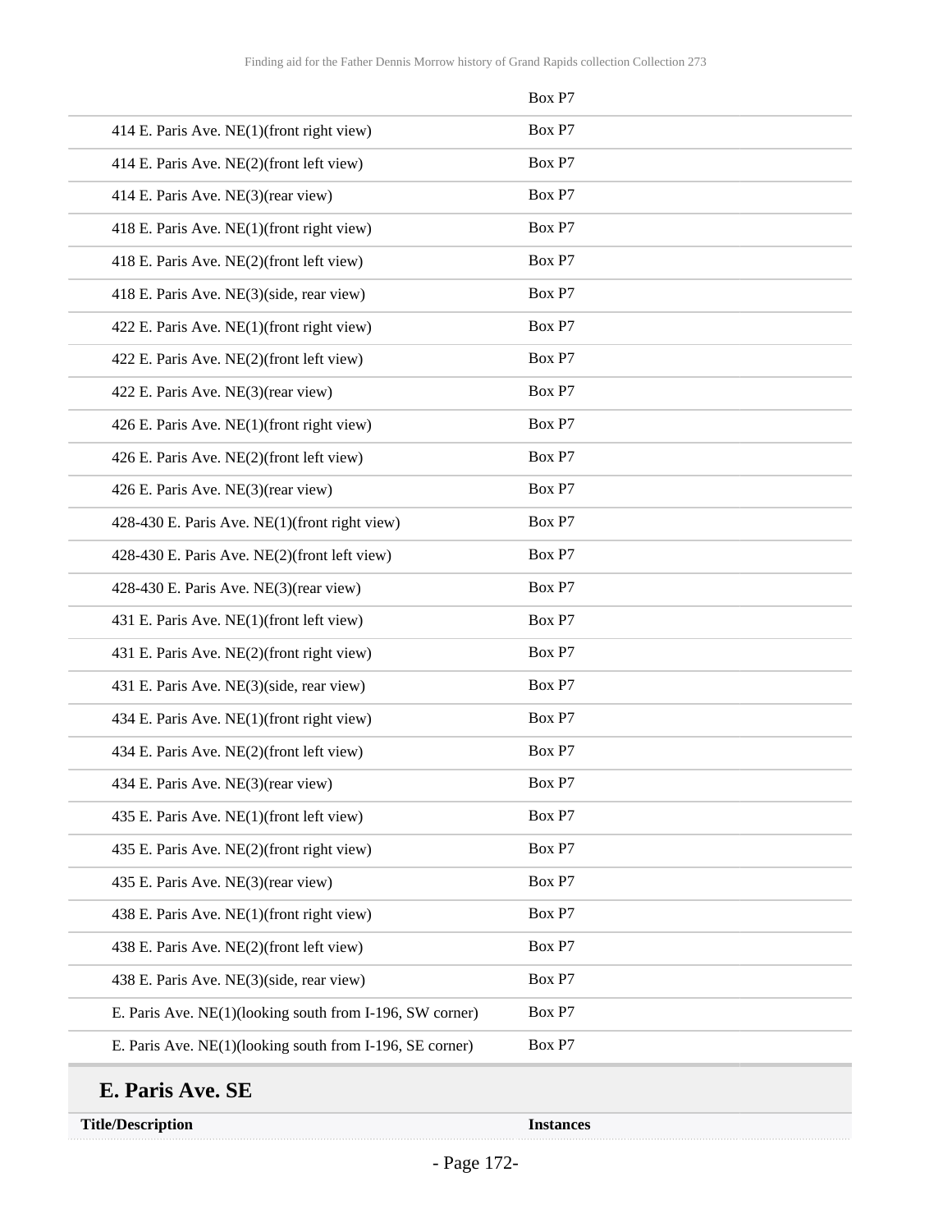| | Box P7 |
|---|---|
| 414 E. Paris Ave. NE(1)(front right view) | Box P7 |
| 414 E. Paris Ave. NE(2)(front left view) | Box P7 |
| 414 E. Paris Ave. NE(3)(rear view) | Box P7 |
| 418 E. Paris Ave. NE(1)(front right view) | Box P7 |
| 418 E. Paris Ave. NE(2)(front left view) | Box P7 |
| 418 E. Paris Ave. NE(3)(side, rear view) | Box P7 |
| 422 E. Paris Ave. NE(1)(front right view) | Box P7 |
| 422 E. Paris Ave. NE(2)(front left view) | Box P7 |
| 422 E. Paris Ave. NE(3)(rear view) | Box P7 |
| 426 E. Paris Ave. NE(1)(front right view) | Box P7 |
| 426 E. Paris Ave. NE(2)(front left view) | Box P7 |
| 426 E. Paris Ave. NE(3)(rear view) | Box P7 |
| 428-430 E. Paris Ave. NE(1)(front right view) | Box P7 |
| 428-430 E. Paris Ave. NE(2)(front left view) | Box P7 |
| 428-430 E. Paris Ave. NE(3)(rear view) | Box P7 |
| 431 E. Paris Ave. NE(1)(front left view) | Box P7 |
| 431 E. Paris Ave. NE(2)(front right view) | Box P7 |
| 431 E. Paris Ave. NE(3)(side, rear view) | Box P7 |
| 434 E. Paris Ave. NE(1)(front right view) | Box P7 |
| 434 E. Paris Ave. NE(2)(front left view) | Box P7 |
| 434 E. Paris Ave. NE(3)(rear view) | Box P7 |
| 435 E. Paris Ave. NE(1)(front left view) | Box P7 |
| 435 E. Paris Ave. NE(2)(front right view) | Box P7 |
| 435 E. Paris Ave. NE(3)(rear view) | Box P7 |
| 438 E. Paris Ave. NE(1)(front right view) | Box P7 |
| 438 E. Paris Ave. NE(2)(front left view) | Box P7 |
| 438 E. Paris Ave. NE(3)(side, rear view) | Box P7 |
| E. Paris Ave. NE(1)(looking south from I-196, SW corner) | Box P7 |
| E. Paris Ave. NE(1)(looking south from I-196, SE corner) | Box P7 |

## E. Paris Ave. SE

| Title/Description | Instances |
|---|---|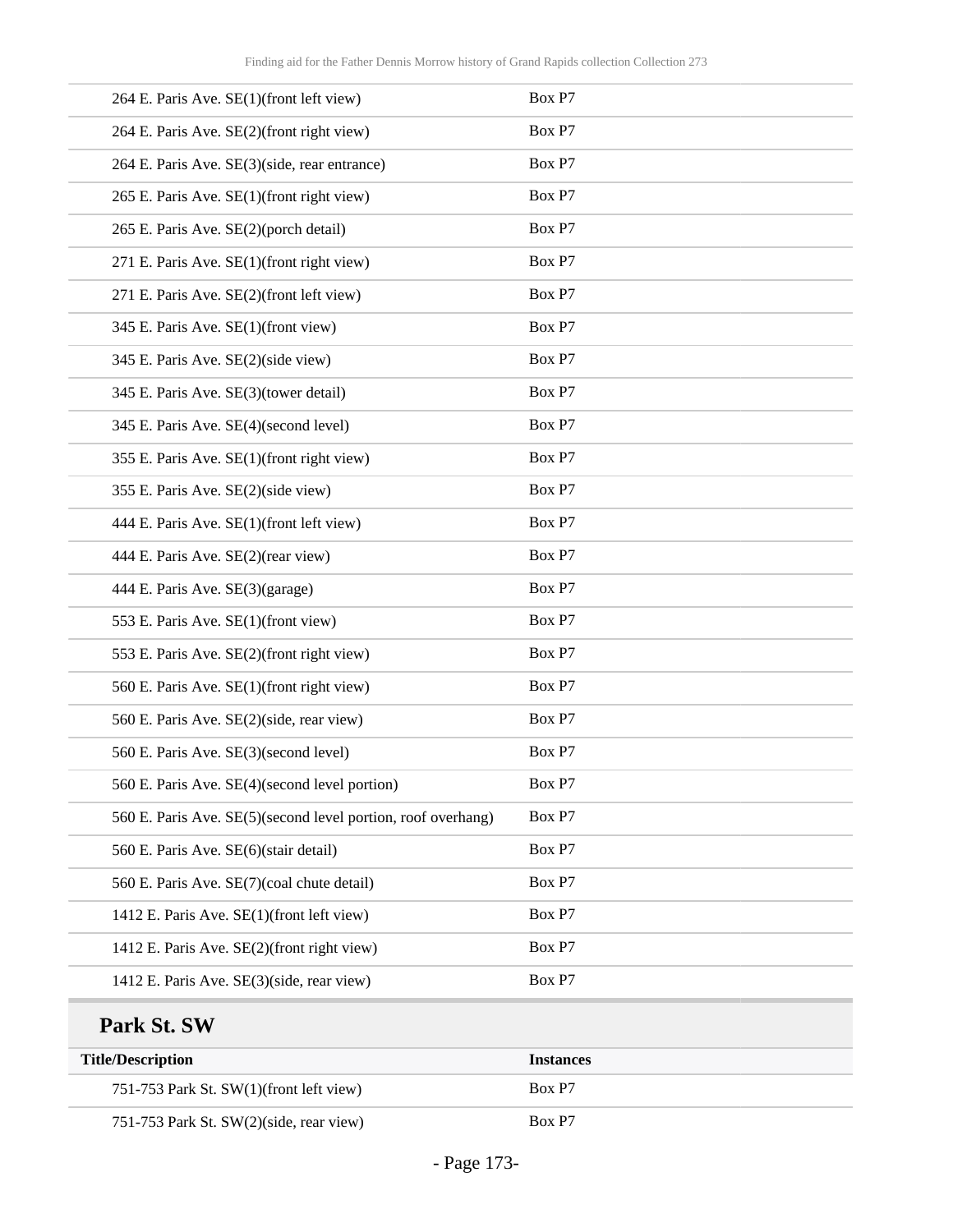| | |
|---|---|
| 264 E. Paris Ave. SE(1)(front left view) | Box P7 |
| 264 E. Paris Ave. SE(2)(front right view) | Box P7 |
| 264 E. Paris Ave. SE(3)(side, rear entrance) | Box P7 |
| 265 E. Paris Ave. SE(1)(front right view) | Box P7 |
| 265 E. Paris Ave. SE(2)(porch detail) | Box P7 |
| 271 E. Paris Ave. SE(1)(front right view) | Box P7 |
| 271 E. Paris Ave. SE(2)(front left view) | Box P7 |
| 345 E. Paris Ave. SE(1)(front view) | Box P7 |
| 345 E. Paris Ave. SE(2)(side view) | Box P7 |
| 345 E. Paris Ave. SE(3)(tower detail) | Box P7 |
| 345 E. Paris Ave. SE(4)(second level) | Box P7 |
| 355 E. Paris Ave. SE(1)(front right view) | Box P7 |
| 355 E. Paris Ave. SE(2)(side view) | Box P7 |
| 444 E. Paris Ave. SE(1)(front left view) | Box P7 |
| 444 E. Paris Ave. SE(2)(rear view) | Box P7 |
| 444 E. Paris Ave. SE(3)(garage) | Box P7 |
| 553 E. Paris Ave. SE(1)(front view) | Box P7 |
| 553 E. Paris Ave. SE(2)(front right view) | Box P7 |
| 560 E. Paris Ave. SE(1)(front right view) | Box P7 |
| 560 E. Paris Ave. SE(2)(side, rear view) | Box P7 |
| 560 E. Paris Ave. SE(3)(second level) | Box P7 |
| 560 E. Paris Ave. SE(4)(second level portion) | Box P7 |
| 560 E. Paris Ave. SE(5)(second level portion, roof overhang) | Box P7 |
| 560 E. Paris Ave. SE(6)(stair detail) | Box P7 |
| 560 E. Paris Ave. SE(7)(coal chute detail) | Box P7 |
| 1412 E. Paris Ave. SE(1)(front left view) | Box P7 |
| 1412 E. Paris Ave. SE(2)(front right view) | Box P7 |
| 1412 E. Paris Ave. SE(3)(side, rear view) | Box P7 |

## Park St. SW

| Title/Description | Instances |
|---|---|
| 751-753 Park St. SW(1)(front left view) | Box P7 |
| 751-753 Park St. SW(2)(side, rear view) | Box P7 |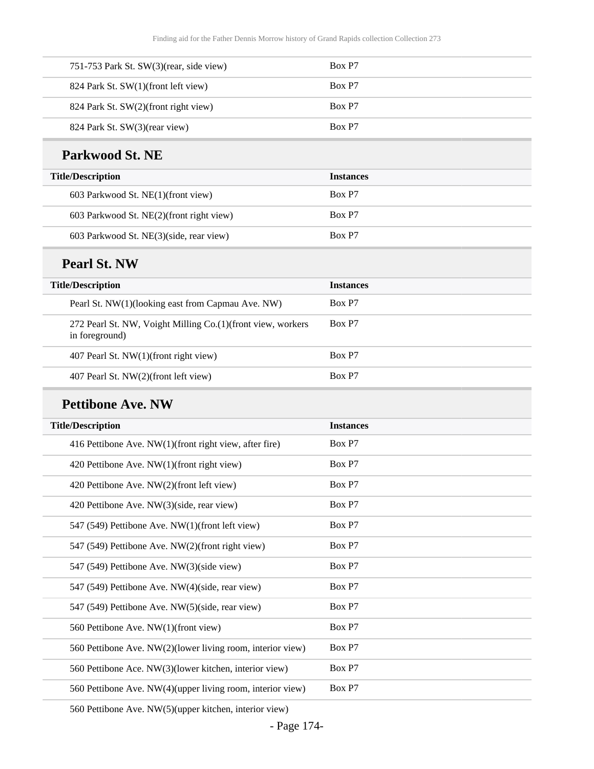| | |
|---|---|
| 751-753 Park St. SW(3)(rear, side view) | Box P7 |
| 824 Park St. SW(1)(front left view) | Box P7 |
| 824 Park St. SW(2)(front right view) | Box P7 |
| 824 Park St. SW(3)(rear view) | Box P7 |

## Parkwood St. NE

| Title/Description | Instances |
|---|---|
| 603 Parkwood St. NE(1)(front view) | Box P7 |
| 603 Parkwood St. NE(2)(front right view) | Box P7 |
| 603 Parkwood St. NE(3)(side, rear view) | Box P7 |

## Pearl St. NW

| Title/Description | Instances |
|---|---|
| Pearl St. NW(1)(looking east from Capmau Ave. NW) | Box P7 |
| 272 Pearl St. NW, Voight Milling Co.(1)(front view, workers in foreground) | Box P7 |
| 407 Pearl St. NW(1)(front right view) | Box P7 |
| 407 Pearl St. NW(2)(front left view) | Box P7 |

## Pettibone Ave. NW

| Title/Description | Instances |
|---|---|
| 416 Pettibone Ave. NW(1)(front right view, after fire) | Box P7 |
| 420 Pettibone Ave. NW(1)(front right view) | Box P7 |
| 420 Pettibone Ave. NW(2)(front left view) | Box P7 |
| 420 Pettibone Ave. NW(3)(side, rear view) | Box P7 |
| 547 (549) Pettibone Ave. NW(1)(front left view) | Box P7 |
| 547 (549) Pettibone Ave. NW(2)(front right view) | Box P7 |
| 547 (549) Pettibone Ave. NW(3)(side view) | Box P7 |
| 547 (549) Pettibone Ave. NW(4)(side, rear view) | Box P7 |
| 547 (549) Pettibone Ave. NW(5)(side, rear view) | Box P7 |
| 560 Pettibone Ave. NW(1)(front view) | Box P7 |
| 560 Pettibone Ave. NW(2)(lower living room, interior view) | Box P7 |
| 560 Pettibone Ace. NW(3)(lower kitchen, interior view) | Box P7 |
| 560 Pettibone Ave. NW(4)(upper living room, interior view) | Box P7 |
| 560 Pettibone Ave. NW(5)(upper kitchen, interior view) | |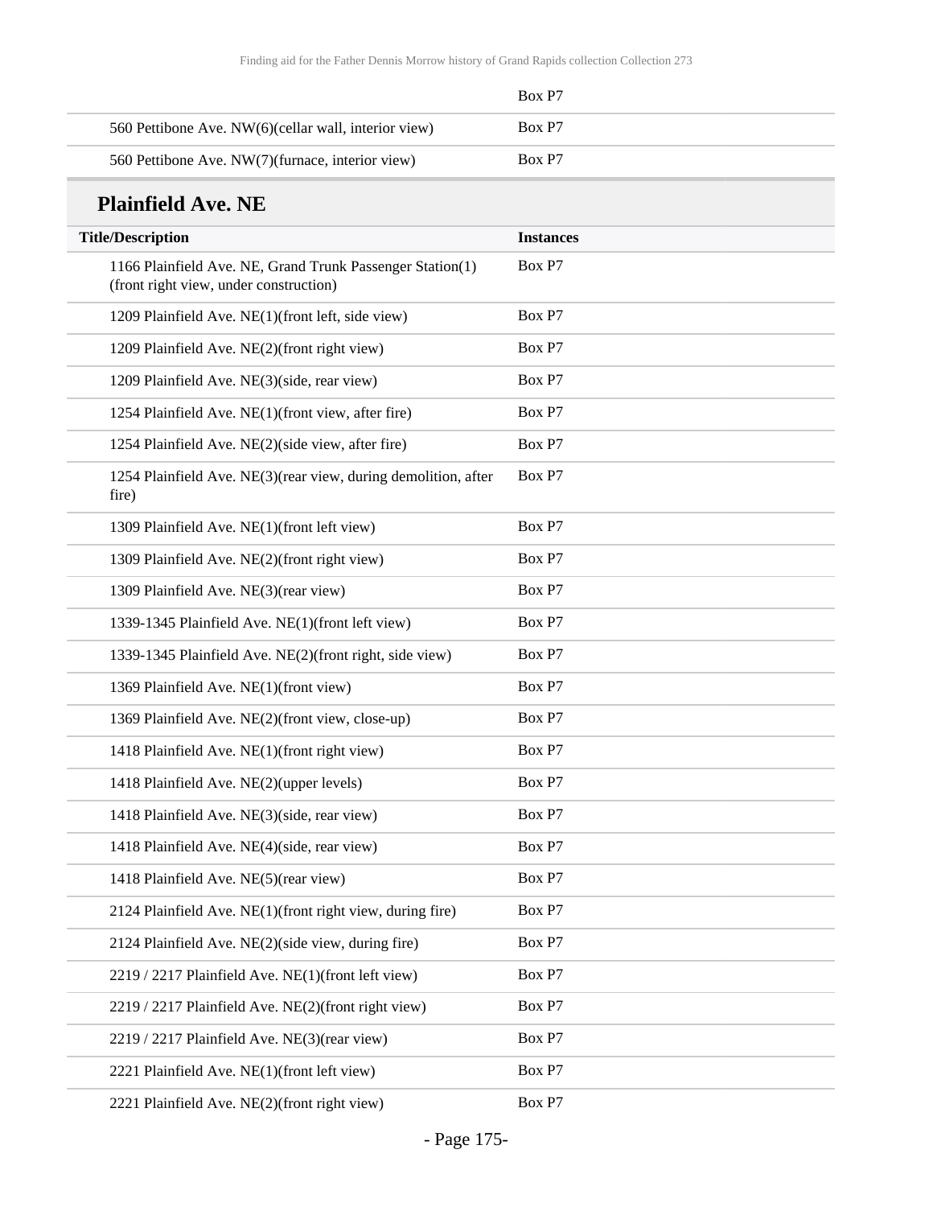| | Box P7 |
|---|---|
| 560 Pettibone Ave. NW(6)(cellar wall, interior view) | Box P7 |
| 560 Pettibone Ave. NW(7)(furnace, interior view) | Box P7 |

## Plainfield Ave. NE

| Title/Description | Instances |
|---|---|
| 1166 Plainfield Ave. NE, Grand Trunk Passenger Station(1)(front right view, under construction) | Box P7 |
| 1209 Plainfield Ave. NE(1)(front left, side view) | Box P7 |
| 1209 Plainfield Ave. NE(2)(front right view) | Box P7 |
| 1209 Plainfield Ave. NE(3)(side, rear view) | Box P7 |
| 1254 Plainfield Ave. NE(1)(front view, after fire) | Box P7 |
| 1254 Plainfield Ave. NE(2)(side view, after fire) | Box P7 |
| 1254 Plainfield Ave. NE(3)(rear view, during demolition, after fire) | Box P7 |
| 1309 Plainfield Ave. NE(1)(front left view) | Box P7 |
| 1309 Plainfield Ave. NE(2)(front right view) | Box P7 |
| 1309 Plainfield Ave. NE(3)(rear view) | Box P7 |
| 1339-1345 Plainfield Ave. NE(1)(front left view) | Box P7 |
| 1339-1345 Plainfield Ave. NE(2)(front right, side view) | Box P7 |
| 1369 Plainfield Ave. NE(1)(front view) | Box P7 |
| 1369 Plainfield Ave. NE(2)(front view, close-up) | Box P7 |
| 1418 Plainfield Ave. NE(1)(front right view) | Box P7 |
| 1418 Plainfield Ave. NE(2)(upper levels) | Box P7 |
| 1418 Plainfield Ave. NE(3)(side, rear view) | Box P7 |
| 1418 Plainfield Ave. NE(4)(side, rear view) | Box P7 |
| 1418 Plainfield Ave. NE(5)(rear view) | Box P7 |
| 2124 Plainfield Ave. NE(1)(front right view, during fire) | Box P7 |
| 2124 Plainfield Ave. NE(2)(side view, during fire) | Box P7 |
| 2219 / 2217 Plainfield Ave. NE(1)(front left view) | Box P7 |
| 2219 / 2217 Plainfield Ave. NE(2)(front right view) | Box P7 |
| 2219 / 2217 Plainfield Ave. NE(3)(rear view) | Box P7 |
| 2221 Plainfield Ave. NE(1)(front left view) | Box P7 |
| 2221 Plainfield Ave. NE(2)(front right view) | Box P7 |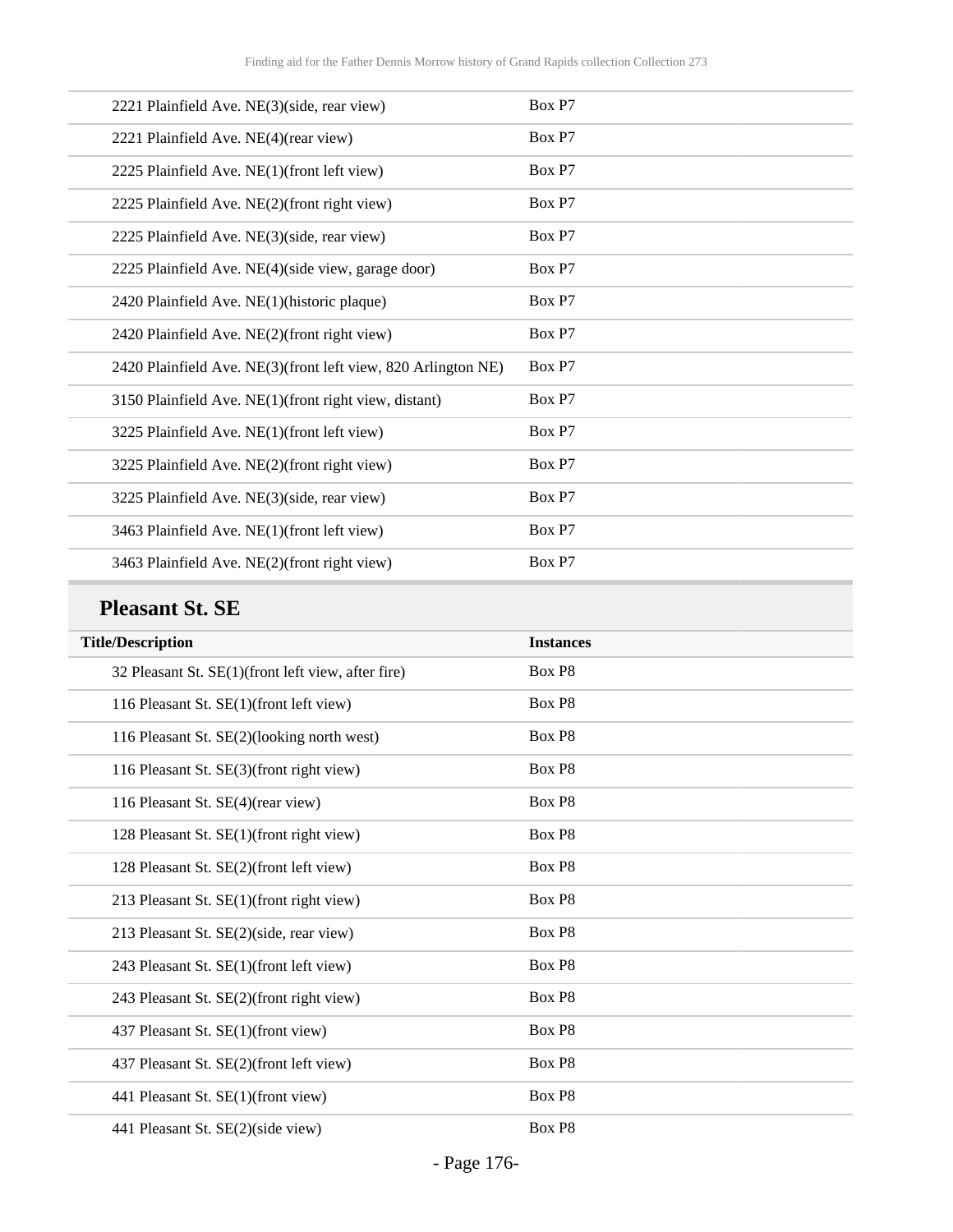| | |
|---|---|
| 2221 Plainfield Ave. NE(3)(side, rear view) | Box P7 |
| 2221 Plainfield Ave. NE(4)(rear view) | Box P7 |
| 2225 Plainfield Ave. NE(1)(front left view) | Box P7 |
| 2225 Plainfield Ave. NE(2)(front right view) | Box P7 |
| 2225 Plainfield Ave. NE(3)(side, rear view) | Box P7 |
| 2225 Plainfield Ave. NE(4)(side view, garage door) | Box P7 |
| 2420 Plainfield Ave. NE(1)(historic plaque) | Box P7 |
| 2420 Plainfield Ave. NE(2)(front right view) | Box P7 |
| 2420 Plainfield Ave. NE(3)(front left view, 820 Arlington NE) | Box P7 |
| 3150 Plainfield Ave. NE(1)(front right view, distant) | Box P7 |
| 3225 Plainfield Ave. NE(1)(front left view) | Box P7 |
| 3225 Plainfield Ave. NE(2)(front right view) | Box P7 |
| 3225 Plainfield Ave. NE(3)(side, rear view) | Box P7 |
| 3463 Plainfield Ave. NE(1)(front left view) | Box P7 |
| 3463 Plainfield Ave. NE(2)(front right view) | Box P7 |

## Pleasant St. SE

| Title/Description | Instances |
|---|---|
| 32 Pleasant St. SE(1)(front left view, after fire) | Box P8 |
| 116 Pleasant St. SE(1)(front left view) | Box P8 |
| 116 Pleasant St. SE(2)(looking north west) | Box P8 |
| 116 Pleasant St. SE(3)(front right view) | Box P8 |
| 116 Pleasant St. SE(4)(rear view) | Box P8 |
| 128 Pleasant St. SE(1)(front right view) | Box P8 |
| 128 Pleasant St. SE(2)(front left view) | Box P8 |
| 213 Pleasant St. SE(1)(front right view) | Box P8 |
| 213 Pleasant St. SE(2)(side, rear view) | Box P8 |
| 243 Pleasant St. SE(1)(front left view) | Box P8 |
| 243 Pleasant St. SE(2)(front right view) | Box P8 |
| 437 Pleasant St. SE(1)(front view) | Box P8 |
| 437 Pleasant St. SE(2)(front left view) | Box P8 |
| 441 Pleasant St. SE(1)(front view) | Box P8 |
| 441 Pleasant St. SE(2)(side view) | Box P8 |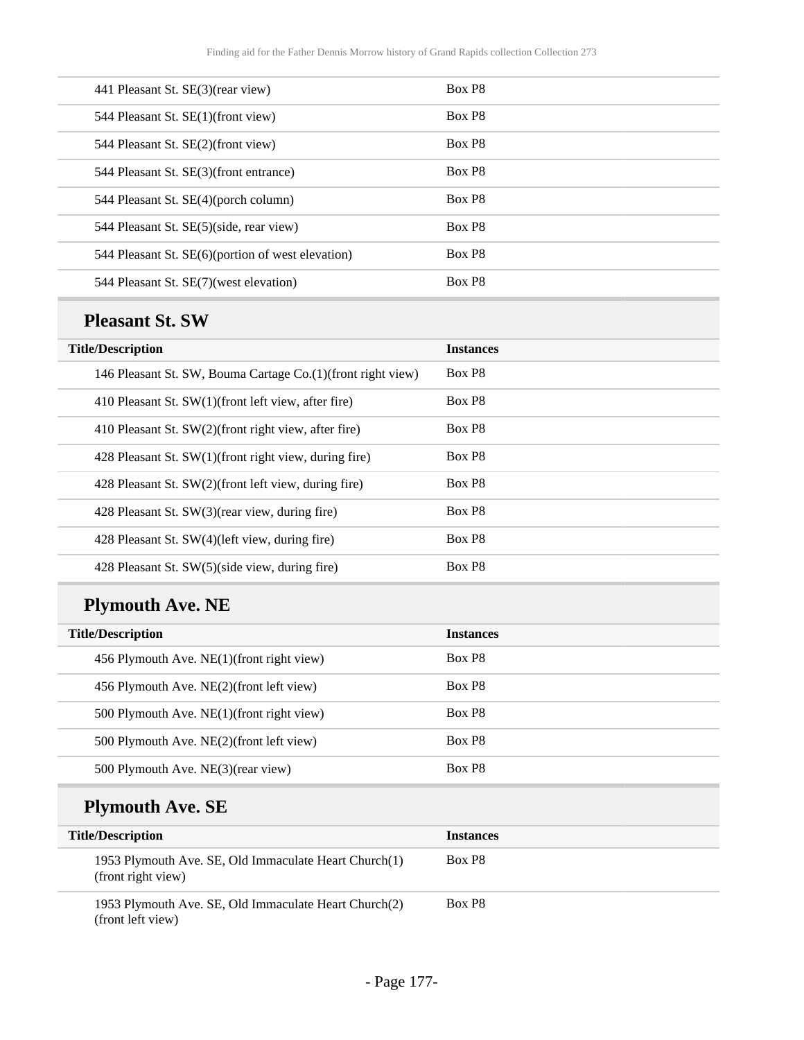| | |
|---|---|
| 441 Pleasant St. SE(3)(rear view) | Box P8 |
| 544 Pleasant St. SE(1)(front view) | Box P8 |
| 544 Pleasant St. SE(2)(front view) | Box P8 |
| 544 Pleasant St. SE(3)(front entrance) | Box P8 |
| 544 Pleasant St. SE(4)(porch column) | Box P8 |
| 544 Pleasant St. SE(5)(side, rear view) | Box P8 |
| 544 Pleasant St. SE(6)(portion of west elevation) | Box P8 |
| 544 Pleasant St. SE(7)(west elevation) | Box P8 |

## Pleasant St. SW

| Title/Description | Instances |
|---|---|
| 146 Pleasant St. SW, Bouma Cartage Co.(1)(front right view) | Box P8 |
| 410 Pleasant St. SW(1)(front left view, after fire) | Box P8 |
| 410 Pleasant St. SW(2)(front right view, after fire) | Box P8 |
| 428 Pleasant St. SW(1)(front right view, during fire) | Box P8 |
| 428 Pleasant St. SW(2)(front left view, during fire) | Box P8 |
| 428 Pleasant St. SW(3)(rear view, during fire) | Box P8 |
| 428 Pleasant St. SW(4)(left view, during fire) | Box P8 |
| 428 Pleasant St. SW(5)(side view, during fire) | Box P8 |

## Plymouth Ave. NE

| Title/Description | Instances |
|---|---|
| 456 Plymouth Ave. NE(1)(front right view) | Box P8 |
| 456 Plymouth Ave. NE(2)(front left view) | Box P8 |
| 500 Plymouth Ave. NE(1)(front right view) | Box P8 |
| 500 Plymouth Ave. NE(2)(front left view) | Box P8 |
| 500 Plymouth Ave. NE(3)(rear view) | Box P8 |

## Plymouth Ave. SE

| Title/Description | Instances |
|---|---|
| 1953 Plymouth Ave. SE, Old Immaculate Heart Church(1) (front right view) | Box P8 |
| 1953 Plymouth Ave. SE, Old Immaculate Heart Church(2) (front left view) | Box P8 |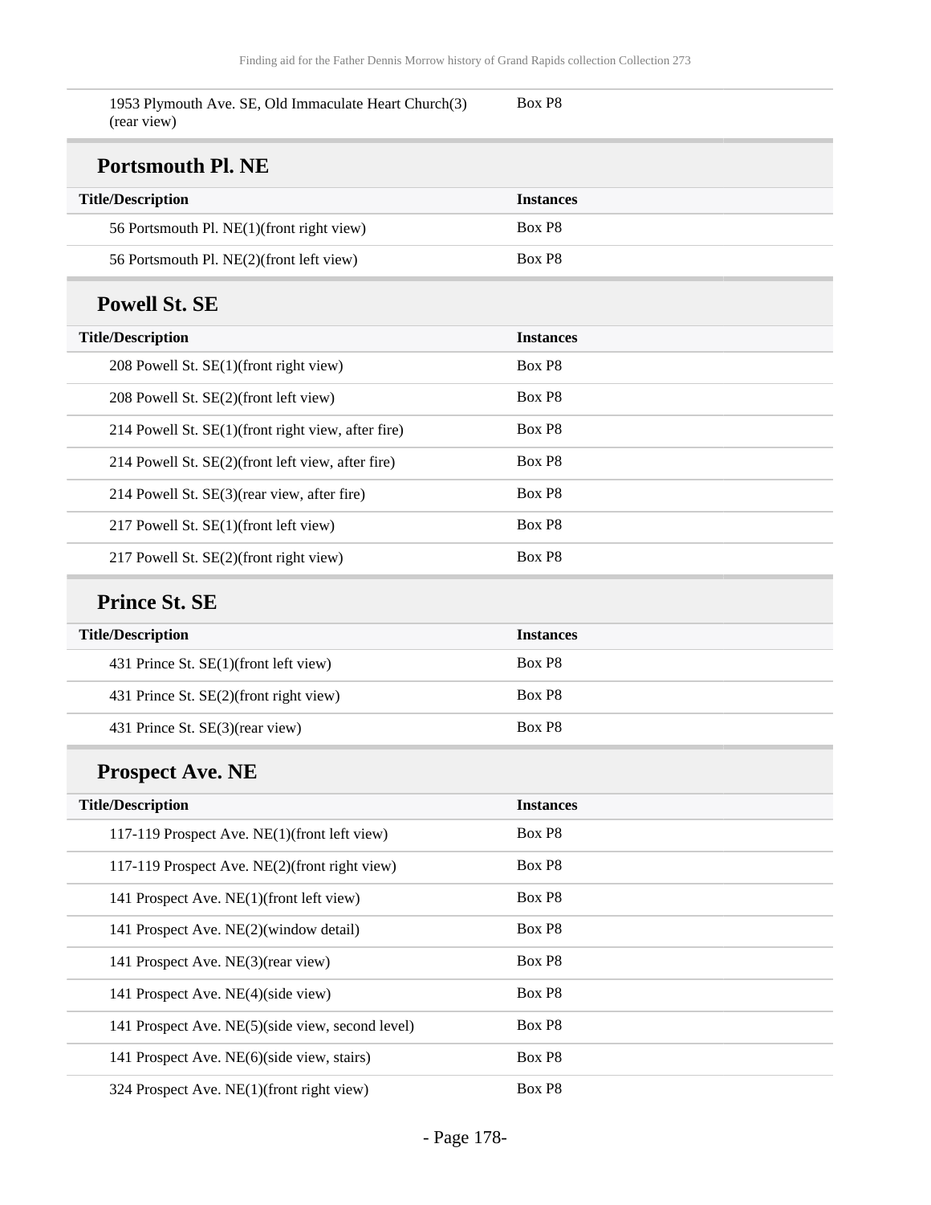| 1953 Plymouth Ave. SE, Old Immaculate Heart Church(3) (rear view) | Box P8 |
|---|---|

## Portsmouth Pl. NE

| Title/Description | Instances |
|---|---|
| 56 Portsmouth Pl. NE(1)(front right view) | Box P8 |
| 56 Portsmouth Pl. NE(2)(front left view) | Box P8 |

## Powell St. SE

| Title/Description | Instances |
|---|---|
| 208 Powell St. SE(1)(front right view) | Box P8 |
| 208 Powell St. SE(2)(front left view) | Box P8 |
| 214 Powell St. SE(1)(front right view, after fire) | Box P8 |
| 214 Powell St. SE(2)(front left view, after fire) | Box P8 |
| 214 Powell St. SE(3)(rear view, after fire) | Box P8 |
| 217 Powell St. SE(1)(front left view) | Box P8 |
| 217 Powell St. SE(2)(front right view) | Box P8 |

## Prince St. SE

| Title/Description | Instances |
|---|---|
| 431 Prince St. SE(1)(front left view) | Box P8 |
| 431 Prince St. SE(2)(front right view) | Box P8 |
| 431 Prince St. SE(3)(rear view) | Box P8 |

## Prospect Ave. NE

| Title/Description | Instances |
|---|---|
| 117-119 Prospect Ave. NE(1)(front left view) | Box P8 |
| 117-119 Prospect Ave. NE(2)(front right view) | Box P8 |
| 141 Prospect Ave. NE(1)(front left view) | Box P8 |
| 141 Prospect Ave. NE(2)(window detail) | Box P8 |
| 141 Prospect Ave. NE(3)(rear view) | Box P8 |
| 141 Prospect Ave. NE(4)(side view) | Box P8 |
| 141 Prospect Ave. NE(5)(side view, second level) | Box P8 |
| 141 Prospect Ave. NE(6)(side view, stairs) | Box P8 |
| 324 Prospect Ave. NE(1)(front right view) | Box P8 |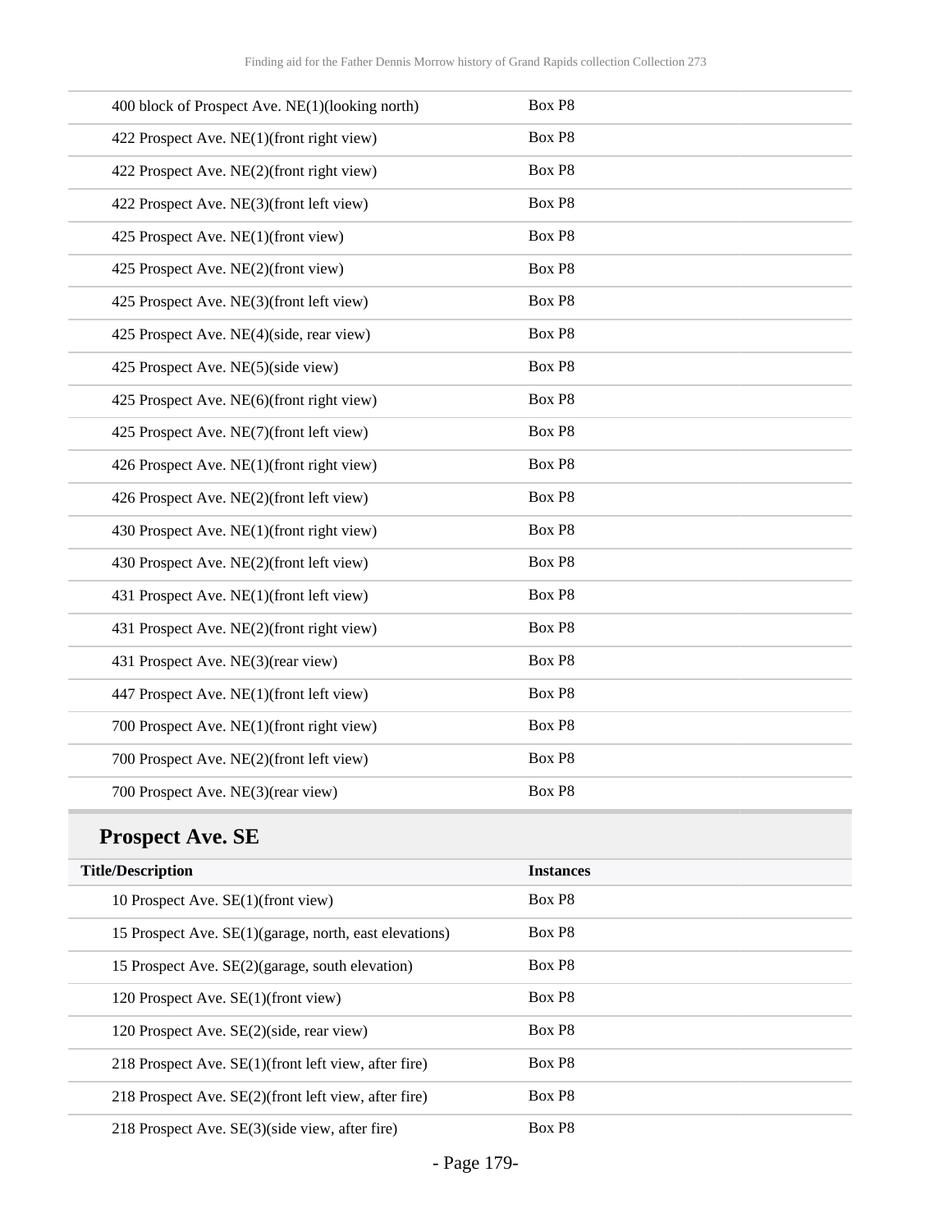| | |
|---|---|
| 400 block of Prospect Ave. NE(1)(looking north) | Box P8 |
| 422 Prospect Ave. NE(1)(front right view) | Box P8 |
| 422 Prospect Ave. NE(2)(front right view) | Box P8 |
| 422 Prospect Ave. NE(3)(front left view) | Box P8 |
| 425 Prospect Ave. NE(1)(front view) | Box P8 |
| 425 Prospect Ave. NE(2)(front view) | Box P8 |
| 425 Prospect Ave. NE(3)(front left view) | Box P8 |
| 425 Prospect Ave. NE(4)(side, rear view) | Box P8 |
| 425 Prospect Ave. NE(5)(side view) | Box P8 |
| 425 Prospect Ave. NE(6)(front right view) | Box P8 |
| 425 Prospect Ave. NE(7)(front left view) | Box P8 |
| 426 Prospect Ave. NE(1)(front right view) | Box P8 |
| 426 Prospect Ave. NE(2)(front left view) | Box P8 |
| 430 Prospect Ave. NE(1)(front right view) | Box P8 |
| 430 Prospect Ave. NE(2)(front left view) | Box P8 |
| 431 Prospect Ave. NE(1)(front left view) | Box P8 |
| 431 Prospect Ave. NE(2)(front right view) | Box P8 |
| 431 Prospect Ave. NE(3)(rear view) | Box P8 |
| 447 Prospect Ave. NE(1)(front left view) | Box P8 |
| 700 Prospect Ave. NE(1)(front right view) | Box P8 |
| 700 Prospect Ave. NE(2)(front left view) | Box P8 |
| 700 Prospect Ave. NE(3)(rear view) | Box P8 |

## Prospect Ave. SE

| Title/Description | Instances |
|---|---|
| 10 Prospect Ave. SE(1)(front view) | Box P8 |
| 15 Prospect Ave. SE(1)(garage, north, east elevations) | Box P8 |
| 15 Prospect Ave. SE(2)(garage, south elevation) | Box P8 |
| 120 Prospect Ave. SE(1)(front view) | Box P8 |
| 120 Prospect Ave. SE(2)(side, rear view) | Box P8 |
| 218 Prospect Ave. SE(1)(front left view, after fire) | Box P8 |
| 218 Prospect Ave. SE(2)(front left view, after fire) | Box P8 |
| 218 Prospect Ave. SE(3)(side view, after fire) | Box P8 |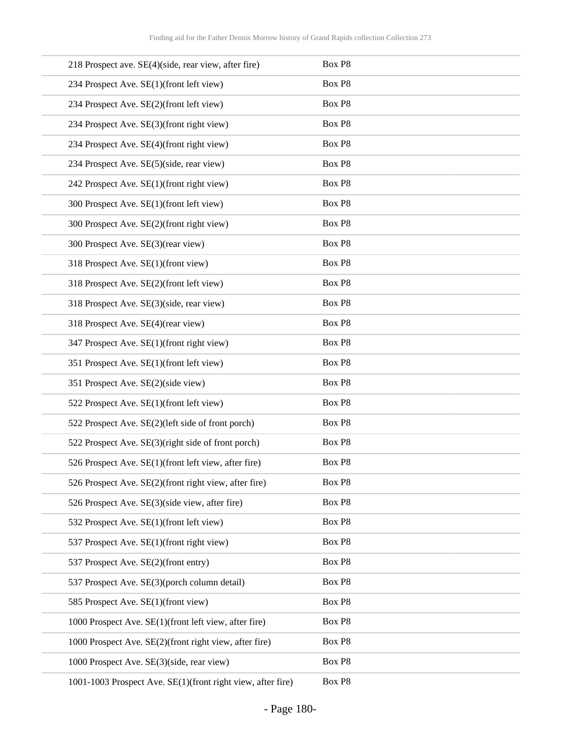| | |
|---|---|
| 218 Prospect ave. SE(4)(side, rear view, after fire) | Box P8 |
| 234 Prospect Ave. SE(1)(front left view) | Box P8 |
| 234 Prospect Ave. SE(2)(front left view) | Box P8 |
| 234 Prospect Ave. SE(3)(front right view) | Box P8 |
| 234 Prospect Ave. SE(4)(front right view) | Box P8 |
| 234 Prospect Ave. SE(5)(side, rear view) | Box P8 |
| 242 Prospect Ave. SE(1)(front right view) | Box P8 |
| 300 Prospect Ave. SE(1)(front left view) | Box P8 |
| 300 Prospect Ave. SE(2)(front right view) | Box P8 |
| 300 Prospect Ave. SE(3)(rear view) | Box P8 |
| 318 Prospect Ave. SE(1)(front view) | Box P8 |
| 318 Prospect Ave. SE(2)(front left view) | Box P8 |
| 318 Prospect Ave. SE(3)(side, rear view) | Box P8 |
| 318 Prospect Ave. SE(4)(rear view) | Box P8 |
| 347 Prospect Ave. SE(1)(front right view) | Box P8 |
| 351 Prospect Ave. SE(1)(front left view) | Box P8 |
| 351 Prospect Ave. SE(2)(side view) | Box P8 |
| 522 Prospect Ave. SE(1)(front left view) | Box P8 |
| 522 Prospect Ave. SE(2)(left side of front porch) | Box P8 |
| 522 Prospect Ave. SE(3)(right side of front porch) | Box P8 |
| 526 Prospect Ave. SE(1)(front left view, after fire) | Box P8 |
| 526 Prospect Ave. SE(2)(front right view, after fire) | Box P8 |
| 526 Prospect Ave. SE(3)(side view, after fire) | Box P8 |
| 532 Prospect Ave. SE(1)(front left view) | Box P8 |
| 537 Prospect Ave. SE(1)(front right view) | Box P8 |
| 537 Prospect Ave. SE(2)(front entry) | Box P8 |
| 537 Prospect Ave. SE(3)(porch column detail) | Box P8 |
| 585 Prospect Ave. SE(1)(front view) | Box P8 |
| 1000 Prospect Ave. SE(1)(front left view, after fire) | Box P8 |
| 1000 Prospect Ave. SE(2)(front right view, after fire) | Box P8 |
| 1000 Prospect Ave. SE(3)(side, rear view) | Box P8 |
| 1001-1003 Prospect Ave. SE(1)(front right view, after fire) | Box P8 |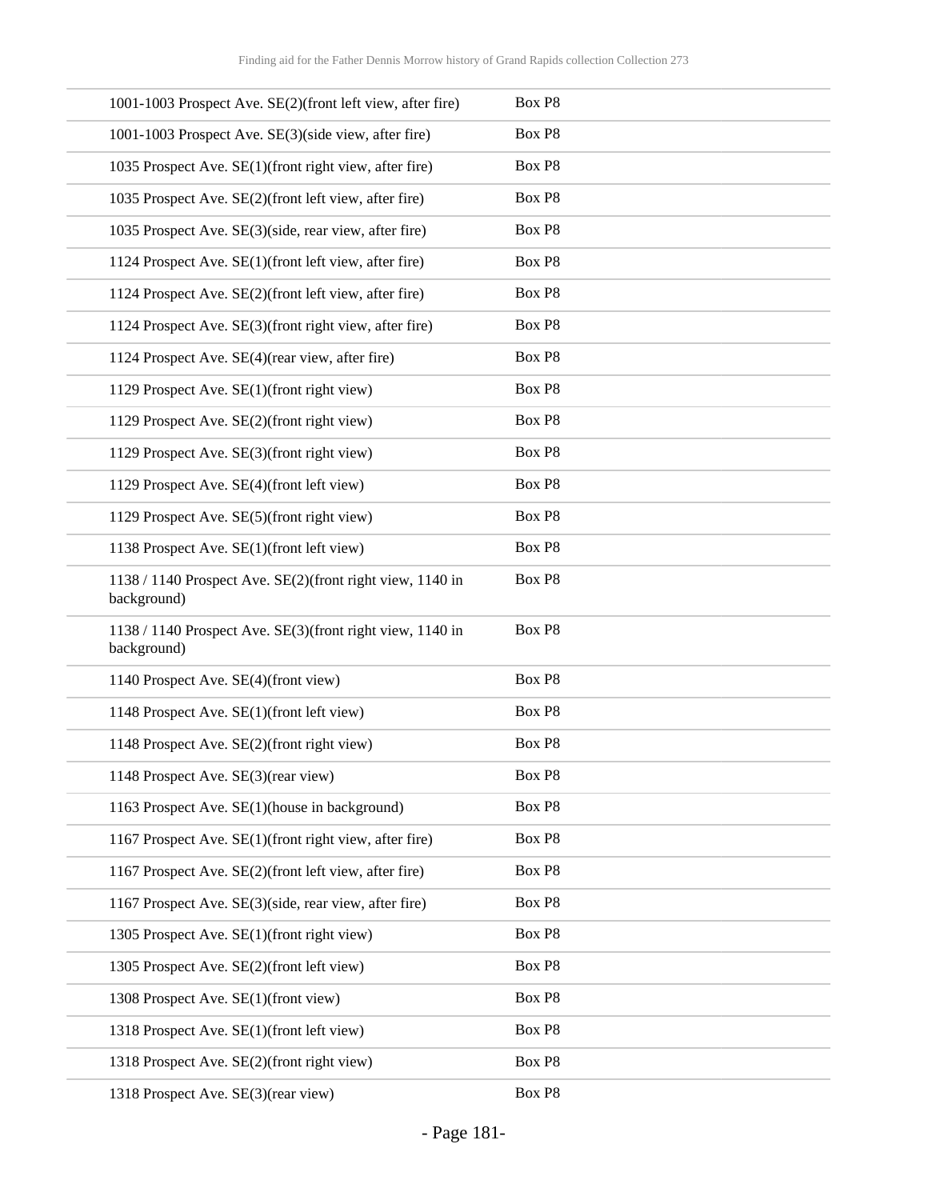| | |
|---|---|
| 1001-1003 Prospect Ave. SE(2)(front left view, after fire) | Box P8 |
| 1001-1003 Prospect Ave. SE(3)(side view, after fire) | Box P8 |
| 1035 Prospect Ave. SE(1)(front right view, after fire) | Box P8 |
| 1035 Prospect Ave. SE(2)(front left view, after fire) | Box P8 |
| 1035 Prospect Ave. SE(3)(side, rear view, after fire) | Box P8 |
| 1124 Prospect Ave. SE(1)(front left view, after fire) | Box P8 |
| 1124 Prospect Ave. SE(2)(front left view, after fire) | Box P8 |
| 1124 Prospect Ave. SE(3)(front right view, after fire) | Box P8 |
| 1124 Prospect Ave. SE(4)(rear view, after fire) | Box P8 |
| 1129 Prospect Ave. SE(1)(front right view) | Box P8 |
| 1129 Prospect Ave. SE(2)(front right view) | Box P8 |
| 1129 Prospect Ave. SE(3)(front right view) | Box P8 |
| 1129 Prospect Ave. SE(4)(front left view) | Box P8 |
| 1129 Prospect Ave. SE(5)(front right view) | Box P8 |
| 1138 Prospect Ave. SE(1)(front left view) | Box P8 |
| 1138 / 1140 Prospect Ave. SE(2)(front right view, 1140 in background) | Box P8 |
| 1138 / 1140 Prospect Ave. SE(3)(front right view, 1140 in background) | Box P8 |
| 1140 Prospect Ave. SE(4)(front view) | Box P8 |
| 1148 Prospect Ave. SE(1)(front left view) | Box P8 |
| 1148 Prospect Ave. SE(2)(front right view) | Box P8 |
| 1148 Prospect Ave. SE(3)(rear view) | Box P8 |
| 1163 Prospect Ave. SE(1)(house in background) | Box P8 |
| 1167 Prospect Ave. SE(1)(front right view, after fire) | Box P8 |
| 1167 Prospect Ave. SE(2)(front left view, after fire) | Box P8 |
| 1167 Prospect Ave. SE(3)(side, rear view, after fire) | Box P8 |
| 1305 Prospect Ave. SE(1)(front right view) | Box P8 |
| 1305 Prospect Ave. SE(2)(front left view) | Box P8 |
| 1308 Prospect Ave. SE(1)(front view) | Box P8 |
| 1318 Prospect Ave. SE(1)(front left view) | Box P8 |
| 1318 Prospect Ave. SE(2)(front right view) | Box P8 |
| 1318 Prospect Ave. SE(3)(rear view) | Box P8 |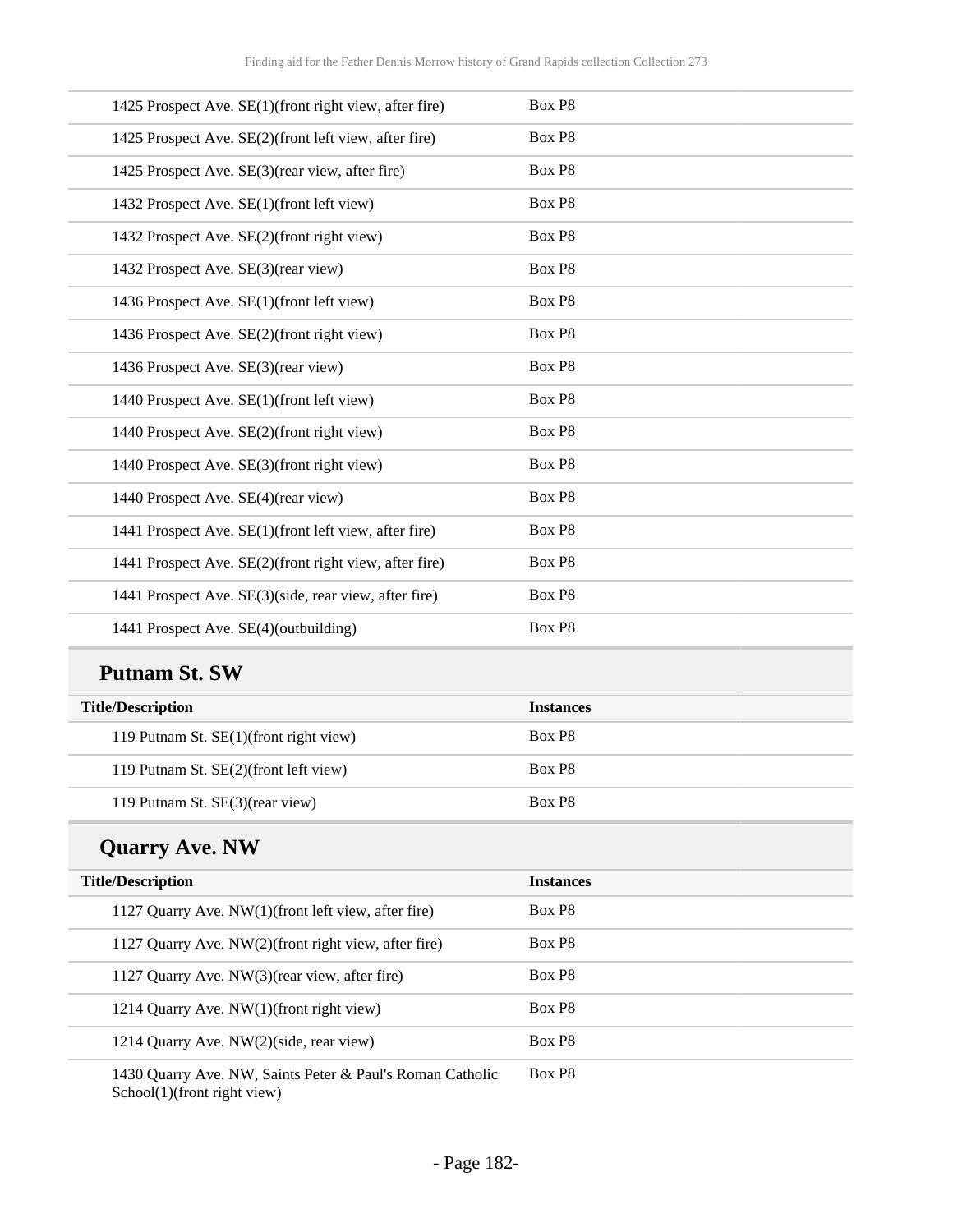| 1425 Prospect Ave. SE(1)(front right view, after fire) | Box P8 |
|---|---|
| 1425 Prospect Ave. SE(2)(front left view, after fire) | Box P8 |
| 1425 Prospect Ave. SE(3)(rear view, after fire) | Box P8 |
| 1432 Prospect Ave. SE(1)(front left view) | Box P8 |
| 1432 Prospect Ave. SE(2)(front right view) | Box P8 |
| 1432 Prospect Ave. SE(3)(rear view) | Box P8 |
| 1436 Prospect Ave. SE(1)(front left view) | Box P8 |
| 1436 Prospect Ave. SE(2)(front right view) | Box P8 |
| 1436 Prospect Ave. SE(3)(rear view) | Box P8 |
| 1440 Prospect Ave. SE(1)(front left view) | Box P8 |
| 1440 Prospect Ave. SE(2)(front right view) | Box P8 |
| 1440 Prospect Ave. SE(3)(front right view) | Box P8 |
| 1440 Prospect Ave. SE(4)(rear view) | Box P8 |
| 1441 Prospect Ave. SE(1)(front left view, after fire) | Box P8 |
| 1441 Prospect Ave. SE(2)(front right view, after fire) | Box P8 |
| 1441 Prospect Ave. SE(3)(side, rear view, after fire) | Box P8 |
| 1441 Prospect Ave. SE(4)(outbuilding) | Box P8 |

## Putnam St. SW

| Title/Description | Instances |
|---|---|
| 119 Putnam St. SE(1)(front right view) | Box P8 |
| 119 Putnam St. SE(2)(front left view) | Box P8 |
| 119 Putnam St. SE(3)(rear view) | Box P8 |

## Quarry Ave. NW

| Title/Description | Instances |
|---|---|
| 1127 Quarry Ave. NW(1)(front left view, after fire) | Box P8 |
| 1127 Quarry Ave. NW(2)(front right view, after fire) | Box P8 |
| 1127 Quarry Ave. NW(3)(rear view, after fire) | Box P8 |
| 1214 Quarry Ave. NW(1)(front right view) | Box P8 |
| 1214 Quarry Ave. NW(2)(side, rear view) | Box P8 |
| 1430 Quarry Ave. NW, Saints Peter & Paul's Roman Catholic School(1)(front right view) | Box P8 |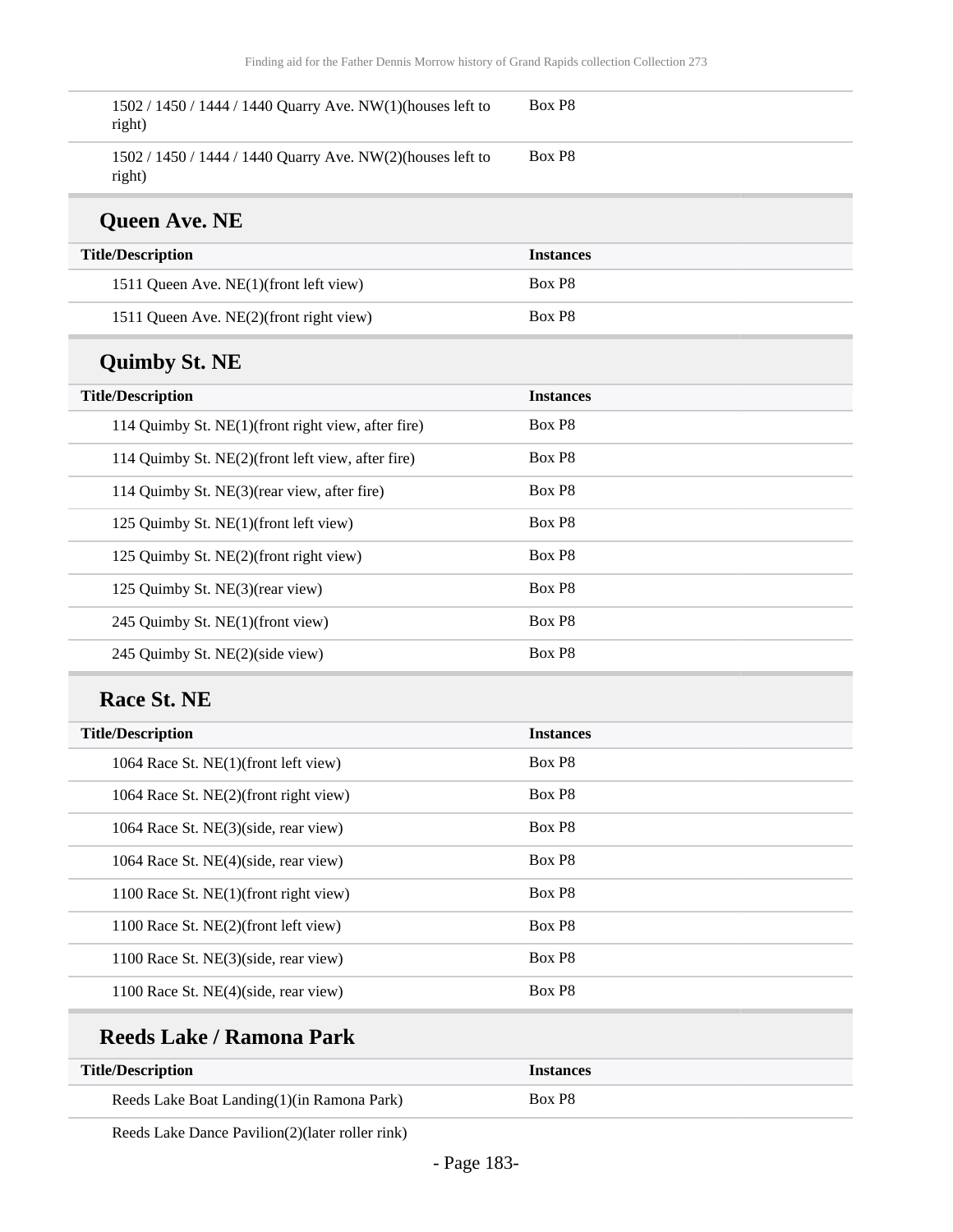| Title/Description | Instances |
|---|---|
| 1502 / 1450 / 1444 / 1440 Quarry Ave. NW(1)(houses left to right) | Box P8 |
| 1502 / 1450 / 1444 / 1440 Quarry Ave. NW(2)(houses left to right) | Box P8 |

## Queen Ave. NE

| Title/Description | Instances |
|---|---|
| 1511 Queen Ave. NE(1)(front left view) | Box P8 |
| 1511 Queen Ave. NE(2)(front right view) | Box P8 |

## Quimby St. NE

| Title/Description | Instances |
|---|---|
| 114 Quimby St. NE(1)(front right view, after fire) | Box P8 |
| 114 Quimby St. NE(2)(front left view, after fire) | Box P8 |
| 114 Quimby St. NE(3)(rear view, after fire) | Box P8 |
| 125 Quimby St. NE(1)(front left view) | Box P8 |
| 125 Quimby St. NE(2)(front right view) | Box P8 |
| 125 Quimby St. NE(3)(rear view) | Box P8 |
| 245 Quimby St. NE(1)(front view) | Box P8 |
| 245 Quimby St. NE(2)(side view) | Box P8 |

## Race St. NE

| Title/Description | Instances |
|---|---|
| 1064 Race St. NE(1)(front left view) | Box P8 |
| 1064 Race St. NE(2)(front right view) | Box P8 |
| 1064 Race St. NE(3)(side, rear view) | Box P8 |
| 1064 Race St. NE(4)(side, rear view) | Box P8 |
| 1100 Race St. NE(1)(front right view) | Box P8 |
| 1100 Race St. NE(2)(front left view) | Box P8 |
| 1100 Race St. NE(3)(side, rear view) | Box P8 |
| 1100 Race St. NE(4)(side, rear view) | Box P8 |

## Reeds Lake / Ramona Park

| Title/Description | Instances |
|---|---|
| Reeds Lake Boat Landing(1)(in Ramona Park) | Box P8 |
| Reeds Lake Dance Pavilion(2)(later roller rink) | |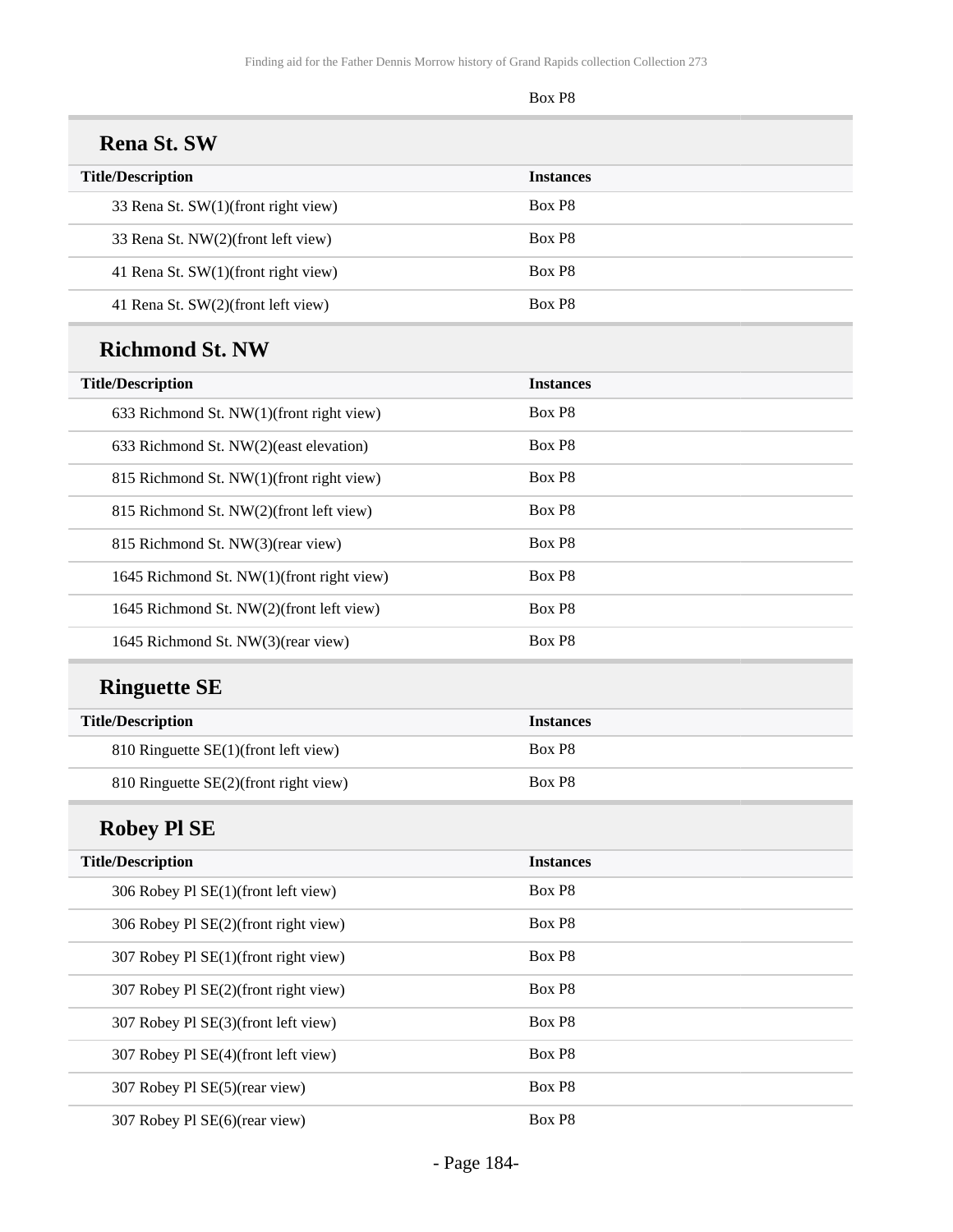Box P8

## Rena St. SW

| Title/Description | Instances |
|---|---|
| 33 Rena St. SW(1)(front right view) | Box P8 |
| 33 Rena St. NW(2)(front left view) | Box P8 |
| 41 Rena St. SW(1)(front right view) | Box P8 |
| 41 Rena St. SW(2)(front left view) | Box P8 |

## Richmond St. NW

| Title/Description | Instances |
|---|---|
| 633 Richmond St. NW(1)(front right view) | Box P8 |
| 633 Richmond St. NW(2)(east elevation) | Box P8 |
| 815 Richmond St. NW(1)(front right view) | Box P8 |
| 815 Richmond St. NW(2)(front left view) | Box P8 |
| 815 Richmond St. NW(3)(rear view) | Box P8 |
| 1645 Richmond St. NW(1)(front right view) | Box P8 |
| 1645 Richmond St. NW(2)(front left view) | Box P8 |
| 1645 Richmond St. NW(3)(rear view) | Box P8 |

## Ringuette SE

| Title/Description | Instances |
|---|---|
| 810 Ringuette SE(1)(front left view) | Box P8 |
| 810 Ringuette SE(2)(front right view) | Box P8 |

## Robey Pl SE

| Title/Description | Instances |
|---|---|
| 306 Robey Pl SE(1)(front left view) | Box P8 |
| 306 Robey Pl SE(2)(front right view) | Box P8 |
| 307 Robey Pl SE(1)(front right view) | Box P8 |
| 307 Robey Pl SE(2)(front right view) | Box P8 |
| 307 Robey Pl SE(3)(front left view) | Box P8 |
| 307 Robey Pl SE(4)(front left view) | Box P8 |
| 307 Robey Pl SE(5)(rear view) | Box P8 |
| 307 Robey Pl SE(6)(rear view) | Box P8 |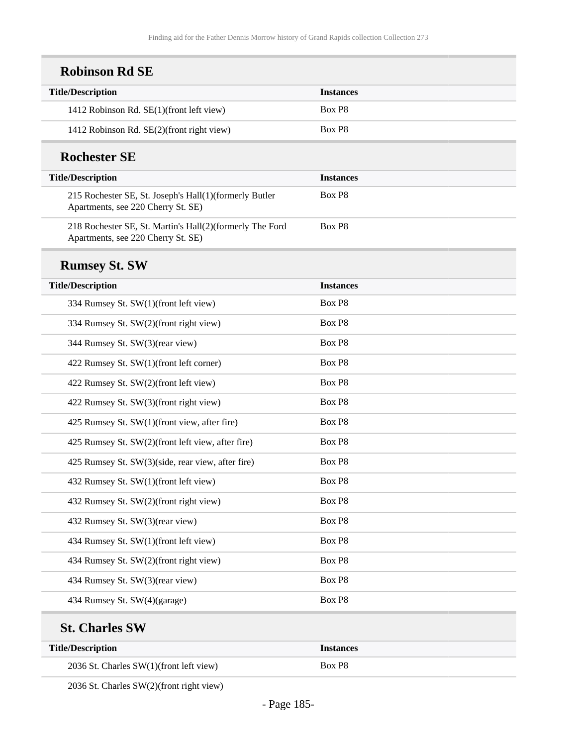## Robinson Rd SE

| Title/Description | Instances |
| --- | --- |
| 1412 Robinson Rd. SE(1)(front left view) | Box P8 |
| 1412 Robinson Rd. SE(2)(front right view) | Box P8 |

## Rochester SE

| Title/Description | Instances |
| --- | --- |
| 215 Rochester SE, St. Joseph's Hall(1)(formerly Butler Apartments, see 220 Cherry St. SE) | Box P8 |
| 218 Rochester SE, St. Martin's Hall(2)(formerly The Ford Apartments, see 220 Cherry St. SE) | Box P8 |

## Rumsey St. SW

| Title/Description | Instances |
| --- | --- |
| 334 Rumsey St. SW(1)(front left view) | Box P8 |
| 334 Rumsey St. SW(2)(front right view) | Box P8 |
| 344 Rumsey St. SW(3)(rear view) | Box P8 |
| 422 Rumsey St. SW(1)(front left corner) | Box P8 |
| 422 Rumsey St. SW(2)(front left view) | Box P8 |
| 422 Rumsey St. SW(3)(front right view) | Box P8 |
| 425 Rumsey St. SW(1)(front view, after fire) | Box P8 |
| 425 Rumsey St. SW(2)(front left view, after fire) | Box P8 |
| 425 Rumsey St. SW(3)(side, rear view, after fire) | Box P8 |
| 432 Rumsey St. SW(1)(front left view) | Box P8 |
| 432 Rumsey St. SW(2)(front right view) | Box P8 |
| 432 Rumsey St. SW(3)(rear view) | Box P8 |
| 434 Rumsey St. SW(1)(front left view) | Box P8 |
| 434 Rumsey St. SW(2)(front right view) | Box P8 |
| 434 Rumsey St. SW(3)(rear view) | Box P8 |
| 434 Rumsey St. SW(4)(garage) | Box P8 |

## St. Charles SW

| Title/Description | Instances |
| --- | --- |
| 2036 St. Charles SW(1)(front left view) | Box P8 |
| 2036 St. Charles SW(2)(front right view) | |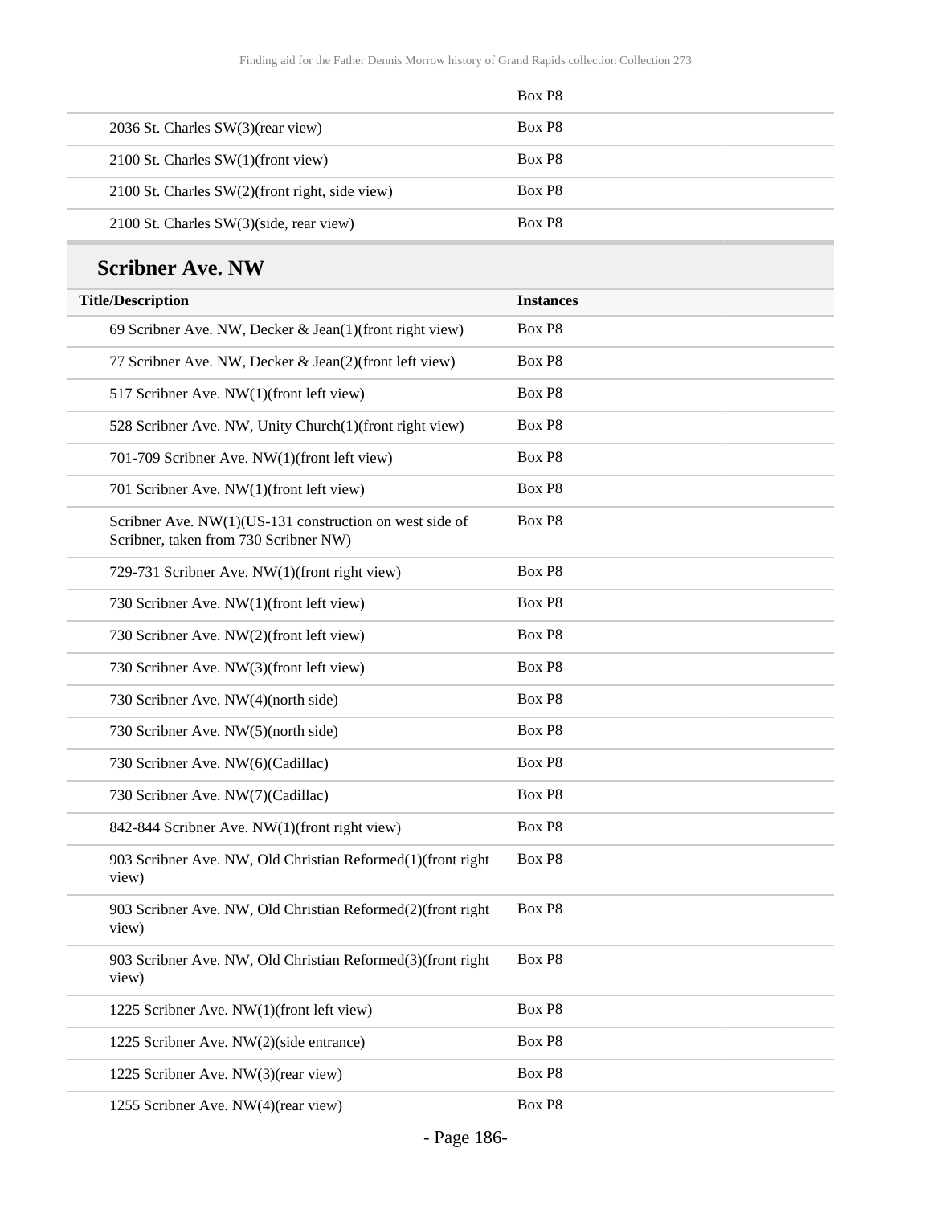| | |
|---|---|
| | Box P8 |
| 2036 St. Charles SW(3)(rear view) | Box P8 |
| 2100 St. Charles SW(1)(front view) | Box P8 |
| 2100 St. Charles SW(2)(front right, side view) | Box P8 |
| 2100 St. Charles SW(3)(side, rear view) | Box P8 |

## Scribner Ave. NW

| Title/Description | Instances |
|---|---|
| 69 Scribner Ave. NW, Decker & Jean(1)(front right view) | Box P8 |
| 77 Scribner Ave. NW, Decker & Jean(2)(front left view) | Box P8 |
| 517 Scribner Ave. NW(1)(front left view) | Box P8 |
| 528 Scribner Ave. NW, Unity Church(1)(front right view) | Box P8 |
| 701-709 Scribner Ave. NW(1)(front left view) | Box P8 |
| 701 Scribner Ave. NW(1)(front left view) | Box P8 |
| Scribner Ave. NW(1)(US-131 construction on west side of Scribner, taken from 730 Scribner NW) | Box P8 |
| 729-731 Scribner Ave. NW(1)(front right view) | Box P8 |
| 730 Scribner Ave. NW(1)(front left view) | Box P8 |
| 730 Scribner Ave. NW(2)(front left view) | Box P8 |
| 730 Scribner Ave. NW(3)(front left view) | Box P8 |
| 730 Scribner Ave. NW(4)(north side) | Box P8 |
| 730 Scribner Ave. NW(5)(north side) | Box P8 |
| 730 Scribner Ave. NW(6)(Cadillac) | Box P8 |
| 730 Scribner Ave. NW(7)(Cadillac) | Box P8 |
| 842-844 Scribner Ave. NW(1)(front right view) | Box P8 |
| 903 Scribner Ave. NW, Old Christian Reformed(1)(front right view) | Box P8 |
| 903 Scribner Ave. NW, Old Christian Reformed(2)(front right view) | Box P8 |
| 903 Scribner Ave. NW, Old Christian Reformed(3)(front right view) | Box P8 |
| 1225 Scribner Ave. NW(1)(front left view) | Box P8 |
| 1225 Scribner Ave. NW(2)(side entrance) | Box P8 |
| 1225 Scribner Ave. NW(3)(rear view) | Box P8 |
| 1255 Scribner Ave. NW(4)(rear view) | Box P8 |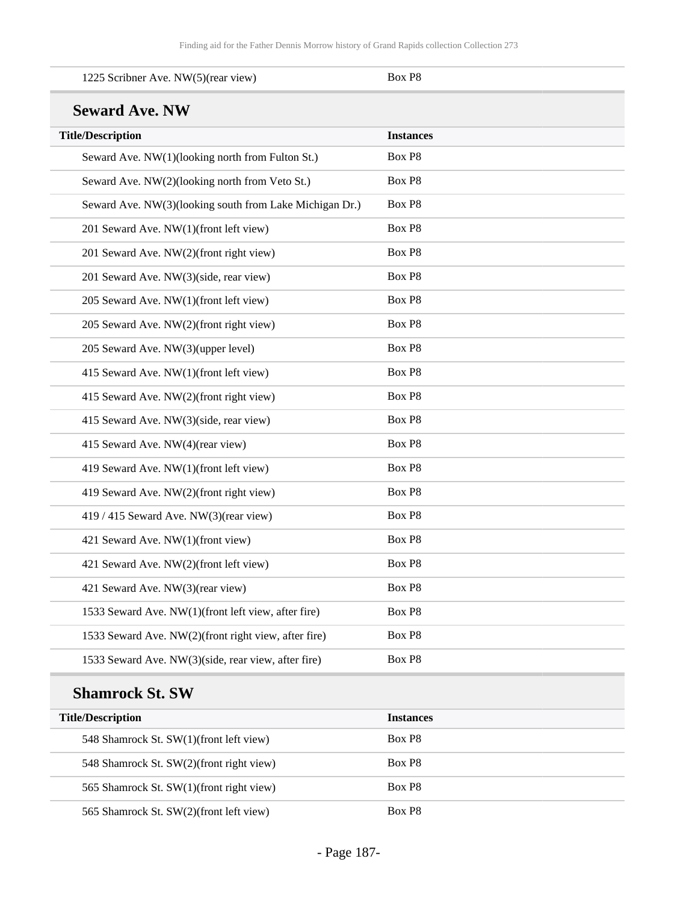| Title/Description | Instances |
|---|---|
| 1225 Scribner Ave. NW(5)(rear view) | Box P8 |

## Seward Ave. NW

| Title/Description | Instances |
|---|---|
| Seward Ave. NW(1)(looking north from Fulton St.) | Box P8 |
| Seward Ave. NW(2)(looking north from Veto St.) | Box P8 |
| Seward Ave. NW(3)(looking south from Lake Michigan Dr.) | Box P8 |
| 201 Seward Ave. NW(1)(front left view) | Box P8 |
| 201 Seward Ave. NW(2)(front right view) | Box P8 |
| 201 Seward Ave. NW(3)(side, rear view) | Box P8 |
| 205 Seward Ave. NW(1)(front left view) | Box P8 |
| 205 Seward Ave. NW(2)(front right view) | Box P8 |
| 205 Seward Ave. NW(3)(upper level) | Box P8 |
| 415 Seward Ave. NW(1)(front left view) | Box P8 |
| 415 Seward Ave. NW(2)(front right view) | Box P8 |
| 415 Seward Ave. NW(3)(side, rear view) | Box P8 |
| 415 Seward Ave. NW(4)(rear view) | Box P8 |
| 419 Seward Ave. NW(1)(front left view) | Box P8 |
| 419 Seward Ave. NW(2)(front right view) | Box P8 |
| 419 / 415 Seward Ave. NW(3)(rear view) | Box P8 |
| 421 Seward Ave. NW(1)(front view) | Box P8 |
| 421 Seward Ave. NW(2)(front left view) | Box P8 |
| 421 Seward Ave. NW(3)(rear view) | Box P8 |
| 1533 Seward Ave. NW(1)(front left view, after fire) | Box P8 |
| 1533 Seward Ave. NW(2)(front right view, after fire) | Box P8 |
| 1533 Seward Ave. NW(3)(side, rear view, after fire) | Box P8 |

## Shamrock St. SW

| Title/Description | Instances |
|---|---|
| 548 Shamrock St. SW(1)(front left view) | Box P8 |
| 548 Shamrock St. SW(2)(front right view) | Box P8 |
| 565 Shamrock St. SW(1)(front right view) | Box P8 |
| 565 Shamrock St. SW(2)(front left view) | Box P8 |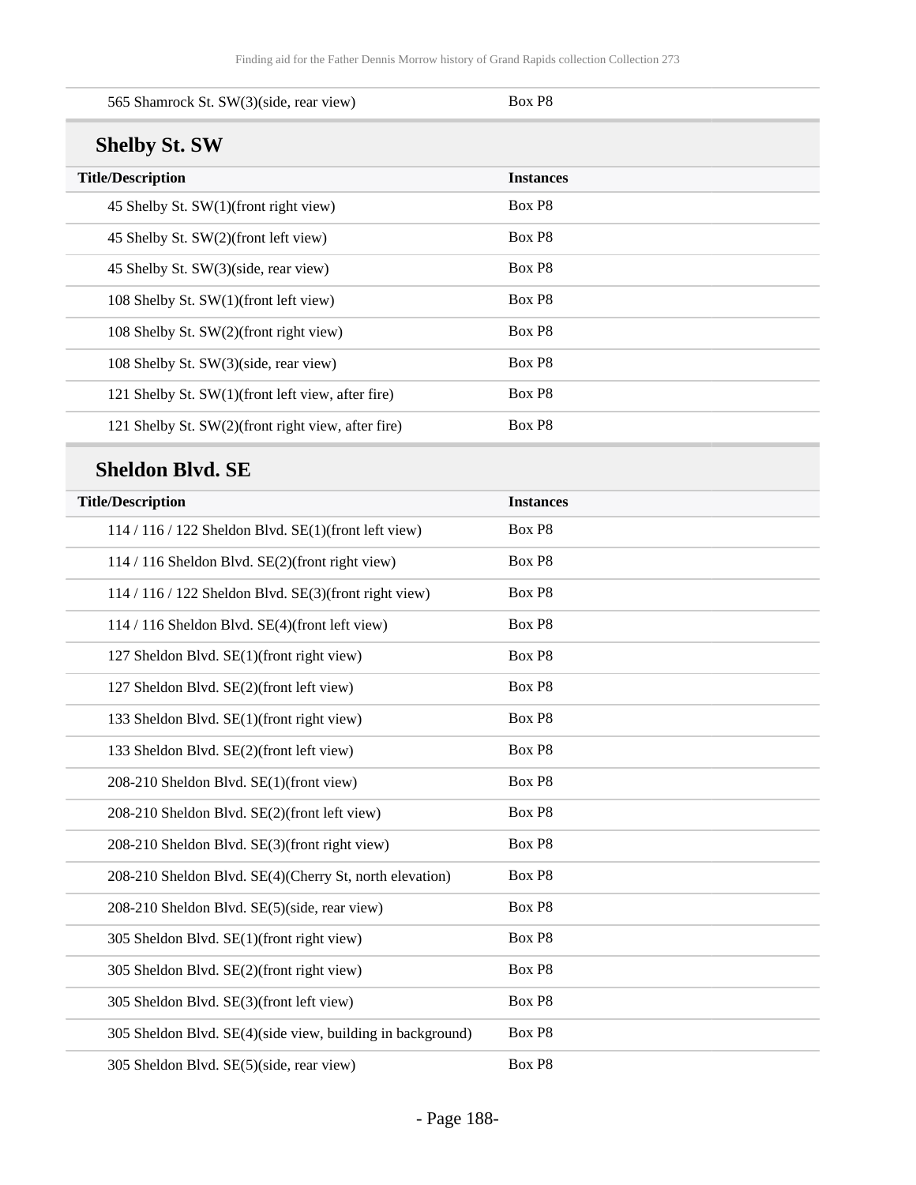| Title/Description | Instances |
|---|---|
| 565 Shamrock St. SW(3)(side, rear view) | Box P8 |

## Shelby St. SW

| Title/Description | Instances |
|---|---|
| 45 Shelby St. SW(1)(front right view) | Box P8 |
| 45 Shelby St. SW(2)(front left view) | Box P8 |
| 45 Shelby St. SW(3)(side, rear view) | Box P8 |
| 108 Shelby St. SW(1)(front left view) | Box P8 |
| 108 Shelby St. SW(2)(front right view) | Box P8 |
| 108 Shelby St. SW(3)(side, rear view) | Box P8 |
| 121 Shelby St. SW(1)(front left view, after fire) | Box P8 |
| 121 Shelby St. SW(2)(front right view, after fire) | Box P8 |

## Sheldon Blvd. SE

| Title/Description | Instances |
|---|---|
| 114 / 116 / 122 Sheldon Blvd. SE(1)(front left view) | Box P8 |
| 114 / 116 Sheldon Blvd. SE(2)(front right view) | Box P8 |
| 114 / 116 / 122 Sheldon Blvd. SE(3)(front right view) | Box P8 |
| 114 / 116 Sheldon Blvd. SE(4)(front left view) | Box P8 |
| 127 Sheldon Blvd. SE(1)(front right view) | Box P8 |
| 127 Sheldon Blvd. SE(2)(front left view) | Box P8 |
| 133 Sheldon Blvd. SE(1)(front right view) | Box P8 |
| 133 Sheldon Blvd. SE(2)(front left view) | Box P8 |
| 208-210 Sheldon Blvd. SE(1)(front view) | Box P8 |
| 208-210 Sheldon Blvd. SE(2)(front left view) | Box P8 |
| 208-210 Sheldon Blvd. SE(3)(front right view) | Box P8 |
| 208-210 Sheldon Blvd. SE(4)(Cherry St, north elevation) | Box P8 |
| 208-210 Sheldon Blvd. SE(5)(side, rear view) | Box P8 |
| 305 Sheldon Blvd. SE(1)(front right view) | Box P8 |
| 305 Sheldon Blvd. SE(2)(front right view) | Box P8 |
| 305 Sheldon Blvd. SE(3)(front left view) | Box P8 |
| 305 Sheldon Blvd. SE(4)(side view, building in background) | Box P8 |
| 305 Sheldon Blvd. SE(5)(side, rear view) | Box P8 |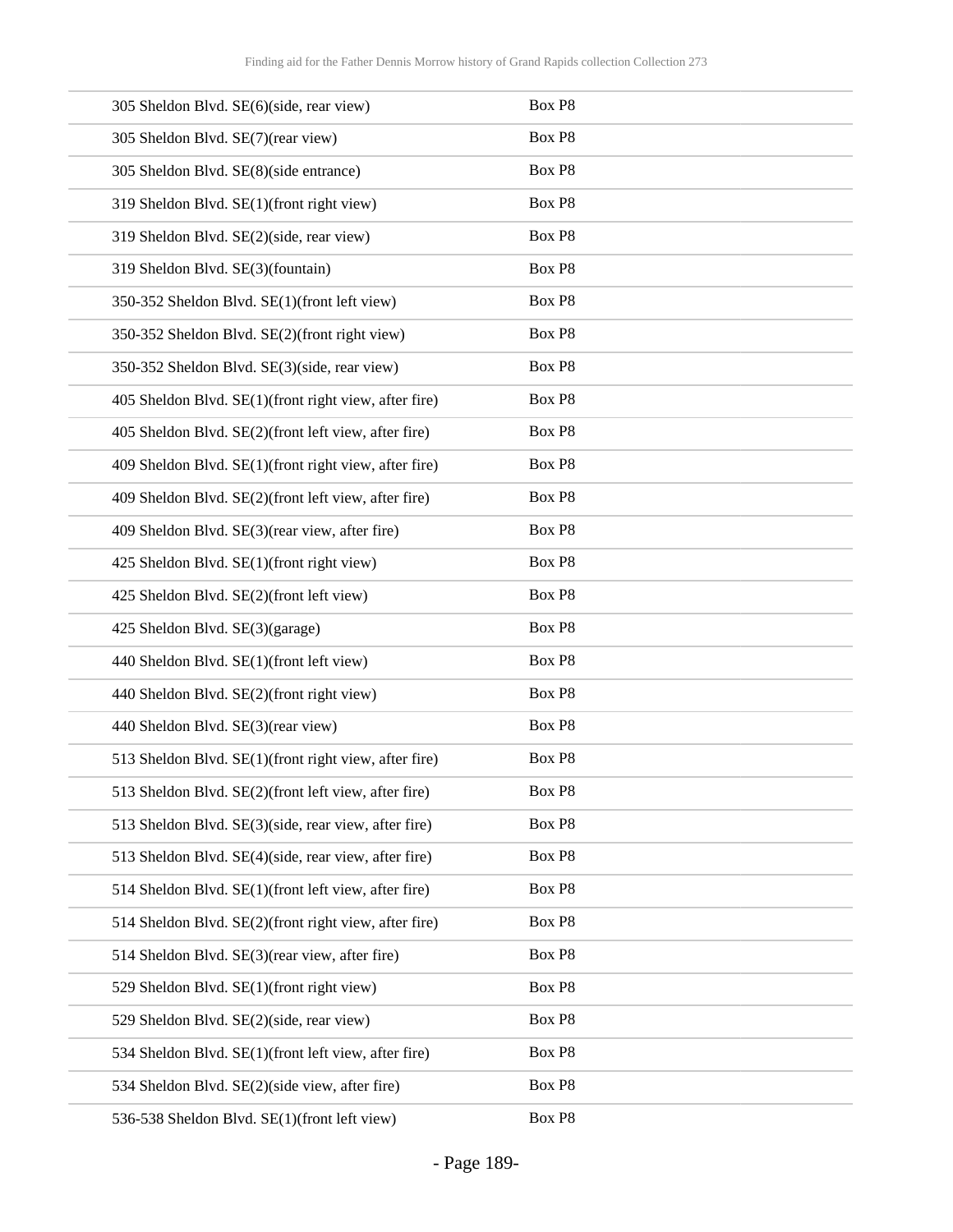| | |
|---|---|
| 305 Sheldon Blvd. SE(6)(side, rear view) | Box P8 |
| 305 Sheldon Blvd. SE(7)(rear view) | Box P8 |
| 305 Sheldon Blvd. SE(8)(side entrance) | Box P8 |
| 319 Sheldon Blvd. SE(1)(front right view) | Box P8 |
| 319 Sheldon Blvd. SE(2)(side, rear view) | Box P8 |
| 319 Sheldon Blvd. SE(3)(fountain) | Box P8 |
| 350-352 Sheldon Blvd. SE(1)(front left view) | Box P8 |
| 350-352 Sheldon Blvd. SE(2)(front right view) | Box P8 |
| 350-352 Sheldon Blvd. SE(3)(side, rear view) | Box P8 |
| 405 Sheldon Blvd. SE(1)(front right view, after fire) | Box P8 |
| 405 Sheldon Blvd. SE(2)(front left view, after fire) | Box P8 |
| 409 Sheldon Blvd. SE(1)(front right view, after fire) | Box P8 |
| 409 Sheldon Blvd. SE(2)(front left view, after fire) | Box P8 |
| 409 Sheldon Blvd. SE(3)(rear view, after fire) | Box P8 |
| 425 Sheldon Blvd. SE(1)(front right view) | Box P8 |
| 425 Sheldon Blvd. SE(2)(front left view) | Box P8 |
| 425 Sheldon Blvd. SE(3)(garage) | Box P8 |
| 440 Sheldon Blvd. SE(1)(front left view) | Box P8 |
| 440 Sheldon Blvd. SE(2)(front right view) | Box P8 |
| 440 Sheldon Blvd. SE(3)(rear view) | Box P8 |
| 513 Sheldon Blvd. SE(1)(front right view, after fire) | Box P8 |
| 513 Sheldon Blvd. SE(2)(front left view, after fire) | Box P8 |
| 513 Sheldon Blvd. SE(3)(side, rear view, after fire) | Box P8 |
| 513 Sheldon Blvd. SE(4)(side, rear view, after fire) | Box P8 |
| 514 Sheldon Blvd. SE(1)(front left view, after fire) | Box P8 |
| 514 Sheldon Blvd. SE(2)(front right view, after fire) | Box P8 |
| 514 Sheldon Blvd. SE(3)(rear view, after fire) | Box P8 |
| 529 Sheldon Blvd. SE(1)(front right view) | Box P8 |
| 529 Sheldon Blvd. SE(2)(side, rear view) | Box P8 |
| 534 Sheldon Blvd. SE(1)(front left view, after fire) | Box P8 |
| 534 Sheldon Blvd. SE(2)(side view, after fire) | Box P8 |
| 536-538 Sheldon Blvd. SE(1)(front left view) | Box P8 |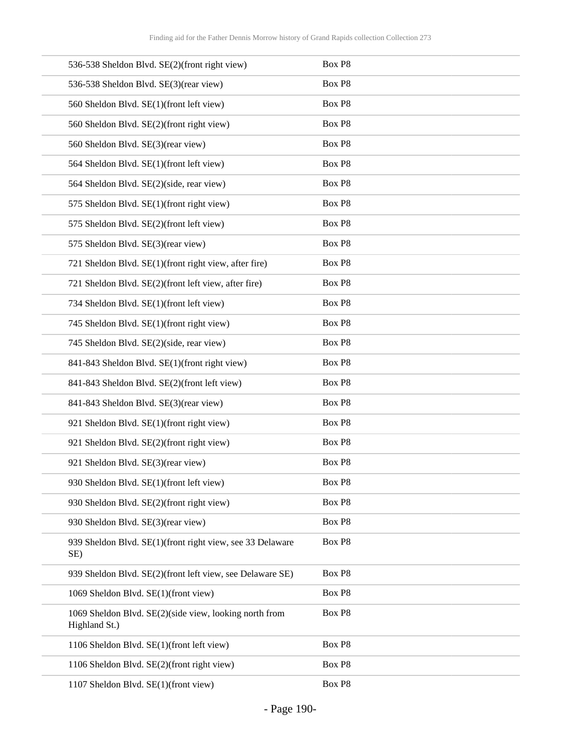| | |
|---|---|
| 536-538 Sheldon Blvd. SE(2)(front right view) | Box P8 |
| 536-538 Sheldon Blvd. SE(3)(rear view) | Box P8 |
| 560 Sheldon Blvd. SE(1)(front left view) | Box P8 |
| 560 Sheldon Blvd. SE(2)(front right view) | Box P8 |
| 560 Sheldon Blvd. SE(3)(rear view) | Box P8 |
| 564 Sheldon Blvd. SE(1)(front left view) | Box P8 |
| 564 Sheldon Blvd. SE(2)(side, rear view) | Box P8 |
| 575 Sheldon Blvd. SE(1)(front right view) | Box P8 |
| 575 Sheldon Blvd. SE(2)(front left view) | Box P8 |
| 575 Sheldon Blvd. SE(3)(rear view) | Box P8 |
| 721 Sheldon Blvd. SE(1)(front right view, after fire) | Box P8 |
| 721 Sheldon Blvd. SE(2)(front left view, after fire) | Box P8 |
| 734 Sheldon Blvd. SE(1)(front left view) | Box P8 |
| 745 Sheldon Blvd. SE(1)(front right view) | Box P8 |
| 745 Sheldon Blvd. SE(2)(side, rear view) | Box P8 |
| 841-843 Sheldon Blvd. SE(1)(front right view) | Box P8 |
| 841-843 Sheldon Blvd. SE(2)(front left view) | Box P8 |
| 841-843 Sheldon Blvd. SE(3)(rear view) | Box P8 |
| 921 Sheldon Blvd. SE(1)(front right view) | Box P8 |
| 921 Sheldon Blvd. SE(2)(front right view) | Box P8 |
| 921 Sheldon Blvd. SE(3)(rear view) | Box P8 |
| 930 Sheldon Blvd. SE(1)(front left view) | Box P8 |
| 930 Sheldon Blvd. SE(2)(front right view) | Box P8 |
| 930 Sheldon Blvd. SE(3)(rear view) | Box P8 |
| 939 Sheldon Blvd. SE(1)(front right view, see 33 Delaware SE) | Box P8 |
| 939 Sheldon Blvd. SE(2)(front left view, see Delaware SE) | Box P8 |
| 1069 Sheldon Blvd. SE(1)(front view) | Box P8 |
| 1069 Sheldon Blvd. SE(2)(side view, looking north from Highland St.) | Box P8 |
| 1106 Sheldon Blvd. SE(1)(front left view) | Box P8 |
| 1106 Sheldon Blvd. SE(2)(front right view) | Box P8 |
| 1107 Sheldon Blvd. SE(1)(front view) | Box P8 |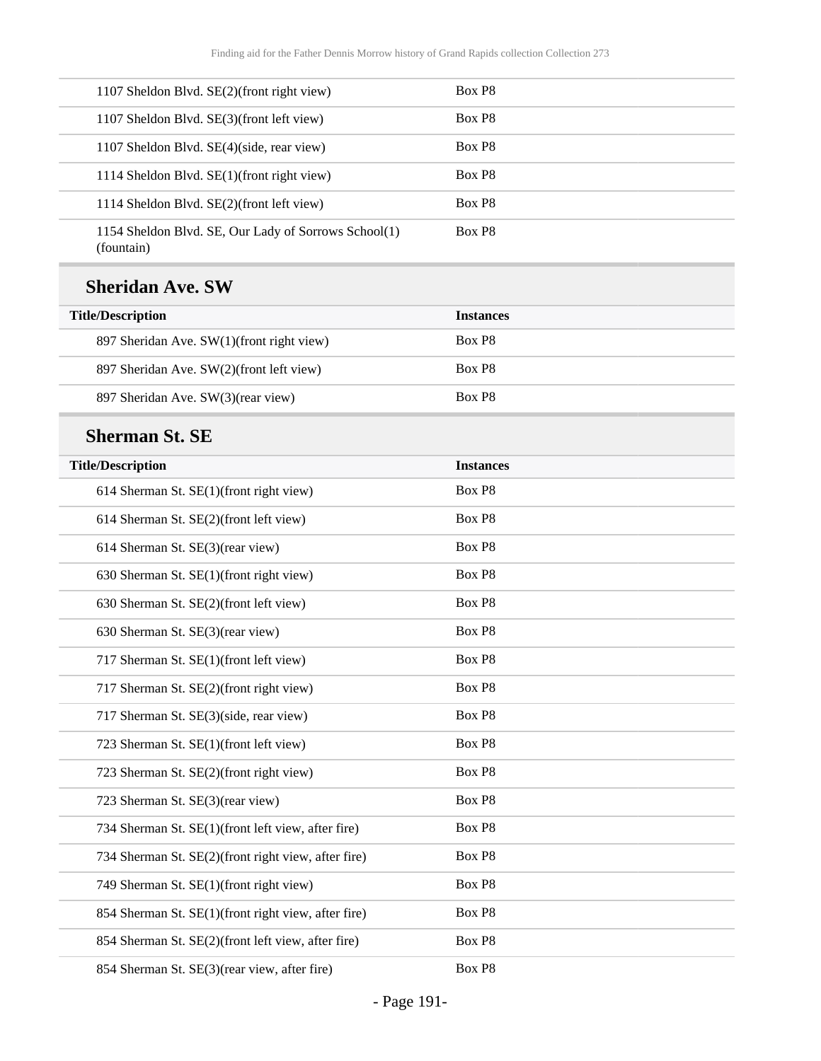| | |
|---|---|
| 1107 Sheldon Blvd. SE(2)(front right view) | Box P8 |
| 1107 Sheldon Blvd. SE(3)(front left view) | Box P8 |
| 1107 Sheldon Blvd. SE(4)(side, rear view) | Box P8 |
| 1114 Sheldon Blvd. SE(1)(front right view) | Box P8 |
| 1114 Sheldon Blvd. SE(2)(front left view) | Box P8 |
| 1154 Sheldon Blvd. SE, Our Lady of Sorrows School(1)(fountain) | Box P8 |

### Sheridan Ave. SW

| Title/Description | Instances |
|---|---|
| 897 Sheridan Ave. SW(1)(front right view) | Box P8 |
| 897 Sheridan Ave. SW(2)(front left view) | Box P8 |
| 897 Sheridan Ave. SW(3)(rear view) | Box P8 |

### Sherman St. SE

| Title/Description | Instances |
|---|---|
| 614 Sherman St. SE(1)(front right view) | Box P8 |
| 614 Sherman St. SE(2)(front left view) | Box P8 |
| 614 Sherman St. SE(3)(rear view) | Box P8 |
| 630 Sherman St. SE(1)(front right view) | Box P8 |
| 630 Sherman St. SE(2)(front left view) | Box P8 |
| 630 Sherman St. SE(3)(rear view) | Box P8 |
| 717 Sherman St. SE(1)(front left view) | Box P8 |
| 717 Sherman St. SE(2)(front right view) | Box P8 |
| 717 Sherman St. SE(3)(side, rear view) | Box P8 |
| 723 Sherman St. SE(1)(front left view) | Box P8 |
| 723 Sherman St. SE(2)(front right view) | Box P8 |
| 723 Sherman St. SE(3)(rear view) | Box P8 |
| 734 Sherman St. SE(1)(front left view, after fire) | Box P8 |
| 734 Sherman St. SE(2)(front right view, after fire) | Box P8 |
| 749 Sherman St. SE(1)(front right view) | Box P8 |
| 854 Sherman St. SE(1)(front right view, after fire) | Box P8 |
| 854 Sherman St. SE(2)(front left view, after fire) | Box P8 |
| 854 Sherman St. SE(3)(rear view, after fire) | Box P8 |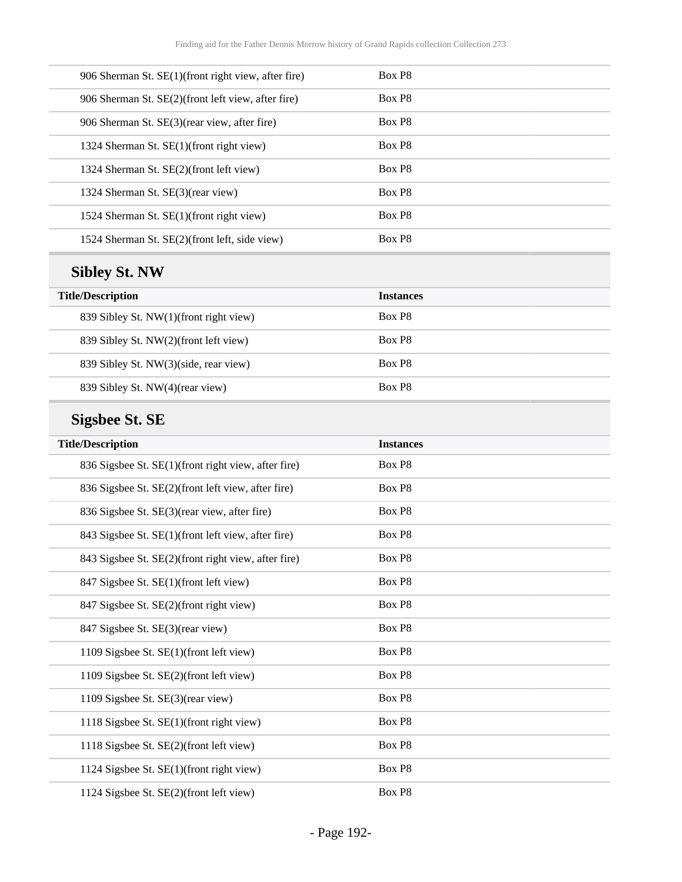| Title/Description | Instances |
| --- | --- |
| 906 Sherman St. SE(1)(front right view, after fire) | Box P8 |
| 906 Sherman St. SE(2)(front left view, after fire) | Box P8 |
| 906 Sherman St. SE(3)(rear view, after fire) | Box P8 |
| 1324 Sherman St. SE(1)(front right view) | Box P8 |
| 1324 Sherman St. SE(2)(front left view) | Box P8 |
| 1324 Sherman St. SE(3)(rear view) | Box P8 |
| 1524 Sherman St. SE(1)(front right view) | Box P8 |
| 1524 Sherman St. SE(2)(front left, side view) | Box P8 |

## Sibley St. NW

| Title/Description | Instances |
| --- | --- |
| 839 Sibley St. NW(1)(front right view) | Box P8 |
| 839 Sibley St. NW(2)(front left view) | Box P8 |
| 839 Sibley St. NW(3)(side, rear view) | Box P8 |
| 839 Sibley St. NW(4)(rear view) | Box P8 |

## Sigsbee St. SE

| Title/Description | Instances |
| --- | --- |
| 836 Sigsbee St. SE(1)(front right view, after fire) | Box P8 |
| 836 Sigsbee St. SE(2)(front left view, after fire) | Box P8 |
| 836 Sigsbee St. SE(3)(rear view, after fire) | Box P8 |
| 843 Sigsbee St. SE(1)(front left view, after fire) | Box P8 |
| 843 Sigsbee St. SE(2)(front right view, after fire) | Box P8 |
| 847 Sigsbee St. SE(1)(front left view) | Box P8 |
| 847 Sigsbee St. SE(2)(front right view) | Box P8 |
| 847 Sigsbee St. SE(3)(rear view) | Box P8 |
| 1109 Sigsbee St. SE(1)(front left view) | Box P8 |
| 1109 Sigsbee St. SE(2)(front left view) | Box P8 |
| 1109 Sigsbee St. SE(3)(rear view) | Box P8 |
| 1118 Sigsbee St. SE(1)(front right view) | Box P8 |
| 1118 Sigsbee St. SE(2)(front left view) | Box P8 |
| 1124 Sigsbee St. SE(1)(front right view) | Box P8 |
| 1124 Sigsbee St. SE(2)(front left view) | Box P8 |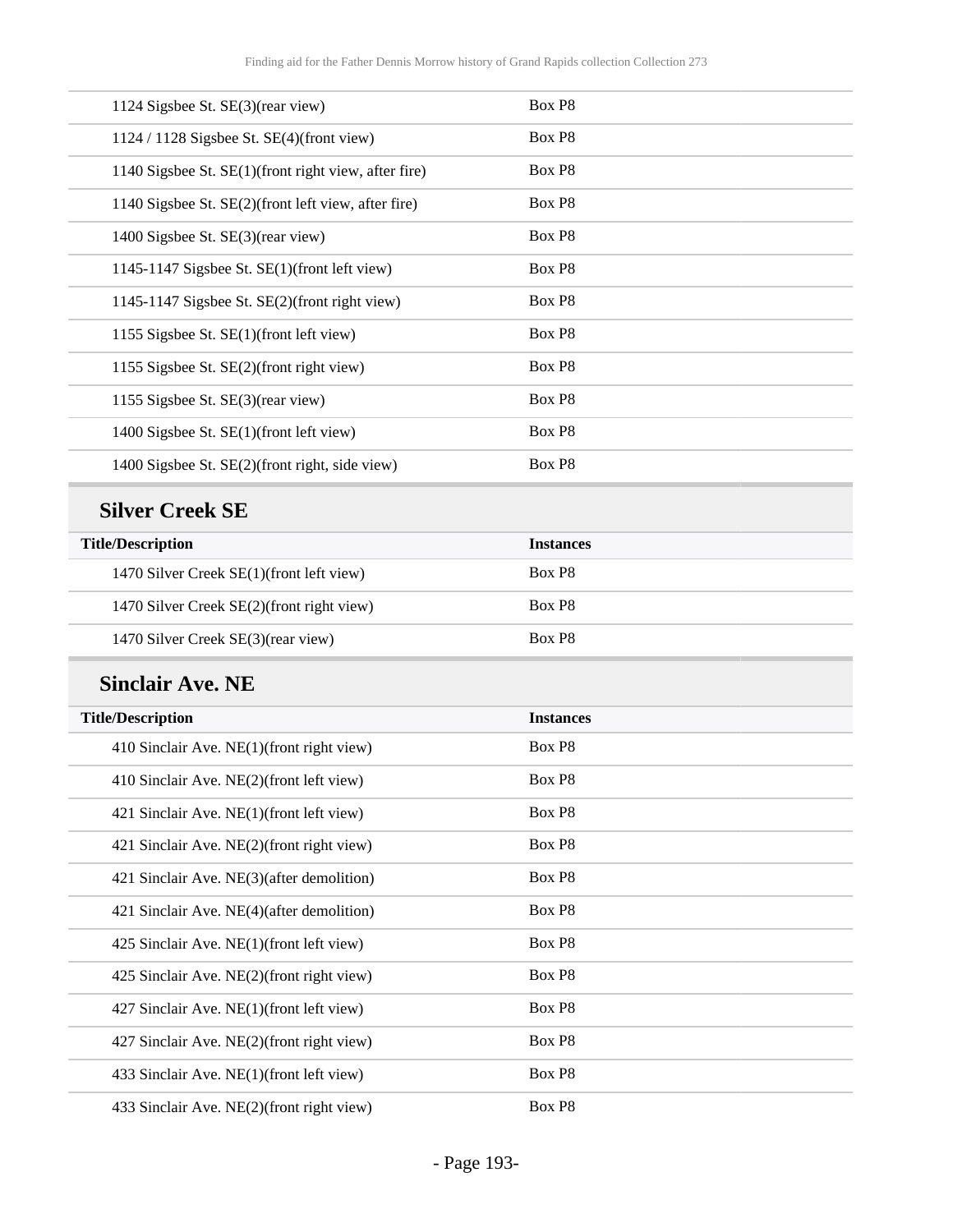| Title/Description | Instances |
|---|---|
| 1124 Sigsbee St. SE(3)(rear view) | Box P8 |
| 1124 / 1128 Sigsbee St. SE(4)(front view) | Box P8 |
| 1140 Sigsbee St. SE(1)(front right view, after fire) | Box P8 |
| 1140 Sigsbee St. SE(2)(front left view, after fire) | Box P8 |
| 1400 Sigsbee St. SE(3)(rear view) | Box P8 |
| 1145-1147 Sigsbee St. SE(1)(front left view) | Box P8 |
| 1145-1147 Sigsbee St. SE(2)(front right view) | Box P8 |
| 1155 Sigsbee St. SE(1)(front left view) | Box P8 |
| 1155 Sigsbee St. SE(2)(front right view) | Box P8 |
| 1155 Sigsbee St. SE(3)(rear view) | Box P8 |
| 1400 Sigsbee St. SE(1)(front left view) | Box P8 |
| 1400 Sigsbee St. SE(2)(front right, side view) | Box P8 |

## Silver Creek SE

| Title/Description | Instances |
|---|---|
| 1470 Silver Creek SE(1)(front left view) | Box P8 |
| 1470 Silver Creek SE(2)(front right view) | Box P8 |
| 1470 Silver Creek SE(3)(rear view) | Box P8 |

## Sinclair Ave. NE

| Title/Description | Instances |
|---|---|
| 410 Sinclair Ave. NE(1)(front right view) | Box P8 |
| 410 Sinclair Ave. NE(2)(front left view) | Box P8 |
| 421 Sinclair Ave. NE(1)(front left view) | Box P8 |
| 421 Sinclair Ave. NE(2)(front right view) | Box P8 |
| 421 Sinclair Ave. NE(3)(after demolition) | Box P8 |
| 421 Sinclair Ave. NE(4)(after demolition) | Box P8 |
| 425 Sinclair Ave. NE(1)(front left view) | Box P8 |
| 425 Sinclair Ave. NE(2)(front right view) | Box P8 |
| 427 Sinclair Ave. NE(1)(front left view) | Box P8 |
| 427 Sinclair Ave. NE(2)(front right view) | Box P8 |
| 433 Sinclair Ave. NE(1)(front left view) | Box P8 |
| 433 Sinclair Ave. NE(2)(front right view) | Box P8 |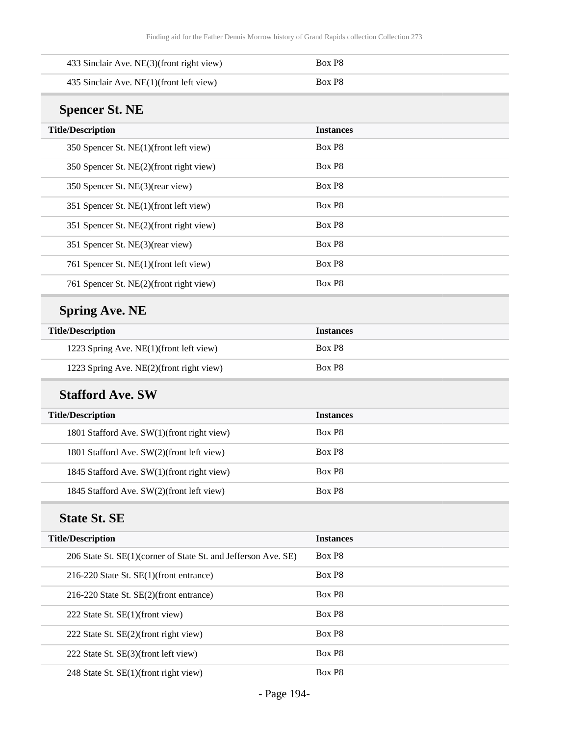| Title/Description | Instances |
| --- | --- |
| 433 Sinclair Ave. NE(3)(front right view) | Box P8 |
| 435 Sinclair Ave. NE(1)(front left view) | Box P8 |

### Spencer St. NE

| Title/Description | Instances |
| --- | --- |
| 350 Spencer St. NE(1)(front left view) | Box P8 |
| 350 Spencer St. NE(2)(front right view) | Box P8 |
| 350 Spencer St. NE(3)(rear view) | Box P8 |
| 351 Spencer St. NE(1)(front left view) | Box P8 |
| 351 Spencer St. NE(2)(front right view) | Box P8 |
| 351 Spencer St. NE(3)(rear view) | Box P8 |
| 761 Spencer St. NE(1)(front left view) | Box P8 |
| 761 Spencer St. NE(2)(front right view) | Box P8 |

### Spring Ave. NE

| Title/Description | Instances |
| --- | --- |
| 1223 Spring Ave. NE(1)(front left view) | Box P8 |
| 1223 Spring Ave. NE(2)(front right view) | Box P8 |

### Stafford Ave. SW

| Title/Description | Instances |
| --- | --- |
| 1801 Stafford Ave. SW(1)(front right view) | Box P8 |
| 1801 Stafford Ave. SW(2)(front left view) | Box P8 |
| 1845 Stafford Ave. SW(1)(front right view) | Box P8 |
| 1845 Stafford Ave. SW(2)(front left view) | Box P8 |

### State St. SE

| Title/Description | Instances |
| --- | --- |
| 206 State St. SE(1)(corner of State St. and Jefferson Ave. SE) | Box P8 |
| 216-220 State St. SE(1)(front entrance) | Box P8 |
| 216-220 State St. SE(2)(front entrance) | Box P8 |
| 222 State St. SE(1)(front view) | Box P8 |
| 222 State St. SE(2)(front right view) | Box P8 |
| 222 State St. SE(3)(front left view) | Box P8 |
| 248 State St. SE(1)(front right view) | Box P8 |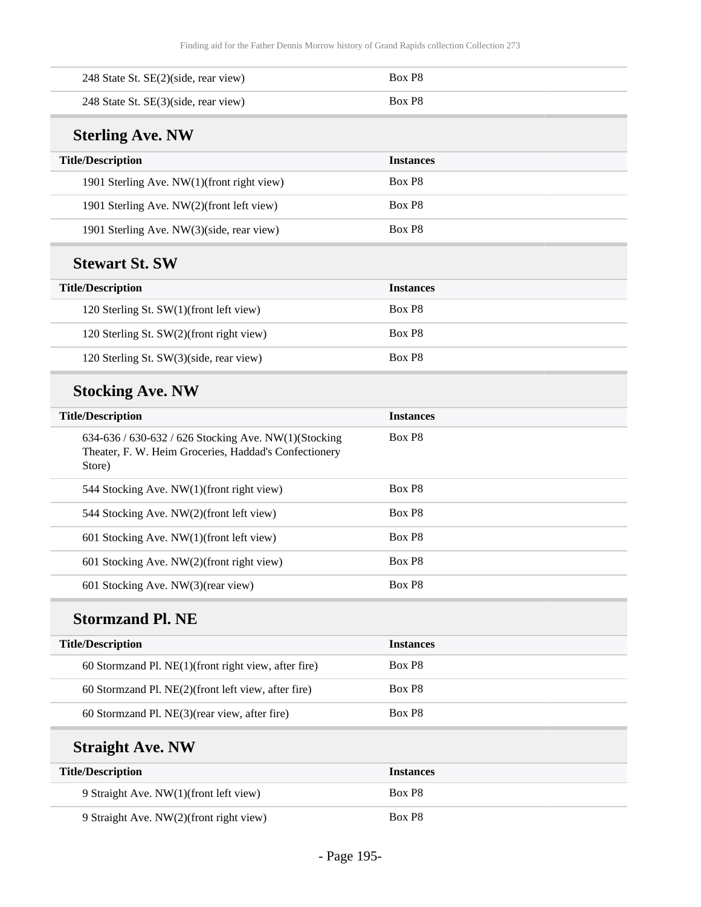| Title/Description | Instances |
| --- | --- |
| 248 State St. SE(2)(side, rear view) | Box P8 |
| 248 State St. SE(3)(side, rear view) | Box P8 |

## Sterling Ave. NW

| Title/Description | Instances |
| --- | --- |
| 1901 Sterling Ave. NW(1)(front right view) | Box P8 |
| 1901 Sterling Ave. NW(2)(front left view) | Box P8 |
| 1901 Sterling Ave. NW(3)(side, rear view) | Box P8 |

## Stewart St. SW

| Title/Description | Instances |
| --- | --- |
| 120 Sterling St. SW(1)(front left view) | Box P8 |
| 120 Sterling St. SW(2)(front right view) | Box P8 |
| 120 Sterling St. SW(3)(side, rear view) | Box P8 |

## Stocking Ave. NW

| Title/Description | Instances |
| --- | --- |
| 634-636 / 630-632 / 626 Stocking Ave. NW(1)(Stocking Theater, F. W. Heim Groceries, Haddad's Confectionery Store) | Box P8 |
| 544 Stocking Ave. NW(1)(front right view) | Box P8 |
| 544 Stocking Ave. NW(2)(front left view) | Box P8 |
| 601 Stocking Ave. NW(1)(front left view) | Box P8 |
| 601 Stocking Ave. NW(2)(front right view) | Box P8 |
| 601 Stocking Ave. NW(3)(rear view) | Box P8 |

## Stormzand Pl. NE

| Title/Description | Instances |
| --- | --- |
| 60 Stormzand Pl. NE(1)(front right view, after fire) | Box P8 |
| 60 Stormzand Pl. NE(2)(front left view, after fire) | Box P8 |
| 60 Stormzand Pl. NE(3)(rear view, after fire) | Box P8 |

## Straight Ave. NW

| Title/Description | Instances |
| --- | --- |
| 9 Straight Ave. NW(1)(front left view) | Box P8 |
| 9 Straight Ave. NW(2)(front right view) | Box P8 |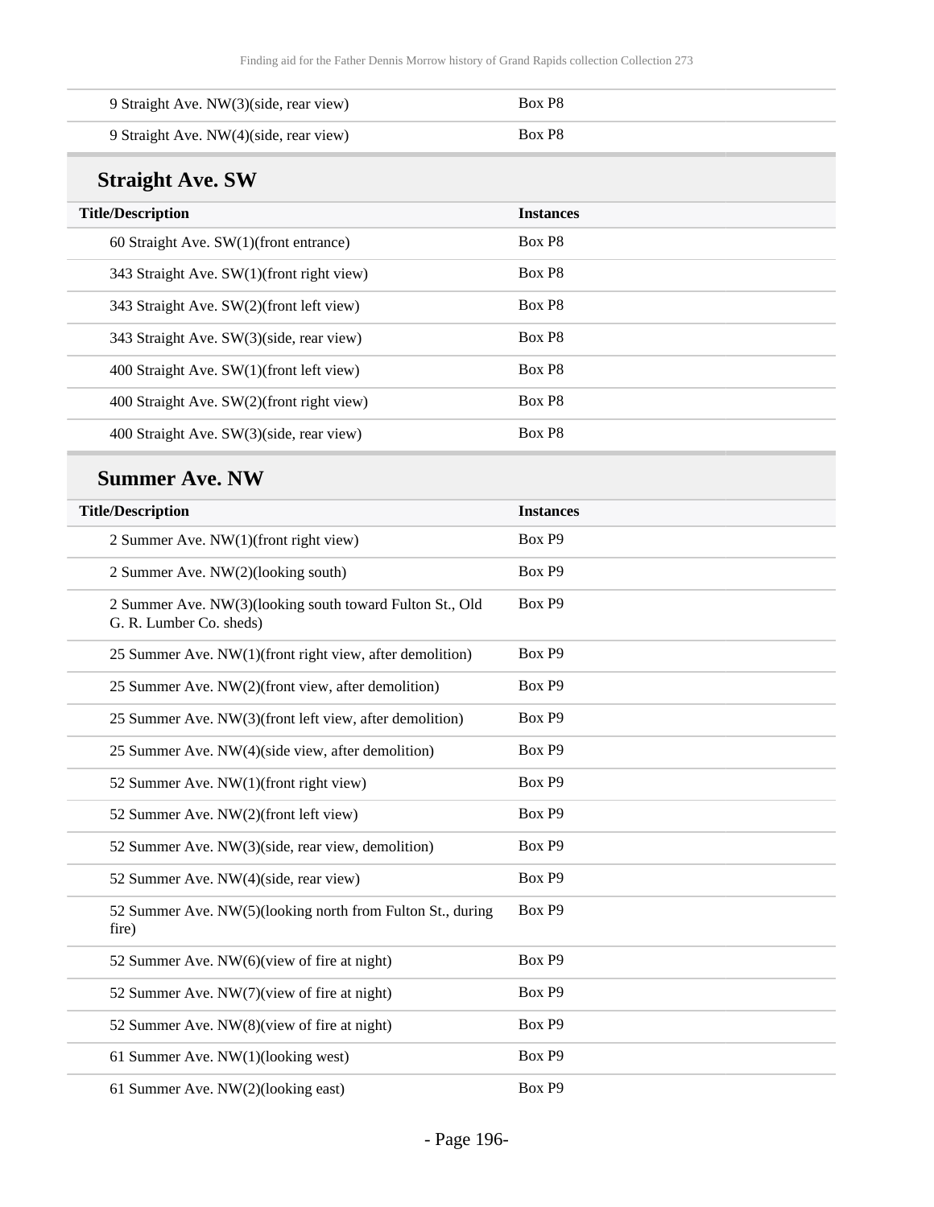| | |
|---|---|
| 9 Straight Ave. NW(3)(side, rear view) | Box P8 |
| 9 Straight Ave. NW(4)(side, rear view) | Box P8 |

## Straight Ave. SW

| Title/Description | Instances |
|---|---|
| 60 Straight Ave. SW(1)(front entrance) | Box P8 |
| 343 Straight Ave. SW(1)(front right view) | Box P8 |
| 343 Straight Ave. SW(2)(front left view) | Box P8 |
| 343 Straight Ave. SW(3)(side, rear view) | Box P8 |
| 400 Straight Ave. SW(1)(front left view) | Box P8 |
| 400 Straight Ave. SW(2)(front right view) | Box P8 |
| 400 Straight Ave. SW(3)(side, rear view) | Box P8 |

## Summer Ave. NW

| Title/Description | Instances |
|---|---|
| 2 Summer Ave. NW(1)(front right view) | Box P9 |
| 2 Summer Ave. NW(2)(looking south) | Box P9 |
| 2 Summer Ave. NW(3)(looking south toward Fulton St., Old G. R. Lumber Co. sheds) | Box P9 |
| 25 Summer Ave. NW(1)(front right view, after demolition) | Box P9 |
| 25 Summer Ave. NW(2)(front view, after demolition) | Box P9 |
| 25 Summer Ave. NW(3)(front left view, after demolition) | Box P9 |
| 25 Summer Ave. NW(4)(side view, after demolition) | Box P9 |
| 52 Summer Ave. NW(1)(front right view) | Box P9 |
| 52 Summer Ave. NW(2)(front left view) | Box P9 |
| 52 Summer Ave. NW(3)(side, rear view, demolition) | Box P9 |
| 52 Summer Ave. NW(4)(side, rear view) | Box P9 |
| 52 Summer Ave. NW(5)(looking north from Fulton St., during fire) | Box P9 |
| 52 Summer Ave. NW(6)(view of fire at night) | Box P9 |
| 52 Summer Ave. NW(7)(view of fire at night) | Box P9 |
| 52 Summer Ave. NW(8)(view of fire at night) | Box P9 |
| 61 Summer Ave. NW(1)(looking west) | Box P9 |
| 61 Summer Ave. NW(2)(looking east) | Box P9 |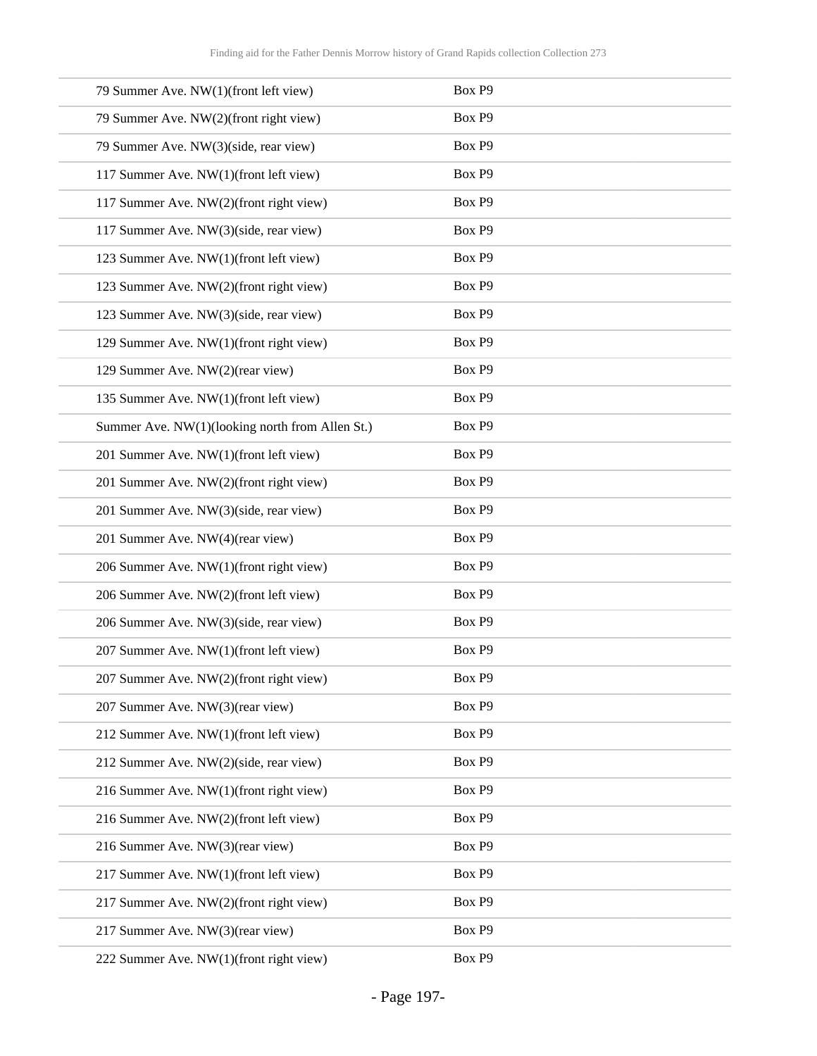| | |
|---|---|
| 79 Summer Ave. NW(1)(front left view) | Box P9 |
| 79 Summer Ave. NW(2)(front right view) | Box P9 |
| 79 Summer Ave. NW(3)(side, rear view) | Box P9 |
| 117 Summer Ave. NW(1)(front left view) | Box P9 |
| 117 Summer Ave. NW(2)(front right view) | Box P9 |
| 117 Summer Ave. NW(3)(side, rear view) | Box P9 |
| 123 Summer Ave. NW(1)(front left view) | Box P9 |
| 123 Summer Ave. NW(2)(front right view) | Box P9 |
| 123 Summer Ave. NW(3)(side, rear view) | Box P9 |
| 129 Summer Ave. NW(1)(front right view) | Box P9 |
| 129 Summer Ave. NW(2)(rear view) | Box P9 |
| 135 Summer Ave. NW(1)(front left view) | Box P9 |
| Summer Ave. NW(1)(looking north from Allen St.) | Box P9 |
| 201 Summer Ave. NW(1)(front left view) | Box P9 |
| 201 Summer Ave. NW(2)(front right view) | Box P9 |
| 201 Summer Ave. NW(3)(side, rear view) | Box P9 |
| 201 Summer Ave. NW(4)(rear view) | Box P9 |
| 206 Summer Ave. NW(1)(front right view) | Box P9 |
| 206 Summer Ave. NW(2)(front left view) | Box P9 |
| 206 Summer Ave. NW(3)(side, rear view) | Box P9 |
| 207 Summer Ave. NW(1)(front left view) | Box P9 |
| 207 Summer Ave. NW(2)(front right view) | Box P9 |
| 207 Summer Ave. NW(3)(rear view) | Box P9 |
| 212 Summer Ave. NW(1)(front left view) | Box P9 |
| 212 Summer Ave. NW(2)(side, rear view) | Box P9 |
| 216 Summer Ave. NW(1)(front right view) | Box P9 |
| 216 Summer Ave. NW(2)(front left view) | Box P9 |
| 216 Summer Ave. NW(3)(rear view) | Box P9 |
| 217 Summer Ave. NW(1)(front left view) | Box P9 |
| 217 Summer Ave. NW(2)(front right view) | Box P9 |
| 217 Summer Ave. NW(3)(rear view) | Box P9 |
| 222 Summer Ave. NW(1)(front right view) | Box P9 |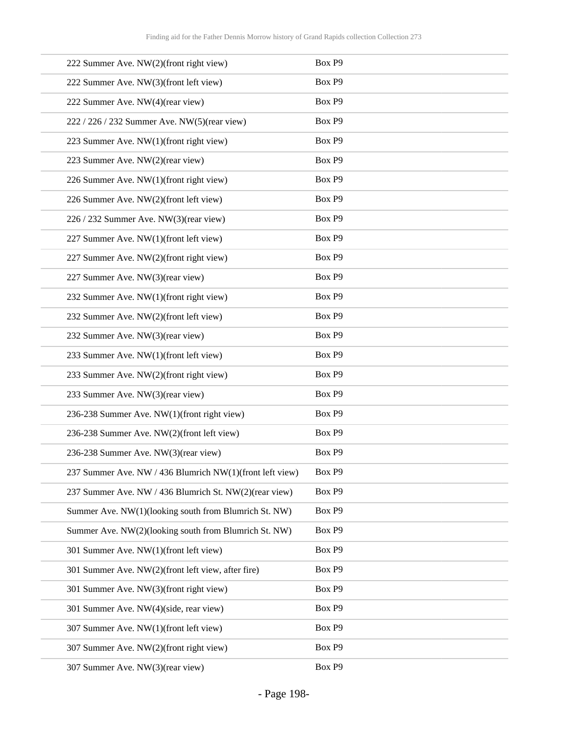| | |
|---|---|
| 222 Summer Ave. NW(2)(front right view) | Box P9 |
| 222 Summer Ave. NW(3)(front left view) | Box P9 |
| 222 Summer Ave. NW(4)(rear view) | Box P9 |
| 222 / 226 / 232 Summer Ave. NW(5)(rear view) | Box P9 |
| 223 Summer Ave. NW(1)(front right view) | Box P9 |
| 223 Summer Ave. NW(2)(rear view) | Box P9 |
| 226 Summer Ave. NW(1)(front right view) | Box P9 |
| 226 Summer Ave. NW(2)(front left view) | Box P9 |
| 226 / 232 Summer Ave. NW(3)(rear view) | Box P9 |
| 227 Summer Ave. NW(1)(front left view) | Box P9 |
| 227 Summer Ave. NW(2)(front right view) | Box P9 |
| 227 Summer Ave. NW(3)(rear view) | Box P9 |
| 232 Summer Ave. NW(1)(front right view) | Box P9 |
| 232 Summer Ave. NW(2)(front left view) | Box P9 |
| 232 Summer Ave. NW(3)(rear view) | Box P9 |
| 233 Summer Ave. NW(1)(front left view) | Box P9 |
| 233 Summer Ave. NW(2)(front right view) | Box P9 |
| 233 Summer Ave. NW(3)(rear view) | Box P9 |
| 236-238 Summer Ave. NW(1)(front right view) | Box P9 |
| 236-238 Summer Ave. NW(2)(front left view) | Box P9 |
| 236-238 Summer Ave. NW(3)(rear view) | Box P9 |
| 237 Summer Ave. NW / 436 Blumrich NW(1)(front left view) | Box P9 |
| 237 Summer Ave. NW / 436 Blumrich St. NW(2)(rear view) | Box P9 |
| Summer Ave. NW(1)(looking south from Blumrich St. NW) | Box P9 |
| Summer Ave. NW(2)(looking south from Blumrich St. NW) | Box P9 |
| 301 Summer Ave. NW(1)(front left view) | Box P9 |
| 301 Summer Ave. NW(2)(front left view, after fire) | Box P9 |
| 301 Summer Ave. NW(3)(front right view) | Box P9 |
| 301 Summer Ave. NW(4)(side, rear view) | Box P9 |
| 307 Summer Ave. NW(1)(front left view) | Box P9 |
| 307 Summer Ave. NW(2)(front right view) | Box P9 |
| 307 Summer Ave. NW(3)(rear view) | Box P9 |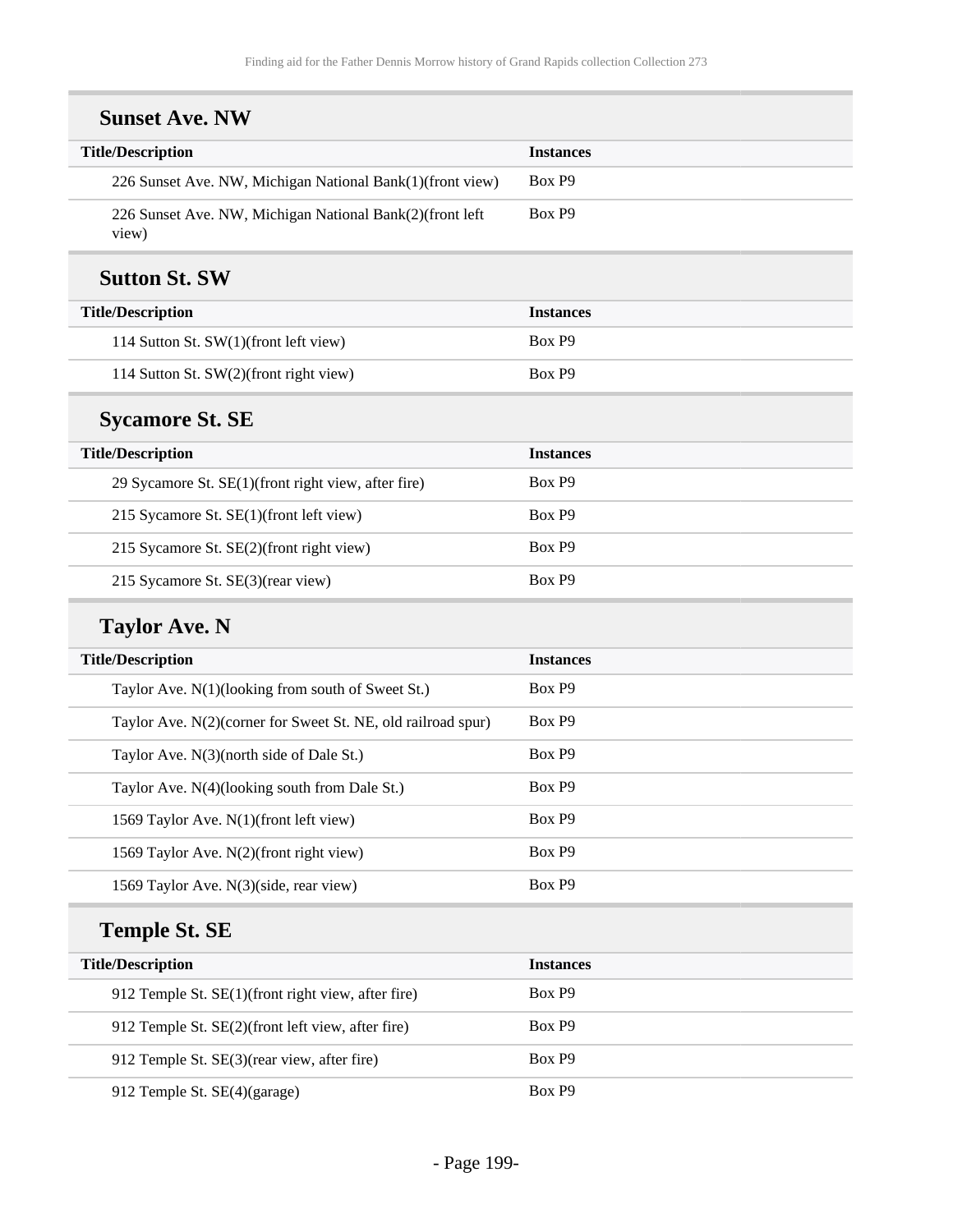### Sunset Ave. NW

| Title/Description | Instances |
|---|---|
| 226 Sunset Ave. NW, Michigan National Bank(1)(front view) | Box P9 |
| 226 Sunset Ave. NW, Michigan National Bank(2)(front left view) | Box P9 |

### Sutton St. SW

| Title/Description | Instances |
|---|---|
| 114 Sutton St. SW(1)(front left view) | Box P9 |
| 114 Sutton St. SW(2)(front right view) | Box P9 |

### Sycamore St. SE

| Title/Description | Instances |
|---|---|
| 29 Sycamore St. SE(1)(front right view, after fire) | Box P9 |
| 215 Sycamore St. SE(1)(front left view) | Box P9 |
| 215 Sycamore St. SE(2)(front right view) | Box P9 |
| 215 Sycamore St. SE(3)(rear view) | Box P9 |

### Taylor Ave. N

| Title/Description | Instances |
|---|---|
| Taylor Ave. N(1)(looking from south of Sweet St.) | Box P9 |
| Taylor Ave. N(2)(corner for Sweet St. NE, old railroad spur) | Box P9 |
| Taylor Ave. N(3)(north side of Dale St.) | Box P9 |
| Taylor Ave. N(4)(looking south from Dale St.) | Box P9 |
| 1569 Taylor Ave. N(1)(front left view) | Box P9 |
| 1569 Taylor Ave. N(2)(front right view) | Box P9 |
| 1569 Taylor Ave. N(3)(side, rear view) | Box P9 |

### Temple St. SE

| Title/Description | Instances |
|---|---|
| 912 Temple St. SE(1)(front right view, after fire) | Box P9 |
| 912 Temple St. SE(2)(front left view, after fire) | Box P9 |
| 912 Temple St. SE(3)(rear view, after fire) | Box P9 |
| 912 Temple St. SE(4)(garage) | Box P9 |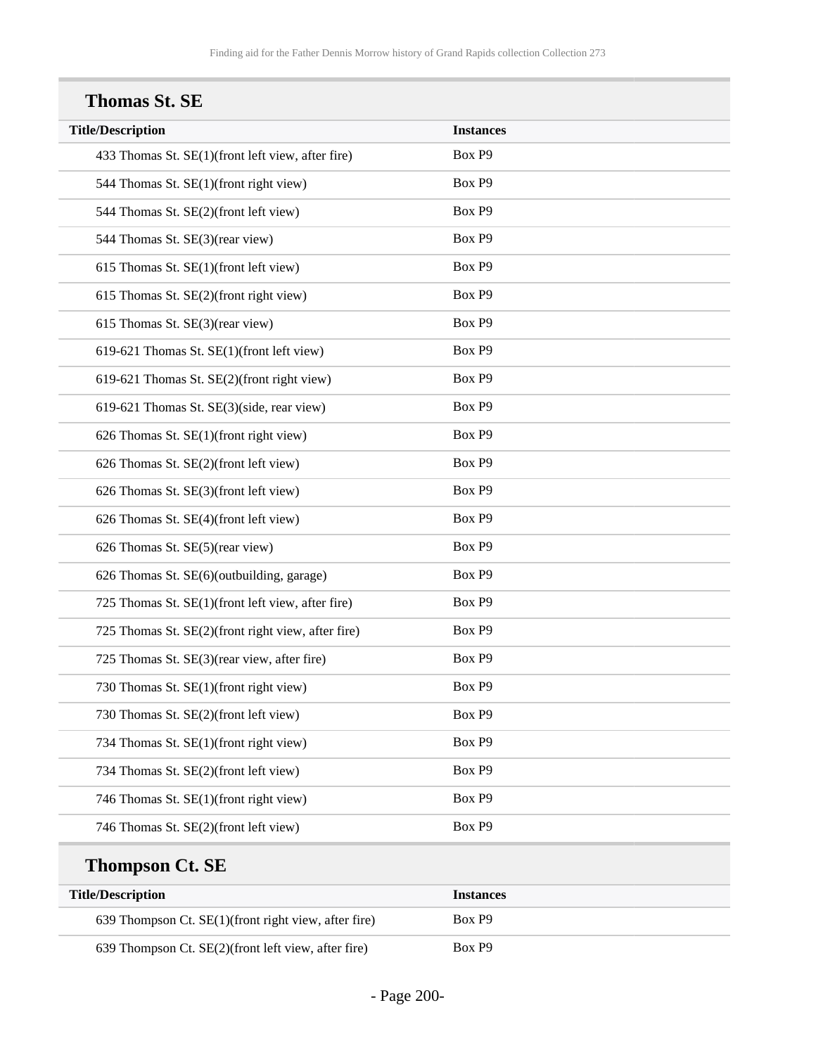## Thomas St. SE

| Title/Description | Instances |
| --- | --- |
| 433 Thomas St. SE(1)(front left view, after fire) | Box P9 |
| 544 Thomas St. SE(1)(front right view) | Box P9 |
| 544 Thomas St. SE(2)(front left view) | Box P9 |
| 544 Thomas St. SE(3)(rear view) | Box P9 |
| 615 Thomas St. SE(1)(front left view) | Box P9 |
| 615 Thomas St. SE(2)(front right view) | Box P9 |
| 615 Thomas St. SE(3)(rear view) | Box P9 |
| 619-621 Thomas St. SE(1)(front left view) | Box P9 |
| 619-621 Thomas St. SE(2)(front right view) | Box P9 |
| 619-621 Thomas St. SE(3)(side, rear view) | Box P9 |
| 626 Thomas St. SE(1)(front right view) | Box P9 |
| 626 Thomas St. SE(2)(front left view) | Box P9 |
| 626 Thomas St. SE(3)(front left view) | Box P9 |
| 626 Thomas St. SE(4)(front left view) | Box P9 |
| 626 Thomas St. SE(5)(rear view) | Box P9 |
| 626 Thomas St. SE(6)(outbuilding, garage) | Box P9 |
| 725 Thomas St. SE(1)(front left view, after fire) | Box P9 |
| 725 Thomas St. SE(2)(front right view, after fire) | Box P9 |
| 725 Thomas St. SE(3)(rear view, after fire) | Box P9 |
| 730 Thomas St. SE(1)(front right view) | Box P9 |
| 730 Thomas St. SE(2)(front left view) | Box P9 |
| 734 Thomas St. SE(1)(front right view) | Box P9 |
| 734 Thomas St. SE(2)(front left view) | Box P9 |
| 746 Thomas St. SE(1)(front right view) | Box P9 |
| 746 Thomas St. SE(2)(front left view) | Box P9 |

## Thompson Ct. SE

| Title/Description | Instances |
| --- | --- |
| 639 Thompson Ct. SE(1)(front right view, after fire) | Box P9 |
| 639 Thompson Ct. SE(2)(front left view, after fire) | Box P9 |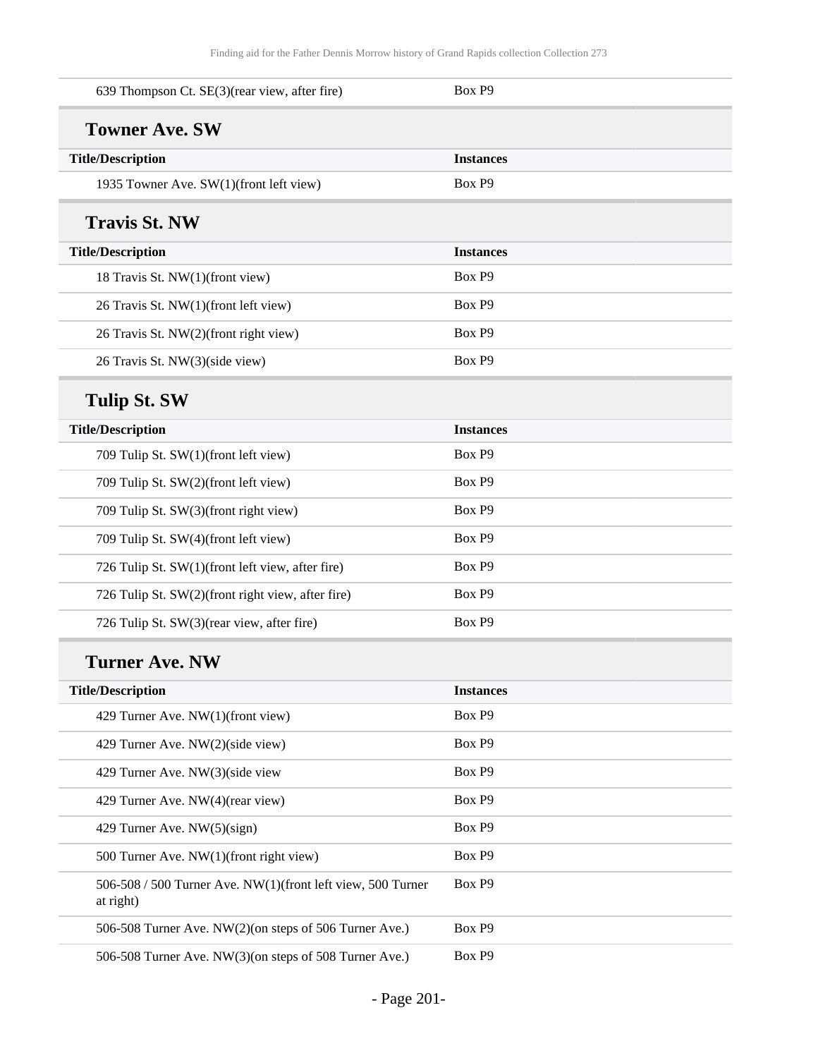| Title/Description | Instances |
| --- | --- |
| 639 Thompson Ct. SE(3)(rear view, after fire) | Box P9 |

### Towner Ave. SW

| Title/Description | Instances |
| --- | --- |
| 1935 Towner Ave. SW(1)(front left view) | Box P9 |

### Travis St. NW

| Title/Description | Instances |
| --- | --- |
| 18 Travis St. NW(1)(front view) | Box P9 |
| 26 Travis St. NW(1)(front left view) | Box P9 |
| 26 Travis St. NW(2)(front right view) | Box P9 |
| 26 Travis St. NW(3)(side view) | Box P9 |

### Tulip St. SW

| Title/Description | Instances |
| --- | --- |
| 709 Tulip St. SW(1)(front left view) | Box P9 |
| 709 Tulip St. SW(2)(front left view) | Box P9 |
| 709 Tulip St. SW(3)(front right view) | Box P9 |
| 709 Tulip St. SW(4)(front left view) | Box P9 |
| 726 Tulip St. SW(1)(front left view, after fire) | Box P9 |
| 726 Tulip St. SW(2)(front right view, after fire) | Box P9 |
| 726 Tulip St. SW(3)(rear view, after fire) | Box P9 |

### Turner Ave. NW

| Title/Description | Instances |
| --- | --- |
| 429 Turner Ave. NW(1)(front view) | Box P9 |
| 429 Turner Ave. NW(2)(side view) | Box P9 |
| 429 Turner Ave. NW(3)(side view | Box P9 |
| 429 Turner Ave. NW(4)(rear view) | Box P9 |
| 429 Turner Ave. NW(5)(sign) | Box P9 |
| 500 Turner Ave. NW(1)(front right view) | Box P9 |
| 506-508 / 500 Turner Ave. NW(1)(front left view, 500 Turner at right) | Box P9 |
| 506-508 Turner Ave. NW(2)(on steps of 506 Turner Ave.) | Box P9 |
| 506-508 Turner Ave. NW(3)(on steps of 508 Turner Ave.) | Box P9 |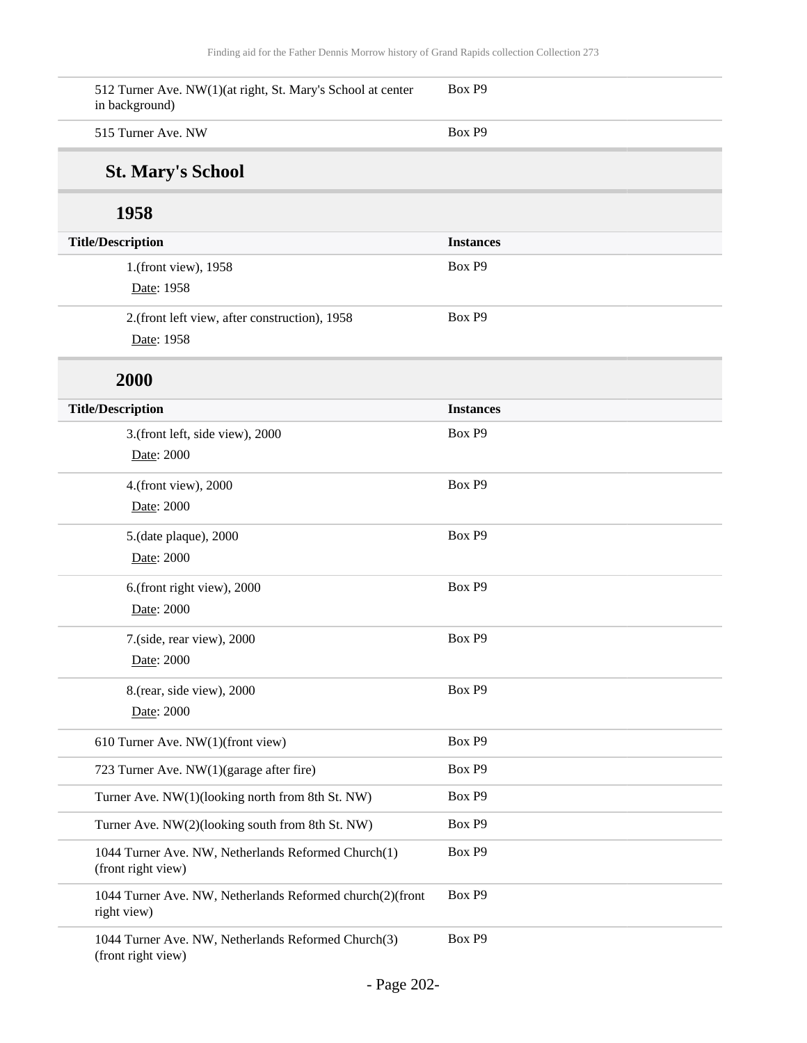| | |
|---|---|
| 512 Turner Ave. NW(1)(at right, St. Mary's School at center in background) | Box P9 |
| 515 Turner Ave. NW | Box P9 |

### St. Mary's School

#### 1958

| Title/Description | Instances |
|---|---|
| 1.(front view), 1958<br>Date: 1958 | Box P9 |
| 2.(front left view, after construction), 1958<br>Date: 1958 | Box P9 |

#### 2000

| Title/Description | Instances |
|---|---|
| 3.(front left, side view), 2000<br>Date: 2000 | Box P9 |
| 4.(front view), 2000<br>Date: 2000 | Box P9 |
| 5.(date plaque), 2000<br>Date: 2000 | Box P9 |
| 6.(front right view), 2000<br>Date: 2000 | Box P9 |
| 7.(side, rear view), 2000<br>Date: 2000 | Box P9 |
| 8.(rear, side view), 2000<br>Date: 2000 | Box P9 |

| | |
|---|---|
| 610 Turner Ave. NW(1)(front view) | Box P9 |
| 723 Turner Ave. NW(1)(garage after fire) | Box P9 |
| Turner Ave. NW(1)(looking north from 8th St. NW) | Box P9 |
| Turner Ave. NW(2)(looking south from 8th St. NW) | Box P9 |
| 1044 Turner Ave. NW, Netherlands Reformed Church(1)(front right view) | Box P9 |
| 1044 Turner Ave. NW, Netherlands Reformed church(2)(front right view) | Box P9 |
| 1044 Turner Ave. NW, Netherlands Reformed Church(3)(front right view) | Box P9 |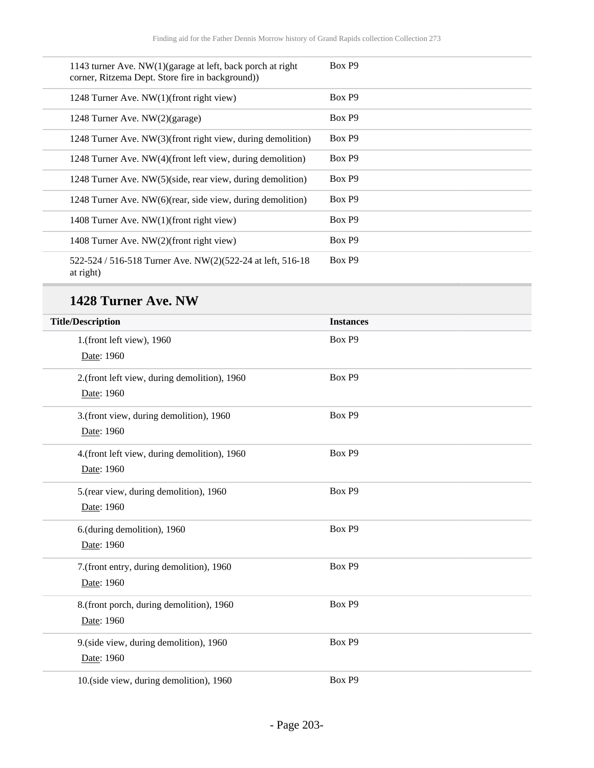| | |
|---|---|
| 1143 turner Ave. NW(1)(garage at left, back porch at right corner, Ritzema Dept. Store fire in background)) | Box P9 |
| 1248 Turner Ave. NW(1)(front right view) | Box P9 |
| 1248 Turner Ave. NW(2)(garage) | Box P9 |
| 1248 Turner Ave. NW(3)(front right view, during demolition) | Box P9 |
| 1248 Turner Ave. NW(4)(front left view, during demolition) | Box P9 |
| 1248 Turner Ave. NW(5)(side, rear view, during demolition) | Box P9 |
| 1248 Turner Ave. NW(6)(rear, side view, during demolition) | Box P9 |
| 1408 Turner Ave. NW(1)(front right view) | Box P9 |
| 1408 Turner Ave. NW(2)(front right view) | Box P9 |
| 522-524 / 516-518 Turner Ave. NW(2)(522-24 at left, 516-18 at right) | Box P9 |

## 1428 Turner Ave. NW

| Title/Description | Instances |
|---|---|
| 1.(front left view), 1960<br>Date: 1960 | Box P9 |
| 2.(front left view, during demolition), 1960<br>Date: 1960 | Box P9 |
| 3.(front view, during demolition), 1960<br>Date: 1960 | Box P9 |
| 4.(front left view, during demolition), 1960<br>Date: 1960 | Box P9 |
| 5.(rear view, during demolition), 1960<br>Date: 1960 | Box P9 |
| 6.(during demolition), 1960<br>Date: 1960 | Box P9 |
| 7.(front entry, during demolition), 1960<br>Date: 1960 | Box P9 |
| 8.(front porch, during demolition), 1960<br>Date: 1960 | Box P9 |
| 9.(side view, during demolition), 1960<br>Date: 1960 | Box P9 |
| 10.(side view, during demolition), 1960 | Box P9 |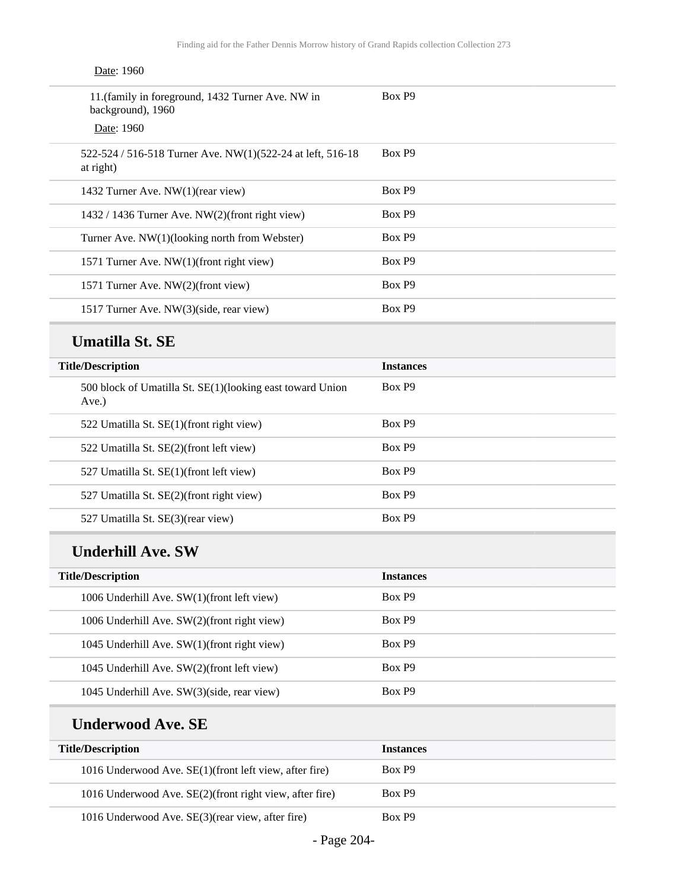Date: 1960

| | |
|---|---|
| 11.(family in foreground, 1432 Turner Ave. NW in background), 1960<br>Date: 1960 | Box P9 |
| 522-524 / 516-518 Turner Ave. NW(1)(522-24 at left, 516-18 at right) | Box P9 |
| 1432 Turner Ave. NW(1)(rear view) | Box P9 |
| 1432 / 1436 Turner Ave. NW(2)(front right view) | Box P9 |
| Turner Ave. NW(1)(looking north from Webster) | Box P9 |
| 1571 Turner Ave. NW(1)(front right view) | Box P9 |
| 1571 Turner Ave. NW(2)(front view) | Box P9 |
| 1517 Turner Ave. NW(3)(side, rear view) | Box P9 |

## Umatilla St. SE

| Title/Description | Instances |
|---|---|
| 500 block of Umatilla St. SE(1)(looking east toward Union Ave.) | Box P9 |
| 522 Umatilla St. SE(1)(front right view) | Box P9 |
| 522 Umatilla St. SE(2)(front left view) | Box P9 |
| 527 Umatilla St. SE(1)(front left view) | Box P9 |
| 527 Umatilla St. SE(2)(front right view) | Box P9 |
| 527 Umatilla St. SE(3)(rear view) | Box P9 |

## Underhill Ave. SW

| Title/Description | Instances |
|---|---|
| 1006 Underhill Ave. SW(1)(front left view) | Box P9 |
| 1006 Underhill Ave. SW(2)(front right view) | Box P9 |
| 1045 Underhill Ave. SW(1)(front right view) | Box P9 |
| 1045 Underhill Ave. SW(2)(front left view) | Box P9 |
| 1045 Underhill Ave. SW(3)(side, rear view) | Box P9 |

## Underwood Ave. SE

| Title/Description | Instances |
|---|---|
| 1016 Underwood Ave. SE(1)(front left view, after fire) | Box P9 |
| 1016 Underwood Ave. SE(2)(front right view, after fire) | Box P9 |
| 1016 Underwood Ave. SE(3)(rear view, after fire) | Box P9 |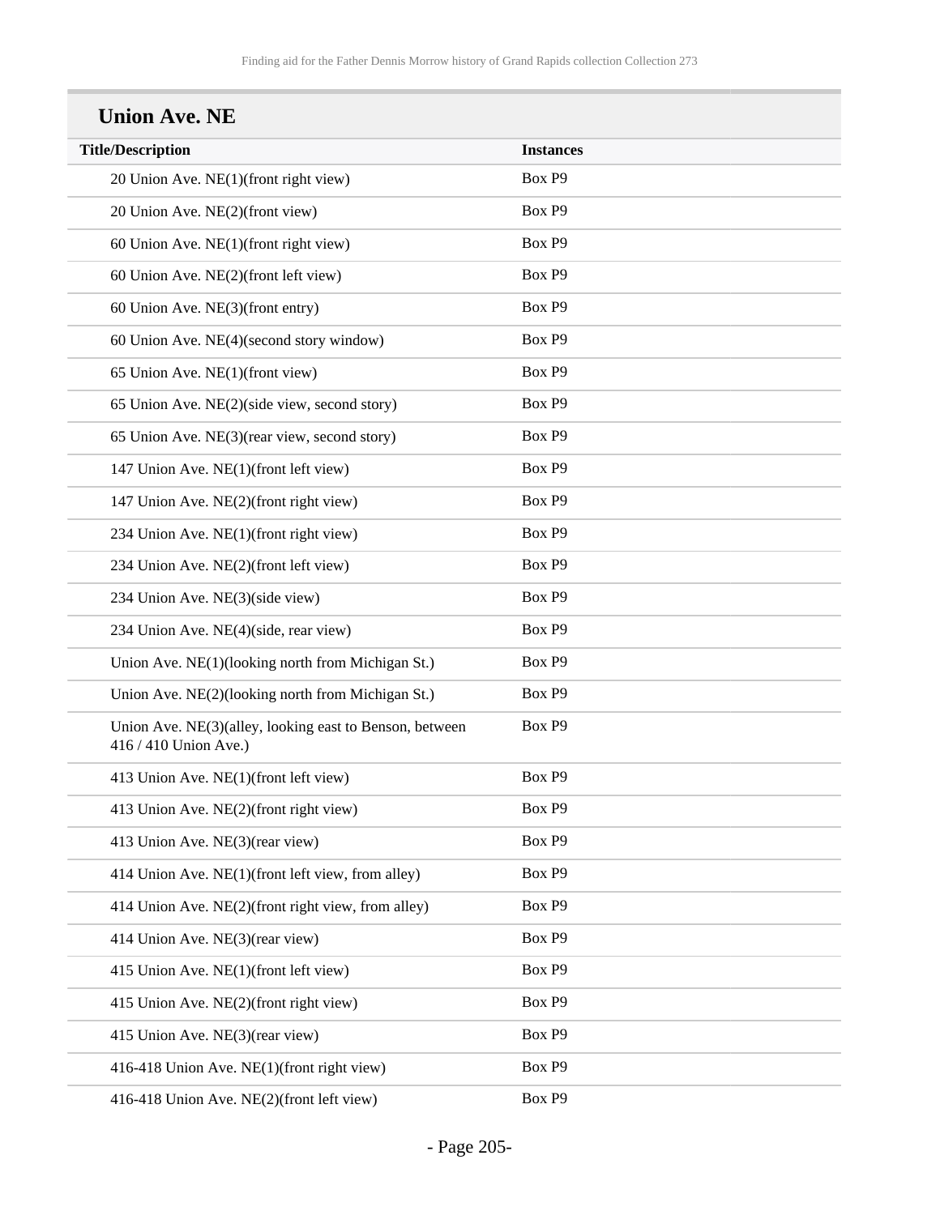## Union Ave. NE

| Title/Description | Instances |
|---|---|
| 20 Union Ave. NE(1)(front right view) | Box P9 |
| 20 Union Ave. NE(2)(front view) | Box P9 |
| 60 Union Ave. NE(1)(front right view) | Box P9 |
| 60 Union Ave. NE(2)(front left view) | Box P9 |
| 60 Union Ave. NE(3)(front entry) | Box P9 |
| 60 Union Ave. NE(4)(second story window) | Box P9 |
| 65 Union Ave. NE(1)(front view) | Box P9 |
| 65 Union Ave. NE(2)(side view, second story) | Box P9 |
| 65 Union Ave. NE(3)(rear view, second story) | Box P9 |
| 147 Union Ave. NE(1)(front left view) | Box P9 |
| 147 Union Ave. NE(2)(front right view) | Box P9 |
| 234 Union Ave. NE(1)(front right view) | Box P9 |
| 234 Union Ave. NE(2)(front left view) | Box P9 |
| 234 Union Ave. NE(3)(side view) | Box P9 |
| 234 Union Ave. NE(4)(side, rear view) | Box P9 |
| Union Ave. NE(1)(looking north from Michigan St.) | Box P9 |
| Union Ave. NE(2)(looking north from Michigan St.) | Box P9 |
| Union Ave. NE(3)(alley, looking east to Benson, between 416 / 410 Union Ave.) | Box P9 |
| 413 Union Ave. NE(1)(front left view) | Box P9 |
| 413 Union Ave. NE(2)(front right view) | Box P9 |
| 413 Union Ave. NE(3)(rear view) | Box P9 |
| 414 Union Ave. NE(1)(front left view, from alley) | Box P9 |
| 414 Union Ave. NE(2)(front right view, from alley) | Box P9 |
| 414 Union Ave. NE(3)(rear view) | Box P9 |
| 415 Union Ave. NE(1)(front left view) | Box P9 |
| 415 Union Ave. NE(2)(front right view) | Box P9 |
| 415 Union Ave. NE(3)(rear view) | Box P9 |
| 416-418 Union Ave. NE(1)(front right view) | Box P9 |
| 416-418 Union Ave. NE(2)(front left view) | Box P9 |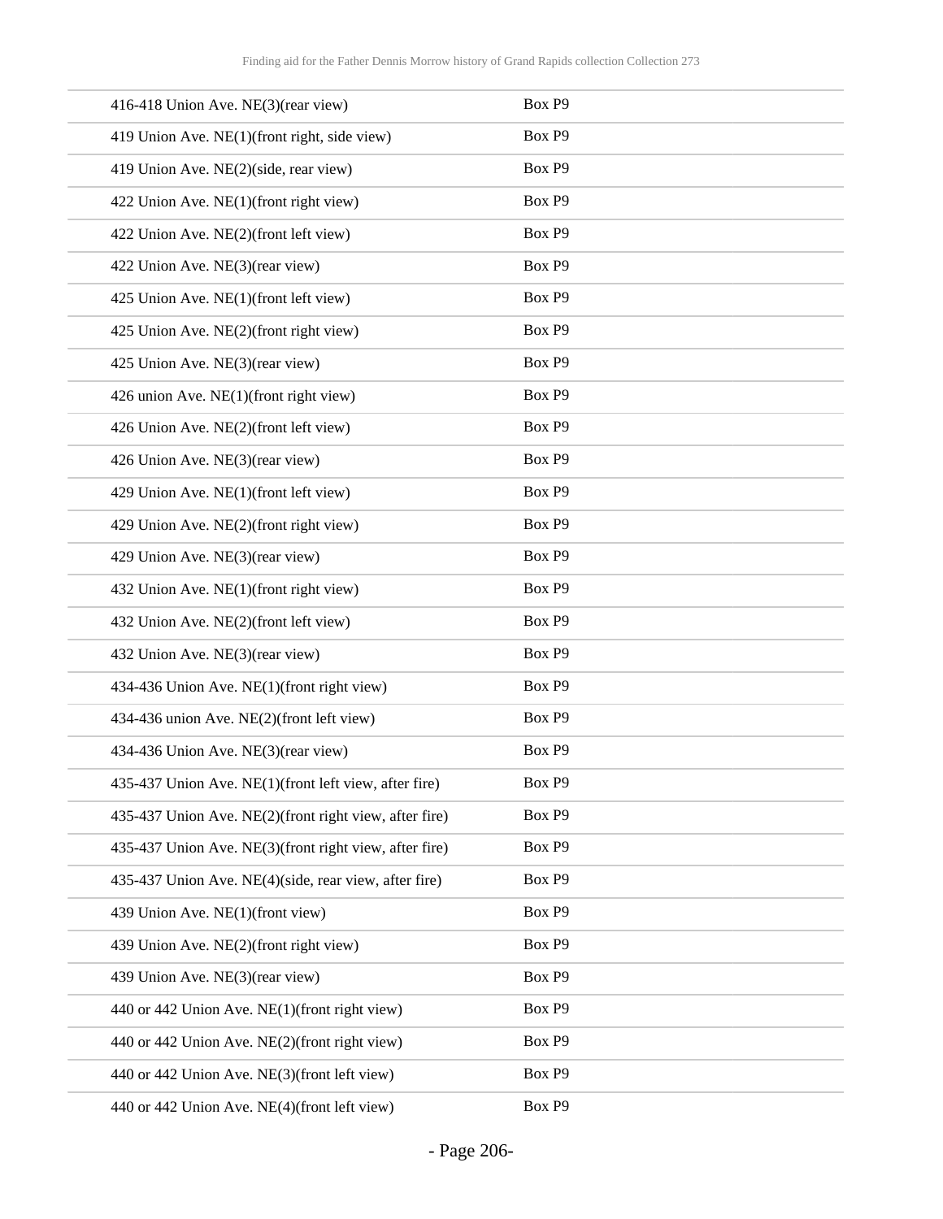| | |
|---|---|
| 416-418 Union Ave. NE(3)(rear view) | Box P9 |
| 419 Union Ave. NE(1)(front right, side view) | Box P9 |
| 419 Union Ave. NE(2)(side, rear view) | Box P9 |
| 422 Union Ave. NE(1)(front right view) | Box P9 |
| 422 Union Ave. NE(2)(front left view) | Box P9 |
| 422 Union Ave. NE(3)(rear view) | Box P9 |
| 425 Union Ave. NE(1)(front left view) | Box P9 |
| 425 Union Ave. NE(2)(front right view) | Box P9 |
| 425 Union Ave. NE(3)(rear view) | Box P9 |
| 426 union Ave. NE(1)(front right view) | Box P9 |
| 426 Union Ave. NE(2)(front left view) | Box P9 |
| 426 Union Ave. NE(3)(rear view) | Box P9 |
| 429 Union Ave. NE(1)(front left view) | Box P9 |
| 429 Union Ave. NE(2)(front right view) | Box P9 |
| 429 Union Ave. NE(3)(rear view) | Box P9 |
| 432 Union Ave. NE(1)(front right view) | Box P9 |
| 432 Union Ave. NE(2)(front left view) | Box P9 |
| 432 Union Ave. NE(3)(rear view) | Box P9 |
| 434-436 Union Ave. NE(1)(front right view) | Box P9 |
| 434-436 union Ave. NE(2)(front left view) | Box P9 |
| 434-436 Union Ave. NE(3)(rear view) | Box P9 |
| 435-437 Union Ave. NE(1)(front left view, after fire) | Box P9 |
| 435-437 Union Ave. NE(2)(front right view, after fire) | Box P9 |
| 435-437 Union Ave. NE(3)(front right view, after fire) | Box P9 |
| 435-437 Union Ave. NE(4)(side, rear view, after fire) | Box P9 |
| 439 Union Ave. NE(1)(front view) | Box P9 |
| 439 Union Ave. NE(2)(front right view) | Box P9 |
| 439 Union Ave. NE(3)(rear view) | Box P9 |
| 440 or 442 Union Ave. NE(1)(front right view) | Box P9 |
| 440 or 442 Union Ave. NE(2)(front right view) | Box P9 |
| 440 or 442 Union Ave. NE(3)(front left view) | Box P9 |
| 440 or 442 Union Ave. NE(4)(front left view) | Box P9 |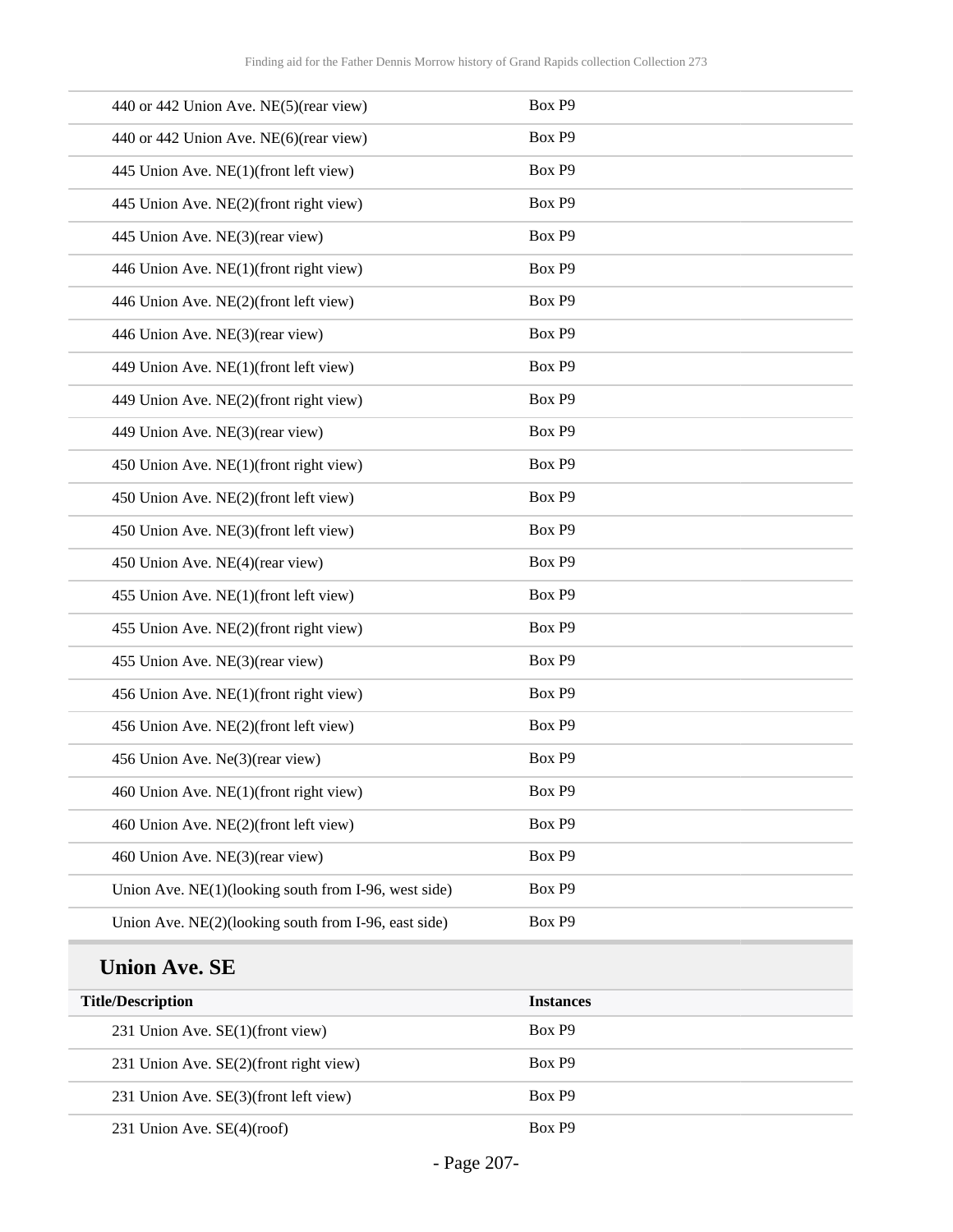| | |
|---|---|
| 440 or 442 Union Ave. NE(5)(rear view) | Box P9 |
| 440 or 442 Union Ave. NE(6)(rear view) | Box P9 |
| 445 Union Ave. NE(1)(front left view) | Box P9 |
| 445 Union Ave. NE(2)(front right view) | Box P9 |
| 445 Union Ave. NE(3)(rear view) | Box P9 |
| 446 Union Ave. NE(1)(front right view) | Box P9 |
| 446 Union Ave. NE(2)(front left view) | Box P9 |
| 446 Union Ave. NE(3)(rear view) | Box P9 |
| 449 Union Ave. NE(1)(front left view) | Box P9 |
| 449 Union Ave. NE(2)(front right view) | Box P9 |
| 449 Union Ave. NE(3)(rear view) | Box P9 |
| 450 Union Ave. NE(1)(front right view) | Box P9 |
| 450 Union Ave. NE(2)(front left view) | Box P9 |
| 450 Union Ave. NE(3)(front left view) | Box P9 |
| 450 Union Ave. NE(4)(rear view) | Box P9 |
| 455 Union Ave. NE(1)(front left view) | Box P9 |
| 455 Union Ave. NE(2)(front right view) | Box P9 |
| 455 Union Ave. NE(3)(rear view) | Box P9 |
| 456 Union Ave. NE(1)(front right view) | Box P9 |
| 456 Union Ave. NE(2)(front left view) | Box P9 |
| 456 Union Ave. Ne(3)(rear view) | Box P9 |
| 460 Union Ave. NE(1)(front right view) | Box P9 |
| 460 Union Ave. NE(2)(front left view) | Box P9 |
| 460 Union Ave. NE(3)(rear view) | Box P9 |
| Union Ave. NE(1)(looking south from I-96, west side) | Box P9 |
| Union Ave. NE(2)(looking south from I-96, east side) | Box P9 |

## Union Ave. SE

| Title/Description | Instances |
|---|---|
| 231 Union Ave. SE(1)(front view) | Box P9 |
| 231 Union Ave. SE(2)(front right view) | Box P9 |
| 231 Union Ave. SE(3)(front left view) | Box P9 |
| 231 Union Ave. SE(4)(roof) | Box P9 |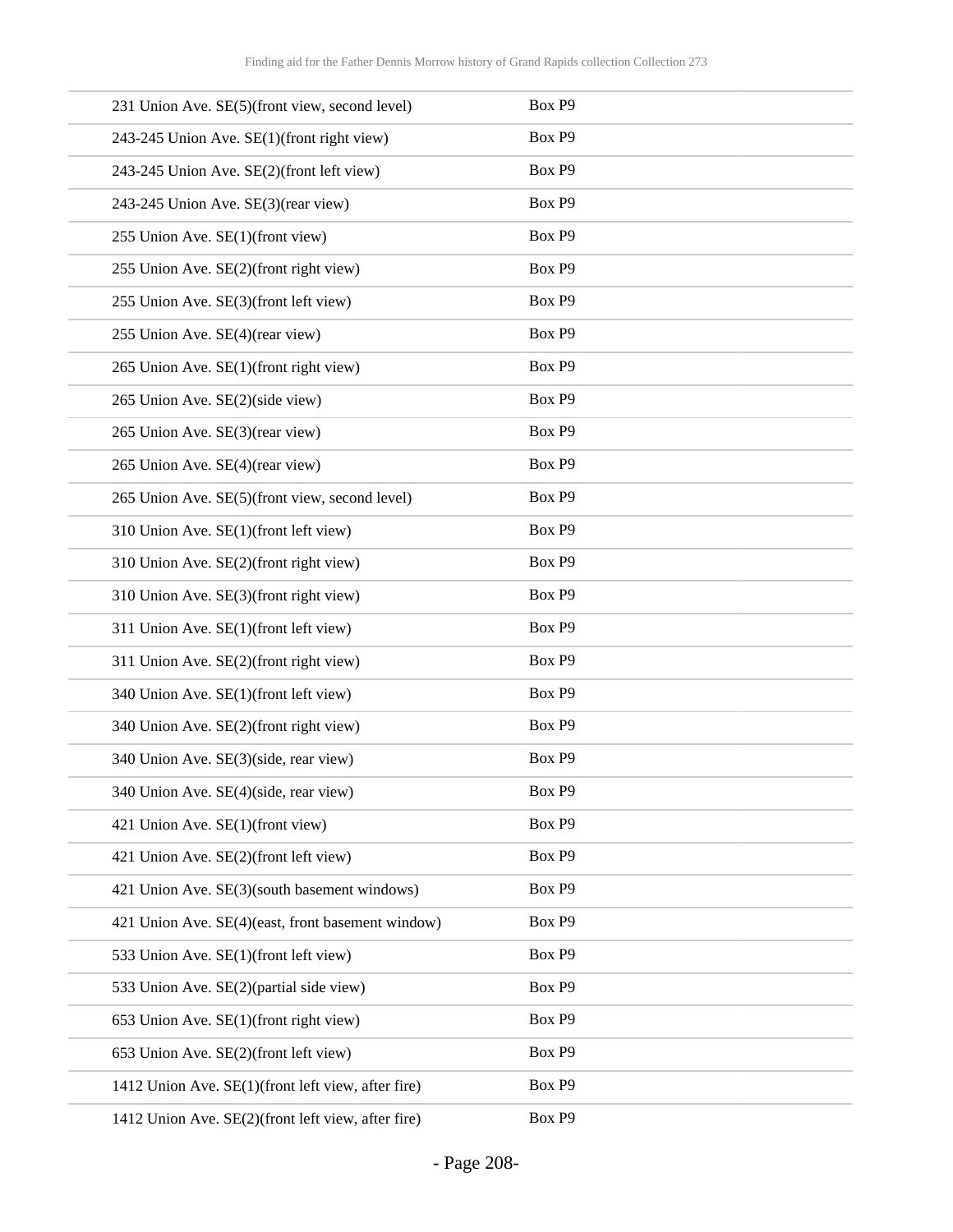| | |
|---|---|
| 231 Union Ave. SE(5)(front view, second level) | Box P9 |
| 243-245 Union Ave. SE(1)(front right view) | Box P9 |
| 243-245 Union Ave. SE(2)(front left view) | Box P9 |
| 243-245 Union Ave. SE(3)(rear view) | Box P9 |
| 255 Union Ave. SE(1)(front view) | Box P9 |
| 255 Union Ave. SE(2)(front right view) | Box P9 |
| 255 Union Ave. SE(3)(front left view) | Box P9 |
| 255 Union Ave. SE(4)(rear view) | Box P9 |
| 265 Union Ave. SE(1)(front right view) | Box P9 |
| 265 Union Ave. SE(2)(side view) | Box P9 |
| 265 Union Ave. SE(3)(rear view) | Box P9 |
| 265 Union Ave. SE(4)(rear view) | Box P9 |
| 265 Union Ave. SE(5)(front view, second level) | Box P9 |
| 310 Union Ave. SE(1)(front left view) | Box P9 |
| 310 Union Ave. SE(2)(front right view) | Box P9 |
| 310 Union Ave. SE(3)(front right view) | Box P9 |
| 311 Union Ave. SE(1)(front left view) | Box P9 |
| 311 Union Ave. SE(2)(front right view) | Box P9 |
| 340 Union Ave. SE(1)(front left view) | Box P9 |
| 340 Union Ave. SE(2)(front right view) | Box P9 |
| 340 Union Ave. SE(3)(side, rear view) | Box P9 |
| 340 Union Ave. SE(4)(side, rear view) | Box P9 |
| 421 Union Ave. SE(1)(front view) | Box P9 |
| 421 Union Ave. SE(2)(front left view) | Box P9 |
| 421 Union Ave. SE(3)(south basement windows) | Box P9 |
| 421 Union Ave. SE(4)(east, front basement window) | Box P9 |
| 533 Union Ave. SE(1)(front left view) | Box P9 |
| 533 Union Ave. SE(2)(partial side view) | Box P9 |
| 653 Union Ave. SE(1)(front right view) | Box P9 |
| 653 Union Ave. SE(2)(front left view) | Box P9 |
| 1412 Union Ave. SE(1)(front left view, after fire) | Box P9 |
| 1412 Union Ave. SE(2)(front left view, after fire) | Box P9 |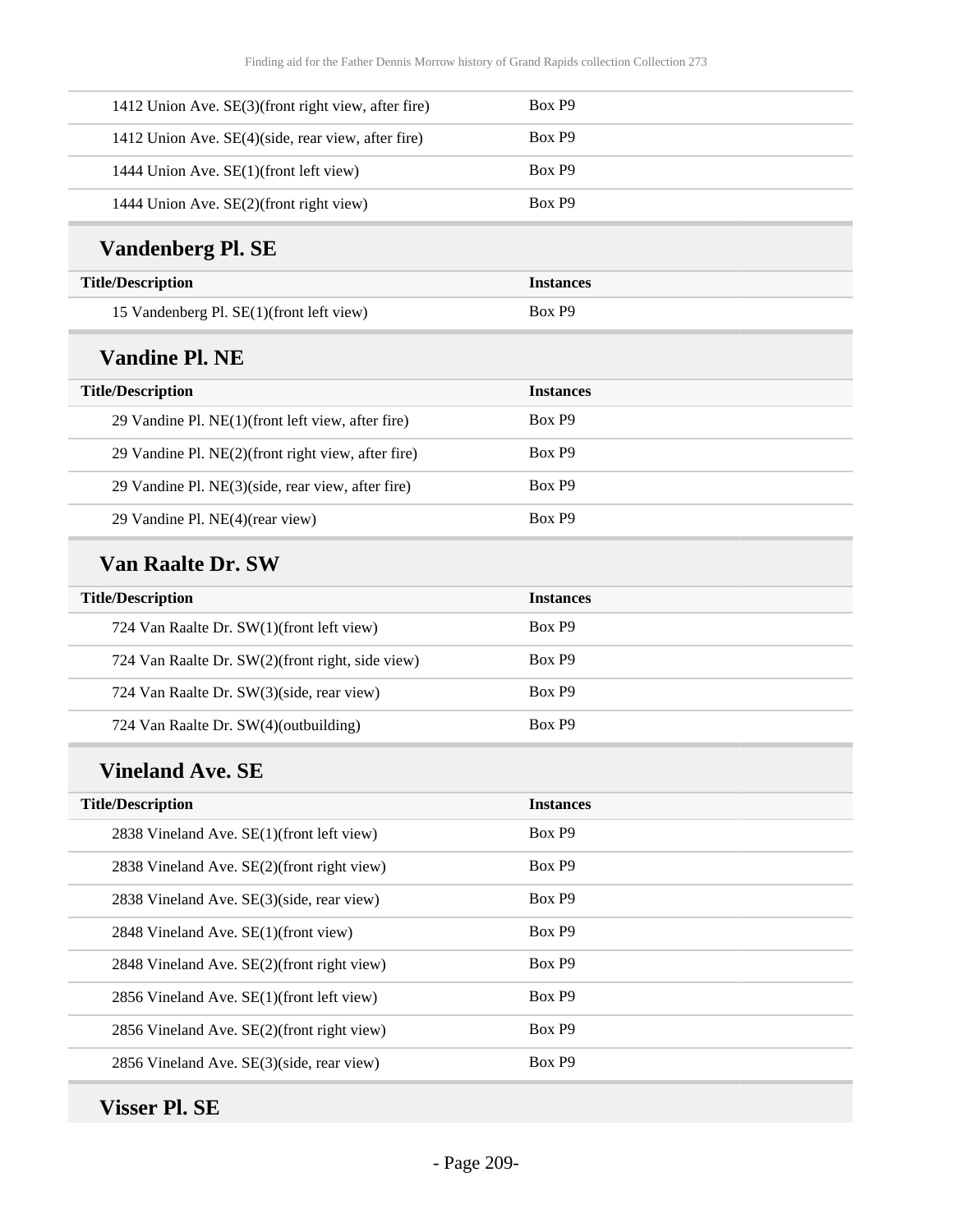| Title/Description | Instances |
|---|---|
| 1412 Union Ave. SE(3)(front right view, after fire) | Box P9 |
| 1412 Union Ave. SE(4)(side, rear view, after fire) | Box P9 |
| 1444 Union Ave. SE(1)(front left view) | Box P9 |
| 1444 Union Ave. SE(2)(front right view) | Box P9 |

### Vandenberg Pl. SE

| Title/Description | Instances |
|---|---|
| 15 Vandenberg Pl. SE(1)(front left view) | Box P9 |

### Vandine Pl. NE

| Title/Description | Instances |
|---|---|
| 29 Vandine Pl. NE(1)(front left view, after fire) | Box P9 |
| 29 Vandine Pl. NE(2)(front right view, after fire) | Box P9 |
| 29 Vandine Pl. NE(3)(side, rear view, after fire) | Box P9 |
| 29 Vandine Pl. NE(4)(rear view) | Box P9 |

### Van Raalte Dr. SW

| Title/Description | Instances |
|---|---|
| 724 Van Raalte Dr. SW(1)(front left view) | Box P9 |
| 724 Van Raalte Dr. SW(2)(front right, side view) | Box P9 |
| 724 Van Raalte Dr. SW(3)(side, rear view) | Box P9 |
| 724 Van Raalte Dr. SW(4)(outbuilding) | Box P9 |

### Vineland Ave. SE

| Title/Description | Instances |
|---|---|
| 2838 Vineland Ave. SE(1)(front left view) | Box P9 |
| 2838 Vineland Ave. SE(2)(front right view) | Box P9 |
| 2838 Vineland Ave. SE(3)(side, rear view) | Box P9 |
| 2848 Vineland Ave. SE(1)(front view) | Box P9 |
| 2848 Vineland Ave. SE(2)(front right view) | Box P9 |
| 2856 Vineland Ave. SE(1)(front left view) | Box P9 |
| 2856 Vineland Ave. SE(2)(front right view) | Box P9 |
| 2856 Vineland Ave. SE(3)(side, rear view) | Box P9 |

### Visser Pl. SE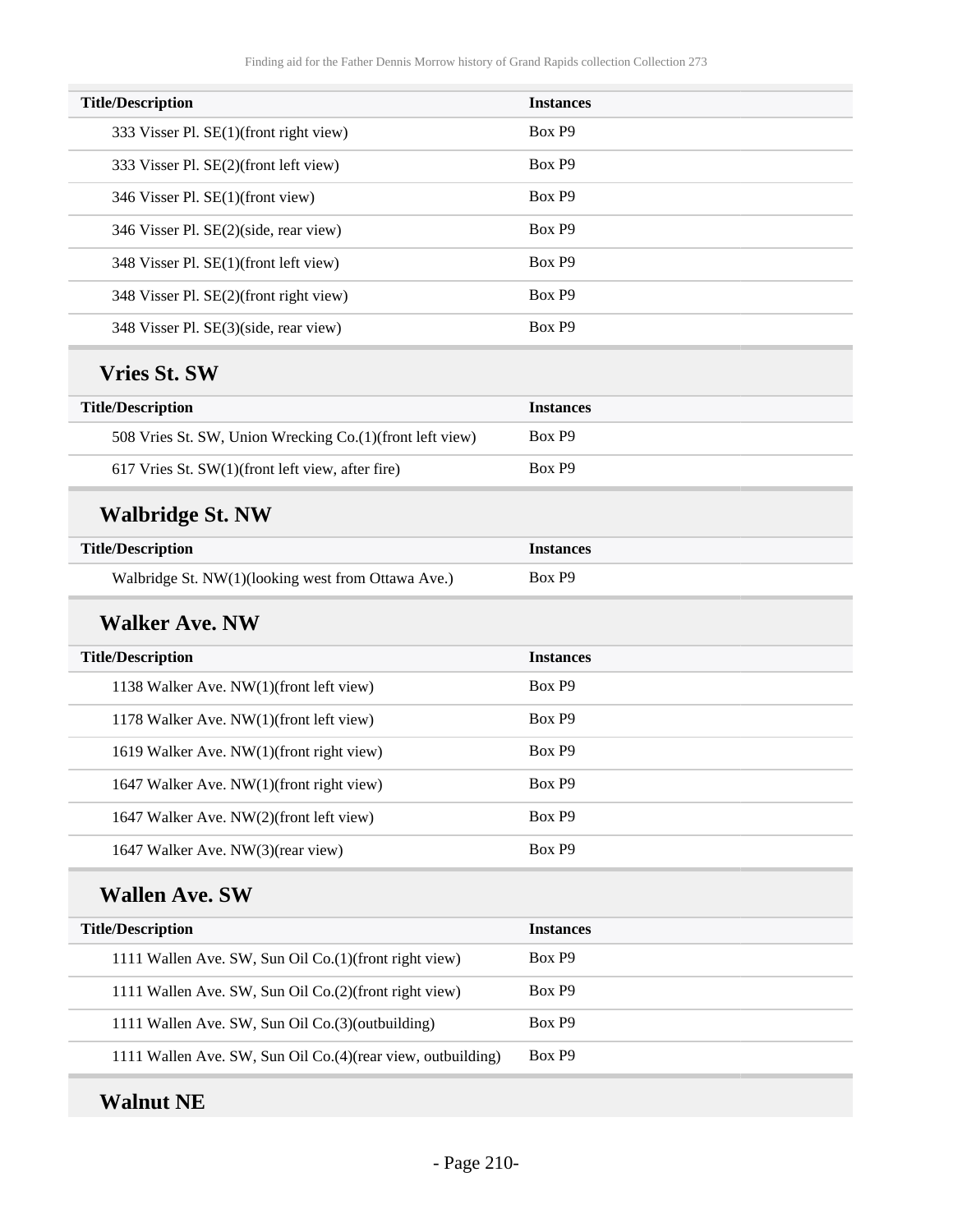| Title/Description | Instances |
| --- | --- |
| 333 Visser Pl. SE(1)(front right view) | Box P9 |
| 333 Visser Pl. SE(2)(front left view) | Box P9 |
| 346 Visser Pl. SE(1)(front view) | Box P9 |
| 346 Visser Pl. SE(2)(side, rear view) | Box P9 |
| 348 Visser Pl. SE(1)(front left view) | Box P9 |
| 348 Visser Pl. SE(2)(front right view) | Box P9 |
| 348 Visser Pl. SE(3)(side, rear view) | Box P9 |

## Vries St. SW

| Title/Description | Instances |
| --- | --- |
| 508 Vries St. SW, Union Wrecking Co.(1)(front left view) | Box P9 |
| 617 Vries St. SW(1)(front left view, after fire) | Box P9 |

## Walbridge St. NW

| Title/Description | Instances |
| --- | --- |
| Walbridge St. NW(1)(looking west from Ottawa Ave.) | Box P9 |

## Walker Ave. NW

| Title/Description | Instances |
| --- | --- |
| 1138 Walker Ave. NW(1)(front left view) | Box P9 |
| 1178 Walker Ave. NW(1)(front left view) | Box P9 |
| 1619 Walker Ave. NW(1)(front right view) | Box P9 |
| 1647 Walker Ave. NW(1)(front right view) | Box P9 |
| 1647 Walker Ave. NW(2)(front left view) | Box P9 |
| 1647 Walker Ave. NW(3)(rear view) | Box P9 |

## Wallen Ave. SW

| Title/Description | Instances |
| --- | --- |
| 1111 Wallen Ave. SW, Sun Oil Co.(1)(front right view) | Box P9 |
| 1111 Wallen Ave. SW, Sun Oil Co.(2)(front right view) | Box P9 |
| 1111 Wallen Ave. SW, Sun Oil Co.(3)(outbuilding) | Box P9 |
| 1111 Wallen Ave. SW, Sun Oil Co.(4)(rear view, outbuilding) | Box P9 |

## Walnut NE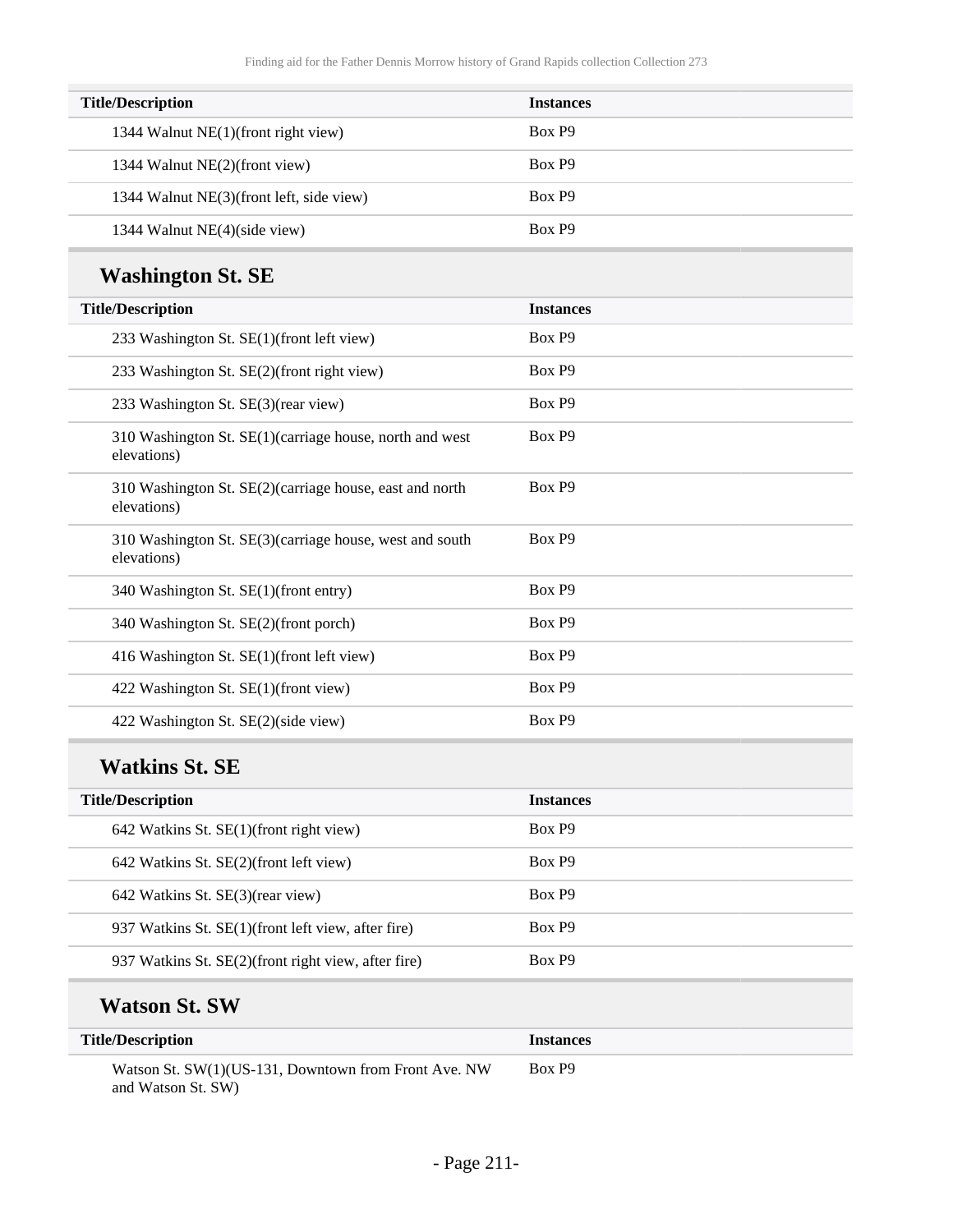| Title/Description | Instances |
| --- | --- |
| 1344 Walnut NE(1)(front right view) | Box P9 |
| 1344 Walnut NE(2)(front view) | Box P9 |
| 1344 Walnut NE(3)(front left, side view) | Box P9 |
| 1344 Walnut NE(4)(side view) | Box P9 |

## Washington St. SE

| Title/Description | Instances |
| --- | --- |
| 233 Washington St. SE(1)(front left view) | Box P9 |
| 233 Washington St. SE(2)(front right view) | Box P9 |
| 233 Washington St. SE(3)(rear view) | Box P9 |
| 310 Washington St. SE(1)(carriage house, north and west elevations) | Box P9 |
| 310 Washington St. SE(2)(carriage house, east and north elevations) | Box P9 |
| 310 Washington St. SE(3)(carriage house, west and south elevations) | Box P9 |
| 340 Washington St. SE(1)(front entry) | Box P9 |
| 340 Washington St. SE(2)(front porch) | Box P9 |
| 416 Washington St. SE(1)(front left view) | Box P9 |
| 422 Washington St. SE(1)(front view) | Box P9 |
| 422 Washington St. SE(2)(side view) | Box P9 |

## Watkins St. SE

| Title/Description | Instances |
| --- | --- |
| 642 Watkins St. SE(1)(front right view) | Box P9 |
| 642 Watkins St. SE(2)(front left view) | Box P9 |
| 642 Watkins St. SE(3)(rear view) | Box P9 |
| 937 Watkins St. SE(1)(front left view, after fire) | Box P9 |
| 937 Watkins St. SE(2)(front right view, after fire) | Box P9 |

## Watson St. SW

| Title/Description | Instances |
| --- | --- |
| Watson St. SW(1)(US-131, Downtown from Front Ave. NW and Watson St. SW) | Box P9 |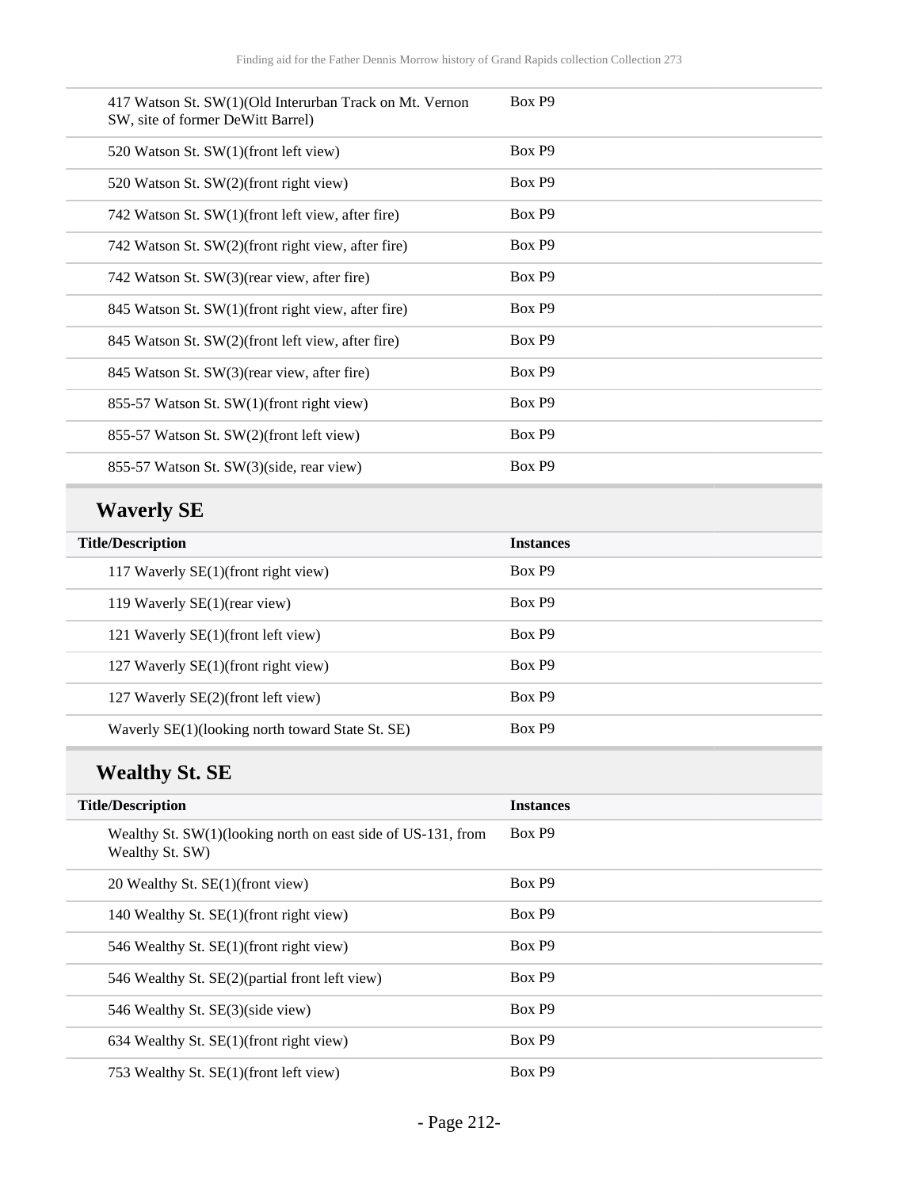| Title/Description | Instances |
|---|---|
| 417 Watson St. SW(1)(Old Interurban Track on Mt. Vernon SW, site of former DeWitt Barrel) | Box P9 |
| 520 Watson St. SW(1)(front left view) | Box P9 |
| 520 Watson St. SW(2)(front right view) | Box P9 |
| 742 Watson St. SW(1)(front left view, after fire) | Box P9 |
| 742 Watson St. SW(2)(front right view, after fire) | Box P9 |
| 742 Watson St. SW(3)(rear view, after fire) | Box P9 |
| 845 Watson St. SW(1)(front right view, after fire) | Box P9 |
| 845 Watson St. SW(2)(front left view, after fire) | Box P9 |
| 845 Watson St. SW(3)(rear view, after fire) | Box P9 |
| 855-57 Watson St. SW(1)(front right view) | Box P9 |
| 855-57 Watson St. SW(2)(front left view) | Box P9 |
| 855-57 Watson St. SW(3)(side, rear view) | Box P9 |

## Waverly SE

| Title/Description | Instances |
|---|---|
| 117 Waverly SE(1)(front right view) | Box P9 |
| 119 Waverly SE(1)(rear view) | Box P9 |
| 121 Waverly SE(1)(front left view) | Box P9 |
| 127 Waverly SE(1)(front right view) | Box P9 |
| 127 Waverly SE(2)(front left view) | Box P9 |
| Waverly SE(1)(looking north toward State St. SE) | Box P9 |

## Wealthy St. SE

| Title/Description | Instances |
|---|---|
| Wealthy St. SW(1)(looking north on east side of US-131, from Wealthy St. SW) | Box P9 |
| 20 Wealthy St. SE(1)(front view) | Box P9 |
| 140 Wealthy St. SE(1)(front right view) | Box P9 |
| 546 Wealthy St. SE(1)(front right view) | Box P9 |
| 546 Wealthy St. SE(2)(partial front left view) | Box P9 |
| 546 Wealthy St. SE(3)(side view) | Box P9 |
| 634 Wealthy St. SE(1)(front right view) | Box P9 |
| 753 Wealthy St. SE(1)(front left view) | Box P9 |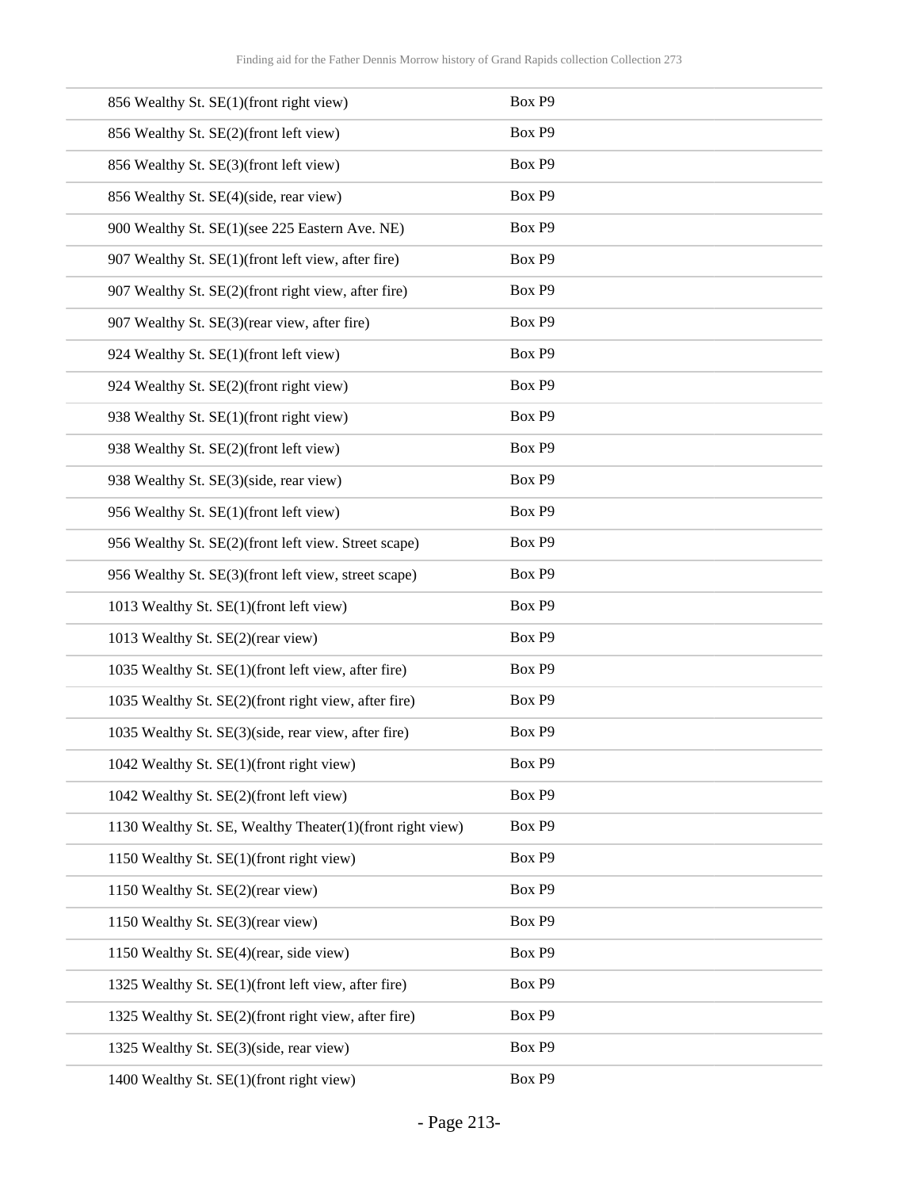| | |
|---|---|
| 856 Wealthy St. SE(1)(front right view) | Box P9 |
| 856 Wealthy St. SE(2)(front left view) | Box P9 |
| 856 Wealthy St. SE(3)(front left view) | Box P9 |
| 856 Wealthy St. SE(4)(side, rear view) | Box P9 |
| 900 Wealthy St. SE(1)(see 225 Eastern Ave. NE) | Box P9 |
| 907 Wealthy St. SE(1)(front left view, after fire) | Box P9 |
| 907 Wealthy St. SE(2)(front right view, after fire) | Box P9 |
| 907 Wealthy St. SE(3)(rear view, after fire) | Box P9 |
| 924 Wealthy St. SE(1)(front left view) | Box P9 |
| 924 Wealthy St. SE(2)(front right view) | Box P9 |
| 938 Wealthy St. SE(1)(front right view) | Box P9 |
| 938 Wealthy St. SE(2)(front left view) | Box P9 |
| 938 Wealthy St. SE(3)(side, rear view) | Box P9 |
| 956 Wealthy St. SE(1)(front left view) | Box P9 |
| 956 Wealthy St. SE(2)(front left view. Street scape) | Box P9 |
| 956 Wealthy St. SE(3)(front left view, street scape) | Box P9 |
| 1013 Wealthy St. SE(1)(front left view) | Box P9 |
| 1013 Wealthy St. SE(2)(rear view) | Box P9 |
| 1035 Wealthy St. SE(1)(front left view, after fire) | Box P9 |
| 1035 Wealthy St. SE(2)(front right view, after fire) | Box P9 |
| 1035 Wealthy St. SE(3)(side, rear view, after fire) | Box P9 |
| 1042 Wealthy St. SE(1)(front right view) | Box P9 |
| 1042 Wealthy St. SE(2)(front left view) | Box P9 |
| 1130 Wealthy St. SE, Wealthy Theater(1)(front right view) | Box P9 |
| 1150 Wealthy St. SE(1)(front right view) | Box P9 |
| 1150 Wealthy St. SE(2)(rear view) | Box P9 |
| 1150 Wealthy St. SE(3)(rear view) | Box P9 |
| 1150 Wealthy St. SE(4)(rear, side view) | Box P9 |
| 1325 Wealthy St. SE(1)(front left view, after fire) | Box P9 |
| 1325 Wealthy St. SE(2)(front right view, after fire) | Box P9 |
| 1325 Wealthy St. SE(3)(side, rear view) | Box P9 |
| 1400 Wealthy St. SE(1)(front right view) | Box P9 |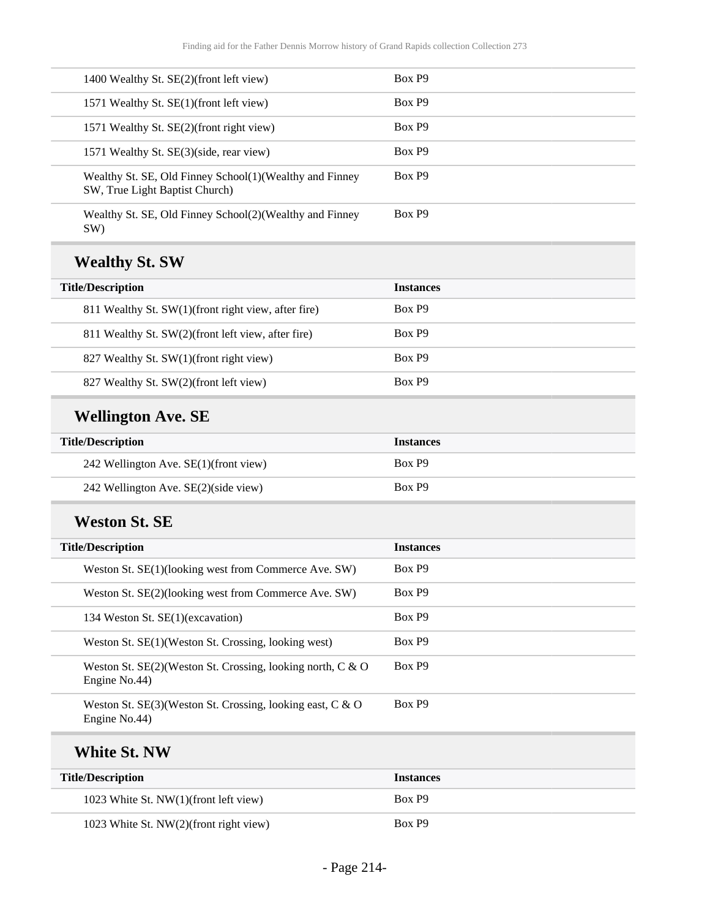| Title/Description | Instances |
|---|---|
| 1400 Wealthy St. SE(2)(front left view) | Box P9 |
| 1571 Wealthy St. SE(1)(front left view) | Box P9 |
| 1571 Wealthy St. SE(2)(front right view) | Box P9 |
| 1571 Wealthy St. SE(3)(side, rear view) | Box P9 |
| Wealthy St. SE, Old Finney School(1)(Wealthy and Finney SW, True Light Baptist Church) | Box P9 |
| Wealthy St. SE, Old Finney School(2)(Wealthy and Finney SW) | Box P9 |

## Wealthy St. SW

| Title/Description | Instances |
|---|---|
| 811 Wealthy St. SW(1)(front right view, after fire) | Box P9 |
| 811 Wealthy St. SW(2)(front left view, after fire) | Box P9 |
| 827 Wealthy St. SW(1)(front right view) | Box P9 |
| 827 Wealthy St. SW(2)(front left view) | Box P9 |

## Wellington Ave. SE

| Title/Description | Instances |
|---|---|
| 242 Wellington Ave. SE(1)(front view) | Box P9 |
| 242 Wellington Ave. SE(2)(side view) | Box P9 |

## Weston St. SE

| Title/Description | Instances |
|---|---|
| Weston St. SE(1)(looking west from Commerce Ave. SW) | Box P9 |
| Weston St. SE(2)(looking west from Commerce Ave. SW) | Box P9 |
| 134 Weston St. SE(1)(excavation) | Box P9 |
| Weston St. SE(1)(Weston St. Crossing, looking west) | Box P9 |
| Weston St. SE(2)(Weston St. Crossing, looking north, C & O Engine No.44) | Box P9 |
| Weston St. SE(3)(Weston St. Crossing, looking east, C & O Engine No.44) | Box P9 |

## White St. NW

| Title/Description | Instances |
|---|---|
| 1023 White St. NW(1)(front left view) | Box P9 |
| 1023 White St. NW(2)(front right view) | Box P9 |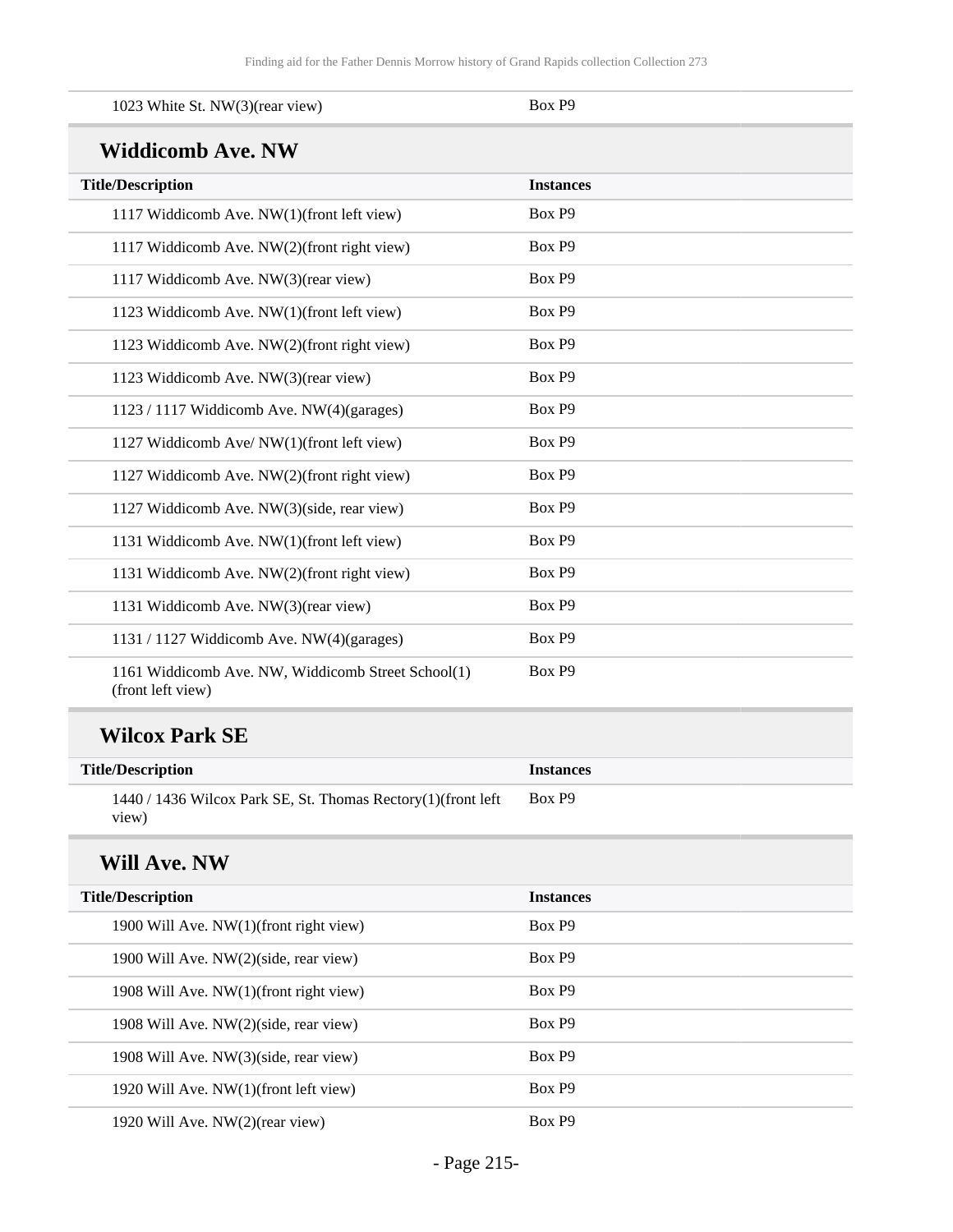| | |
|---|---|
| 1023 White St. NW(3)(rear view) | Box P9 |

## Widdicomb Ave. NW

| Title/Description | Instances |
|---|---|
| 1117 Widdicomb Ave. NW(1)(front left view) | Box P9 |
| 1117 Widdicomb Ave. NW(2)(front right view) | Box P9 |
| 1117 Widdicomb Ave. NW(3)(rear view) | Box P9 |
| 1123 Widdicomb Ave. NW(1)(front left view) | Box P9 |
| 1123 Widdicomb Ave. NW(2)(front right view) | Box P9 |
| 1123 Widdicomb Ave. NW(3)(rear view) | Box P9 |
| 1123 / 1117 Widdicomb Ave. NW(4)(garages) | Box P9 |
| 1127 Widdicomb Ave/ NW(1)(front left view) | Box P9 |
| 1127 Widdicomb Ave. NW(2)(front right view) | Box P9 |
| 1127 Widdicomb Ave. NW(3)(side, rear view) | Box P9 |
| 1131 Widdicomb Ave. NW(1)(front left view) | Box P9 |
| 1131 Widdicomb Ave. NW(2)(front right view) | Box P9 |
| 1131 Widdicomb Ave. NW(3)(rear view) | Box P9 |
| 1131 / 1127 Widdicomb Ave. NW(4)(garages) | Box P9 |
| 1161 Widdicomb Ave. NW, Widdicomb Street School(1)(front left view) | Box P9 |

## Wilcox Park SE

| Title/Description | Instances |
|---|---|
| 1440 / 1436 Wilcox Park SE, St. Thomas Rectory(1)(front left view) | Box P9 |

## Will Ave. NW

| Title/Description | Instances |
|---|---|
| 1900 Will Ave. NW(1)(front right view) | Box P9 |
| 1900 Will Ave. NW(2)(side, rear view) | Box P9 |
| 1908 Will Ave. NW(1)(front right view) | Box P9 |
| 1908 Will Ave. NW(2)(side, rear view) | Box P9 |
| 1908 Will Ave. NW(3)(side, rear view) | Box P9 |
| 1920 Will Ave. NW(1)(front left view) | Box P9 |
| 1920 Will Ave. NW(2)(rear view) | Box P9 |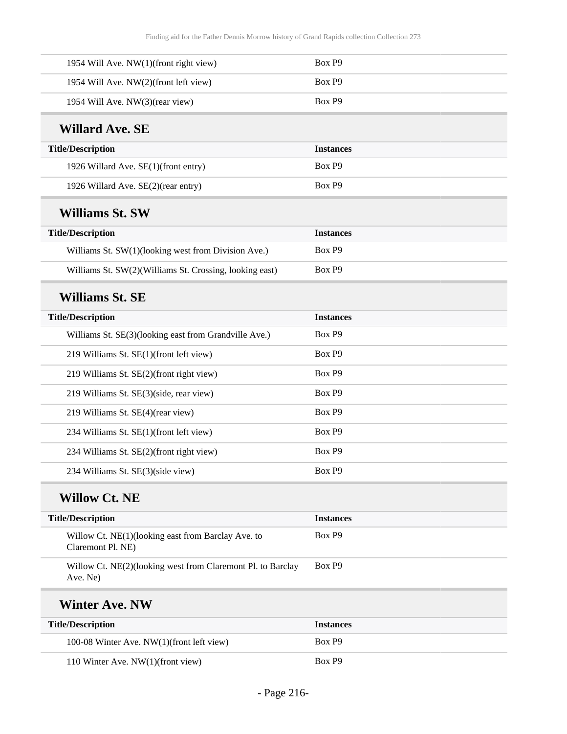| Title/Description | Instances |
|---|---|
| 1954 Will Ave. NW(1)(front right view) | Box P9 |
| 1954 Will Ave. NW(2)(front left view) | Box P9 |
| 1954 Will Ave. NW(3)(rear view) | Box P9 |

### Willard Ave. SE

| Title/Description | Instances |
|---|---|
| 1926 Willard Ave. SE(1)(front entry) | Box P9 |
| 1926 Willard Ave. SE(2)(rear entry) | Box P9 |

### Williams St. SW

| Title/Description | Instances |
|---|---|
| Williams St. SW(1)(looking west from Division Ave.) | Box P9 |
| Williams St. SW(2)(Williams St. Crossing, looking east) | Box P9 |

### Williams St. SE

| Title/Description | Instances |
|---|---|
| Williams St. SE(3)(looking east from Grandville Ave.) | Box P9 |
| 219 Williams St. SE(1)(front left view) | Box P9 |
| 219 Williams St. SE(2)(front right view) | Box P9 |
| 219 Williams St. SE(3)(side, rear view) | Box P9 |
| 219 Williams St. SE(4)(rear view) | Box P9 |
| 234 Williams St. SE(1)(front left view) | Box P9 |
| 234 Williams St. SE(2)(front right view) | Box P9 |
| 234 Williams St. SE(3)(side view) | Box P9 |

### Willow Ct. NE

| Title/Description | Instances |
|---|---|
| Willow Ct. NE(1)(looking east from Barclay Ave. to Claremont Pl. NE) | Box P9 |
| Willow Ct. NE(2)(looking west from Claremont Pl. to Barclay Ave. Ne) | Box P9 |

### Winter Ave. NW

| Title/Description | Instances |
|---|---|
| 100-08 Winter Ave. NW(1)(front left view) | Box P9 |
| 110 Winter Ave. NW(1)(front view) | Box P9 |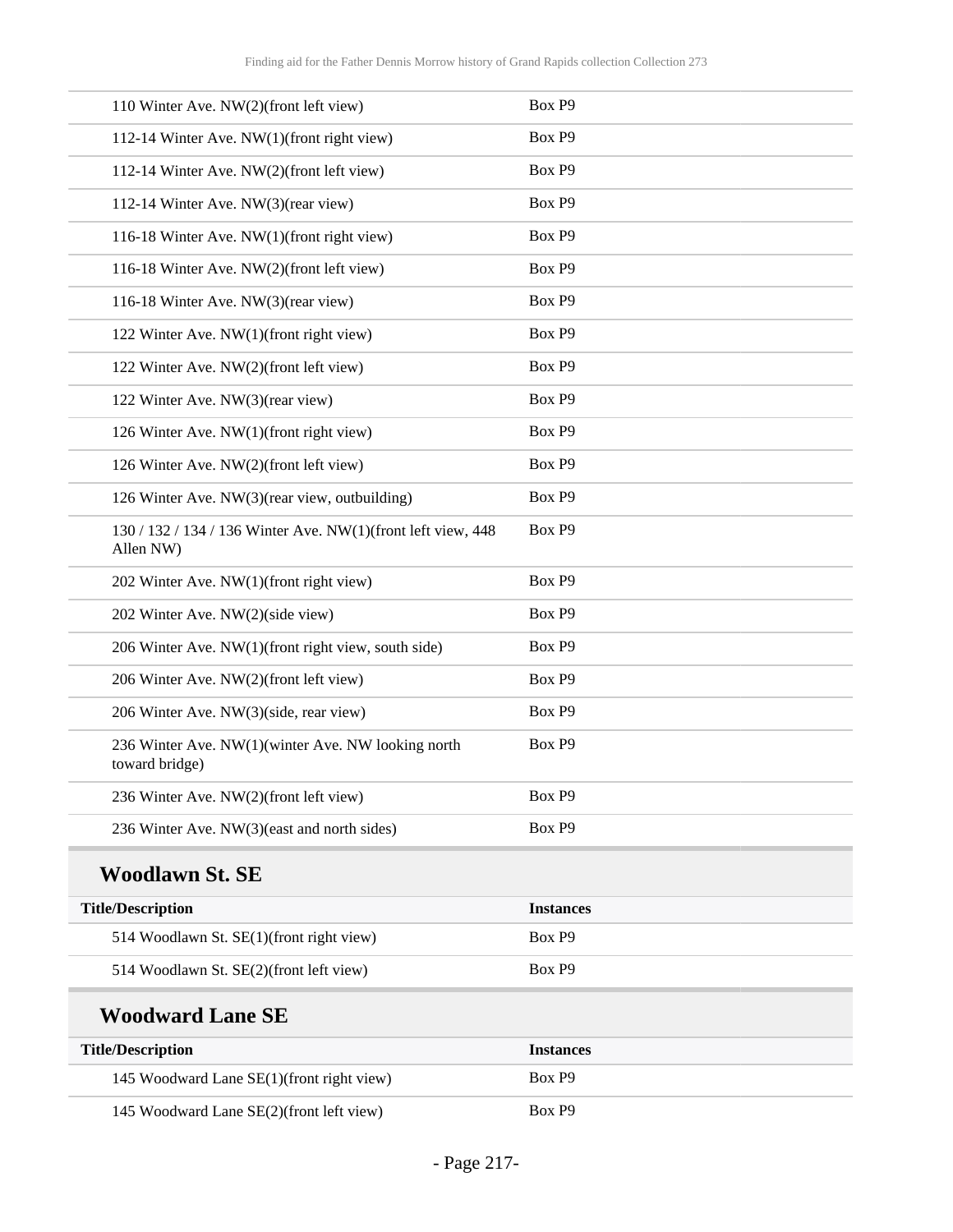| Title/Description | Instances |
| --- | --- |
| 110 Winter Ave. NW(2)(front left view) | Box P9 |
| 112-14 Winter Ave. NW(1)(front right view) | Box P9 |
| 112-14 Winter Ave. NW(2)(front left view) | Box P9 |
| 112-14 Winter Ave. NW(3)(rear view) | Box P9 |
| 116-18 Winter Ave. NW(1)(front right view) | Box P9 |
| 116-18 Winter Ave. NW(2)(front left view) | Box P9 |
| 116-18 Winter Ave. NW(3)(rear view) | Box P9 |
| 122 Winter Ave. NW(1)(front right view) | Box P9 |
| 122 Winter Ave. NW(2)(front left view) | Box P9 |
| 122 Winter Ave. NW(3)(rear view) | Box P9 |
| 126 Winter Ave. NW(1)(front right view) | Box P9 |
| 126 Winter Ave. NW(2)(front left view) | Box P9 |
| 126 Winter Ave. NW(3)(rear view, outbuilding) | Box P9 |
| 130 / 132 / 134 / 136 Winter Ave. NW(1)(front left view, 448 Allen NW) | Box P9 |
| 202 Winter Ave. NW(1)(front right view) | Box P9 |
| 202 Winter Ave. NW(2)(side view) | Box P9 |
| 206 Winter Ave. NW(1)(front right view, south side) | Box P9 |
| 206 Winter Ave. NW(2)(front left view) | Box P9 |
| 206 Winter Ave. NW(3)(side, rear view) | Box P9 |
| 236 Winter Ave. NW(1)(winter Ave. NW looking north toward bridge) | Box P9 |
| 236 Winter Ave. NW(2)(front left view) | Box P9 |
| 236 Winter Ave. NW(3)(east and north sides) | Box P9 |

## Woodlawn St. SE

| Title/Description | Instances |
| --- | --- |
| 514 Woodlawn St. SE(1)(front right view) | Box P9 |
| 514 Woodlawn St. SE(2)(front left view) | Box P9 |

## Woodward Lane SE

| Title/Description | Instances |
| --- | --- |
| 145 Woodward Lane SE(1)(front right view) | Box P9 |
| 145 Woodward Lane SE(2)(front left view) | Box P9 |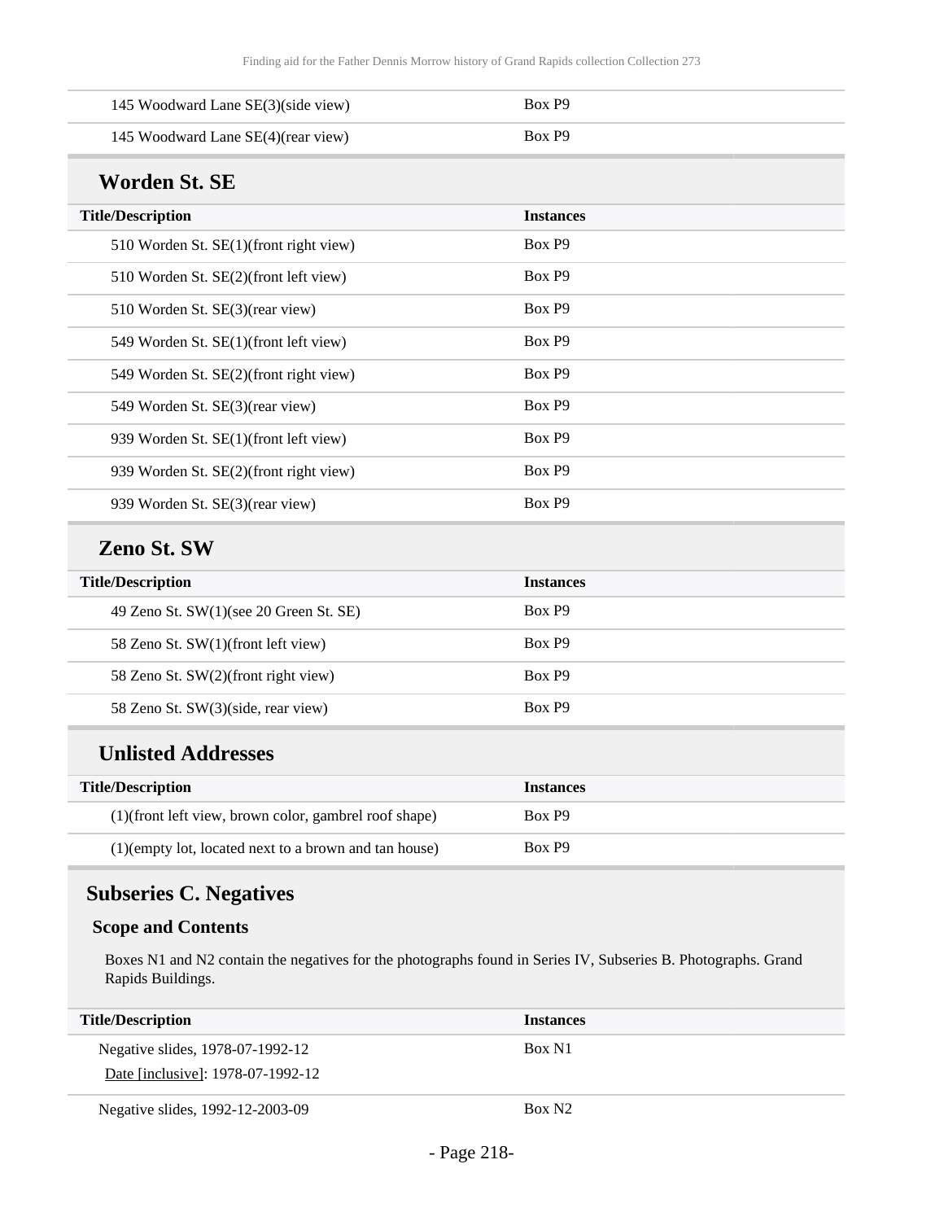| Title/Description | Instances |
| --- | --- |
| 145 Woodward Lane SE(3)(side view) | Box P9 |
| 145 Woodward Lane SE(4)(rear view) | Box P9 |

### Worden St. SE

| Title/Description | Instances |
| --- | --- |
| 510 Worden St. SE(1)(front right view) | Box P9 |
| 510 Worden St. SE(2)(front left view) | Box P9 |
| 510 Worden St. SE(3)(rear view) | Box P9 |
| 549 Worden St. SE(1)(front left view) | Box P9 |
| 549 Worden St. SE(2)(front right view) | Box P9 |
| 549 Worden St. SE(3)(rear view) | Box P9 |
| 939 Worden St. SE(1)(front left view) | Box P9 |
| 939 Worden St. SE(2)(front right view) | Box P9 |
| 939 Worden St. SE(3)(rear view) | Box P9 |

### Zeno St. SW

| Title/Description | Instances |
| --- | --- |
| 49 Zeno St. SW(1)(see 20 Green St. SE) | Box P9 |
| 58 Zeno St. SW(1)(front left view) | Box P9 |
| 58 Zeno St. SW(2)(front right view) | Box P9 |
| 58 Zeno St. SW(3)(side, rear view) | Box P9 |

### Unlisted Addresses

| Title/Description | Instances |
| --- | --- |
| (1)(front left view, brown color, gambrel roof shape) | Box P9 |
| (1)(empty lot, located next to a brown and tan house) | Box P9 |

## Subseries C. Negatives

### Scope and Contents

Boxes N1 and N2 contain the negatives for the photographs found in Series IV, Subseries B. Photographs. Grand Rapids Buildings.

| Title/Description | Instances |
| --- | --- |
| Negative slides, 1978-07-1992-12<br>Date [inclusive]: 1978-07-1992-12 | Box N1 |
| Negative slides, 1992-12-2003-09 | Box N2 |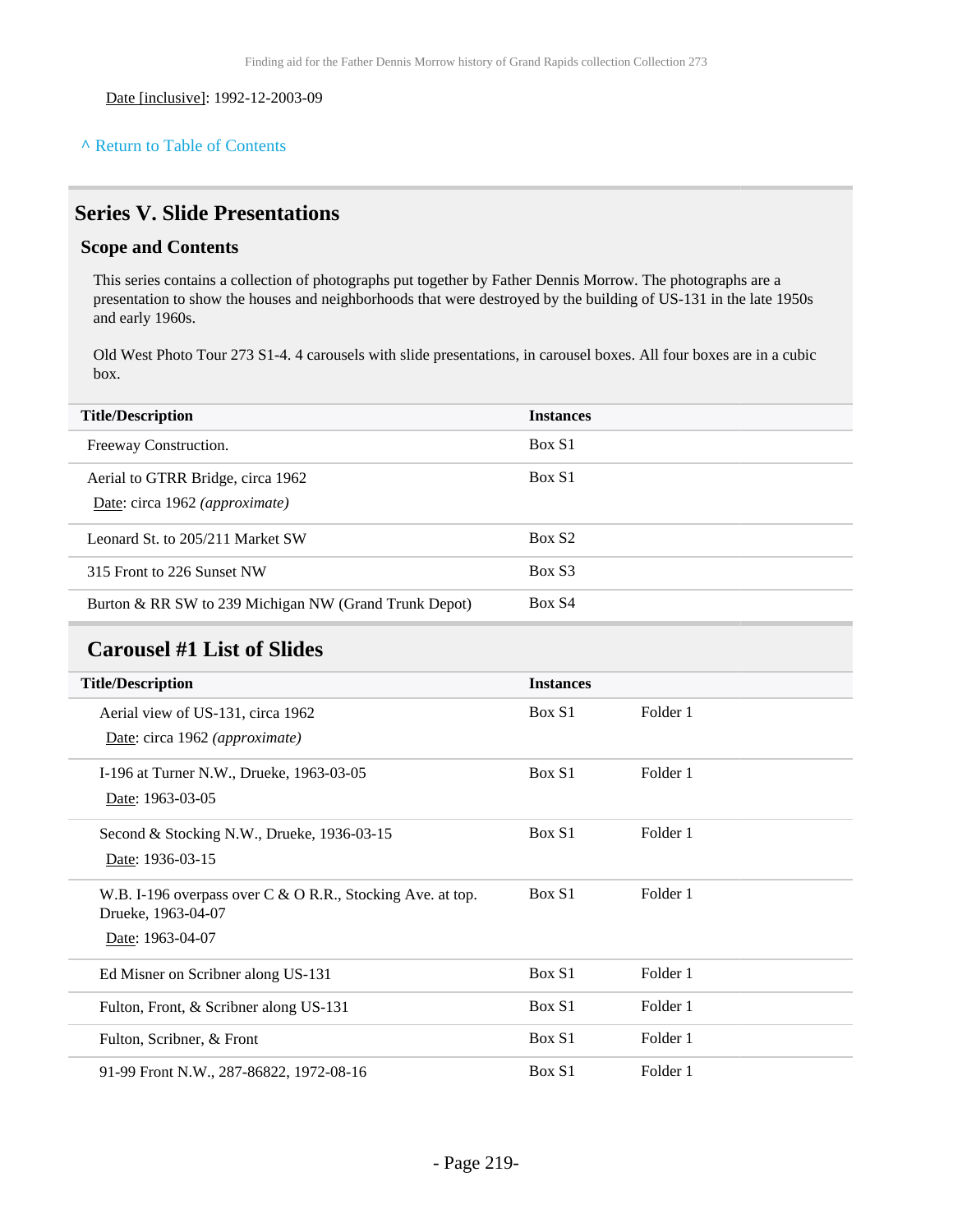Date [inclusive]: 1992-12-2003-09

^ Return to Table of Contents

## Series V. Slide Presentations

### Scope and Contents

This series contains a collection of photographs put together by Father Dennis Morrow. The photographs are a presentation to show the houses and neighborhoods that were destroyed by the building of US-131 in the late 1950s and early 1960s.

Old West Photo Tour 273 S1-4. 4 carousels with slide presentations, in carousel boxes. All four boxes are in a cubic box.

| Title/Description | Instances |
|---|---|
| Freeway Construction. | Box S1 |
| Aerial to GTRR Bridge, circa 1962<br>Date: circa 1962 *(approximate)* | Box S1 |
| Leonard St. to 205/211 Market SW | Box S2 |
| 315 Front to 226 Sunset NW | Box S3 |
| Burton & RR SW to 239 Michigan NW (Grand Trunk Depot) | Box S4 |

## Carousel #1 List of Slides

| Title/Description | Instances | |
|---|---|---|
| Aerial view of US-131, circa 1962<br>Date: circa 1962 *(approximate)* | Box S1 | Folder 1 |
| I-196 at Turner N.W., Drueke, 1963-03-05<br>Date: 1963-03-05 | Box S1 | Folder 1 |
| Second & Stocking N.W., Drueke, 1936-03-15<br>Date: 1936-03-15 | Box S1 | Folder 1 |
| W.B. I-196 overpass over C & O R.R., Stocking Ave. at top. Drueke, 1963-04-07<br>Date: 1963-04-07 | Box S1 | Folder 1 |
| Ed Misner on Scribner along US-131 | Box S1 | Folder 1 |
| Fulton, Front, & Scribner along US-131 | Box S1 | Folder 1 |
| Fulton, Scribner, & Front | Box S1 | Folder 1 |
| 91-99 Front N.W., 287-86822, 1972-08-16 | Box S1 | Folder 1 |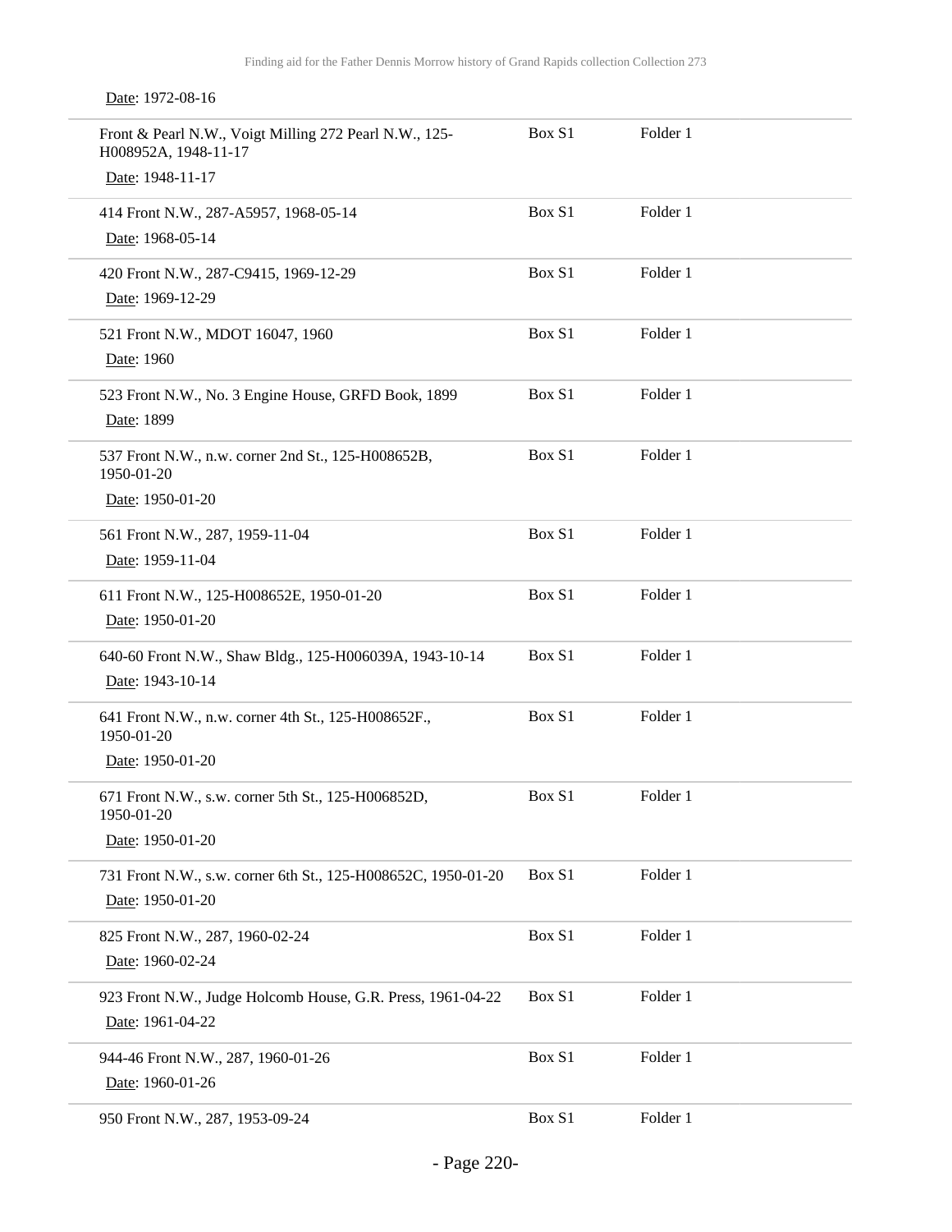Date: 1972-08-16

| | | |
|---|---|---|
| Front & Pearl N.W., Voigt Milling 272 Pearl N.W., 125-H008952A, 1948-11-17<br>Date: 1948-11-17 | Box S1 | Folder 1 |
| 414 Front N.W., 287-A5957, 1968-05-14<br>Date: 1968-05-14 | Box S1 | Folder 1 |
| 420 Front N.W., 287-C9415, 1969-12-29<br>Date: 1969-12-29 | Box S1 | Folder 1 |
| 521 Front N.W., MDOT 16047, 1960<br>Date: 1960 | Box S1 | Folder 1 |
| 523 Front N.W., No. 3 Engine House, GRFD Book, 1899<br>Date: 1899 | Box S1 | Folder 1 |
| 537 Front N.W., n.w. corner 2nd St., 125-H008652B, 1950-01-20<br>Date: 1950-01-20 | Box S1 | Folder 1 |
| 561 Front N.W., 287, 1959-11-04<br>Date: 1959-11-04 | Box S1 | Folder 1 |
| 611 Front N.W., 125-H008652E, 1950-01-20<br>Date: 1950-01-20 | Box S1 | Folder 1 |
| 640-60 Front N.W., Shaw Bldg., 125-H006039A, 1943-10-14<br>Date: 1943-10-14 | Box S1 | Folder 1 |
| 641 Front N.W., n.w. corner 4th St., 125-H008652F., 1950-01-20<br>Date: 1950-01-20 | Box S1 | Folder 1 |
| 671 Front N.W., s.w. corner 5th St., 125-H006852D, 1950-01-20<br>Date: 1950-01-20 | Box S1 | Folder 1 |
| 731 Front N.W., s.w. corner 6th St., 125-H008652C, 1950-01-20<br>Date: 1950-01-20 | Box S1 | Folder 1 |
| 825 Front N.W., 287, 1960-02-24<br>Date: 1960-02-24 | Box S1 | Folder 1 |
| 923 Front N.W., Judge Holcomb House, G.R. Press, 1961-04-22<br>Date: 1961-04-22 | Box S1 | Folder 1 |
| 944-46 Front N.W., 287, 1960-01-26<br>Date: 1960-01-26 | Box S1 | Folder 1 |
| 950 Front N.W., 287, 1953-09-24 | Box S1 | Folder 1 |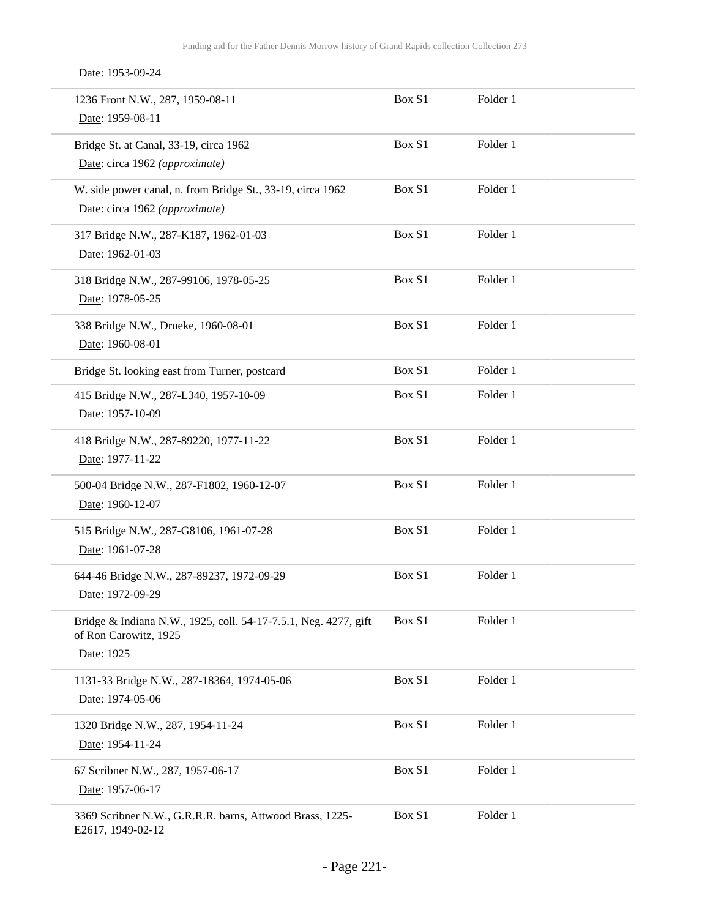Date: 1953-09-24

| | | |
|---|---|---|
| 1236 Front N.W., 287, 1959-08-11<br>Date: 1959-08-11 | Box S1 | Folder 1 |
| Bridge St. at Canal, 33-19, circa 1962<br>Date: circa 1962 *(approximate)* | Box S1 | Folder 1 |
| W. side power canal, n. from Bridge St., 33-19, circa 1962<br>Date: circa 1962 *(approximate)* | Box S1 | Folder 1 |
| 317 Bridge N.W., 287-K187, 1962-01-03<br>Date: 1962-01-03 | Box S1 | Folder 1 |
| 318 Bridge N.W., 287-99106, 1978-05-25<br>Date: 1978-05-25 | Box S1 | Folder 1 |
| 338 Bridge N.W., Drueke, 1960-08-01<br>Date: 1960-08-01 | Box S1 | Folder 1 |
| Bridge St. looking east from Turner, postcard | Box S1 | Folder 1 |
| 415 Bridge N.W., 287-L340, 1957-10-09<br>Date: 1957-10-09 | Box S1 | Folder 1 |
| 418 Bridge N.W., 287-89220, 1977-11-22<br>Date: 1977-11-22 | Box S1 | Folder 1 |
| 500-04 Bridge N.W., 287-F1802, 1960-12-07<br>Date: 1960-12-07 | Box S1 | Folder 1 |
| 515 Bridge N.W., 287-G8106, 1961-07-28<br>Date: 1961-07-28 | Box S1 | Folder 1 |
| 644-46 Bridge N.W., 287-89237, 1972-09-29<br>Date: 1972-09-29 | Box S1 | Folder 1 |
| Bridge & Indiana N.W., 1925, coll. 54-17-7.5.1, Neg. 4277, gift of Ron Carowitz, 1925<br>Date: 1925 | Box S1 | Folder 1 |
| 1131-33 Bridge N.W., 287-18364, 1974-05-06<br>Date: 1974-05-06 | Box S1 | Folder 1 |
| 1320 Bridge N.W., 287, 1954-11-24<br>Date: 1954-11-24 | Box S1 | Folder 1 |
| 67 Scribner N.W., 287, 1957-06-17<br>Date: 1957-06-17 | Box S1 | Folder 1 |
| 3369 Scribner N.W., G.R.R.R. barns, Attwood Brass, 1225-E2617, 1949-02-12 | Box S1 | Folder 1 |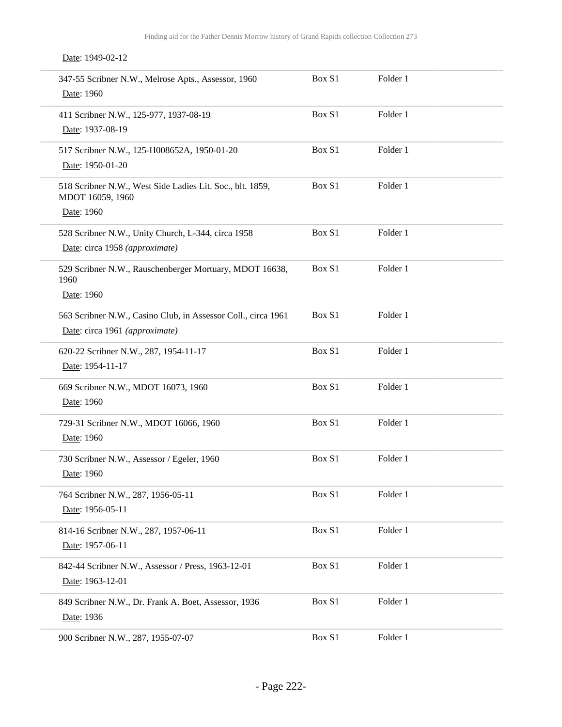Date: 1949-02-12

| | | |
|---|---|---|
| 347-55 Scribner N.W., Melrose Apts., Assessor, 1960<br>Date: 1960 | Box S1 | Folder 1 |
| 411 Scribner N.W., 125-977, 1937-08-19<br>Date: 1937-08-19 | Box S1 | Folder 1 |
| 517 Scribner N.W., 125-H008652A, 1950-01-20<br>Date: 1950-01-20 | Box S1 | Folder 1 |
| 518 Scribner N.W., West Side Ladies Lit. Soc., blt. 1859, MDOT 16059, 1960<br>Date: 1960 | Box S1 | Folder 1 |
| 528 Scribner N.W., Unity Church, L-344, circa 1958<br>Date: circa 1958 *(approximate)* | Box S1 | Folder 1 |
| 529 Scribner N.W., Rauschenberger Mortuary, MDOT 16638, 1960<br>Date: 1960 | Box S1 | Folder 1 |
| 563 Scribner N.W., Casino Club, in Assessor Coll., circa 1961<br>Date: circa 1961 *(approximate)* | Box S1 | Folder 1 |
| 620-22 Scribner N.W., 287, 1954-11-17<br>Date: 1954-11-17 | Box S1 | Folder 1 |
| 669 Scribner N.W., MDOT 16073, 1960<br>Date: 1960 | Box S1 | Folder 1 |
| 729-31 Scribner N.W., MDOT 16066, 1960<br>Date: 1960 | Box S1 | Folder 1 |
| 730 Scribner N.W., Assessor / Egeler, 1960<br>Date: 1960 | Box S1 | Folder 1 |
| 764 Scribner N.W., 287, 1956-05-11<br>Date: 1956-05-11 | Box S1 | Folder 1 |
| 814-16 Scribner N.W., 287, 1957-06-11<br>Date: 1957-06-11 | Box S1 | Folder 1 |
| 842-44 Scribner N.W., Assessor / Press, 1963-12-01<br>Date: 1963-12-01 | Box S1 | Folder 1 |
| 849 Scribner N.W., Dr. Frank A. Boet, Assessor, 1936<br>Date: 1936 | Box S1 | Folder 1 |
| 900 Scribner N.W., 287, 1955-07-07 | Box S1 | Folder 1 |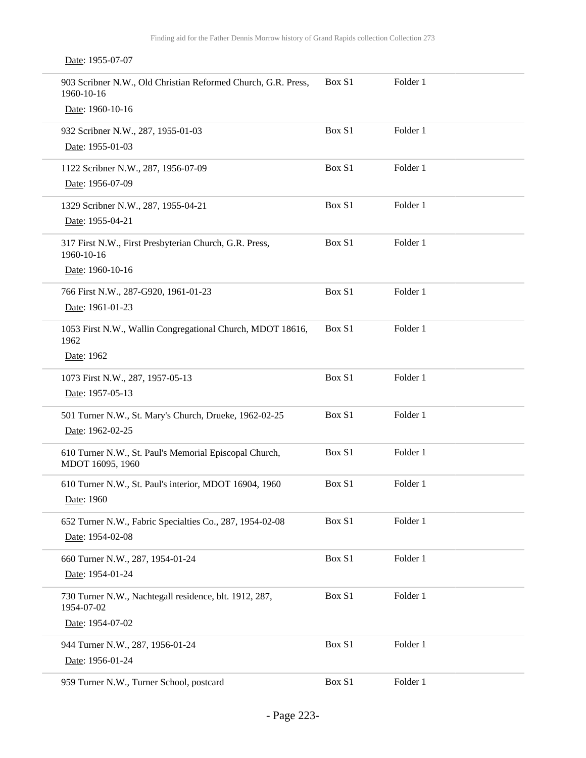Date: 1955-07-07

| | | |
|---|---|---|
| 903 Scribner N.W., Old Christian Reformed Church, G.R. Press, 1960-10-16<br>Date: 1960-10-16 | Box S1 | Folder 1 |
| 932 Scribner N.W., 287, 1955-01-03<br>Date: 1955-01-03 | Box S1 | Folder 1 |
| 1122 Scribner N.W., 287, 1956-07-09<br>Date: 1956-07-09 | Box S1 | Folder 1 |
| 1329 Scribner N.W., 287, 1955-04-21<br>Date: 1955-04-21 | Box S1 | Folder 1 |
| 317 First N.W., First Presbyterian Church, G.R. Press, 1960-10-16<br>Date: 1960-10-16 | Box S1 | Folder 1 |
| 766 First N.W., 287-G920, 1961-01-23<br>Date: 1961-01-23 | Box S1 | Folder 1 |
| 1053 First N.W., Wallin Congregational Church, MDOT 18616, 1962<br>Date: 1962 | Box S1 | Folder 1 |
| 1073 First N.W., 287, 1957-05-13<br>Date: 1957-05-13 | Box S1 | Folder 1 |
| 501 Turner N.W., St. Mary's Church, Drueke, 1962-02-25<br>Date: 1962-02-25 | Box S1 | Folder 1 |
| 610 Turner N.W., St. Paul's Memorial Episcopal Church, MDOT 16095, 1960 | Box S1 | Folder 1 |
| 610 Turner N.W., St. Paul's interior, MDOT 16904, 1960<br>Date: 1960 | Box S1 | Folder 1 |
| 652 Turner N.W., Fabric Specialties Co., 287, 1954-02-08<br>Date: 1954-02-08 | Box S1 | Folder 1 |
| 660 Turner N.W., 287, 1954-01-24<br>Date: 1954-01-24 | Box S1 | Folder 1 |
| 730 Turner N.W., Nachtegall residence, blt. 1912, 287, 1954-07-02<br>Date: 1954-07-02 | Box S1 | Folder 1 |
| 944 Turner N.W., 287, 1956-01-24<br>Date: 1956-01-24 | Box S1 | Folder 1 |
| 959 Turner N.W., Turner School, postcard | Box S1 | Folder 1 |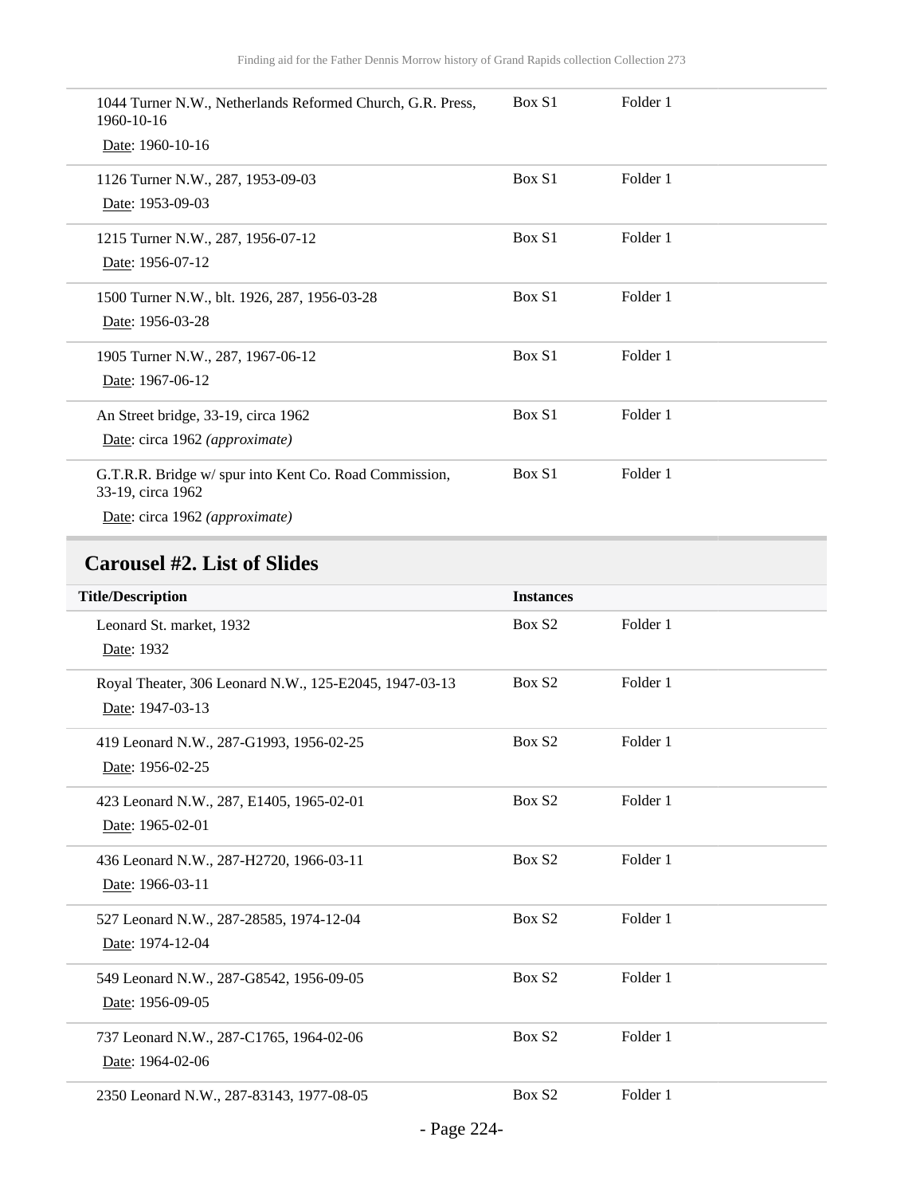| Title/Description | Instances | |
|---|---|---|
| 1044 Turner N.W., Netherlands Reformed Church, G.R. Press, 1960-10-16<br>Date: 1960-10-16 | Box S1 | Folder 1 |
| 1126 Turner N.W., 287, 1953-09-03<br>Date: 1953-09-03 | Box S1 | Folder 1 |
| 1215 Turner N.W., 287, 1956-07-12<br>Date: 1956-07-12 | Box S1 | Folder 1 |
| 1500 Turner N.W., blt. 1926, 287, 1956-03-28<br>Date: 1956-03-28 | Box S1 | Folder 1 |
| 1905 Turner N.W., 287, 1967-06-12<br>Date: 1967-06-12 | Box S1 | Folder 1 |
| An Street bridge, 33-19, circa 1962<br>Date: circa 1962 *(approximate)* | Box S1 | Folder 1 |
| G.T.R.R. Bridge w/ spur into Kent Co. Road Commission, 33-19, circa 1962<br>Date: circa 1962 *(approximate)* | Box S1 | Folder 1 |

## Carousel #2. List of Slides

| Title/Description | Instances | |
|---|---|---|
| Leonard St. market, 1932<br>Date: 1932 | Box S2 | Folder 1 |
| Royal Theater, 306 Leonard N.W., 125-E2045, 1947-03-13<br>Date: 1947-03-13 | Box S2 | Folder 1 |
| 419 Leonard N.W., 287-G1993, 1956-02-25<br>Date: 1956-02-25 | Box S2 | Folder 1 |
| 423 Leonard N.W., 287, E1405, 1965-02-01<br>Date: 1965-02-01 | Box S2 | Folder 1 |
| 436 Leonard N.W., 287-H2720, 1966-03-11<br>Date: 1966-03-11 | Box S2 | Folder 1 |
| 527 Leonard N.W., 287-28585, 1974-12-04<br>Date: 1974-12-04 | Box S2 | Folder 1 |
| 549 Leonard N.W., 287-G8542, 1956-09-05<br>Date: 1956-09-05 | Box S2 | Folder 1 |
| 737 Leonard N.W., 287-C1765, 1964-02-06<br>Date: 1964-02-06 | Box S2 | Folder 1 |
| 2350 Leonard N.W., 287-83143, 1977-08-05 | Box S2 | Folder 1 |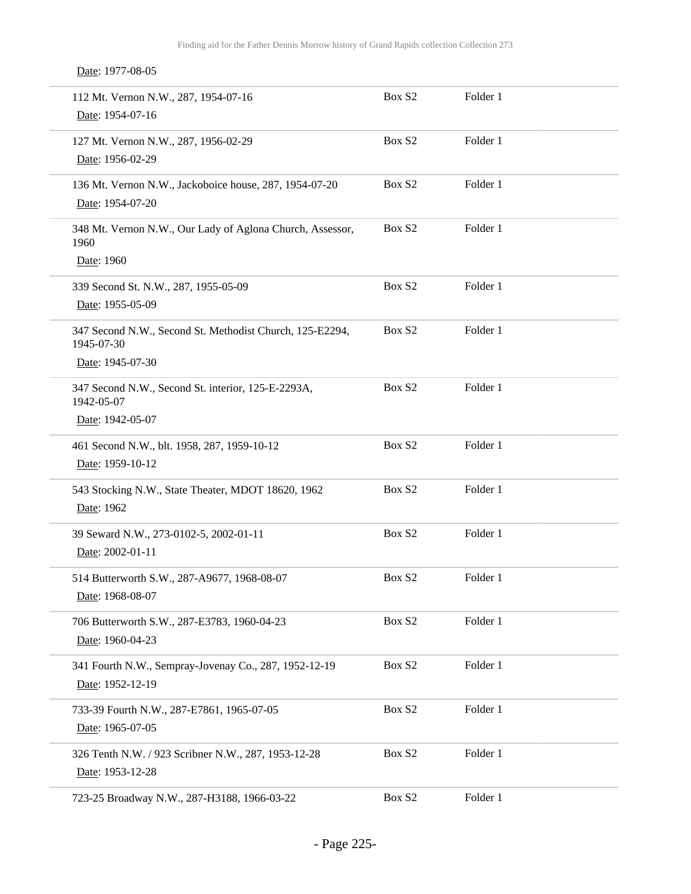Date: 1977-08-05

| | | |
|---|---|---|
| 112 Mt. Vernon N.W., 287, 1954-07-16<br>Date: 1954-07-16 | Box S2 | Folder 1 |
| 127 Mt. Vernon N.W., 287, 1956-02-29<br>Date: 1956-02-29 | Box S2 | Folder 1 |
| 136 Mt. Vernon N.W., Jackoboice house, 287, 1954-07-20<br>Date: 1954-07-20 | Box S2 | Folder 1 |
| 348 Mt. Vernon N.W., Our Lady of Aglona Church, Assessor, 1960<br>Date: 1960 | Box S2 | Folder 1 |
| 339 Second St. N.W., 287, 1955-05-09<br>Date: 1955-05-09 | Box S2 | Folder 1 |
| 347 Second N.W., Second St. Methodist Church, 125-E2294, 1945-07-30<br>Date: 1945-07-30 | Box S2 | Folder 1 |
| 347 Second N.W., Second St. interior, 125-E-2293A, 1942-05-07<br>Date: 1942-05-07 | Box S2 | Folder 1 |
| 461 Second N.W., blt. 1958, 287, 1959-10-12<br>Date: 1959-10-12 | Box S2 | Folder 1 |
| 543 Stocking N.W., State Theater, MDOT 18620, 1962<br>Date: 1962 | Box S2 | Folder 1 |
| 39 Seward N.W., 273-0102-5, 2002-01-11<br>Date: 2002-01-11 | Box S2 | Folder 1 |
| 514 Butterworth S.W., 287-A9677, 1968-08-07<br>Date: 1968-08-07 | Box S2 | Folder 1 |
| 706 Butterworth S.W., 287-E3783, 1960-04-23<br>Date: 1960-04-23 | Box S2 | Folder 1 |
| 341 Fourth N.W., Sempray-Jovenay Co., 287, 1952-12-19<br>Date: 1952-12-19 | Box S2 | Folder 1 |
| 733-39 Fourth N.W., 287-E7861, 1965-07-05<br>Date: 1965-07-05 | Box S2 | Folder 1 |
| 326 Tenth N.W. / 923 Scribner N.W., 287, 1953-12-28<br>Date: 1953-12-28 | Box S2 | Folder 1 |
| 723-25 Broadway N.W., 287-H3188, 1966-03-22 | Box S2 | Folder 1 |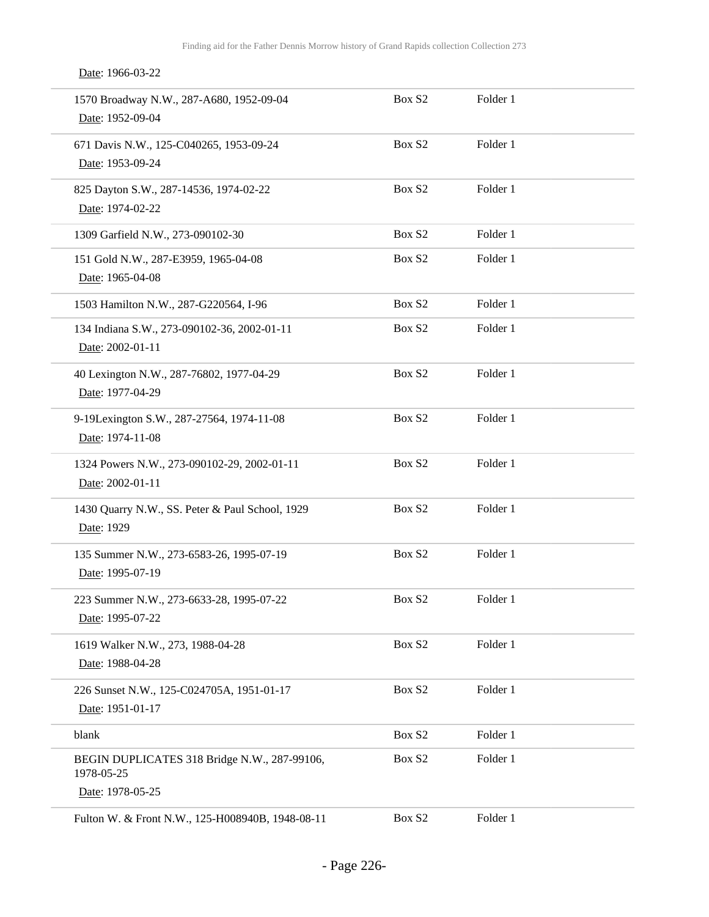Date: 1966-03-22

| | | |
|---|---|---|
| 1570 Broadway N.W., 287-A680, 1952-09-04<br>Date: 1952-09-04 | Box S2 | Folder 1 |
| 671 Davis N.W., 125-C040265, 1953-09-24<br>Date: 1953-09-24 | Box S2 | Folder 1 |
| 825 Dayton S.W., 287-14536, 1974-02-22<br>Date: 1974-02-22 | Box S2 | Folder 1 |
| 1309 Garfield N.W., 273-090102-30 | Box S2 | Folder 1 |
| 151 Gold N.W., 287-E3959, 1965-04-08<br>Date: 1965-04-08 | Box S2 | Folder 1 |
| 1503 Hamilton N.W., 287-G220564, I-96 | Box S2 | Folder 1 |
| 134 Indiana S.W., 273-090102-36, 2002-01-11<br>Date: 2002-01-11 | Box S2 | Folder 1 |
| 40 Lexington N.W., 287-76802, 1977-04-29<br>Date: 1977-04-29 | Box S2 | Folder 1 |
| 9-19Lexington S.W., 287-27564, 1974-11-08<br>Date: 1974-11-08 | Box S2 | Folder 1 |
| 1324 Powers N.W., 273-090102-29, 2002-01-11<br>Date: 2002-01-11 | Box S2 | Folder 1 |
| 1430 Quarry N.W., SS. Peter & Paul School, 1929<br>Date: 1929 | Box S2 | Folder 1 |
| 135 Summer N.W., 273-6583-26, 1995-07-19<br>Date: 1995-07-19 | Box S2 | Folder 1 |
| 223 Summer N.W., 273-6633-28, 1995-07-22<br>Date: 1995-07-22 | Box S2 | Folder 1 |
| 1619 Walker N.W., 273, 1988-04-28<br>Date: 1988-04-28 | Box S2 | Folder 1 |
| 226 Sunset N.W., 125-C024705A, 1951-01-17<br>Date: 1951-01-17 | Box S2 | Folder 1 |
| blank | Box S2 | Folder 1 |
| BEGIN DUPLICATES 318 Bridge N.W., 287-99106, 1978-05-25<br>Date: 1978-05-25 | Box S2 | Folder 1 |
| Fulton W. & Front N.W., 125-H008940B, 1948-08-11 | Box S2 | Folder 1 |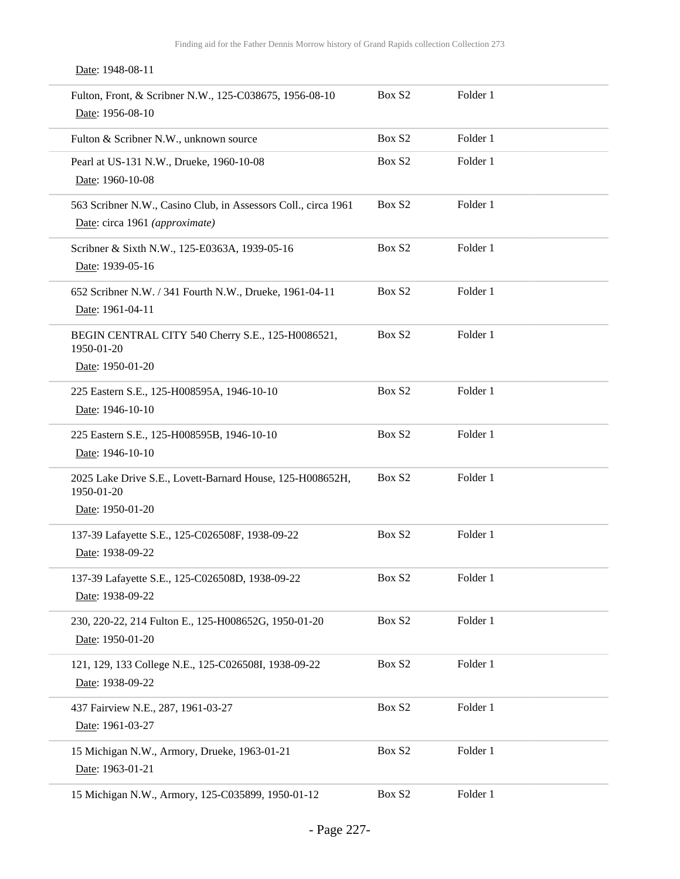Date: 1948-08-11

| | | |
|---|---|---|
| Fulton, Front, & Scribner N.W., 125-C038675, 1956-08-10<br>Date: 1956-08-10 | Box S2 | Folder 1 |
| Fulton & Scribner N.W., unknown source | Box S2 | Folder 1 |
| Pearl at US-131 N.W., Drueke, 1960-10-08<br>Date: 1960-10-08 | Box S2 | Folder 1 |
| 563 Scribner N.W., Casino Club, in Assessors Coll., circa 1961<br>Date: circa 1961 *(approximate)* | Box S2 | Folder 1 |
| Scribner & Sixth N.W., 125-E0363A, 1939-05-16<br>Date: 1939-05-16 | Box S2 | Folder 1 |
| 652 Scribner N.W. / 341 Fourth N.W., Drueke, 1961-04-11<br>Date: 1961-04-11 | Box S2 | Folder 1 |
| BEGIN CENTRAL CITY 540 Cherry S.E., 125-H0086521, 1950-01-20<br>Date: 1950-01-20 | Box S2 | Folder 1 |
| 225 Eastern S.E., 125-H008595A, 1946-10-10<br>Date: 1946-10-10 | Box S2 | Folder 1 |
| 225 Eastern S.E., 125-H008595B, 1946-10-10<br>Date: 1946-10-10 | Box S2 | Folder 1 |
| 2025 Lake Drive S.E., Lovett-Barnard House, 125-H008652H, 1950-01-20<br>Date: 1950-01-20 | Box S2 | Folder 1 |
| 137-39 Lafayette S.E., 125-C026508F, 1938-09-22<br>Date: 1938-09-22 | Box S2 | Folder 1 |
| 137-39 Lafayette S.E., 125-C026508D, 1938-09-22<br>Date: 1938-09-22 | Box S2 | Folder 1 |
| 230, 220-22, 214 Fulton E., 125-H008652G, 1950-01-20<br>Date: 1950-01-20 | Box S2 | Folder 1 |
| 121, 129, 133 College N.E., 125-C026508I, 1938-09-22<br>Date: 1938-09-22 | Box S2 | Folder 1 |
| 437 Fairview N.E., 287, 1961-03-27<br>Date: 1961-03-27 | Box S2 | Folder 1 |
| 15 Michigan N.W., Armory, Drueke, 1963-01-21<br>Date: 1963-01-21 | Box S2 | Folder 1 |
| 15 Michigan N.W., Armory, 125-C035899, 1950-01-12 | Box S2 | Folder 1 |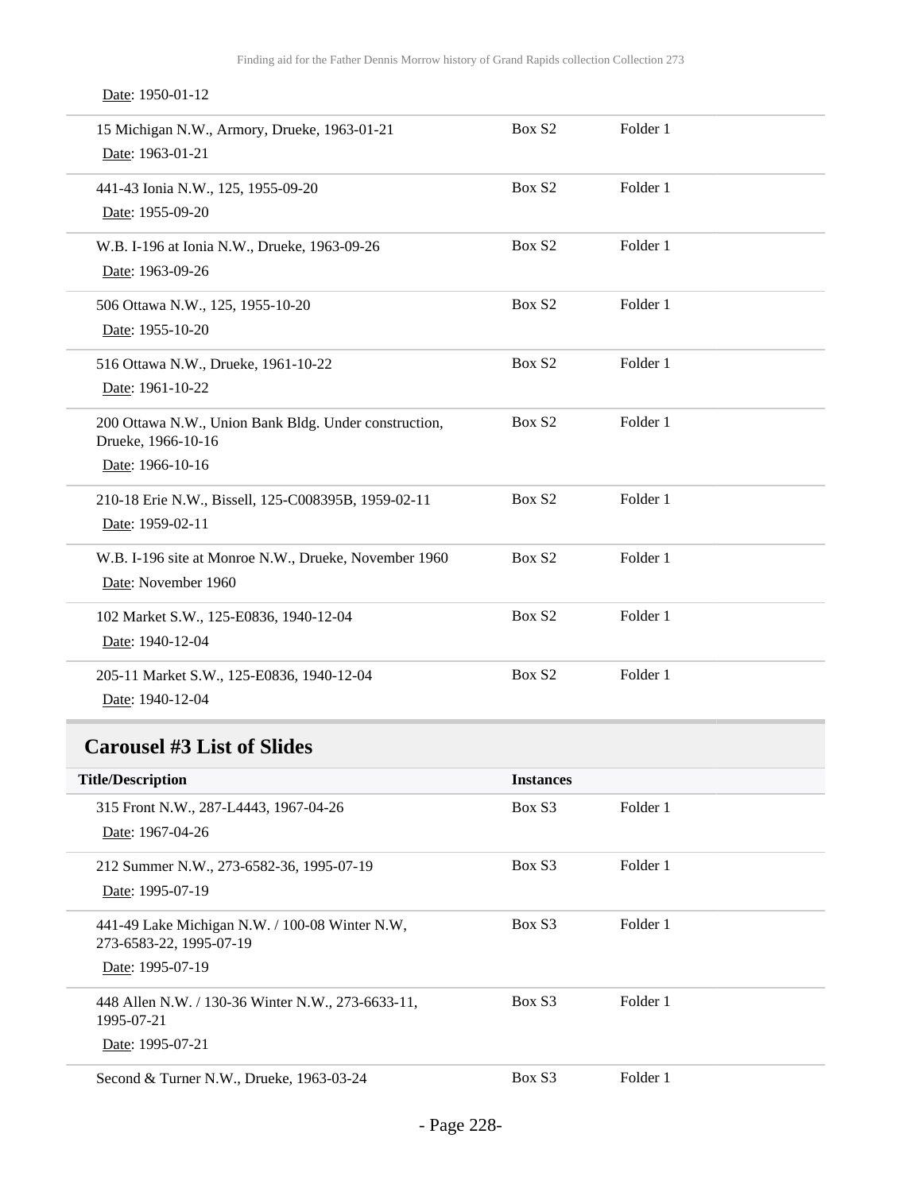Date: 1950-01-12

| Title/Description | Instances | |
|---|---|---|
| 15 Michigan N.W., Armory, Drueke, 1963-01-21<br>Date: 1963-01-21 | Box S2 | Folder 1 |
| 441-43 Ionia N.W., 125, 1955-09-20<br>Date: 1955-09-20 | Box S2 | Folder 1 |
| W.B. I-196 at Ionia N.W., Drueke, 1963-09-26<br>Date: 1963-09-26 | Box S2 | Folder 1 |
| 506 Ottawa N.W., 125, 1955-10-20<br>Date: 1955-10-20 | Box S2 | Folder 1 |
| 516 Ottawa N.W., Drueke, 1961-10-22<br>Date: 1961-10-22 | Box S2 | Folder 1 |
| 200 Ottawa N.W., Union Bank Bldg. Under construction, Drueke, 1966-10-16<br>Date: 1966-10-16 | Box S2 | Folder 1 |
| 210-18 Erie N.W., Bissell, 125-C008395B, 1959-02-11<br>Date: 1959-02-11 | Box S2 | Folder 1 |
| W.B. I-196 site at Monroe N.W., Drueke, November 1960<br>Date: November 1960 | Box S2 | Folder 1 |
| 102 Market S.W., 125-E0836, 1940-12-04<br>Date: 1940-12-04 | Box S2 | Folder 1 |
| 205-11 Market S.W., 125-E0836, 1940-12-04<br>Date: 1940-12-04 | Box S2 | Folder 1 |

## Carousel #3 List of Slides

| Title/Description | Instances | |
|---|---|---|
| 315 Front N.W., 287-L4443, 1967-04-26<br>Date: 1967-04-26 | Box S3 | Folder 1 |
| 212 Summer N.W., 273-6582-36, 1995-07-19<br>Date: 1995-07-19 | Box S3 | Folder 1 |
| 441-49 Lake Michigan N.W. / 100-08 Winter N.W, 273-6583-22, 1995-07-19<br>Date: 1995-07-19 | Box S3 | Folder 1 |
| 448 Allen N.W. / 130-36 Winter N.W., 273-6633-11, 1995-07-21<br>Date: 1995-07-21 | Box S3 | Folder 1 |
| Second & Turner N.W., Drueke, 1963-03-24 | Box S3 | Folder 1 |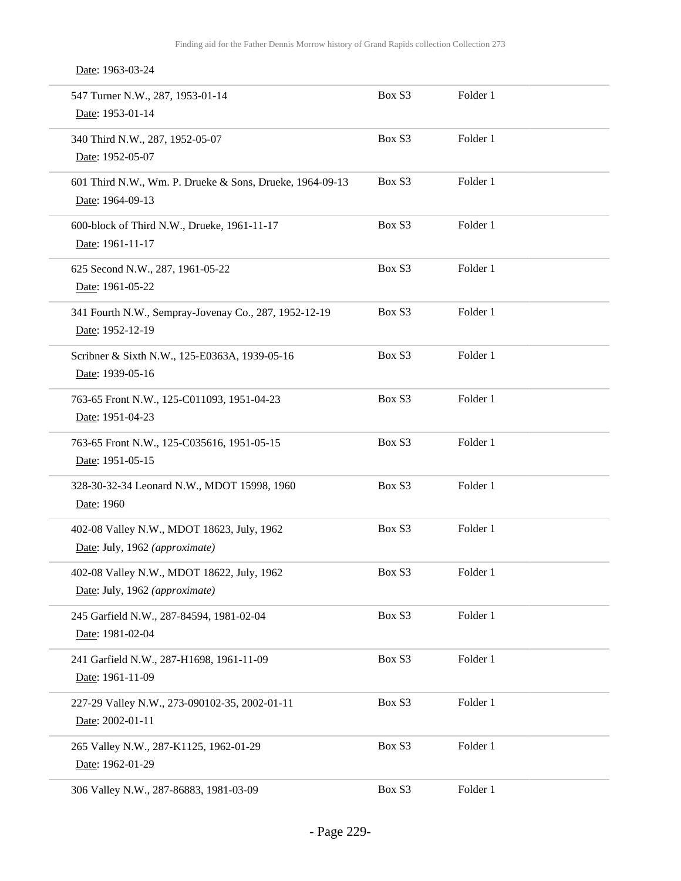Date: 1963-03-24

| | | |
|---|---|---|
| 547 Turner N.W., 287, 1953-01-14<br>Date: 1953-01-14 | Box S3 | Folder 1 |
| 340 Third N.W., 287, 1952-05-07<br>Date: 1952-05-07 | Box S3 | Folder 1 |
| 601 Third N.W., Wm. P. Drueke & Sons, Drueke, 1964-09-13<br>Date: 1964-09-13 | Box S3 | Folder 1 |
| 600-block of Third N.W., Drueke, 1961-11-17<br>Date: 1961-11-17 | Box S3 | Folder 1 |
| 625 Second N.W., 287, 1961-05-22<br>Date: 1961-05-22 | Box S3 | Folder 1 |
| 341 Fourth N.W., Sempray-Jovenay Co., 287, 1952-12-19<br>Date: 1952-12-19 | Box S3 | Folder 1 |
| Scribner & Sixth N.W., 125-E0363A, 1939-05-16<br>Date: 1939-05-16 | Box S3 | Folder 1 |
| 763-65 Front N.W., 125-C011093, 1951-04-23<br>Date: 1951-04-23 | Box S3 | Folder 1 |
| 763-65 Front N.W., 125-C035616, 1951-05-15<br>Date: 1951-05-15 | Box S3 | Folder 1 |
| 328-30-32-34 Leonard N.W., MDOT 15998, 1960<br>Date: 1960 | Box S3 | Folder 1 |
| 402-08 Valley N.W., MDOT 18623, July, 1962<br>Date: July, 1962 *(approximate)* | Box S3 | Folder 1 |
| 402-08 Valley N.W., MDOT 18622, July, 1962<br>Date: July, 1962 *(approximate)* | Box S3 | Folder 1 |
| 245 Garfield N.W., 287-84594, 1981-02-04<br>Date: 1981-02-04 | Box S3 | Folder 1 |
| 241 Garfield N.W., 287-H1698, 1961-11-09<br>Date: 1961-11-09 | Box S3 | Folder 1 |
| 227-29 Valley N.W., 273-090102-35, 2002-01-11<br>Date: 2002-01-11 | Box S3 | Folder 1 |
| 265 Valley N.W., 287-K1125, 1962-01-29<br>Date: 1962-01-29 | Box S3 | Folder 1 |
| 306 Valley N.W., 287-86883, 1981-03-09 | Box S3 | Folder 1 |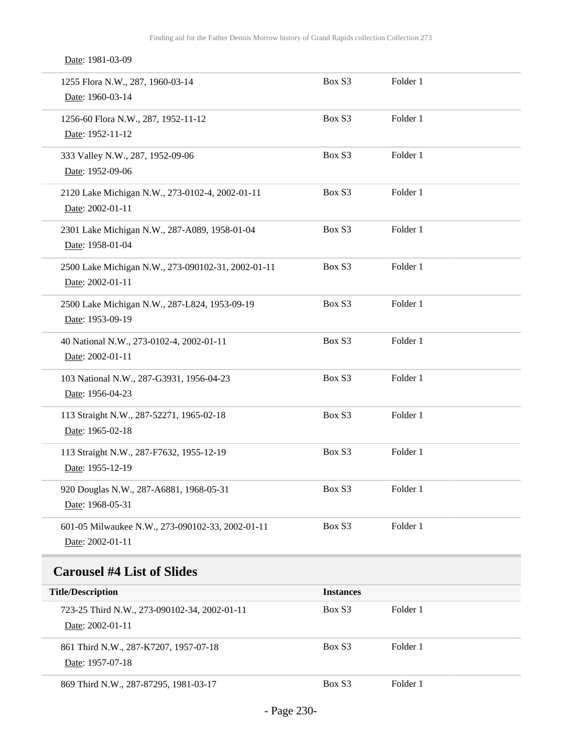Date: 1981-03-09

| Title/Description | Instances | |
|---|---|---|
| 1255 Flora N.W., 287, 1960-03-14<br>Date: 1960-03-14 | Box S3 | Folder 1 |
| 1256-60 Flora N.W., 287, 1952-11-12<br>Date: 1952-11-12 | Box S3 | Folder 1 |
| 333 Valley N.W., 287, 1952-09-06<br>Date: 1952-09-06 | Box S3 | Folder 1 |
| 2120 Lake Michigan N.W., 273-0102-4, 2002-01-11<br>Date: 2002-01-11 | Box S3 | Folder 1 |
| 2301 Lake Michigan N.W., 287-A089, 1958-01-04<br>Date: 1958-01-04 | Box S3 | Folder 1 |
| 2500 Lake Michigan N.W., 273-090102-31, 2002-01-11<br>Date: 2002-01-11 | Box S3 | Folder 1 |
| 2500 Lake Michigan N.W., 287-L824, 1953-09-19<br>Date: 1953-09-19 | Box S3 | Folder 1 |
| 40 National N.W., 273-0102-4, 2002-01-11<br>Date: 2002-01-11 | Box S3 | Folder 1 |
| 103 National N.W., 287-G3931, 1956-04-23<br>Date: 1956-04-23 | Box S3 | Folder 1 |
| 113 Straight N.W., 287-52271, 1965-02-18<br>Date: 1965-02-18 | Box S3 | Folder 1 |
| 113 Straight N.W., 287-F7632, 1955-12-19<br>Date: 1955-12-19 | Box S3 | Folder 1 |
| 920 Douglas N.W., 287-A6881, 1968-05-31<br>Date: 1968-05-31 | Box S3 | Folder 1 |
| 601-05 Milwaukee N.W., 273-090102-33, 2002-01-11<br>Date: 2002-01-11 | Box S3 | Folder 1 |

## Carousel #4 List of Slides

| Title/Description | Instances | |
|---|---|---|
| 723-25 Third N.W., 273-090102-34, 2002-01-11<br>Date: 2002-01-11 | Box S3 | Folder 1 |
| 861 Third N.W., 287-K7207, 1957-07-18<br>Date: 1957-07-18 | Box S3 | Folder 1 |
| 869 Third N.W., 287-87295, 1981-03-17 | Box S3 | Folder 1 |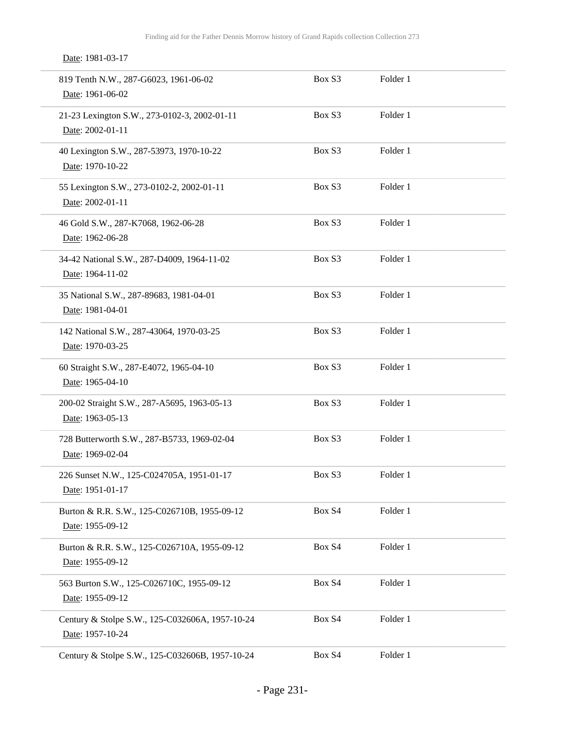Date: 1981-03-17

| | | |
|---|---|---|
| 819 Tenth N.W., 287-G6023, 1961-06-02<br>Date: 1961-06-02 | Box S3 | Folder 1 |
| 21-23 Lexington S.W., 273-0102-3, 2002-01-11<br>Date: 2002-01-11 | Box S3 | Folder 1 |
| 40 Lexington S.W., 287-53973, 1970-10-22<br>Date: 1970-10-22 | Box S3 | Folder 1 |
| 55 Lexington S.W., 273-0102-2, 2002-01-11<br>Date: 2002-01-11 | Box S3 | Folder 1 |
| 46 Gold S.W., 287-K7068, 1962-06-28<br>Date: 1962-06-28 | Box S3 | Folder 1 |
| 34-42 National S.W., 287-D4009, 1964-11-02<br>Date: 1964-11-02 | Box S3 | Folder 1 |
| 35 National S.W., 287-89683, 1981-04-01<br>Date: 1981-04-01 | Box S3 | Folder 1 |
| 142 National S.W., 287-43064, 1970-03-25<br>Date: 1970-03-25 | Box S3 | Folder 1 |
| 60 Straight S.W., 287-E4072, 1965-04-10<br>Date: 1965-04-10 | Box S3 | Folder 1 |
| 200-02 Straight S.W., 287-A5695, 1963-05-13<br>Date: 1963-05-13 | Box S3 | Folder 1 |
| 728 Butterworth S.W., 287-B5733, 1969-02-04<br>Date: 1969-02-04 | Box S3 | Folder 1 |
| 226 Sunset N.W., 125-C024705A, 1951-01-17<br>Date: 1951-01-17 | Box S3 | Folder 1 |
| Burton & R.R. S.W., 125-C026710B, 1955-09-12<br>Date: 1955-09-12 | Box S4 | Folder 1 |
| Burton & R.R. S.W., 125-C026710A, 1955-09-12<br>Date: 1955-09-12 | Box S4 | Folder 1 |
| 563 Burton S.W., 125-C026710C, 1955-09-12<br>Date: 1955-09-12 | Box S4 | Folder 1 |
| Century & Stolpe S.W., 125-C032606A, 1957-10-24<br>Date: 1957-10-24 | Box S4 | Folder 1 |
| Century & Stolpe S.W., 125-C032606B, 1957-10-24 | Box S4 | Folder 1 |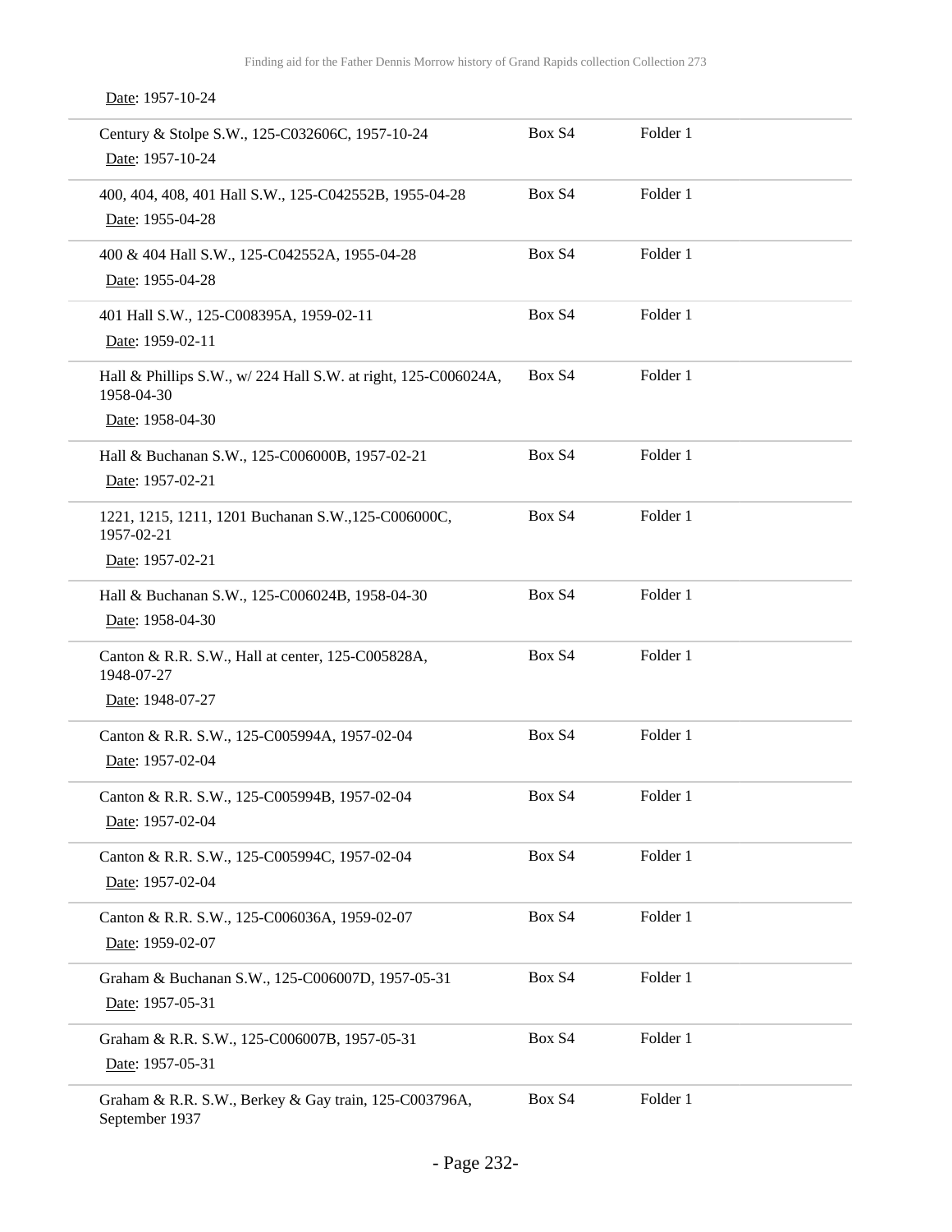Date: 1957-10-24

| | | |
|---|---|---|
| Century & Stolpe S.W., 125-C032606C, 1957-10-24<br>Date: 1957-10-24 | Box S4 | Folder 1 |
| 400, 404, 408, 401 Hall S.W., 125-C042552B, 1955-04-28<br>Date: 1955-04-28 | Box S4 | Folder 1 |
| 400 & 404 Hall S.W., 125-C042552A, 1955-04-28<br>Date: 1955-04-28 | Box S4 | Folder 1 |
| 401 Hall S.W., 125-C008395A, 1959-02-11<br>Date: 1959-02-11 | Box S4 | Folder 1 |
| Hall & Phillips S.W., w/ 224 Hall S.W. at right, 125-C006024A, 1958-04-30<br>Date: 1958-04-30 | Box S4 | Folder 1 |
| Hall & Buchanan S.W., 125-C006000B, 1957-02-21<br>Date: 1957-02-21 | Box S4 | Folder 1 |
| 1221, 1215, 1211, 1201 Buchanan S.W.,125-C006000C, 1957-02-21<br>Date: 1957-02-21 | Box S4 | Folder 1 |
| Hall & Buchanan S.W., 125-C006024B, 1958-04-30<br>Date: 1958-04-30 | Box S4 | Folder 1 |
| Canton & R.R. S.W., Hall at center, 125-C005828A, 1948-07-27<br>Date: 1948-07-27 | Box S4 | Folder 1 |
| Canton & R.R. S.W., 125-C005994A, 1957-02-04<br>Date: 1957-02-04 | Box S4 | Folder 1 |
| Canton & R.R. S.W., 125-C005994B, 1957-02-04<br>Date: 1957-02-04 | Box S4 | Folder 1 |
| Canton & R.R. S.W., 125-C005994C, 1957-02-04<br>Date: 1957-02-04 | Box S4 | Folder 1 |
| Canton & R.R. S.W., 125-C006036A, 1959-02-07<br>Date: 1959-02-07 | Box S4 | Folder 1 |
| Graham & Buchanan S.W., 125-C006007D, 1957-05-31<br>Date: 1957-05-31 | Box S4 | Folder 1 |
| Graham & R.R. S.W., 125-C006007B, 1957-05-31<br>Date: 1957-05-31 | Box S4 | Folder 1 |
| Graham & R.R. S.W., Berkey & Gay train, 125-C003796A, September 1937 | Box S4 | Folder 1 |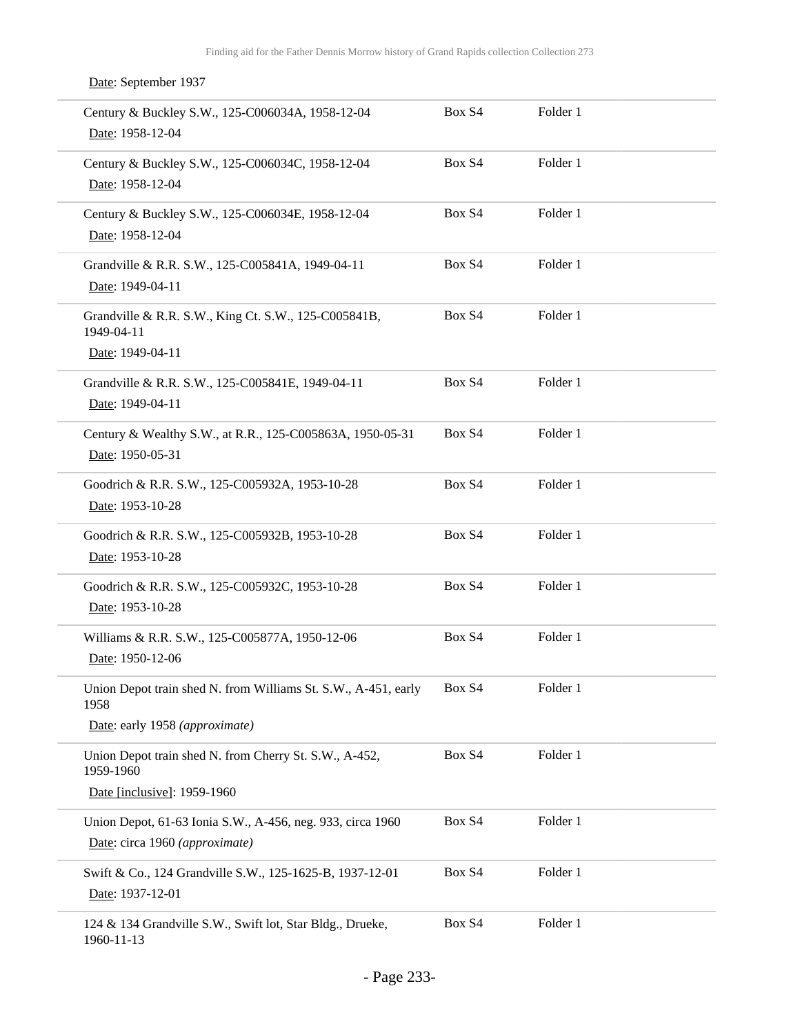Date: September 1937

| | | |
|---|---|---|
| Century & Buckley S.W., 125-C006034A, 1958-12-04<br>Date: 1958-12-04 | Box S4 | Folder 1 |
| Century & Buckley S.W., 125-C006034C, 1958-12-04<br>Date: 1958-12-04 | Box S4 | Folder 1 |
| Century & Buckley S.W., 125-C006034E, 1958-12-04<br>Date: 1958-12-04 | Box S4 | Folder 1 |
| Grandville & R.R. S.W., 125-C005841A, 1949-04-11<br>Date: 1949-04-11 | Box S4 | Folder 1 |
| Grandville & R.R. S.W., King Ct. S.W., 125-C005841B, 1949-04-11<br>Date: 1949-04-11 | Box S4 | Folder 1 |
| Grandville & R.R. S.W., 125-C005841E, 1949-04-11<br>Date: 1949-04-11 | Box S4 | Folder 1 |
| Century & Wealthy S.W., at R.R., 125-C005863A, 1950-05-31<br>Date: 1950-05-31 | Box S4 | Folder 1 |
| Goodrich & R.R. S.W., 125-C005932A, 1953-10-28<br>Date: 1953-10-28 | Box S4 | Folder 1 |
| Goodrich & R.R. S.W., 125-C005932B, 1953-10-28<br>Date: 1953-10-28 | Box S4 | Folder 1 |
| Goodrich & R.R. S.W., 125-C005932C, 1953-10-28<br>Date: 1953-10-28 | Box S4 | Folder 1 |
| Williams & R.R. S.W., 125-C005877A, 1950-12-06<br>Date: 1950-12-06 | Box S4 | Folder 1 |
| Union Depot train shed N. from Williams St. S.W., A-451, early 1958<br>Date: early 1958 *(approximate)* | Box S4 | Folder 1 |
| Union Depot train shed N. from Cherry St. S.W., A-452, 1959-1960<br>Date [inclusive]: 1959-1960 | Box S4 | Folder 1 |
| Union Depot, 61-63 Ionia S.W., A-456, neg. 933, circa 1960<br>Date: circa 1960 *(approximate)* | Box S4 | Folder 1 |
| Swift & Co., 124 Grandville S.W., 125-1625-B, 1937-12-01<br>Date: 1937-12-01 | Box S4 | Folder 1 |
| 124 & 134 Grandville S.W., Swift lot, Star Bldg., Drueke, 1960-11-13 | Box S4 | Folder 1 |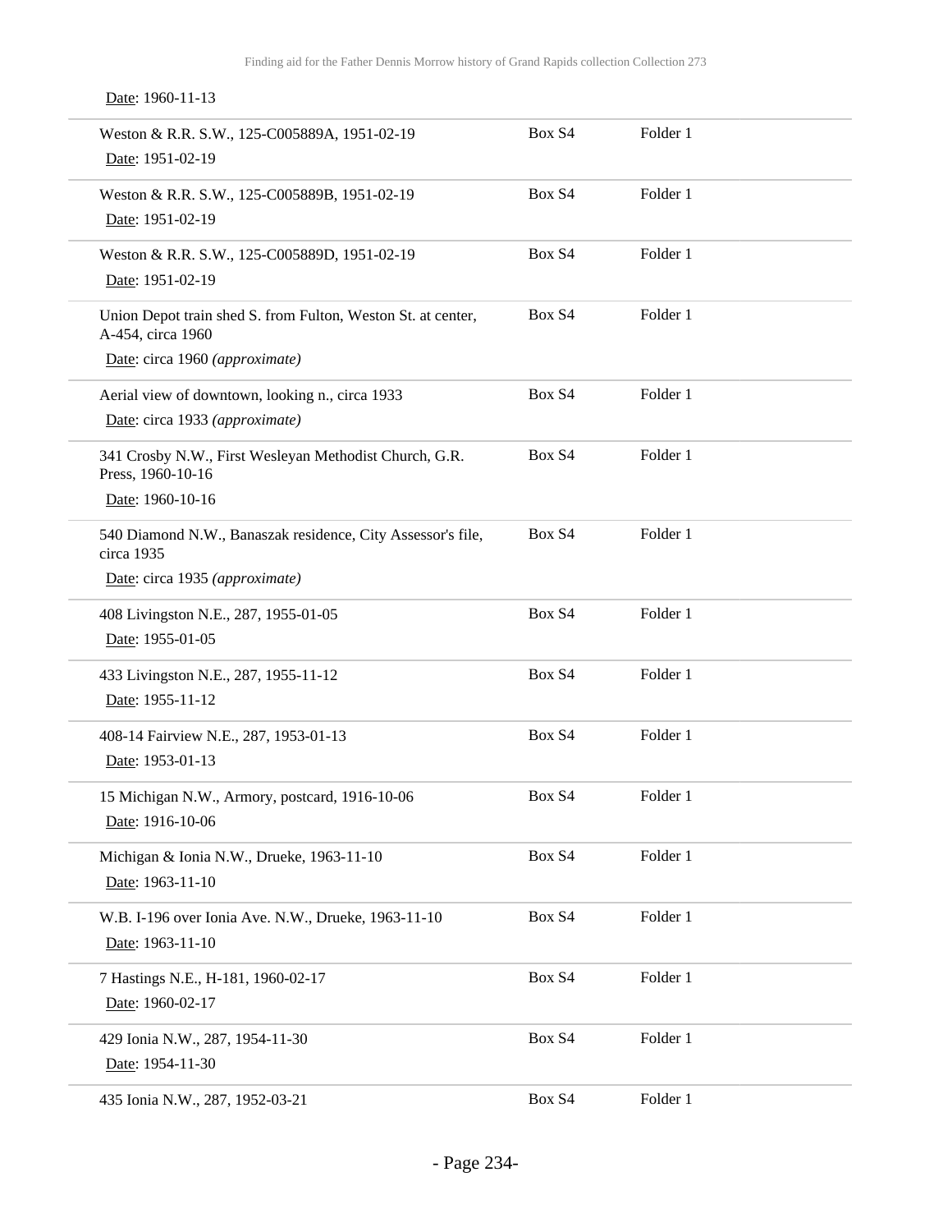Date: 1960-11-13

| | | |
|---|---|---|
| Weston & R.R. S.W., 125-C005889A, 1951-02-19<br>Date: 1951-02-19 | Box S4 | Folder 1 |
| Weston & R.R. S.W., 125-C005889B, 1951-02-19<br>Date: 1951-02-19 | Box S4 | Folder 1 |
| Weston & R.R. S.W., 125-C005889D, 1951-02-19<br>Date: 1951-02-19 | Box S4 | Folder 1 |
| Union Depot train shed S. from Fulton, Weston St. at center, A-454, circa 1960<br>Date: circa 1960 *(approximate)* | Box S4 | Folder 1 |
| Aerial view of downtown, looking n., circa 1933<br>Date: circa 1933 *(approximate)* | Box S4 | Folder 1 |
| 341 Crosby N.W., First Wesleyan Methodist Church, G.R. Press, 1960-10-16<br>Date: 1960-10-16 | Box S4 | Folder 1 |
| 540 Diamond N.W., Banaszak residence, City Assessor's file, circa 1935<br>Date: circa 1935 *(approximate)* | Box S4 | Folder 1 |
| 408 Livingston N.E., 287, 1955-01-05<br>Date: 1955-01-05 | Box S4 | Folder 1 |
| 433 Livingston N.E., 287, 1955-11-12<br>Date: 1955-11-12 | Box S4 | Folder 1 |
| 408-14 Fairview N.E., 287, 1953-01-13<br>Date: 1953-01-13 | Box S4 | Folder 1 |
| 15 Michigan N.W., Armory, postcard, 1916-10-06<br>Date: 1916-10-06 | Box S4 | Folder 1 |
| Michigan & Ionia N.W., Drueke, 1963-11-10<br>Date: 1963-11-10 | Box S4 | Folder 1 |
| W.B. I-196 over Ionia Ave. N.W., Drueke, 1963-11-10<br>Date: 1963-11-10 | Box S4 | Folder 1 |
| 7 Hastings N.E., H-181, 1960-02-17<br>Date: 1960-02-17 | Box S4 | Folder 1 |
| 429 Ionia N.W., 287, 1954-11-30<br>Date: 1954-11-30 | Box S4 | Folder 1 |
| 435 Ionia N.W., 287, 1952-03-21 | Box S4 | Folder 1 |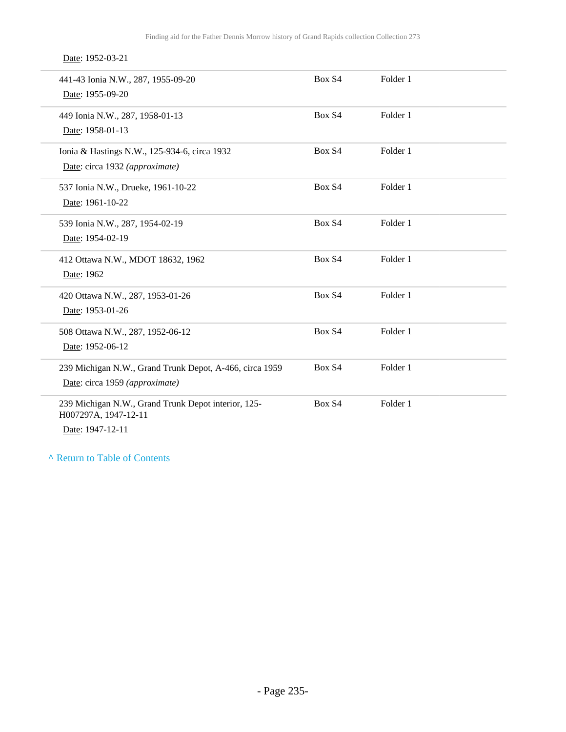Date: 1952-03-21

| | | |
|---|---|---|
| 441-43 Ionia N.W., 287, 1955-09-20<br>Date: 1955-09-20 | Box S4 | Folder 1 |
| 449 Ionia N.W., 287, 1958-01-13<br>Date: 1958-01-13 | Box S4 | Folder 1 |
| Ionia & Hastings N.W., 125-934-6, circa 1932<br>Date: circa 1932 *(approximate)* | Box S4 | Folder 1 |
| 537 Ionia N.W., Drueke, 1961-10-22<br>Date: 1961-10-22 | Box S4 | Folder 1 |
| 539 Ionia N.W., 287, 1954-02-19<br>Date: 1954-02-19 | Box S4 | Folder 1 |
| 412 Ottawa N.W., MDOT 18632, 1962<br>Date: 1962 | Box S4 | Folder 1 |
| 420 Ottawa N.W., 287, 1953-01-26<br>Date: 1953-01-26 | Box S4 | Folder 1 |
| 508 Ottawa N.W., 287, 1952-06-12<br>Date: 1952-06-12 | Box S4 | Folder 1 |
| 239 Michigan N.W., Grand Trunk Depot, A-466, circa 1959<br>Date: circa 1959 *(approximate)* | Box S4 | Folder 1 |
| 239 Michigan N.W., Grand Trunk Depot interior, 125-H007297A, 1947-12-11<br>Date: 1947-12-11 | Box S4 | Folder 1 |

^ Return to Table of Contents